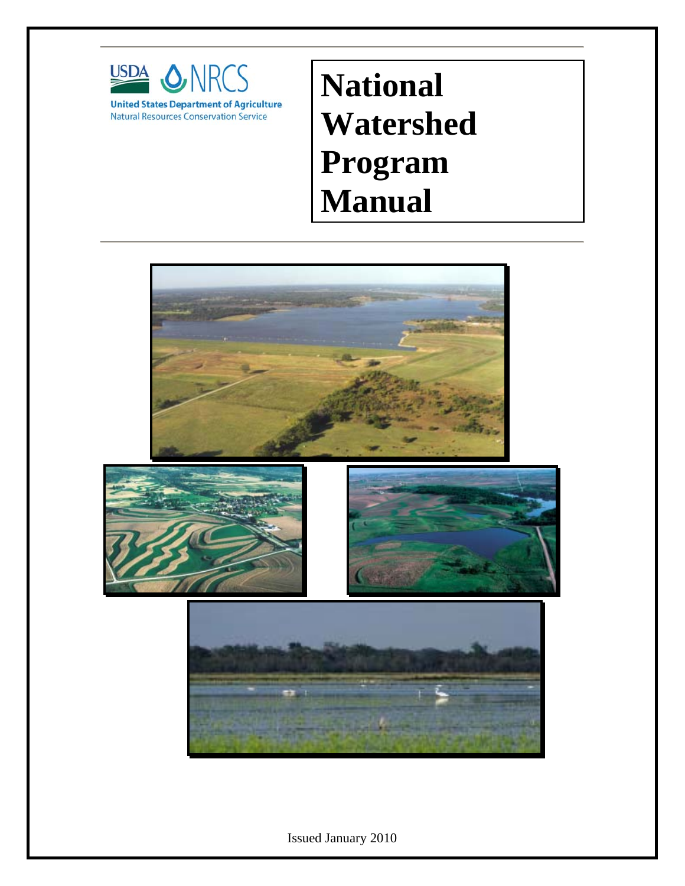USDA NRCS

United States Department of Agriculture
Natural Resources Conservation Service

# National Watershed Program Manual

Issued January 2010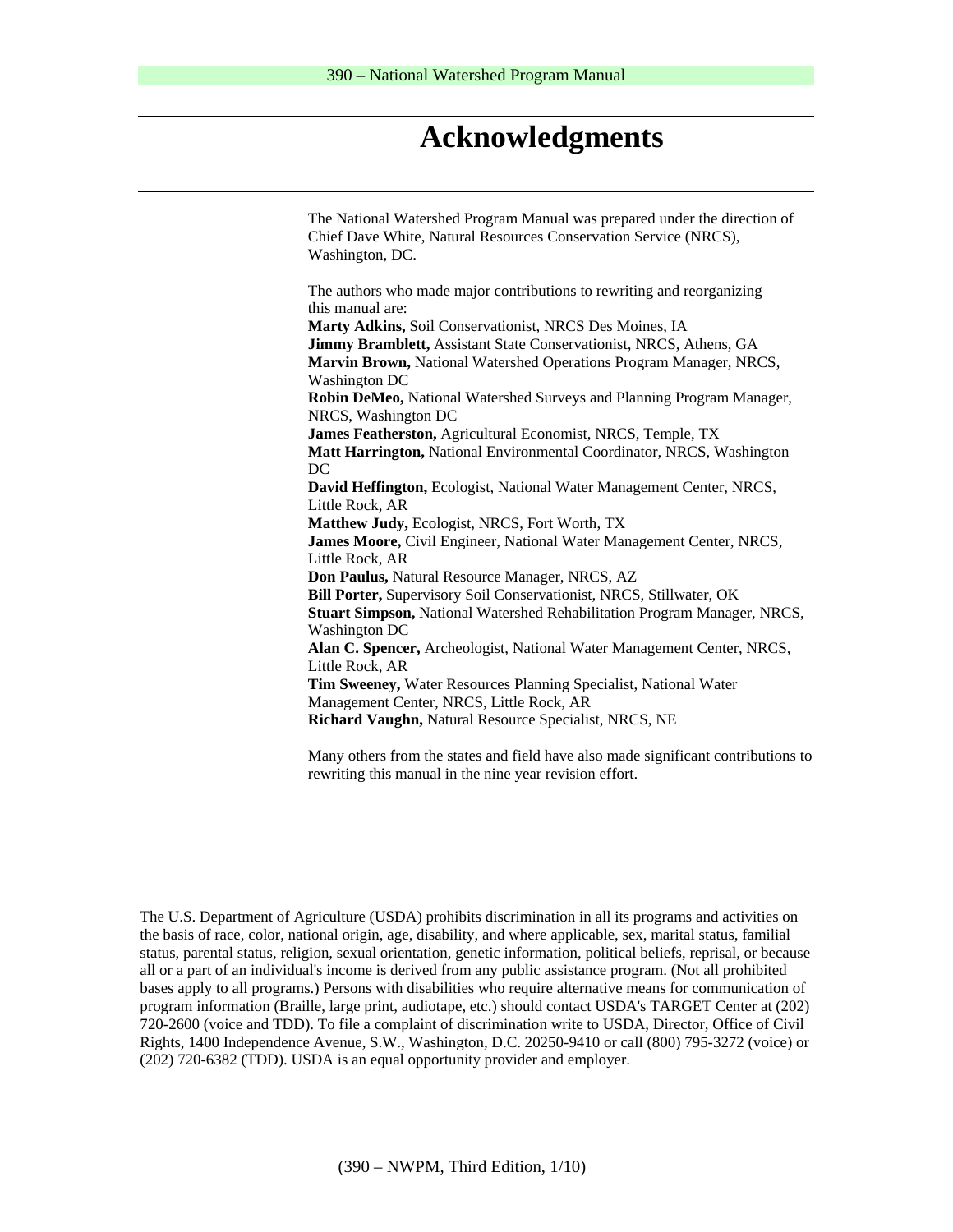# Acknowledgments

The National Watershed Program Manual was prepared under the direction of Chief Dave White, Natural Resources Conservation Service (NRCS), Washington, DC.

The authors who made major contributions to rewriting and reorganizing this manual are:

**Marty Adkins,** Soil Conservationist, NRCS Des Moines, IA
**Jimmy Bramblett,** Assistant State Conservationist, NRCS, Athens, GA
**Marvin Brown,** National Watershed Operations Program Manager, NRCS, Washington DC
**Robin DeMeo,** National Watershed Surveys and Planning Program Manager, NRCS, Washington DC
**James Featherston,** Agricultural Economist, NRCS, Temple, TX
**Matt Harrington,** National Environmental Coordinator, NRCS, Washington DC
**David Heffington,** Ecologist, National Water Management Center, NRCS, Little Rock, AR
**Matthew Judy,** Ecologist, NRCS, Fort Worth, TX
**James Moore,** Civil Engineer, National Water Management Center, NRCS, Little Rock, AR
**Don Paulus,** Natural Resource Manager, NRCS, AZ
**Bill Porter,** Supervisory Soil Conservationist, NRCS, Stillwater, OK
**Stuart Simpson,** National Watershed Rehabilitation Program Manager, NRCS, Washington DC
**Alan C. Spencer,** Archeologist, National Water Management Center, NRCS, Little Rock, AR
**Tim Sweeney,** Water Resources Planning Specialist, National Water Management Center, NRCS, Little Rock, AR
**Richard Vaughn,** Natural Resource Specialist, NRCS, NE

Many others from the states and field have also made significant contributions to rewriting this manual in the nine year revision effort.

The U.S. Department of Agriculture (USDA) prohibits discrimination in all its programs and activities on the basis of race, color, national origin, age, disability, and where applicable, sex, marital status, familial status, parental status, religion, sexual orientation, genetic information, political beliefs, reprisal, or because all or a part of an individual's income is derived from any public assistance program. (Not all prohibited bases apply to all programs.) Persons with disabilities who require alternative means for communication of program information (Braille, large print, audiotape, etc.) should contact USDA's TARGET Center at (202) 720-2600 (voice and TDD). To file a complaint of discrimination write to USDA, Director, Office of Civil Rights, 1400 Independence Avenue, S.W., Washington, D.C. 20250-9410 or call (800) 795-3272 (voice) or (202) 720-6382 (TDD). USDA is an equal opportunity provider and employer.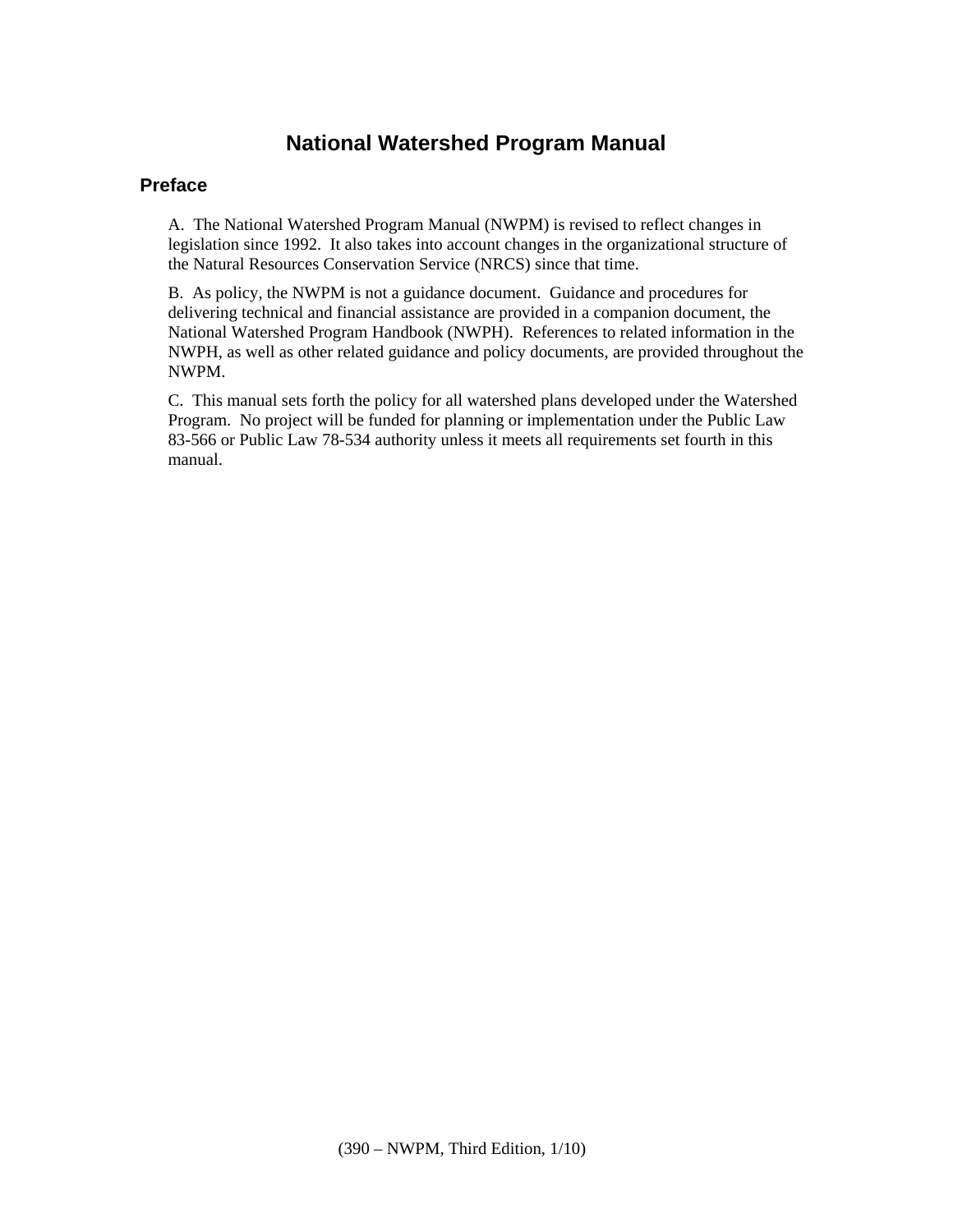# National Watershed Program Manual

## Preface

A. The National Watershed Program Manual (NWPM) is revised to reflect changes in legislation since 1992. It also takes into account changes in the organizational structure of the Natural Resources Conservation Service (NRCS) since that time.

B. As policy, the NWPM is not a guidance document. Guidance and procedures for delivering technical and financial assistance are provided in a companion document, the National Watershed Program Handbook (NWPH). References to related information in the NWPH, as well as other related guidance and policy documents, are provided throughout the NWPM.

C. This manual sets forth the policy for all watershed plans developed under the Watershed Program. No project will be funded for planning or implementation under the Public Law 83-566 or Public Law 78-534 authority unless it meets all requirements set fourth in this manual.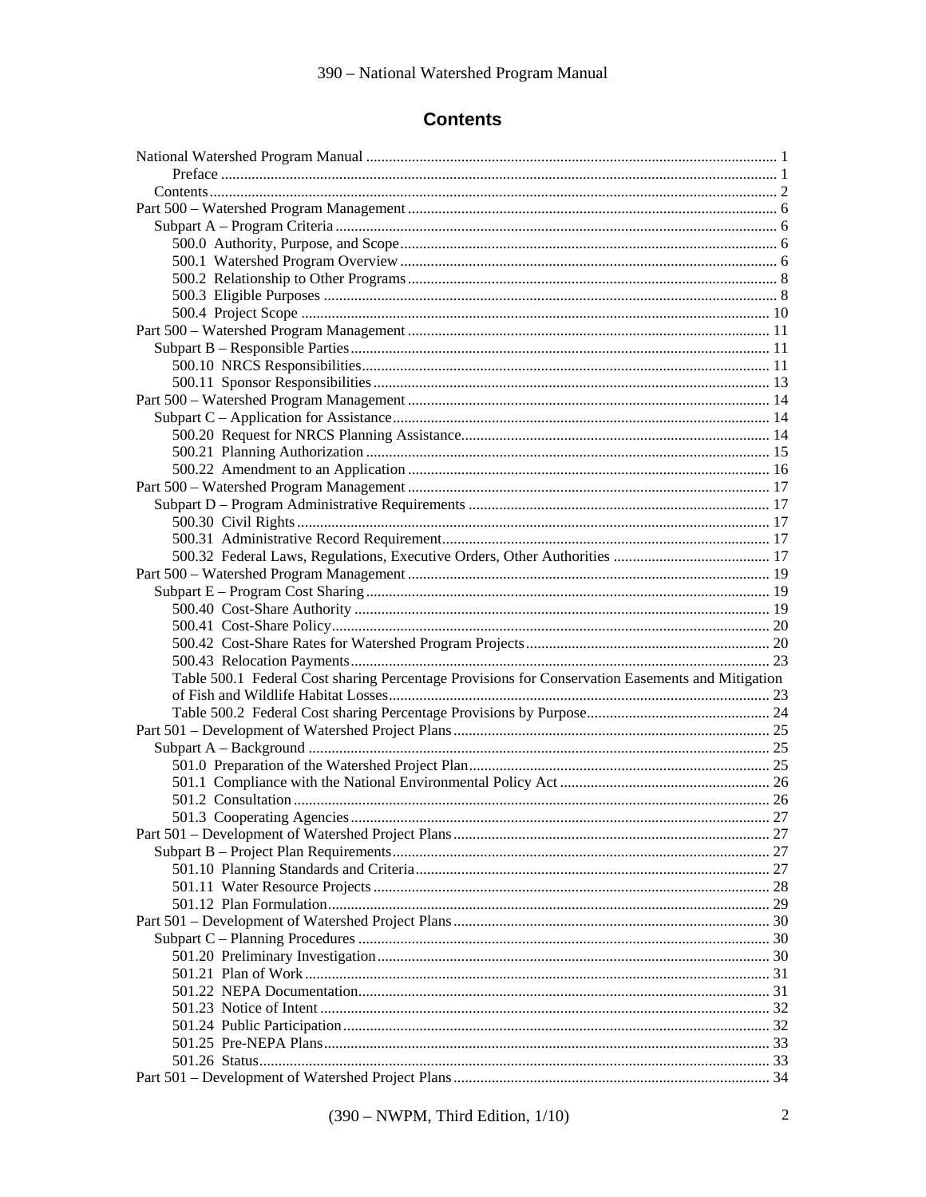# Contents

National Watershed Program Manual ........................................................ 1
- Preface ........................................................ 1
- Contents ........................................................ 2

Part 500 – Watershed Program Management ........................................................ 6
- Subpart A – Program Criteria ........................................................ 6
  - 500.0 Authority, Purpose, and Scope ........................................................ 6
  - 500.1 Watershed Program Overview ........................................................ 6
  - 500.2 Relationship to Other Programs ........................................................ 8
  - 500.3 Eligible Purposes ........................................................ 8
  - 500.4 Project Scope ........................................................ 10

Part 500 – Watershed Program Management ........................................................ 11
- Subpart B – Responsible Parties ........................................................ 11
  - 500.10 NRCS Responsibilities ........................................................ 11
  - 500.11 Sponsor Responsibilities ........................................................ 13

Part 500 – Watershed Program Management ........................................................ 14
- Subpart C – Application for Assistance ........................................................ 14
  - 500.20 Request for NRCS Planning Assistance ........................................................ 14
  - 500.21 Planning Authorization ........................................................ 15
  - 500.22 Amendment to an Application ........................................................ 16

Part 500 – Watershed Program Management ........................................................ 17
- Subpart D – Program Administrative Requirements ........................................................ 17
  - 500.30 Civil Rights ........................................................ 17
  - 500.31 Administrative Record Requirement ........................................................ 17
  - 500.32 Federal Laws, Regulations, Executive Orders, Other Authorities ........................................................ 17

Part 500 – Watershed Program Management ........................................................ 19
- Subpart E – Program Cost Sharing ........................................................ 19
  - 500.40 Cost-Share Authority ........................................................ 19
  - 500.41 Cost-Share Policy ........................................................ 20
  - 500.42 Cost-Share Rates for Watershed Program Projects ........................................................ 20
  - 500.43 Relocation Payments ........................................................ 23
  - Table 500.1 Federal Cost sharing Percentage Provisions for Conservation Easements and Mitigation of Fish and Wildlife Habitat Losses ........................................................ 23
  - Table 500.2 Federal Cost sharing Percentage Provisions by Purpose ........................................................ 24

Part 501 – Development of Watershed Project Plans ........................................................ 25
- Subpart A – Background ........................................................ 25
  - 501.0 Preparation of the Watershed Project Plan ........................................................ 25
  - 501.1 Compliance with the National Environmental Policy Act ........................................................ 26
  - 501.2 Consultation ........................................................ 26
  - 501.3 Cooperating Agencies ........................................................ 27

Part 501 – Development of Watershed Project Plans ........................................................ 27
- Subpart B – Project Plan Requirements ........................................................ 27
  - 501.10 Planning Standards and Criteria ........................................................ 27
  - 501.11 Water Resource Projects ........................................................ 28
  - 501.12 Plan Formulation ........................................................ 29

Part 501 – Development of Watershed Project Plans ........................................................ 30
- Subpart C – Planning Procedures ........................................................ 30
  - 501.20 Preliminary Investigation ........................................................ 30
  - 501.21 Plan of Work ........................................................ 31
  - 501.22 NEPA Documentation ........................................................ 31
  - 501.23 Notice of Intent ........................................................ 32
  - 501.24 Public Participation ........................................................ 32
  - 501.25 Pre-NEPA Plans ........................................................ 33
  - 501.26 Status ........................................................ 33

Part 501 – Development of Watershed Project Plans ........................................................ 34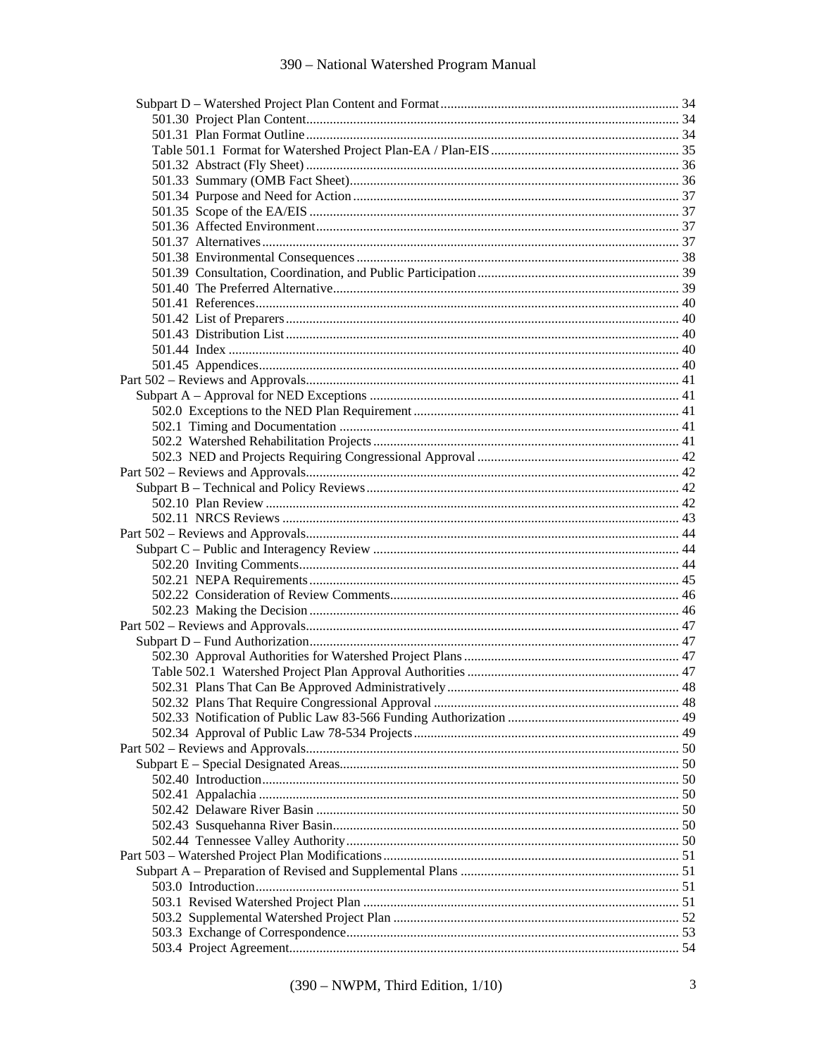Subpart D – Watershed Project Plan Content and Format ........ 34
- 501.30 Project Plan Content ........ 34
- 501.31 Plan Format Outline ........ 34
- Table 501.1 Format for Watershed Project Plan-EA / Plan-EIS ........ 35
- 501.32 Abstract (Fly Sheet) ........ 36
- 501.33 Summary (OMB Fact Sheet) ........ 36
- 501.34 Purpose and Need for Action ........ 37
- 501.35 Scope of the EA/EIS ........ 37
- 501.36 Affected Environment ........ 37
- 501.37 Alternatives ........ 37
- 501.38 Environmental Consequences ........ 38
- 501.39 Consultation, Coordination, and Public Participation ........ 39
- 501.40 The Preferred Alternative ........ 39
- 501.41 References ........ 40
- 501.42 List of Preparers ........ 40
- 501.43 Distribution List ........ 40
- 501.44 Index ........ 40
- 501.45 Appendices ........ 40

Part 502 – Reviews and Approvals ........ 41

Subpart A – Approval for NED Exceptions ........ 41
- 502.0 Exceptions to the NED Plan Requirement ........ 41
- 502.1 Timing and Documentation ........ 41
- 502.2 Watershed Rehabilitation Projects ........ 41
- 502.3 NED and Projects Requiring Congressional Approval ........ 42

Part 502 – Reviews and Approvals ........ 42

Subpart B – Technical and Policy Reviews ........ 42
- 502.10 Plan Review ........ 42
- 502.11 NRCS Reviews ........ 43

Part 502 – Reviews and Approvals ........ 44

Subpart C – Public and Interagency Review ........ 44
- 502.20 Inviting Comments ........ 44
- 502.21 NEPA Requirements ........ 45
- 502.22 Consideration of Review Comments ........ 46
- 502.23 Making the Decision ........ 46

Part 502 – Reviews and Approvals ........ 47

Subpart D – Fund Authorization ........ 47
- 502.30 Approval Authorities for Watershed Project Plans ........ 47
- Table 502.1 Watershed Project Plan Approval Authorities ........ 47
- 502.31 Plans That Can Be Approved Administratively ........ 48
- 502.32 Plans That Require Congressional Approval ........ 48
- 502.33 Notification of Public Law 83-566 Funding Authorization ........ 49
- 502.34 Approval of Public Law 78-534 Projects ........ 49

Part 502 – Reviews and Approvals ........ 50

Subpart E – Special Designated Areas ........ 50
- 502.40 Introduction ........ 50
- 502.41 Appalachia ........ 50
- 502.42 Delaware River Basin ........ 50
- 502.43 Susquehanna River Basin ........ 50
- 502.44 Tennessee Valley Authority ........ 50

Part 503 – Watershed Project Plan Modifications ........ 51

Subpart A – Preparation of Revised and Supplemental Plans ........ 51
- 503.0 Introduction ........ 51
- 503.1 Revised Watershed Project Plan ........ 51
- 503.2 Supplemental Watershed Project Plan ........ 52
- 503.3 Exchange of Correspondence ........ 53
- 503.4 Project Agreement ........ 54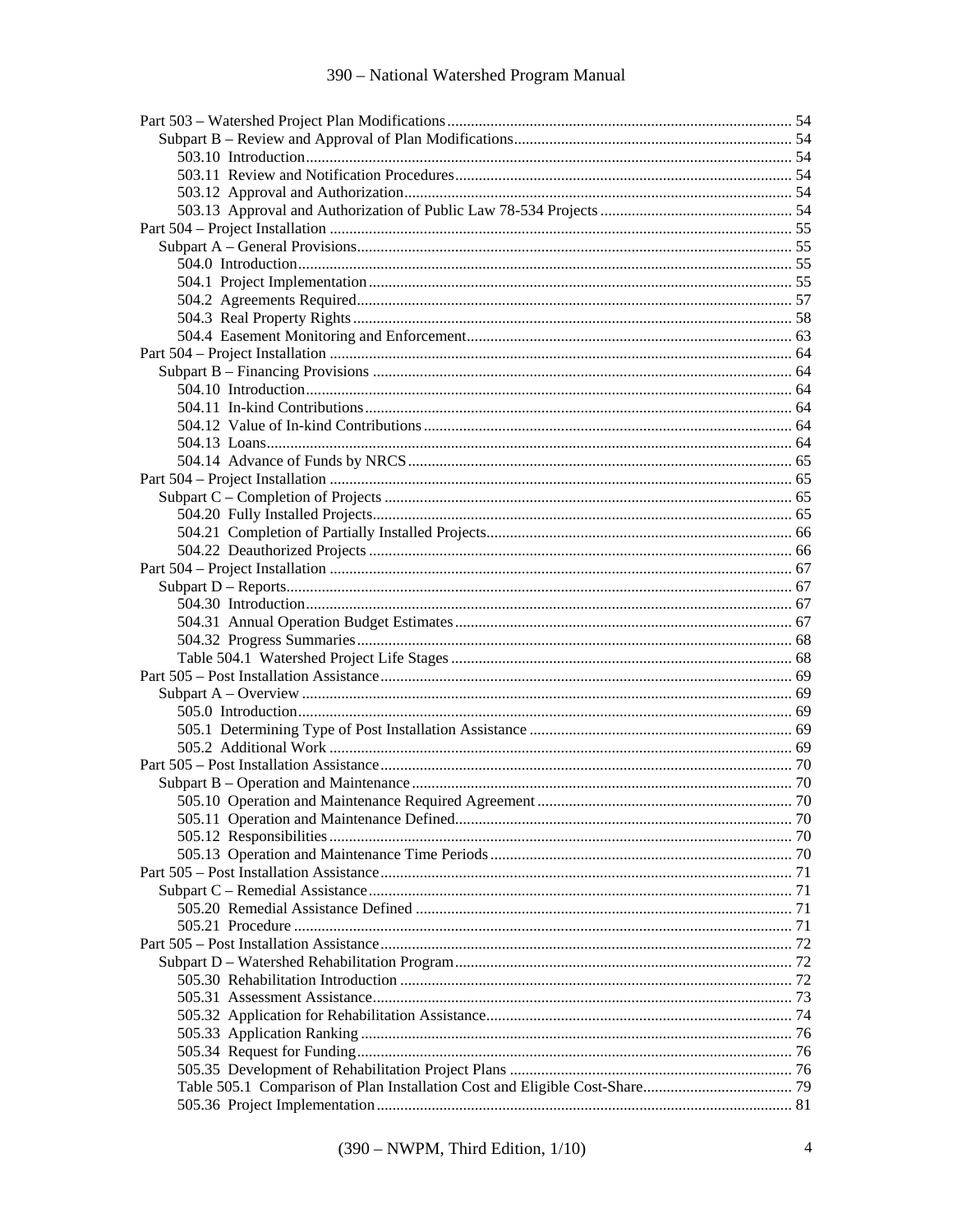Part 503 – Watershed Project Plan Modifications ........................................ 54
- Subpart B – Review and Approval of Plan Modifications ........................................ 54
  - 503.10 Introduction ........................................ 54
  - 503.11 Review and Notification Procedures ........................................ 54
  - 503.12 Approval and Authorization ........................................ 54
  - 503.13 Approval and Authorization of Public Law 78-534 Projects ........................................ 54

Part 504 – Project Installation ........................................ 55
- Subpart A – General Provisions ........................................ 55
  - 504.0 Introduction ........................................ 55
  - 504.1 Project Implementation ........................................ 55
  - 504.2 Agreements Required ........................................ 57
  - 504.3 Real Property Rights ........................................ 58
  - 504.4 Easement Monitoring and Enforcement ........................................ 63

Part 504 – Project Installation ........................................ 64
- Subpart B – Financing Provisions ........................................ 64
  - 504.10 Introduction ........................................ 64
  - 504.11 In-kind Contributions ........................................ 64
  - 504.12 Value of In-kind Contributions ........................................ 64
  - 504.13 Loans ........................................ 64
  - 504.14 Advance of Funds by NRCS ........................................ 65

Part 504 – Project Installation ........................................ 65
- Subpart C – Completion of Projects ........................................ 65
  - 504.20 Fully Installed Projects ........................................ 65
  - 504.21 Completion of Partially Installed Projects ........................................ 66
  - 504.22 Deauthorized Projects ........................................ 66

Part 504 – Project Installation ........................................ 67
- Subpart D – Reports ........................................ 67
  - 504.30 Introduction ........................................ 67
  - 504.31 Annual Operation Budget Estimates ........................................ 67
  - 504.32 Progress Summaries ........................................ 68
  - Table 504.1 Watershed Project Life Stages ........................................ 68

Part 505 – Post Installation Assistance ........................................ 69
- Subpart A – Overview ........................................ 69
  - 505.0 Introduction ........................................ 69
  - 505.1 Determining Type of Post Installation Assistance ........................................ 69
  - 505.2 Additional Work ........................................ 69

Part 505 – Post Installation Assistance ........................................ 70
- Subpart B – Operation and Maintenance ........................................ 70
  - 505.10 Operation and Maintenance Required Agreement ........................................ 70
  - 505.11 Operation and Maintenance Defined ........................................ 70
  - 505.12 Responsibilities ........................................ 70
  - 505.13 Operation and Maintenance Time Periods ........................................ 70

Part 505 – Post Installation Assistance ........................................ 71
- Subpart C – Remedial Assistance ........................................ 71
  - 505.20 Remedial Assistance Defined ........................................ 71
  - 505.21 Procedure ........................................ 71

Part 505 – Post Installation Assistance ........................................ 72
- Subpart D – Watershed Rehabilitation Program ........................................ 72
  - 505.30 Rehabilitation Introduction ........................................ 72
  - 505.31 Assessment Assistance ........................................ 73
  - 505.32 Application for Rehabilitation Assistance ........................................ 74
  - 505.33 Application Ranking ........................................ 76
  - 505.34 Request for Funding ........................................ 76
  - 505.35 Development of Rehabilitation Project Plans ........................................ 76
  - Table 505.1 Comparison of Plan Installation Cost and Eligible Cost-Share ........................................ 79
  - 505.36 Project Implementation ........................................ 81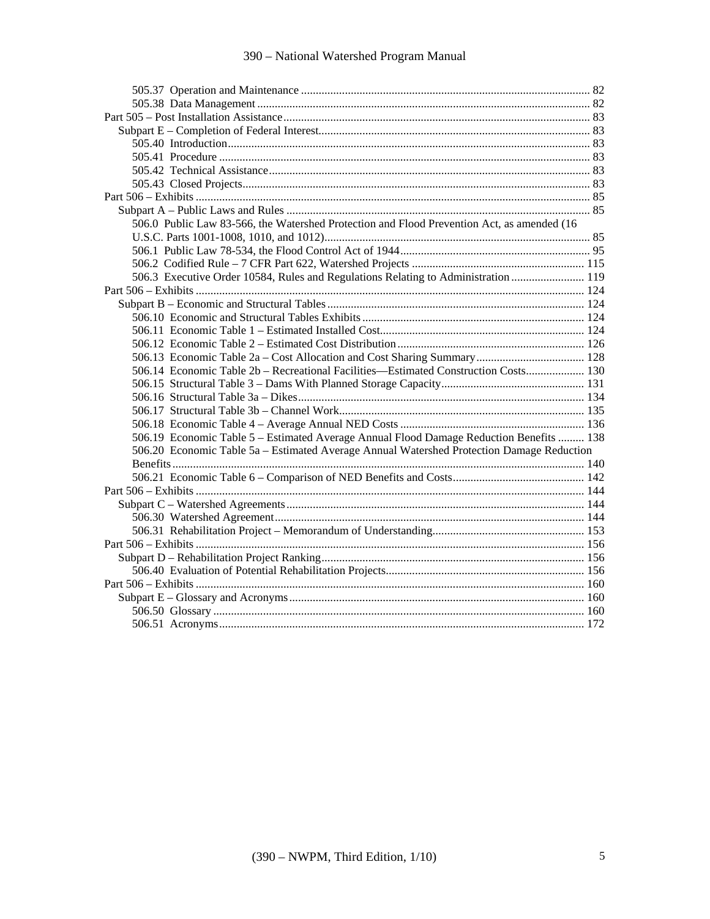505.37 Operation and Maintenance ........................................................................................ 82
505.38 Data Management ........................................................................................................ 82
Part 505 – Post Installation Assistance ................................................................................... 83
Subpart E – Completion of Federal Interest ............................................................................ 83
505.40 Introduction ................................................................................................................. 83
505.41 Procedure .................................................................................................................... 83
505.42 Technical Assistance ................................................................................................... 83
505.43 Closed Projects ............................................................................................................ 83
Part 506 – Exhibits .................................................................................................................. 85
Subpart A – Public Laws and Rules ........................................................................................ 85
506.0 Public Law 83-566, the Watershed Protection and Flood Prevention Act, as amended (16 U.S.C. Parts 1001-1008, 1010, and 1012) ................................................................................ 85
506.1 Public Law 78-534, the Flood Control Act of 1944 ...................................................... 95
506.2 Codified Rule – 7 CFR Part 622, Watershed Projects ................................................. 115
506.3 Executive Order 10584, Rules and Regulations Relating to Administration ............... 119
Part 506 – Exhibits .................................................................................................................. 124
Subpart B – Economic and Structural Tables .......................................................................... 124
506.10 Economic and Structural Tables Exhibits .................................................................. 124
506.11 Economic Table 1 – Estimated Installed Cost ............................................................ 124
506.12 Economic Table 2 – Estimated Cost Distribution ...................................................... 126
506.13 Economic Table 2a – Cost Allocation and Cost Sharing Summary ............................ 128
506.14 Economic Table 2b – Recreational Facilities—Estimated Construction Costs ........... 130
506.15 Structural Table 3 – Dams With Planned Storage Capacity ....................................... 131
506.16 Structural Table 3a – Dikes ........................................................................................ 134
506.17 Structural Table 3b – Channel Work ......................................................................... 135
506.18 Economic Table 4 – Average Annual NED Costs ...................................................... 136
506.19 Economic Table 5 – Estimated Average Annual Flood Damage Reduction Benefits ......... 138
506.20 Economic Table 5a – Estimated Average Annual Watershed Protection Damage Reduction Benefits ........................................................................................................................ 140
506.21 Economic Table 6 – Comparison of NED Benefits and Costs .................................... 142
Part 506 – Exhibits .................................................................................................................. 144
Subpart C – Watershed Agreements ....................................................................................... 144
506.30 Watershed Agreement ................................................................................................ 144
506.31 Rehabilitation Project – Memorandum of Understanding .......................................... 153
Part 506 – Exhibits .................................................................................................................. 156
Subpart D – Rehabilitation Project Ranking ............................................................................ 156
506.40 Evaluation of Potential Rehabilitation Projects .......................................................... 156
Part 506 – Exhibits .................................................................................................................. 160
Subpart E – Glossary and Acronyms ...................................................................................... 160
506.50 Glossary ..................................................................................................................... 160
506.51 Acronyms ................................................................................................................... 172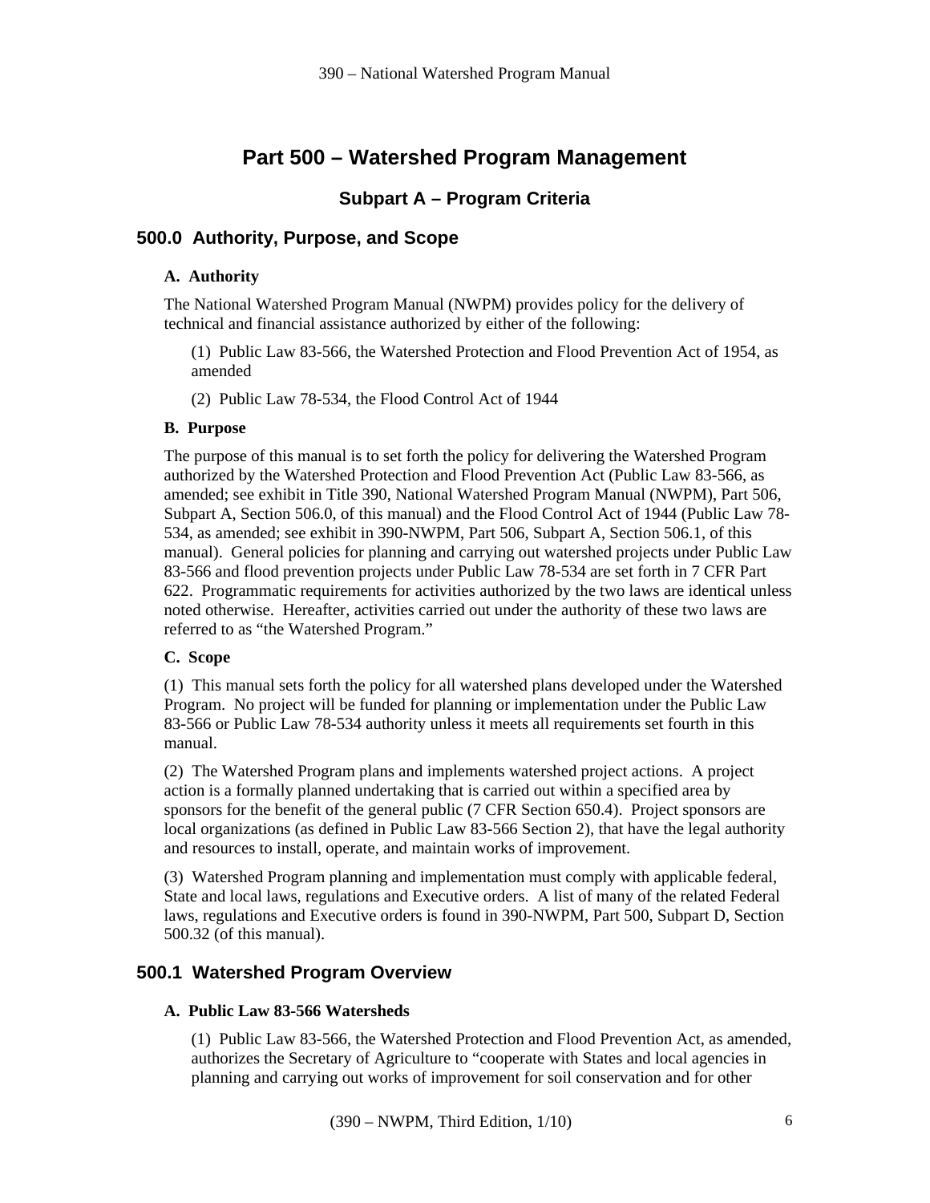# Part 500 – Watershed Program Management

## Subpart A – Program Criteria

### 500.0 Authority, Purpose, and Scope

**A. Authority**

The National Watershed Program Manual (NWPM) provides policy for the delivery of technical and financial assistance authorized by either of the following:

(1) Public Law 83-566, the Watershed Protection and Flood Prevention Act of 1954, as amended

(2) Public Law 78-534, the Flood Control Act of 1944

**B. Purpose**

The purpose of this manual is to set forth the policy for delivering the Watershed Program authorized by the Watershed Protection and Flood Prevention Act (Public Law 83-566, as amended; see exhibit in Title 390, National Watershed Program Manual (NWPM), Part 506, Subpart A, Section 506.0, of this manual) and the Flood Control Act of 1944 (Public Law 78-534, as amended; see exhibit in 390-NWPM, Part 506, Subpart A, Section 506.1, of this manual). General policies for planning and carrying out watershed projects under Public Law 83-566 and flood prevention projects under Public Law 78-534 are set forth in 7 CFR Part 622. Programmatic requirements for activities authorized by the two laws are identical unless noted otherwise. Hereafter, activities carried out under the authority of these two laws are referred to as "the Watershed Program."

**C. Scope**

(1) This manual sets forth the policy for all watershed plans developed under the Watershed Program. No project will be funded for planning or implementation under the Public Law 83-566 or Public Law 78-534 authority unless it meets all requirements set fourth in this manual.

(2) The Watershed Program plans and implements watershed project actions. A project action is a formally planned undertaking that is carried out within a specified area by sponsors for the benefit of the general public (7 CFR Section 650.4). Project sponsors are local organizations (as defined in Public Law 83-566 Section 2), that have the legal authority and resources to install, operate, and maintain works of improvement.

(3) Watershed Program planning and implementation must comply with applicable federal, State and local laws, regulations and Executive orders. A list of many of the related Federal laws, regulations and Executive orders is found in 390-NWPM, Part 500, Subpart D, Section 500.32 (of this manual).

### 500.1 Watershed Program Overview

**A. Public Law 83-566 Watersheds**

(1) Public Law 83-566, the Watershed Protection and Flood Prevention Act, as amended, authorizes the Secretary of Agriculture to "cooperate with States and local agencies in planning and carrying out works of improvement for soil conservation and for other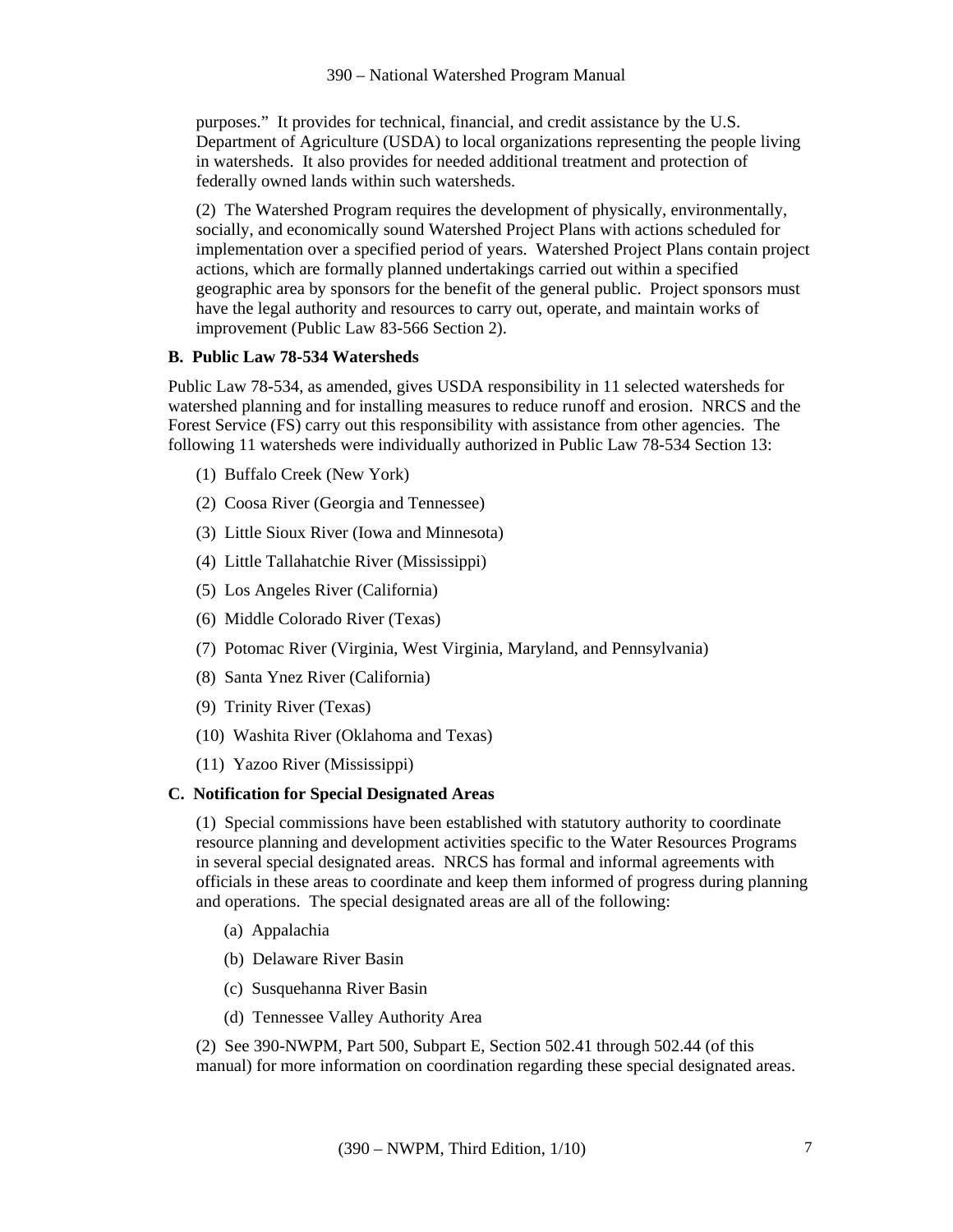purposes." It provides for technical, financial, and credit assistance by the U.S. Department of Agriculture (USDA) to local organizations representing the people living in watersheds. It also provides for needed additional treatment and protection of federally owned lands within such watersheds.

(2) The Watershed Program requires the development of physically, environmentally, socially, and economically sound Watershed Project Plans with actions scheduled for implementation over a specified period of years. Watershed Project Plans contain project actions, which are formally planned undertakings carried out within a specified geographic area by sponsors for the benefit of the general public. Project sponsors must have the legal authority and resources to carry out, operate, and maintain works of improvement (Public Law 83-566 Section 2).

**B. Public Law 78-534 Watersheds**

Public Law 78-534, as amended, gives USDA responsibility in 11 selected watersheds for watershed planning and for installing measures to reduce runoff and erosion. NRCS and the Forest Service (FS) carry out this responsibility with assistance from other agencies. The following 11 watersheds were individually authorized in Public Law 78-534 Section 13:

(1) Buffalo Creek (New York)

(2) Coosa River (Georgia and Tennessee)

(3) Little Sioux River (Iowa and Minnesota)

(4) Little Tallahatchie River (Mississippi)

(5) Los Angeles River (California)

(6) Middle Colorado River (Texas)

(7) Potomac River (Virginia, West Virginia, Maryland, and Pennsylvania)

(8) Santa Ynez River (California)

(9) Trinity River (Texas)

(10) Washita River (Oklahoma and Texas)

(11) Yazoo River (Mississippi)

**C. Notification for Special Designated Areas**

(1) Special commissions have been established with statutory authority to coordinate resource planning and development activities specific to the Water Resources Programs in several special designated areas. NRCS has formal and informal agreements with officials in these areas to coordinate and keep them informed of progress during planning and operations. The special designated areas are all of the following:

(a) Appalachia

(b) Delaware River Basin

(c) Susquehanna River Basin

(d) Tennessee Valley Authority Area

(2) See 390-NWPM, Part 500, Subpart E, Section 502.41 through 502.44 (of this manual) for more information on coordination regarding these special designated areas.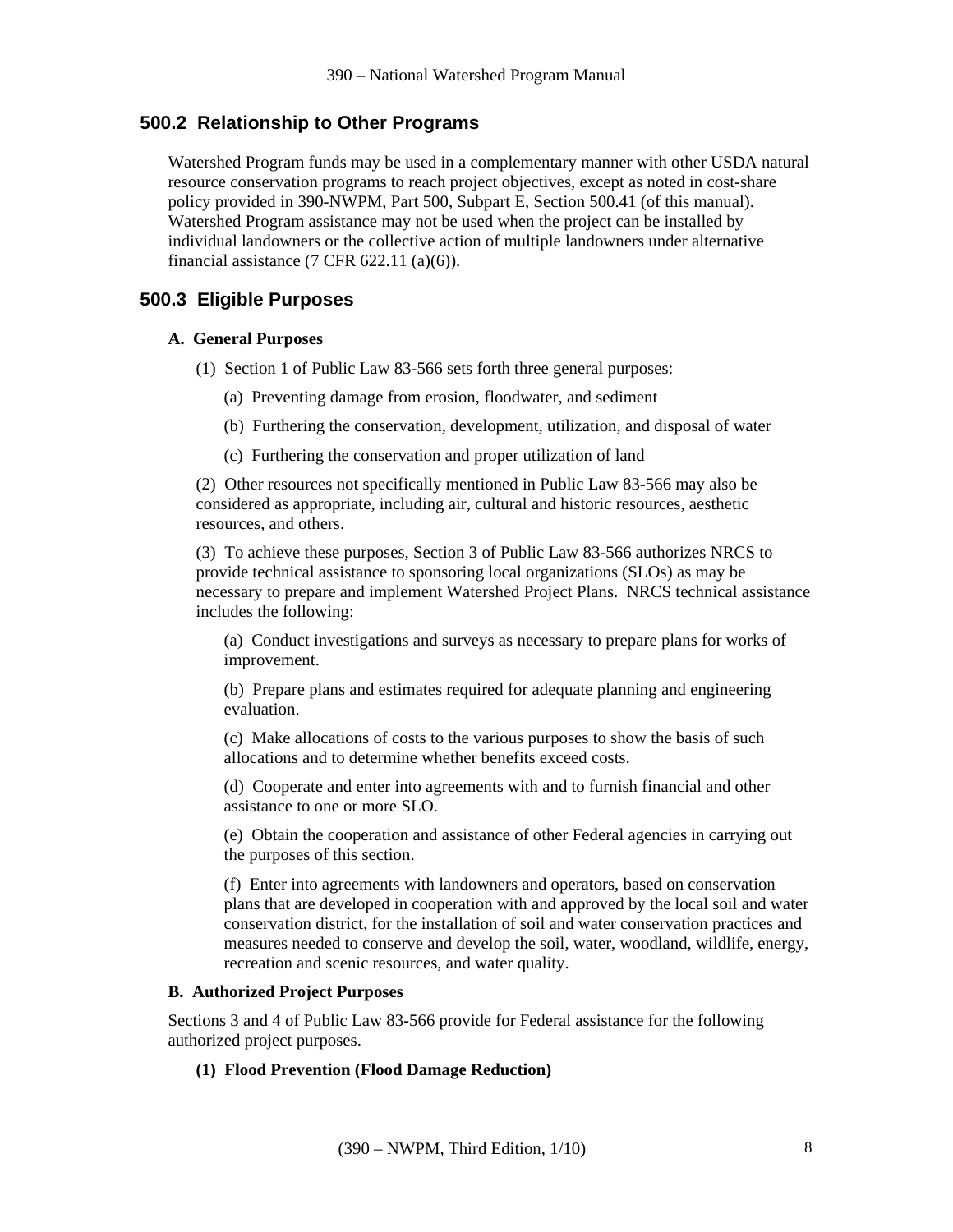## 500.2 Relationship to Other Programs

Watershed Program funds may be used in a complementary manner with other USDA natural resource conservation programs to reach project objectives, except as noted in cost-share policy provided in 390-NWPM, Part 500, Subpart E, Section 500.41 (of this manual). Watershed Program assistance may not be used when the project can be installed by individual landowners or the collective action of multiple landowners under alternative financial assistance (7 CFR 622.11 (a)(6)).

## 500.3 Eligible Purposes

### A. General Purposes

(1) Section 1 of Public Law 83-566 sets forth three general purposes:

(a) Preventing damage from erosion, floodwater, and sediment

(b) Furthering the conservation, development, utilization, and disposal of water

(c) Furthering the conservation and proper utilization of land

(2) Other resources not specifically mentioned in Public Law 83-566 may also be considered as appropriate, including air, cultural and historic resources, aesthetic resources, and others.

(3) To achieve these purposes, Section 3 of Public Law 83-566 authorizes NRCS to provide technical assistance to sponsoring local organizations (SLOs) as may be necessary to prepare and implement Watershed Project Plans. NRCS technical assistance includes the following:

(a) Conduct investigations and surveys as necessary to prepare plans for works of improvement.

(b) Prepare plans and estimates required for adequate planning and engineering evaluation.

(c) Make allocations of costs to the various purposes to show the basis of such allocations and to determine whether benefits exceed costs.

(d) Cooperate and enter into agreements with and to furnish financial and other assistance to one or more SLO.

(e) Obtain the cooperation and assistance of other Federal agencies in carrying out the purposes of this section.

(f) Enter into agreements with landowners and operators, based on conservation plans that are developed in cooperation with and approved by the local soil and water conservation district, for the installation of soil and water conservation practices and measures needed to conserve and develop the soil, water, woodland, wildlife, energy, recreation and scenic resources, and water quality.

### B. Authorized Project Purposes

Sections 3 and 4 of Public Law 83-566 provide for Federal assistance for the following authorized project purposes.

**(1) Flood Prevention (Flood Damage Reduction)**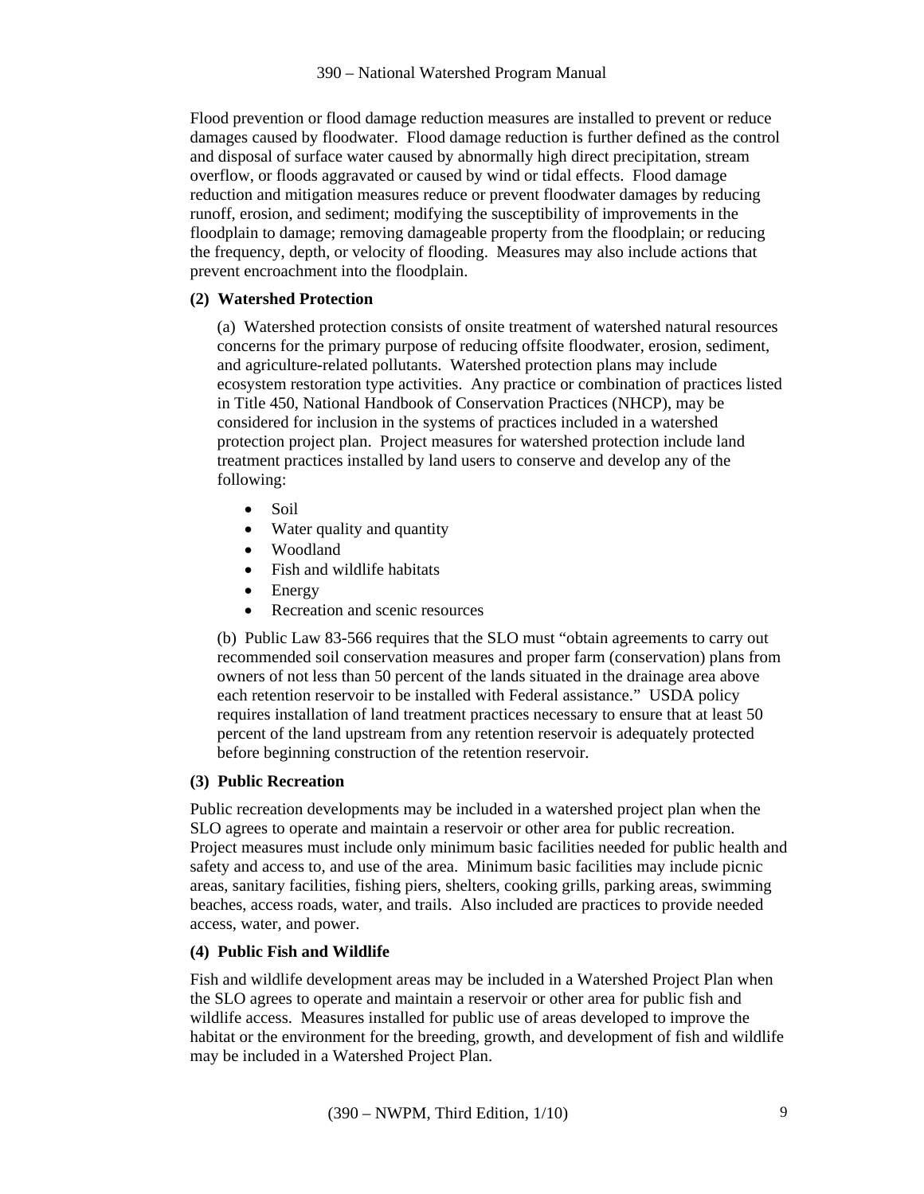Flood prevention or flood damage reduction measures are installed to prevent or reduce damages caused by floodwater. Flood damage reduction is further defined as the control and disposal of surface water caused by abnormally high direct precipitation, stream overflow, or floods aggravated or caused by wind or tidal effects. Flood damage reduction and mitigation measures reduce or prevent floodwater damages by reducing runoff, erosion, and sediment; modifying the susceptibility of improvements in the floodplain to damage; removing damageable property from the floodplain; or reducing the frequency, depth, or velocity of flooding. Measures may also include actions that prevent encroachment into the floodplain.

**(2) Watershed Protection**

(a) Watershed protection consists of onsite treatment of watershed natural resources concerns for the primary purpose of reducing offsite floodwater, erosion, sediment, and agriculture-related pollutants. Watershed protection plans may include ecosystem restoration type activities. Any practice or combination of practices listed in Title 450, National Handbook of Conservation Practices (NHCP), may be considered for inclusion in the systems of practices included in a watershed protection project plan. Project measures for watershed protection include land treatment practices installed by land users to conserve and develop any of the following:

- Soil
- Water quality and quantity
- Woodland
- Fish and wildlife habitats
- Energy
- Recreation and scenic resources

(b) Public Law 83-566 requires that the SLO must "obtain agreements to carry out recommended soil conservation measures and proper farm (conservation) plans from owners of not less than 50 percent of the lands situated in the drainage area above each retention reservoir to be installed with Federal assistance." USDA policy requires installation of land treatment practices necessary to ensure that at least 50 percent of the land upstream from any retention reservoir is adequately protected before beginning construction of the retention reservoir.

**(3) Public Recreation**

Public recreation developments may be included in a watershed project plan when the SLO agrees to operate and maintain a reservoir or other area for public recreation. Project measures must include only minimum basic facilities needed for public health and safety and access to, and use of the area. Minimum basic facilities may include picnic areas, sanitary facilities, fishing piers, shelters, cooking grills, parking areas, swimming beaches, access roads, water, and trails. Also included are practices to provide needed access, water, and power.

**(4) Public Fish and Wildlife**

Fish and wildlife development areas may be included in a Watershed Project Plan when the SLO agrees to operate and maintain a reservoir or other area for public fish and wildlife access. Measures installed for public use of areas developed to improve the habitat or the environment for the breeding, growth, and development of fish and wildlife may be included in a Watershed Project Plan.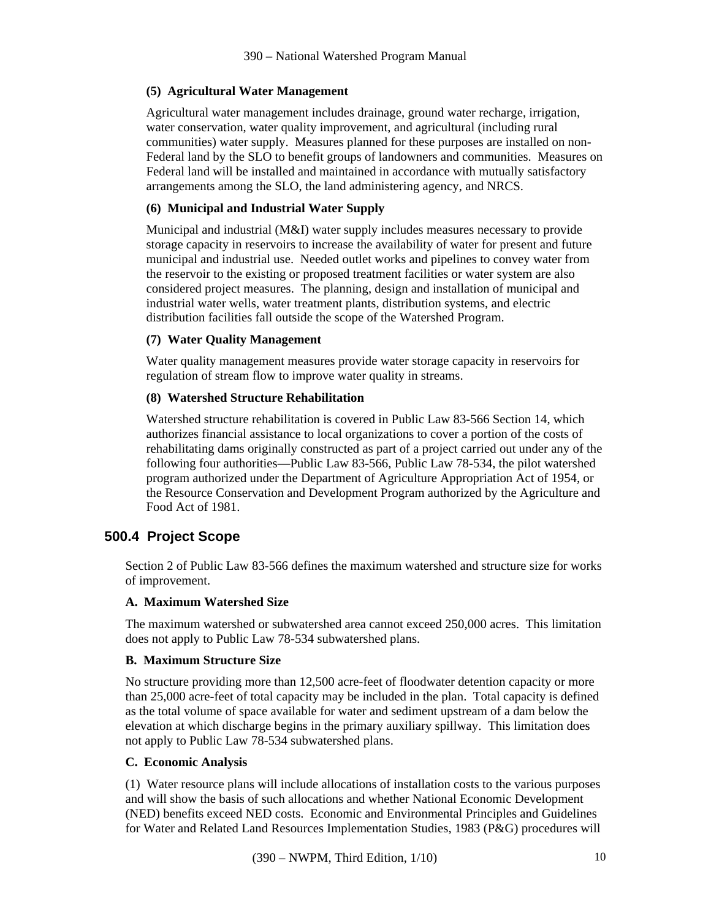**(5) Agricultural Water Management**

Agricultural water management includes drainage, ground water recharge, irrigation, water conservation, water quality improvement, and agricultural (including rural communities) water supply. Measures planned for these purposes are installed on non-Federal land by the SLO to benefit groups of landowners and communities. Measures on Federal land will be installed and maintained in accordance with mutually satisfactory arrangements among the SLO, the land administering agency, and NRCS.

**(6) Municipal and Industrial Water Supply**

Municipal and industrial (M&I) water supply includes measures necessary to provide storage capacity in reservoirs to increase the availability of water for present and future municipal and industrial use. Needed outlet works and pipelines to convey water from the reservoir to the existing or proposed treatment facilities or water system are also considered project measures. The planning, design and installation of municipal and industrial water wells, water treatment plants, distribution systems, and electric distribution facilities fall outside the scope of the Watershed Program.

**(7) Water Quality Management**

Water quality management measures provide water storage capacity in reservoirs for regulation of stream flow to improve water quality in streams.

**(8) Watershed Structure Rehabilitation**

Watershed structure rehabilitation is covered in Public Law 83-566 Section 14, which authorizes financial assistance to local organizations to cover a portion of the costs of rehabilitating dams originally constructed as part of a project carried out under any of the following four authorities—Public Law 83-566, Public Law 78-534, the pilot watershed program authorized under the Department of Agriculture Appropriation Act of 1954, or the Resource Conservation and Development Program authorized by the Agriculture and Food Act of 1981.

## 500.4 Project Scope

Section 2 of Public Law 83-566 defines the maximum watershed and structure size for works of improvement.

**A. Maximum Watershed Size**

The maximum watershed or subwatershed area cannot exceed 250,000 acres. This limitation does not apply to Public Law 78-534 subwatershed plans.

**B. Maximum Structure Size**

No structure providing more than 12,500 acre-feet of floodwater detention capacity or more than 25,000 acre-feet of total capacity may be included in the plan. Total capacity is defined as the total volume of space available for water and sediment upstream of a dam below the elevation at which discharge begins in the primary auxiliary spillway. This limitation does not apply to Public Law 78-534 subwatershed plans.

**C. Economic Analysis**

(1) Water resource plans will include allocations of installation costs to the various purposes and will show the basis of such allocations and whether National Economic Development (NED) benefits exceed NED costs. Economic and Environmental Principles and Guidelines for Water and Related Land Resources Implementation Studies, 1983 (P&G) procedures will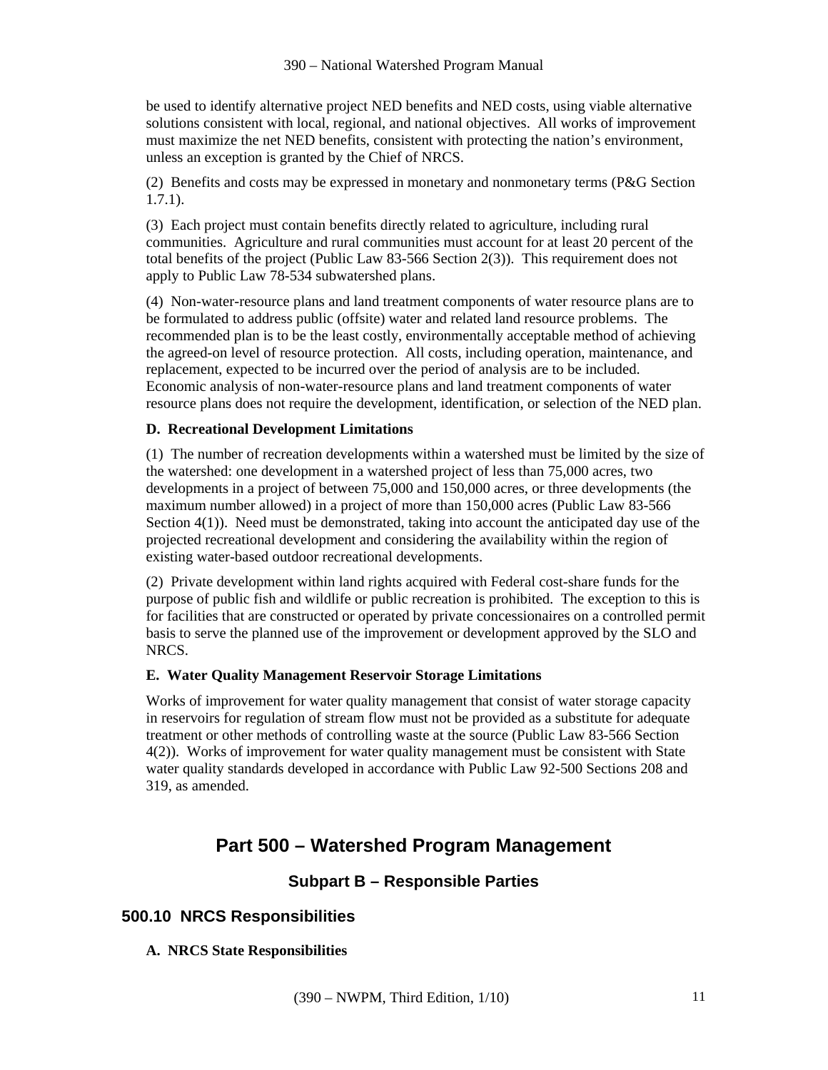be used to identify alternative project NED benefits and NED costs, using viable alternative solutions consistent with local, regional, and national objectives. All works of improvement must maximize the net NED benefits, consistent with protecting the nation's environment, unless an exception is granted by the Chief of NRCS.

(2) Benefits and costs may be expressed in monetary and nonmonetary terms (P&G Section 1.7.1).

(3) Each project must contain benefits directly related to agriculture, including rural communities. Agriculture and rural communities must account for at least 20 percent of the total benefits of the project (Public Law 83-566 Section 2(3)). This requirement does not apply to Public Law 78-534 subwatershed plans.

(4) Non-water-resource plans and land treatment components of water resource plans are to be formulated to address public (offsite) water and related land resource problems. The recommended plan is to be the least costly, environmentally acceptable method of achieving the agreed-on level of resource protection. All costs, including operation, maintenance, and replacement, expected to be incurred over the period of analysis are to be included. Economic analysis of non-water-resource plans and land treatment components of water resource plans does not require the development, identification, or selection of the NED plan.

**D. Recreational Development Limitations**

(1) The number of recreation developments within a watershed must be limited by the size of the watershed: one development in a watershed project of less than 75,000 acres, two developments in a project of between 75,000 and 150,000 acres, or three developments (the maximum number allowed) in a project of more than 150,000 acres (Public Law 83-566 Section 4(1)). Need must be demonstrated, taking into account the anticipated day use of the projected recreational development and considering the availability within the region of existing water-based outdoor recreational developments.

(2) Private development within land rights acquired with Federal cost-share funds for the purpose of public fish and wildlife or public recreation is prohibited. The exception to this is for facilities that are constructed or operated by private concessionaires on a controlled permit basis to serve the planned use of the improvement or development approved by the SLO and NRCS.

**E. Water Quality Management Reservoir Storage Limitations**

Works of improvement for water quality management that consist of water storage capacity in reservoirs for regulation of stream flow must not be provided as a substitute for adequate treatment or other methods of controlling waste at the source (Public Law 83-566 Section 4(2)). Works of improvement for water quality management must be consistent with State water quality standards developed in accordance with Public Law 92-500 Sections 208 and 319, as amended.

# Part 500 – Watershed Program Management

## Subpart B – Responsible Parties

### 500.10 NRCS Responsibilities

**A. NRCS State Responsibilities**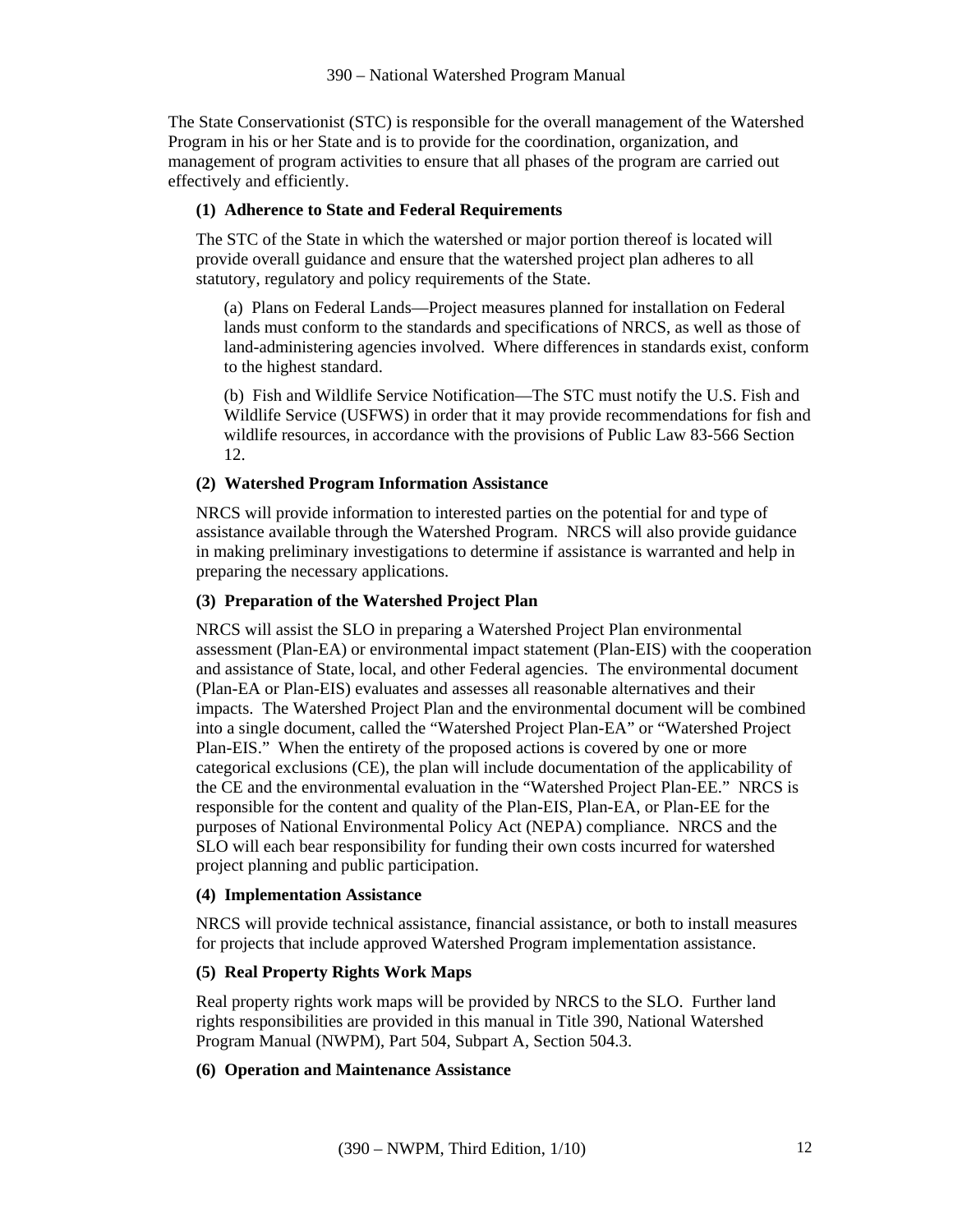The State Conservationist (STC) is responsible for the overall management of the Watershed Program in his or her State and is to provide for the coordination, organization, and management of program activities to ensure that all phases of the program are carried out effectively and efficiently.

**(1) Adherence to State and Federal Requirements**

The STC of the State in which the watershed or major portion thereof is located will provide overall guidance and ensure that the watershed project plan adheres to all statutory, regulatory and policy requirements of the State.

(a) Plans on Federal Lands—Project measures planned for installation on Federal lands must conform to the standards and specifications of NRCS, as well as those of land-administering agencies involved. Where differences in standards exist, conform to the highest standard.

(b) Fish and Wildlife Service Notification—The STC must notify the U.S. Fish and Wildlife Service (USFWS) in order that it may provide recommendations for fish and wildlife resources, in accordance with the provisions of Public Law 83-566 Section 12.

**(2) Watershed Program Information Assistance**

NRCS will provide information to interested parties on the potential for and type of assistance available through the Watershed Program. NRCS will also provide guidance in making preliminary investigations to determine if assistance is warranted and help in preparing the necessary applications.

**(3) Preparation of the Watershed Project Plan**

NRCS will assist the SLO in preparing a Watershed Project Plan environmental assessment (Plan-EA) or environmental impact statement (Plan-EIS) with the cooperation and assistance of State, local, and other Federal agencies. The environmental document (Plan-EA or Plan-EIS) evaluates and assesses all reasonable alternatives and their impacts. The Watershed Project Plan and the environmental document will be combined into a single document, called the "Watershed Project Plan-EA" or "Watershed Project Plan-EIS." When the entirety of the proposed actions is covered by one or more categorical exclusions (CE), the plan will include documentation of the applicability of the CE and the environmental evaluation in the "Watershed Project Plan-EE." NRCS is responsible for the content and quality of the Plan-EIS, Plan-EA, or Plan-EE for the purposes of National Environmental Policy Act (NEPA) compliance. NRCS and the SLO will each bear responsibility for funding their own costs incurred for watershed project planning and public participation.

**(4) Implementation Assistance**

NRCS will provide technical assistance, financial assistance, or both to install measures for projects that include approved Watershed Program implementation assistance.

**(5) Real Property Rights Work Maps**

Real property rights work maps will be provided by NRCS to the SLO. Further land rights responsibilities are provided in this manual in Title 390, National Watershed Program Manual (NWPM), Part 504, Subpart A, Section 504.3.

**(6) Operation and Maintenance Assistance**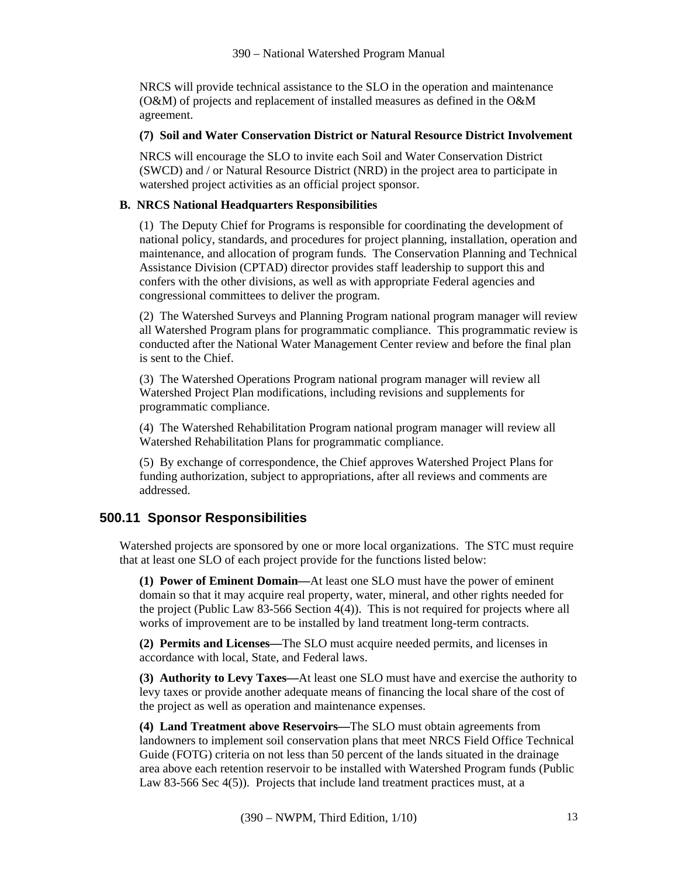NRCS will provide technical assistance to the SLO in the operation and maintenance (O&M) of projects and replacement of installed measures as defined in the O&M agreement.

**(7) Soil and Water Conservation District or Natural Resource District Involvement**

NRCS will encourage the SLO to invite each Soil and Water Conservation District (SWCD) and / or Natural Resource District (NRD) in the project area to participate in watershed project activities as an official project sponsor.

**B. NRCS National Headquarters Responsibilities**

(1) The Deputy Chief for Programs is responsible for coordinating the development of national policy, standards, and procedures for project planning, installation, operation and maintenance, and allocation of program funds. The Conservation Planning and Technical Assistance Division (CPTAD) director provides staff leadership to support this and confers with the other divisions, as well as with appropriate Federal agencies and congressional committees to deliver the program.

(2) The Watershed Surveys and Planning Program national program manager will review all Watershed Program plans for programmatic compliance. This programmatic review is conducted after the National Water Management Center review and before the final plan is sent to the Chief.

(3) The Watershed Operations Program national program manager will review all Watershed Project Plan modifications, including revisions and supplements for programmatic compliance.

(4) The Watershed Rehabilitation Program national program manager will review all Watershed Rehabilitation Plans for programmatic compliance.

(5) By exchange of correspondence, the Chief approves Watershed Project Plans for funding authorization, subject to appropriations, after all reviews and comments are addressed.

## 500.11 Sponsor Responsibilities

Watershed projects are sponsored by one or more local organizations. The STC must require that at least one SLO of each project provide for the functions listed below:

**(1) Power of Eminent Domain—**At least one SLO must have the power of eminent domain so that it may acquire real property, water, mineral, and other rights needed for the project (Public Law 83-566 Section 4(4)). This is not required for projects where all works of improvement are to be installed by land treatment long-term contracts.

**(2) Permits and Licenses—**The SLO must acquire needed permits, and licenses in accordance with local, State, and Federal laws.

**(3) Authority to Levy Taxes—**At least one SLO must have and exercise the authority to levy taxes or provide another adequate means of financing the local share of the cost of the project as well as operation and maintenance expenses.

**(4) Land Treatment above Reservoirs—**The SLO must obtain agreements from landowners to implement soil conservation plans that meet NRCS Field Office Technical Guide (FOTG) criteria on not less than 50 percent of the lands situated in the drainage area above each retention reservoir to be installed with Watershed Program funds (Public Law 83-566 Sec 4(5)). Projects that include land treatment practices must, at a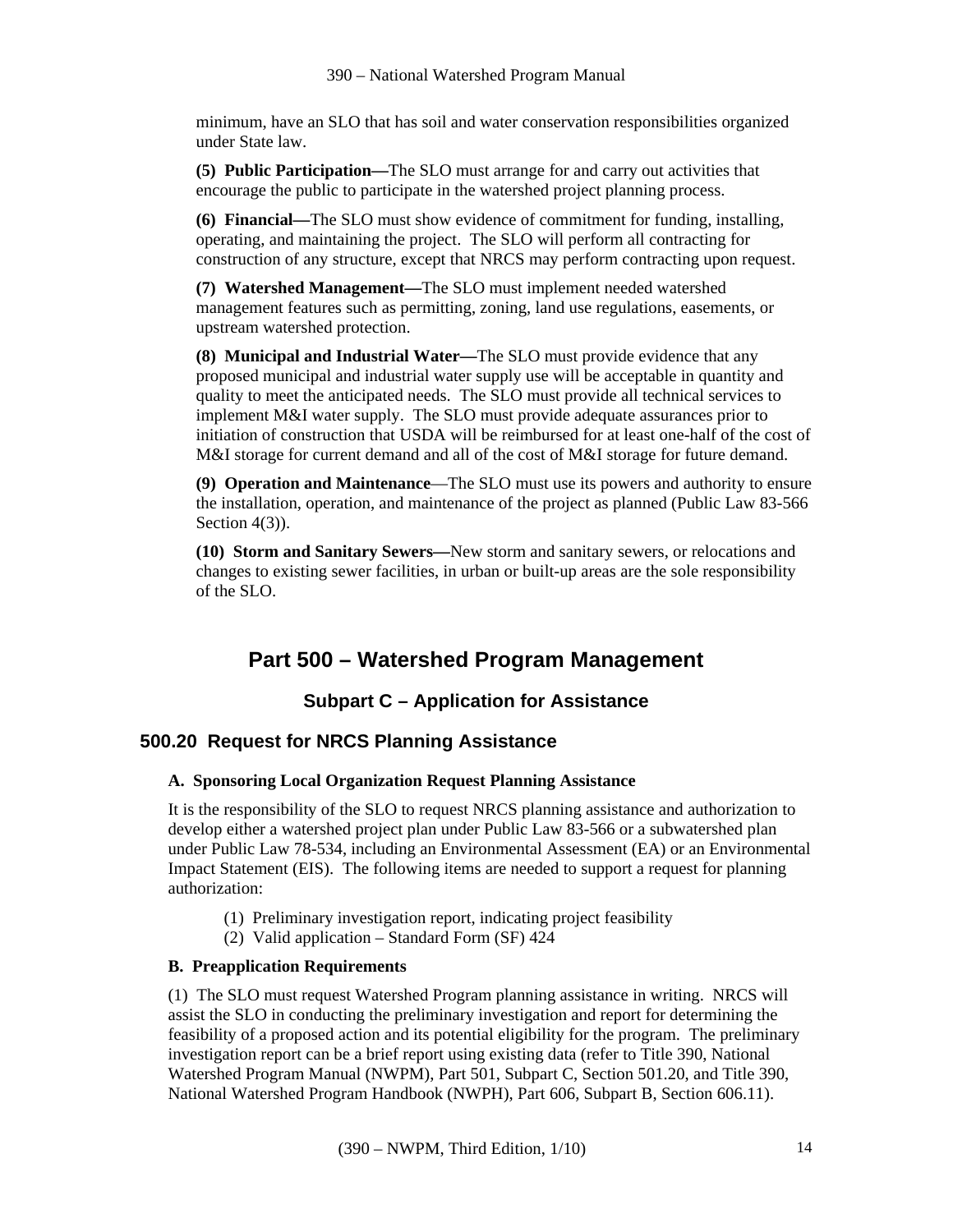minimum, have an SLO that has soil and water conservation responsibilities organized under State law.

**(5) Public Participation—**The SLO must arrange for and carry out activities that encourage the public to participate in the watershed project planning process.

**(6) Financial—**The SLO must show evidence of commitment for funding, installing, operating, and maintaining the project. The SLO will perform all contracting for construction of any structure, except that NRCS may perform contracting upon request.

**(7) Watershed Management—**The SLO must implement needed watershed management features such as permitting, zoning, land use regulations, easements, or upstream watershed protection.

**(8) Municipal and Industrial Water—**The SLO must provide evidence that any proposed municipal and industrial water supply use will be acceptable in quantity and quality to meet the anticipated needs. The SLO must provide all technical services to implement M&I water supply. The SLO must provide adequate assurances prior to initiation of construction that USDA will be reimbursed for at least one-half of the cost of M&I storage for current demand and all of the cost of M&I storage for future demand.

**(9) Operation and Maintenance**—The SLO must use its powers and authority to ensure the installation, operation, and maintenance of the project as planned (Public Law 83-566 Section 4(3)).

**(10) Storm and Sanitary Sewers—**New storm and sanitary sewers, or relocations and changes to existing sewer facilities, in urban or built-up areas are the sole responsibility of the SLO.

# Part 500 – Watershed Program Management

## Subpart C – Application for Assistance

### 500.20 Request for NRCS Planning Assistance

**A. Sponsoring Local Organization Request Planning Assistance**

It is the responsibility of the SLO to request NRCS planning assistance and authorization to develop either a watershed project plan under Public Law 83-566 or a subwatershed plan under Public Law 78-534, including an Environmental Assessment (EA) or an Environmental Impact Statement (EIS). The following items are needed to support a request for planning authorization:

(1) Preliminary investigation report, indicating project feasibility
(2) Valid application – Standard Form (SF) 424

**B. Preapplication Requirements**

(1) The SLO must request Watershed Program planning assistance in writing. NRCS will assist the SLO in conducting the preliminary investigation and report for determining the feasibility of a proposed action and its potential eligibility for the program. The preliminary investigation report can be a brief report using existing data (refer to Title 390, National Watershed Program Manual (NWPM), Part 501, Subpart C, Section 501.20, and Title 390, National Watershed Program Handbook (NWPH), Part 606, Subpart B, Section 606.11).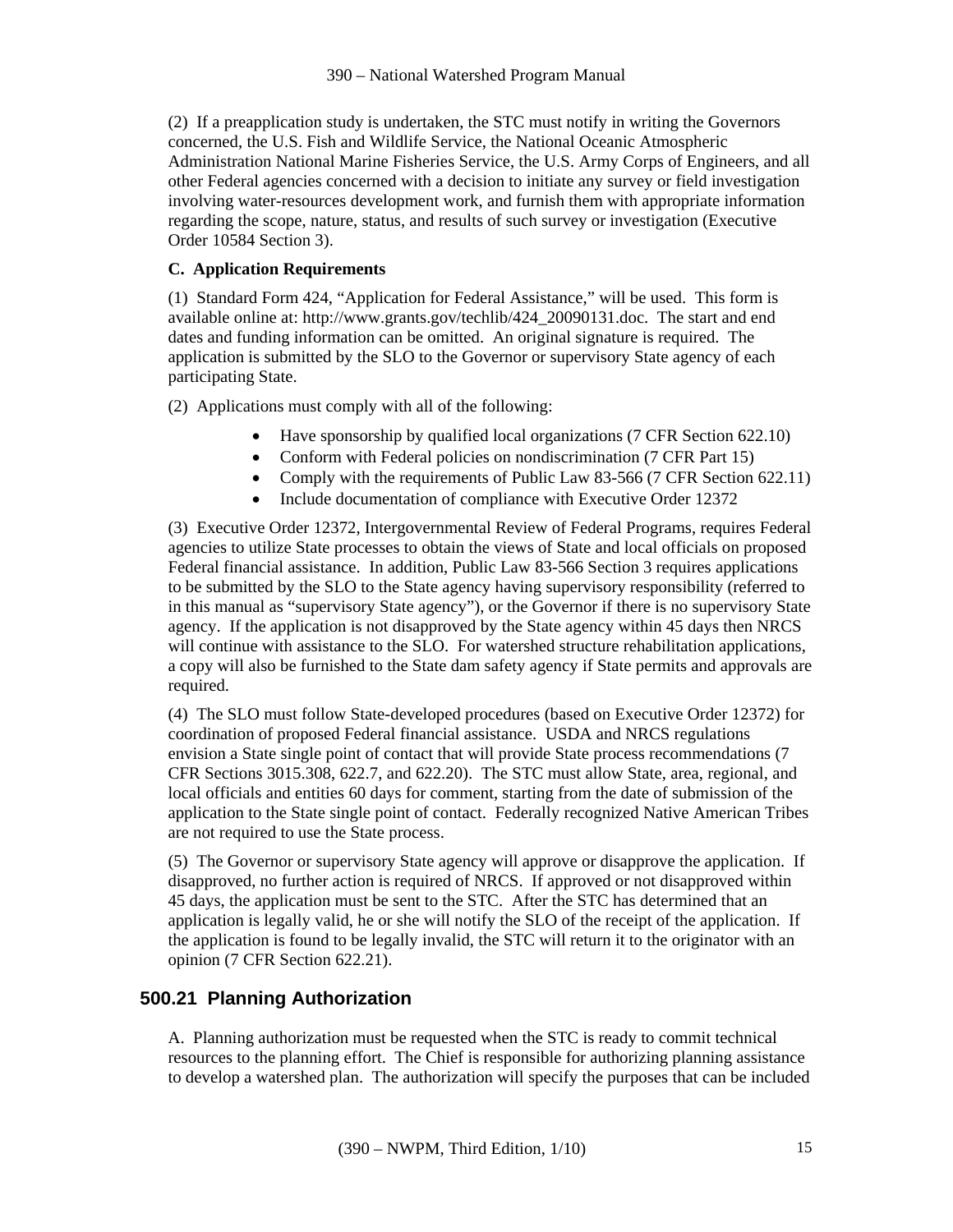(2) If a preapplication study is undertaken, the STC must notify in writing the Governors concerned, the U.S. Fish and Wildlife Service, the National Oceanic Atmospheric Administration National Marine Fisheries Service, the U.S. Army Corps of Engineers, and all other Federal agencies concerned with a decision to initiate any survey or field investigation involving water-resources development work, and furnish them with appropriate information regarding the scope, nature, status, and results of such survey or investigation (Executive Order 10584 Section 3).

**C. Application Requirements**

(1) Standard Form 424, "Application for Federal Assistance," will be used. This form is available online at: http://www.grants.gov/techlib/424_20090131.doc. The start and end dates and funding information can be omitted. An original signature is required. The application is submitted by the SLO to the Governor or supervisory State agency of each participating State.

(2) Applications must comply with all of the following:

- Have sponsorship by qualified local organizations (7 CFR Section 622.10)
- Conform with Federal policies on nondiscrimination (7 CFR Part 15)
- Comply with the requirements of Public Law 83-566 (7 CFR Section 622.11)
- Include documentation of compliance with Executive Order 12372

(3) Executive Order 12372, Intergovernmental Review of Federal Programs, requires Federal agencies to utilize State processes to obtain the views of State and local officials on proposed Federal financial assistance. In addition, Public Law 83-566 Section 3 requires applications to be submitted by the SLO to the State agency having supervisory responsibility (referred to in this manual as "supervisory State agency"), or the Governor if there is no supervisory State agency. If the application is not disapproved by the State agency within 45 days then NRCS will continue with assistance to the SLO. For watershed structure rehabilitation applications, a copy will also be furnished to the State dam safety agency if State permits and approvals are required.

(4) The SLO must follow State-developed procedures (based on Executive Order 12372) for coordination of proposed Federal financial assistance. USDA and NRCS regulations envision a State single point of contact that will provide State process recommendations (7 CFR Sections 3015.308, 622.7, and 622.20). The STC must allow State, area, regional, and local officials and entities 60 days for comment, starting from the date of submission of the application to the State single point of contact. Federally recognized Native American Tribes are not required to use the State process.

(5) The Governor or supervisory State agency will approve or disapprove the application. If disapproved, no further action is required of NRCS. If approved or not disapproved within 45 days, the application must be sent to the STC. After the STC has determined that an application is legally valid, he or she will notify the SLO of the receipt of the application. If the application is found to be legally invalid, the STC will return it to the originator with an opinion (7 CFR Section 622.21).

## 500.21 Planning Authorization

A. Planning authorization must be requested when the STC is ready to commit technical resources to the planning effort. The Chief is responsible for authorizing planning assistance to develop a watershed plan. The authorization will specify the purposes that can be included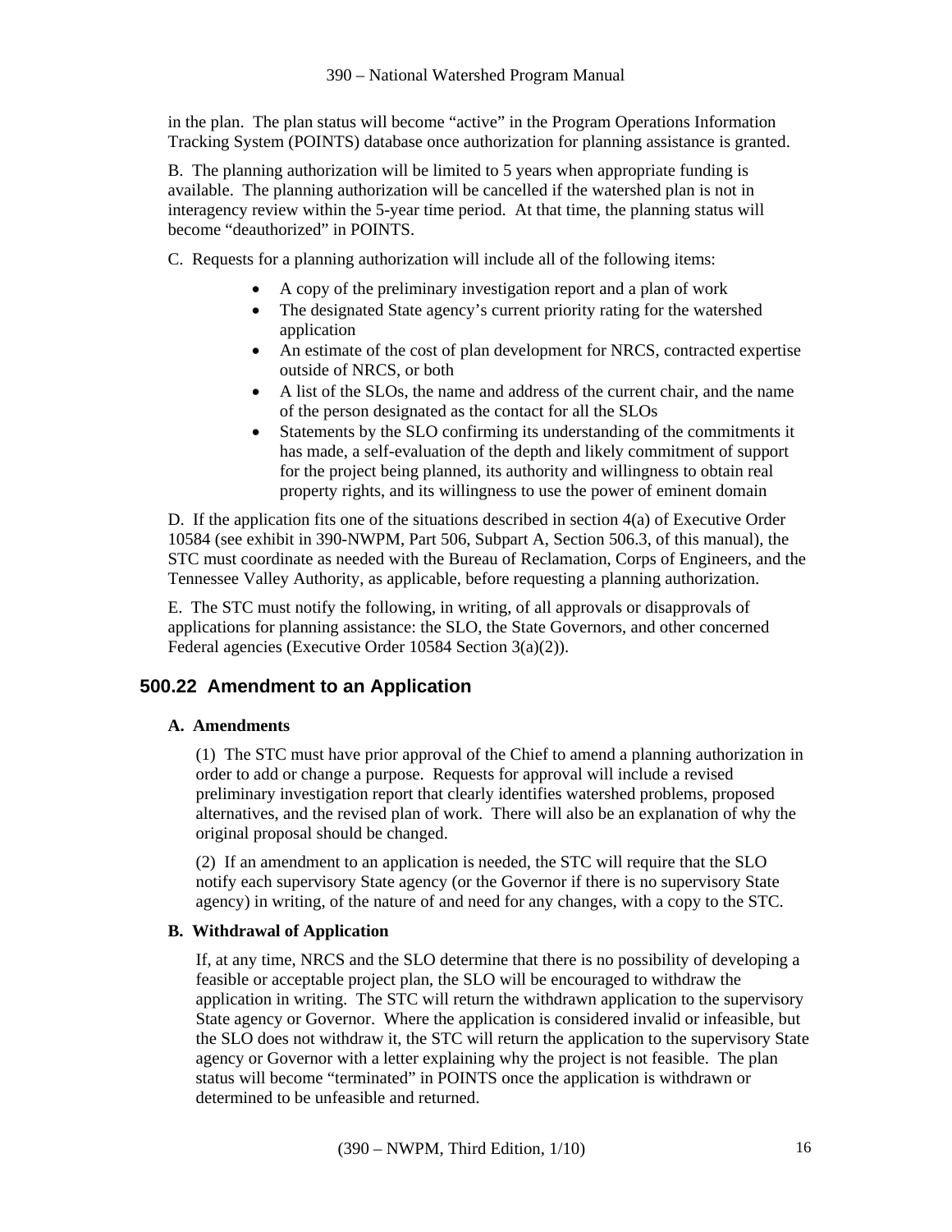in the plan. The plan status will become "active" in the Program Operations Information Tracking System (POINTS) database once authorization for planning assistance is granted.

B. The planning authorization will be limited to 5 years when appropriate funding is available. The planning authorization will be cancelled if the watershed plan is not in interagency review within the 5-year time period. At that time, the planning status will become "deauthorized" in POINTS.

C. Requests for a planning authorization will include all of the following items:

- A copy of the preliminary investigation report and a plan of work
- The designated State agency's current priority rating for the watershed application
- An estimate of the cost of plan development for NRCS, contracted expertise outside of NRCS, or both
- A list of the SLOs, the name and address of the current chair, and the name of the person designated as the contact for all the SLOs
- Statements by the SLO confirming its understanding of the commitments it has made, a self-evaluation of the depth and likely commitment of support for the project being planned, its authority and willingness to obtain real property rights, and its willingness to use the power of eminent domain

D. If the application fits one of the situations described in section 4(a) of Executive Order 10584 (see exhibit in 390-NWPM, Part 506, Subpart A, Section 506.3, of this manual), the STC must coordinate as needed with the Bureau of Reclamation, Corps of Engineers, and the Tennessee Valley Authority, as applicable, before requesting a planning authorization.

E. The STC must notify the following, in writing, of all approvals or disapprovals of applications for planning assistance: the SLO, the State Governors, and other concerned Federal agencies (Executive Order 10584 Section 3(a)(2)).

## 500.22 Amendment to an Application

**A. Amendments**

(1) The STC must have prior approval of the Chief to amend a planning authorization in order to add or change a purpose. Requests for approval will include a revised preliminary investigation report that clearly identifies watershed problems, proposed alternatives, and the revised plan of work. There will also be an explanation of why the original proposal should be changed.

(2) If an amendment to an application is needed, the STC will require that the SLO notify each supervisory State agency (or the Governor if there is no supervisory State agency) in writing, of the nature of and need for any changes, with a copy to the STC.

**B. Withdrawal of Application**

If, at any time, NRCS and the SLO determine that there is no possibility of developing a feasible or acceptable project plan, the SLO will be encouraged to withdraw the application in writing. The STC will return the withdrawn application to the supervisory State agency or Governor. Where the application is considered invalid or infeasible, but the SLO does not withdraw it, the STC will return the application to the supervisory State agency or Governor with a letter explaining why the project is not feasible. The plan status will become "terminated" in POINTS once the application is withdrawn or determined to be unfeasible and returned.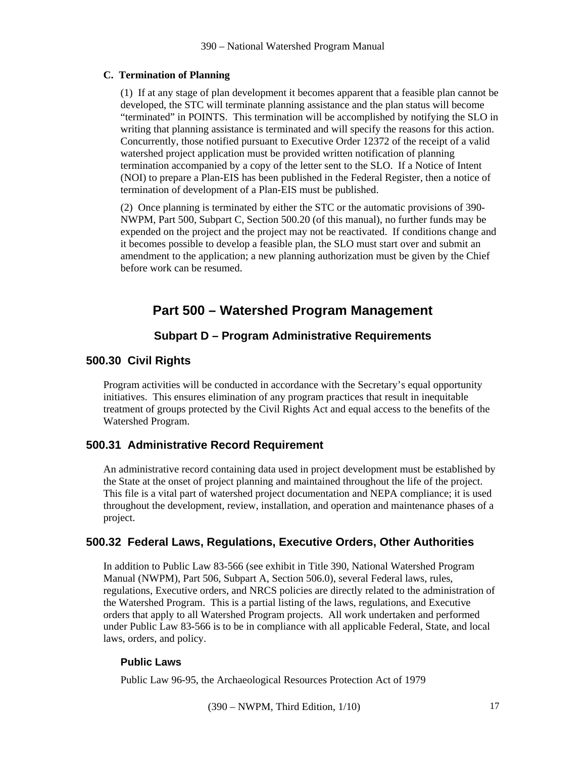### C. Termination of Planning

(1) If at any stage of plan development it becomes apparent that a feasible plan cannot be developed, the STC will terminate planning assistance and the plan status will become "terminated" in POINTS. This termination will be accomplished by notifying the SLO in writing that planning assistance is terminated and will specify the reasons for this action. Concurrently, those notified pursuant to Executive Order 12372 of the receipt of a valid watershed project application must be provided written notification of planning termination accompanied by a copy of the letter sent to the SLO. If a Notice of Intent (NOI) to prepare a Plan-EIS has been published in the Federal Register, then a notice of termination of development of a Plan-EIS must be published.

(2) Once planning is terminated by either the STC or the automatic provisions of 390-NWPM, Part 500, Subpart C, Section 500.20 (of this manual), no further funds may be expended on the project and the project may not be reactivated. If conditions change and it becomes possible to develop a feasible plan, the SLO must start over and submit an amendment to the application; a new planning authorization must be given by the Chief before work can be resumed.

# Part 500 – Watershed Program Management

## Subpart D – Program Administrative Requirements

### 500.30 Civil Rights

Program activities will be conducted in accordance with the Secretary's equal opportunity initiatives. This ensures elimination of any program practices that result in inequitable treatment of groups protected by the Civil Rights Act and equal access to the benefits of the Watershed Program.

### 500.31 Administrative Record Requirement

An administrative record containing data used in project development must be established by the State at the onset of project planning and maintained throughout the life of the project. This file is a vital part of watershed project documentation and NEPA compliance; it is used throughout the development, review, installation, and operation and maintenance phases of a project.

### 500.32 Federal Laws, Regulations, Executive Orders, Other Authorities

In addition to Public Law 83-566 (see exhibit in Title 390, National Watershed Program Manual (NWPM), Part 506, Subpart A, Section 506.0), several Federal laws, rules, regulations, Executive orders, and NRCS policies are directly related to the administration of the Watershed Program. This is a partial listing of the laws, regulations, and Executive orders that apply to all Watershed Program projects. All work undertaken and performed under Public Law 83-566 is to be in compliance with all applicable Federal, State, and local laws, orders, and policy.

#### Public Laws

Public Law 96-95, the Archaeological Resources Protection Act of 1979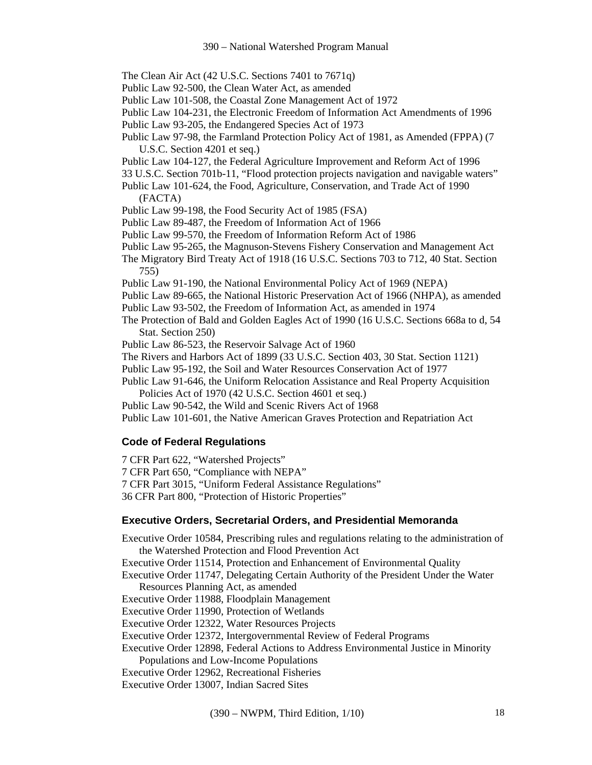The Clean Air Act (42 U.S.C. Sections 7401 to 7671q)
Public Law 92-500, the Clean Water Act, as amended
Public Law 101-508, the Coastal Zone Management Act of 1972
Public Law 104-231, the Electronic Freedom of Information Act Amendments of 1996
Public Law 93-205, the Endangered Species Act of 1973
Public Law 97-98, the Farmland Protection Policy Act of 1981, as Amended (FPPA) (7 U.S.C. Section 4201 et seq.)
Public Law 104-127, the Federal Agriculture Improvement and Reform Act of 1996
33 U.S.C. Section 701b-11, "Flood protection projects navigation and navigable waters"
Public Law 101-624, the Food, Agriculture, Conservation, and Trade Act of 1990 (FACTA)
Public Law 99-198, the Food Security Act of 1985 (FSA)
Public Law 89-487, the Freedom of Information Act of 1966
Public Law 99-570, the Freedom of Information Reform Act of 1986
Public Law 95-265, the Magnuson-Stevens Fishery Conservation and Management Act
The Migratory Bird Treaty Act of 1918 (16 U.S.C. Sections 703 to 712, 40 Stat. Section 755)
Public Law 91-190, the National Environmental Policy Act of 1969 (NEPA)
Public Law 89-665, the National Historic Preservation Act of 1966 (NHPA), as amended
Public Law 93-502, the Freedom of Information Act, as amended in 1974
The Protection of Bald and Golden Eagles Act of 1990 (16 U.S.C. Sections 668a to d, 54 Stat. Section 250)
Public Law 86-523, the Reservoir Salvage Act of 1960
The Rivers and Harbors Act of 1899 (33 U.S.C. Section 403, 30 Stat. Section 1121)
Public Law 95-192, the Soil and Water Resources Conservation Act of 1977
Public Law 91-646, the Uniform Relocation Assistance and Real Property Acquisition Policies Act of 1970 (42 U.S.C. Section 4601 et seq.)
Public Law 90-542, the Wild and Scenic Rivers Act of 1968
Public Law 101-601, the Native American Graves Protection and Repatriation Act

### Code of Federal Regulations

7 CFR Part 622, "Watershed Projects"
7 CFR Part 650, "Compliance with NEPA"
7 CFR Part 3015, "Uniform Federal Assistance Regulations"
36 CFR Part 800, "Protection of Historic Properties"

### Executive Orders, Secretarial Orders, and Presidential Memoranda

Executive Order 10584, Prescribing rules and regulations relating to the administration of the Watershed Protection and Flood Prevention Act
Executive Order 11514, Protection and Enhancement of Environmental Quality
Executive Order 11747, Delegating Certain Authority of the President Under the Water Resources Planning Act, as amended
Executive Order 11988, Floodplain Management
Executive Order 11990, Protection of Wetlands
Executive Order 12322, Water Resources Projects
Executive Order 12372, Intergovernmental Review of Federal Programs
Executive Order 12898, Federal Actions to Address Environmental Justice in Minority Populations and Low-Income Populations
Executive Order 12962, Recreational Fisheries
Executive Order 13007, Indian Sacred Sites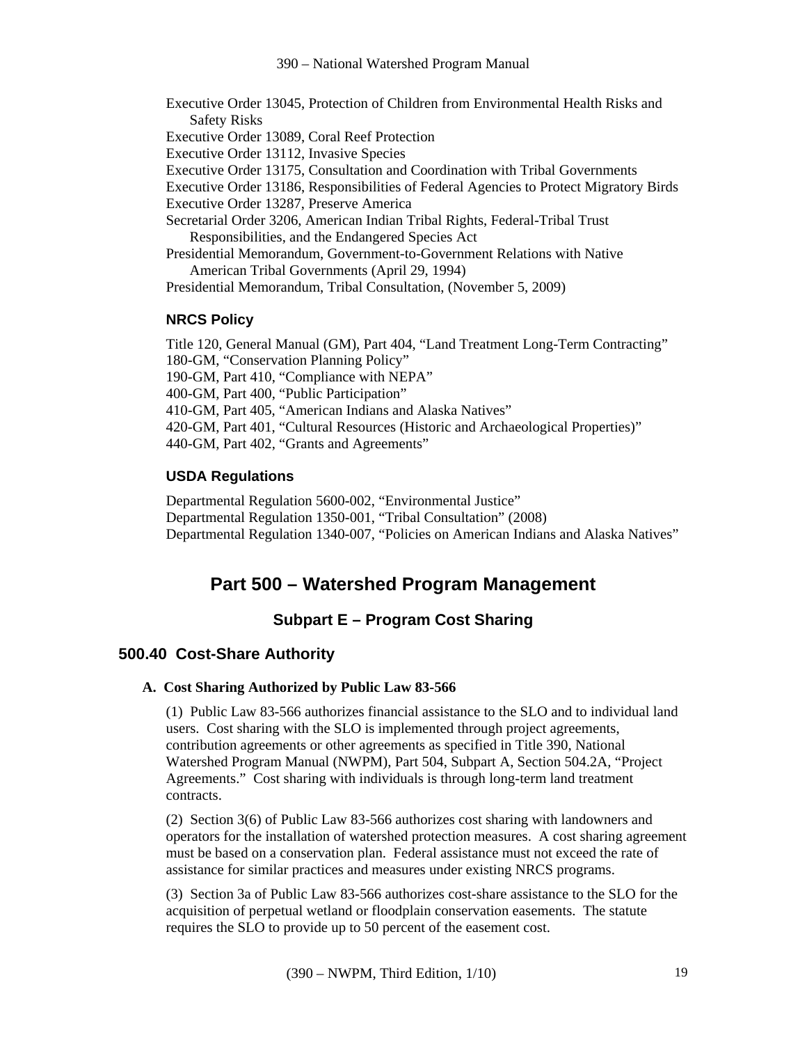Executive Order 13045, Protection of Children from Environmental Health Risks and Safety Risks
Executive Order 13089, Coral Reef Protection
Executive Order 13112, Invasive Species
Executive Order 13175, Consultation and Coordination with Tribal Governments
Executive Order 13186, Responsibilities of Federal Agencies to Protect Migratory Birds
Executive Order 13287, Preserve America
Secretarial Order 3206, American Indian Tribal Rights, Federal-Tribal Trust Responsibilities, and the Endangered Species Act
Presidential Memorandum, Government-to-Government Relations with Native American Tribal Governments (April 29, 1994)
Presidential Memorandum, Tribal Consultation, (November 5, 2009)

### NRCS Policy

Title 120, General Manual (GM), Part 404, "Land Treatment Long-Term Contracting"
180-GM, "Conservation Planning Policy"
190-GM, Part 410, "Compliance with NEPA"
400-GM, Part 400, "Public Participation"
410-GM, Part 405, "American Indians and Alaska Natives"
420-GM, Part 401, "Cultural Resources (Historic and Archaeological Properties)"
440-GM, Part 402, "Grants and Agreements"

### USDA Regulations

Departmental Regulation 5600-002, "Environmental Justice"
Departmental Regulation 1350-001, "Tribal Consultation" (2008)
Departmental Regulation 1340-007, "Policies on American Indians and Alaska Natives"

# Part 500 – Watershed Program Management

## Subpart E – Program Cost Sharing

## 500.40 Cost-Share Authority

**A. Cost Sharing Authorized by Public Law 83-566**

(1) Public Law 83-566 authorizes financial assistance to the SLO and to individual land users. Cost sharing with the SLO is implemented through project agreements, contribution agreements or other agreements as specified in Title 390, National Watershed Program Manual (NWPM), Part 504, Subpart A, Section 504.2A, "Project Agreements." Cost sharing with individuals is through long-term land treatment contracts.

(2) Section 3(6) of Public Law 83-566 authorizes cost sharing with landowners and operators for the installation of watershed protection measures. A cost sharing agreement must be based on a conservation plan. Federal assistance must not exceed the rate of assistance for similar practices and measures under existing NRCS programs.

(3) Section 3a of Public Law 83-566 authorizes cost-share assistance to the SLO for the acquisition of perpetual wetland or floodplain conservation easements. The statute requires the SLO to provide up to 50 percent of the easement cost.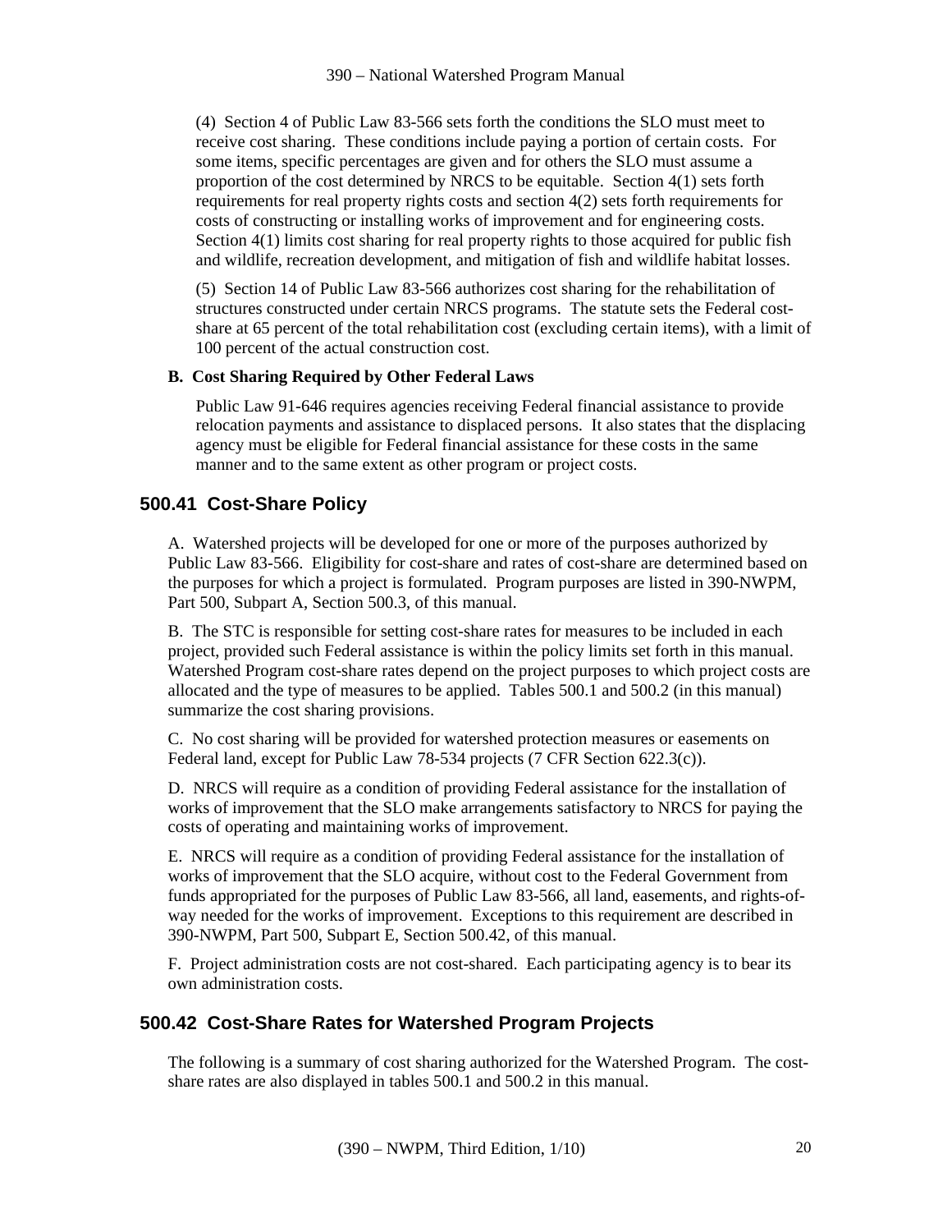(4) Section 4 of Public Law 83-566 sets forth the conditions the SLO must meet to receive cost sharing. These conditions include paying a portion of certain costs. For some items, specific percentages are given and for others the SLO must assume a proportion of the cost determined by NRCS to be equitable. Section 4(1) sets forth requirements for real property rights costs and section 4(2) sets forth requirements for costs of constructing or installing works of improvement and for engineering costs. Section 4(1) limits cost sharing for real property rights to those acquired for public fish and wildlife, recreation development, and mitigation of fish and wildlife habitat losses.

(5) Section 14 of Public Law 83-566 authorizes cost sharing for the rehabilitation of structures constructed under certain NRCS programs. The statute sets the Federal cost-share at 65 percent of the total rehabilitation cost (excluding certain items), with a limit of 100 percent of the actual construction cost.

**B. Cost Sharing Required by Other Federal Laws**

Public Law 91-646 requires agencies receiving Federal financial assistance to provide relocation payments and assistance to displaced persons. It also states that the displacing agency must be eligible for Federal financial assistance for these costs in the same manner and to the same extent as other program or project costs.

## 500.41 Cost-Share Policy

A. Watershed projects will be developed for one or more of the purposes authorized by Public Law 83-566. Eligibility for cost-share and rates of cost-share are determined based on the purposes for which a project is formulated. Program purposes are listed in 390-NWPM, Part 500, Subpart A, Section 500.3, of this manual.

B. The STC is responsible for setting cost-share rates for measures to be included in each project, provided such Federal assistance is within the policy limits set forth in this manual. Watershed Program cost-share rates depend on the project purposes to which project costs are allocated and the type of measures to be applied. Tables 500.1 and 500.2 (in this manual) summarize the cost sharing provisions.

C. No cost sharing will be provided for watershed protection measures or easements on Federal land, except for Public Law 78-534 projects (7 CFR Section 622.3(c)).

D. NRCS will require as a condition of providing Federal assistance for the installation of works of improvement that the SLO make arrangements satisfactory to NRCS for paying the costs of operating and maintaining works of improvement.

E. NRCS will require as a condition of providing Federal assistance for the installation of works of improvement that the SLO acquire, without cost to the Federal Government from funds appropriated for the purposes of Public Law 83-566, all land, easements, and rights-of-way needed for the works of improvement. Exceptions to this requirement are described in 390-NWPM, Part 500, Subpart E, Section 500.42, of this manual.

F. Project administration costs are not cost-shared. Each participating agency is to bear its own administration costs.

## 500.42 Cost-Share Rates for Watershed Program Projects

The following is a summary of cost sharing authorized for the Watershed Program. The cost-share rates are also displayed in tables 500.1 and 500.2 in this manual.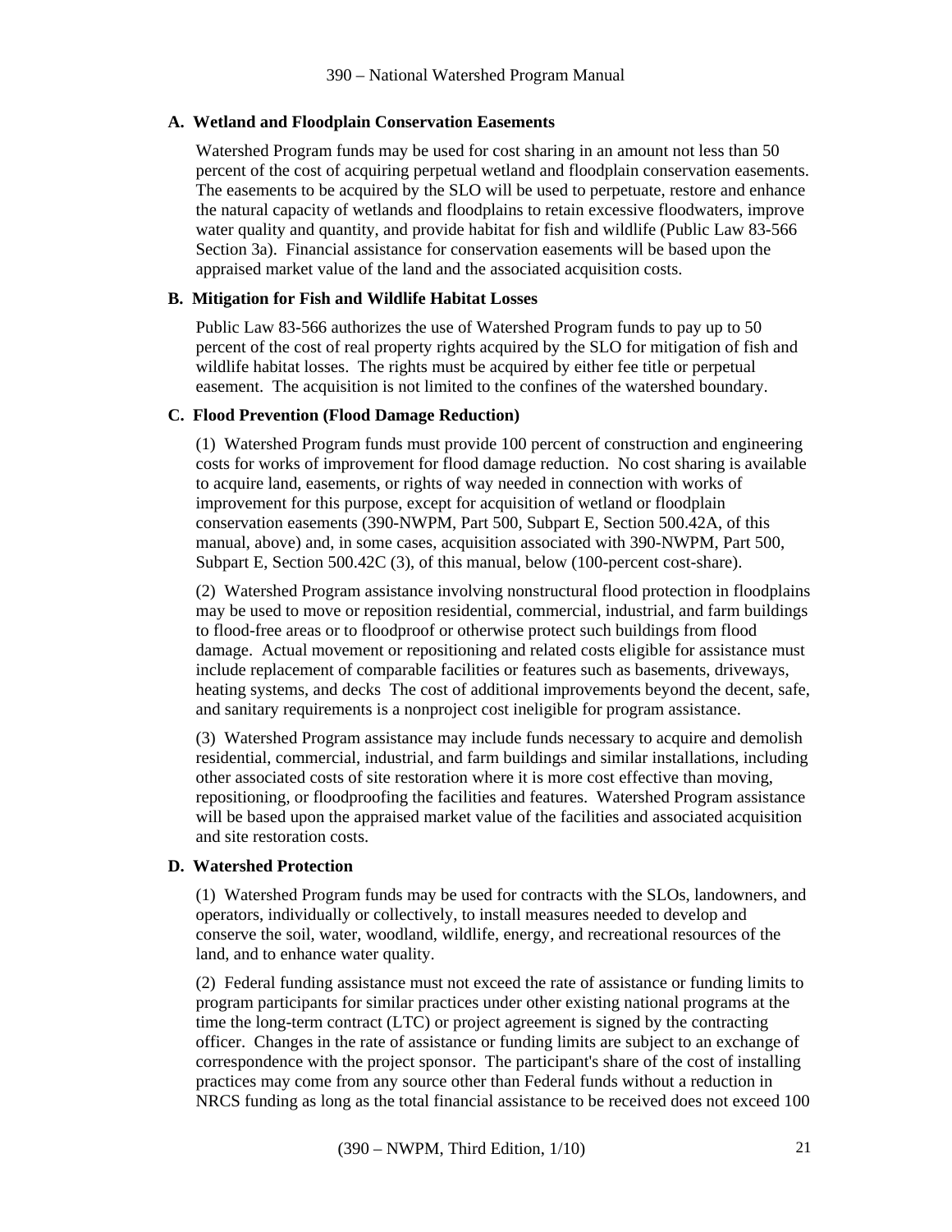**A. Wetland and Floodplain Conservation Easements**

Watershed Program funds may be used for cost sharing in an amount not less than 50 percent of the cost of acquiring perpetual wetland and floodplain conservation easements. The easements to be acquired by the SLO will be used to perpetuate, restore and enhance the natural capacity of wetlands and floodplains to retain excessive floodwaters, improve water quality and quantity, and provide habitat for fish and wildlife (Public Law 83-566 Section 3a). Financial assistance for conservation easements will be based upon the appraised market value of the land and the associated acquisition costs.

**B. Mitigation for Fish and Wildlife Habitat Losses**

Public Law 83-566 authorizes the use of Watershed Program funds to pay up to 50 percent of the cost of real property rights acquired by the SLO for mitigation of fish and wildlife habitat losses. The rights must be acquired by either fee title or perpetual easement. The acquisition is not limited to the confines of the watershed boundary.

**C. Flood Prevention (Flood Damage Reduction)**

(1) Watershed Program funds must provide 100 percent of construction and engineering costs for works of improvement for flood damage reduction. No cost sharing is available to acquire land, easements, or rights of way needed in connection with works of improvement for this purpose, except for acquisition of wetland or floodplain conservation easements (390-NWPM, Part 500, Subpart E, Section 500.42A, of this manual, above) and, in some cases, acquisition associated with 390-NWPM, Part 500, Subpart E, Section 500.42C (3), of this manual, below (100-percent cost-share).

(2) Watershed Program assistance involving nonstructural flood protection in floodplains may be used to move or reposition residential, commercial, industrial, and farm buildings to flood-free areas or to floodproof or otherwise protect such buildings from flood damage. Actual movement or repositioning and related costs eligible for assistance must include replacement of comparable facilities or features such as basements, driveways, heating systems, and decks The cost of additional improvements beyond the decent, safe, and sanitary requirements is a nonproject cost ineligible for program assistance.

(3) Watershed Program assistance may include funds necessary to acquire and demolish residential, commercial, industrial, and farm buildings and similar installations, including other associated costs of site restoration where it is more cost effective than moving, repositioning, or floodproofing the facilities and features. Watershed Program assistance will be based upon the appraised market value of the facilities and associated acquisition and site restoration costs.

**D. Watershed Protection**

(1) Watershed Program funds may be used for contracts with the SLOs, landowners, and operators, individually or collectively, to install measures needed to develop and conserve the soil, water, woodland, wildlife, energy, and recreational resources of the land, and to enhance water quality.

(2) Federal funding assistance must not exceed the rate of assistance or funding limits to program participants for similar practices under other existing national programs at the time the long-term contract (LTC) or project agreement is signed by the contracting officer. Changes in the rate of assistance or funding limits are subject to an exchange of correspondence with the project sponsor. The participant's share of the cost of installing practices may come from any source other than Federal funds without a reduction in NRCS funding as long as the total financial assistance to be received does not exceed 100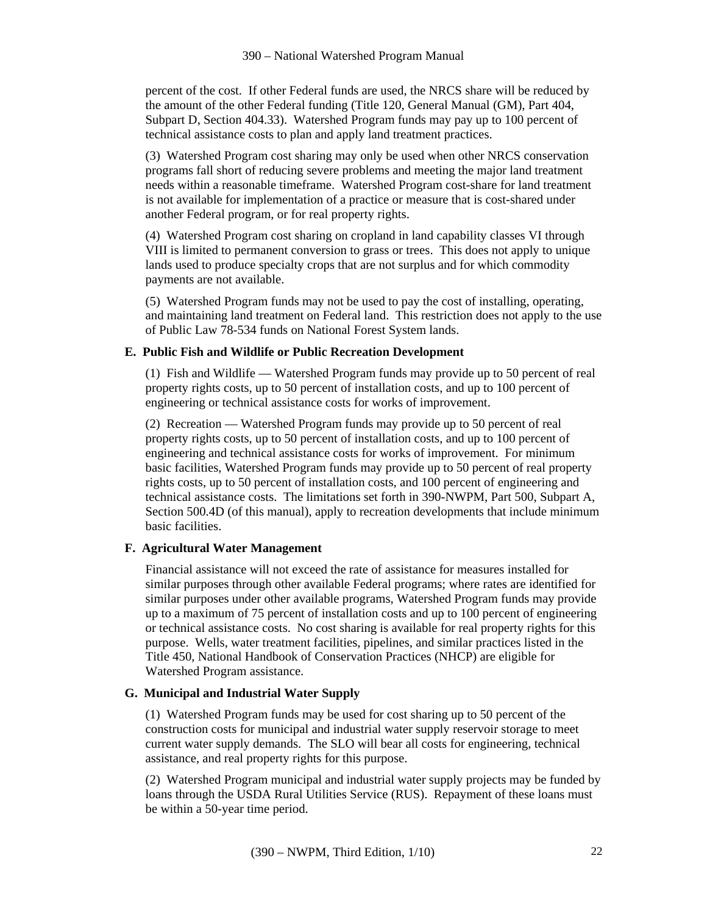percent of the cost. If other Federal funds are used, the NRCS share will be reduced by the amount of the other Federal funding (Title 120, General Manual (GM), Part 404, Subpart D, Section 404.33). Watershed Program funds may pay up to 100 percent of technical assistance costs to plan and apply land treatment practices.

(3) Watershed Program cost sharing may only be used when other NRCS conservation programs fall short of reducing severe problems and meeting the major land treatment needs within a reasonable timeframe. Watershed Program cost-share for land treatment is not available for implementation of a practice or measure that is cost-shared under another Federal program, or for real property rights.

(4) Watershed Program cost sharing on cropland in land capability classes VI through VIII is limited to permanent conversion to grass or trees. This does not apply to unique lands used to produce specialty crops that are not surplus and for which commodity payments are not available.

(5) Watershed Program funds may not be used to pay the cost of installing, operating, and maintaining land treatment on Federal land. This restriction does not apply to the use of Public Law 78-534 funds on National Forest System lands.

**E. Public Fish and Wildlife or Public Recreation Development**

(1) Fish and Wildlife — Watershed Program funds may provide up to 50 percent of real property rights costs, up to 50 percent of installation costs, and up to 100 percent of engineering or technical assistance costs for works of improvement.

(2) Recreation — Watershed Program funds may provide up to 50 percent of real property rights costs, up to 50 percent of installation costs, and up to 100 percent of engineering and technical assistance costs for works of improvement. For minimum basic facilities, Watershed Program funds may provide up to 50 percent of real property rights costs, up to 50 percent of installation costs, and 100 percent of engineering and technical assistance costs. The limitations set forth in 390-NWPM, Part 500, Subpart A, Section 500.4D (of this manual), apply to recreation developments that include minimum basic facilities.

**F. Agricultural Water Management**

Financial assistance will not exceed the rate of assistance for measures installed for similar purposes through other available Federal programs; where rates are identified for similar purposes under other available programs, Watershed Program funds may provide up to a maximum of 75 percent of installation costs and up to 100 percent of engineering or technical assistance costs. No cost sharing is available for real property rights for this purpose. Wells, water treatment facilities, pipelines, and similar practices listed in the Title 450, National Handbook of Conservation Practices (NHCP) are eligible for Watershed Program assistance.

**G. Municipal and Industrial Water Supply**

(1) Watershed Program funds may be used for cost sharing up to 50 percent of the construction costs for municipal and industrial water supply reservoir storage to meet current water supply demands. The SLO will bear all costs for engineering, technical assistance, and real property rights for this purpose.

(2) Watershed Program municipal and industrial water supply projects may be funded by loans through the USDA Rural Utilities Service (RUS). Repayment of these loans must be within a 50-year time period.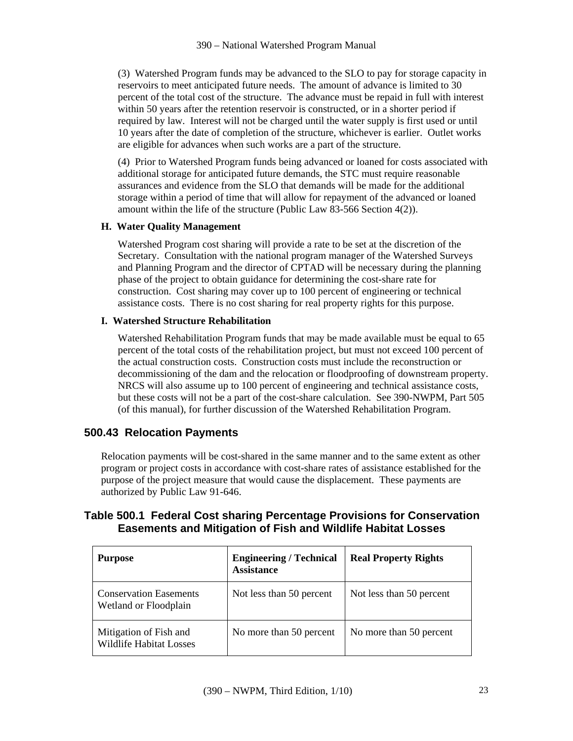(3) Watershed Program funds may be advanced to the SLO to pay for storage capacity in reservoirs to meet anticipated future needs. The amount of advance is limited to 30 percent of the total cost of the structure. The advance must be repaid in full with interest within 50 years after the retention reservoir is constructed, or in a shorter period if required by law. Interest will not be charged until the water supply is first used or until 10 years after the date of completion of the structure, whichever is earlier. Outlet works are eligible for advances when such works are a part of the structure.

(4) Prior to Watershed Program funds being advanced or loaned for costs associated with additional storage for anticipated future demands, the STC must require reasonable assurances and evidence from the SLO that demands will be made for the additional storage within a period of time that will allow for repayment of the advanced or loaned amount within the life of the structure (Public Law 83-566 Section 4(2)).

**H. Water Quality Management**

Watershed Program cost sharing will provide a rate to be set at the discretion of the Secretary. Consultation with the national program manager of the Watershed Surveys and Planning Program and the director of CPTAD will be necessary during the planning phase of the project to obtain guidance for determining the cost-share rate for construction. Cost sharing may cover up to 100 percent of engineering or technical assistance costs. There is no cost sharing for real property rights for this purpose.

**I. Watershed Structure Rehabilitation**

Watershed Rehabilitation Program funds that may be made available must be equal to 65 percent of the total costs of the rehabilitation project, but must not exceed 100 percent of the actual construction costs. Construction costs must include the reconstruction or decommissioning of the dam and the relocation or floodproofing of downstream property. NRCS will also assume up to 100 percent of engineering and technical assistance costs, but these costs will not be a part of the cost-share calculation. See 390-NWPM, Part 505 (of this manual), for further discussion of the Watershed Rehabilitation Program.

## 500.43 Relocation Payments

Relocation payments will be cost-shared in the same manner and to the same extent as other program or project costs in accordance with cost-share rates of assistance established for the purpose of the project measure that would cause the displacement. These payments are authorized by Public Law 91-646.

### Table 500.1 Federal Cost sharing Percentage Provisions for Conservation Easements and Mitigation of Fish and Wildlife Habitat Losses

| Purpose | Engineering / Technical Assistance | Real Property Rights |
|---|---|---|
| Conservation Easements Wetland or Floodplain | Not less than 50 percent | Not less than 50 percent |
| Mitigation of Fish and Wildlife Habitat Losses | No more than 50 percent | No more than 50 percent |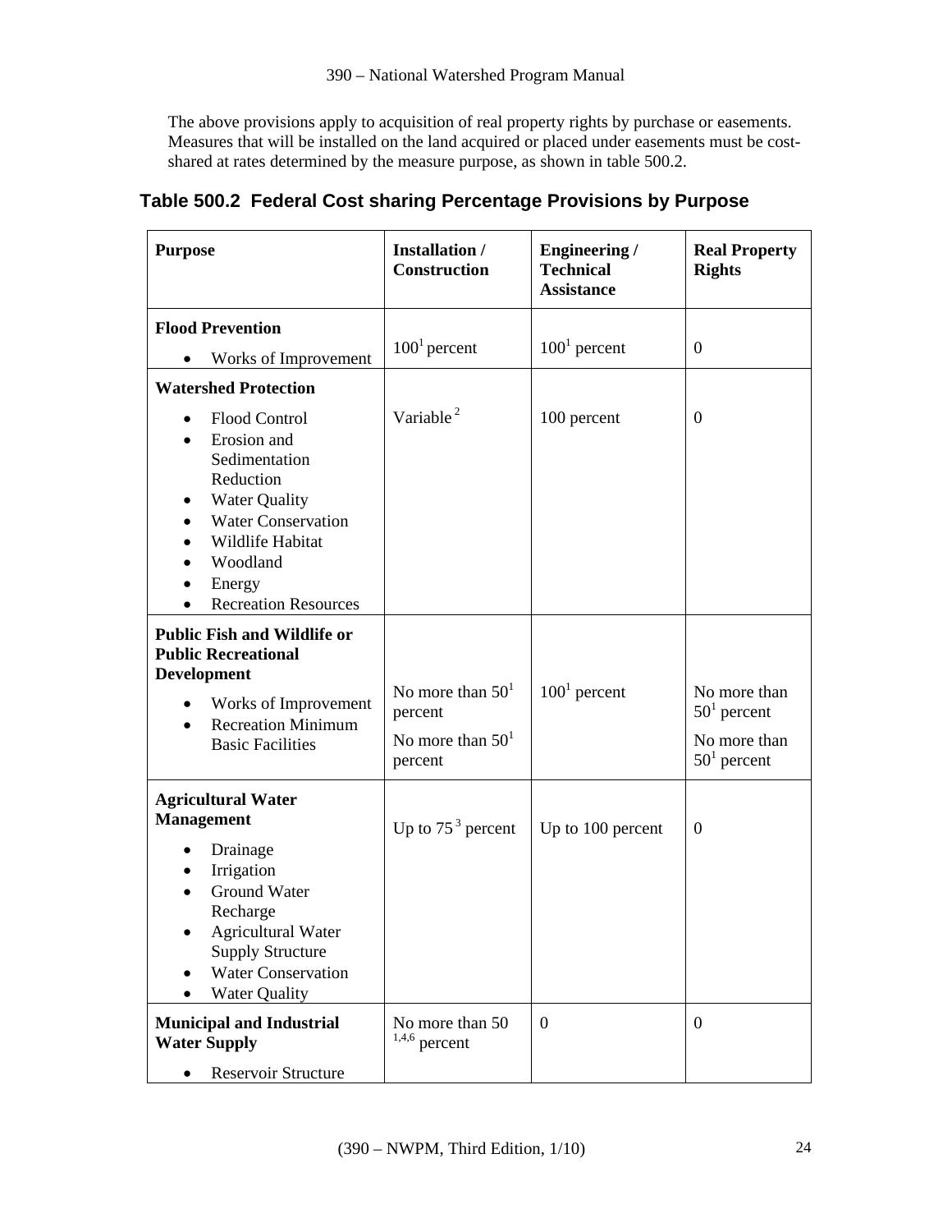The above provisions apply to acquisition of real property rights by purchase or easements. Measures that will be installed on the land acquired or placed under easements must be cost-shared at rates determined by the measure purpose, as shown in table 500.2.

## Table 500.2 Federal Cost sharing Percentage Provisions by Purpose

| Purpose | Installation / Construction | Engineering / Technical Assistance | Real Property Rights |
|---|---|---|---|
| **Flood Prevention**<br>• Works of Improvement | 100[1] percent | 100[1] percent | 0 |
| **Watershed Protection**<br>• Flood Control<br>• Erosion and Sedimentation Reduction<br>• Water Quality<br>• Water Conservation<br>• Wildlife Habitat<br>• Woodland<br>• Energy<br>• Recreation Resources | Variable [2] | 100 percent | 0 |
| **Public Fish and Wildlife or Public Recreational Development**<br>• Works of Improvement<br>• Recreation Minimum Basic Facilities | No more than 50[1] percent<br>No more than 50[1] percent | 100[1] percent | No more than 50[1] percent<br>No more than 50[1] percent |
| **Agricultural Water Management**<br>• Drainage<br>• Irrigation<br>• Ground Water Recharge<br>• Agricultural Water Supply Structure<br>• Water Conservation<br>• Water Quality | Up to 75 [3] percent | Up to 100 percent | 0 |
| **Municipal and Industrial Water Supply**<br>• Reservoir Structure | No more than 50 [1,4,6] percent | 0 | 0 |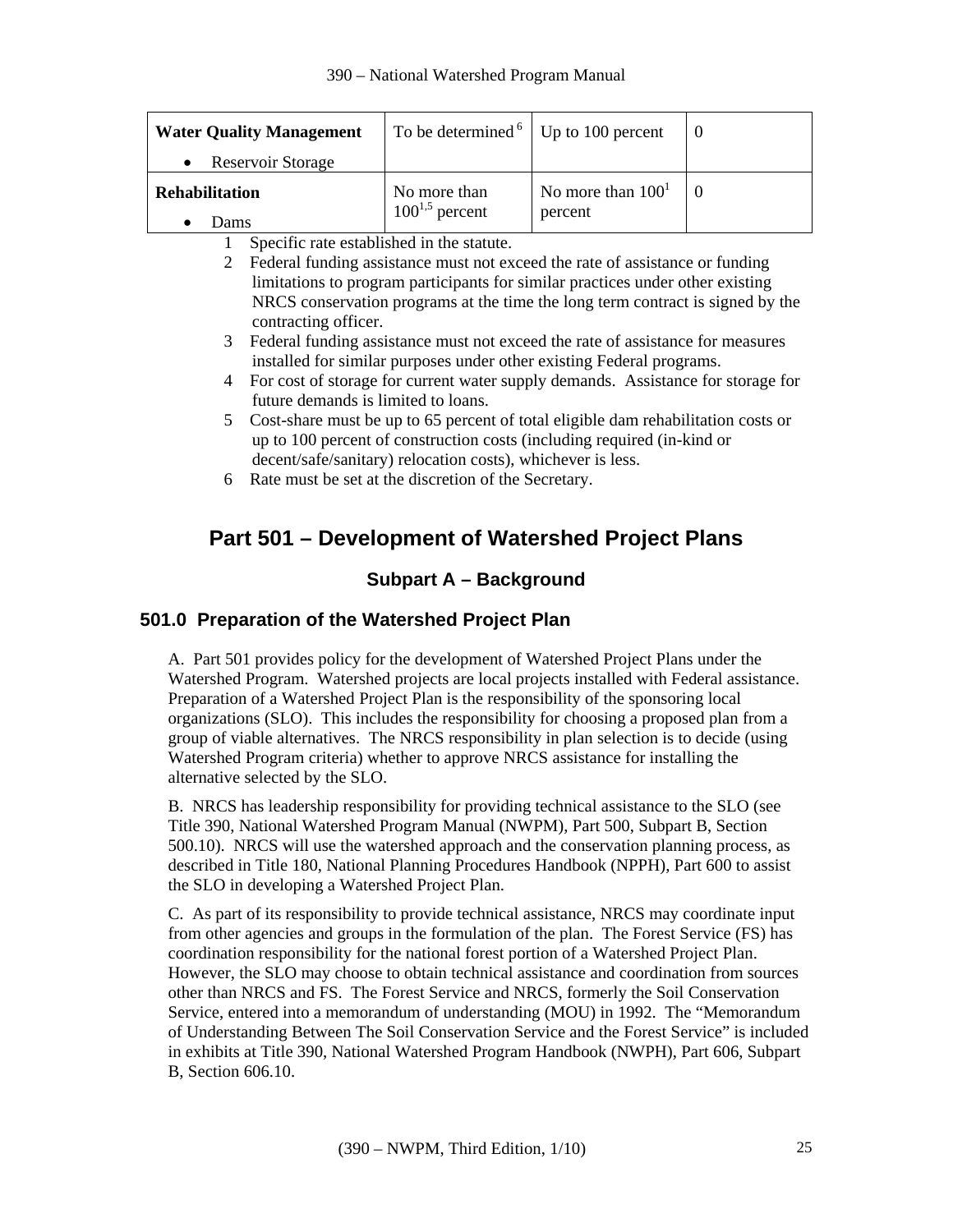| | | | |
|---|---|---|---|
| **Water Quality Management**<br>• Reservoir Storage | To be determined [6] | Up to 100 percent | 0 |
| **Rehabilitation**<br>• Dams | No more than 100[1,5] percent | No more than 100[1] percent | 0 |

1 Specific rate established in the statute.

2 Federal funding assistance must not exceed the rate of assistance or funding limitations to program participants for similar practices under other existing NRCS conservation programs at the time the long term contract is signed by the contracting officer.

3 Federal funding assistance must not exceed the rate of assistance for measures installed for similar purposes under other existing Federal programs.

4 For cost of storage for current water supply demands. Assistance for storage for future demands is limited to loans.

5 Cost-share must be up to 65 percent of total eligible dam rehabilitation costs or up to 100 percent of construction costs (including required (in-kind or decent/safe/sanitary) relocation costs), whichever is less.

6 Rate must be set at the discretion of the Secretary.

# Part 501 – Development of Watershed Project Plans

## Subpart A – Background

### 501.0 Preparation of the Watershed Project Plan

A. Part 501 provides policy for the development of Watershed Project Plans under the Watershed Program. Watershed projects are local projects installed with Federal assistance. Preparation of a Watershed Project Plan is the responsibility of the sponsoring local organizations (SLO). This includes the responsibility for choosing a proposed plan from a group of viable alternatives. The NRCS responsibility in plan selection is to decide (using Watershed Program criteria) whether to approve NRCS assistance for installing the alternative selected by the SLO.

B. NRCS has leadership responsibility for providing technical assistance to the SLO (see Title 390, National Watershed Program Manual (NWPM), Part 500, Subpart B, Section 500.10). NRCS will use the watershed approach and the conservation planning process, as described in Title 180, National Planning Procedures Handbook (NPPH), Part 600 to assist the SLO in developing a Watershed Project Plan.

C. As part of its responsibility to provide technical assistance, NRCS may coordinate input from other agencies and groups in the formulation of the plan. The Forest Service (FS) has coordination responsibility for the national forest portion of a Watershed Project Plan. However, the SLO may choose to obtain technical assistance and coordination from sources other than NRCS and FS. The Forest Service and NRCS, formerly the Soil Conservation Service, entered into a memorandum of understanding (MOU) in 1992. The "Memorandum of Understanding Between The Soil Conservation Service and the Forest Service" is included in exhibits at Title 390, National Watershed Program Handbook (NWPH), Part 606, Subpart B, Section 606.10.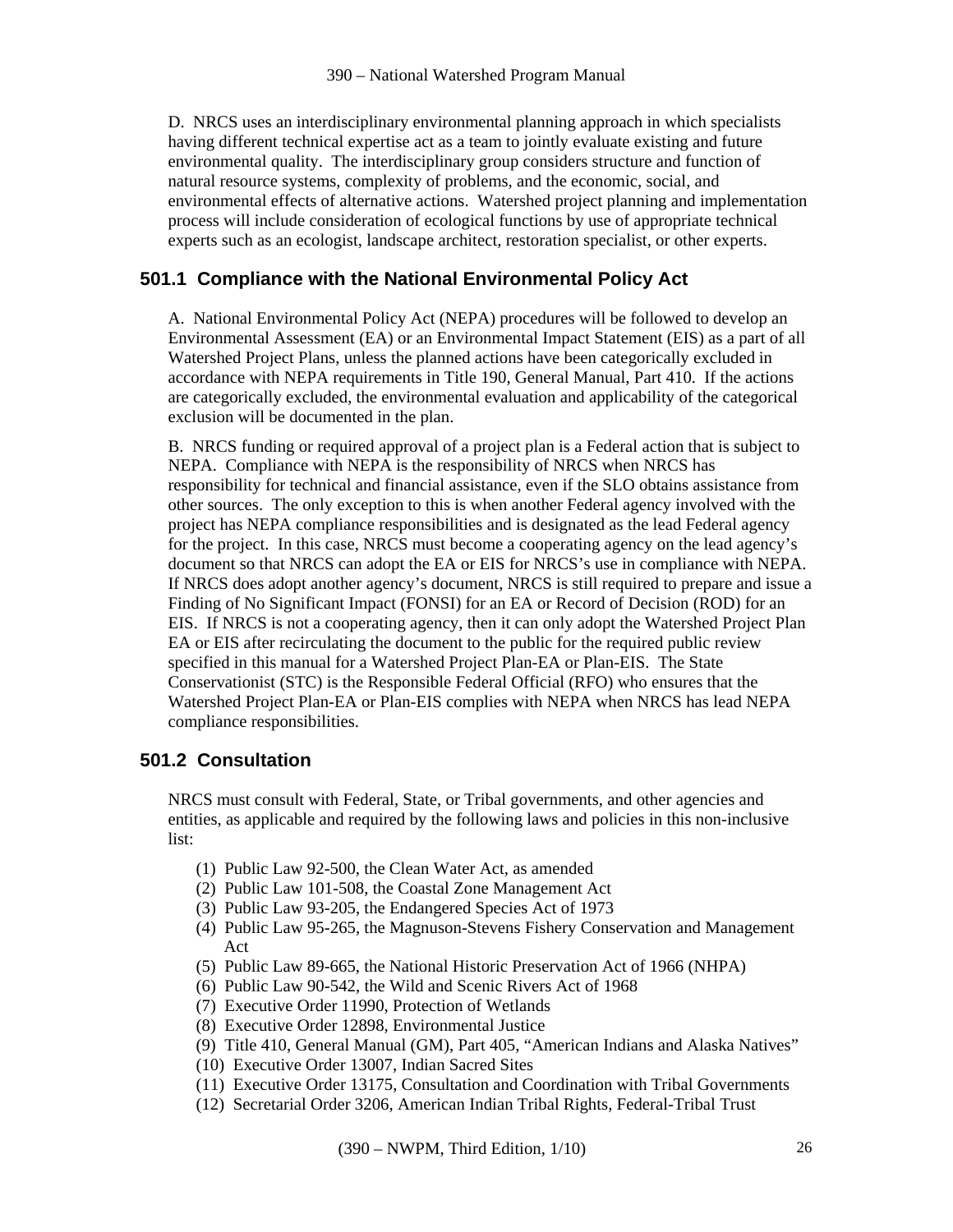D. NRCS uses an interdisciplinary environmental planning approach in which specialists having different technical expertise act as a team to jointly evaluate existing and future environmental quality. The interdisciplinary group considers structure and function of natural resource systems, complexity of problems, and the economic, social, and environmental effects of alternative actions. Watershed project planning and implementation process will include consideration of ecological functions by use of appropriate technical experts such as an ecologist, landscape architect, restoration specialist, or other experts.

## 501.1 Compliance with the National Environmental Policy Act

A. National Environmental Policy Act (NEPA) procedures will be followed to develop an Environmental Assessment (EA) or an Environmental Impact Statement (EIS) as a part of all Watershed Project Plans, unless the planned actions have been categorically excluded in accordance with NEPA requirements in Title 190, General Manual, Part 410. If the actions are categorically excluded, the environmental evaluation and applicability of the categorical exclusion will be documented in the plan.

B. NRCS funding or required approval of a project plan is a Federal action that is subject to NEPA. Compliance with NEPA is the responsibility of NRCS when NRCS has responsibility for technical and financial assistance, even if the SLO obtains assistance from other sources. The only exception to this is when another Federal agency involved with the project has NEPA compliance responsibilities and is designated as the lead Federal agency for the project. In this case, NRCS must become a cooperating agency on the lead agency's document so that NRCS can adopt the EA or EIS for NRCS's use in compliance with NEPA. If NRCS does adopt another agency's document, NRCS is still required to prepare and issue a Finding of No Significant Impact (FONSI) for an EA or Record of Decision (ROD) for an EIS. If NRCS is not a cooperating agency, then it can only adopt the Watershed Project Plan EA or EIS after recirculating the document to the public for the required public review specified in this manual for a Watershed Project Plan-EA or Plan-EIS. The State Conservationist (STC) is the Responsible Federal Official (RFO) who ensures that the Watershed Project Plan-EA or Plan-EIS complies with NEPA when NRCS has lead NEPA compliance responsibilities.

## 501.2 Consultation

NRCS must consult with Federal, State, or Tribal governments, and other agencies and entities, as applicable and required by the following laws and policies in this non-inclusive list:

(1) Public Law 92-500, the Clean Water Act, as amended
(2) Public Law 101-508, the Coastal Zone Management Act
(3) Public Law 93-205, the Endangered Species Act of 1973
(4) Public Law 95-265, the Magnuson-Stevens Fishery Conservation and Management Act
(5) Public Law 89-665, the National Historic Preservation Act of 1966 (NHPA)
(6) Public Law 90-542, the Wild and Scenic Rivers Act of 1968
(7) Executive Order 11990, Protection of Wetlands
(8) Executive Order 12898, Environmental Justice
(9) Title 410, General Manual (GM), Part 405, "American Indians and Alaska Natives"
(10) Executive Order 13007, Indian Sacred Sites
(11) Executive Order 13175, Consultation and Coordination with Tribal Governments
(12) Secretarial Order 3206, American Indian Tribal Rights, Federal-Tribal Trust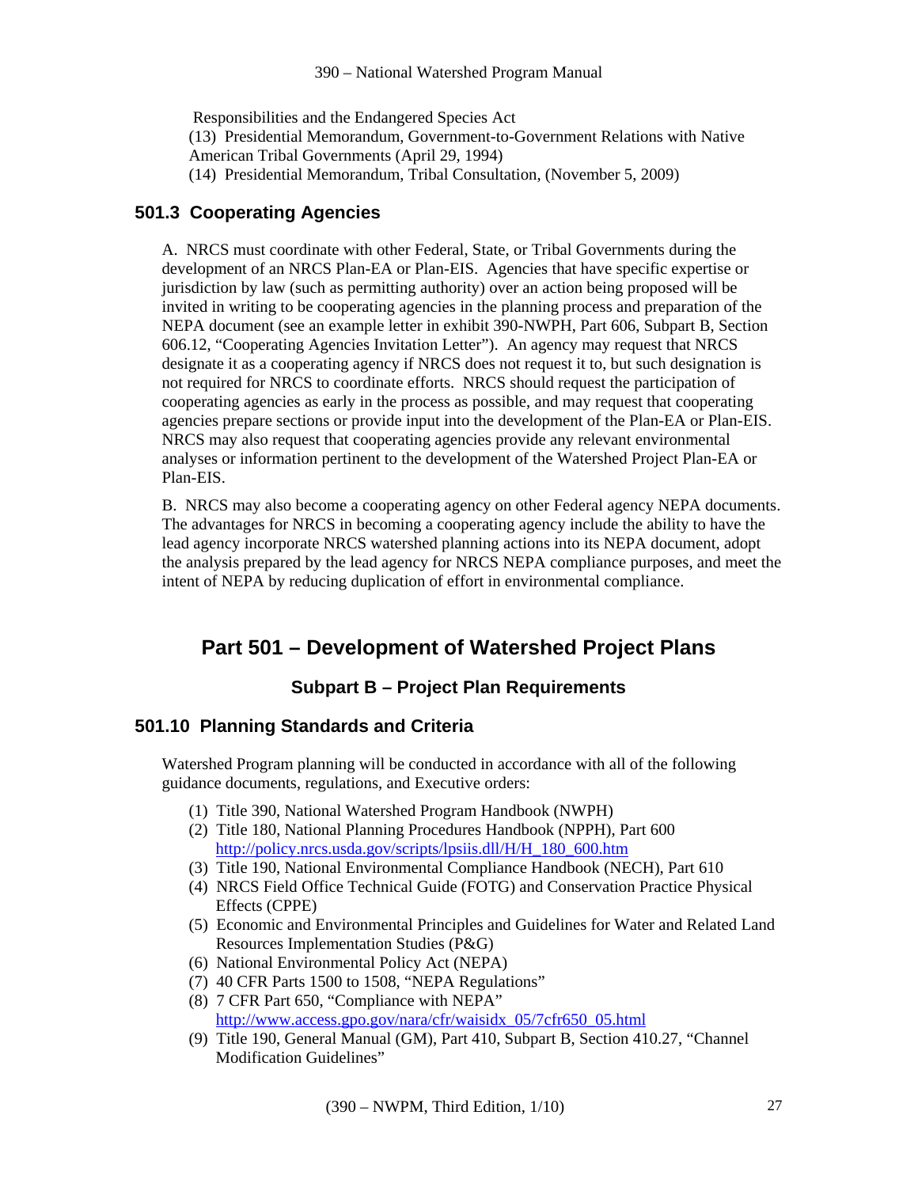Responsibilities and the Endangered Species Act

(13) Presidential Memorandum, Government-to-Government Relations with Native American Tribal Governments (April 29, 1994)

(14) Presidential Memorandum, Tribal Consultation, (November 5, 2009)

### 501.3 Cooperating Agencies

A. NRCS must coordinate with other Federal, State, or Tribal Governments during the development of an NRCS Plan-EA or Plan-EIS. Agencies that have specific expertise or jurisdiction by law (such as permitting authority) over an action being proposed will be invited in writing to be cooperating agencies in the planning process and preparation of the NEPA document (see an example letter in exhibit 390-NWPH, Part 606, Subpart B, Section 606.12, "Cooperating Agencies Invitation Letter"). An agency may request that NRCS designate it as a cooperating agency if NRCS does not request it to, but such designation is not required for NRCS to coordinate efforts. NRCS should request the participation of cooperating agencies as early in the process as possible, and may request that cooperating agencies prepare sections or provide input into the development of the Plan-EA or Plan-EIS. NRCS may also request that cooperating agencies provide any relevant environmental analyses or information pertinent to the development of the Watershed Project Plan-EA or Plan-EIS.

B. NRCS may also become a cooperating agency on other Federal agency NEPA documents. The advantages for NRCS in becoming a cooperating agency include the ability to have the lead agency incorporate NRCS watershed planning actions into its NEPA document, adopt the analysis prepared by the lead agency for NRCS NEPA compliance purposes, and meet the intent of NEPA by reducing duplication of effort in environmental compliance.

# Part 501 – Development of Watershed Project Plans

## Subpart B – Project Plan Requirements

### 501.10 Planning Standards and Criteria

Watershed Program planning will be conducted in accordance with all of the following guidance documents, regulations, and Executive orders:

(1) Title 390, National Watershed Program Handbook (NWPH)

(2) Title 180, National Planning Procedures Handbook (NPPH), Part 600 http://policy.nrcs.usda.gov/scripts/lpsiis.dll/H/H_180_600.htm

(3) Title 190, National Environmental Compliance Handbook (NECH), Part 610

(4) NRCS Field Office Technical Guide (FOTG) and Conservation Practice Physical Effects (CPPE)

(5) Economic and Environmental Principles and Guidelines for Water and Related Land Resources Implementation Studies (P&G)

(6) National Environmental Policy Act (NEPA)

(7) 40 CFR Parts 1500 to 1508, "NEPA Regulations"

(8) 7 CFR Part 650, "Compliance with NEPA" http://www.access.gpo.gov/nara/cfr/waisidx_05/7cfr650_05.html

(9) Title 190, General Manual (GM), Part 410, Subpart B, Section 410.27, "Channel Modification Guidelines"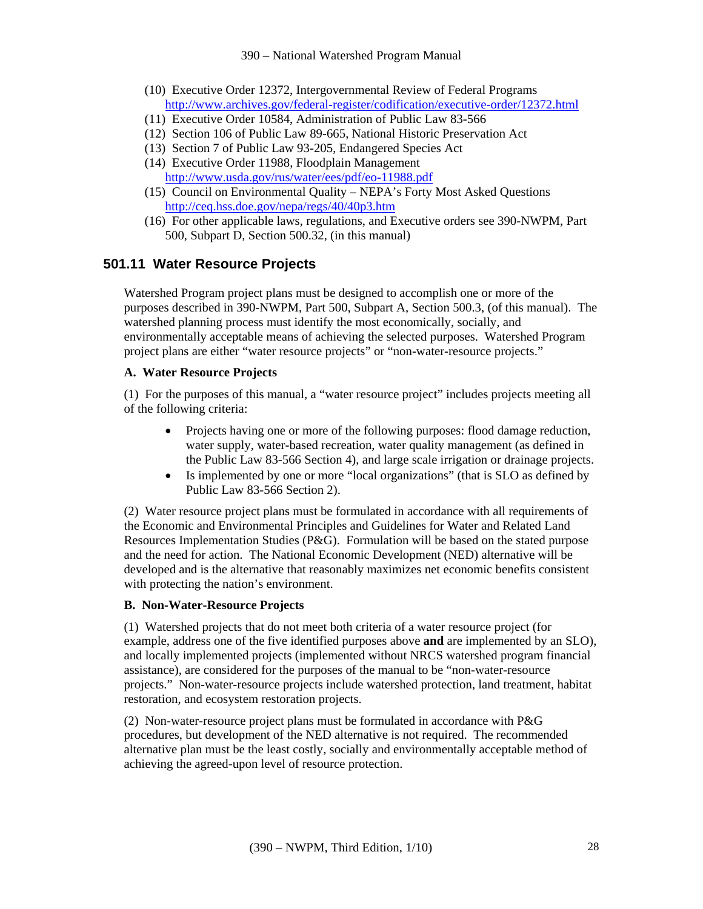(10) Executive Order 12372, Intergovernmental Review of Federal Programs
http://www.archives.gov/federal-register/codification/executive-order/12372.html

(11) Executive Order 10584, Administration of Public Law 83-566

(12) Section 106 of Public Law 89-665, National Historic Preservation Act

(13) Section 7 of Public Law 93-205, Endangered Species Act

(14) Executive Order 11988, Floodplain Management
http://www.usda.gov/rus/water/ees/pdf/eo-11988.pdf

(15) Council on Environmental Quality – NEPA's Forty Most Asked Questions
http://ceq.hss.doe.gov/nepa/regs/40/40p3.htm

(16) For other applicable laws, regulations, and Executive orders see 390-NWPM, Part 500, Subpart D, Section 500.32, (in this manual)

## 501.11 Water Resource Projects

Watershed Program project plans must be designed to accomplish one or more of the purposes described in 390-NWPM, Part 500, Subpart A, Section 500.3, (of this manual). The watershed planning process must identify the most economically, socially, and environmentally acceptable means of achieving the selected purposes. Watershed Program project plans are either "water resource projects" or "non-water-resource projects."

**A. Water Resource Projects**

(1) For the purposes of this manual, a "water resource project" includes projects meeting all of the following criteria:

- Projects having one or more of the following purposes: flood damage reduction, water supply, water-based recreation, water quality management (as defined in the Public Law 83-566 Section 4), and large scale irrigation or drainage projects.
- Is implemented by one or more "local organizations" (that is SLO as defined by Public Law 83-566 Section 2).

(2) Water resource project plans must be formulated in accordance with all requirements of the Economic and Environmental Principles and Guidelines for Water and Related Land Resources Implementation Studies (P&G). Formulation will be based on the stated purpose and the need for action. The National Economic Development (NED) alternative will be developed and is the alternative that reasonably maximizes net economic benefits consistent with protecting the nation's environment.

**B. Non-Water-Resource Projects**

(1) Watershed projects that do not meet both criteria of a water resource project (for example, address one of the five identified purposes above **and** are implemented by an SLO), and locally implemented projects (implemented without NRCS watershed program financial assistance), are considered for the purposes of the manual to be "non-water-resource projects." Non-water-resource projects include watershed protection, land treatment, habitat restoration, and ecosystem restoration projects.

(2) Non-water-resource project plans must be formulated in accordance with P&G procedures, but development of the NED alternative is not required. The recommended alternative plan must be the least costly, socially and environmentally acceptable method of achieving the agreed-upon level of resource protection.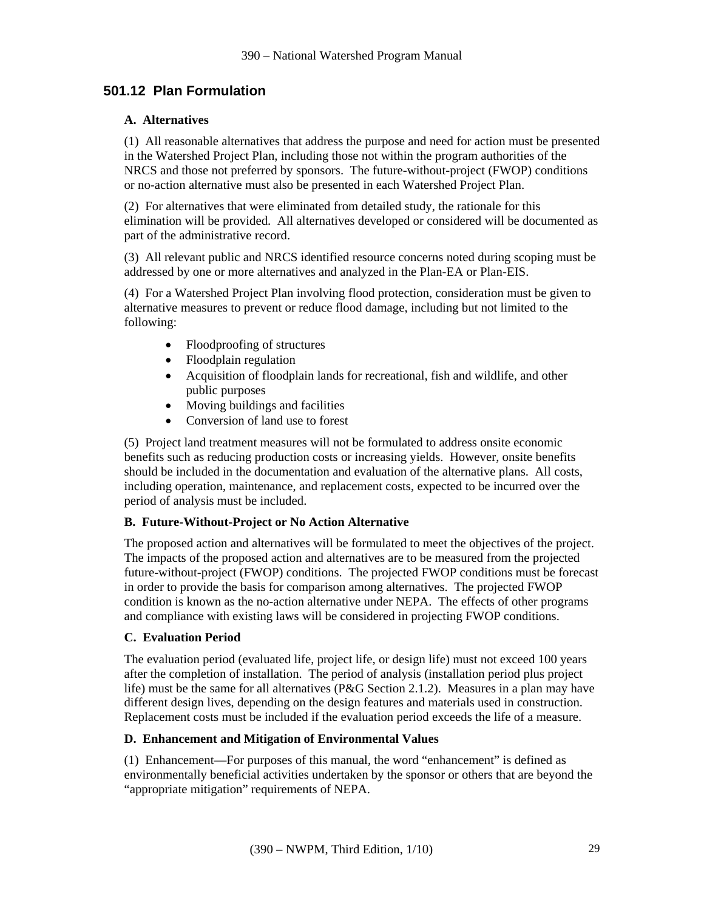## 501.12 Plan Formulation

### A. Alternatives

(1) All reasonable alternatives that address the purpose and need for action must be presented in the Watershed Project Plan, including those not within the program authorities of the NRCS and those not preferred by sponsors. The future-without-project (FWOP) conditions or no-action alternative must also be presented in each Watershed Project Plan.

(2) For alternatives that were eliminated from detailed study, the rationale for this elimination will be provided. All alternatives developed or considered will be documented as part of the administrative record.

(3) All relevant public and NRCS identified resource concerns noted during scoping must be addressed by one or more alternatives and analyzed in the Plan-EA or Plan-EIS.

(4) For a Watershed Project Plan involving flood protection, consideration must be given to alternative measures to prevent or reduce flood damage, including but not limited to the following:

- Floodproofing of structures
- Floodplain regulation
- Acquisition of floodplain lands for recreational, fish and wildlife, and other public purposes
- Moving buildings and facilities
- Conversion of land use to forest

(5) Project land treatment measures will not be formulated to address onsite economic benefits such as reducing production costs or increasing yields. However, onsite benefits should be included in the documentation and evaluation of the alternative plans. All costs, including operation, maintenance, and replacement costs, expected to be incurred over the period of analysis must be included.

### B. Future-Without-Project or No Action Alternative

The proposed action and alternatives will be formulated to meet the objectives of the project. The impacts of the proposed action and alternatives are to be measured from the projected future-without-project (FWOP) conditions. The projected FWOP conditions must be forecast in order to provide the basis for comparison among alternatives. The projected FWOP condition is known as the no-action alternative under NEPA. The effects of other programs and compliance with existing laws will be considered in projecting FWOP conditions.

### C. Evaluation Period

The evaluation period (evaluated life, project life, or design life) must not exceed 100 years after the completion of installation. The period of analysis (installation period plus project life) must be the same for all alternatives (P&G Section 2.1.2). Measures in a plan may have different design lives, depending on the design features and materials used in construction. Replacement costs must be included if the evaluation period exceeds the life of a measure.

### D. Enhancement and Mitigation of Environmental Values

(1) Enhancement—For purposes of this manual, the word "enhancement" is defined as environmentally beneficial activities undertaken by the sponsor or others that are beyond the "appropriate mitigation" requirements of NEPA.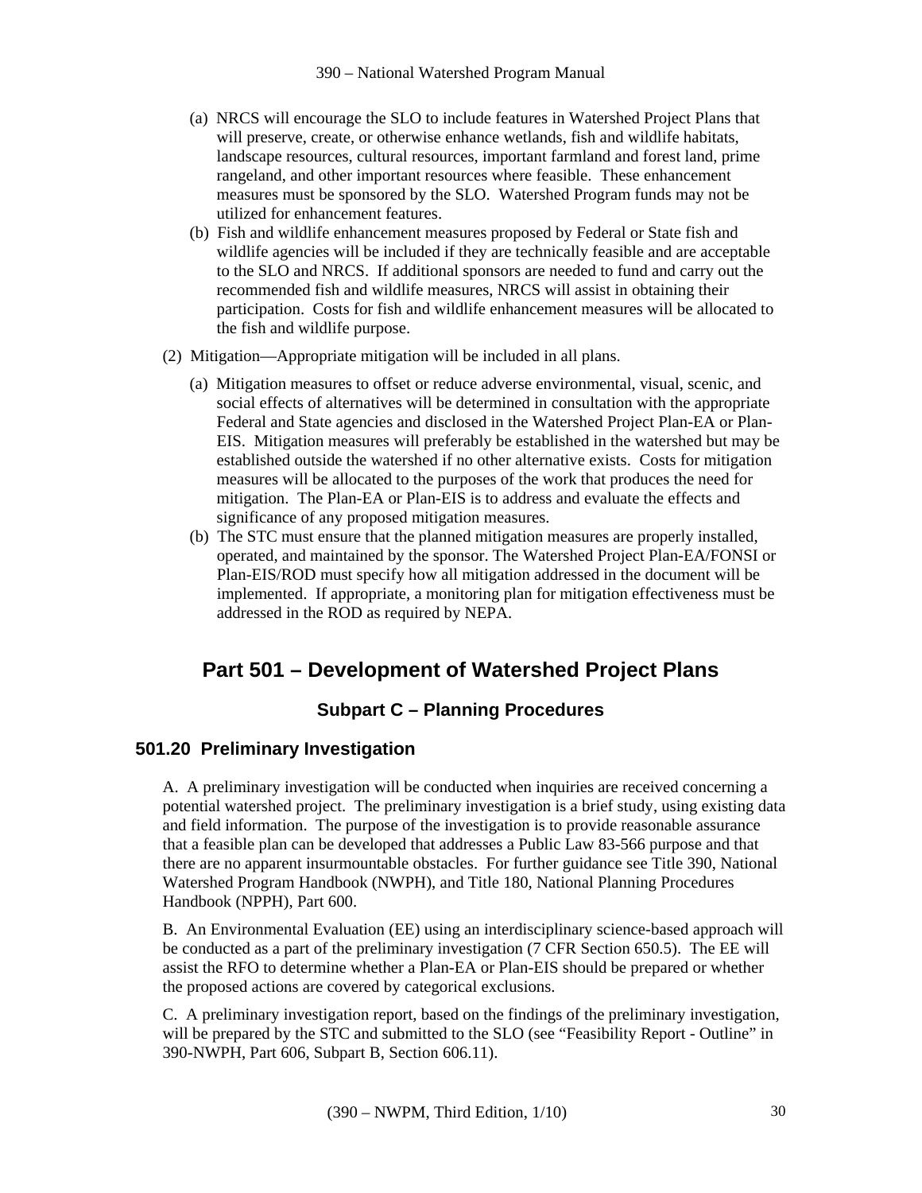(a) NRCS will encourage the SLO to include features in Watershed Project Plans that will preserve, create, or otherwise enhance wetlands, fish and wildlife habitats, landscape resources, cultural resources, important farmland and forest land, prime rangeland, and other important resources where feasible. These enhancement measures must be sponsored by the SLO. Watershed Program funds may not be utilized for enhancement features.

(b) Fish and wildlife enhancement measures proposed by Federal or State fish and wildlife agencies will be included if they are technically feasible and are acceptable to the SLO and NRCS. If additional sponsors are needed to fund and carry out the recommended fish and wildlife measures, NRCS will assist in obtaining their participation. Costs for fish and wildlife enhancement measures will be allocated to the fish and wildlife purpose.

(2) Mitigation—Appropriate mitigation will be included in all plans.

(a) Mitigation measures to offset or reduce adverse environmental, visual, scenic, and social effects of alternatives will be determined in consultation with the appropriate Federal and State agencies and disclosed in the Watershed Project Plan-EA or Plan-EIS. Mitigation measures will preferably be established in the watershed but may be established outside the watershed if no other alternative exists. Costs for mitigation measures will be allocated to the purposes of the work that produces the need for mitigation. The Plan-EA or Plan-EIS is to address and evaluate the effects and significance of any proposed mitigation measures.

(b) The STC must ensure that the planned mitigation measures are properly installed, operated, and maintained by the sponsor. The Watershed Project Plan-EA/FONSI or Plan-EIS/ROD must specify how all mitigation addressed in the document will be implemented. If appropriate, a monitoring plan for mitigation effectiveness must be addressed in the ROD as required by NEPA.

# Part 501 – Development of Watershed Project Plans

## Subpart C – Planning Procedures

### 501.20 Preliminary Investigation

A. A preliminary investigation will be conducted when inquiries are received concerning a potential watershed project. The preliminary investigation is a brief study, using existing data and field information. The purpose of the investigation is to provide reasonable assurance that a feasible plan can be developed that addresses a Public Law 83-566 purpose and that there are no apparent insurmountable obstacles. For further guidance see Title 390, National Watershed Program Handbook (NWPH), and Title 180, National Planning Procedures Handbook (NPPH), Part 600.

B. An Environmental Evaluation (EE) using an interdisciplinary science-based approach will be conducted as a part of the preliminary investigation (7 CFR Section 650.5). The EE will assist the RFO to determine whether a Plan-EA or Plan-EIS should be prepared or whether the proposed actions are covered by categorical exclusions.

C. A preliminary investigation report, based on the findings of the preliminary investigation, will be prepared by the STC and submitted to the SLO (see "Feasibility Report - Outline" in 390-NWPH, Part 606, Subpart B, Section 606.11).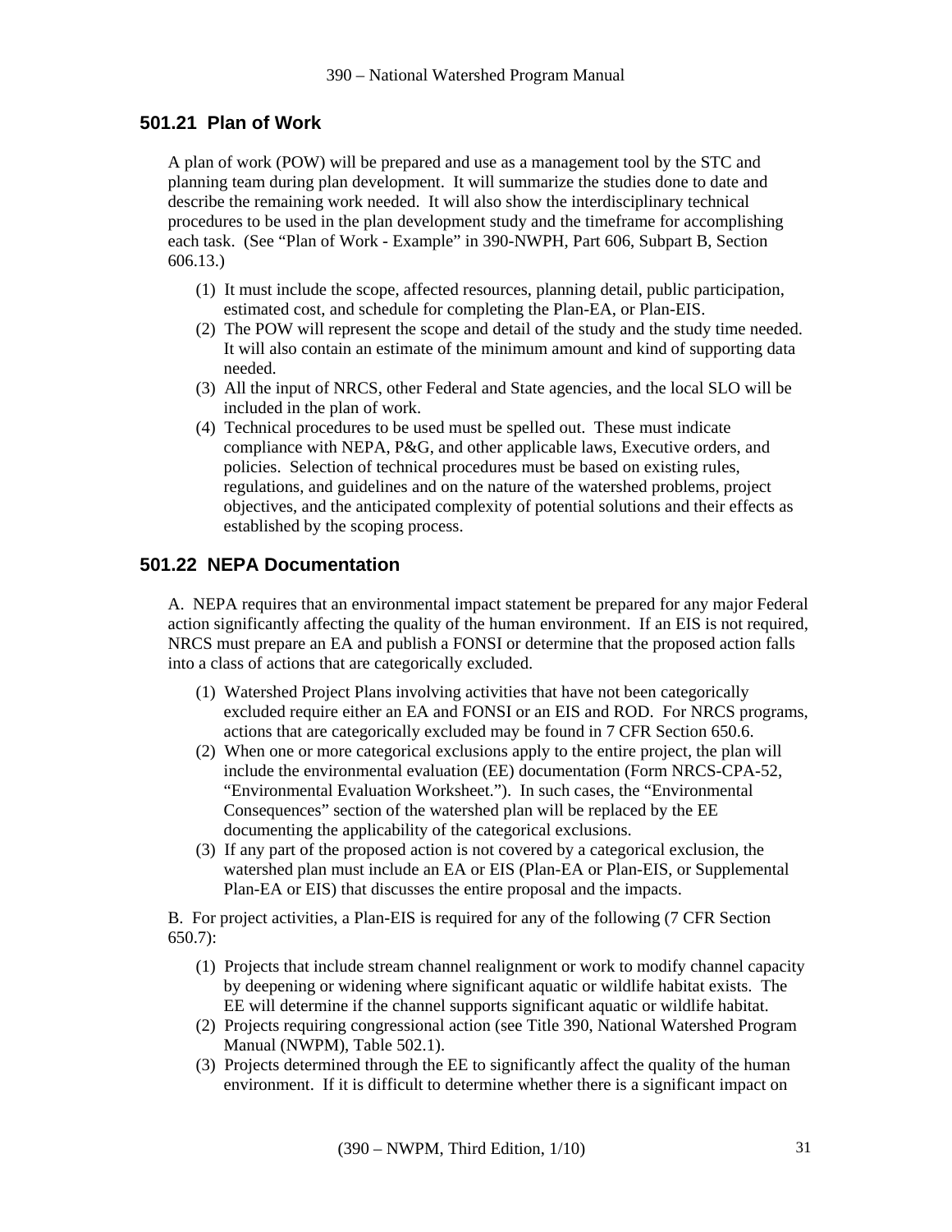## 501.21 Plan of Work

A plan of work (POW) will be prepared and use as a management tool by the STC and planning team during plan development. It will summarize the studies done to date and describe the remaining work needed. It will also show the interdisciplinary technical procedures to be used in the plan development study and the timeframe for accomplishing each task. (See "Plan of Work - Example" in 390-NWPH, Part 606, Subpart B, Section 606.13.)

(1) It must include the scope, affected resources, planning detail, public participation, estimated cost, and schedule for completing the Plan-EA, or Plan-EIS.

(2) The POW will represent the scope and detail of the study and the study time needed. It will also contain an estimate of the minimum amount and kind of supporting data needed.

(3) All the input of NRCS, other Federal and State agencies, and the local SLO will be included in the plan of work.

(4) Technical procedures to be used must be spelled out. These must indicate compliance with NEPA, P&G, and other applicable laws, Executive orders, and policies. Selection of technical procedures must be based on existing rules, regulations, and guidelines and on the nature of the watershed problems, project objectives, and the anticipated complexity of potential solutions and their effects as established by the scoping process.

## 501.22 NEPA Documentation

A. NEPA requires that an environmental impact statement be prepared for any major Federal action significantly affecting the quality of the human environment. If an EIS is not required, NRCS must prepare an EA and publish a FONSI or determine that the proposed action falls into a class of actions that are categorically excluded.

(1) Watershed Project Plans involving activities that have not been categorically excluded require either an EA and FONSI or an EIS and ROD. For NRCS programs, actions that are categorically excluded may be found in 7 CFR Section 650.6.

(2) When one or more categorical exclusions apply to the entire project, the plan will include the environmental evaluation (EE) documentation (Form NRCS-CPA-52, "Environmental Evaluation Worksheet."). In such cases, the "Environmental Consequences" section of the watershed plan will be replaced by the EE documenting the applicability of the categorical exclusions.

(3) If any part of the proposed action is not covered by a categorical exclusion, the watershed plan must include an EA or EIS (Plan-EA or Plan-EIS, or Supplemental Plan-EA or EIS) that discusses the entire proposal and the impacts.

B. For project activities, a Plan-EIS is required for any of the following (7 CFR Section 650.7):

(1) Projects that include stream channel realignment or work to modify channel capacity by deepening or widening where significant aquatic or wildlife habitat exists. The EE will determine if the channel supports significant aquatic or wildlife habitat.

(2) Projects requiring congressional action (see Title 390, National Watershed Program Manual (NWPM), Table 502.1).

(3) Projects determined through the EE to significantly affect the quality of the human environment. If it is difficult to determine whether there is a significant impact on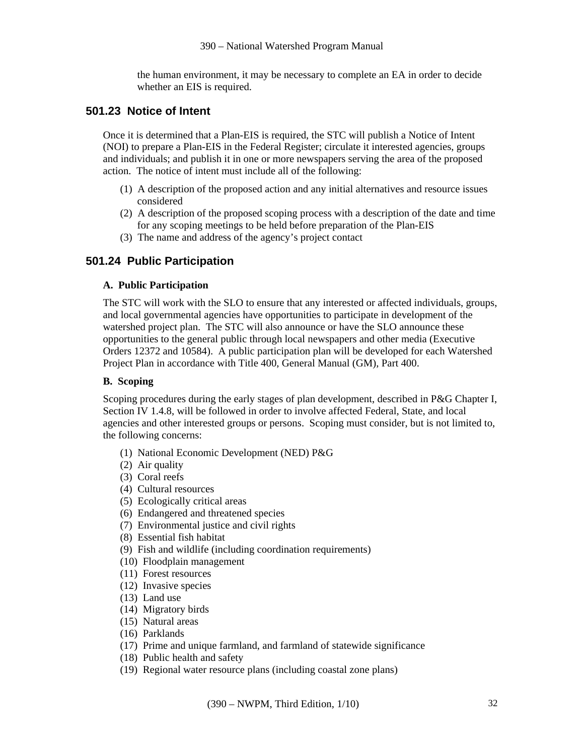the human environment, it may be necessary to complete an EA in order to decide whether an EIS is required.

## 501.23 Notice of Intent

Once it is determined that a Plan-EIS is required, the STC will publish a Notice of Intent (NOI) to prepare a Plan-EIS in the Federal Register; circulate it interested agencies, groups and individuals; and publish it in one or more newspapers serving the area of the proposed action. The notice of intent must include all of the following:

(1) A description of the proposed action and any initial alternatives and resource issues considered
(2) A description of the proposed scoping process with a description of the date and time for any scoping meetings to be held before preparation of the Plan-EIS
(3) The name and address of the agency's project contact

## 501.24 Public Participation

### A. Public Participation

The STC will work with the SLO to ensure that any interested or affected individuals, groups, and local governmental agencies have opportunities to participate in development of the watershed project plan. The STC will also announce or have the SLO announce these opportunities to the general public through local newspapers and other media (Executive Orders 12372 and 10584). A public participation plan will be developed for each Watershed Project Plan in accordance with Title 400, General Manual (GM), Part 400.

### B. Scoping

Scoping procedures during the early stages of plan development, described in P&G Chapter I, Section IV 1.4.8, will be followed in order to involve affected Federal, State, and local agencies and other interested groups or persons. Scoping must consider, but is not limited to, the following concerns:

(1) National Economic Development (NED) P&G
(2) Air quality
(3) Coral reefs
(4) Cultural resources
(5) Ecologically critical areas
(6) Endangered and threatened species
(7) Environmental justice and civil rights
(8) Essential fish habitat
(9) Fish and wildlife (including coordination requirements)
(10) Floodplain management
(11) Forest resources
(12) Invasive species
(13) Land use
(14) Migratory birds
(15) Natural areas
(16) Parklands
(17) Prime and unique farmland, and farmland of statewide significance
(18) Public health and safety
(19) Regional water resource plans (including coastal zone plans)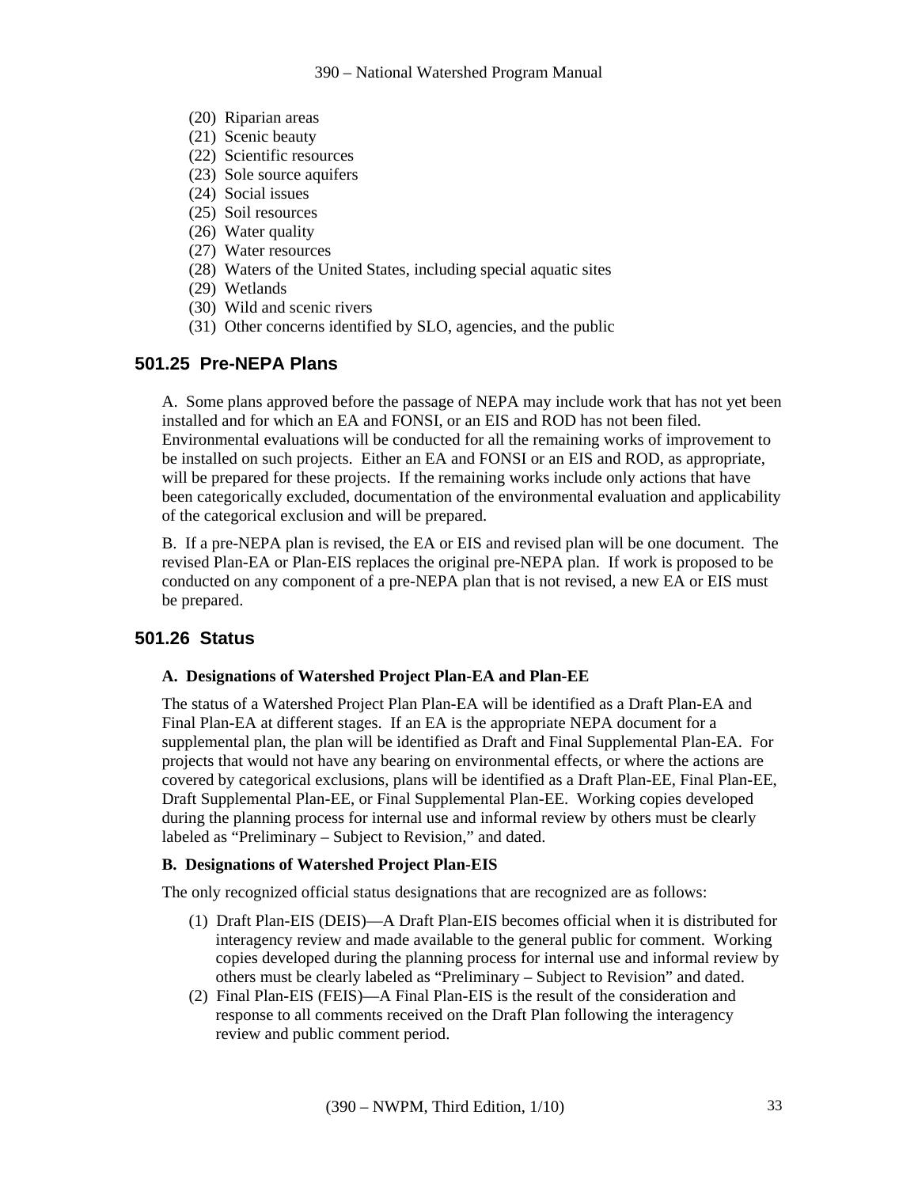(20) Riparian areas
(21) Scenic beauty
(22) Scientific resources
(23) Sole source aquifers
(24) Social issues
(25) Soil resources
(26) Water quality
(27) Water resources
(28) Waters of the United States, including special aquatic sites
(29) Wetlands
(30) Wild and scenic rivers
(31) Other concerns identified by SLO, agencies, and the public

## 501.25 Pre-NEPA Plans

A. Some plans approved before the passage of NEPA may include work that has not yet been installed and for which an EA and FONSI, or an EIS and ROD has not been filed. Environmental evaluations will be conducted for all the remaining works of improvement to be installed on such projects. Either an EA and FONSI or an EIS and ROD, as appropriate, will be prepared for these projects. If the remaining works include only actions that have been categorically excluded, documentation of the environmental evaluation and applicability of the categorical exclusion and will be prepared.

B. If a pre-NEPA plan is revised, the EA or EIS and revised plan will be one document. The revised Plan-EA or Plan-EIS replaces the original pre-NEPA plan. If work is proposed to be conducted on any component of a pre-NEPA plan that is not revised, a new EA or EIS must be prepared.

## 501.26 Status

**A. Designations of Watershed Project Plan-EA and Plan-EE**

The status of a Watershed Project Plan Plan-EA will be identified as a Draft Plan-EA and Final Plan-EA at different stages. If an EA is the appropriate NEPA document for a supplemental plan, the plan will be identified as Draft and Final Supplemental Plan-EA. For projects that would not have any bearing on environmental effects, or where the actions are covered by categorical exclusions, plans will be identified as a Draft Plan-EE, Final Plan-EE, Draft Supplemental Plan-EE, or Final Supplemental Plan-EE. Working copies developed during the planning process for internal use and informal review by others must be clearly labeled as "Preliminary – Subject to Revision," and dated.

**B. Designations of Watershed Project Plan-EIS**

The only recognized official status designations that are recognized are as follows:

(1) Draft Plan-EIS (DEIS)—A Draft Plan-EIS becomes official when it is distributed for interagency review and made available to the general public for comment. Working copies developed during the planning process for internal use and informal review by others must be clearly labeled as "Preliminary – Subject to Revision" and dated.
(2) Final Plan-EIS (FEIS)—A Final Plan-EIS is the result of the consideration and response to all comments received on the Draft Plan following the interagency review and public comment period.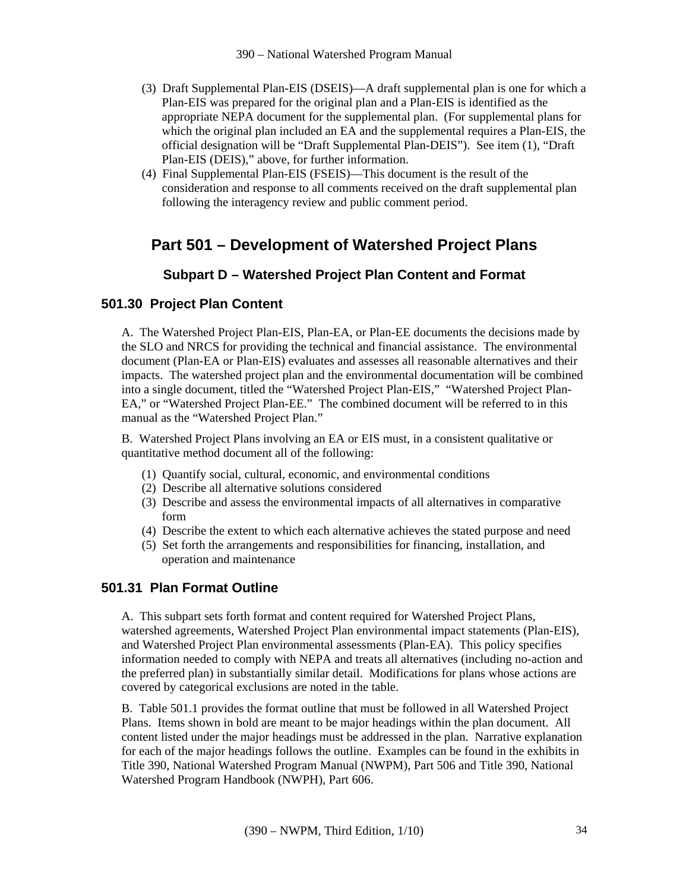(3) Draft Supplemental Plan-EIS (DSEIS)—A draft supplemental plan is one for which a Plan-EIS was prepared for the original plan and a Plan-EIS is identified as the appropriate NEPA document for the supplemental plan. (For supplemental plans for which the original plan included an EA and the supplemental requires a Plan-EIS, the official designation will be "Draft Supplemental Plan-DEIS"). See item (1), "Draft Plan-EIS (DEIS)," above, for further information.

(4) Final Supplemental Plan-EIS (FSEIS)—This document is the result of the consideration and response to all comments received on the draft supplemental plan following the interagency review and public comment period.

# Part 501 – Development of Watershed Project Plans

## Subpart D – Watershed Project Plan Content and Format

### 501.30 Project Plan Content

A. The Watershed Project Plan-EIS, Plan-EA, or Plan-EE documents the decisions made by the SLO and NRCS for providing the technical and financial assistance. The environmental document (Plan-EA or Plan-EIS) evaluates and assesses all reasonable alternatives and their impacts. The watershed project plan and the environmental documentation will be combined into a single document, titled the "Watershed Project Plan-EIS," "Watershed Project Plan-EA," or "Watershed Project Plan-EE." The combined document will be referred to in this manual as the "Watershed Project Plan."

B. Watershed Project Plans involving an EA or EIS must, in a consistent qualitative or quantitative method document all of the following:

(1) Quantify social, cultural, economic, and environmental conditions
(2) Describe all alternative solutions considered
(3) Describe and assess the environmental impacts of all alternatives in comparative form
(4) Describe the extent to which each alternative achieves the stated purpose and need
(5) Set forth the arrangements and responsibilities for financing, installation, and operation and maintenance

### 501.31 Plan Format Outline

A. This subpart sets forth format and content required for Watershed Project Plans, watershed agreements, Watershed Project Plan environmental impact statements (Plan-EIS), and Watershed Project Plan environmental assessments (Plan-EA). This policy specifies information needed to comply with NEPA and treats all alternatives (including no-action and the preferred plan) in substantially similar detail. Modifications for plans whose actions are covered by categorical exclusions are noted in the table.

B. Table 501.1 provides the format outline that must be followed in all Watershed Project Plans. Items shown in bold are meant to be major headings within the plan document. All content listed under the major headings must be addressed in the plan. Narrative explanation for each of the major headings follows the outline. Examples can be found in the exhibits in Title 390, National Watershed Program Manual (NWPM), Part 506 and Title 390, National Watershed Program Handbook (NWPH), Part 606.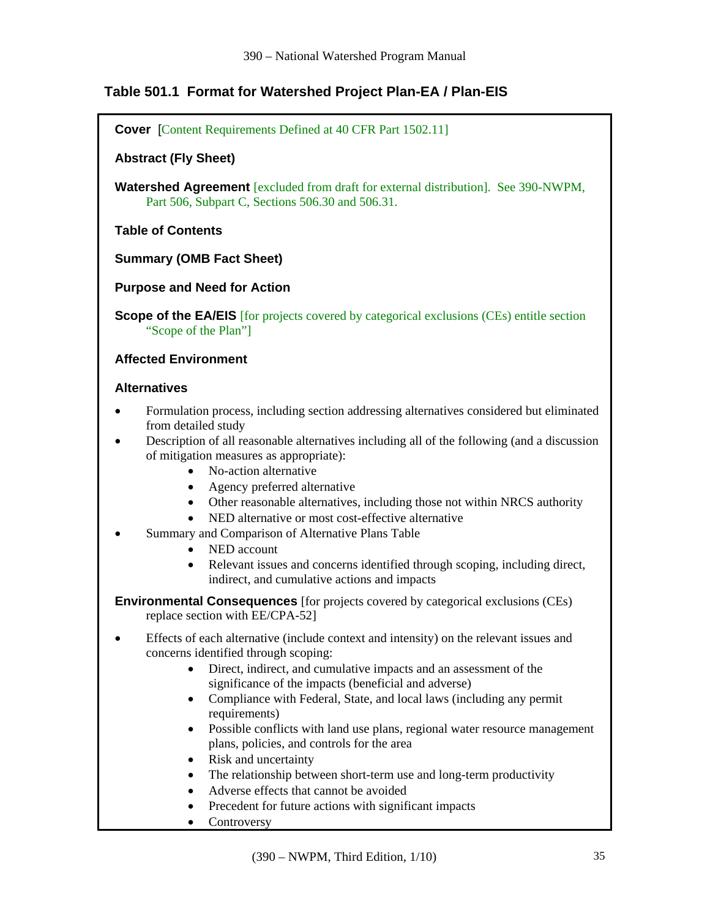## Table 501.1 Format for Watershed Project Plan-EA / Plan-EIS

**Cover** [Content Requirements Defined at 40 CFR Part 1502.11]

**Abstract (Fly Sheet)**

**Watershed Agreement** [excluded from draft for external distribution]. See 390-NWPM, Part 506, Subpart C, Sections 506.30 and 506.31.

**Table of Contents**

**Summary (OMB Fact Sheet)**

**Purpose and Need for Action**

**Scope of the EA/EIS** [for projects covered by categorical exclusions (CEs) entitle section "Scope of the Plan"]

**Affected Environment**

**Alternatives**

- Formulation process, including section addressing alternatives considered but eliminated from detailed study
- Description of all reasonable alternatives including all of the following (and a discussion of mitigation measures as appropriate):
  - No-action alternative
  - Agency preferred alternative
  - Other reasonable alternatives, including those not within NRCS authority
  - NED alternative or most cost-effective alternative
- Summary and Comparison of Alternative Plans Table
  - NED account
  - Relevant issues and concerns identified through scoping, including direct, indirect, and cumulative actions and impacts

**Environmental Consequences** [for projects covered by categorical exclusions (CEs) replace section with EE/CPA-52]

- Effects of each alternative (include context and intensity) on the relevant issues and concerns identified through scoping:
  - Direct, indirect, and cumulative impacts and an assessment of the significance of the impacts (beneficial and adverse)
  - Compliance with Federal, State, and local laws (including any permit requirements)
  - Possible conflicts with land use plans, regional water resource management plans, policies, and controls for the area
  - Risk and uncertainty
  - The relationship between short-term use and long-term productivity
  - Adverse effects that cannot be avoided
  - Precedent for future actions with significant impacts
  - Controversy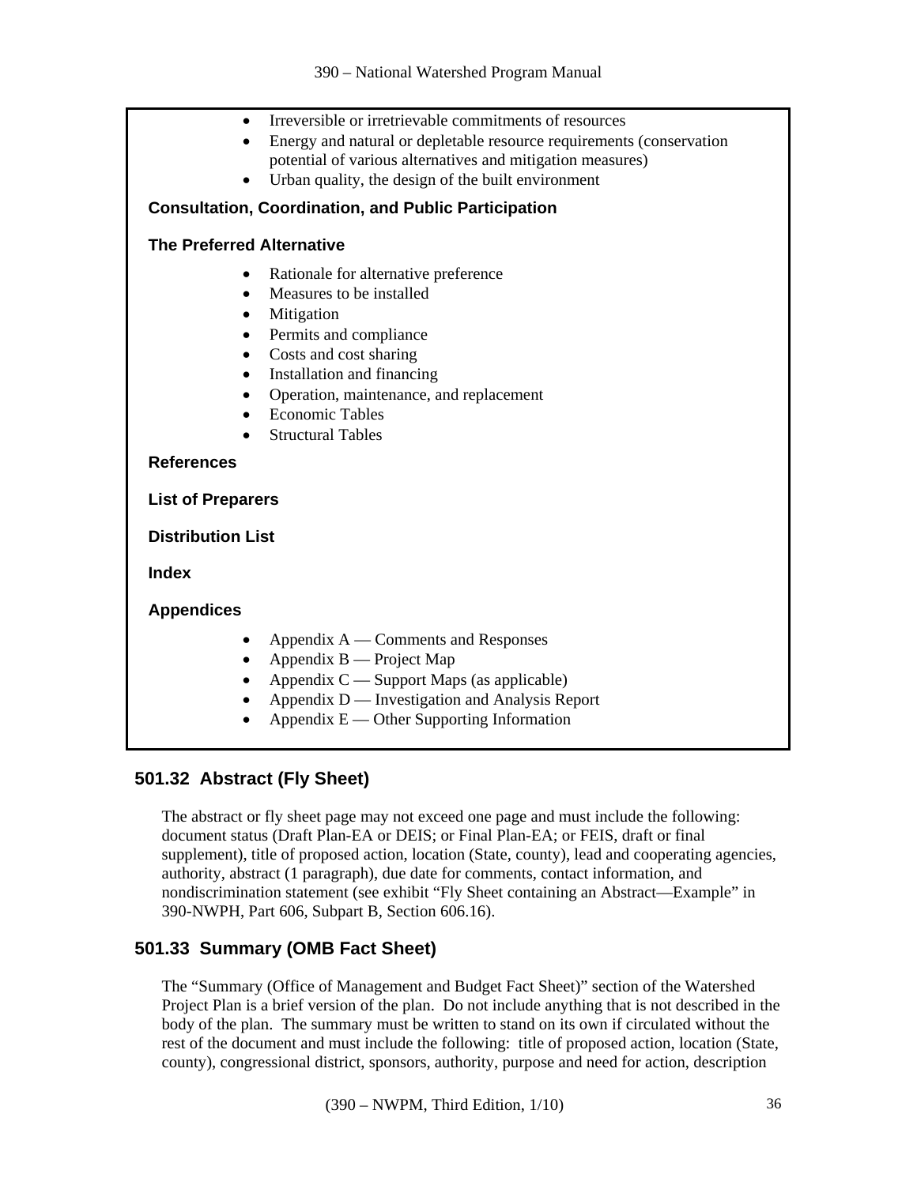- Irreversible or irretrievable commitments of resources
- Energy and natural or depletable resource requirements (conservation potential of various alternatives and mitigation measures)
- Urban quality, the design of the built environment

**Consultation, Coordination, and Public Participation**

**The Preferred Alternative**

- Rationale for alternative preference
- Measures to be installed
- Mitigation
- Permits and compliance
- Costs and cost sharing
- Installation and financing
- Operation, maintenance, and replacement
- Economic Tables
- Structural Tables

**References**

**List of Preparers**

**Distribution List**

**Index**

**Appendices**

- Appendix A — Comments and Responses
- Appendix B — Project Map
- Appendix C — Support Maps (as applicable)
- Appendix D — Investigation and Analysis Report
- Appendix E — Other Supporting Information

## 501.32 Abstract (Fly Sheet)

The abstract or fly sheet page may not exceed one page and must include the following: document status (Draft Plan-EA or DEIS; or Final Plan-EA; or FEIS, draft or final supplement), title of proposed action, location (State, county), lead and cooperating agencies, authority, abstract (1 paragraph), due date for comments, contact information, and nondiscrimination statement (see exhibit "Fly Sheet containing an Abstract—Example" in 390-NWPH, Part 606, Subpart B, Section 606.16).

## 501.33 Summary (OMB Fact Sheet)

The "Summary (Office of Management and Budget Fact Sheet)" section of the Watershed Project Plan is a brief version of the plan. Do not include anything that is not described in the body of the plan. The summary must be written to stand on its own if circulated without the rest of the document and must include the following: title of proposed action, location (State, county), congressional district, sponsors, authority, purpose and need for action, description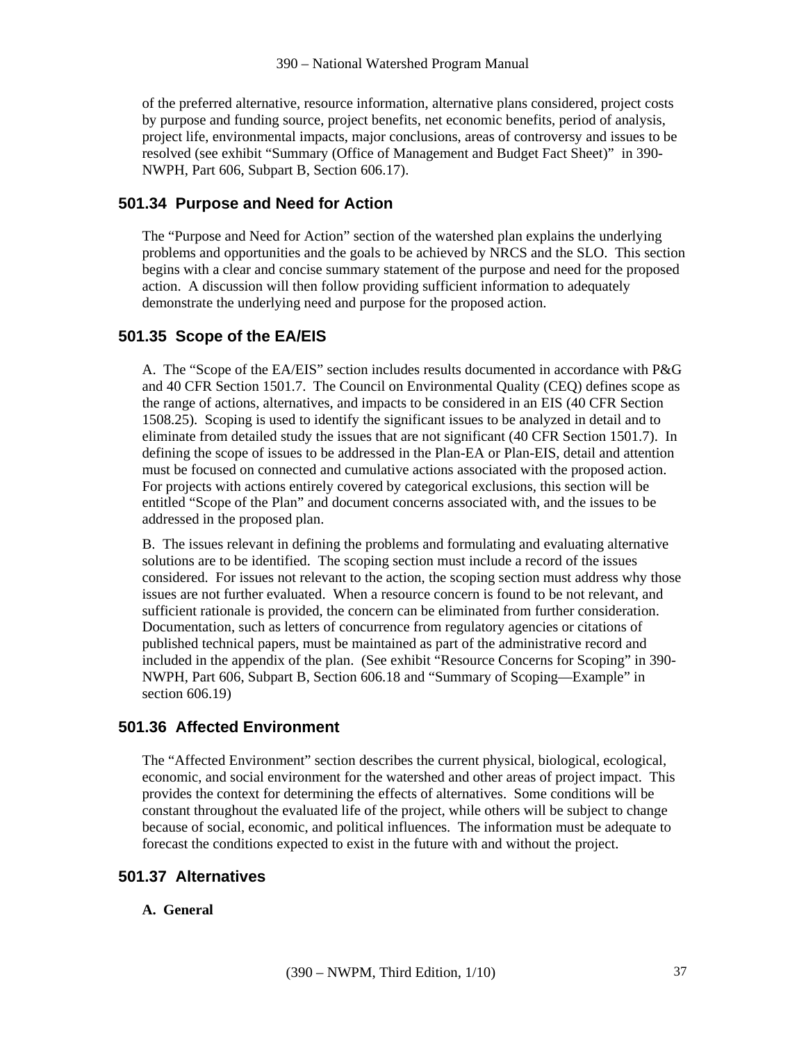of the preferred alternative, resource information, alternative plans considered, project costs by purpose and funding source, project benefits, net economic benefits, period of analysis, project life, environmental impacts, major conclusions, areas of controversy and issues to be resolved (see exhibit "Summary (Office of Management and Budget Fact Sheet)" in 390-NWPH, Part 606, Subpart B, Section 606.17).

## 501.34 Purpose and Need for Action

The "Purpose and Need for Action" section of the watershed plan explains the underlying problems and opportunities and the goals to be achieved by NRCS and the SLO. This section begins with a clear and concise summary statement of the purpose and need for the proposed action. A discussion will then follow providing sufficient information to adequately demonstrate the underlying need and purpose for the proposed action.

## 501.35 Scope of the EA/EIS

A. The "Scope of the EA/EIS" section includes results documented in accordance with P&G and 40 CFR Section 1501.7. The Council on Environmental Quality (CEQ) defines scope as the range of actions, alternatives, and impacts to be considered in an EIS (40 CFR Section 1508.25). Scoping is used to identify the significant issues to be analyzed in detail and to eliminate from detailed study the issues that are not significant (40 CFR Section 1501.7). In defining the scope of issues to be addressed in the Plan-EA or Plan-EIS, detail and attention must be focused on connected and cumulative actions associated with the proposed action. For projects with actions entirely covered by categorical exclusions, this section will be entitled "Scope of the Plan" and document concerns associated with, and the issues to be addressed in the proposed plan.

B. The issues relevant in defining the problems and formulating and evaluating alternative solutions are to be identified. The scoping section must include a record of the issues considered. For issues not relevant to the action, the scoping section must address why those issues are not further evaluated. When a resource concern is found to be not relevant, and sufficient rationale is provided, the concern can be eliminated from further consideration. Documentation, such as letters of concurrence from regulatory agencies or citations of published technical papers, must be maintained as part of the administrative record and included in the appendix of the plan. (See exhibit "Resource Concerns for Scoping" in 390-NWPH, Part 606, Subpart B, Section 606.18 and "Summary of Scoping—Example" in section 606.19)

## 501.36 Affected Environment

The "Affected Environment" section describes the current physical, biological, ecological, economic, and social environment for the watershed and other areas of project impact. This provides the context for determining the effects of alternatives. Some conditions will be constant throughout the evaluated life of the project, while others will be subject to change because of social, economic, and political influences. The information must be adequate to forecast the conditions expected to exist in the future with and without the project.

## 501.37 Alternatives

**A. General**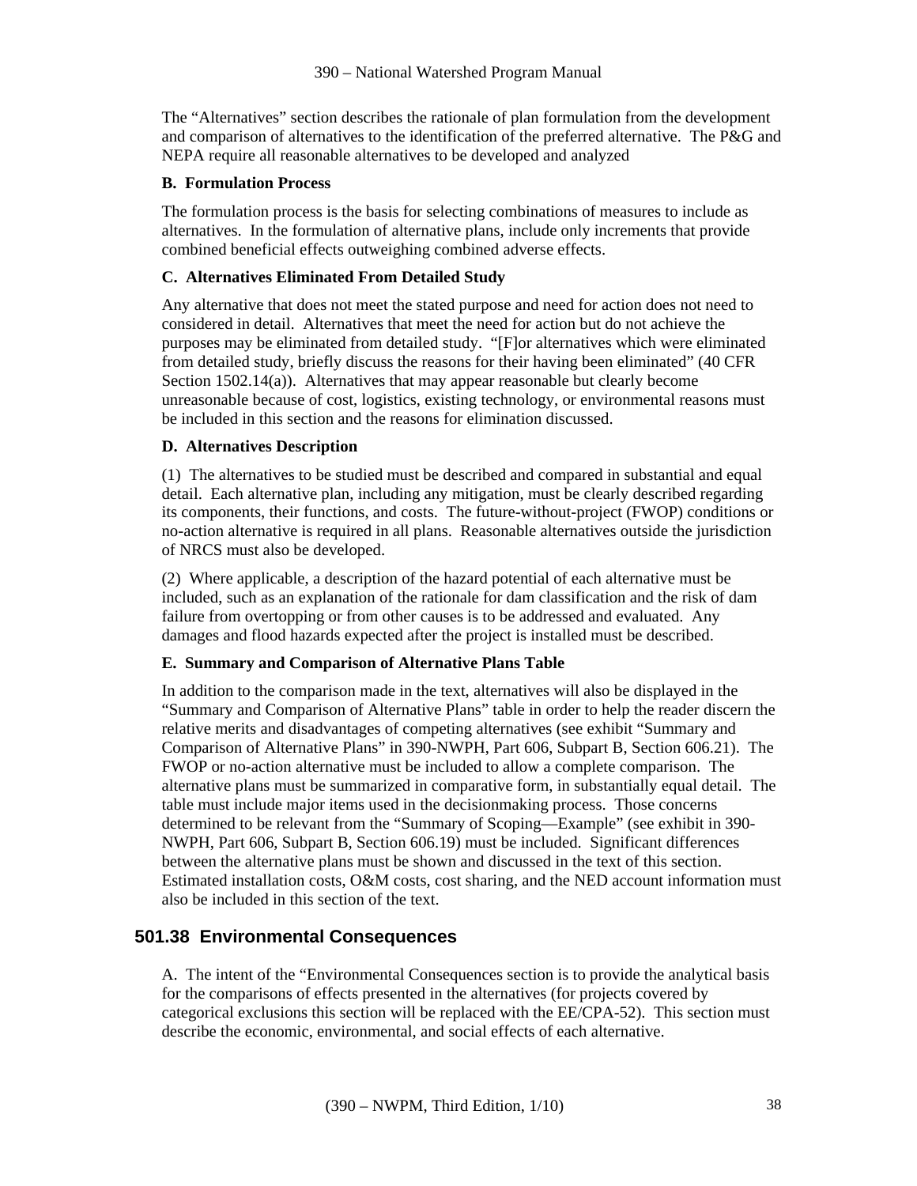The "Alternatives" section describes the rationale of plan formulation from the development and comparison of alternatives to the identification of the preferred alternative. The P&G and NEPA require all reasonable alternatives to be developed and analyzed

**B. Formulation Process**

The formulation process is the basis for selecting combinations of measures to include as alternatives. In the formulation of alternative plans, include only increments that provide combined beneficial effects outweighing combined adverse effects.

**C. Alternatives Eliminated From Detailed Study**

Any alternative that does not meet the stated purpose and need for action does not need to considered in detail. Alternatives that meet the need for action but do not achieve the purposes may be eliminated from detailed study. "[F]or alternatives which were eliminated from detailed study, briefly discuss the reasons for their having been eliminated" (40 CFR Section 1502.14(a)). Alternatives that may appear reasonable but clearly become unreasonable because of cost, logistics, existing technology, or environmental reasons must be included in this section and the reasons for elimination discussed.

**D. Alternatives Description**

(1) The alternatives to be studied must be described and compared in substantial and equal detail. Each alternative plan, including any mitigation, must be clearly described regarding its components, their functions, and costs. The future-without-project (FWOP) conditions or no-action alternative is required in all plans. Reasonable alternatives outside the jurisdiction of NRCS must also be developed.

(2) Where applicable, a description of the hazard potential of each alternative must be included, such as an explanation of the rationale for dam classification and the risk of dam failure from overtopping or from other causes is to be addressed and evaluated. Any damages and flood hazards expected after the project is installed must be described.

**E. Summary and Comparison of Alternative Plans Table**

In addition to the comparison made in the text, alternatives will also be displayed in the "Summary and Comparison of Alternative Plans" table in order to help the reader discern the relative merits and disadvantages of competing alternatives (see exhibit "Summary and Comparison of Alternative Plans" in 390-NWPH, Part 606, Subpart B, Section 606.21). The FWOP or no-action alternative must be included to allow a complete comparison. The alternative plans must be summarized in comparative form, in substantially equal detail. The table must include major items used in the decisionmaking process. Those concerns determined to be relevant from the "Summary of Scoping—Example" (see exhibit in 390-NWPH, Part 606, Subpart B, Section 606.19) must be included. Significant differences between the alternative plans must be shown and discussed in the text of this section. Estimated installation costs, O&M costs, cost sharing, and the NED account information must also be included in this section of the text.

## 501.38 Environmental Consequences

A. The intent of the "Environmental Consequences section is to provide the analytical basis for the comparisons of effects presented in the alternatives (for projects covered by categorical exclusions this section will be replaced with the EE/CPA-52). This section must describe the economic, environmental, and social effects of each alternative.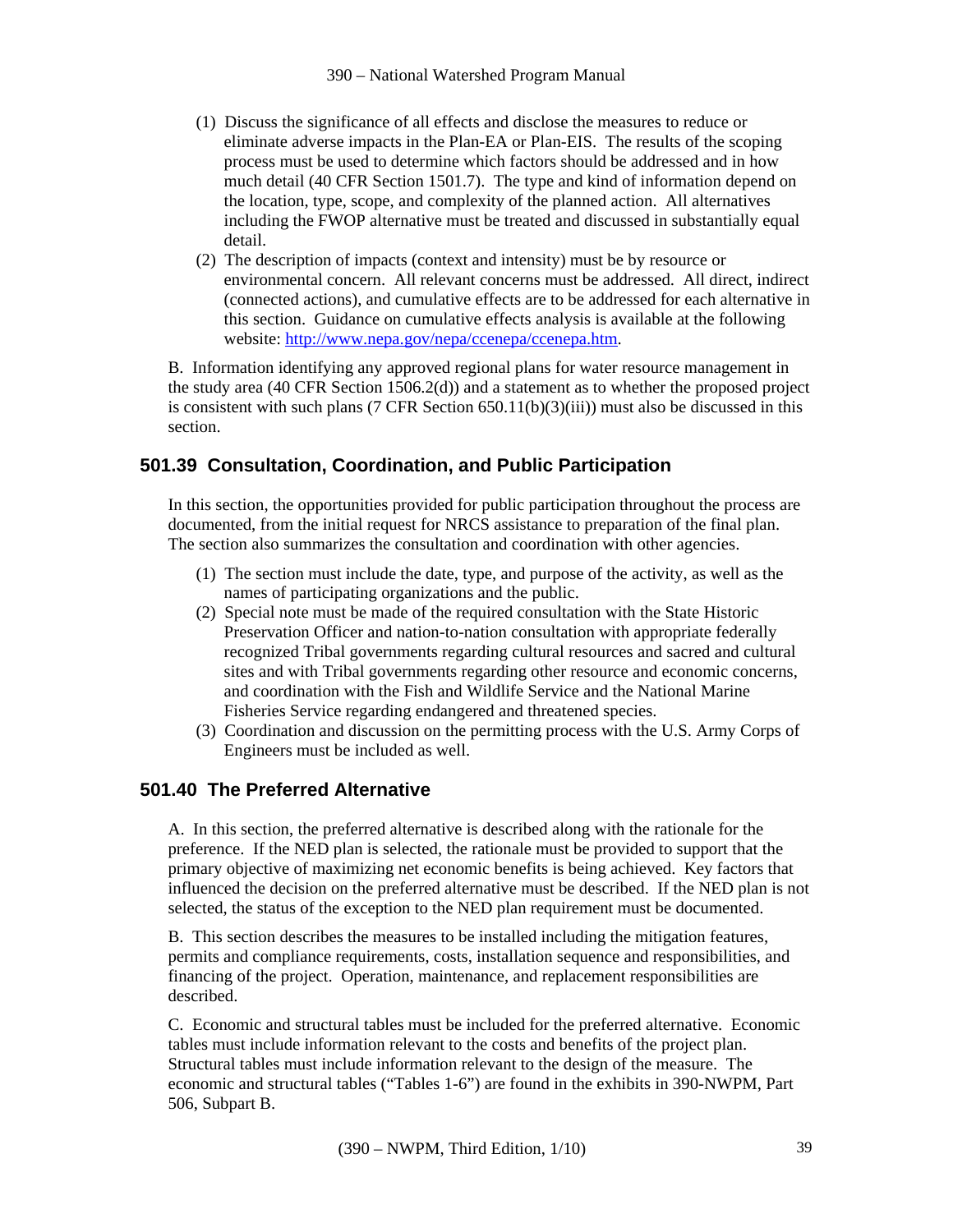(1) Discuss the significance of all effects and disclose the measures to reduce or eliminate adverse impacts in the Plan-EA or Plan-EIS. The results of the scoping process must be used to determine which factors should be addressed and in how much detail (40 CFR Section 1501.7). The type and kind of information depend on the location, type, scope, and complexity of the planned action. All alternatives including the FWOP alternative must be treated and discussed in substantially equal detail.

(2) The description of impacts (context and intensity) must be by resource or environmental concern. All relevant concerns must be addressed. All direct, indirect (connected actions), and cumulative effects are to be addressed for each alternative in this section. Guidance on cumulative effects analysis is available at the following website: [http://www.nepa.gov/nepa/ccenepa/ccenepa.htm](http://www.nepa.gov/nepa/ccenepa/ccenepa.htm).

B. Information identifying any approved regional plans for water resource management in the study area (40 CFR Section 1506.2(d)) and a statement as to whether the proposed project is consistent with such plans (7 CFR Section 650.11(b)(3)(iii)) must also be discussed in this section.

## 501.39 Consultation, Coordination, and Public Participation

In this section, the opportunities provided for public participation throughout the process are documented, from the initial request for NRCS assistance to preparation of the final plan. The section also summarizes the consultation and coordination with other agencies.

(1) The section must include the date, type, and purpose of the activity, as well as the names of participating organizations and the public.

(2) Special note must be made of the required consultation with the State Historic Preservation Officer and nation-to-nation consultation with appropriate federally recognized Tribal governments regarding cultural resources and sacred and cultural sites and with Tribal governments regarding other resource and economic concerns, and coordination with the Fish and Wildlife Service and the National Marine Fisheries Service regarding endangered and threatened species.

(3) Coordination and discussion on the permitting process with the U.S. Army Corps of Engineers must be included as well.

## 501.40 The Preferred Alternative

A. In this section, the preferred alternative is described along with the rationale for the preference. If the NED plan is selected, the rationale must be provided to support that the primary objective of maximizing net economic benefits is being achieved. Key factors that influenced the decision on the preferred alternative must be described. If the NED plan is not selected, the status of the exception to the NED plan requirement must be documented.

B. This section describes the measures to be installed including the mitigation features, permits and compliance requirements, costs, installation sequence and responsibilities, and financing of the project. Operation, maintenance, and replacement responsibilities are described.

C. Economic and structural tables must be included for the preferred alternative. Economic tables must include information relevant to the costs and benefits of the project plan. Structural tables must include information relevant to the design of the measure. The economic and structural tables ("Tables 1-6") are found in the exhibits in 390-NWPM, Part 506, Subpart B.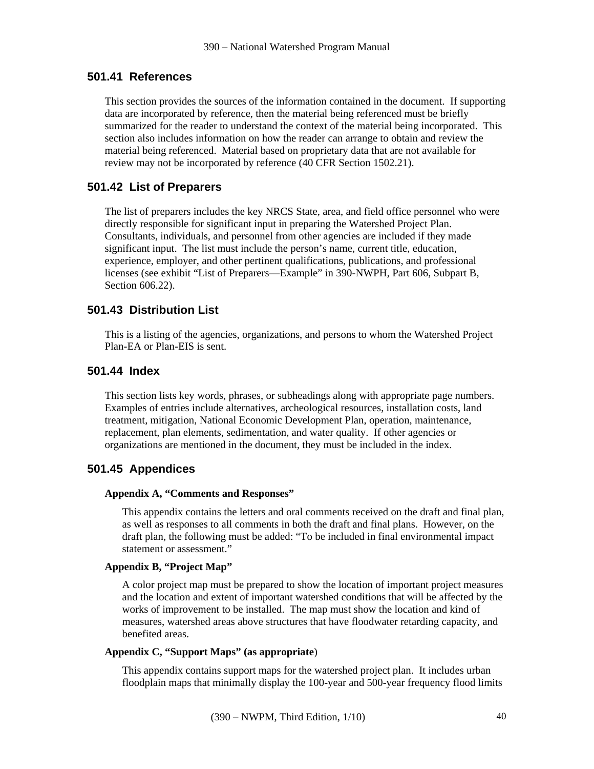## 501.41 References

This section provides the sources of the information contained in the document. If supporting data are incorporated by reference, then the material being referenced must be briefly summarized for the reader to understand the context of the material being incorporated. This section also includes information on how the reader can arrange to obtain and review the material being referenced. Material based on proprietary data that are not available for review may not be incorporated by reference (40 CFR Section 1502.21).

## 501.42 List of Preparers

The list of preparers includes the key NRCS State, area, and field office personnel who were directly responsible for significant input in preparing the Watershed Project Plan. Consultants, individuals, and personnel from other agencies are included if they made significant input. The list must include the person's name, current title, education, experience, employer, and other pertinent qualifications, publications, and professional licenses (see exhibit "List of Preparers—Example" in 390-NWPH, Part 606, Subpart B, Section 606.22).

## 501.43 Distribution List

This is a listing of the agencies, organizations, and persons to whom the Watershed Project Plan-EA or Plan-EIS is sent.

## 501.44 Index

This section lists key words, phrases, or subheadings along with appropriate page numbers. Examples of entries include alternatives, archeological resources, installation costs, land treatment, mitigation, National Economic Development Plan, operation, maintenance, replacement, plan elements, sedimentation, and water quality. If other agencies or organizations are mentioned in the document, they must be included in the index.

## 501.45 Appendices

**Appendix A, "Comments and Responses"**

This appendix contains the letters and oral comments received on the draft and final plan, as well as responses to all comments in both the draft and final plans. However, on the draft plan, the following must be added: "To be included in final environmental impact statement or assessment."

**Appendix B, "Project Map"**

A color project map must be prepared to show the location of important project measures and the location and extent of important watershed conditions that will be affected by the works of improvement to be installed. The map must show the location and kind of measures, watershed areas above structures that have floodwater retarding capacity, and benefited areas.

**Appendix C, "Support Maps" (as appropriate)**

This appendix contains support maps for the watershed project plan. It includes urban floodplain maps that minimally display the 100-year and 500-year frequency flood limits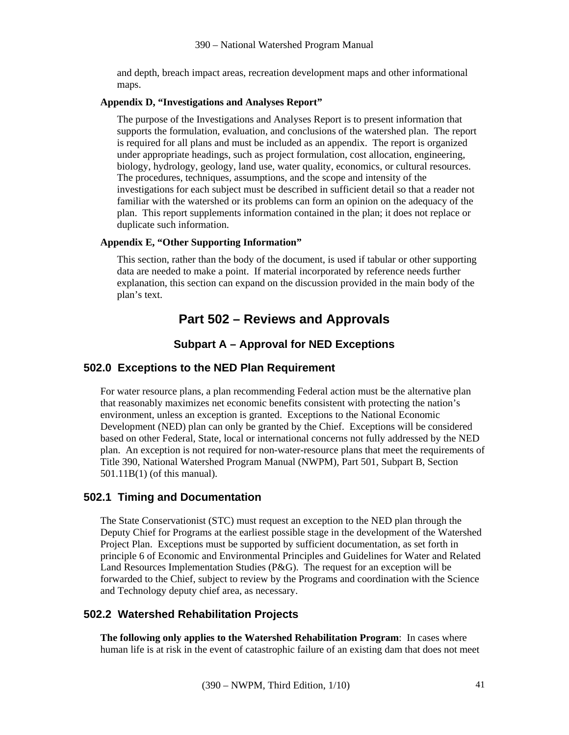and depth, breach impact areas, recreation development maps and other informational maps.

**Appendix D, "Investigations and Analyses Report"**

The purpose of the Investigations and Analyses Report is to present information that supports the formulation, evaluation, and conclusions of the watershed plan. The report is required for all plans and must be included as an appendix. The report is organized under appropriate headings, such as project formulation, cost allocation, engineering, biology, hydrology, geology, land use, water quality, economics, or cultural resources. The procedures, techniques, assumptions, and the scope and intensity of the investigations for each subject must be described in sufficient detail so that a reader not familiar with the watershed or its problems can form an opinion on the adequacy of the plan. This report supplements information contained in the plan; it does not replace or duplicate such information.

**Appendix E, "Other Supporting Information"**

This section, rather than the body of the document, is used if tabular or other supporting data are needed to make a point. If material incorporated by reference needs further explanation, this section can expand on the discussion provided in the main body of the plan's text.

# Part 502 – Reviews and Approvals

## Subpart A – Approval for NED Exceptions

### 502.0 Exceptions to the NED Plan Requirement

For water resource plans, a plan recommending Federal action must be the alternative plan that reasonably maximizes net economic benefits consistent with protecting the nation's environment, unless an exception is granted. Exceptions to the National Economic Development (NED) plan can only be granted by the Chief. Exceptions will be considered based on other Federal, State, local or international concerns not fully addressed by the NED plan. An exception is not required for non-water-resource plans that meet the requirements of Title 390, National Watershed Program Manual (NWPM), Part 501, Subpart B, Section 501.11B(1) (of this manual).

### 502.1 Timing and Documentation

The State Conservationist (STC) must request an exception to the NED plan through the Deputy Chief for Programs at the earliest possible stage in the development of the Watershed Project Plan. Exceptions must be supported by sufficient documentation, as set forth in principle 6 of Economic and Environmental Principles and Guidelines for Water and Related Land Resources Implementation Studies (P&G). The request for an exception will be forwarded to the Chief, subject to review by the Programs and coordination with the Science and Technology deputy chief area, as necessary.

### 502.2 Watershed Rehabilitation Projects

**The following only applies to the Watershed Rehabilitation Program**: In cases where human life is at risk in the event of catastrophic failure of an existing dam that does not meet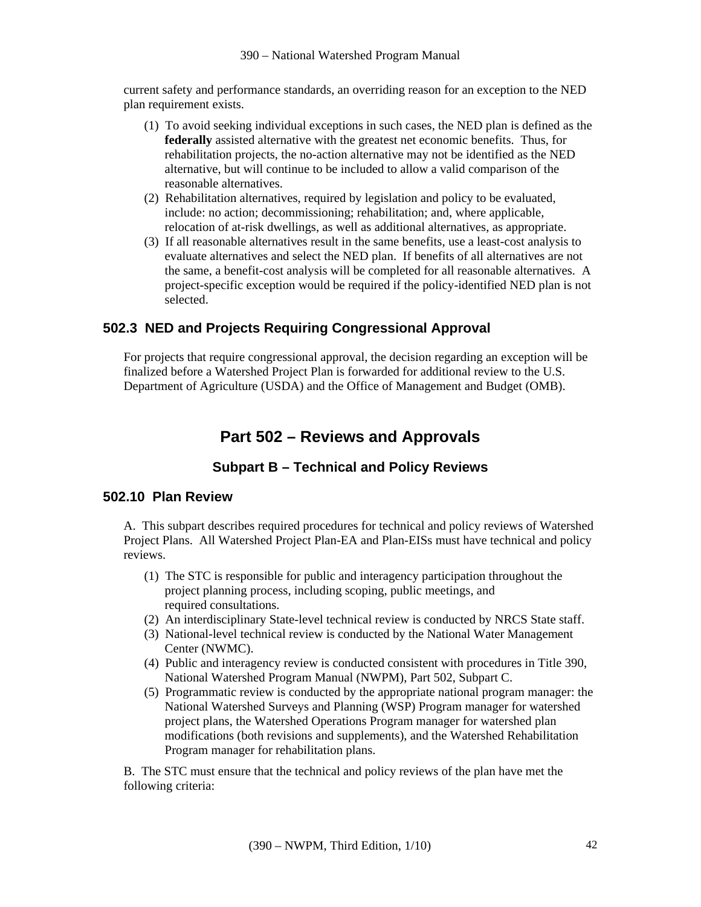current safety and performance standards, an overriding reason for an exception to the NED plan requirement exists.

(1) To avoid seeking individual exceptions in such cases, the NED plan is defined as the **federally** assisted alternative with the greatest net economic benefits. Thus, for rehabilitation projects, the no-action alternative may not be identified as the NED alternative, but will continue to be included to allow a valid comparison of the reasonable alternatives.

(2) Rehabilitation alternatives, required by legislation and policy to be evaluated, include: no action; decommissioning; rehabilitation; and, where applicable, relocation of at-risk dwellings, as well as additional alternatives, as appropriate.

(3) If all reasonable alternatives result in the same benefits, use a least-cost analysis to evaluate alternatives and select the NED plan. If benefits of all alternatives are not the same, a benefit-cost analysis will be completed for all reasonable alternatives. A project-specific exception would be required if the policy-identified NED plan is not selected.

### 502.3 NED and Projects Requiring Congressional Approval

For projects that require congressional approval, the decision regarding an exception will be finalized before a Watershed Project Plan is forwarded for additional review to the U.S. Department of Agriculture (USDA) and the Office of Management and Budget (OMB).

# Part 502 – Reviews and Approvals

## Subpart B – Technical and Policy Reviews

### 502.10 Plan Review

A. This subpart describes required procedures for technical and policy reviews of Watershed Project Plans. All Watershed Project Plan-EA and Plan-EISs must have technical and policy reviews.

(1) The STC is responsible for public and interagency participation throughout the project planning process, including scoping, public meetings, and required consultations.

(2) An interdisciplinary State-level technical review is conducted by NRCS State staff.

(3) National-level technical review is conducted by the National Water Management Center (NWMC).

(4) Public and interagency review is conducted consistent with procedures in Title 390, National Watershed Program Manual (NWPM), Part 502, Subpart C.

(5) Programmatic review is conducted by the appropriate national program manager: the National Watershed Surveys and Planning (WSP) Program manager for watershed project plans, the Watershed Operations Program manager for watershed plan modifications (both revisions and supplements), and the Watershed Rehabilitation Program manager for rehabilitation plans.

B. The STC must ensure that the technical and policy reviews of the plan have met the following criteria: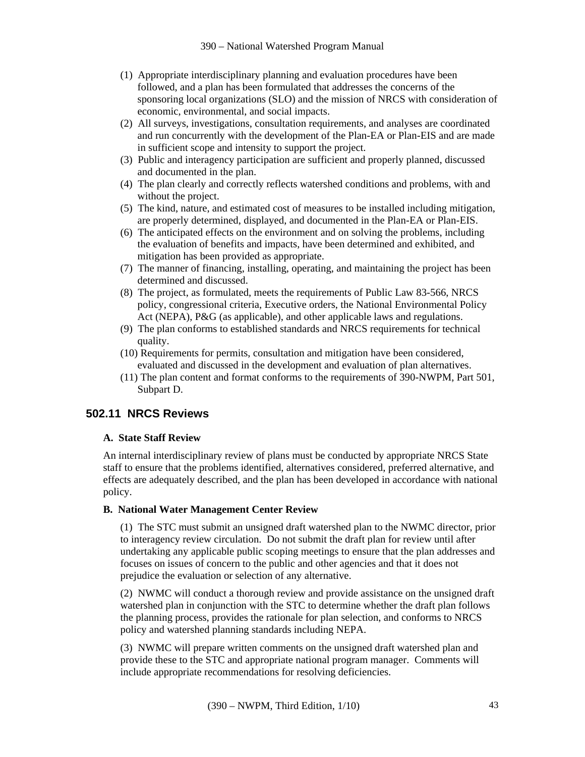(1) Appropriate interdisciplinary planning and evaluation procedures have been followed, and a plan has been formulated that addresses the concerns of the sponsoring local organizations (SLO) and the mission of NRCS with consideration of economic, environmental, and social impacts.

(2) All surveys, investigations, consultation requirements, and analyses are coordinated and run concurrently with the development of the Plan-EA or Plan-EIS and are made in sufficient scope and intensity to support the project.

(3) Public and interagency participation are sufficient and properly planned, discussed and documented in the plan.

(4) The plan clearly and correctly reflects watershed conditions and problems, with and without the project.

(5) The kind, nature, and estimated cost of measures to be installed including mitigation, are properly determined, displayed, and documented in the Plan-EA or Plan-EIS.

(6) The anticipated effects on the environment and on solving the problems, including the evaluation of benefits and impacts, have been determined and exhibited, and mitigation has been provided as appropriate.

(7) The manner of financing, installing, operating, and maintaining the project has been determined and discussed.

(8) The project, as formulated, meets the requirements of Public Law 83-566, NRCS policy, congressional criteria, Executive orders, the National Environmental Policy Act (NEPA), P&G (as applicable), and other applicable laws and regulations.

(9) The plan conforms to established standards and NRCS requirements for technical quality.

(10) Requirements for permits, consultation and mitigation have been considered, evaluated and discussed in the development and evaluation of plan alternatives.

(11) The plan content and format conforms to the requirements of 390-NWPM, Part 501, Subpart D.

## 502.11 NRCS Reviews

**A. State Staff Review**

An internal interdisciplinary review of plans must be conducted by appropriate NRCS State staff to ensure that the problems identified, alternatives considered, preferred alternative, and effects are adequately described, and the plan has been developed in accordance with national policy.

**B. National Water Management Center Review**

(1) The STC must submit an unsigned draft watershed plan to the NWMC director, prior to interagency review circulation. Do not submit the draft plan for review until after undertaking any applicable public scoping meetings to ensure that the plan addresses and focuses on issues of concern to the public and other agencies and that it does not prejudice the evaluation or selection of any alternative.

(2) NWMC will conduct a thorough review and provide assistance on the unsigned draft watershed plan in conjunction with the STC to determine whether the draft plan follows the planning process, provides the rationale for plan selection, and conforms to NRCS policy and watershed planning standards including NEPA.

(3) NWMC will prepare written comments on the unsigned draft watershed plan and provide these to the STC and appropriate national program manager. Comments will include appropriate recommendations for resolving deficiencies.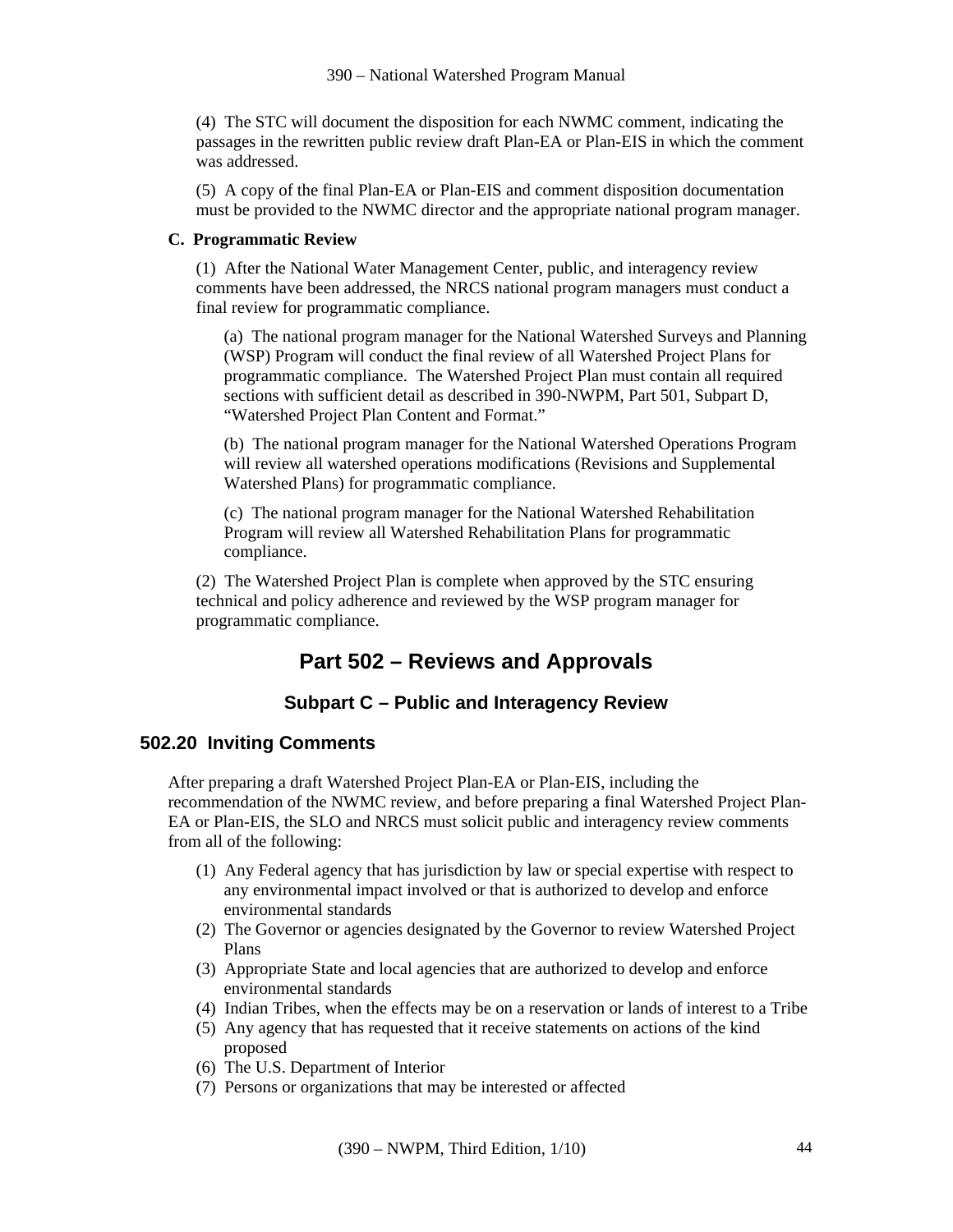(4) The STC will document the disposition for each NWMC comment, indicating the passages in the rewritten public review draft Plan-EA or Plan-EIS in which the comment was addressed.

(5) A copy of the final Plan-EA or Plan-EIS and comment disposition documentation must be provided to the NWMC director and the appropriate national program manager.

**C. Programmatic Review**

(1) After the National Water Management Center, public, and interagency review comments have been addressed, the NRCS national program managers must conduct a final review for programmatic compliance.

(a) The national program manager for the National Watershed Surveys and Planning (WSP) Program will conduct the final review of all Watershed Project Plans for programmatic compliance. The Watershed Project Plan must contain all required sections with sufficient detail as described in 390-NWPM, Part 501, Subpart D, "Watershed Project Plan Content and Format."

(b) The national program manager for the National Watershed Operations Program will review all watershed operations modifications (Revisions and Supplemental Watershed Plans) for programmatic compliance.

(c) The national program manager for the National Watershed Rehabilitation Program will review all Watershed Rehabilitation Plans for programmatic compliance.

(2) The Watershed Project Plan is complete when approved by the STC ensuring technical and policy adherence and reviewed by the WSP program manager for programmatic compliance.

# Part 502 – Reviews and Approvals

## Subpart C – Public and Interagency Review

### 502.20 Inviting Comments

After preparing a draft Watershed Project Plan-EA or Plan-EIS, including the recommendation of the NWMC review, and before preparing a final Watershed Project Plan-EA or Plan-EIS, the SLO and NRCS must solicit public and interagency review comments from all of the following:

(1) Any Federal agency that has jurisdiction by law or special expertise with respect to any environmental impact involved or that is authorized to develop and enforce environmental standards
(2) The Governor or agencies designated by the Governor to review Watershed Project Plans
(3) Appropriate State and local agencies that are authorized to develop and enforce environmental standards
(4) Indian Tribes, when the effects may be on a reservation or lands of interest to a Tribe
(5) Any agency that has requested that it receive statements on actions of the kind proposed
(6) The U.S. Department of Interior
(7) Persons or organizations that may be interested or affected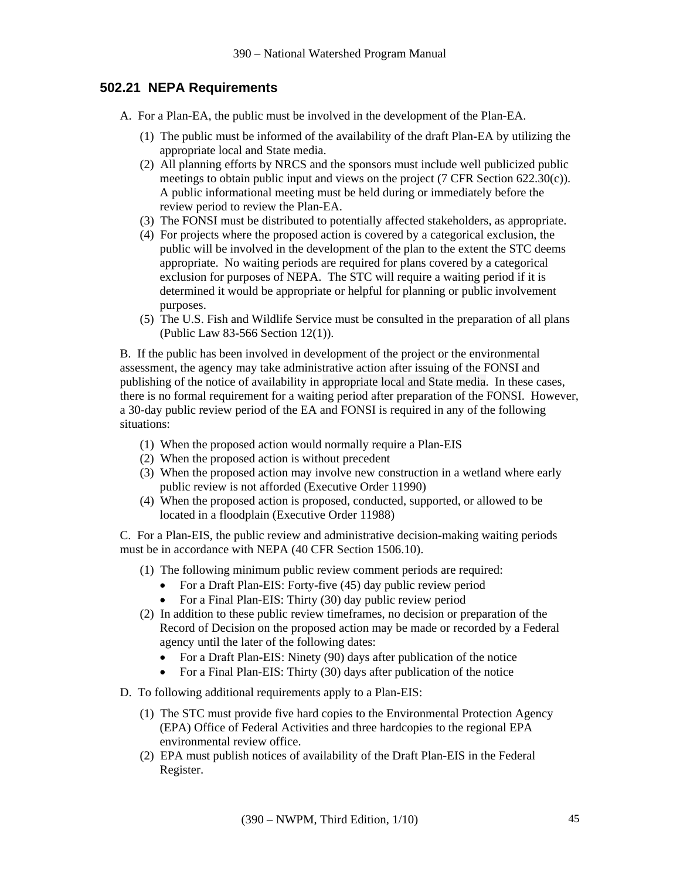## 502.21 NEPA Requirements

A. For a Plan-EA, the public must be involved in the development of the Plan-EA.

(1) The public must be informed of the availability of the draft Plan-EA by utilizing the appropriate local and State media.
(2) All planning efforts by NRCS and the sponsors must include well publicized public meetings to obtain public input and views on the project (7 CFR Section 622.30(c)). A public informational meeting must be held during or immediately before the review period to review the Plan-EA.
(3) The FONSI must be distributed to potentially affected stakeholders, as appropriate.
(4) For projects where the proposed action is covered by a categorical exclusion, the public will be involved in the development of the plan to the extent the STC deems appropriate. No waiting periods are required for plans covered by a categorical exclusion for purposes of NEPA. The STC will require a waiting period if it is determined it would be appropriate or helpful for planning or public involvement purposes.
(5) The U.S. Fish and Wildlife Service must be consulted in the preparation of all plans (Public Law 83-566 Section 12(1)).

B. If the public has been involved in development of the project or the environmental assessment, the agency may take administrative action after issuing of the FONSI and publishing of the notice of availability in appropriate local and State media. In these cases, there is no formal requirement for a waiting period after preparation of the FONSI. However, a 30-day public review period of the EA and FONSI is required in any of the following situations:

(1) When the proposed action would normally require a Plan-EIS
(2) When the proposed action is without precedent
(3) When the proposed action may involve new construction in a wetland where early public review is not afforded (Executive Order 11990)
(4) When the proposed action is proposed, conducted, supported, or allowed to be located in a floodplain (Executive Order 11988)

C. For a Plan-EIS, the public review and administrative decision-making waiting periods must be in accordance with NEPA (40 CFR Section 1506.10).

(1) The following minimum public review comment periods are required:
   - For a Draft Plan-EIS: Forty-five (45) day public review period
   - For a Final Plan-EIS: Thirty (30) day public review period
(2) In addition to these public review timeframes, no decision or preparation of the Record of Decision on the proposed action may be made or recorded by a Federal agency until the later of the following dates:
   - For a Draft Plan-EIS: Ninety (90) days after publication of the notice
   - For a Final Plan-EIS: Thirty (30) days after publication of the notice

D. To following additional requirements apply to a Plan-EIS:

(1) The STC must provide five hard copies to the Environmental Protection Agency (EPA) Office of Federal Activities and three hardcopies to the regional EPA environmental review office.
(2) EPA must publish notices of availability of the Draft Plan-EIS in the Federal Register.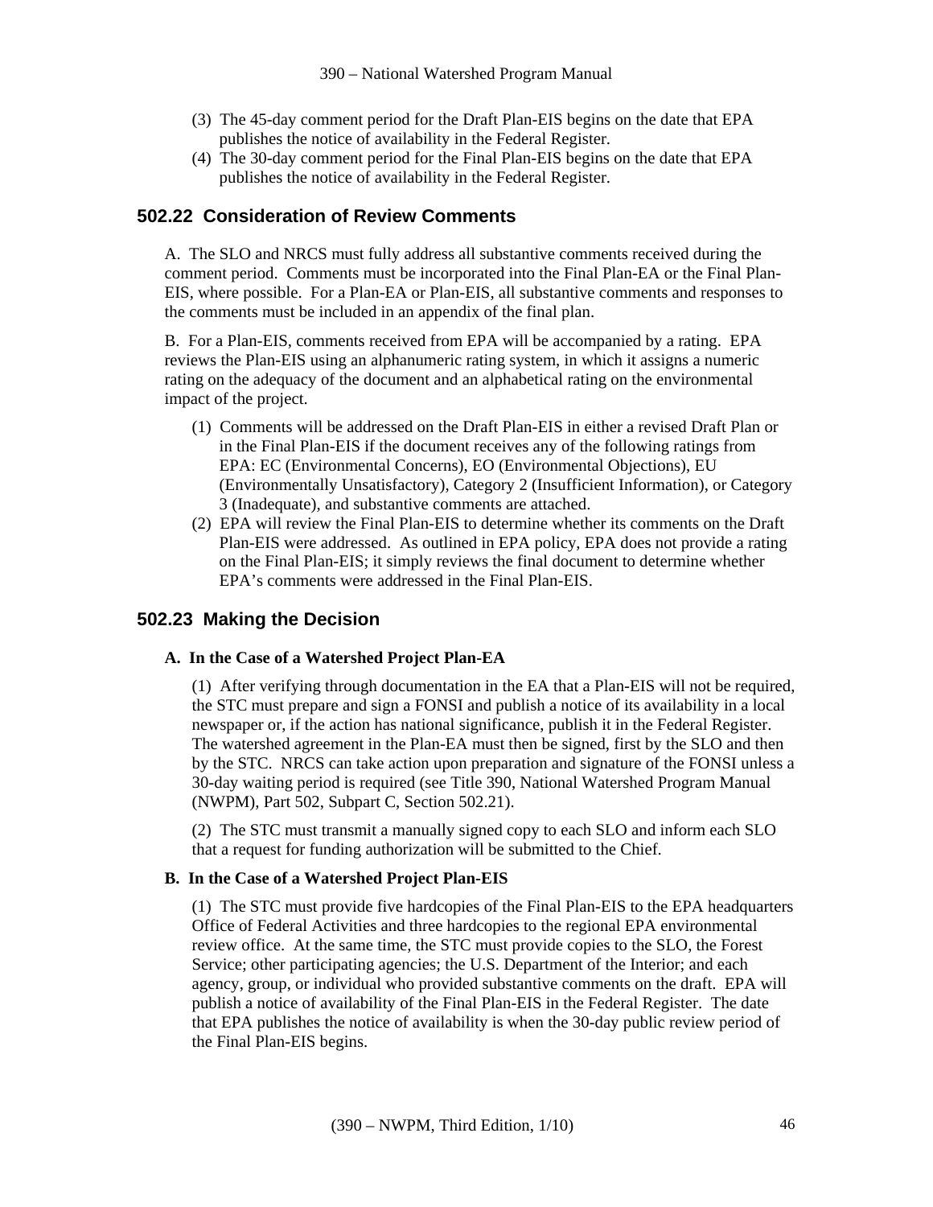(3) The 45-day comment period for the Draft Plan-EIS begins on the date that EPA publishes the notice of availability in the Federal Register.

(4) The 30-day comment period for the Final Plan-EIS begins on the date that EPA publishes the notice of availability in the Federal Register.

## 502.22 Consideration of Review Comments

A. The SLO and NRCS must fully address all substantive comments received during the comment period. Comments must be incorporated into the Final Plan-EA or the Final Plan-EIS, where possible. For a Plan-EA or Plan-EIS, all substantive comments and responses to the comments must be included in an appendix of the final plan.

B. For a Plan-EIS, comments received from EPA will be accompanied by a rating. EPA reviews the Plan-EIS using an alphanumeric rating system, in which it assigns a numeric rating on the adequacy of the document and an alphabetical rating on the environmental impact of the project.

(1) Comments will be addressed on the Draft Plan-EIS in either a revised Draft Plan or in the Final Plan-EIS if the document receives any of the following ratings from EPA: EC (Environmental Concerns), EO (Environmental Objections), EU (Environmentally Unsatisfactory), Category 2 (Insufficient Information), or Category 3 (Inadequate), and substantive comments are attached.

(2) EPA will review the Final Plan-EIS to determine whether its comments on the Draft Plan-EIS were addressed. As outlined in EPA policy, EPA does not provide a rating on the Final Plan-EIS; it simply reviews the final document to determine whether EPA's comments were addressed in the Final Plan-EIS.

## 502.23 Making the Decision

**A. In the Case of a Watershed Project Plan-EA**

(1) After verifying through documentation in the EA that a Plan-EIS will not be required, the STC must prepare and sign a FONSI and publish a notice of its availability in a local newspaper or, if the action has national significance, publish it in the Federal Register. The watershed agreement in the Plan-EA must then be signed, first by the SLO and then by the STC. NRCS can take action upon preparation and signature of the FONSI unless a 30-day waiting period is required (see Title 390, National Watershed Program Manual (NWPM), Part 502, Subpart C, Section 502.21).

(2) The STC must transmit a manually signed copy to each SLO and inform each SLO that a request for funding authorization will be submitted to the Chief.

**B. In the Case of a Watershed Project Plan-EIS**

(1) The STC must provide five hardcopies of the Final Plan-EIS to the EPA headquarters Office of Federal Activities and three hardcopies to the regional EPA environmental review office. At the same time, the STC must provide copies to the SLO, the Forest Service; other participating agencies; the U.S. Department of the Interior; and each agency, group, or individual who provided substantive comments on the draft. EPA will publish a notice of availability of the Final Plan-EIS in the Federal Register. The date that EPA publishes the notice of availability is when the 30-day public review period of the Final Plan-EIS begins.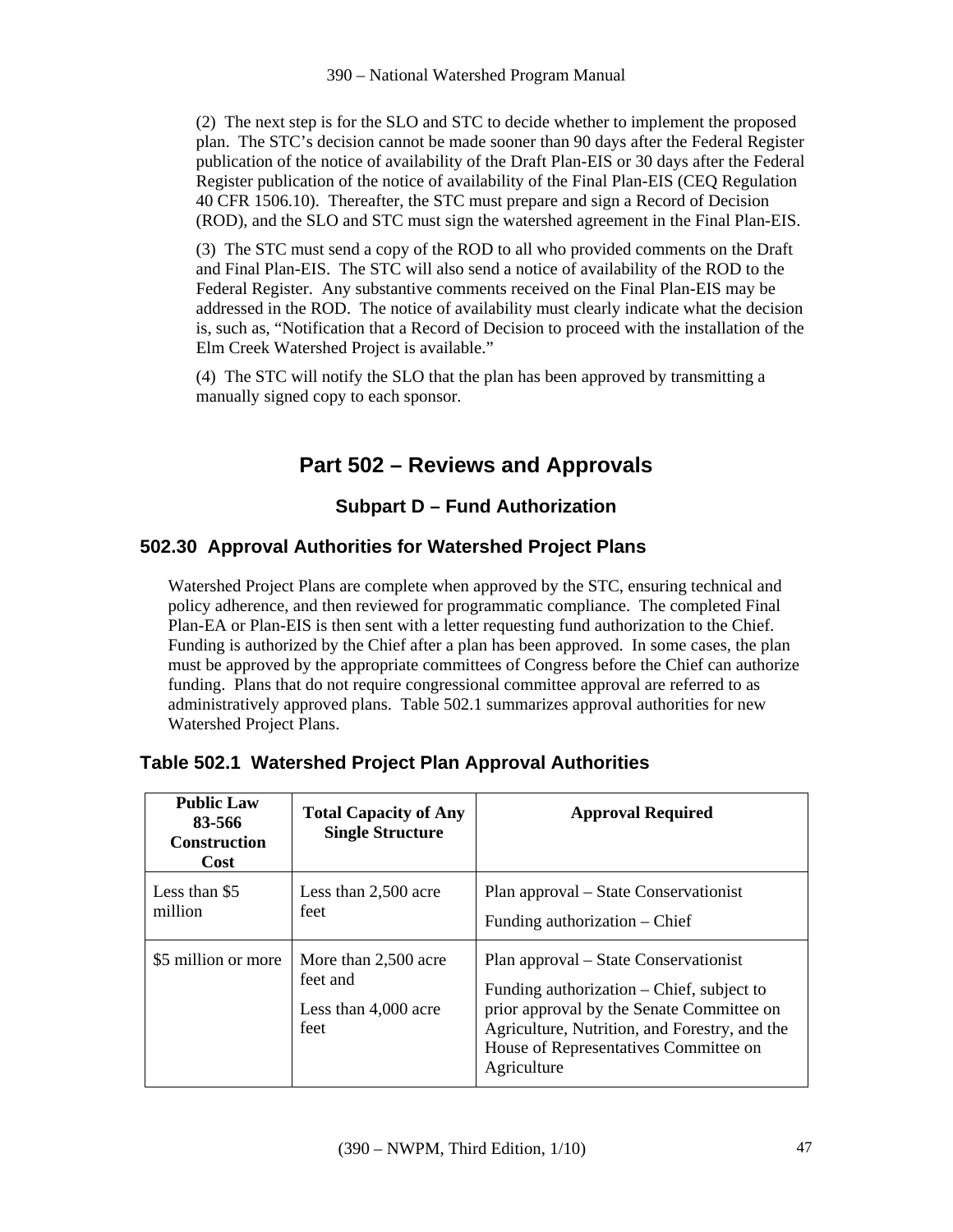(2) The next step is for the SLO and STC to decide whether to implement the proposed plan. The STC's decision cannot be made sooner than 90 days after the Federal Register publication of the notice of availability of the Draft Plan-EIS or 30 days after the Federal Register publication of the notice of availability of the Final Plan-EIS (CEQ Regulation 40 CFR 1506.10). Thereafter, the STC must prepare and sign a Record of Decision (ROD), and the SLO and STC must sign the watershed agreement in the Final Plan-EIS.

(3) The STC must send a copy of the ROD to all who provided comments on the Draft and Final Plan-EIS. The STC will also send a notice of availability of the ROD to the Federal Register. Any substantive comments received on the Final Plan-EIS may be addressed in the ROD. The notice of availability must clearly indicate what the decision is, such as, "Notification that a Record of Decision to proceed with the installation of the Elm Creek Watershed Project is available."

(4) The STC will notify the SLO that the plan has been approved by transmitting a manually signed copy to each sponsor.

# Part 502 – Reviews and Approvals

## Subpart D – Fund Authorization

### 502.30 Approval Authorities for Watershed Project Plans

Watershed Project Plans are complete when approved by the STC, ensuring technical and policy adherence, and then reviewed for programmatic compliance. The completed Final Plan-EA or Plan-EIS is then sent with a letter requesting fund authorization to the Chief. Funding is authorized by the Chief after a plan has been approved. In some cases, the plan must be approved by the appropriate committees of Congress before the Chief can authorize funding. Plans that do not require congressional committee approval are referred to as administratively approved plans. Table 502.1 summarizes approval authorities for new Watershed Project Plans.

### Table 502.1 Watershed Project Plan Approval Authorities

| Public Law 83-566 Construction Cost | Total Capacity of Any Single Structure | Approval Required |
|---|---|---|
| Less than $5 million | Less than 2,500 acre feet | Plan approval – State Conservationist<br>Funding authorization – Chief |
| $5 million or more | More than 2,500 acre feet and<br>Less than 4,000 acre feet | Plan approval – State Conservationist<br>Funding authorization – Chief, subject to prior approval by the Senate Committee on Agriculture, Nutrition, and Forestry, and the House of Representatives Committee on Agriculture |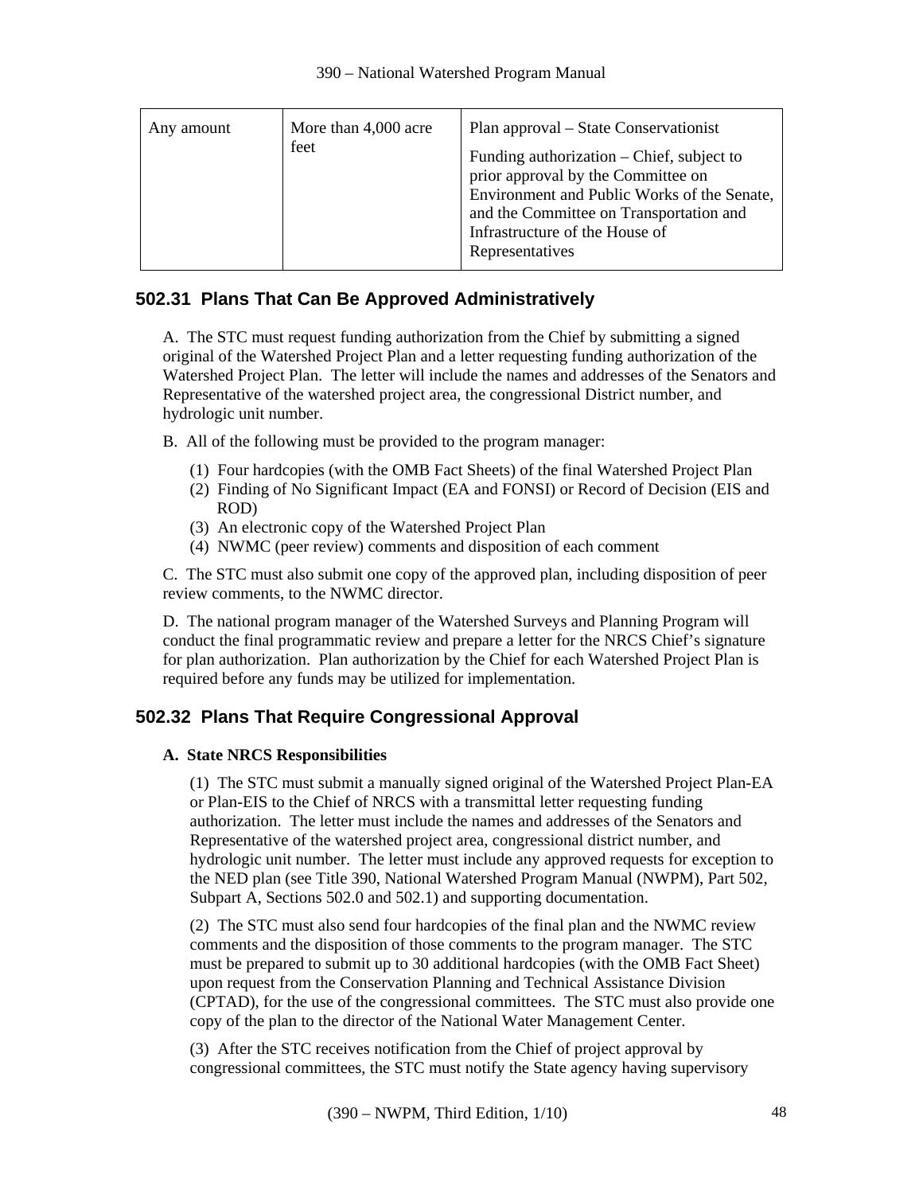| Any amount | More than 4,000 acre feet | Plan approval – State Conservationist<br><br>Funding authorization – Chief, subject to prior approval by the Committee on Environment and Public Works of the Senate, and the Committee on Transportation and Infrastructure of the House of Representatives |
|---|---|---|

## 502.31 Plans That Can Be Approved Administratively

A. The STC must request funding authorization from the Chief by submitting a signed original of the Watershed Project Plan and a letter requesting funding authorization of the Watershed Project Plan. The letter will include the names and addresses of the Senators and Representative of the watershed project area, the congressional District number, and hydrologic unit number.

B. All of the following must be provided to the program manager:

(1) Four hardcopies (with the OMB Fact Sheets) of the final Watershed Project Plan
(2) Finding of No Significant Impact (EA and FONSI) or Record of Decision (EIS and ROD)
(3) An electronic copy of the Watershed Project Plan
(4) NWMC (peer review) comments and disposition of each comment

C. The STC must also submit one copy of the approved plan, including disposition of peer review comments, to the NWMC director.

D. The national program manager of the Watershed Surveys and Planning Program will conduct the final programmatic review and prepare a letter for the NRCS Chief's signature for plan authorization. Plan authorization by the Chief for each Watershed Project Plan is required before any funds may be utilized for implementation.

## 502.32 Plans That Require Congressional Approval

**A. State NRCS Responsibilities**

(1) The STC must submit a manually signed original of the Watershed Project Plan-EA or Plan-EIS to the Chief of NRCS with a transmittal letter requesting funding authorization. The letter must include the names and addresses of the Senators and Representative of the watershed project area, congressional district number, and hydrologic unit number. The letter must include any approved requests for exception to the NED plan (see Title 390, National Watershed Program Manual (NWPM), Part 502, Subpart A, Sections 502.0 and 502.1) and supporting documentation.

(2) The STC must also send four hardcopies of the final plan and the NWMC review comments and the disposition of those comments to the program manager. The STC must be prepared to submit up to 30 additional hardcopies (with the OMB Fact Sheet) upon request from the Conservation Planning and Technical Assistance Division (CPTAD), for the use of the congressional committees. The STC must also provide one copy of the plan to the director of the National Water Management Center.

(3) After the STC receives notification from the Chief of project approval by congressional committees, the STC must notify the State agency having supervisory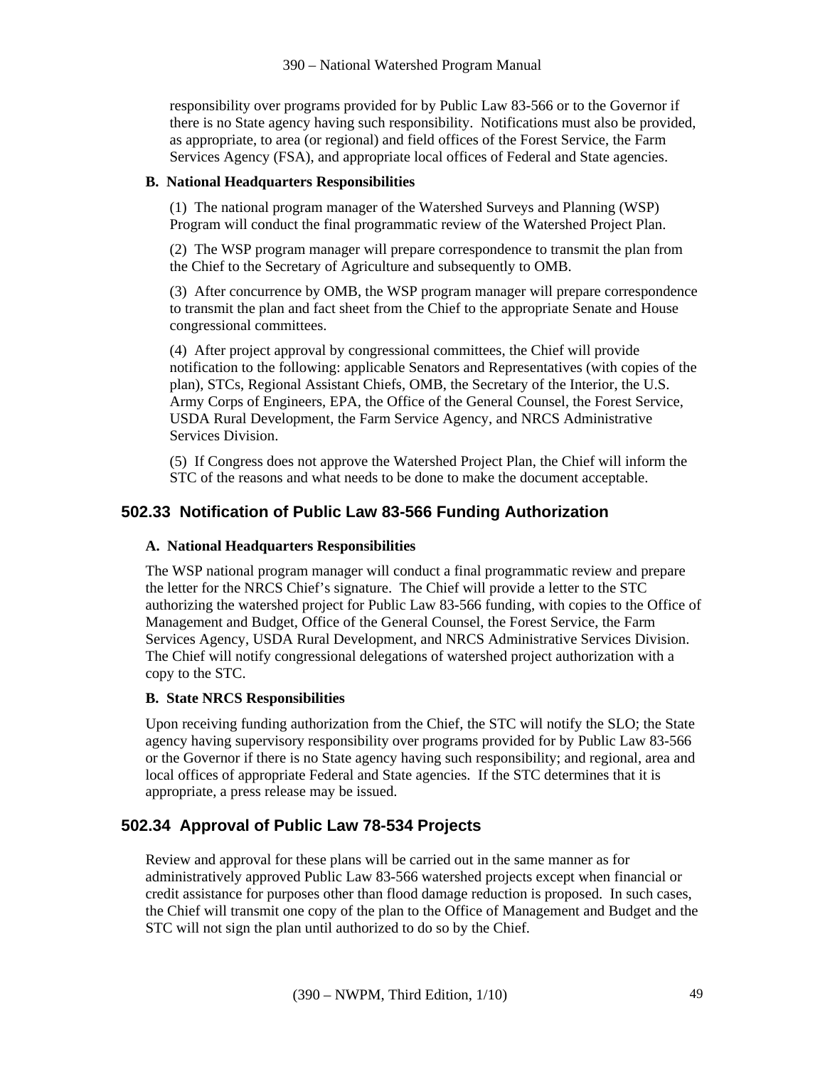responsibility over programs provided for by Public Law 83-566 or to the Governor if there is no State agency having such responsibility. Notifications must also be provided, as appropriate, to area (or regional) and field offices of the Forest Service, the Farm Services Agency (FSA), and appropriate local offices of Federal and State agencies.

**B. National Headquarters Responsibilities**

(1) The national program manager of the Watershed Surveys and Planning (WSP) Program will conduct the final programmatic review of the Watershed Project Plan.

(2) The WSP program manager will prepare correspondence to transmit the plan from the Chief to the Secretary of Agriculture and subsequently to OMB.

(3) After concurrence by OMB, the WSP program manager will prepare correspondence to transmit the plan and fact sheet from the Chief to the appropriate Senate and House congressional committees.

(4) After project approval by congressional committees, the Chief will provide notification to the following: applicable Senators and Representatives (with copies of the plan), STCs, Regional Assistant Chiefs, OMB, the Secretary of the Interior, the U.S. Army Corps of Engineers, EPA, the Office of the General Counsel, the Forest Service, USDA Rural Development, the Farm Service Agency, and NRCS Administrative Services Division.

(5) If Congress does not approve the Watershed Project Plan, the Chief will inform the STC of the reasons and what needs to be done to make the document acceptable.

## 502.33 Notification of Public Law 83-566 Funding Authorization

**A. National Headquarters Responsibilities**

The WSP national program manager will conduct a final programmatic review and prepare the letter for the NRCS Chief's signature. The Chief will provide a letter to the STC authorizing the watershed project for Public Law 83-566 funding, with copies to the Office of Management and Budget, Office of the General Counsel, the Forest Service, the Farm Services Agency, USDA Rural Development, and NRCS Administrative Services Division. The Chief will notify congressional delegations of watershed project authorization with a copy to the STC.

**B. State NRCS Responsibilities**

Upon receiving funding authorization from the Chief, the STC will notify the SLO; the State agency having supervisory responsibility over programs provided for by Public Law 83-566 or the Governor if there is no State agency having such responsibility; and regional, area and local offices of appropriate Federal and State agencies. If the STC determines that it is appropriate, a press release may be issued.

## 502.34 Approval of Public Law 78-534 Projects

Review and approval for these plans will be carried out in the same manner as for administratively approved Public Law 83-566 watershed projects except when financial or credit assistance for purposes other than flood damage reduction is proposed. In such cases, the Chief will transmit one copy of the plan to the Office of Management and Budget and the STC will not sign the plan until authorized to do so by the Chief.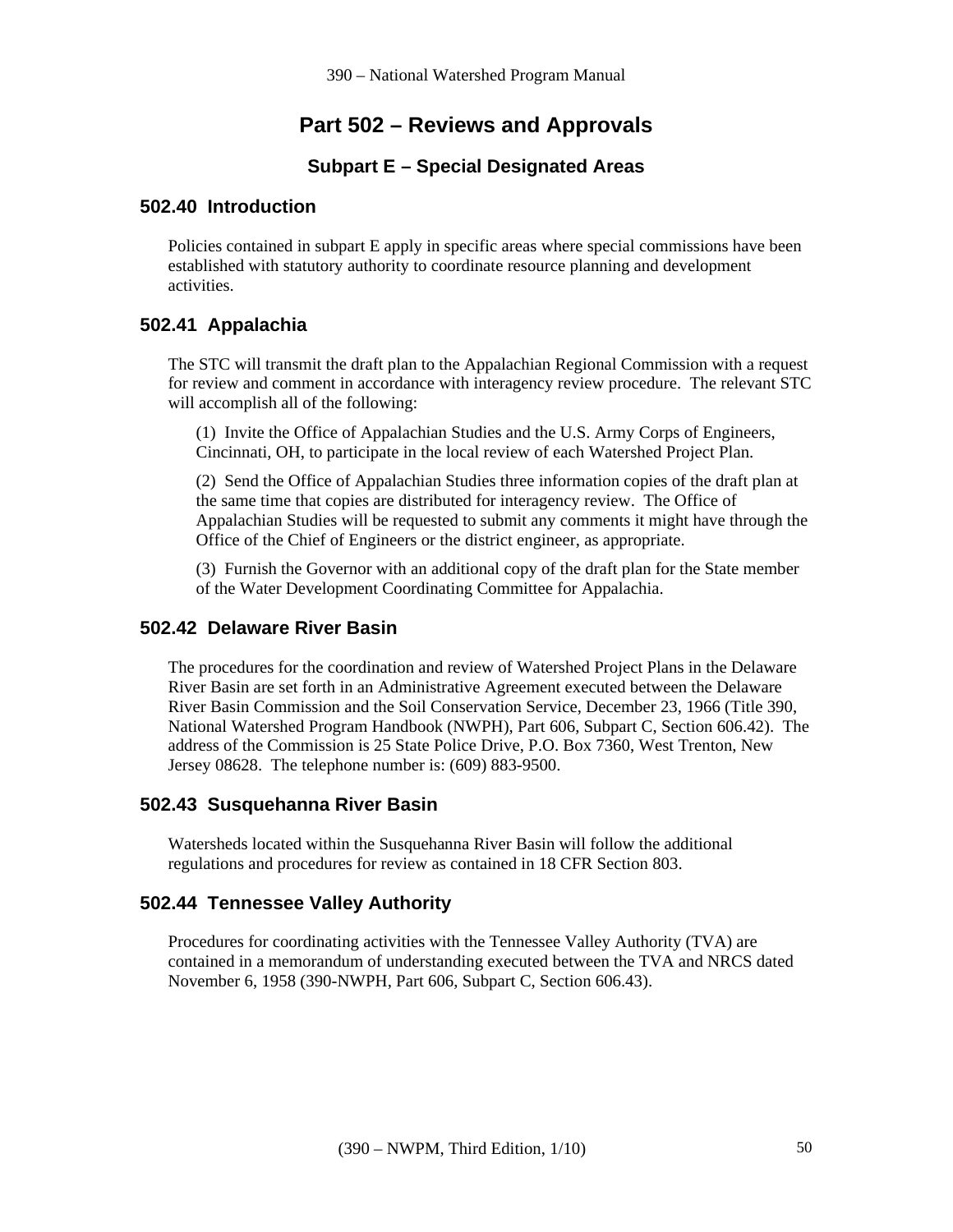# Part 502 – Reviews and Approvals

## Subpart E – Special Designated Areas

### 502.40 Introduction

Policies contained in subpart E apply in specific areas where special commissions have been established with statutory authority to coordinate resource planning and development activities.

### 502.41 Appalachia

The STC will transmit the draft plan to the Appalachian Regional Commission with a request for review and comment in accordance with interagency review procedure. The relevant STC will accomplish all of the following:

(1) Invite the Office of Appalachian Studies and the U.S. Army Corps of Engineers, Cincinnati, OH, to participate in the local review of each Watershed Project Plan.

(2) Send the Office of Appalachian Studies three information copies of the draft plan at the same time that copies are distributed for interagency review. The Office of Appalachian Studies will be requested to submit any comments it might have through the Office of the Chief of Engineers or the district engineer, as appropriate.

(3) Furnish the Governor with an additional copy of the draft plan for the State member of the Water Development Coordinating Committee for Appalachia.

### 502.42 Delaware River Basin

The procedures for the coordination and review of Watershed Project Plans in the Delaware River Basin are set forth in an Administrative Agreement executed between the Delaware River Basin Commission and the Soil Conservation Service, December 23, 1966 (Title 390, National Watershed Program Handbook (NWPH), Part 606, Subpart C, Section 606.42). The address of the Commission is 25 State Police Drive, P.O. Box 7360, West Trenton, New Jersey 08628. The telephone number is: (609) 883-9500.

### 502.43 Susquehanna River Basin

Watersheds located within the Susquehanna River Basin will follow the additional regulations and procedures for review as contained in 18 CFR Section 803.

### 502.44 Tennessee Valley Authority

Procedures for coordinating activities with the Tennessee Valley Authority (TVA) are contained in a memorandum of understanding executed between the TVA and NRCS dated November 6, 1958 (390-NWPH, Part 606, Subpart C, Section 606.43).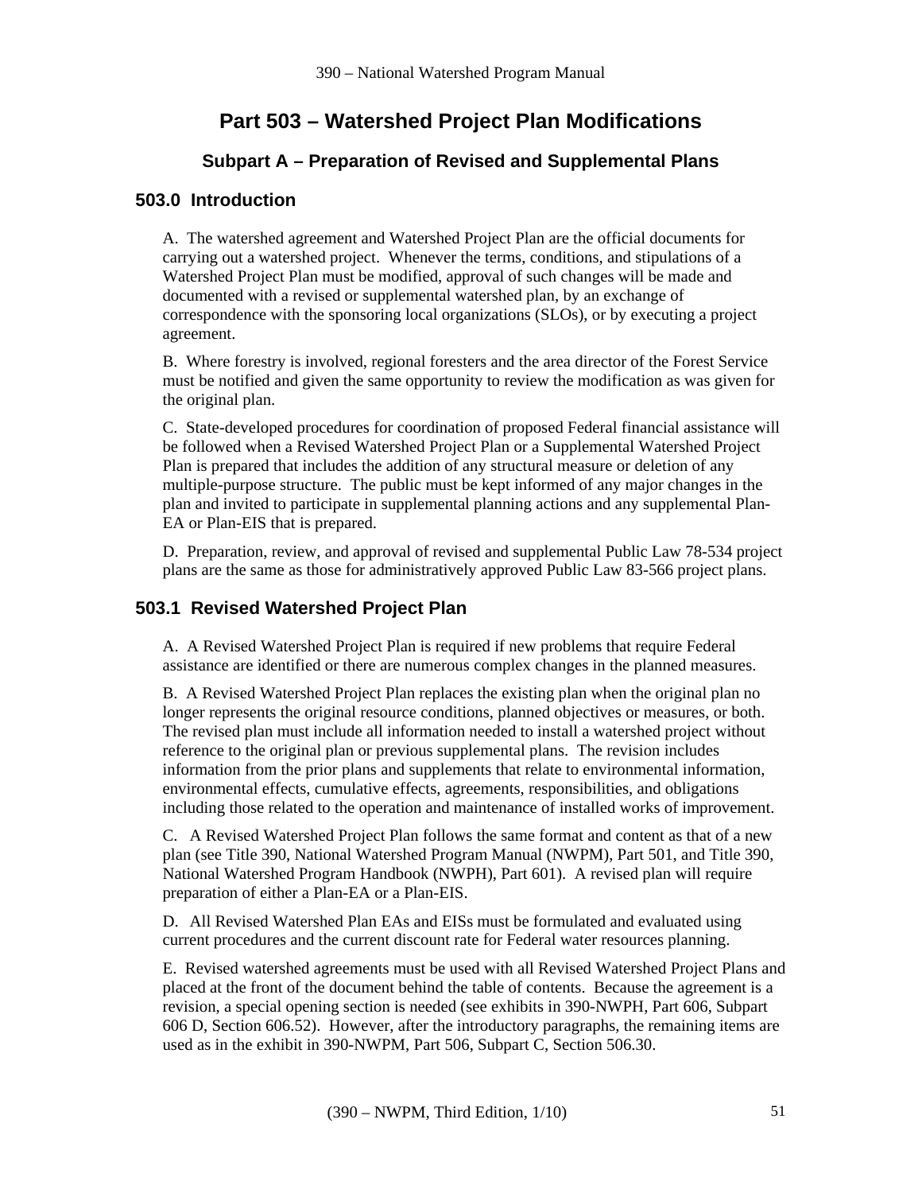# Part 503 – Watershed Project Plan Modifications

## Subpart A – Preparation of Revised and Supplemental Plans

### 503.0 Introduction

A. The watershed agreement and Watershed Project Plan are the official documents for carrying out a watershed project. Whenever the terms, conditions, and stipulations of a Watershed Project Plan must be modified, approval of such changes will be made and documented with a revised or supplemental watershed plan, by an exchange of correspondence with the sponsoring local organizations (SLOs), or by executing a project agreement.

B. Where forestry is involved, regional foresters and the area director of the Forest Service must be notified and given the same opportunity to review the modification as was given for the original plan.

C. State-developed procedures for coordination of proposed Federal financial assistance will be followed when a Revised Watershed Project Plan or a Supplemental Watershed Project Plan is prepared that includes the addition of any structural measure or deletion of any multiple-purpose structure. The public must be kept informed of any major changes in the plan and invited to participate in supplemental planning actions and any supplemental Plan-EA or Plan-EIS that is prepared.

D. Preparation, review, and approval of revised and supplemental Public Law 78-534 project plans are the same as those for administratively approved Public Law 83-566 project plans.

### 503.1 Revised Watershed Project Plan

A. A Revised Watershed Project Plan is required if new problems that require Federal assistance are identified or there are numerous complex changes in the planned measures.

B. A Revised Watershed Project Plan replaces the existing plan when the original plan no longer represents the original resource conditions, planned objectives or measures, or both. The revised plan must include all information needed to install a watershed project without reference to the original plan or previous supplemental plans. The revision includes information from the prior plans and supplements that relate to environmental information, environmental effects, cumulative effects, agreements, responsibilities, and obligations including those related to the operation and maintenance of installed works of improvement.

C. A Revised Watershed Project Plan follows the same format and content as that of a new plan (see Title 390, National Watershed Program Manual (NWPM), Part 501, and Title 390, National Watershed Program Handbook (NWPH), Part 601). A revised plan will require preparation of either a Plan-EA or a Plan-EIS.

D. All Revised Watershed Plan EAs and EISs must be formulated and evaluated using current procedures and the current discount rate for Federal water resources planning.

E. Revised watershed agreements must be used with all Revised Watershed Project Plans and placed at the front of the document behind the table of contents. Because the agreement is a revision, a special opening section is needed (see exhibits in 390-NWPH, Part 606, Subpart 606 D, Section 606.52). However, after the introductory paragraphs, the remaining items are used as in the exhibit in 390-NWPM, Part 506, Subpart C, Section 506.30.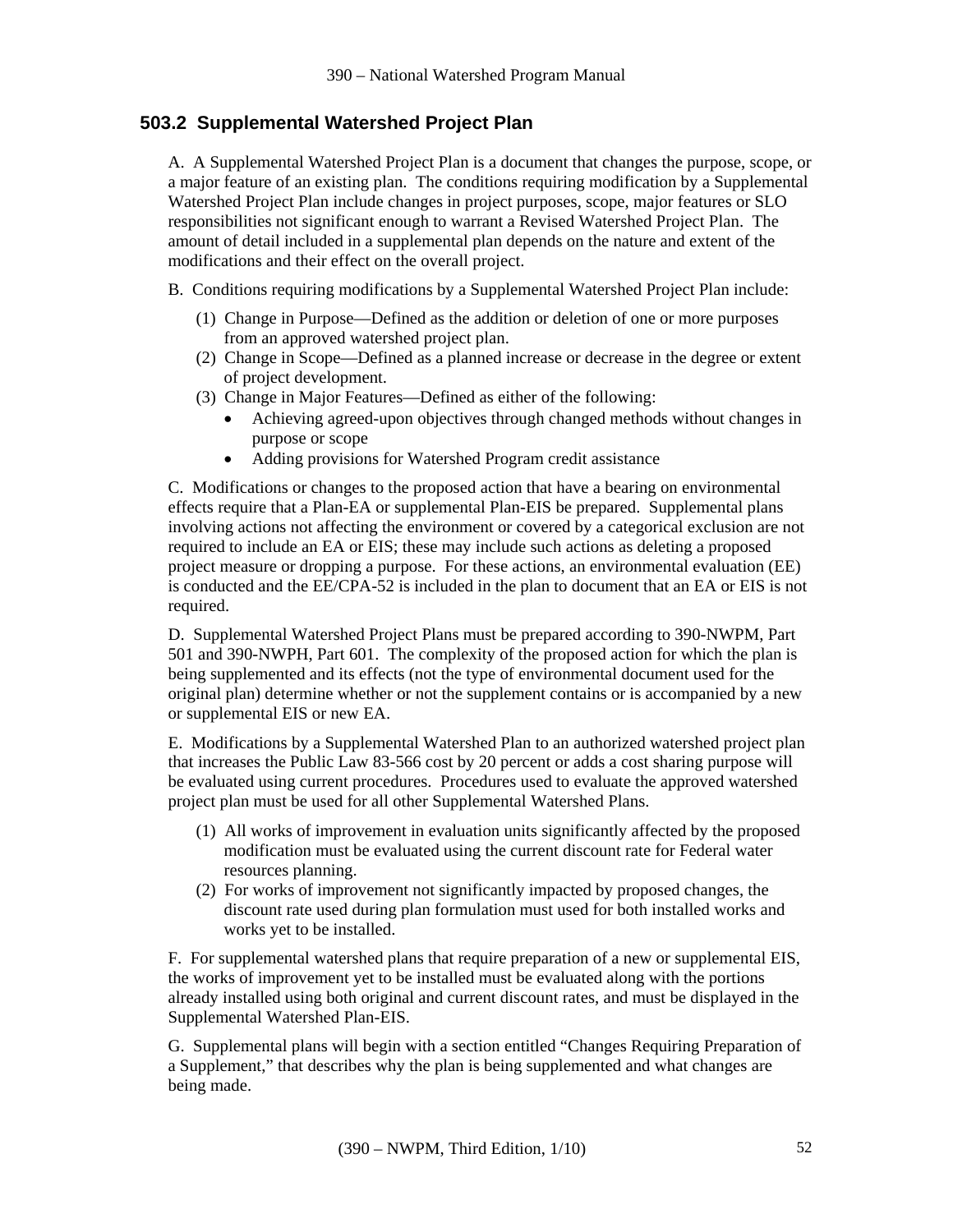## 503.2 Supplemental Watershed Project Plan

A. A Supplemental Watershed Project Plan is a document that changes the purpose, scope, or a major feature of an existing plan. The conditions requiring modification by a Supplemental Watershed Project Plan include changes in project purposes, scope, major features or SLO responsibilities not significant enough to warrant a Revised Watershed Project Plan. The amount of detail included in a supplemental plan depends on the nature and extent of the modifications and their effect on the overall project.

B. Conditions requiring modifications by a Supplemental Watershed Project Plan include:

(1) Change in Purpose—Defined as the addition or deletion of one or more purposes from an approved watershed project plan.

(2) Change in Scope—Defined as a planned increase or decrease in the degree or extent of project development.

(3) Change in Major Features—Defined as either of the following:

- Achieving agreed-upon objectives through changed methods without changes in purpose or scope
- Adding provisions for Watershed Program credit assistance

C. Modifications or changes to the proposed action that have a bearing on environmental effects require that a Plan-EA or supplemental Plan-EIS be prepared. Supplemental plans involving actions not affecting the environment or covered by a categorical exclusion are not required to include an EA or EIS; these may include such actions as deleting a proposed project measure or dropping a purpose. For these actions, an environmental evaluation (EE) is conducted and the EE/CPA-52 is included in the plan to document that an EA or EIS is not required.

D. Supplemental Watershed Project Plans must be prepared according to 390-NWPM, Part 501 and 390-NWPH, Part 601. The complexity of the proposed action for which the plan is being supplemented and its effects (not the type of environmental document used for the original plan) determine whether or not the supplement contains or is accompanied by a new or supplemental EIS or new EA.

E. Modifications by a Supplemental Watershed Plan to an authorized watershed project plan that increases the Public Law 83-566 cost by 20 percent or adds a cost sharing purpose will be evaluated using current procedures. Procedures used to evaluate the approved watershed project plan must be used for all other Supplemental Watershed Plans.

(1) All works of improvement in evaluation units significantly affected by the proposed modification must be evaluated using the current discount rate for Federal water resources planning.

(2) For works of improvement not significantly impacted by proposed changes, the discount rate used during plan formulation must used for both installed works and works yet to be installed.

F. For supplemental watershed plans that require preparation of a new or supplemental EIS, the works of improvement yet to be installed must be evaluated along with the portions already installed using both original and current discount rates, and must be displayed in the Supplemental Watershed Plan-EIS.

G. Supplemental plans will begin with a section entitled "Changes Requiring Preparation of a Supplement," that describes why the plan is being supplemented and what changes are being made.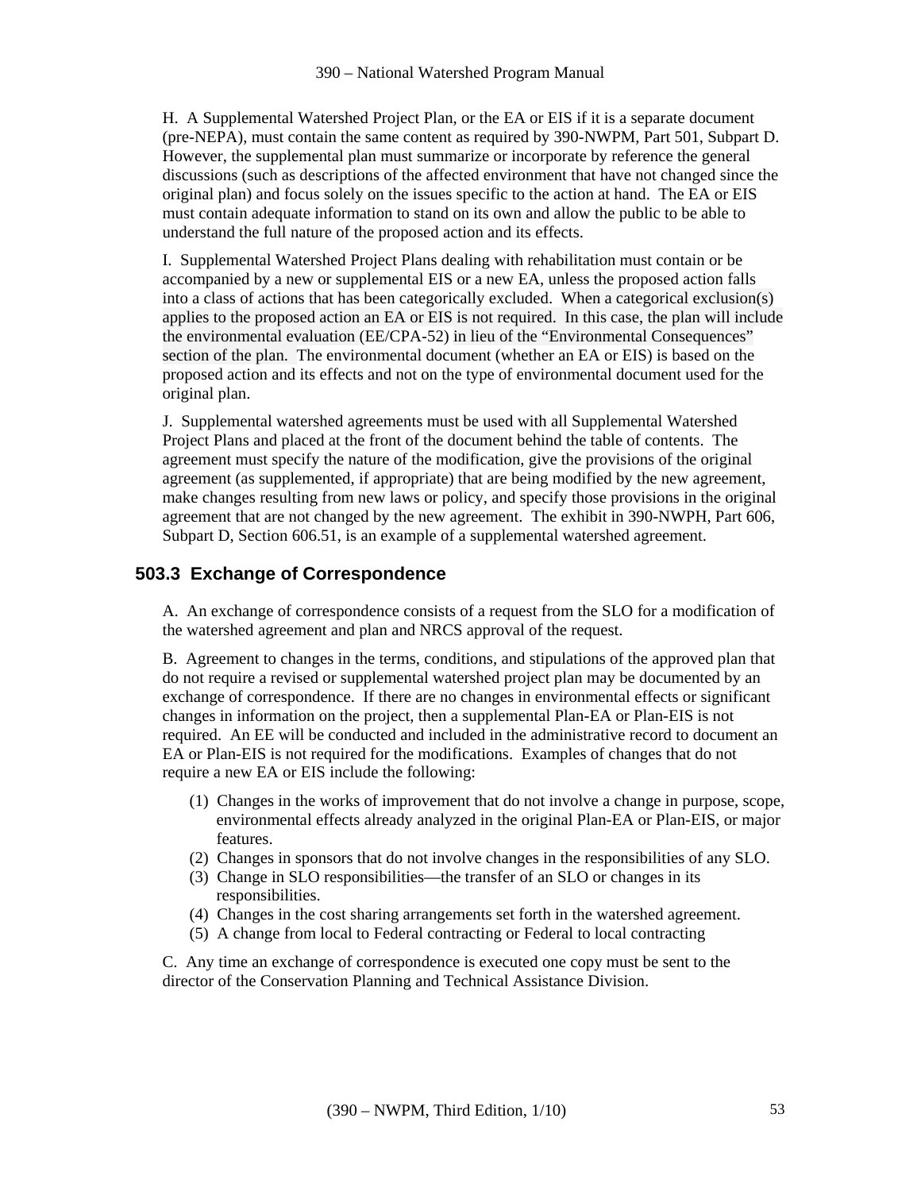H.  A Supplemental Watershed Project Plan, or the EA or EIS if it is a separate document (pre-NEPA), must contain the same content as required by 390-NWPM, Part 501, Subpart D. However, the supplemental plan must summarize or incorporate by reference the general discussions (such as descriptions of the affected environment that have not changed since the original plan) and focus solely on the issues specific to the action at hand.  The EA or EIS must contain adequate information to stand on its own and allow the public to be able to understand the full nature of the proposed action and its effects.

I.  Supplemental Watershed Project Plans dealing with rehabilitation must contain or be accompanied by a new or supplemental EIS or a new EA, unless the proposed action falls into a class of actions that has been categorically excluded.  When a categorical exclusion(s) applies to the proposed action an EA or EIS is not required.  In this case, the plan will include the environmental evaluation (EE/CPA-52) in lieu of the "Environmental Consequences" section of the plan.  The environmental document (whether an EA or EIS) is based on the proposed action and its effects and not on the type of environmental document used for the original plan.

J.  Supplemental watershed agreements must be used with all Supplemental Watershed Project Plans and placed at the front of the document behind the table of contents.  The agreement must specify the nature of the modification, give the provisions of the original agreement (as supplemented, if appropriate) that are being modified by the new agreement, make changes resulting from new laws or policy, and specify those provisions in the original agreement that are not changed by the new agreement.  The exhibit in 390-NWPH, Part 606, Subpart D, Section 606.51, is an example of a supplemental watershed agreement.

## 503.3  Exchange of Correspondence

A.  An exchange of correspondence consists of a request from the SLO for a modification of the watershed agreement and plan and NRCS approval of the request.

B.  Agreement to changes in the terms, conditions, and stipulations of the approved plan that do not require a revised or supplemental watershed project plan may be documented by an exchange of correspondence.  If there are no changes in environmental effects or significant changes in information on the project, then a supplemental Plan-EA or Plan-EIS is not required.  An EE will be conducted and included in the administrative record to document an EA or Plan-EIS is not required for the modifications.  Examples of changes that do not require a new EA or EIS include the following:

(1)  Changes in the works of improvement that do not involve a change in purpose, scope, environmental effects already analyzed in the original Plan-EA or Plan-EIS, or major features.
(2)  Changes in sponsors that do not involve changes in the responsibilities of any SLO.
(3)  Change in SLO responsibilities—the transfer of an SLO or changes in its responsibilities.
(4)  Changes in the cost sharing arrangements set forth in the watershed agreement.
(5)  A change from local to Federal contracting or Federal to local contracting

C.  Any time an exchange of correspondence is executed one copy must be sent to the director of the Conservation Planning and Technical Assistance Division.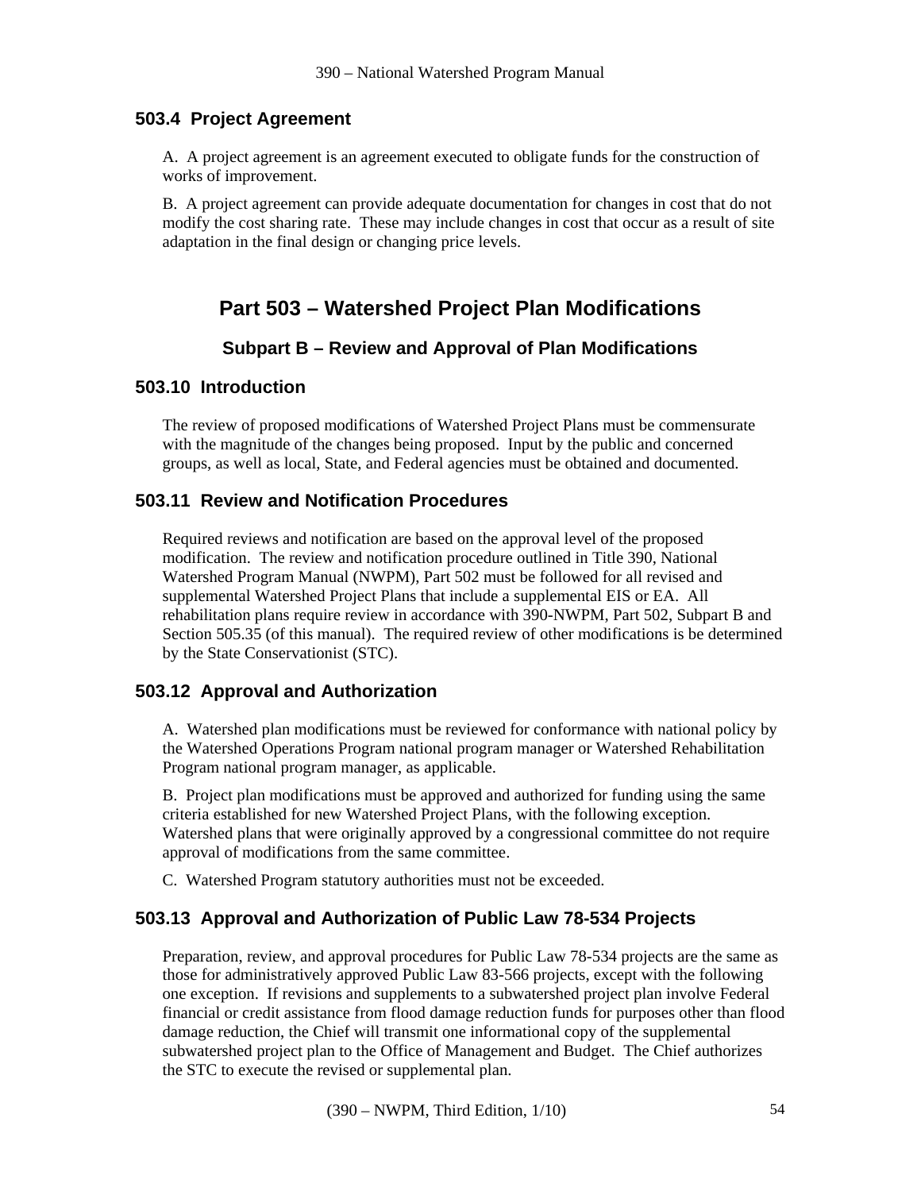### 503.4 Project Agreement

A. A project agreement is an agreement executed to obligate funds for the construction of works of improvement.

B. A project agreement can provide adequate documentation for changes in cost that do not modify the cost sharing rate. These may include changes in cost that occur as a result of site adaptation in the final design or changing price levels.

# Part 503 – Watershed Project Plan Modifications

## Subpart B – Review and Approval of Plan Modifications

### 503.10 Introduction

The review of proposed modifications of Watershed Project Plans must be commensurate with the magnitude of the changes being proposed. Input by the public and concerned groups, as well as local, State, and Federal agencies must be obtained and documented.

### 503.11 Review and Notification Procedures

Required reviews and notification are based on the approval level of the proposed modification. The review and notification procedure outlined in Title 390, National Watershed Program Manual (NWPM), Part 502 must be followed for all revised and supplemental Watershed Project Plans that include a supplemental EIS or EA. All rehabilitation plans require review in accordance with 390-NWPM, Part 502, Subpart B and Section 505.35 (of this manual). The required review of other modifications is be determined by the State Conservationist (STC).

### 503.12 Approval and Authorization

A. Watershed plan modifications must be reviewed for conformance with national policy by the Watershed Operations Program national program manager or Watershed Rehabilitation Program national program manager, as applicable.

B. Project plan modifications must be approved and authorized for funding using the same criteria established for new Watershed Project Plans, with the following exception. Watershed plans that were originally approved by a congressional committee do not require approval of modifications from the same committee.

C. Watershed Program statutory authorities must not be exceeded.

### 503.13 Approval and Authorization of Public Law 78-534 Projects

Preparation, review, and approval procedures for Public Law 78-534 projects are the same as those for administratively approved Public Law 83-566 projects, except with the following one exception. If revisions and supplements to a subwatershed project plan involve Federal financial or credit assistance from flood damage reduction funds for purposes other than flood damage reduction, the Chief will transmit one informational copy of the supplemental subwatershed project plan to the Office of Management and Budget. The Chief authorizes the STC to execute the revised or supplemental plan.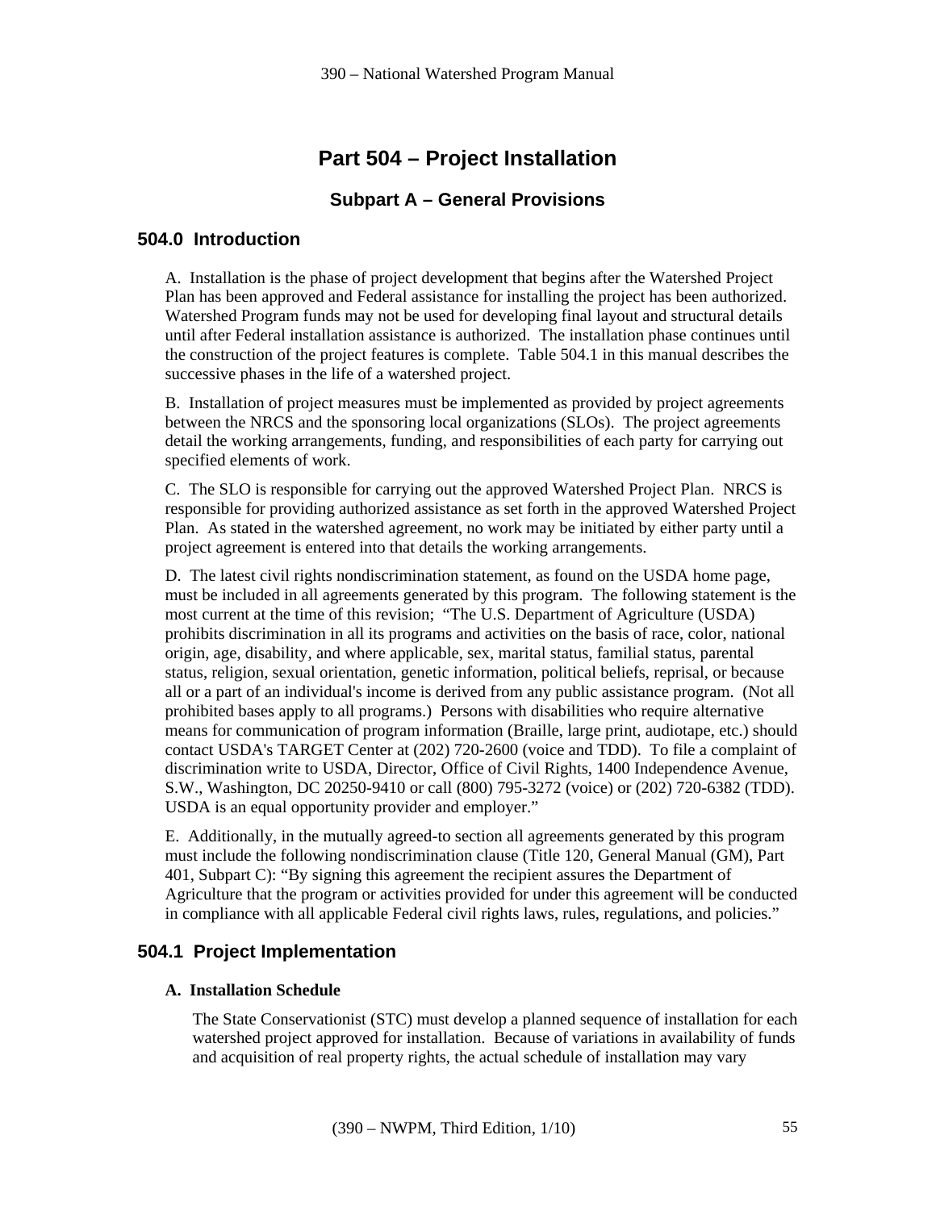# Part 504 – Project Installation

## Subpart A – General Provisions

### 504.0 Introduction

A. Installation is the phase of project development that begins after the Watershed Project Plan has been approved and Federal assistance for installing the project has been authorized. Watershed Program funds may not be used for developing final layout and structural details until after Federal installation assistance is authorized. The installation phase continues until the construction of the project features is complete. Table 504.1 in this manual describes the successive phases in the life of a watershed project.

B. Installation of project measures must be implemented as provided by project agreements between the NRCS and the sponsoring local organizations (SLOs). The project agreements detail the working arrangements, funding, and responsibilities of each party for carrying out specified elements of work.

C. The SLO is responsible for carrying out the approved Watershed Project Plan. NRCS is responsible for providing authorized assistance as set forth in the approved Watershed Project Plan. As stated in the watershed agreement, no work may be initiated by either party until a project agreement is entered into that details the working arrangements.

D. The latest civil rights nondiscrimination statement, as found on the USDA home page, must be included in all agreements generated by this program. The following statement is the most current at the time of this revision; "The U.S. Department of Agriculture (USDA) prohibits discrimination in all its programs and activities on the basis of race, color, national origin, age, disability, and where applicable, sex, marital status, familial status, parental status, religion, sexual orientation, genetic information, political beliefs, reprisal, or because all or a part of an individual's income is derived from any public assistance program. (Not all prohibited bases apply to all programs.) Persons with disabilities who require alternative means for communication of program information (Braille, large print, audiotape, etc.) should contact USDA's TARGET Center at (202) 720-2600 (voice and TDD). To file a complaint of discrimination write to USDA, Director, Office of Civil Rights, 1400 Independence Avenue, S.W., Washington, DC 20250-9410 or call (800) 795-3272 (voice) or (202) 720-6382 (TDD). USDA is an equal opportunity provider and employer."

E. Additionally, in the mutually agreed-to section all agreements generated by this program must include the following nondiscrimination clause (Title 120, General Manual (GM), Part 401, Subpart C): "By signing this agreement the recipient assures the Department of Agriculture that the program or activities provided for under this agreement will be conducted in compliance with all applicable Federal civil rights laws, rules, regulations, and policies."

### 504.1 Project Implementation

**A. Installation Schedule**

The State Conservationist (STC) must develop a planned sequence of installation for each watershed project approved for installation. Because of variations in availability of funds and acquisition of real property rights, the actual schedule of installation may vary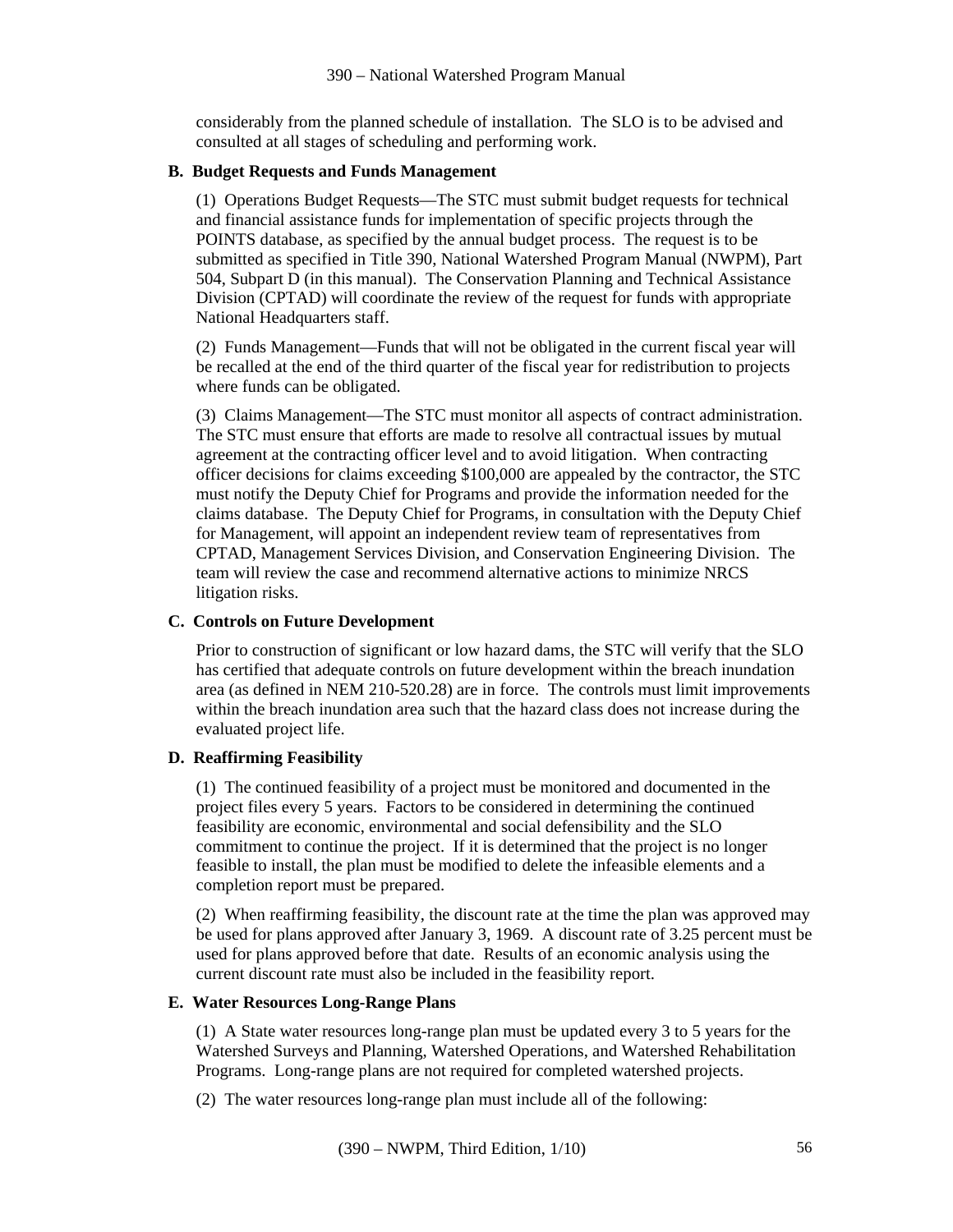considerably from the planned schedule of installation. The SLO is to be advised and consulted at all stages of scheduling and performing work.

**B. Budget Requests and Funds Management**

(1) Operations Budget Requests—The STC must submit budget requests for technical and financial assistance funds for implementation of specific projects through the POINTS database, as specified by the annual budget process. The request is to be submitted as specified in Title 390, National Watershed Program Manual (NWPM), Part 504, Subpart D (in this manual). The Conservation Planning and Technical Assistance Division (CPTAD) will coordinate the review of the request for funds with appropriate National Headquarters staff.

(2) Funds Management—Funds that will not be obligated in the current fiscal year will be recalled at the end of the third quarter of the fiscal year for redistribution to projects where funds can be obligated.

(3) Claims Management—The STC must monitor all aspects of contract administration. The STC must ensure that efforts are made to resolve all contractual issues by mutual agreement at the contracting officer level and to avoid litigation. When contracting officer decisions for claims exceeding $100,000 are appealed by the contractor, the STC must notify the Deputy Chief for Programs and provide the information needed for the claims database. The Deputy Chief for Programs, in consultation with the Deputy Chief for Management, will appoint an independent review team of representatives from CPTAD, Management Services Division, and Conservation Engineering Division. The team will review the case and recommend alternative actions to minimize NRCS litigation risks.

**C. Controls on Future Development**

Prior to construction of significant or low hazard dams, the STC will verify that the SLO has certified that adequate controls on future development within the breach inundation area (as defined in NEM 210-520.28) are in force. The controls must limit improvements within the breach inundation area such that the hazard class does not increase during the evaluated project life.

**D. Reaffirming Feasibility**

(1) The continued feasibility of a project must be monitored and documented in the project files every 5 years. Factors to be considered in determining the continued feasibility are economic, environmental and social defensibility and the SLO commitment to continue the project. If it is determined that the project is no longer feasible to install, the plan must be modified to delete the infeasible elements and a completion report must be prepared.

(2) When reaffirming feasibility, the discount rate at the time the plan was approved may be used for plans approved after January 3, 1969. A discount rate of 3.25 percent must be used for plans approved before that date. Results of an economic analysis using the current discount rate must also be included in the feasibility report.

**E. Water Resources Long-Range Plans**

(1) A State water resources long-range plan must be updated every 3 to 5 years for the Watershed Surveys and Planning, Watershed Operations, and Watershed Rehabilitation Programs. Long-range plans are not required for completed watershed projects.

(2) The water resources long-range plan must include all of the following: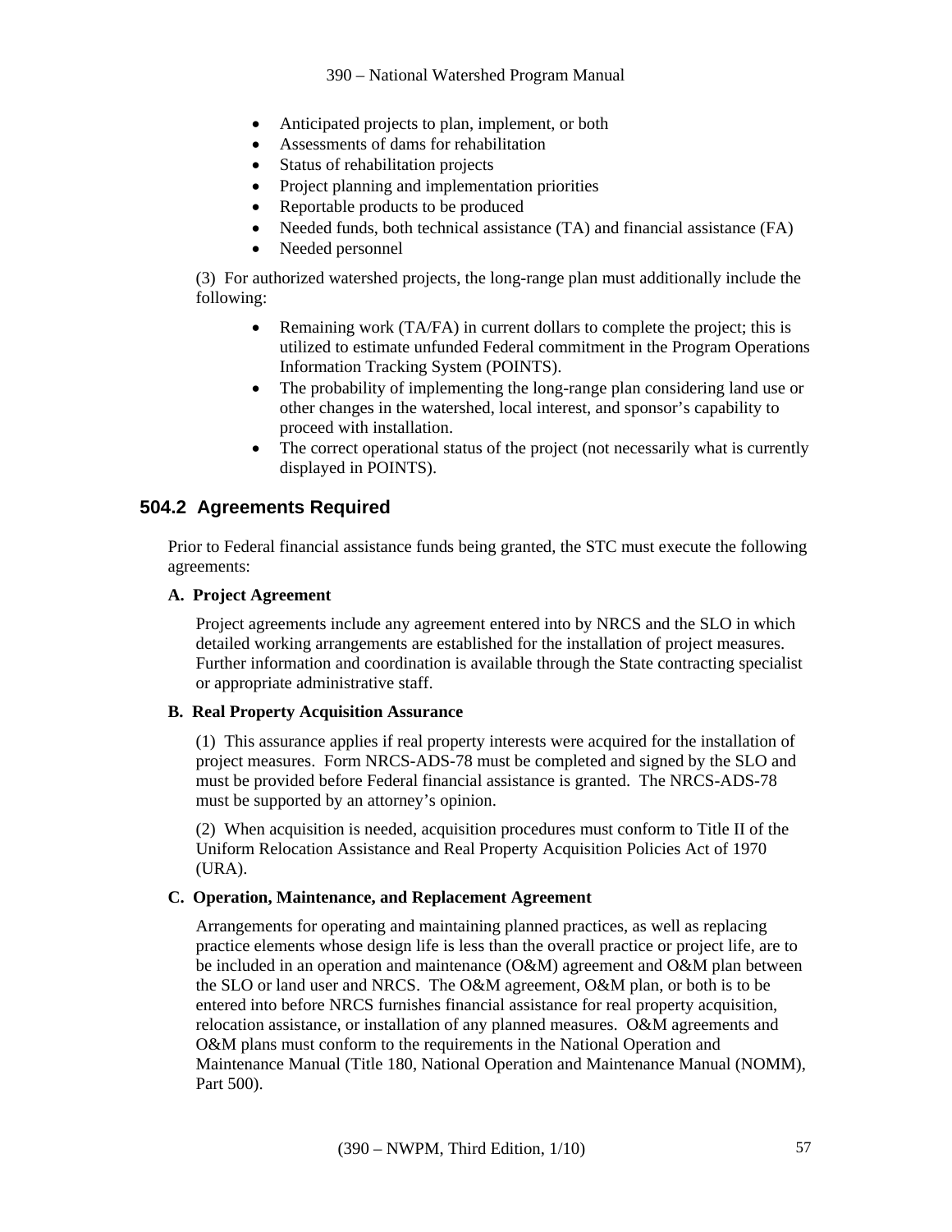- Anticipated projects to plan, implement, or both
- Assessments of dams for rehabilitation
- Status of rehabilitation projects
- Project planning and implementation priorities
- Reportable products to be produced
- Needed funds, both technical assistance (TA) and financial assistance (FA)
- Needed personnel

(3) For authorized watershed projects, the long-range plan must additionally include the following:

- Remaining work (TA/FA) in current dollars to complete the project; this is utilized to estimate unfunded Federal commitment in the Program Operations Information Tracking System (POINTS).
- The probability of implementing the long-range plan considering land use or other changes in the watershed, local interest, and sponsor's capability to proceed with installation.
- The correct operational status of the project (not necessarily what is currently displayed in POINTS).

## 504.2 Agreements Required

Prior to Federal financial assistance funds being granted, the STC must execute the following agreements:

**A. Project Agreement**

Project agreements include any agreement entered into by NRCS and the SLO in which detailed working arrangements are established for the installation of project measures. Further information and coordination is available through the State contracting specialist or appropriate administrative staff.

**B. Real Property Acquisition Assurance**

(1) This assurance applies if real property interests were acquired for the installation of project measures. Form NRCS-ADS-78 must be completed and signed by the SLO and must be provided before Federal financial assistance is granted. The NRCS-ADS-78 must be supported by an attorney's opinion.

(2) When acquisition is needed, acquisition procedures must conform to Title II of the Uniform Relocation Assistance and Real Property Acquisition Policies Act of 1970 (URA).

**C. Operation, Maintenance, and Replacement Agreement**

Arrangements for operating and maintaining planned practices, as well as replacing practice elements whose design life is less than the overall practice or project life, are to be included in an operation and maintenance (O&M) agreement and O&M plan between the SLO or land user and NRCS. The O&M agreement, O&M plan, or both is to be entered into before NRCS furnishes financial assistance for real property acquisition, relocation assistance, or installation of any planned measures. O&M agreements and O&M plans must conform to the requirements in the National Operation and Maintenance Manual (Title 180, National Operation and Maintenance Manual (NOMM), Part 500).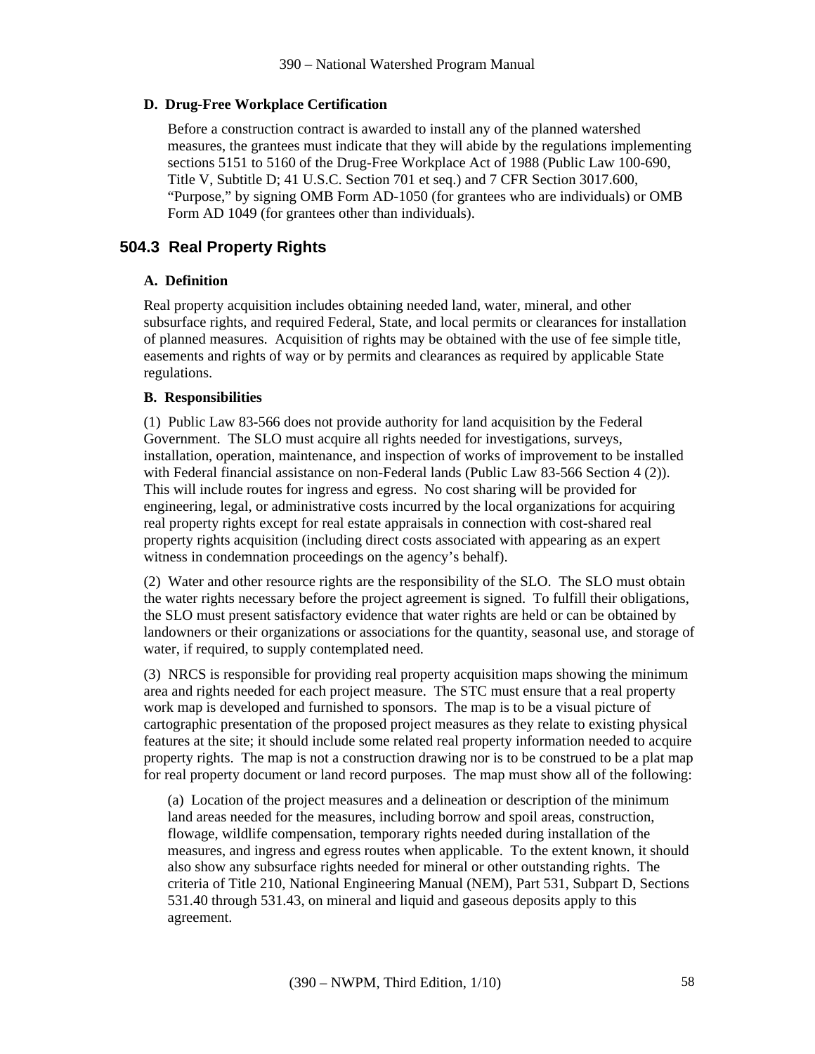**D. Drug-Free Workplace Certification**

Before a construction contract is awarded to install any of the planned watershed measures, the grantees must indicate that they will abide by the regulations implementing sections 5151 to 5160 of the Drug-Free Workplace Act of 1988 (Public Law 100-690, Title V, Subtitle D; 41 U.S.C. Section 701 et seq.) and 7 CFR Section 3017.600, "Purpose," by signing OMB Form AD-1050 (for grantees who are individuals) or OMB Form AD 1049 (for grantees other than individuals).

## 504.3 Real Property Rights

**A. Definition**

Real property acquisition includes obtaining needed land, water, mineral, and other subsurface rights, and required Federal, State, and local permits or clearances for installation of planned measures. Acquisition of rights may be obtained with the use of fee simple title, easements and rights of way or by permits and clearances as required by applicable State regulations.

**B. Responsibilities**

(1) Public Law 83-566 does not provide authority for land acquisition by the Federal Government. The SLO must acquire all rights needed for investigations, surveys, installation, operation, maintenance, and inspection of works of improvement to be installed with Federal financial assistance on non-Federal lands (Public Law 83-566 Section 4 (2)). This will include routes for ingress and egress. No cost sharing will be provided for engineering, legal, or administrative costs incurred by the local organizations for acquiring real property rights except for real estate appraisals in connection with cost-shared real property rights acquisition (including direct costs associated with appearing as an expert witness in condemnation proceedings on the agency's behalf).

(2) Water and other resource rights are the responsibility of the SLO. The SLO must obtain the water rights necessary before the project agreement is signed. To fulfill their obligations, the SLO must present satisfactory evidence that water rights are held or can be obtained by landowners or their organizations or associations for the quantity, seasonal use, and storage of water, if required, to supply contemplated need.

(3) NRCS is responsible for providing real property acquisition maps showing the minimum area and rights needed for each project measure. The STC must ensure that a real property work map is developed and furnished to sponsors. The map is to be a visual picture of cartographic presentation of the proposed project measures as they relate to existing physical features at the site; it should include some related real property information needed to acquire property rights. The map is not a construction drawing nor is to be construed to be a plat map for real property document or land record purposes. The map must show all of the following:

(a) Location of the project measures and a delineation or description of the minimum land areas needed for the measures, including borrow and spoil areas, construction, flowage, wildlife compensation, temporary rights needed during installation of the measures, and ingress and egress routes when applicable. To the extent known, it should also show any subsurface rights needed for mineral or other outstanding rights. The criteria of Title 210, National Engineering Manual (NEM), Part 531, Subpart D, Sections 531.40 through 531.43, on mineral and liquid and gaseous deposits apply to this agreement.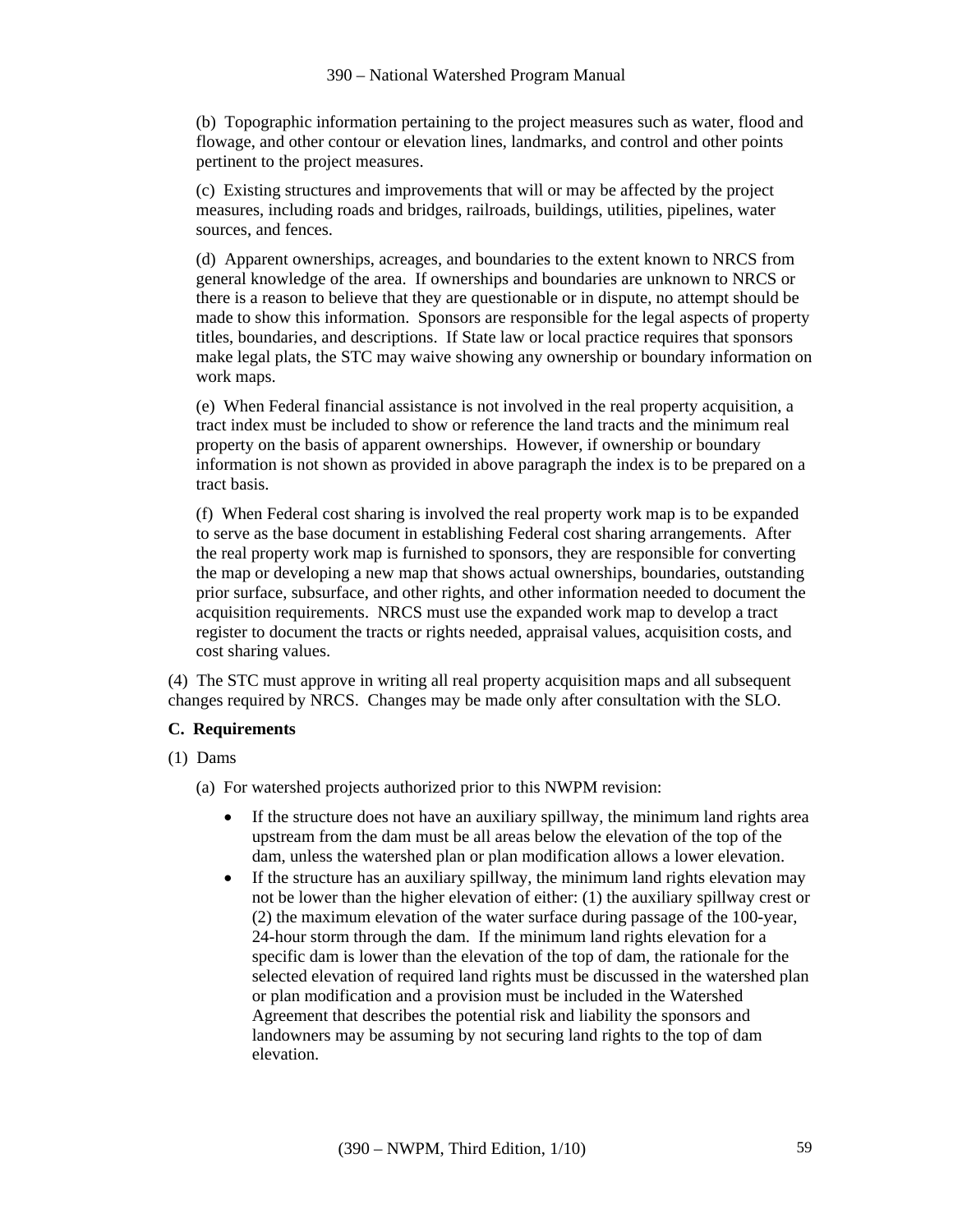(b) Topographic information pertaining to the project measures such as water, flood and flowage, and other contour or elevation lines, landmarks, and control and other points pertinent to the project measures.

(c) Existing structures and improvements that will or may be affected by the project measures, including roads and bridges, railroads, buildings, utilities, pipelines, water sources, and fences.

(d) Apparent ownerships, acreages, and boundaries to the extent known to NRCS from general knowledge of the area. If ownerships and boundaries are unknown to NRCS or there is a reason to believe that they are questionable or in dispute, no attempt should be made to show this information. Sponsors are responsible for the legal aspects of property titles, boundaries, and descriptions. If State law or local practice requires that sponsors make legal plats, the STC may waive showing any ownership or boundary information on work maps.

(e) When Federal financial assistance is not involved in the real property acquisition, a tract index must be included to show or reference the land tracts and the minimum real property on the basis of apparent ownerships. However, if ownership or boundary information is not shown as provided in above paragraph the index is to be prepared on a tract basis.

(f) When Federal cost sharing is involved the real property work map is to be expanded to serve as the base document in establishing Federal cost sharing arrangements. After the real property work map is furnished to sponsors, they are responsible for converting the map or developing a new map that shows actual ownerships, boundaries, outstanding prior surface, subsurface, and other rights, and other information needed to document the acquisition requirements. NRCS must use the expanded work map to develop a tract register to document the tracts or rights needed, appraisal values, acquisition costs, and cost sharing values.

(4) The STC must approve in writing all real property acquisition maps and all subsequent changes required by NRCS. Changes may be made only after consultation with the SLO.

**C. Requirements**

(1) Dams

(a) For watershed projects authorized prior to this NWPM revision:

- If the structure does not have an auxiliary spillway, the minimum land rights area upstream from the dam must be all areas below the elevation of the top of the dam, unless the watershed plan or plan modification allows a lower elevation.
- If the structure has an auxiliary spillway, the minimum land rights elevation may not be lower than the higher elevation of either: (1) the auxiliary spillway crest or (2) the maximum elevation of the water surface during passage of the 100-year, 24-hour storm through the dam. If the minimum land rights elevation for a specific dam is lower than the elevation of the top of dam, the rationale for the selected elevation of required land rights must be discussed in the watershed plan or plan modification and a provision must be included in the Watershed Agreement that describes the potential risk and liability the sponsors and landowners may be assuming by not securing land rights to the top of dam elevation.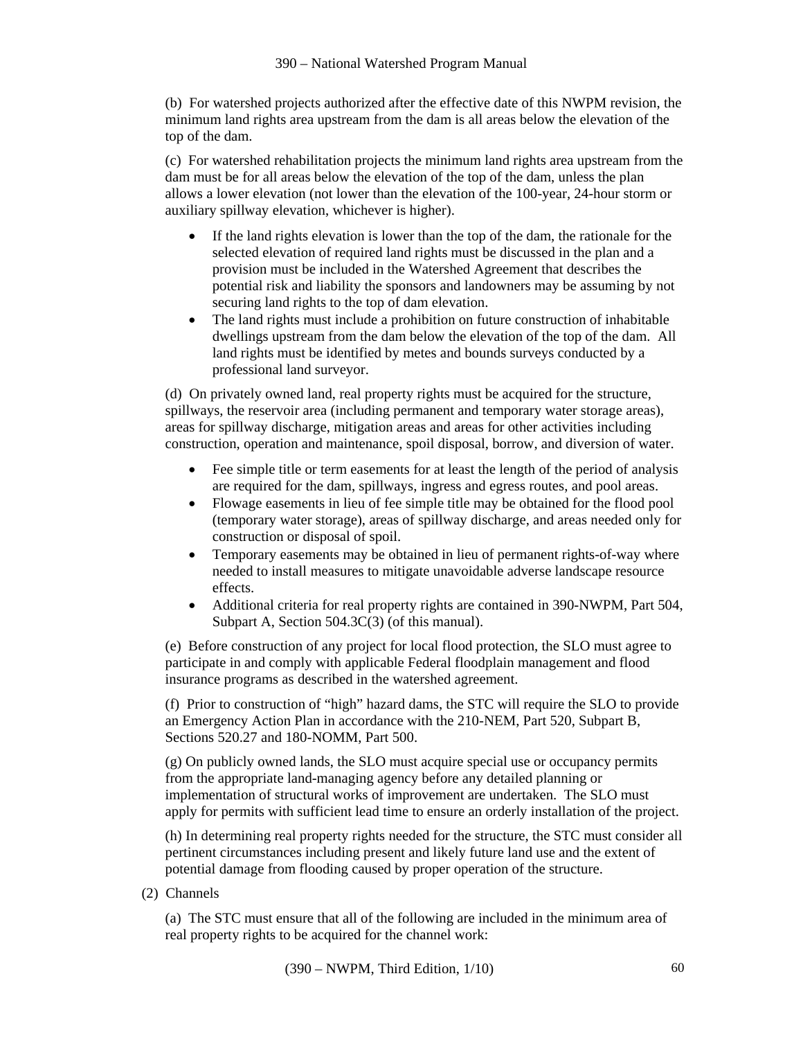(b) For watershed projects authorized after the effective date of this NWPM revision, the minimum land rights area upstream from the dam is all areas below the elevation of the top of the dam.

(c) For watershed rehabilitation projects the minimum land rights area upstream from the dam must be for all areas below the elevation of the top of the dam, unless the plan allows a lower elevation (not lower than the elevation of the 100-year, 24-hour storm or auxiliary spillway elevation, whichever is higher).

- If the land rights elevation is lower than the top of the dam, the rationale for the selected elevation of required land rights must be discussed in the plan and a provision must be included in the Watershed Agreement that describes the potential risk and liability the sponsors and landowners may be assuming by not securing land rights to the top of dam elevation.
- The land rights must include a prohibition on future construction of inhabitable dwellings upstream from the dam below the elevation of the top of the dam. All land rights must be identified by metes and bounds surveys conducted by a professional land surveyor.

(d) On privately owned land, real property rights must be acquired for the structure, spillways, the reservoir area (including permanent and temporary water storage areas), areas for spillway discharge, mitigation areas and areas for other activities including construction, operation and maintenance, spoil disposal, borrow, and diversion of water.

- Fee simple title or term easements for at least the length of the period of analysis are required for the dam, spillways, ingress and egress routes, and pool areas.
- Flowage easements in lieu of fee simple title may be obtained for the flood pool (temporary water storage), areas of spillway discharge, and areas needed only for construction or disposal of spoil.
- Temporary easements may be obtained in lieu of permanent rights-of-way where needed to install measures to mitigate unavoidable adverse landscape resource effects.
- Additional criteria for real property rights are contained in 390-NWPM, Part 504, Subpart A, Section 504.3C(3) (of this manual).

(e) Before construction of any project for local flood protection, the SLO must agree to participate in and comply with applicable Federal floodplain management and flood insurance programs as described in the watershed agreement.

(f) Prior to construction of "high" hazard dams, the STC will require the SLO to provide an Emergency Action Plan in accordance with the 210-NEM, Part 520, Subpart B, Sections 520.27 and 180-NOMM, Part 500.

(g) On publicly owned lands, the SLO must acquire special use or occupancy permits from the appropriate land-managing agency before any detailed planning or implementation of structural works of improvement are undertaken. The SLO must apply for permits with sufficient lead time to ensure an orderly installation of the project.

(h) In determining real property rights needed for the structure, the STC must consider all pertinent circumstances including present and likely future land use and the extent of potential damage from flooding caused by proper operation of the structure.

(2) Channels

(a) The STC must ensure that all of the following are included in the minimum area of real property rights to be acquired for the channel work: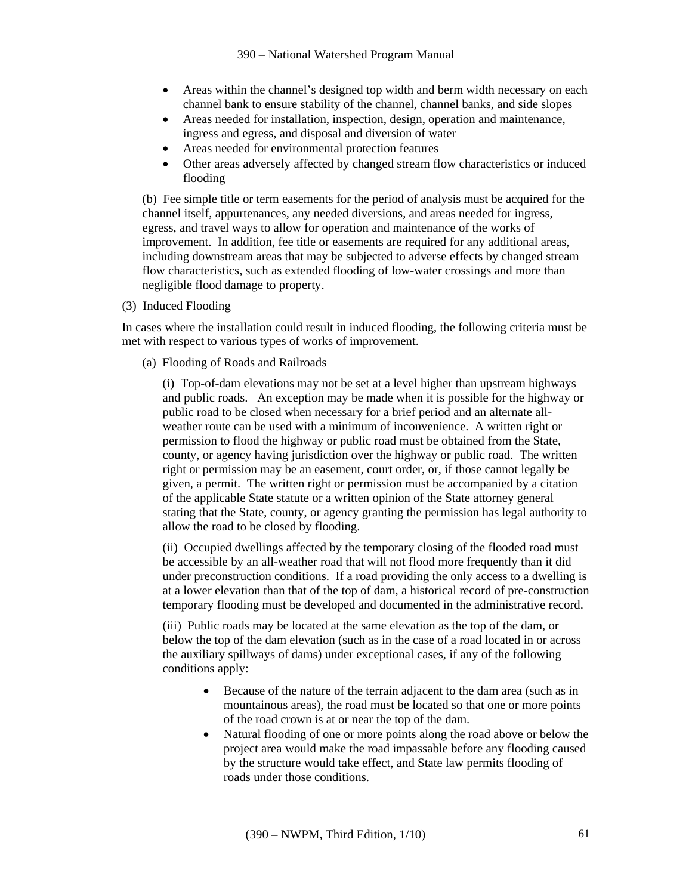- Areas within the channel's designed top width and berm width necessary on each channel bank to ensure stability of the channel, channel banks, and side slopes
- Areas needed for installation, inspection, design, operation and maintenance, ingress and egress, and disposal and diversion of water
- Areas needed for environmental protection features
- Other areas adversely affected by changed stream flow characteristics or induced flooding

(b) Fee simple title or term easements for the period of analysis must be acquired for the channel itself, appurtenances, any needed diversions, and areas needed for ingress, egress, and travel ways to allow for operation and maintenance of the works of improvement. In addition, fee title or easements are required for any additional areas, including downstream areas that may be subjected to adverse effects by changed stream flow characteristics, such as extended flooding of low-water crossings and more than negligible flood damage to property.

(3) Induced Flooding

In cases where the installation could result in induced flooding, the following criteria must be met with respect to various types of works of improvement.

(a) Flooding of Roads and Railroads

(i) Top-of-dam elevations may not be set at a level higher than upstream highways and public roads. An exception may be made when it is possible for the highway or public road to be closed when necessary for a brief period and an alternate all-weather route can be used with a minimum of inconvenience. A written right or permission to flood the highway or public road must be obtained from the State, county, or agency having jurisdiction over the highway or public road. The written right or permission may be an easement, court order, or, if those cannot legally be given, a permit. The written right or permission must be accompanied by a citation of the applicable State statute or a written opinion of the State attorney general stating that the State, county, or agency granting the permission has legal authority to allow the road to be closed by flooding.

(ii) Occupied dwellings affected by the temporary closing of the flooded road must be accessible by an all-weather road that will not flood more frequently than it did under preconstruction conditions. If a road providing the only access to a dwelling is at a lower elevation than that of the top of dam, a historical record of pre-construction temporary flooding must be developed and documented in the administrative record.

(iii) Public roads may be located at the same elevation as the top of the dam, or below the top of the dam elevation (such as in the case of a road located in or across the auxiliary spillways of dams) under exceptional cases, if any of the following conditions apply:

- Because of the nature of the terrain adjacent to the dam area (such as in mountainous areas), the road must be located so that one or more points of the road crown is at or near the top of the dam.
- Natural flooding of one or more points along the road above or below the project area would make the road impassable before any flooding caused by the structure would take effect, and State law permits flooding of roads under those conditions.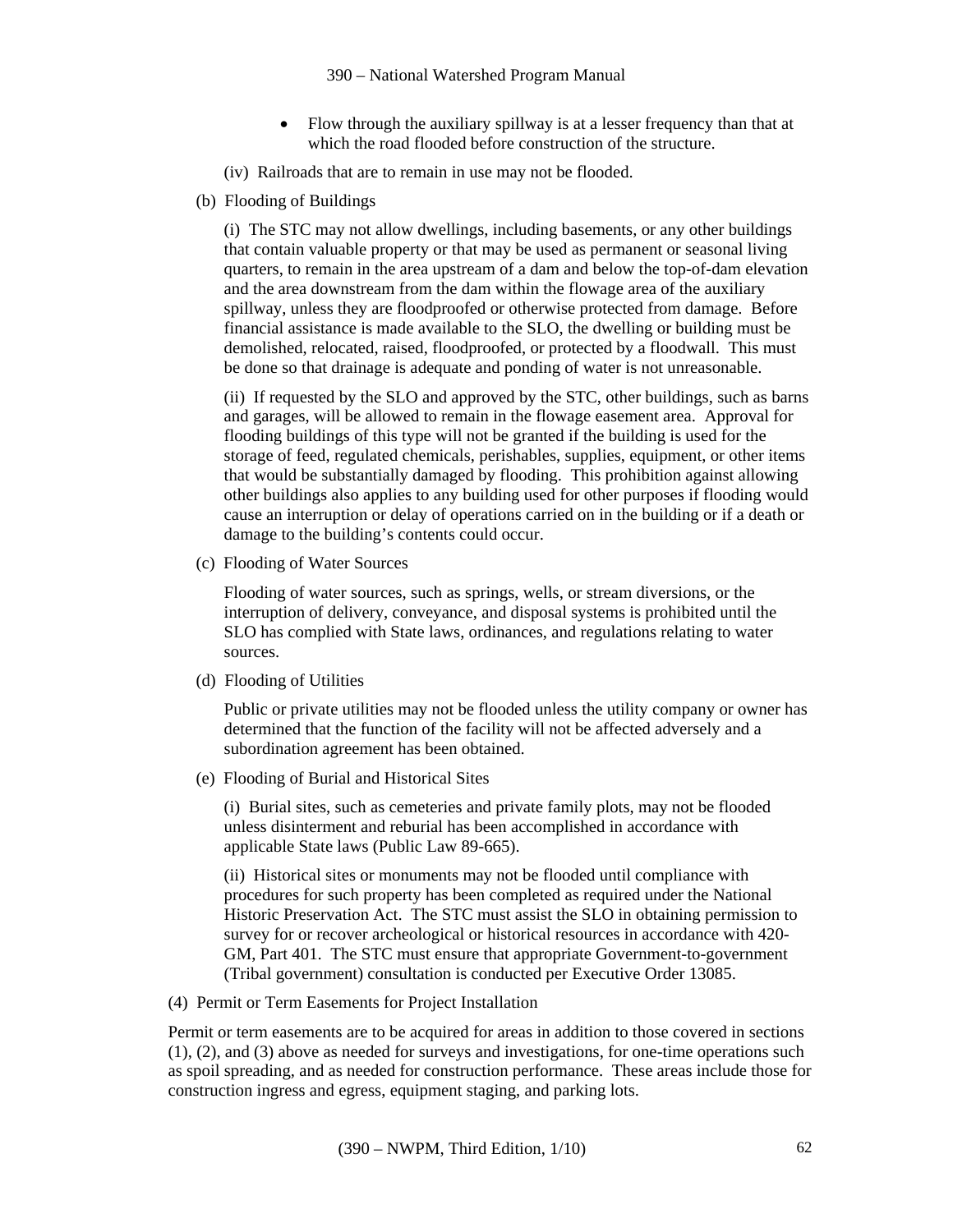- Flow through the auxiliary spillway is at a lesser frequency than that at which the road flooded before construction of the structure.

(iv) Railroads that are to remain in use may not be flooded.

(b) Flooding of Buildings

(i) The STC may not allow dwellings, including basements, or any other buildings that contain valuable property or that may be used as permanent or seasonal living quarters, to remain in the area upstream of a dam and below the top-of-dam elevation and the area downstream from the dam within the flowage area of the auxiliary spillway, unless they are floodproofed or otherwise protected from damage. Before financial assistance is made available to the SLO, the dwelling or building must be demolished, relocated, raised, floodproofed, or protected by a floodwall. This must be done so that drainage is adequate and ponding of water is not unreasonable.

(ii) If requested by the SLO and approved by the STC, other buildings, such as barns and garages, will be allowed to remain in the flowage easement area. Approval for flooding buildings of this type will not be granted if the building is used for the storage of feed, regulated chemicals, perishables, supplies, equipment, or other items that would be substantially damaged by flooding. This prohibition against allowing other buildings also applies to any building used for other purposes if flooding would cause an interruption or delay of operations carried on in the building or if a death or damage to the building's contents could occur.

(c) Flooding of Water Sources

Flooding of water sources, such as springs, wells, or stream diversions, or the interruption of delivery, conveyance, and disposal systems is prohibited until the SLO has complied with State laws, ordinances, and regulations relating to water sources.

(d) Flooding of Utilities

Public or private utilities may not be flooded unless the utility company or owner has determined that the function of the facility will not be affected adversely and a subordination agreement has been obtained.

(e) Flooding of Burial and Historical Sites

(i) Burial sites, such as cemeteries and private family plots, may not be flooded unless disinterment and reburial has been accomplished in accordance with applicable State laws (Public Law 89-665).

(ii) Historical sites or monuments may not be flooded until compliance with procedures for such property has been completed as required under the National Historic Preservation Act. The STC must assist the SLO in obtaining permission to survey for or recover archeological or historical resources in accordance with 420-GM, Part 401. The STC must ensure that appropriate Government-to-government (Tribal government) consultation is conducted per Executive Order 13085.

(4) Permit or Term Easements for Project Installation

Permit or term easements are to be acquired for areas in addition to those covered in sections (1), (2), and (3) above as needed for surveys and investigations, for one-time operations such as spoil spreading, and as needed for construction performance. These areas include those for construction ingress and egress, equipment staging, and parking lots.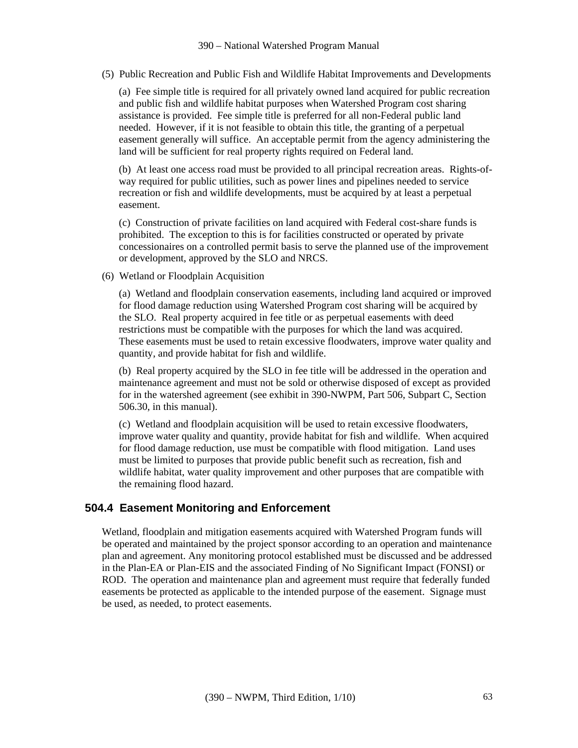(5) Public Recreation and Public Fish and Wildlife Habitat Improvements and Developments

(a) Fee simple title is required for all privately owned land acquired for public recreation and public fish and wildlife habitat purposes when Watershed Program cost sharing assistance is provided. Fee simple title is preferred for all non-Federal public land needed. However, if it is not feasible to obtain this title, the granting of a perpetual easement generally will suffice. An acceptable permit from the agency administering the land will be sufficient for real property rights required on Federal land.

(b) At least one access road must be provided to all principal recreation areas. Rights-of-way required for public utilities, such as power lines and pipelines needed to service recreation or fish and wildlife developments, must be acquired by at least a perpetual easement.

(c) Construction of private facilities on land acquired with Federal cost-share funds is prohibited. The exception to this is for facilities constructed or operated by private concessionaires on a controlled permit basis to serve the planned use of the improvement or development, approved by the SLO and NRCS.

(6) Wetland or Floodplain Acquisition

(a) Wetland and floodplain conservation easements, including land acquired or improved for flood damage reduction using Watershed Program cost sharing will be acquired by the SLO. Real property acquired in fee title or as perpetual easements with deed restrictions must be compatible with the purposes for which the land was acquired. These easements must be used to retain excessive floodwaters, improve water quality and quantity, and provide habitat for fish and wildlife.

(b) Real property acquired by the SLO in fee title will be addressed in the operation and maintenance agreement and must not be sold or otherwise disposed of except as provided for in the watershed agreement (see exhibit in 390-NWPM, Part 506, Subpart C, Section 506.30, in this manual).

(c) Wetland and floodplain acquisition will be used to retain excessive floodwaters, improve water quality and quantity, provide habitat for fish and wildlife. When acquired for flood damage reduction, use must be compatible with flood mitigation. Land uses must be limited to purposes that provide public benefit such as recreation, fish and wildlife habitat, water quality improvement and other purposes that are compatible with the remaining flood hazard.

## 504.4 Easement Monitoring and Enforcement

Wetland, floodplain and mitigation easements acquired with Watershed Program funds will be operated and maintained by the project sponsor according to an operation and maintenance plan and agreement. Any monitoring protocol established must be discussed and be addressed in the Plan-EA or Plan-EIS and the associated Finding of No Significant Impact (FONSI) or ROD. The operation and maintenance plan and agreement must require that federally funded easements be protected as applicable to the intended purpose of the easement. Signage must be used, as needed, to protect easements.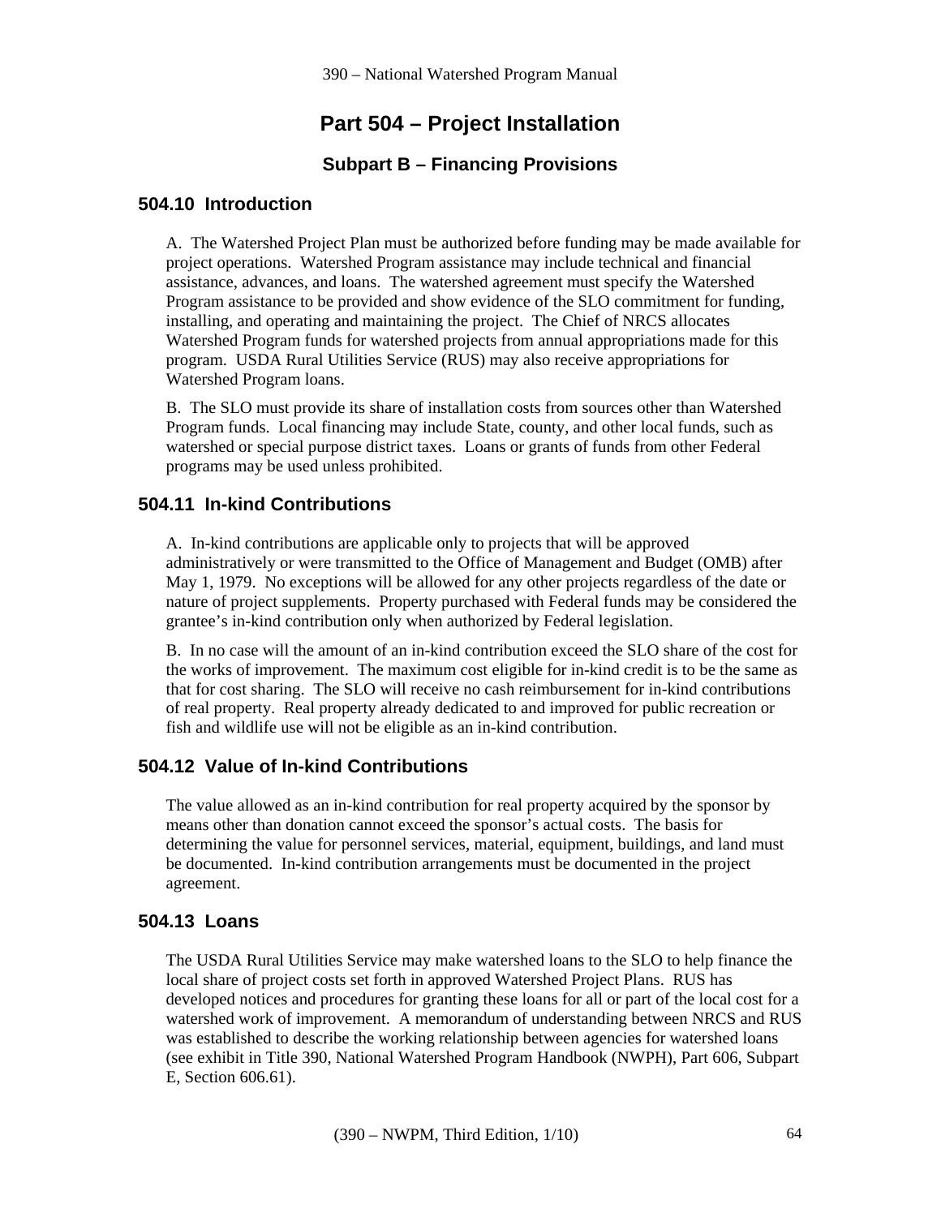# Part 504 – Project Installation

## Subpart B – Financing Provisions

### 504.10 Introduction

A. The Watershed Project Plan must be authorized before funding may be made available for project operations. Watershed Program assistance may include technical and financial assistance, advances, and loans. The watershed agreement must specify the Watershed Program assistance to be provided and show evidence of the SLO commitment for funding, installing, and operating and maintaining the project. The Chief of NRCS allocates Watershed Program funds for watershed projects from annual appropriations made for this program. USDA Rural Utilities Service (RUS) may also receive appropriations for Watershed Program loans.

B. The SLO must provide its share of installation costs from sources other than Watershed Program funds. Local financing may include State, county, and other local funds, such as watershed or special purpose district taxes. Loans or grants of funds from other Federal programs may be used unless prohibited.

### 504.11 In-kind Contributions

A. In-kind contributions are applicable only to projects that will be approved administratively or were transmitted to the Office of Management and Budget (OMB) after May 1, 1979. No exceptions will be allowed for any other projects regardless of the date or nature of project supplements. Property purchased with Federal funds may be considered the grantee's in-kind contribution only when authorized by Federal legislation.

B. In no case will the amount of an in-kind contribution exceed the SLO share of the cost for the works of improvement. The maximum cost eligible for in-kind credit is to be the same as that for cost sharing. The SLO will receive no cash reimbursement for in-kind contributions of real property. Real property already dedicated to and improved for public recreation or fish and wildlife use will not be eligible as an in-kind contribution.

### 504.12 Value of In-kind Contributions

The value allowed as an in-kind contribution for real property acquired by the sponsor by means other than donation cannot exceed the sponsor's actual costs. The basis for determining the value for personnel services, material, equipment, buildings, and land must be documented. In-kind contribution arrangements must be documented in the project agreement.

### 504.13 Loans

The USDA Rural Utilities Service may make watershed loans to the SLO to help finance the local share of project costs set forth in approved Watershed Project Plans. RUS has developed notices and procedures for granting these loans for all or part of the local cost for a watershed work of improvement. A memorandum of understanding between NRCS and RUS was established to describe the working relationship between agencies for watershed loans (see exhibit in Title 390, National Watershed Program Handbook (NWPH), Part 606, Subpart E, Section 606.61).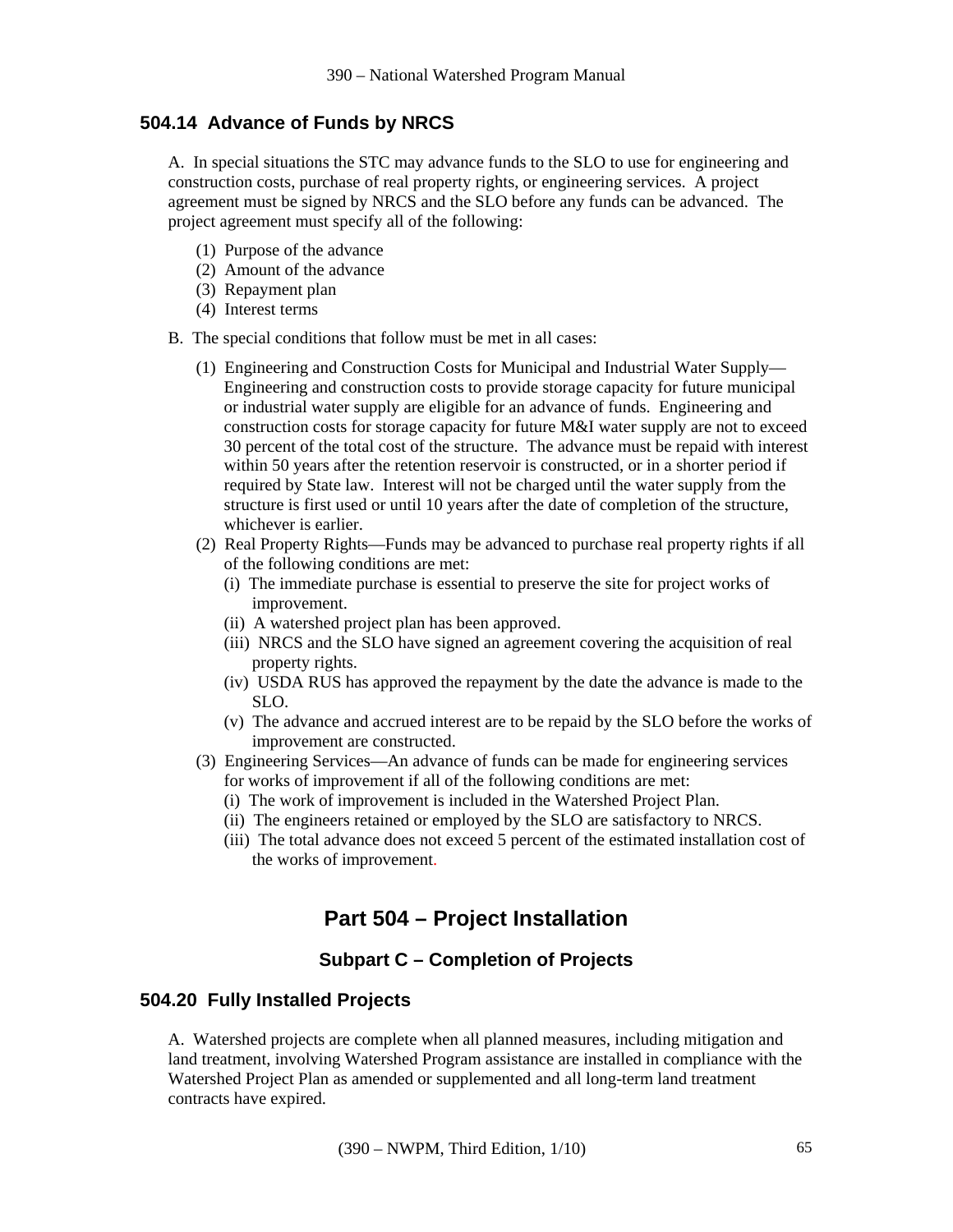### 504.14 Advance of Funds by NRCS

A. In special situations the STC may advance funds to the SLO to use for engineering and construction costs, purchase of real property rights, or engineering services. A project agreement must be signed by NRCS and the SLO before any funds can be advanced. The project agreement must specify all of the following:

(1) Purpose of the advance
(2) Amount of the advance
(3) Repayment plan
(4) Interest terms

B. The special conditions that follow must be met in all cases:

(1) Engineering and Construction Costs for Municipal and Industrial Water Supply—Engineering and construction costs to provide storage capacity for future municipal or industrial water supply are eligible for an advance of funds. Engineering and construction costs for storage capacity for future M&I water supply are not to exceed 30 percent of the total cost of the structure. The advance must be repaid with interest within 50 years after the retention reservoir is constructed, or in a shorter period if required by State law. Interest will not be charged until the water supply from the structure is first used or until 10 years after the date of completion of the structure, whichever is earlier.

(2) Real Property Rights—Funds may be advanced to purchase real property rights if all of the following conditions are met:
   (i) The immediate purchase is essential to preserve the site for project works of improvement.
   (ii) A watershed project plan has been approved.
   (iii) NRCS and the SLO have signed an agreement covering the acquisition of real property rights.
   (iv) USDA RUS has approved the repayment by the date the advance is made to the SLO.
   (v) The advance and accrued interest are to be repaid by the SLO before the works of improvement are constructed.

(3) Engineering Services—An advance of funds can be made for engineering services for works of improvement if all of the following conditions are met:
   (i) The work of improvement is included in the Watershed Project Plan.
   (ii) The engineers retained or employed by the SLO are satisfactory to NRCS.
   (iii) The total advance does not exceed 5 percent of the estimated installation cost of the works of improvement.

# Part 504 – Project Installation

## Subpart C – Completion of Projects

### 504.20 Fully Installed Projects

A. Watershed projects are complete when all planned measures, including mitigation and land treatment, involving Watershed Program assistance are installed in compliance with the Watershed Project Plan as amended or supplemented and all long-term land treatment contracts have expired.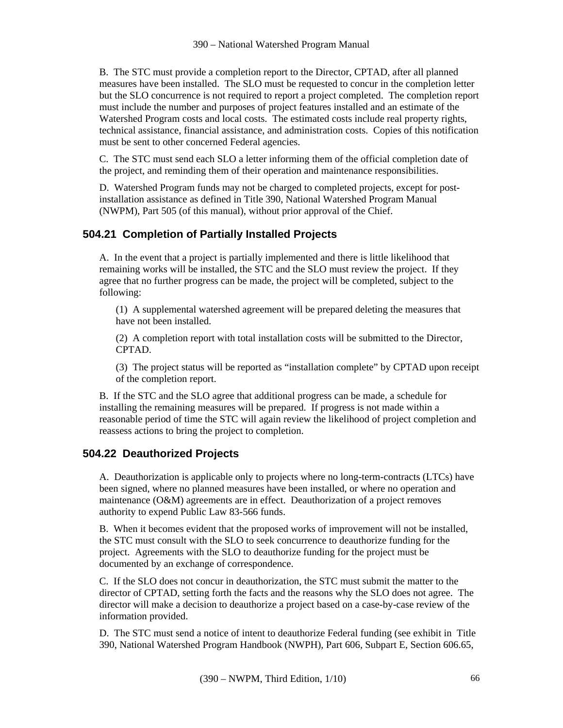B.  The STC must provide a completion report to the Director, CPTAD, after all planned measures have been installed.  The SLO must be requested to concur in the completion letter but the SLO concurrence is not required to report a project completed.  The completion report must include the number and purposes of project features installed and an estimate of the Watershed Program costs and local costs.  The estimated costs include real property rights, technical assistance, financial assistance, and administration costs.  Copies of this notification must be sent to other concerned Federal agencies.

C.  The STC must send each SLO a letter informing them of the official completion date of the project, and reminding them of their operation and maintenance responsibilities.

D.  Watershed Program funds may not be charged to completed projects, except for post-installation assistance as defined in Title 390, National Watershed Program Manual (NWPM), Part 505 (of this manual), without prior approval of the Chief.

## 504.21  Completion of Partially Installed Projects

A.  In the event that a project is partially implemented and there is little likelihood that remaining works will be installed, the STC and the SLO must review the project.  If they agree that no further progress can be made, the project will be completed, subject to the following:

(1)  A supplemental watershed agreement will be prepared deleting the measures that have not been installed.

(2)  A completion report with total installation costs will be submitted to the Director, CPTAD.

(3)  The project status will be reported as “installation complete” by CPTAD upon receipt of the completion report.

B.  If the STC and the SLO agree that additional progress can be made, a schedule for installing the remaining measures will be prepared.  If progress is not made within a reasonable period of time the STC will again review the likelihood of project completion and reassess actions to bring the project to completion.

## 504.22  Deauthorized Projects

A.  Deauthorization is applicable only to projects where no long-term-contracts (LTCs) have been signed, where no planned measures have been installed, or where no operation and maintenance (O&M) agreements are in effect.  Deauthorization of a project removes authority to expend Public Law 83-566 funds.

B.  When it becomes evident that the proposed works of improvement will not be installed, the STC must consult with the SLO to seek concurrence to deauthorize funding for the project.  Agreements with the SLO to deauthorize funding for the project must be documented by an exchange of correspondence.

C.  If the SLO does not concur in deauthorization, the STC must submit the matter to the director of CPTAD, setting forth the facts and the reasons why the SLO does not agree.  The director will make a decision to deauthorize a project based on a case-by-case review of the information provided.

D.  The STC must send a notice of intent to deauthorize Federal funding (see exhibit in  Title 390, National Watershed Program Handbook (NWPH), Part 606, Subpart E, Section 606.65,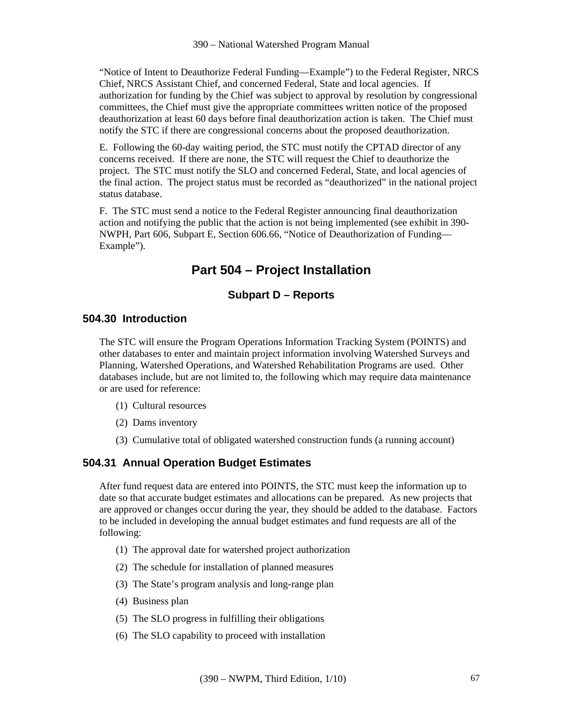"Notice of Intent to Deauthorize Federal Funding—Example") to the Federal Register, NRCS Chief, NRCS Assistant Chief, and concerned Federal, State and local agencies. If authorization for funding by the Chief was subject to approval by resolution by congressional committees, the Chief must give the appropriate committees written notice of the proposed deauthorization at least 60 days before final deauthorization action is taken. The Chief must notify the STC if there are congressional concerns about the proposed deauthorization.

E. Following the 60-day waiting period, the STC must notify the CPTAD director of any concerns received. If there are none, the STC will request the Chief to deauthorize the project. The STC must notify the SLO and concerned Federal, State, and local agencies of the final action. The project status must be recorded as "deauthorized" in the national project status database.

F. The STC must send a notice to the Federal Register announcing final deauthorization action and notifying the public that the action is not being implemented (see exhibit in 390-NWPH, Part 606, Subpart E, Section 606.66, "Notice of Deauthorization of Funding—Example").

# Part 504 – Project Installation

## Subpart D – Reports

### 504.30 Introduction

The STC will ensure the Program Operations Information Tracking System (POINTS) and other databases to enter and maintain project information involving Watershed Surveys and Planning, Watershed Operations, and Watershed Rehabilitation Programs are used. Other databases include, but are not limited to, the following which may require data maintenance or are used for reference:

(1) Cultural resources

(2) Dams inventory

(3) Cumulative total of obligated watershed construction funds (a running account)

### 504.31 Annual Operation Budget Estimates

After fund request data are entered into POINTS, the STC must keep the information up to date so that accurate budget estimates and allocations can be prepared. As new projects that are approved or changes occur during the year, they should be added to the database. Factors to be included in developing the annual budget estimates and fund requests are all of the following:

(1) The approval date for watershed project authorization

(2) The schedule for installation of planned measures

(3) The State's program analysis and long-range plan

(4) Business plan

(5) The SLO progress in fulfilling their obligations

(6) The SLO capability to proceed with installation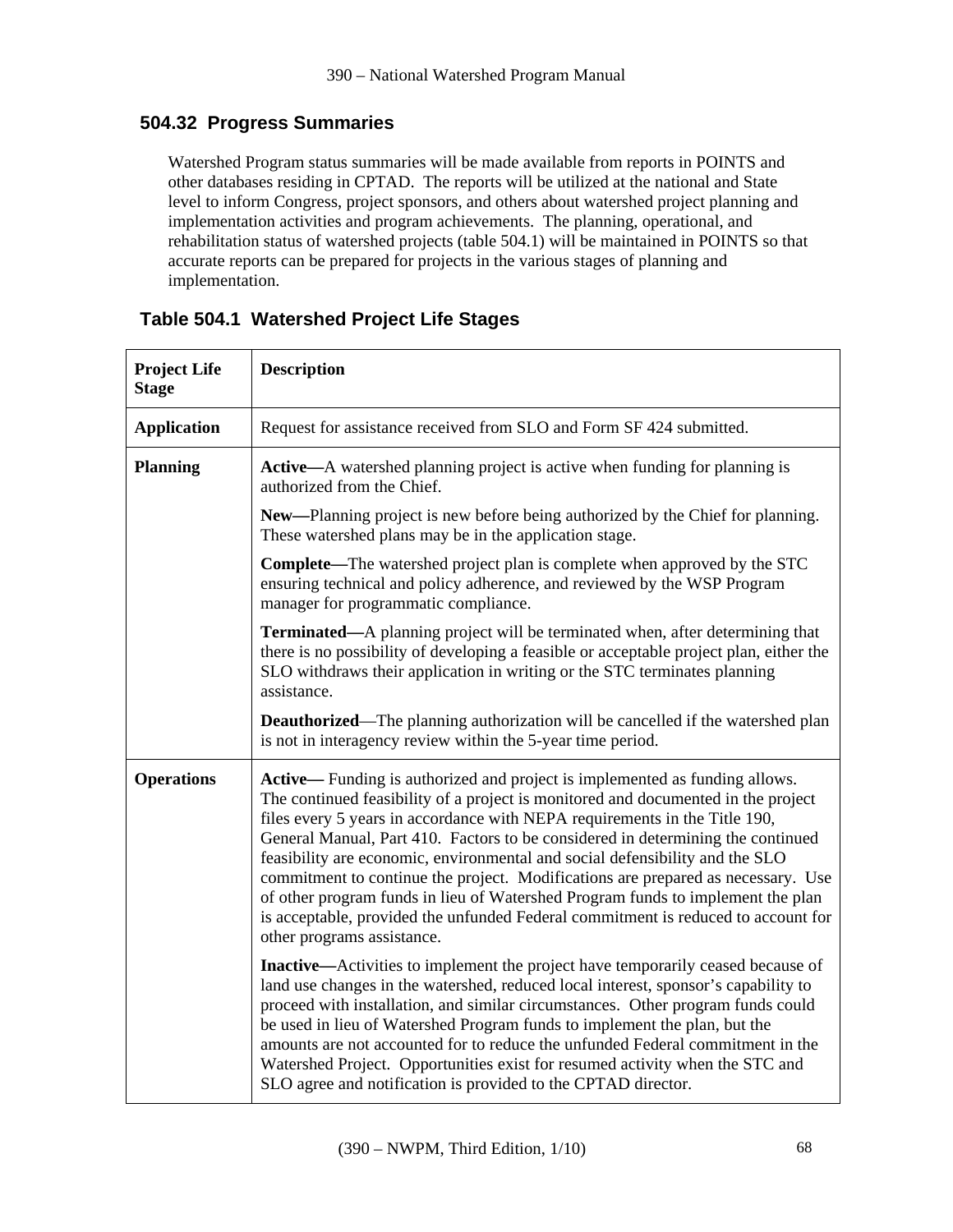### 504.32 Progress Summaries

Watershed Program status summaries will be made available from reports in POINTS and other databases residing in CPTAD. The reports will be utilized at the national and State level to inform Congress, project sponsors, and others about watershed project planning and implementation activities and program achievements. The planning, operational, and rehabilitation status of watershed projects (table 504.1) will be maintained in POINTS so that accurate reports can be prepared for projects in the various stages of planning and implementation.

#### Table 504.1 Watershed Project Life Stages

| Project Life Stage | Description |
|---|---|
| **Application** | Request for assistance received from SLO and Form SF 424 submitted. |
| **Planning** | **Active—**A watershed planning project is active when funding for planning is authorized from the Chief.<br><br>**New—**Planning project is new before being authorized by the Chief for planning. These watershed plans may be in the application stage.<br><br>**Complete—**The watershed project plan is complete when approved by the STC ensuring technical and policy adherence, and reviewed by the WSP Program manager for programmatic compliance.<br><br>**Terminated—**A planning project will be terminated when, after determining that there is no possibility of developing a feasible or acceptable project plan, either the SLO withdraws their application in writing or the STC terminates planning assistance.<br><br>**Deauthorized**—The planning authorization will be cancelled if the watershed plan is not in interagency review within the 5-year time period. |
| **Operations** | **Active—** Funding is authorized and project is implemented as funding allows. The continued feasibility of a project is monitored and documented in the project files every 5 years in accordance with NEPA requirements in the Title 190, General Manual, Part 410. Factors to be considered in determining the continued feasibility are economic, environmental and social defensibility and the SLO commitment to continue the project. Modifications are prepared as necessary. Use of other program funds in lieu of Watershed Program funds to implement the plan is acceptable, provided the unfunded Federal commitment is reduced to account for other programs assistance.<br><br>**Inactive—**Activities to implement the project have temporarily ceased because of land use changes in the watershed, reduced local interest, sponsor's capability to proceed with installation, and similar circumstances. Other program funds could be used in lieu of Watershed Program funds to implement the plan, but the amounts are not accounted for to reduce the unfunded Federal commitment in the Watershed Project. Opportunities exist for resumed activity when the STC and SLO agree and notification is provided to the CPTAD director. |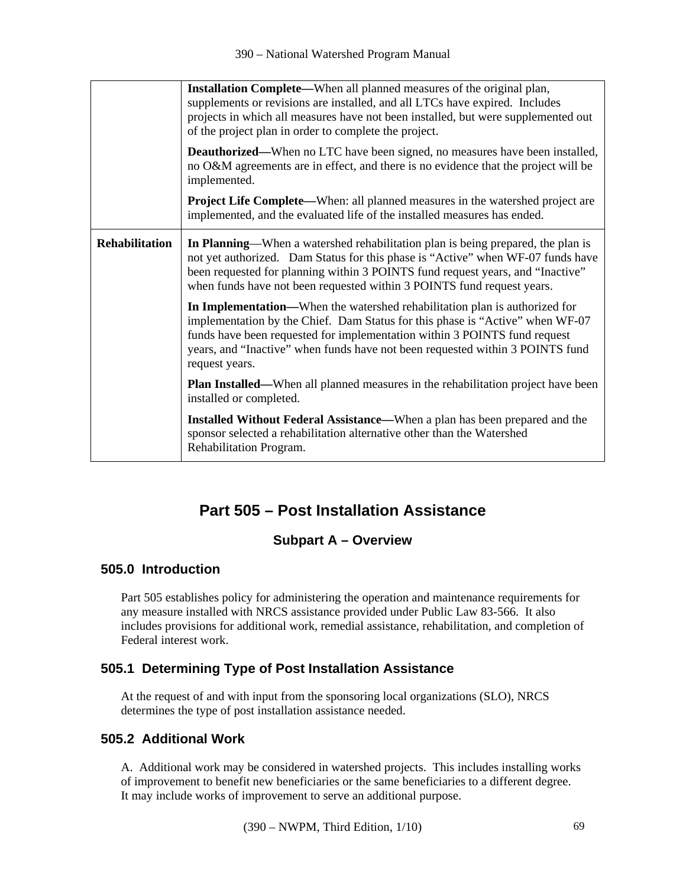| | |
|---|---|
| | **Installation Complete—**When all planned measures of the original plan, supplements or revisions are installed, and all LTCs have expired. Includes projects in which all measures have not been installed, but were supplemented out of the project plan in order to complete the project.<br><br>**Deauthorized—**When no LTC have been signed, no measures have been installed, no O&M agreements are in effect, and there is no evidence that the project will be implemented.<br><br>**Project Life Complete—**When: all planned measures in the watershed project are implemented, and the evaluated life of the installed measures has ended. |
| **Rehabilitation** | **In Planning**—When a watershed rehabilitation plan is being prepared, the plan is not yet authorized. Dam Status for this phase is "Active" when WF-07 funds have been requested for planning within 3 POINTS fund request years, and "Inactive" when funds have not been requested within 3 POINTS fund request years.<br><br>**In Implementation—**When the watershed rehabilitation plan is authorized for implementation by the Chief. Dam Status for this phase is "Active" when WF-07 funds have been requested for implementation within 3 POINTS fund request years, and "Inactive" when funds have not been requested within 3 POINTS fund request years.<br><br>**Plan Installed—**When all planned measures in the rehabilitation project have been installed or completed.<br><br>**Installed Without Federal Assistance—**When a plan has been prepared and the sponsor selected a rehabilitation alternative other than the Watershed Rehabilitation Program. |

# Part 505 – Post Installation Assistance

## Subpart A – Overview

### 505.0 Introduction

Part 505 establishes policy for administering the operation and maintenance requirements for any measure installed with NRCS assistance provided under Public Law 83-566. It also includes provisions for additional work, remedial assistance, rehabilitation, and completion of Federal interest work.

### 505.1 Determining Type of Post Installation Assistance

At the request of and with input from the sponsoring local organizations (SLO), NRCS determines the type of post installation assistance needed.

### 505.2 Additional Work

A. Additional work may be considered in watershed projects. This includes installing works of improvement to benefit new beneficiaries or the same beneficiaries to a different degree. It may include works of improvement to serve an additional purpose.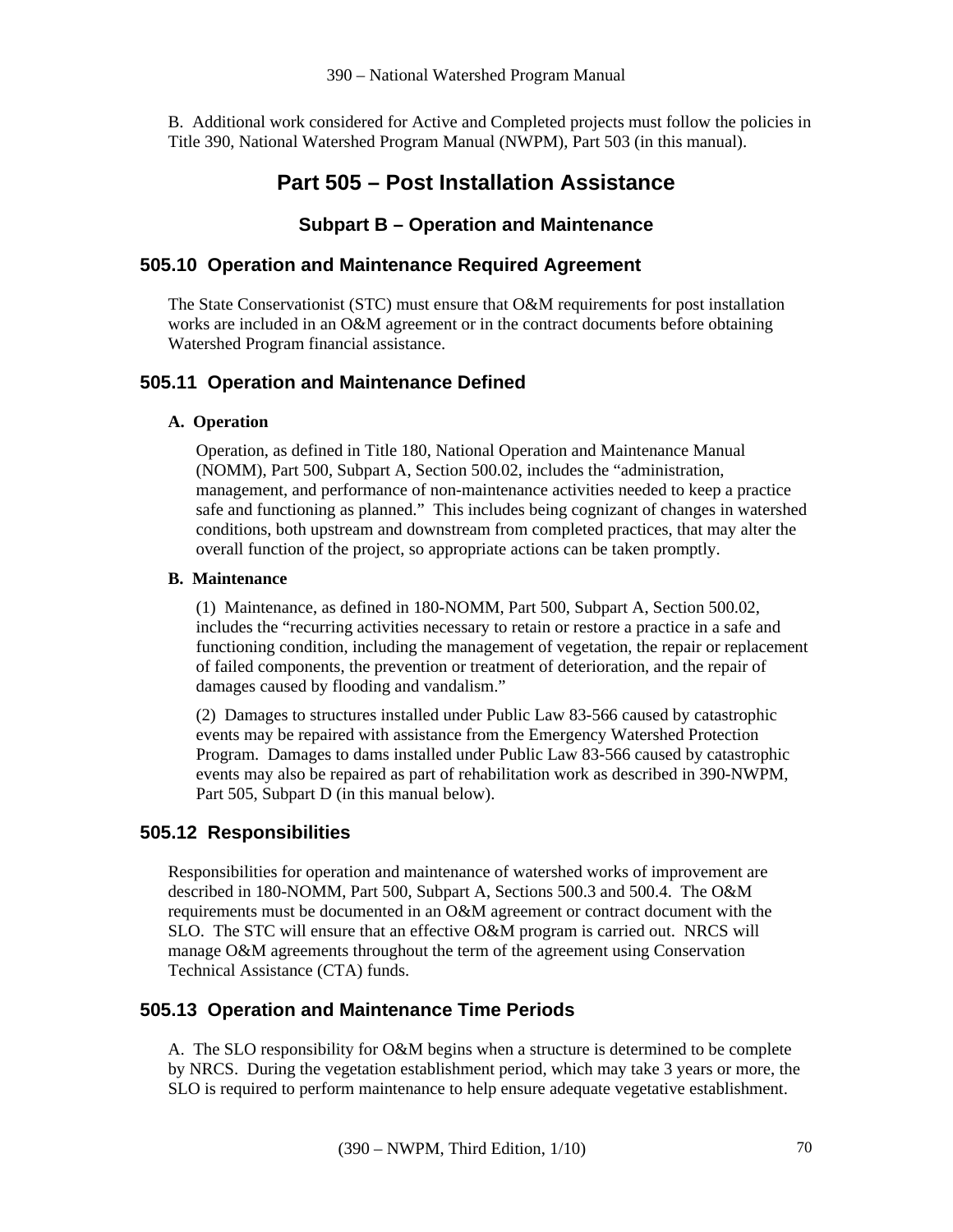B. Additional work considered for Active and Completed projects must follow the policies in Title 390, National Watershed Program Manual (NWPM), Part 503 (in this manual).

# Part 505 – Post Installation Assistance

## Subpart B – Operation and Maintenance

### 505.10 Operation and Maintenance Required Agreement

The State Conservationist (STC) must ensure that O&M requirements for post installation works are included in an O&M agreement or in the contract documents before obtaining Watershed Program financial assistance.

### 505.11 Operation and Maintenance Defined

**A. Operation**

Operation, as defined in Title 180, National Operation and Maintenance Manual (NOMM), Part 500, Subpart A, Section 500.02, includes the "administration, management, and performance of non-maintenance activities needed to keep a practice safe and functioning as planned." This includes being cognizant of changes in watershed conditions, both upstream and downstream from completed practices, that may alter the overall function of the project, so appropriate actions can be taken promptly.

**B. Maintenance**

(1) Maintenance, as defined in 180-NOMM, Part 500, Subpart A, Section 500.02, includes the "recurring activities necessary to retain or restore a practice in a safe and functioning condition, including the management of vegetation, the repair or replacement of failed components, the prevention or treatment of deterioration, and the repair of damages caused by flooding and vandalism."

(2) Damages to structures installed under Public Law 83-566 caused by catastrophic events may be repaired with assistance from the Emergency Watershed Protection Program. Damages to dams installed under Public Law 83-566 caused by catastrophic events may also be repaired as part of rehabilitation work as described in 390-NWPM, Part 505, Subpart D (in this manual below).

### 505.12 Responsibilities

Responsibilities for operation and maintenance of watershed works of improvement are described in 180-NOMM, Part 500, Subpart A, Sections 500.3 and 500.4. The O&M requirements must be documented in an O&M agreement or contract document with the SLO. The STC will ensure that an effective O&M program is carried out. NRCS will manage O&M agreements throughout the term of the agreement using Conservation Technical Assistance (CTA) funds.

### 505.13 Operation and Maintenance Time Periods

A. The SLO responsibility for O&M begins when a structure is determined to be complete by NRCS. During the vegetation establishment period, which may take 3 years or more, the SLO is required to perform maintenance to help ensure adequate vegetative establishment.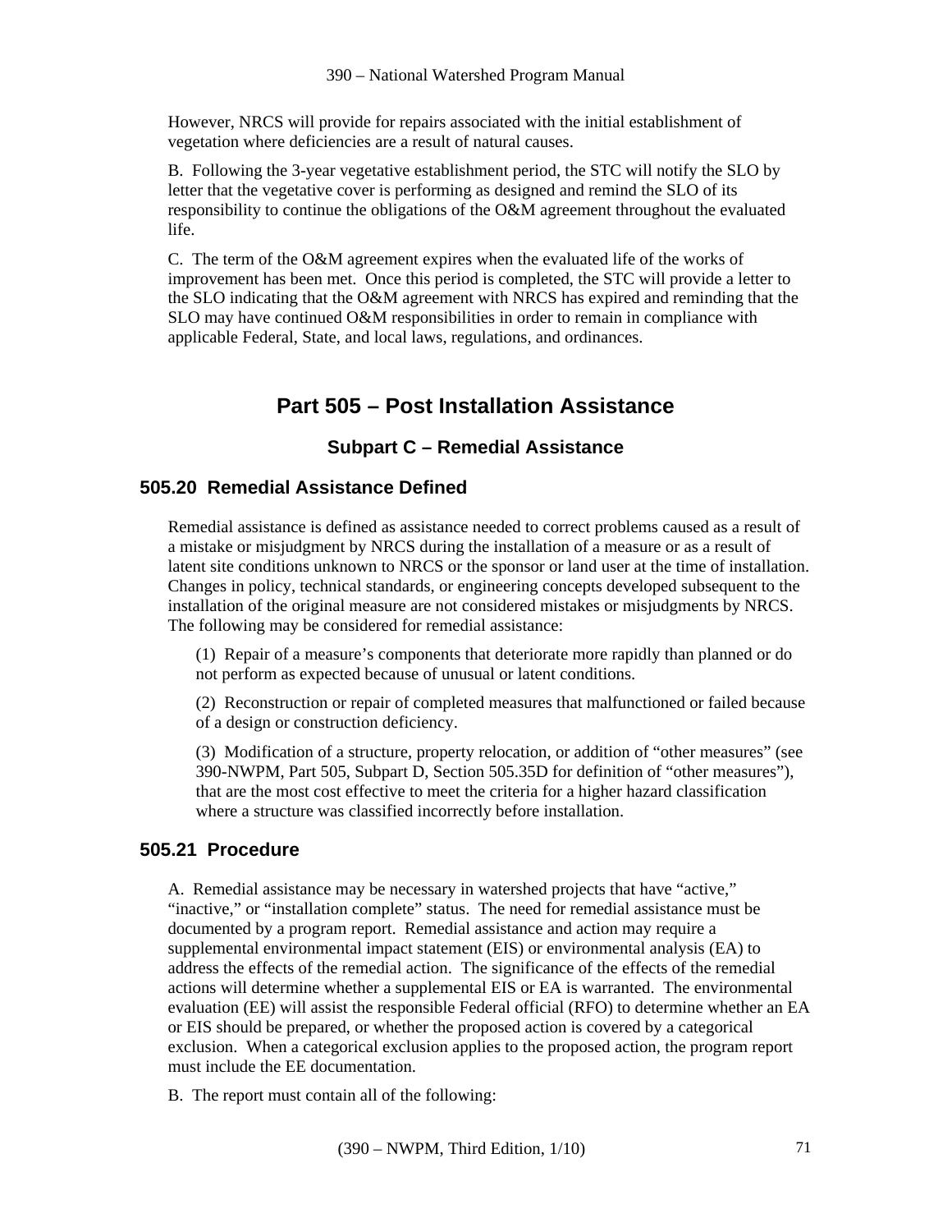However, NRCS will provide for repairs associated with the initial establishment of vegetation where deficiencies are a result of natural causes.

B. Following the 3-year vegetative establishment period, the STC will notify the SLO by letter that the vegetative cover is performing as designed and remind the SLO of its responsibility to continue the obligations of the O&M agreement throughout the evaluated life.

C. The term of the O&M agreement expires when the evaluated life of the works of improvement has been met. Once this period is completed, the STC will provide a letter to the SLO indicating that the O&M agreement with NRCS has expired and reminding that the SLO may have continued O&M responsibilities in order to remain in compliance with applicable Federal, State, and local laws, regulations, and ordinances.

# Part 505 – Post Installation Assistance

## Subpart C – Remedial Assistance

### 505.20 Remedial Assistance Defined

Remedial assistance is defined as assistance needed to correct problems caused as a result of a mistake or misjudgment by NRCS during the installation of a measure or as a result of latent site conditions unknown to NRCS or the sponsor or land user at the time of installation. Changes in policy, technical standards, or engineering concepts developed subsequent to the installation of the original measure are not considered mistakes or misjudgments by NRCS. The following may be considered for remedial assistance:

(1) Repair of a measure's components that deteriorate more rapidly than planned or do not perform as expected because of unusual or latent conditions.

(2) Reconstruction or repair of completed measures that malfunctioned or failed because of a design or construction deficiency.

(3) Modification of a structure, property relocation, or addition of "other measures" (see 390-NWPM, Part 505, Subpart D, Section 505.35D for definition of "other measures"), that are the most cost effective to meet the criteria for a higher hazard classification where a structure was classified incorrectly before installation.

### 505.21 Procedure

A. Remedial assistance may be necessary in watershed projects that have "active," "inactive," or "installation complete" status. The need for remedial assistance must be documented by a program report. Remedial assistance and action may require a supplemental environmental impact statement (EIS) or environmental analysis (EA) to address the effects of the remedial action. The significance of the effects of the remedial actions will determine whether a supplemental EIS or EA is warranted. The environmental evaluation (EE) will assist the responsible Federal official (RFO) to determine whether an EA or EIS should be prepared, or whether the proposed action is covered by a categorical exclusion. When a categorical exclusion applies to the proposed action, the program report must include the EE documentation.

B. The report must contain all of the following: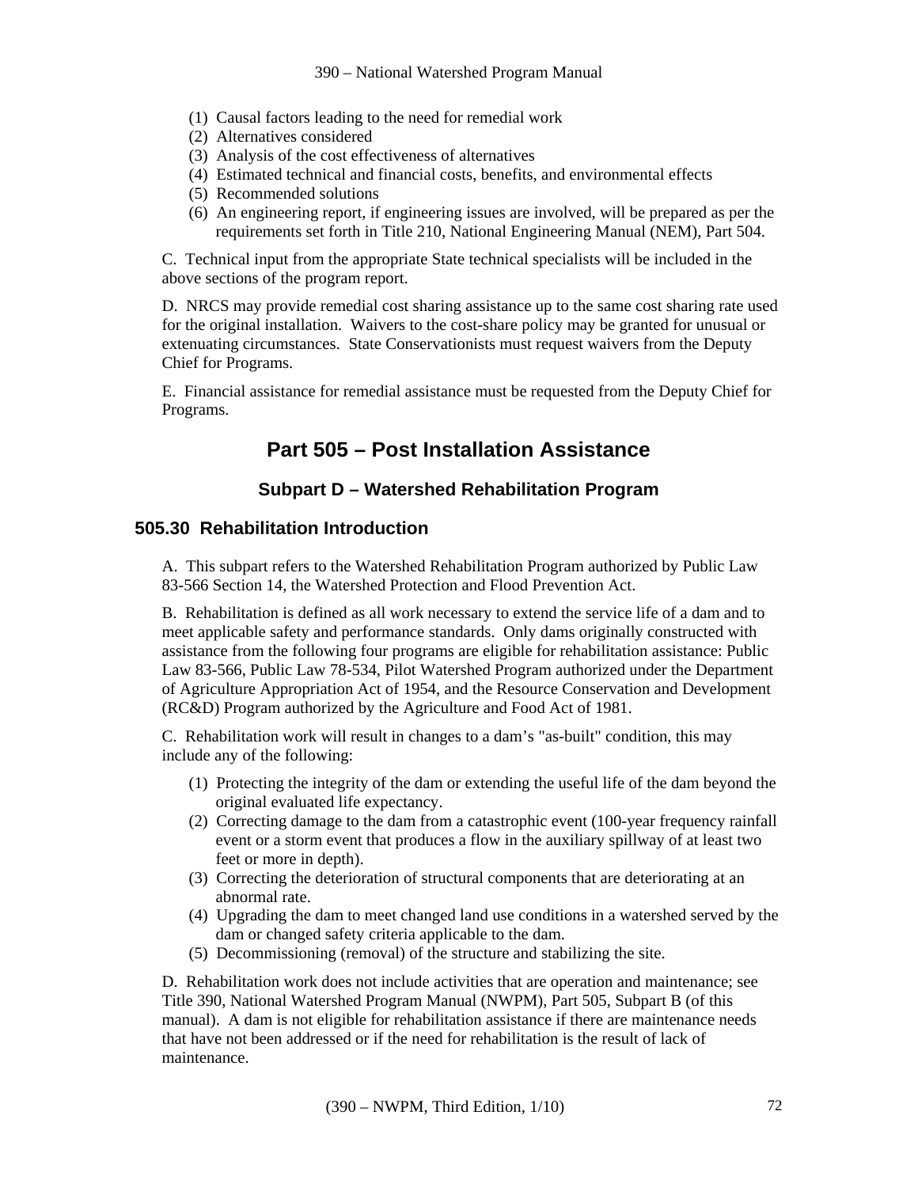(1) Causal factors leading to the need for remedial work
(2) Alternatives considered
(3) Analysis of the cost effectiveness of alternatives
(4) Estimated technical and financial costs, benefits, and environmental effects
(5) Recommended solutions
(6) An engineering report, if engineering issues are involved, will be prepared as per the requirements set forth in Title 210, National Engineering Manual (NEM), Part 504.

C. Technical input from the appropriate State technical specialists will be included in the above sections of the program report.

D. NRCS may provide remedial cost sharing assistance up to the same cost sharing rate used for the original installation. Waivers to the cost-share policy may be granted for unusual or extenuating circumstances. State Conservationists must request waivers from the Deputy Chief for Programs.

E. Financial assistance for remedial assistance must be requested from the Deputy Chief for Programs.

# Part 505 – Post Installation Assistance

## Subpart D – Watershed Rehabilitation Program

### 505.30 Rehabilitation Introduction

A. This subpart refers to the Watershed Rehabilitation Program authorized by Public Law 83-566 Section 14, the Watershed Protection and Flood Prevention Act.

B. Rehabilitation is defined as all work necessary to extend the service life of a dam and to meet applicable safety and performance standards. Only dams originally constructed with assistance from the following four programs are eligible for rehabilitation assistance: Public Law 83-566, Public Law 78-534, Pilot Watershed Program authorized under the Department of Agriculture Appropriation Act of 1954, and the Resource Conservation and Development (RC&D) Program authorized by the Agriculture and Food Act of 1981.

C. Rehabilitation work will result in changes to a dam's "as-built" condition, this may include any of the following:

(1) Protecting the integrity of the dam or extending the useful life of the dam beyond the original evaluated life expectancy.
(2) Correcting damage to the dam from a catastrophic event (100-year frequency rainfall event or a storm event that produces a flow in the auxiliary spillway of at least two feet or more in depth).
(3) Correcting the deterioration of structural components that are deteriorating at an abnormal rate.
(4) Upgrading the dam to meet changed land use conditions in a watershed served by the dam or changed safety criteria applicable to the dam.
(5) Decommissioning (removal) of the structure and stabilizing the site.

D. Rehabilitation work does not include activities that are operation and maintenance; see Title 390, National Watershed Program Manual (NWPM), Part 505, Subpart B (of this manual). A dam is not eligible for rehabilitation assistance if there are maintenance needs that have not been addressed or if the need for rehabilitation is the result of lack of maintenance.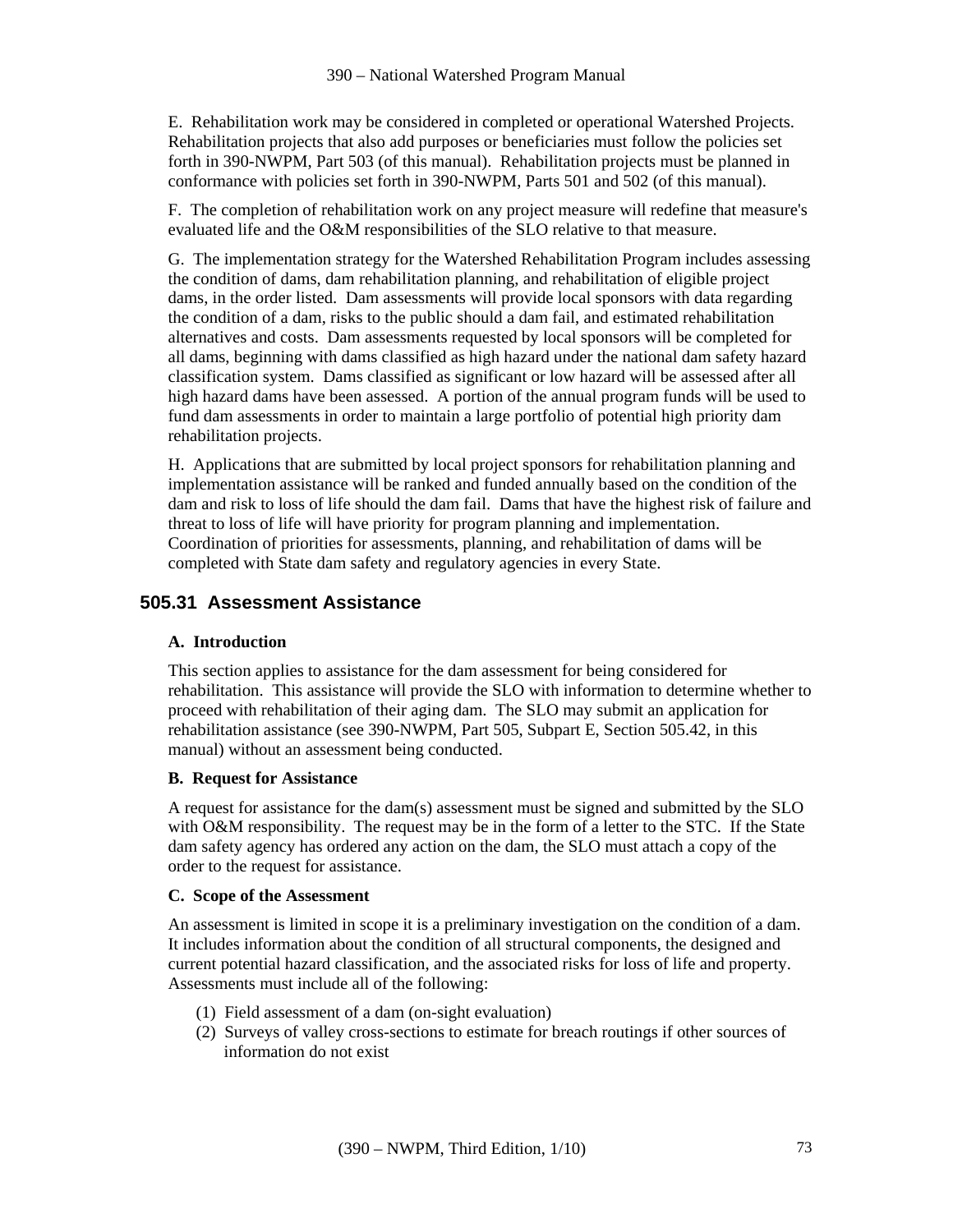E. Rehabilitation work may be considered in completed or operational Watershed Projects. Rehabilitation projects that also add purposes or beneficiaries must follow the policies set forth in 390-NWPM, Part 503 (of this manual). Rehabilitation projects must be planned in conformance with policies set forth in 390-NWPM, Parts 501 and 502 (of this manual).

F. The completion of rehabilitation work on any project measure will redefine that measure's evaluated life and the O&M responsibilities of the SLO relative to that measure.

G. The implementation strategy for the Watershed Rehabilitation Program includes assessing the condition of dams, dam rehabilitation planning, and rehabilitation of eligible project dams, in the order listed. Dam assessments will provide local sponsors with data regarding the condition of a dam, risks to the public should a dam fail, and estimated rehabilitation alternatives and costs. Dam assessments requested by local sponsors will be completed for all dams, beginning with dams classified as high hazard under the national dam safety hazard classification system. Dams classified as significant or low hazard will be assessed after all high hazard dams have been assessed. A portion of the annual program funds will be used to fund dam assessments in order to maintain a large portfolio of potential high priority dam rehabilitation projects.

H. Applications that are submitted by local project sponsors for rehabilitation planning and implementation assistance will be ranked and funded annually based on the condition of the dam and risk to loss of life should the dam fail. Dams that have the highest risk of failure and threat to loss of life will have priority for program planning and implementation. Coordination of priorities for assessments, planning, and rehabilitation of dams will be completed with State dam safety and regulatory agencies in every State.

## 505.31 Assessment Assistance

### A. Introduction

This section applies to assistance for the dam assessment for being considered for rehabilitation. This assistance will provide the SLO with information to determine whether to proceed with rehabilitation of their aging dam. The SLO may submit an application for rehabilitation assistance (see 390-NWPM, Part 505, Subpart E, Section 505.42, in this manual) without an assessment being conducted.

### B. Request for Assistance

A request for assistance for the dam(s) assessment must be signed and submitted by the SLO with O&M responsibility. The request may be in the form of a letter to the STC. If the State dam safety agency has ordered any action on the dam, the SLO must attach a copy of the order to the request for assistance.

### C. Scope of the Assessment

An assessment is limited in scope it is a preliminary investigation on the condition of a dam. It includes information about the condition of all structural components, the designed and current potential hazard classification, and the associated risks for loss of life and property. Assessments must include all of the following:

(1) Field assessment of a dam (on-sight evaluation)
(2) Surveys of valley cross-sections to estimate for breach routings if other sources of information do not exist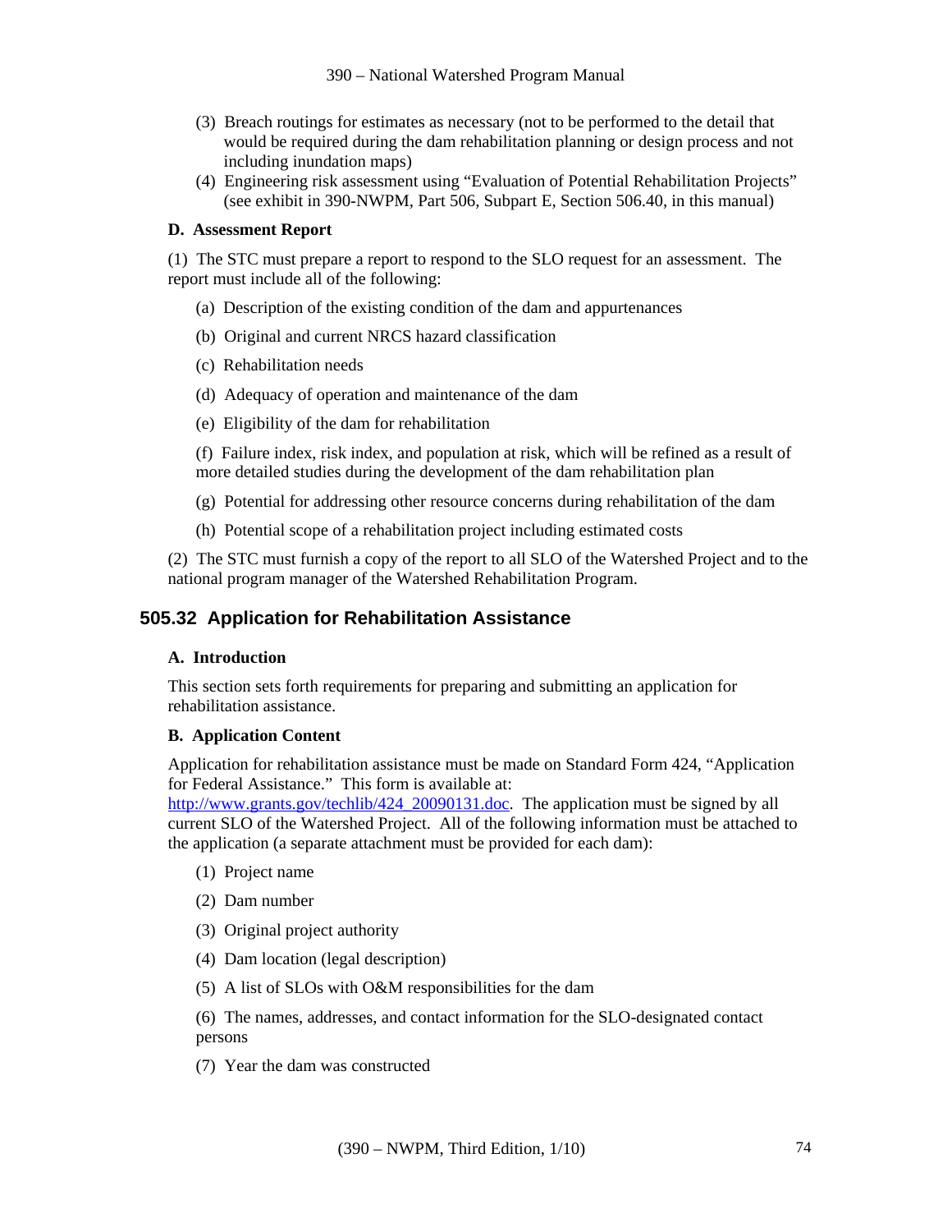(3) Breach routings for estimates as necessary (not to be performed to the detail that would be required during the dam rehabilitation planning or design process and not including inundation maps)

(4) Engineering risk assessment using "Evaluation of Potential Rehabilitation Projects" (see exhibit in 390-NWPM, Part 506, Subpart E, Section 506.40, in this manual)

**D. Assessment Report**

(1) The STC must prepare a report to respond to the SLO request for an assessment. The report must include all of the following:

(a) Description of the existing condition of the dam and appurtenances

(b) Original and current NRCS hazard classification

(c) Rehabilitation needs

(d) Adequacy of operation and maintenance of the dam

(e) Eligibility of the dam for rehabilitation

(f) Failure index, risk index, and population at risk, which will be refined as a result of more detailed studies during the development of the dam rehabilitation plan

(g) Potential for addressing other resource concerns during rehabilitation of the dam

(h) Potential scope of a rehabilitation project including estimated costs

(2) The STC must furnish a copy of the report to all SLO of the Watershed Project and to the national program manager of the Watershed Rehabilitation Program.

## 505.32 Application for Rehabilitation Assistance

**A. Introduction**

This section sets forth requirements for preparing and submitting an application for rehabilitation assistance.

**B. Application Content**

Application for rehabilitation assistance must be made on Standard Form 424, "Application for Federal Assistance." This form is available at: [http://www.grants.gov/techlib/424_20090131.doc](http://www.grants.gov/techlib/424_20090131.doc). The application must be signed by all current SLO of the Watershed Project. All of the following information must be attached to the application (a separate attachment must be provided for each dam):

(1) Project name

(2) Dam number

(3) Original project authority

(4) Dam location (legal description)

(5) A list of SLOs with O&M responsibilities for the dam

(6) The names, addresses, and contact information for the SLO-designated contact persons

(7) Year the dam was constructed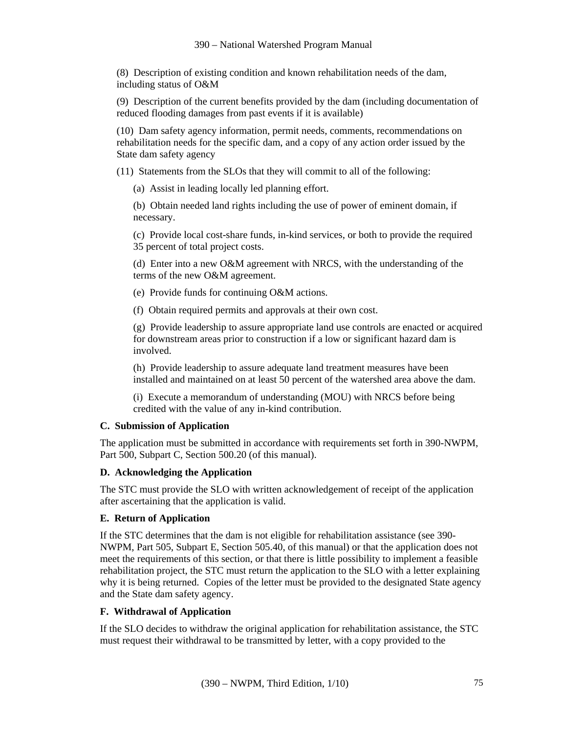(8) Description of existing condition and known rehabilitation needs of the dam, including status of O&M

(9) Description of the current benefits provided by the dam (including documentation of reduced flooding damages from past events if it is available)

(10) Dam safety agency information, permit needs, comments, recommendations on rehabilitation needs for the specific dam, and a copy of any action order issued by the State dam safety agency

(11) Statements from the SLOs that they will commit to all of the following:

(a) Assist in leading locally led planning effort.

(b) Obtain needed land rights including the use of power of eminent domain, if necessary.

(c) Provide local cost-share funds, in-kind services, or both to provide the required 35 percent of total project costs.

(d) Enter into a new O&M agreement with NRCS, with the understanding of the terms of the new O&M agreement.

(e) Provide funds for continuing O&M actions.

(f) Obtain required permits and approvals at their own cost.

(g) Provide leadership to assure appropriate land use controls are enacted or acquired for downstream areas prior to construction if a low or significant hazard dam is involved.

(h) Provide leadership to assure adequate land treatment measures have been installed and maintained on at least 50 percent of the watershed area above the dam.

(i) Execute a memorandum of understanding (MOU) with NRCS before being credited with the value of any in-kind contribution.

**C. Submission of Application**

The application must be submitted in accordance with requirements set forth in 390-NWPM, Part 500, Subpart C, Section 500.20 (of this manual).

**D. Acknowledging the Application**

The STC must provide the SLO with written acknowledgement of receipt of the application after ascertaining that the application is valid.

**E. Return of Application**

If the STC determines that the dam is not eligible for rehabilitation assistance (see 390-NWPM, Part 505, Subpart E, Section 505.40, of this manual) or that the application does not meet the requirements of this section, or that there is little possibility to implement a feasible rehabilitation project, the STC must return the application to the SLO with a letter explaining why it is being returned. Copies of the letter must be provided to the designated State agency and the State dam safety agency.

**F. Withdrawal of Application**

If the SLO decides to withdraw the original application for rehabilitation assistance, the STC must request their withdrawal to be transmitted by letter, with a copy provided to the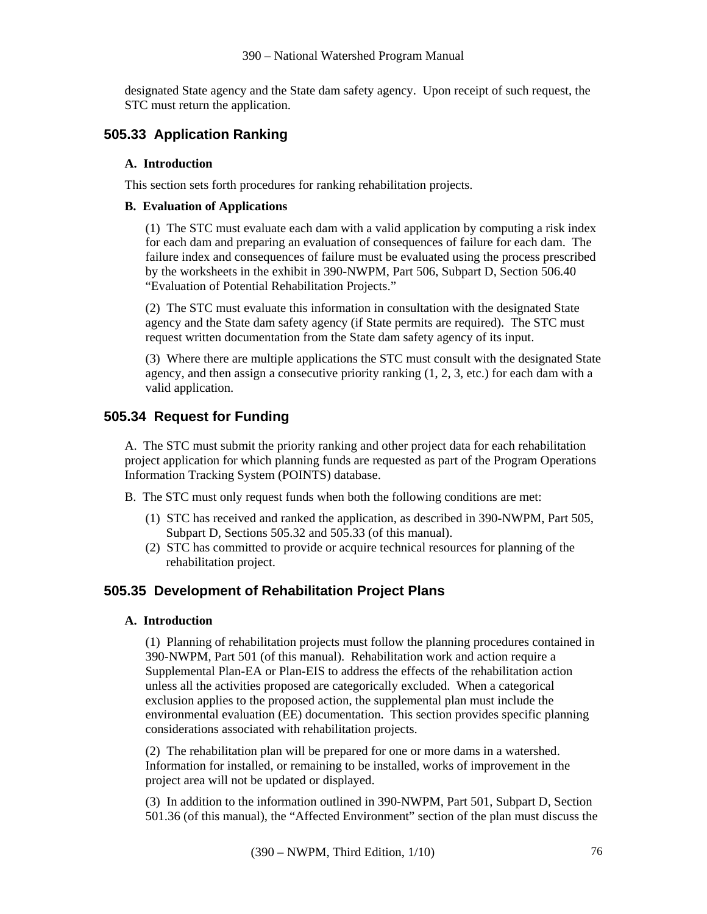designated State agency and the State dam safety agency. Upon receipt of such request, the STC must return the application.

## 505.33 Application Ranking

**A. Introduction**

This section sets forth procedures for ranking rehabilitation projects.

**B. Evaluation of Applications**

(1) The STC must evaluate each dam with a valid application by computing a risk index for each dam and preparing an evaluation of consequences of failure for each dam. The failure index and consequences of failure must be evaluated using the process prescribed by the worksheets in the exhibit in 390-NWPM, Part 506, Subpart D, Section 506.40 "Evaluation of Potential Rehabilitation Projects."

(2) The STC must evaluate this information in consultation with the designated State agency and the State dam safety agency (if State permits are required). The STC must request written documentation from the State dam safety agency of its input.

(3) Where there are multiple applications the STC must consult with the designated State agency, and then assign a consecutive priority ranking (1, 2, 3, etc.) for each dam with a valid application.

## 505.34 Request for Funding

A. The STC must submit the priority ranking and other project data for each rehabilitation project application for which planning funds are requested as part of the Program Operations Information Tracking System (POINTS) database.

B. The STC must only request funds when both the following conditions are met:

(1) STC has received and ranked the application, as described in 390-NWPM, Part 505, Subpart D, Sections 505.32 and 505.33 (of this manual).
(2) STC has committed to provide or acquire technical resources for planning of the rehabilitation project.

## 505.35 Development of Rehabilitation Project Plans

**A. Introduction**

(1) Planning of rehabilitation projects must follow the planning procedures contained in 390-NWPM, Part 501 (of this manual). Rehabilitation work and action require a Supplemental Plan-EA or Plan-EIS to address the effects of the rehabilitation action unless all the activities proposed are categorically excluded. When a categorical exclusion applies to the proposed action, the supplemental plan must include the environmental evaluation (EE) documentation. This section provides specific planning considerations associated with rehabilitation projects.

(2) The rehabilitation plan will be prepared for one or more dams in a watershed. Information for installed, or remaining to be installed, works of improvement in the project area will not be updated or displayed.

(3) In addition to the information outlined in 390-NWPM, Part 501, Subpart D, Section 501.36 (of this manual), the "Affected Environment" section of the plan must discuss the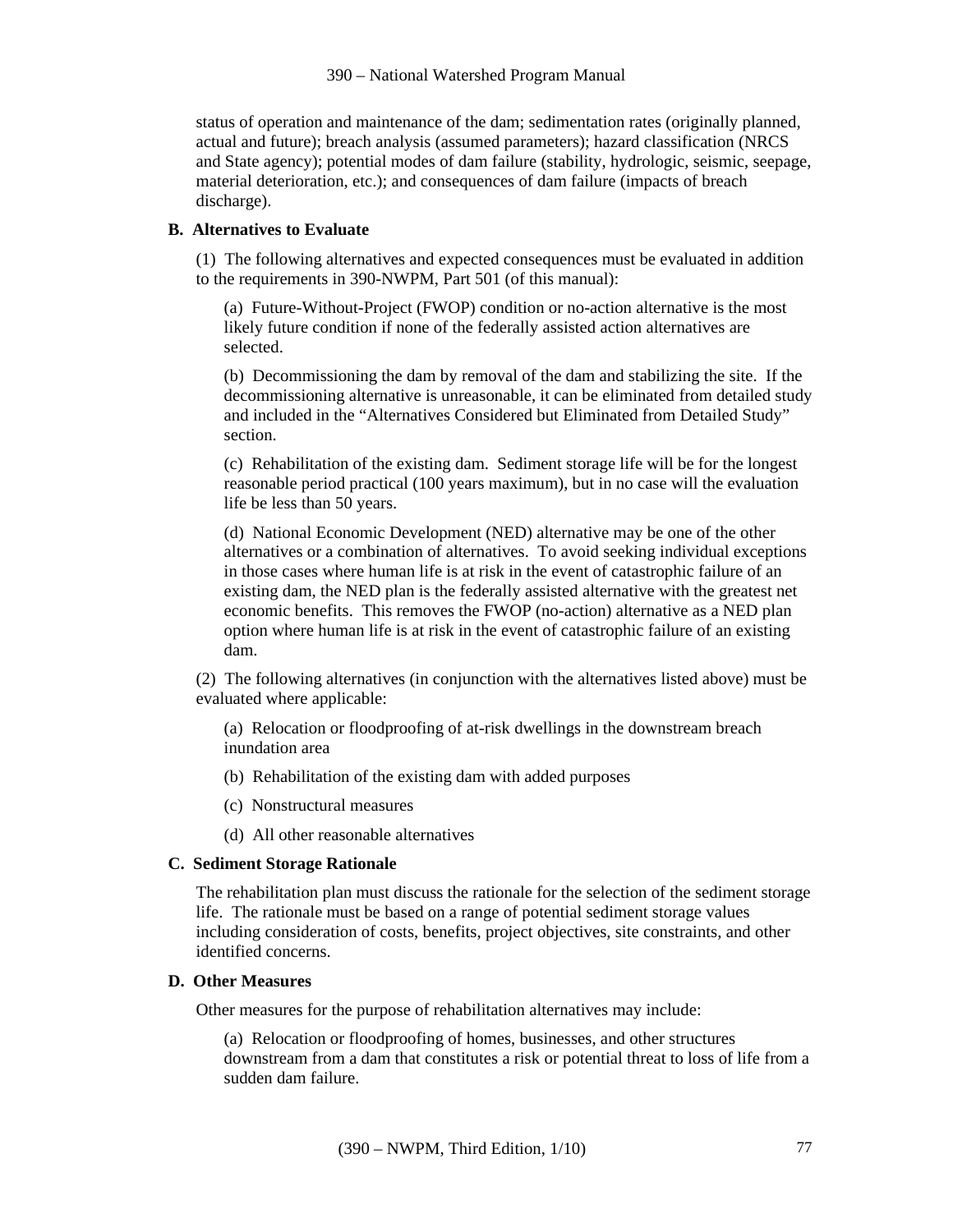status of operation and maintenance of the dam; sedimentation rates (originally planned, actual and future); breach analysis (assumed parameters); hazard classification (NRCS and State agency); potential modes of dam failure (stability, hydrologic, seismic, seepage, material deterioration, etc.); and consequences of dam failure (impacts of breach discharge).

**B. Alternatives to Evaluate**

(1) The following alternatives and expected consequences must be evaluated in addition to the requirements in 390-NWPM, Part 501 (of this manual):

(a) Future-Without-Project (FWOP) condition or no-action alternative is the most likely future condition if none of the federally assisted action alternatives are selected.

(b) Decommissioning the dam by removal of the dam and stabilizing the site. If the decommissioning alternative is unreasonable, it can be eliminated from detailed study and included in the "Alternatives Considered but Eliminated from Detailed Study" section.

(c) Rehabilitation of the existing dam. Sediment storage life will be for the longest reasonable period practical (100 years maximum), but in no case will the evaluation life be less than 50 years.

(d) National Economic Development (NED) alternative may be one of the other alternatives or a combination of alternatives. To avoid seeking individual exceptions in those cases where human life is at risk in the event of catastrophic failure of an existing dam, the NED plan is the federally assisted alternative with the greatest net economic benefits. This removes the FWOP (no-action) alternative as a NED plan option where human life is at risk in the event of catastrophic failure of an existing dam.

(2) The following alternatives (in conjunction with the alternatives listed above) must be evaluated where applicable:

(a) Relocation or floodproofing of at-risk dwellings in the downstream breach inundation area

(b) Rehabilitation of the existing dam with added purposes

(c) Nonstructural measures

(d) All other reasonable alternatives

**C. Sediment Storage Rationale**

The rehabilitation plan must discuss the rationale for the selection of the sediment storage life. The rationale must be based on a range of potential sediment storage values including consideration of costs, benefits, project objectives, site constraints, and other identified concerns.

**D. Other Measures**

Other measures for the purpose of rehabilitation alternatives may include:

(a) Relocation or floodproofing of homes, businesses, and other structures downstream from a dam that constitutes a risk or potential threat to loss of life from a sudden dam failure.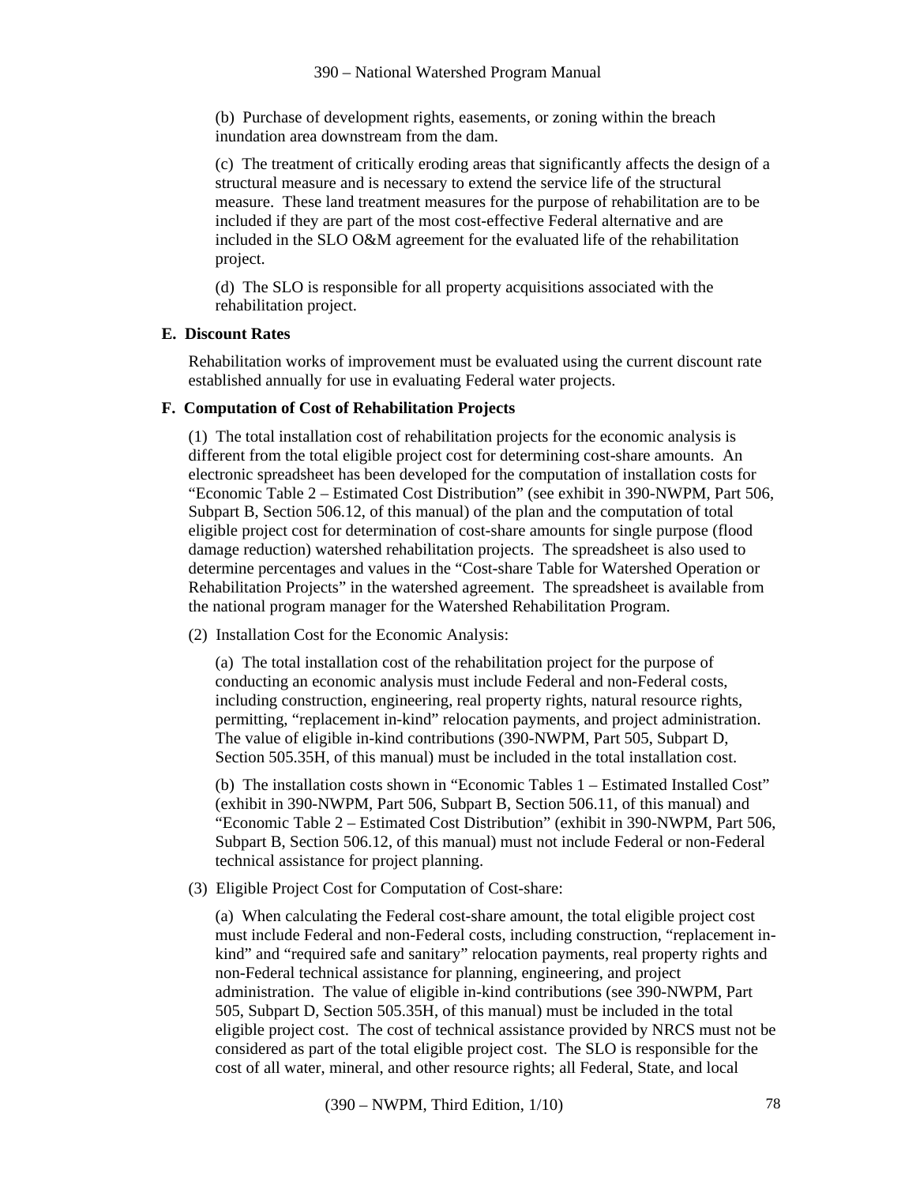(b) Purchase of development rights, easements, or zoning within the breach inundation area downstream from the dam.

(c) The treatment of critically eroding areas that significantly affects the design of a structural measure and is necessary to extend the service life of the structural measure. These land treatment measures for the purpose of rehabilitation are to be included if they are part of the most cost-effective Federal alternative and are included in the SLO O&M agreement for the evaluated life of the rehabilitation project.

(d) The SLO is responsible for all property acquisitions associated with the rehabilitation project.

**E. Discount Rates**

Rehabilitation works of improvement must be evaluated using the current discount rate established annually for use in evaluating Federal water projects.

**F. Computation of Cost of Rehabilitation Projects**

(1) The total installation cost of rehabilitation projects for the economic analysis is different from the total eligible project cost for determining cost-share amounts. An electronic spreadsheet has been developed for the computation of installation costs for "Economic Table 2 – Estimated Cost Distribution" (see exhibit in 390-NWPM, Part 506, Subpart B, Section 506.12, of this manual) of the plan and the computation of total eligible project cost for determination of cost-share amounts for single purpose (flood damage reduction) watershed rehabilitation projects. The spreadsheet is also used to determine percentages and values in the "Cost-share Table for Watershed Operation or Rehabilitation Projects" in the watershed agreement. The spreadsheet is available from the national program manager for the Watershed Rehabilitation Program.

(2) Installation Cost for the Economic Analysis:

(a) The total installation cost of the rehabilitation project for the purpose of conducting an economic analysis must include Federal and non-Federal costs, including construction, engineering, real property rights, natural resource rights, permitting, "replacement in-kind" relocation payments, and project administration. The value of eligible in-kind contributions (390-NWPM, Part 505, Subpart D, Section 505.35H, of this manual) must be included in the total installation cost.

(b) The installation costs shown in "Economic Tables 1 – Estimated Installed Cost" (exhibit in 390-NWPM, Part 506, Subpart B, Section 506.11, of this manual) and "Economic Table 2 – Estimated Cost Distribution" (exhibit in 390-NWPM, Part 506, Subpart B, Section 506.12, of this manual) must not include Federal or non-Federal technical assistance for project planning.

(3) Eligible Project Cost for Computation of Cost-share:

(a) When calculating the Federal cost-share amount, the total eligible project cost must include Federal and non-Federal costs, including construction, "replacement in-kind" and "required safe and sanitary" relocation payments, real property rights and non-Federal technical assistance for planning, engineering, and project administration. The value of eligible in-kind contributions (see 390-NWPM, Part 505, Subpart D, Section 505.35H, of this manual) must be included in the total eligible project cost. The cost of technical assistance provided by NRCS must not be considered as part of the total eligible project cost. The SLO is responsible for the cost of all water, mineral, and other resource rights; all Federal, State, and local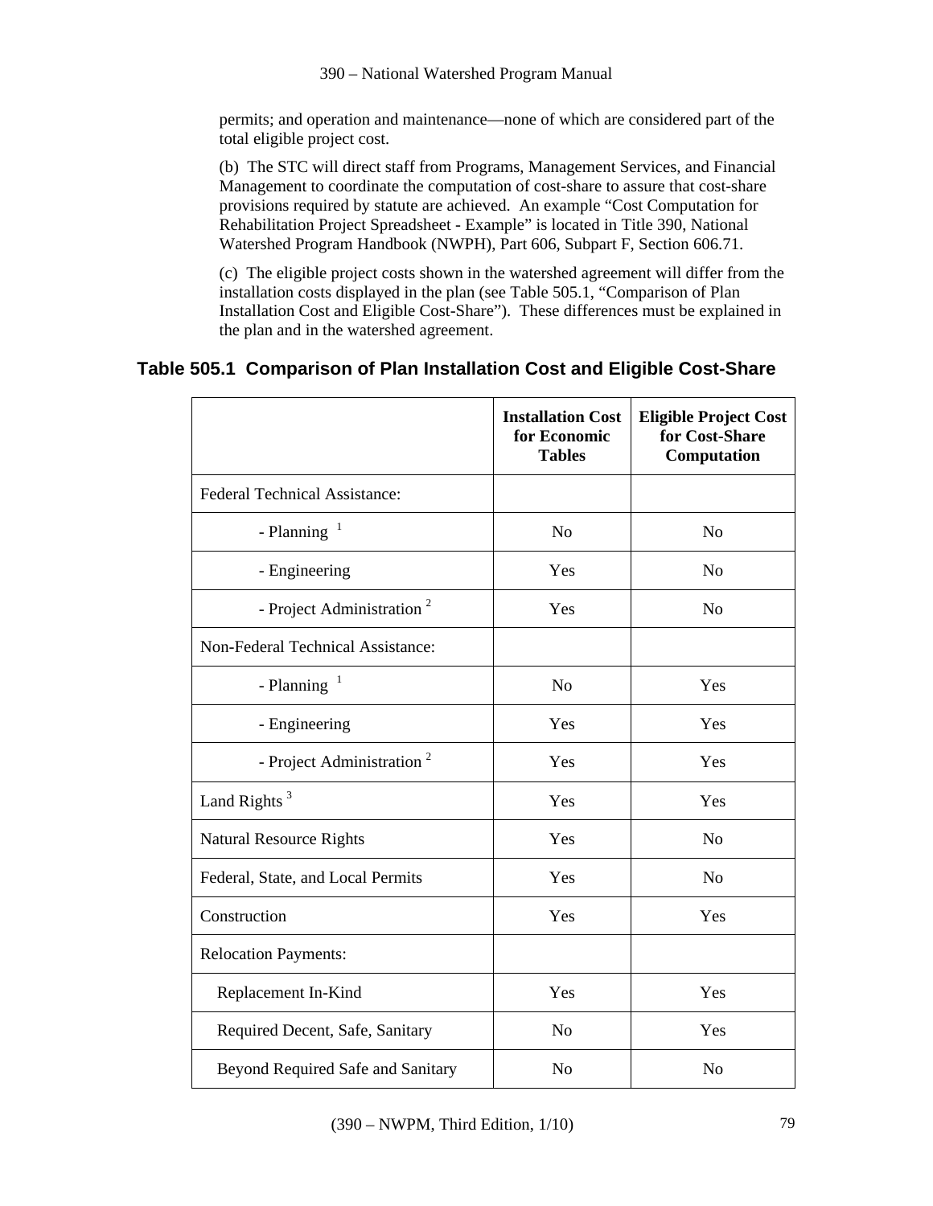permits; and operation and maintenance—none of which are considered part of the total eligible project cost.

(b) The STC will direct staff from Programs, Management Services, and Financial Management to coordinate the computation of cost-share to assure that cost-share provisions required by statute are achieved. An example "Cost Computation for Rehabilitation Project Spreadsheet - Example" is located in Title 390, National Watershed Program Handbook (NWPH), Part 606, Subpart F, Section 606.71.

(c) The eligible project costs shown in the watershed agreement will differ from the installation costs displayed in the plan (see Table 505.1, "Comparison of Plan Installation Cost and Eligible Cost-Share"). These differences must be explained in the plan and in the watershed agreement.

## Table 505.1 Comparison of Plan Installation Cost and Eligible Cost-Share

| | **Installation Cost for Economic Tables** | **Eligible Project Cost for Cost-Share Computation** |
|---|---|---|
| Federal Technical Assistance: | | |
| - Planning [1] | No | No |
| - Engineering | Yes | No |
| - Project Administration [2] | Yes | No |
| Non-Federal Technical Assistance: | | |
| - Planning [1] | No | Yes |
| - Engineering | Yes | Yes |
| - Project Administration [2] | Yes | Yes |
| Land Rights [3] | Yes | Yes |
| Natural Resource Rights | Yes | No |
| Federal, State, and Local Permits | Yes | No |
| Construction | Yes | Yes |
| Relocation Payments: | | |
| Replacement In-Kind | Yes | Yes |
| Required Decent, Safe, Sanitary | No | Yes |
| Beyond Required Safe and Sanitary | No | No |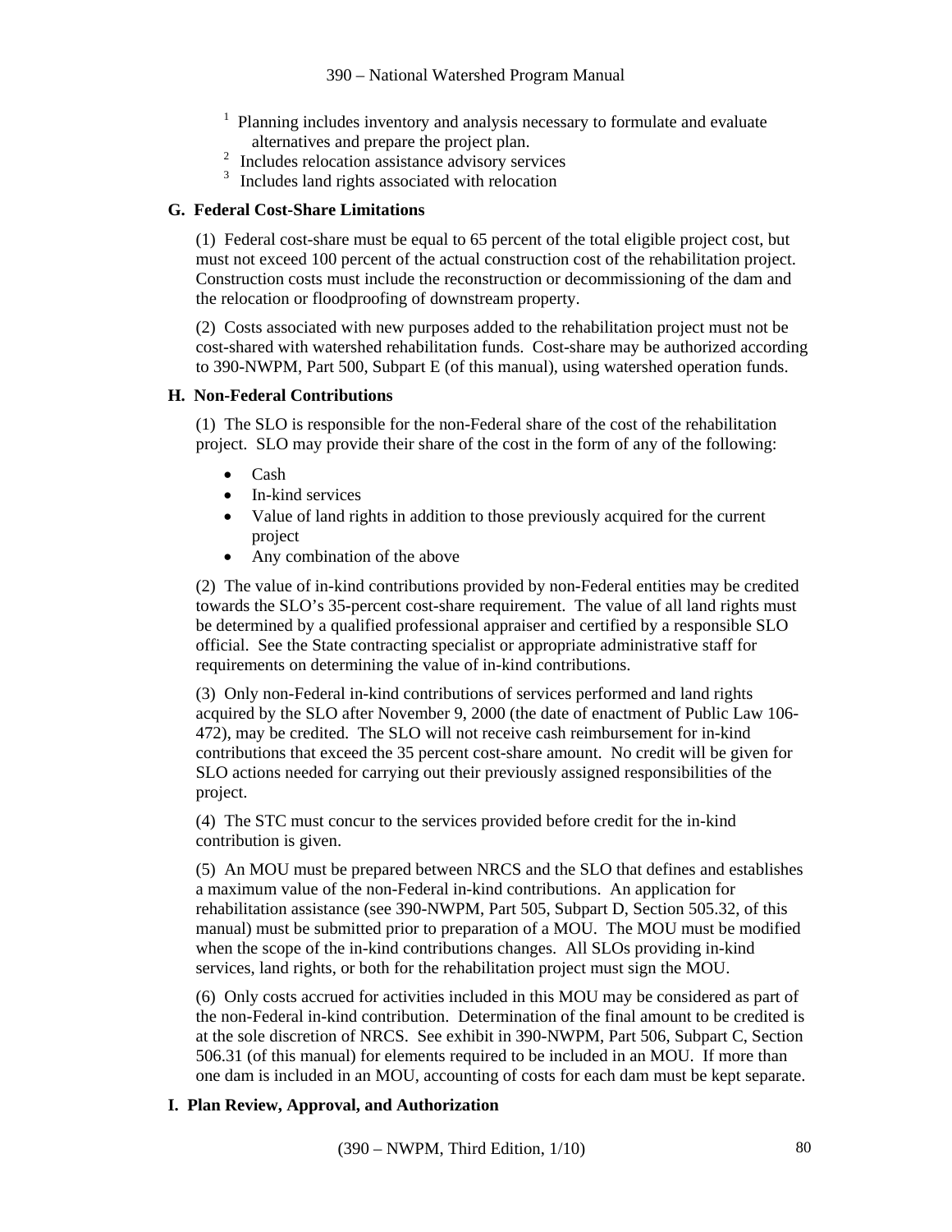[1] Planning includes inventory and analysis necessary to formulate and evaluate alternatives and prepare the project plan.
[2] Includes relocation assistance advisory services
[3] Includes land rights associated with relocation

**G. Federal Cost-Share Limitations**

(1) Federal cost-share must be equal to 65 percent of the total eligible project cost, but must not exceed 100 percent of the actual construction cost of the rehabilitation project. Construction costs must include the reconstruction or decommissioning of the dam and the relocation or floodproofing of downstream property.

(2) Costs associated with new purposes added to the rehabilitation project must not be cost-shared with watershed rehabilitation funds. Cost-share may be authorized according to 390-NWPM, Part 500, Subpart E (of this manual), using watershed operation funds.

**H. Non-Federal Contributions**

(1) The SLO is responsible for the non-Federal share of the cost of the rehabilitation project. SLO may provide their share of the cost in the form of any of the following:

- Cash
- In-kind services
- Value of land rights in addition to those previously acquired for the current project
- Any combination of the above

(2) The value of in-kind contributions provided by non-Federal entities may be credited towards the SLO's 35-percent cost-share requirement. The value of all land rights must be determined by a qualified professional appraiser and certified by a responsible SLO official. See the State contracting specialist or appropriate administrative staff for requirements on determining the value of in-kind contributions.

(3) Only non-Federal in-kind contributions of services performed and land rights acquired by the SLO after November 9, 2000 (the date of enactment of Public Law 106-472), may be credited. The SLO will not receive cash reimbursement for in-kind contributions that exceed the 35 percent cost-share amount. No credit will be given for SLO actions needed for carrying out their previously assigned responsibilities of the project.

(4) The STC must concur to the services provided before credit for the in-kind contribution is given.

(5) An MOU must be prepared between NRCS and the SLO that defines and establishes a maximum value of the non-Federal in-kind contributions. An application for rehabilitation assistance (see 390-NWPM, Part 505, Subpart D, Section 505.32, of this manual) must be submitted prior to preparation of a MOU. The MOU must be modified when the scope of the in-kind contributions changes. All SLOs providing in-kind services, land rights, or both for the rehabilitation project must sign the MOU.

(6) Only costs accrued for activities included in this MOU may be considered as part of the non-Federal in-kind contribution. Determination of the final amount to be credited is at the sole discretion of NRCS. See exhibit in 390-NWPM, Part 506, Subpart C, Section 506.31 (of this manual) for elements required to be included in an MOU. If more than one dam is included in an MOU, accounting of costs for each dam must be kept separate.

**I. Plan Review, Approval, and Authorization**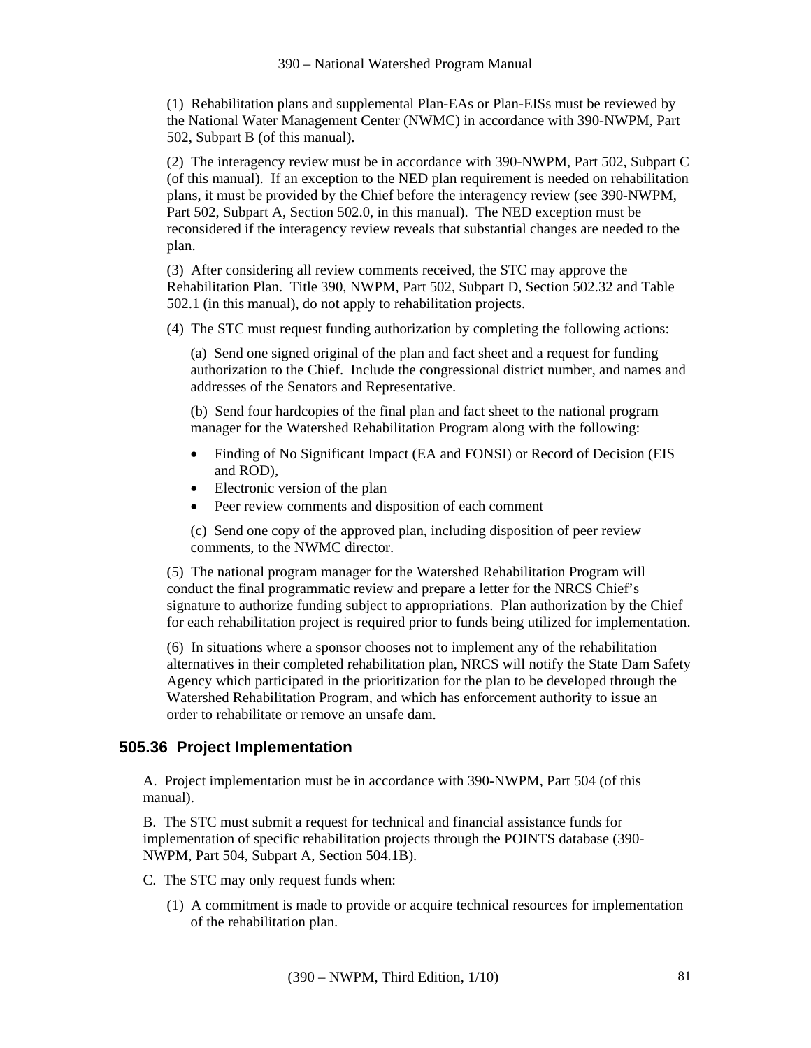(1) Rehabilitation plans and supplemental Plan-EAs or Plan-EISs must be reviewed by the National Water Management Center (NWMC) in accordance with 390-NWPM, Part 502, Subpart B (of this manual).

(2) The interagency review must be in accordance with 390-NWPM, Part 502, Subpart C (of this manual). If an exception to the NED plan requirement is needed on rehabilitation plans, it must be provided by the Chief before the interagency review (see 390-NWPM, Part 502, Subpart A, Section 502.0, in this manual). The NED exception must be reconsidered if the interagency review reveals that substantial changes are needed to the plan.

(3) After considering all review comments received, the STC may approve the Rehabilitation Plan. Title 390, NWPM, Part 502, Subpart D, Section 502.32 and Table 502.1 (in this manual), do not apply to rehabilitation projects.

(4) The STC must request funding authorization by completing the following actions:

(a) Send one signed original of the plan and fact sheet and a request for funding authorization to the Chief. Include the congressional district number, and names and addresses of the Senators and Representative.

(b) Send four hardcopies of the final plan and fact sheet to the national program manager for the Watershed Rehabilitation Program along with the following:

- Finding of No Significant Impact (EA and FONSI) or Record of Decision (EIS and ROD),
- Electronic version of the plan
- Peer review comments and disposition of each comment

(c) Send one copy of the approved plan, including disposition of peer review comments, to the NWMC director.

(5) The national program manager for the Watershed Rehabilitation Program will conduct the final programmatic review and prepare a letter for the NRCS Chief's signature to authorize funding subject to appropriations. Plan authorization by the Chief for each rehabilitation project is required prior to funds being utilized for implementation.

(6) In situations where a sponsor chooses not to implement any of the rehabilitation alternatives in their completed rehabilitation plan, NRCS will notify the State Dam Safety Agency which participated in the prioritization for the plan to be developed through the Watershed Rehabilitation Program, and which has enforcement authority to issue an order to rehabilitate or remove an unsafe dam.

## 505.36 Project Implementation

A. Project implementation must be in accordance with 390-NWPM, Part 504 (of this manual).

B. The STC must submit a request for technical and financial assistance funds for implementation of specific rehabilitation projects through the POINTS database (390-NWPM, Part 504, Subpart A, Section 504.1B).

C. The STC may only request funds when:

(1) A commitment is made to provide or acquire technical resources for implementation of the rehabilitation plan.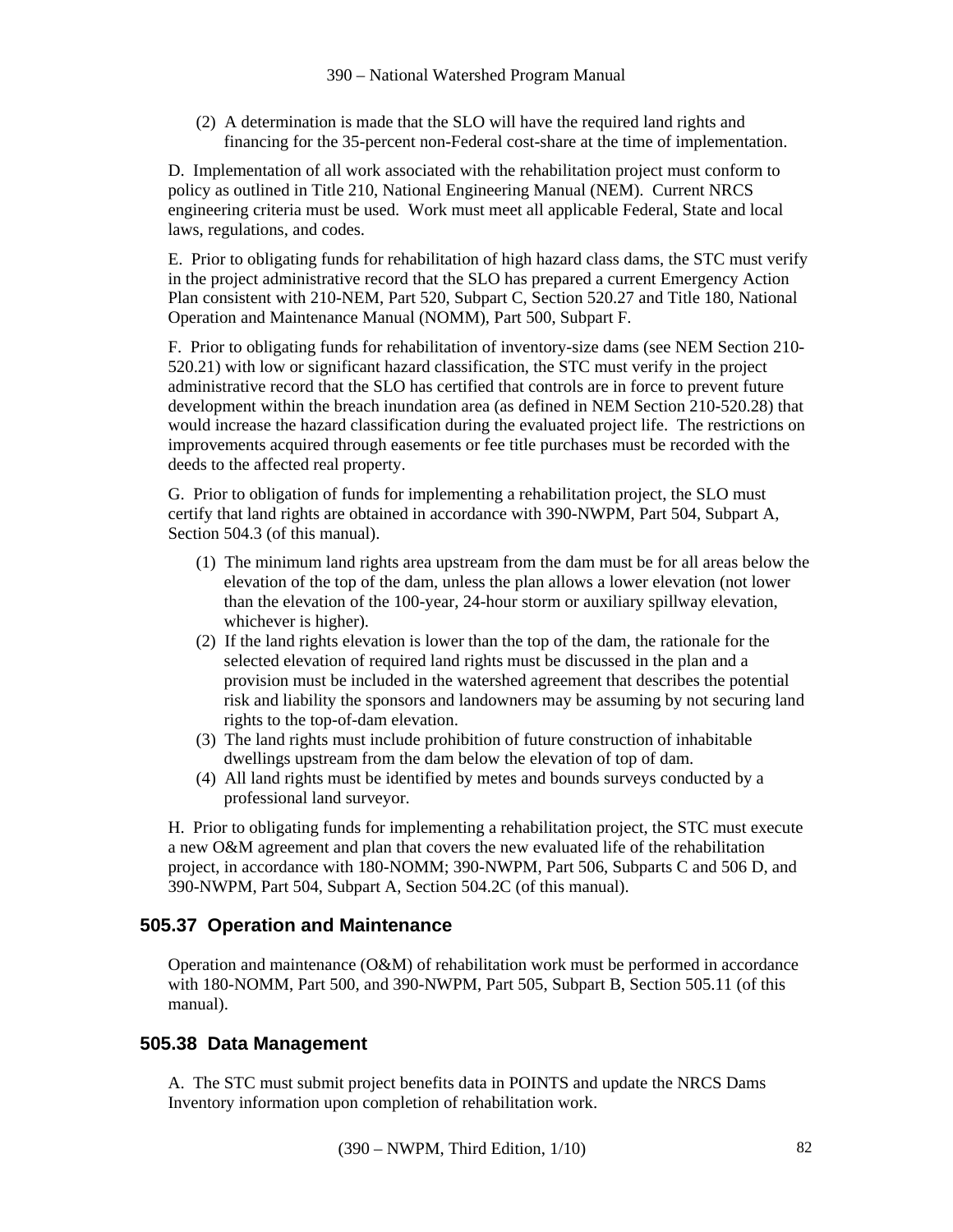(2) A determination is made that the SLO will have the required land rights and financing for the 35-percent non-Federal cost-share at the time of implementation.

D. Implementation of all work associated with the rehabilitation project must conform to policy as outlined in Title 210, National Engineering Manual (NEM). Current NRCS engineering criteria must be used. Work must meet all applicable Federal, State and local laws, regulations, and codes.

E. Prior to obligating funds for rehabilitation of high hazard class dams, the STC must verify in the project administrative record that the SLO has prepared a current Emergency Action Plan consistent with 210-NEM, Part 520, Subpart C, Section 520.27 and Title 180, National Operation and Maintenance Manual (NOMM), Part 500, Subpart F.

F. Prior to obligating funds for rehabilitation of inventory-size dams (see NEM Section 210-520.21) with low or significant hazard classification, the STC must verify in the project administrative record that the SLO has certified that controls are in force to prevent future development within the breach inundation area (as defined in NEM Section 210-520.28) that would increase the hazard classification during the evaluated project life. The restrictions on improvements acquired through easements or fee title purchases must be recorded with the deeds to the affected real property.

G. Prior to obligation of funds for implementing a rehabilitation project, the SLO must certify that land rights are obtained in accordance with 390-NWPM, Part 504, Subpart A, Section 504.3 (of this manual).

(1) The minimum land rights area upstream from the dam must be for all areas below the elevation of the top of the dam, unless the plan allows a lower elevation (not lower than the elevation of the 100-year, 24-hour storm or auxiliary spillway elevation, whichever is higher).
(2) If the land rights elevation is lower than the top of the dam, the rationale for the selected elevation of required land rights must be discussed in the plan and a provision must be included in the watershed agreement that describes the potential risk and liability the sponsors and landowners may be assuming by not securing land rights to the top-of-dam elevation.
(3) The land rights must include prohibition of future construction of inhabitable dwellings upstream from the dam below the elevation of top of dam.
(4) All land rights must be identified by metes and bounds surveys conducted by a professional land surveyor.

H. Prior to obligating funds for implementing a rehabilitation project, the STC must execute a new O&M agreement and plan that covers the new evaluated life of the rehabilitation project, in accordance with 180-NOMM; 390-NWPM, Part 506, Subparts C and 506 D, and 390-NWPM, Part 504, Subpart A, Section 504.2C (of this manual).

## 505.37 Operation and Maintenance

Operation and maintenance (O&M) of rehabilitation work must be performed in accordance with 180-NOMM, Part 500, and 390-NWPM, Part 505, Subpart B, Section 505.11 (of this manual).

## 505.38 Data Management

A. The STC must submit project benefits data in POINTS and update the NRCS Dams Inventory information upon completion of rehabilitation work.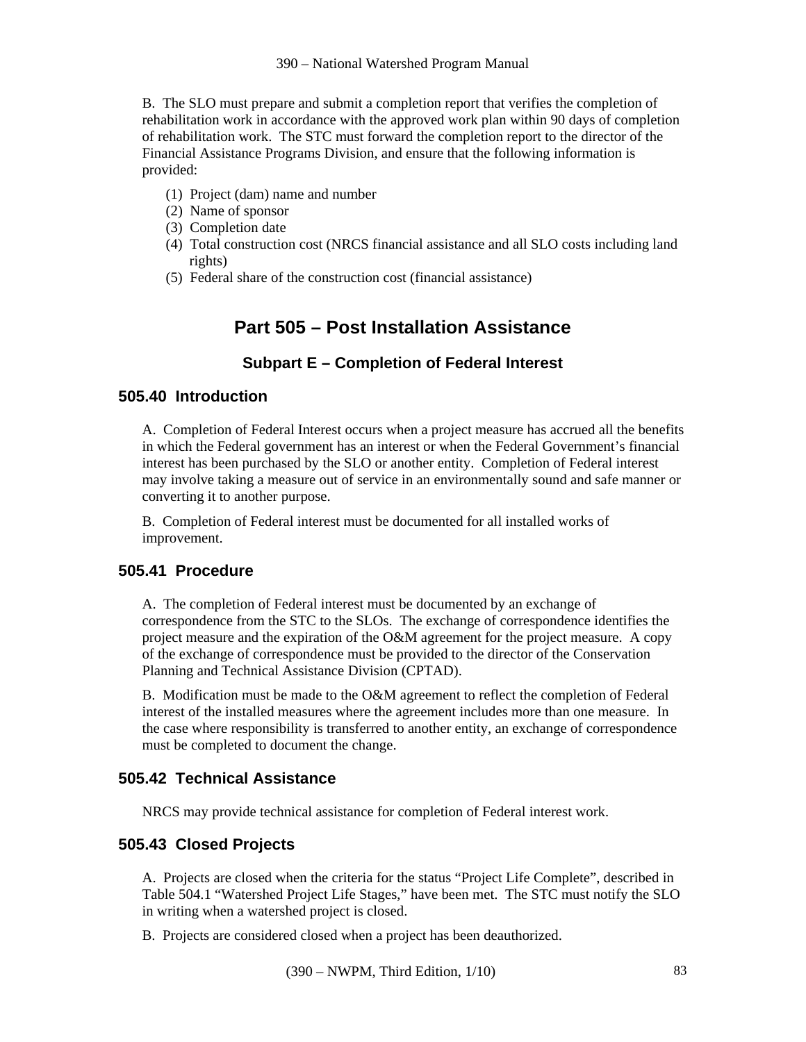B. The SLO must prepare and submit a completion report that verifies the completion of rehabilitation work in accordance with the approved work plan within 90 days of completion of rehabilitation work. The STC must forward the completion report to the director of the Financial Assistance Programs Division, and ensure that the following information is provided:

(1) Project (dam) name and number
(2) Name of sponsor
(3) Completion date
(4) Total construction cost (NRCS financial assistance and all SLO costs including land rights)
(5) Federal share of the construction cost (financial assistance)

# Part 505 – Post Installation Assistance

## Subpart E – Completion of Federal Interest

### 505.40 Introduction

A. Completion of Federal Interest occurs when a project measure has accrued all the benefits in which the Federal government has an interest or when the Federal Government's financial interest has been purchased by the SLO or another entity. Completion of Federal interest may involve taking a measure out of service in an environmentally sound and safe manner or converting it to another purpose.

B. Completion of Federal interest must be documented for all installed works of improvement.

### 505.41 Procedure

A. The completion of Federal interest must be documented by an exchange of correspondence from the STC to the SLOs. The exchange of correspondence identifies the project measure and the expiration of the O&M agreement for the project measure. A copy of the exchange of correspondence must be provided to the director of the Conservation Planning and Technical Assistance Division (CPTAD).

B. Modification must be made to the O&M agreement to reflect the completion of Federal interest of the installed measures where the agreement includes more than one measure. In the case where responsibility is transferred to another entity, an exchange of correspondence must be completed to document the change.

### 505.42 Technical Assistance

NRCS may provide technical assistance for completion of Federal interest work.

### 505.43 Closed Projects

A. Projects are closed when the criteria for the status "Project Life Complete", described in Table 504.1 "Watershed Project Life Stages," have been met. The STC must notify the SLO in writing when a watershed project is closed.

B. Projects are considered closed when a project has been deauthorized.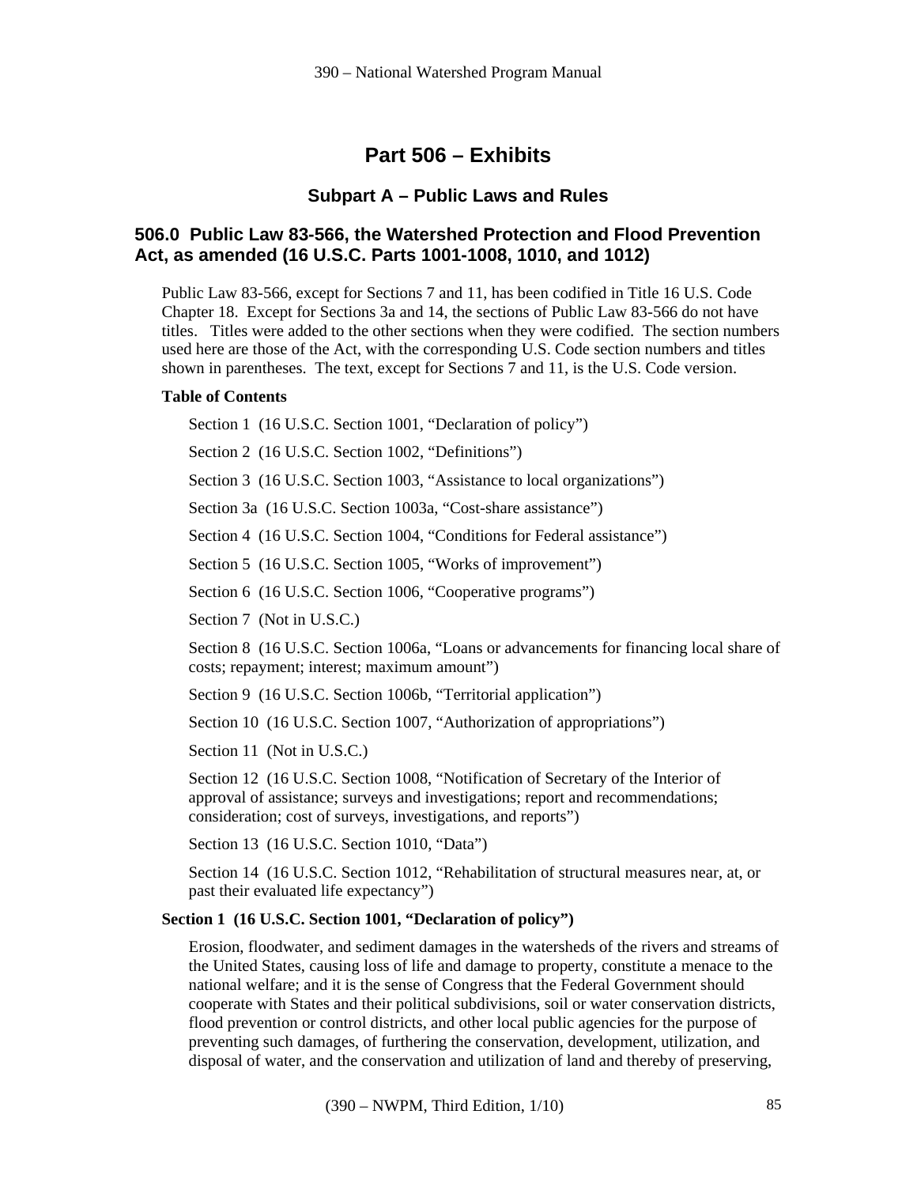# Part 506 – Exhibits

## Subpart A – Public Laws and Rules

### 506.0 Public Law 83-566, the Watershed Protection and Flood Prevention Act, as amended (16 U.S.C. Parts 1001-1008, 1010, and 1012)

Public Law 83-566, except for Sections 7 and 11, has been codified in Title 16 U.S. Code Chapter 18. Except for Sections 3a and 14, the sections of Public Law 83-566 do not have titles. Titles were added to the other sections when they were codified. The section numbers used here are those of the Act, with the corresponding U.S. Code section numbers and titles shown in parentheses. The text, except for Sections 7 and 11, is the U.S. Code version.

**Table of Contents**

Section 1 (16 U.S.C. Section 1001, "Declaration of policy")

Section 2 (16 U.S.C. Section 1002, "Definitions")

Section 3 (16 U.S.C. Section 1003, "Assistance to local organizations")

Section 3a (16 U.S.C. Section 1003a, "Cost-share assistance")

Section 4 (16 U.S.C. Section 1004, "Conditions for Federal assistance")

Section 5 (16 U.S.C. Section 1005, "Works of improvement")

Section 6 (16 U.S.C. Section 1006, "Cooperative programs")

Section 7 (Not in U.S.C.)

Section 8 (16 U.S.C. Section 1006a, "Loans or advancements for financing local share of costs; repayment; interest; maximum amount")

Section 9 (16 U.S.C. Section 1006b, "Territorial application")

Section 10 (16 U.S.C. Section 1007, "Authorization of appropriations")

Section 11 (Not in U.S.C.)

Section 12 (16 U.S.C. Section 1008, "Notification of Secretary of the Interior of approval of assistance; surveys and investigations; report and recommendations; consideration; cost of surveys, investigations, and reports")

Section 13 (16 U.S.C. Section 1010, "Data")

Section 14 (16 U.S.C. Section 1012, "Rehabilitation of structural measures near, at, or past their evaluated life expectancy")

**Section 1 (16 U.S.C. Section 1001, "Declaration of policy")**

Erosion, floodwater, and sediment damages in the watersheds of the rivers and streams of the United States, causing loss of life and damage to property, constitute a menace to the national welfare; and it is the sense of Congress that the Federal Government should cooperate with States and their political subdivisions, soil or water conservation districts, flood prevention or control districts, and other local public agencies for the purpose of preventing such damages, of furthering the conservation, development, utilization, and disposal of water, and the conservation and utilization of land and thereby of preserving,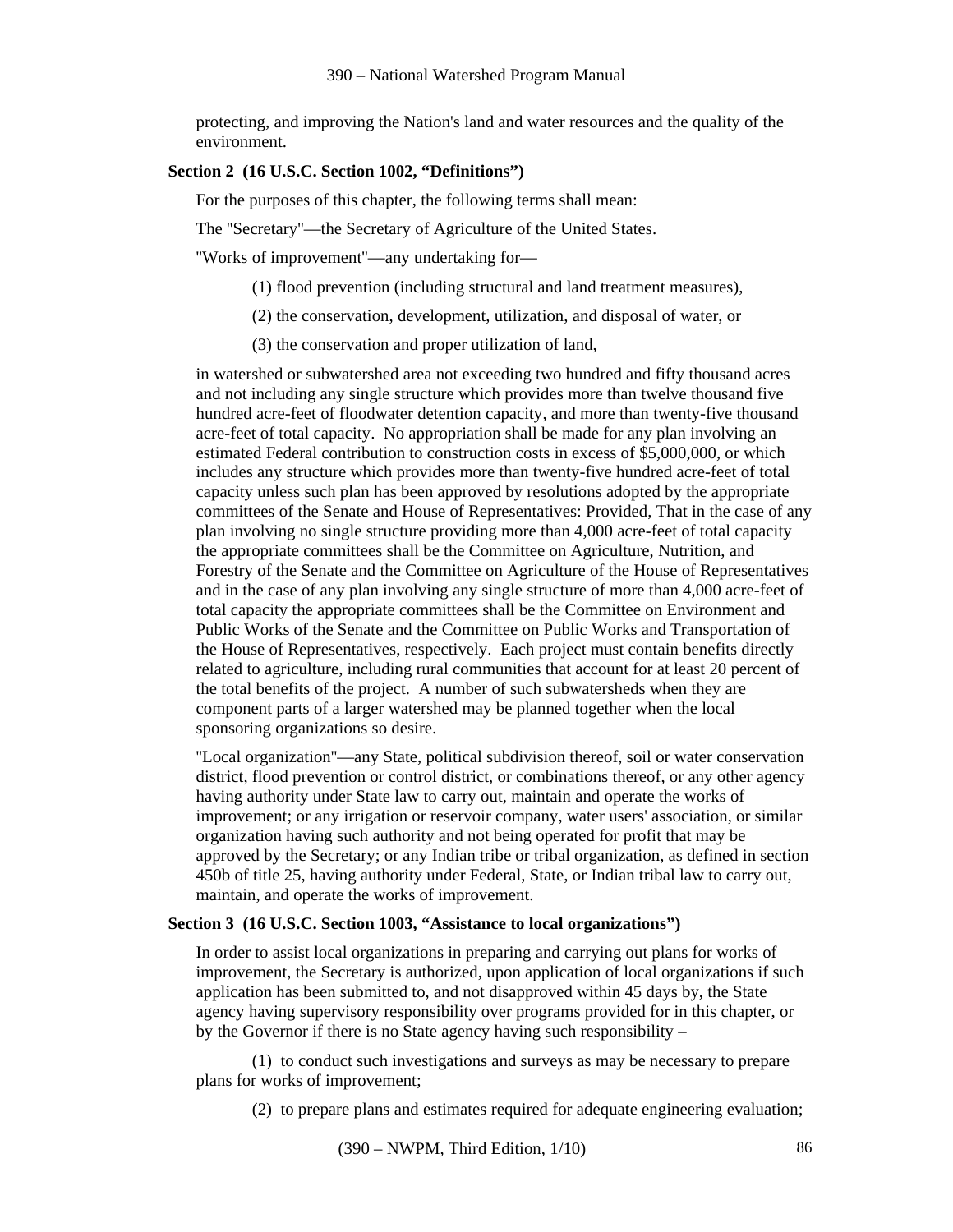protecting, and improving the Nation's land and water resources and the quality of the environment.

**Section 2 (16 U.S.C. Section 1002, "Definitions")**

For the purposes of this chapter, the following terms shall mean:

The "Secretary"—the Secretary of Agriculture of the United States.

"Works of improvement"—any undertaking for—

(1) flood prevention (including structural and land treatment measures),

(2) the conservation, development, utilization, and disposal of water, or

(3) the conservation and proper utilization of land,

in watershed or subwatershed area not exceeding two hundred and fifty thousand acres and not including any single structure which provides more than twelve thousand five hundred acre-feet of floodwater detention capacity, and more than twenty-five thousand acre-feet of total capacity. No appropriation shall be made for any plan involving an estimated Federal contribution to construction costs in excess of $5,000,000, or which includes any structure which provides more than twenty-five hundred acre-feet of total capacity unless such plan has been approved by resolutions adopted by the appropriate committees of the Senate and House of Representatives: Provided, That in the case of any plan involving no single structure providing more than 4,000 acre-feet of total capacity the appropriate committees shall be the Committee on Agriculture, Nutrition, and Forestry of the Senate and the Committee on Agriculture of the House of Representatives and in the case of any plan involving any single structure of more than 4,000 acre-feet of total capacity the appropriate committees shall be the Committee on Environment and Public Works of the Senate and the Committee on Public Works and Transportation of the House of Representatives, respectively. Each project must contain benefits directly related to agriculture, including rural communities that account for at least 20 percent of the total benefits of the project. A number of such subwatersheds when they are component parts of a larger watershed may be planned together when the local sponsoring organizations so desire.

"Local organization"—any State, political subdivision thereof, soil or water conservation district, flood prevention or control district, or combinations thereof, or any other agency having authority under State law to carry out, maintain and operate the works of improvement; or any irrigation or reservoir company, water users' association, or similar organization having such authority and not being operated for profit that may be approved by the Secretary; or any Indian tribe or tribal organization, as defined in section 450b of title 25, having authority under Federal, State, or Indian tribal law to carry out, maintain, and operate the works of improvement.

**Section 3 (16 U.S.C. Section 1003, "Assistance to local organizations")**

In order to assist local organizations in preparing and carrying out plans for works of improvement, the Secretary is authorized, upon application of local organizations if such application has been submitted to, and not disapproved within 45 days by, the State agency having supervisory responsibility over programs provided for in this chapter, or by the Governor if there is no State agency having such responsibility –

(1) to conduct such investigations and surveys as may be necessary to prepare plans for works of improvement;

(2) to prepare plans and estimates required for adequate engineering evaluation;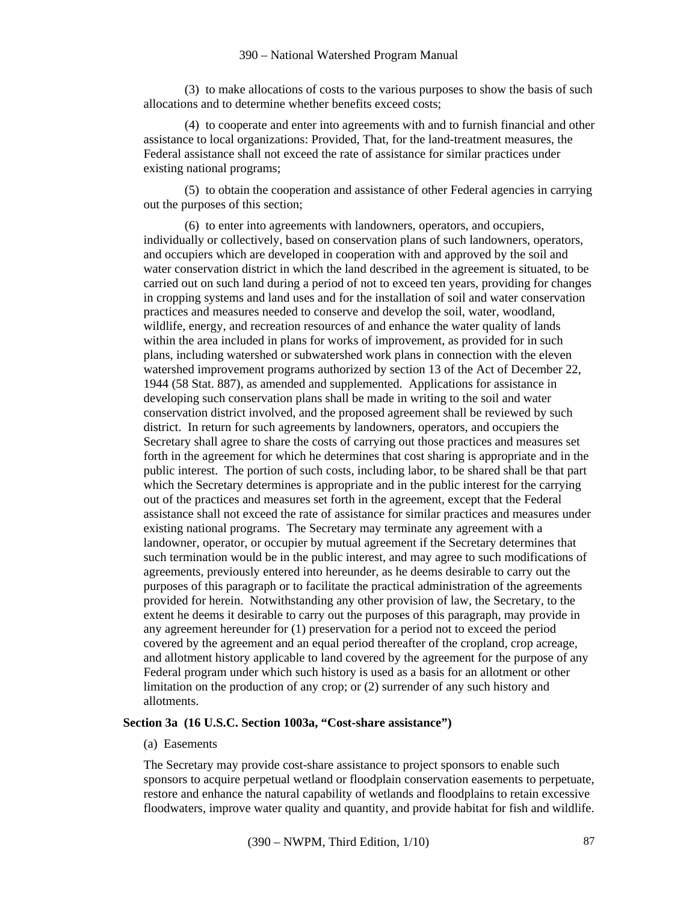(3) to make allocations of costs to the various purposes to show the basis of such allocations and to determine whether benefits exceed costs;

(4) to cooperate and enter into agreements with and to furnish financial and other assistance to local organizations: Provided, That, for the land-treatment measures, the Federal assistance shall not exceed the rate of assistance for similar practices under existing national programs;

(5) to obtain the cooperation and assistance of other Federal agencies in carrying out the purposes of this section;

(6) to enter into agreements with landowners, operators, and occupiers, individually or collectively, based on conservation plans of such landowners, operators, and occupiers which are developed in cooperation with and approved by the soil and water conservation district in which the land described in the agreement is situated, to be carried out on such land during a period of not to exceed ten years, providing for changes in cropping systems and land uses and for the installation of soil and water conservation practices and measures needed to conserve and develop the soil, water, woodland, wildlife, energy, and recreation resources of and enhance the water quality of lands within the area included in plans for works of improvement, as provided for in such plans, including watershed or subwatershed work plans in connection with the eleven watershed improvement programs authorized by section 13 of the Act of December 22, 1944 (58 Stat. 887), as amended and supplemented. Applications for assistance in developing such conservation plans shall be made in writing to the soil and water conservation district involved, and the proposed agreement shall be reviewed by such district. In return for such agreements by landowners, operators, and occupiers the Secretary shall agree to share the costs of carrying out those practices and measures set forth in the agreement for which he determines that cost sharing is appropriate and in the public interest. The portion of such costs, including labor, to be shared shall be that part which the Secretary determines is appropriate and in the public interest for the carrying out of the practices and measures set forth in the agreement, except that the Federal assistance shall not exceed the rate of assistance for similar practices and measures under existing national programs. The Secretary may terminate any agreement with a landowner, operator, or occupier by mutual agreement if the Secretary determines that such termination would be in the public interest, and may agree to such modifications of agreements, previously entered into hereunder, as he deems desirable to carry out the purposes of this paragraph or to facilitate the practical administration of the agreements provided for herein. Notwithstanding any other provision of law, the Secretary, to the extent he deems it desirable to carry out the purposes of this paragraph, may provide in any agreement hereunder for (1) preservation for a period not to exceed the period covered by the agreement and an equal period thereafter of the cropland, crop acreage, and allotment history applicable to land covered by the agreement for the purpose of any Federal program under which such history is used as a basis for an allotment or other limitation on the production of any crop; or (2) surrender of any such history and allotments.

**Section 3a (16 U.S.C. Section 1003a, "Cost-share assistance")**

(a) Easements

The Secretary may provide cost-share assistance to project sponsors to enable such sponsors to acquire perpetual wetland or floodplain conservation easements to perpetuate, restore and enhance the natural capability of wetlands and floodplains to retain excessive floodwaters, improve water quality and quantity, and provide habitat for fish and wildlife.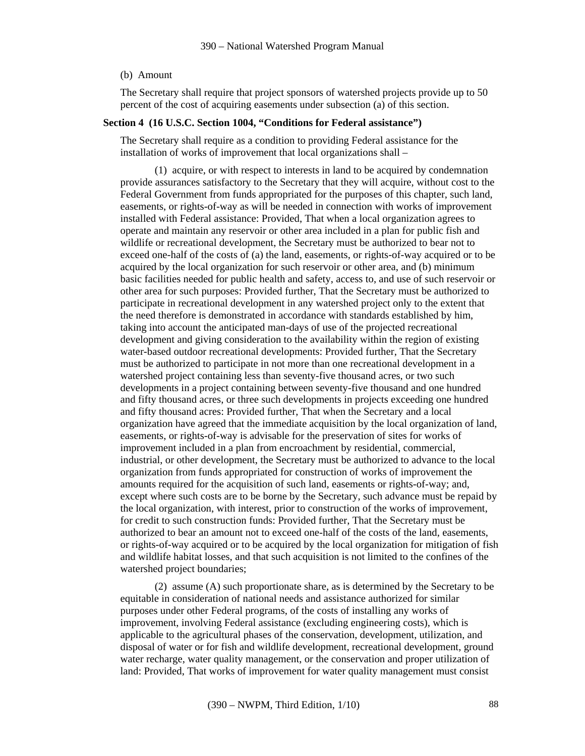(b) Amount

The Secretary shall require that project sponsors of watershed projects provide up to 50 percent of the cost of acquiring easements under subsection (a) of this section.

**Section 4 (16 U.S.C. Section 1004, "Conditions for Federal assistance")**

The Secretary shall require as a condition to providing Federal assistance for the installation of works of improvement that local organizations shall –

(1) acquire, or with respect to interests in land to be acquired by condemnation provide assurances satisfactory to the Secretary that they will acquire, without cost to the Federal Government from funds appropriated for the purposes of this chapter, such land, easements, or rights-of-way as will be needed in connection with works of improvement installed with Federal assistance: Provided, That when a local organization agrees to operate and maintain any reservoir or other area included in a plan for public fish and wildlife or recreational development, the Secretary must be authorized to bear not to exceed one-half of the costs of (a) the land, easements, or rights-of-way acquired or to be acquired by the local organization for such reservoir or other area, and (b) minimum basic facilities needed for public health and safety, access to, and use of such reservoir or other area for such purposes: Provided further, That the Secretary must be authorized to participate in recreational development in any watershed project only to the extent that the need therefore is demonstrated in accordance with standards established by him, taking into account the anticipated man-days of use of the projected recreational development and giving consideration to the availability within the region of existing water-based outdoor recreational developments: Provided further, That the Secretary must be authorized to participate in not more than one recreational development in a watershed project containing less than seventy-five thousand acres, or two such developments in a project containing between seventy-five thousand and one hundred and fifty thousand acres, or three such developments in projects exceeding one hundred and fifty thousand acres: Provided further, That when the Secretary and a local organization have agreed that the immediate acquisition by the local organization of land, easements, or rights-of-way is advisable for the preservation of sites for works of improvement included in a plan from encroachment by residential, commercial, industrial, or other development, the Secretary must be authorized to advance to the local organization from funds appropriated for construction of works of improvement the amounts required for the acquisition of such land, easements or rights-of-way; and, except where such costs are to be borne by the Secretary, such advance must be repaid by the local organization, with interest, prior to construction of the works of improvement, for credit to such construction funds: Provided further, That the Secretary must be authorized to bear an amount not to exceed one-half of the costs of the land, easements, or rights-of-way acquired or to be acquired by the local organization for mitigation of fish and wildlife habitat losses, and that such acquisition is not limited to the confines of the watershed project boundaries;

(2) assume (A) such proportionate share, as is determined by the Secretary to be equitable in consideration of national needs and assistance authorized for similar purposes under other Federal programs, of the costs of installing any works of improvement, involving Federal assistance (excluding engineering costs), which is applicable to the agricultural phases of the conservation, development, utilization, and disposal of water or for fish and wildlife development, recreational development, ground water recharge, water quality management, or the conservation and proper utilization of land: Provided, That works of improvement for water quality management must consist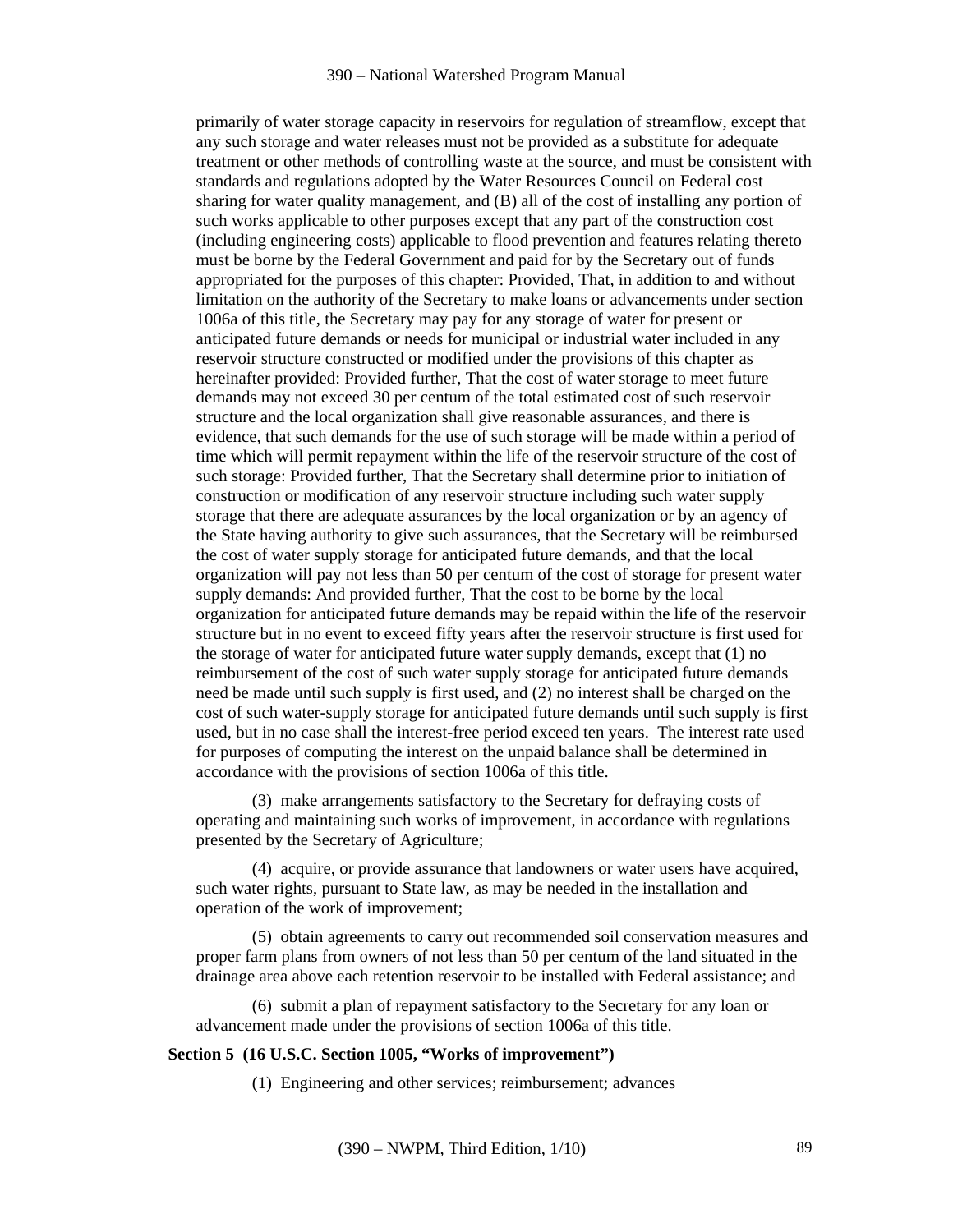primarily of water storage capacity in reservoirs for regulation of streamflow, except that any such storage and water releases must not be provided as a substitute for adequate treatment or other methods of controlling waste at the source, and must be consistent with standards and regulations adopted by the Water Resources Council on Federal cost sharing for water quality management, and (B) all of the cost of installing any portion of such works applicable to other purposes except that any part of the construction cost (including engineering costs) applicable to flood prevention and features relating thereto must be borne by the Federal Government and paid for by the Secretary out of funds appropriated for the purposes of this chapter: Provided, That, in addition to and without limitation on the authority of the Secretary to make loans or advancements under section 1006a of this title, the Secretary may pay for any storage of water for present or anticipated future demands or needs for municipal or industrial water included in any reservoir structure constructed or modified under the provisions of this chapter as hereinafter provided: Provided further, That the cost of water storage to meet future demands may not exceed 30 per centum of the total estimated cost of such reservoir structure and the local organization shall give reasonable assurances, and there is evidence, that such demands for the use of such storage will be made within a period of time which will permit repayment within the life of the reservoir structure of the cost of such storage: Provided further, That the Secretary shall determine prior to initiation of construction or modification of any reservoir structure including such water supply storage that there are adequate assurances by the local organization or by an agency of the State having authority to give such assurances, that the Secretary will be reimbursed the cost of water supply storage for anticipated future demands, and that the local organization will pay not less than 50 per centum of the cost of storage for present water supply demands: And provided further, That the cost to be borne by the local organization for anticipated future demands may be repaid within the life of the reservoir structure but in no event to exceed fifty years after the reservoir structure is first used for the storage of water for anticipated future water supply demands, except that (1) no reimbursement of the cost of such water supply storage for anticipated future demands need be made until such supply is first used, and (2) no interest shall be charged on the cost of such water-supply storage for anticipated future demands until such supply is first used, but in no case shall the interest-free period exceed ten years. The interest rate used for purposes of computing the interest on the unpaid balance shall be determined in accordance with the provisions of section 1006a of this title.

(3) make arrangements satisfactory to the Secretary for defraying costs of operating and maintaining such works of improvement, in accordance with regulations presented by the Secretary of Agriculture;

(4) acquire, or provide assurance that landowners or water users have acquired, such water rights, pursuant to State law, as may be needed in the installation and operation of the work of improvement;

(5) obtain agreements to carry out recommended soil conservation measures and proper farm plans from owners of not less than 50 per centum of the land situated in the drainage area above each retention reservoir to be installed with Federal assistance; and

(6) submit a plan of repayment satisfactory to the Secretary for any loan or advancement made under the provisions of section 1006a of this title.

**Section 5 (16 U.S.C. Section 1005, "Works of improvement")**

(1) Engineering and other services; reimbursement; advances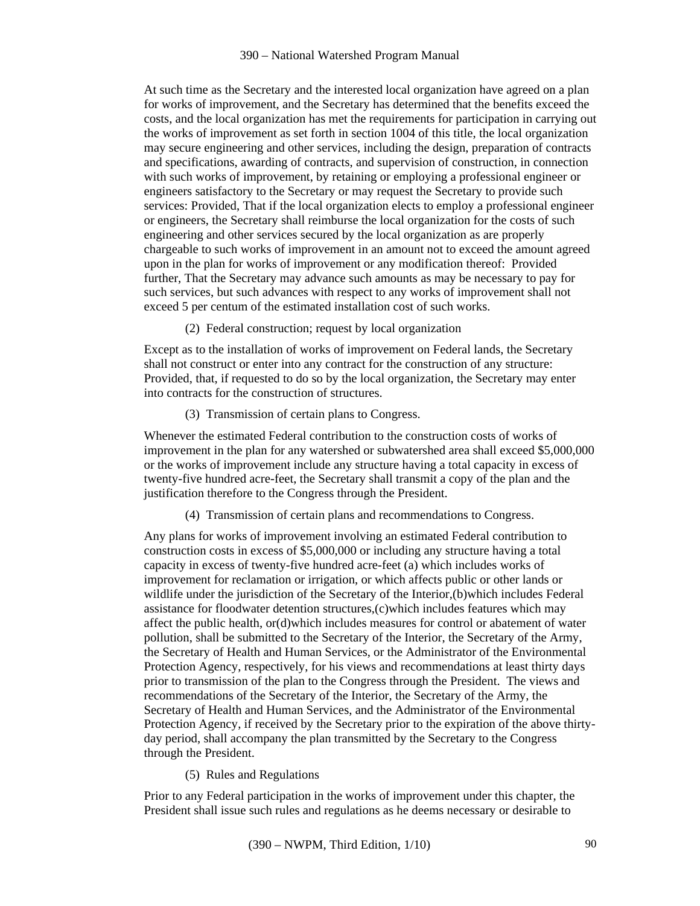At such time as the Secretary and the interested local organization have agreed on a plan for works of improvement, and the Secretary has determined that the benefits exceed the costs, and the local organization has met the requirements for participation in carrying out the works of improvement as set forth in section 1004 of this title, the local organization may secure engineering and other services, including the design, preparation of contracts and specifications, awarding of contracts, and supervision of construction, in connection with such works of improvement, by retaining or employing a professional engineer or engineers satisfactory to the Secretary or may request the Secretary to provide such services: Provided, That if the local organization elects to employ a professional engineer or engineers, the Secretary shall reimburse the local organization for the costs of such engineering and other services secured by the local organization as are properly chargeable to such works of improvement in an amount not to exceed the amount agreed upon in the plan for works of improvement or any modification thereof: Provided further, That the Secretary may advance such amounts as may be necessary to pay for such services, but such advances with respect to any works of improvement shall not exceed 5 per centum of the estimated installation cost of such works.

(2) Federal construction; request by local organization

Except as to the installation of works of improvement on Federal lands, the Secretary shall not construct or enter into any contract for the construction of any structure: Provided, that, if requested to do so by the local organization, the Secretary may enter into contracts for the construction of structures.

(3) Transmission of certain plans to Congress.

Whenever the estimated Federal contribution to the construction costs of works of improvement in the plan for any watershed or subwatershed area shall exceed $5,000,000 or the works of improvement include any structure having a total capacity in excess of twenty-five hundred acre-feet, the Secretary shall transmit a copy of the plan and the justification therefore to the Congress through the President.

(4) Transmission of certain plans and recommendations to Congress.

Any plans for works of improvement involving an estimated Federal contribution to construction costs in excess of $5,000,000 or including any structure having a total capacity in excess of twenty-five hundred acre-feet (a) which includes works of improvement for reclamation or irrigation, or which affects public or other lands or wildlife under the jurisdiction of the Secretary of the Interior,(b)which includes Federal assistance for floodwater detention structures,(c)which includes features which may affect the public health, or(d)which includes measures for control or abatement of water pollution, shall be submitted to the Secretary of the Interior, the Secretary of the Army, the Secretary of Health and Human Services, or the Administrator of the Environmental Protection Agency, respectively, for his views and recommendations at least thirty days prior to transmission of the plan to the Congress through the President. The views and recommendations of the Secretary of the Interior, the Secretary of the Army, the Secretary of Health and Human Services, and the Administrator of the Environmental Protection Agency, if received by the Secretary prior to the expiration of the above thirty-day period, shall accompany the plan transmitted by the Secretary to the Congress through the President.

(5) Rules and Regulations

Prior to any Federal participation in the works of improvement under this chapter, the President shall issue such rules and regulations as he deems necessary or desirable to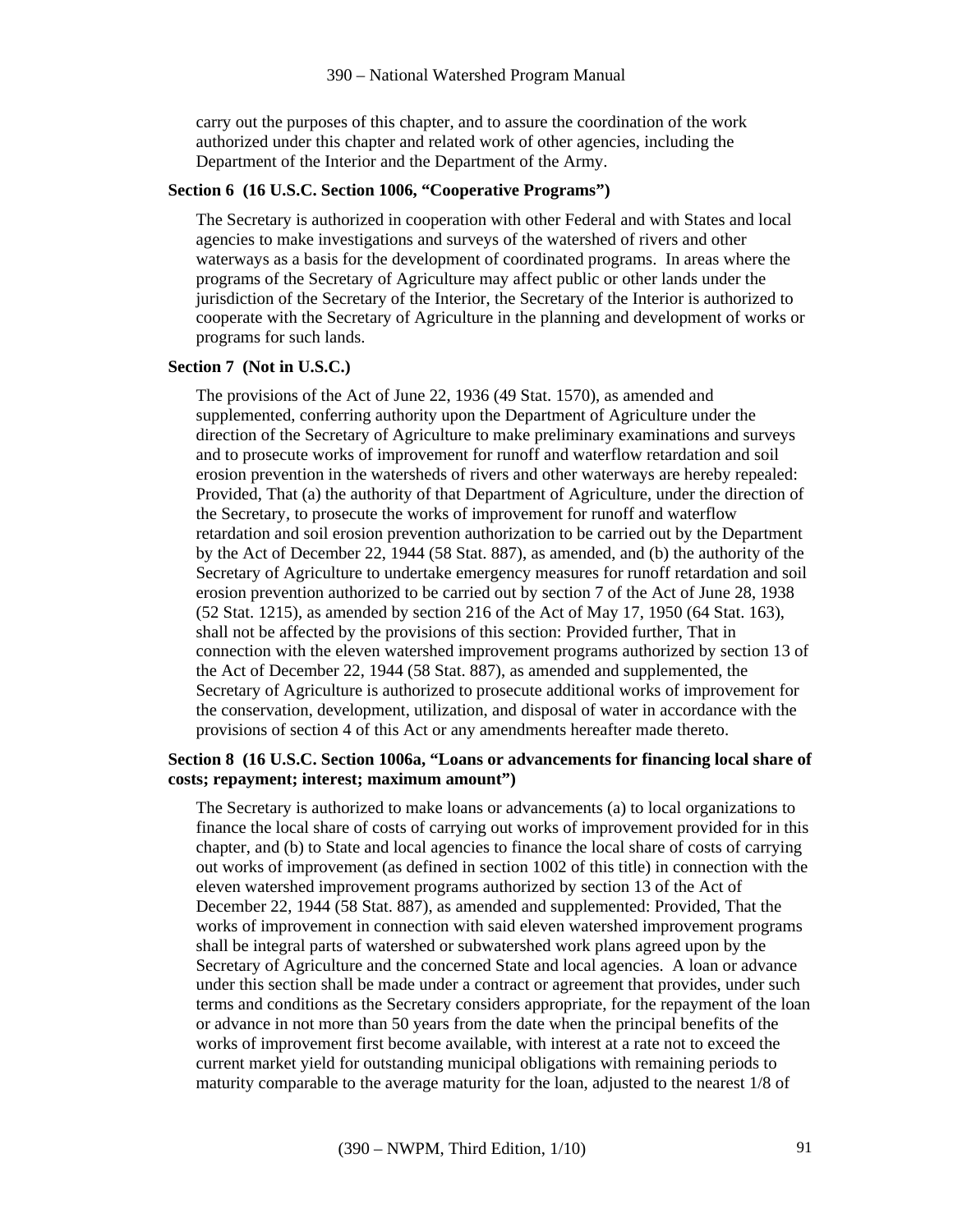carry out the purposes of this chapter, and to assure the coordination of the work authorized under this chapter and related work of other agencies, including the Department of the Interior and the Department of the Army.

**Section 6 (16 U.S.C. Section 1006, "Cooperative Programs")**

The Secretary is authorized in cooperation with other Federal and with States and local agencies to make investigations and surveys of the watershed of rivers and other waterways as a basis for the development of coordinated programs. In areas where the programs of the Secretary of Agriculture may affect public or other lands under the jurisdiction of the Secretary of the Interior, the Secretary of the Interior is authorized to cooperate with the Secretary of Agriculture in the planning and development of works or programs for such lands.

**Section 7 (Not in U.S.C.)**

The provisions of the Act of June 22, 1936 (49 Stat. 1570), as amended and supplemented, conferring authority upon the Department of Agriculture under the direction of the Secretary of Agriculture to make preliminary examinations and surveys and to prosecute works of improvement for runoff and waterflow retardation and soil erosion prevention in the watersheds of rivers and other waterways are hereby repealed: Provided, That (a) the authority of that Department of Agriculture, under the direction of the Secretary, to prosecute the works of improvement for runoff and waterflow retardation and soil erosion prevention authorization to be carried out by the Department by the Act of December 22, 1944 (58 Stat. 887), as amended, and (b) the authority of the Secretary of Agriculture to undertake emergency measures for runoff retardation and soil erosion prevention authorized to be carried out by section 7 of the Act of June 28, 1938 (52 Stat. 1215), as amended by section 216 of the Act of May 17, 1950 (64 Stat. 163), shall not be affected by the provisions of this section: Provided further, That in connection with the eleven watershed improvement programs authorized by section 13 of the Act of December 22, 1944 (58 Stat. 887), as amended and supplemented, the Secretary of Agriculture is authorized to prosecute additional works of improvement for the conservation, development, utilization, and disposal of water in accordance with the provisions of section 4 of this Act or any amendments hereafter made thereto.

**Section 8 (16 U.S.C. Section 1006a, "Loans or advancements for financing local share of costs; repayment; interest; maximum amount")**

The Secretary is authorized to make loans or advancements (a) to local organizations to finance the local share of costs of carrying out works of improvement provided for in this chapter, and (b) to State and local agencies to finance the local share of costs of carrying out works of improvement (as defined in section 1002 of this title) in connection with the eleven watershed improvement programs authorized by section 13 of the Act of December 22, 1944 (58 Stat. 887), as amended and supplemented: Provided, That the works of improvement in connection with said eleven watershed improvement programs shall be integral parts of watershed or subwatershed work plans agreed upon by the Secretary of Agriculture and the concerned State and local agencies. A loan or advance under this section shall be made under a contract or agreement that provides, under such terms and conditions as the Secretary considers appropriate, for the repayment of the loan or advance in not more than 50 years from the date when the principal benefits of the works of improvement first become available, with interest at a rate not to exceed the current market yield for outstanding municipal obligations with remaining periods to maturity comparable to the average maturity for the loan, adjusted to the nearest 1/8 of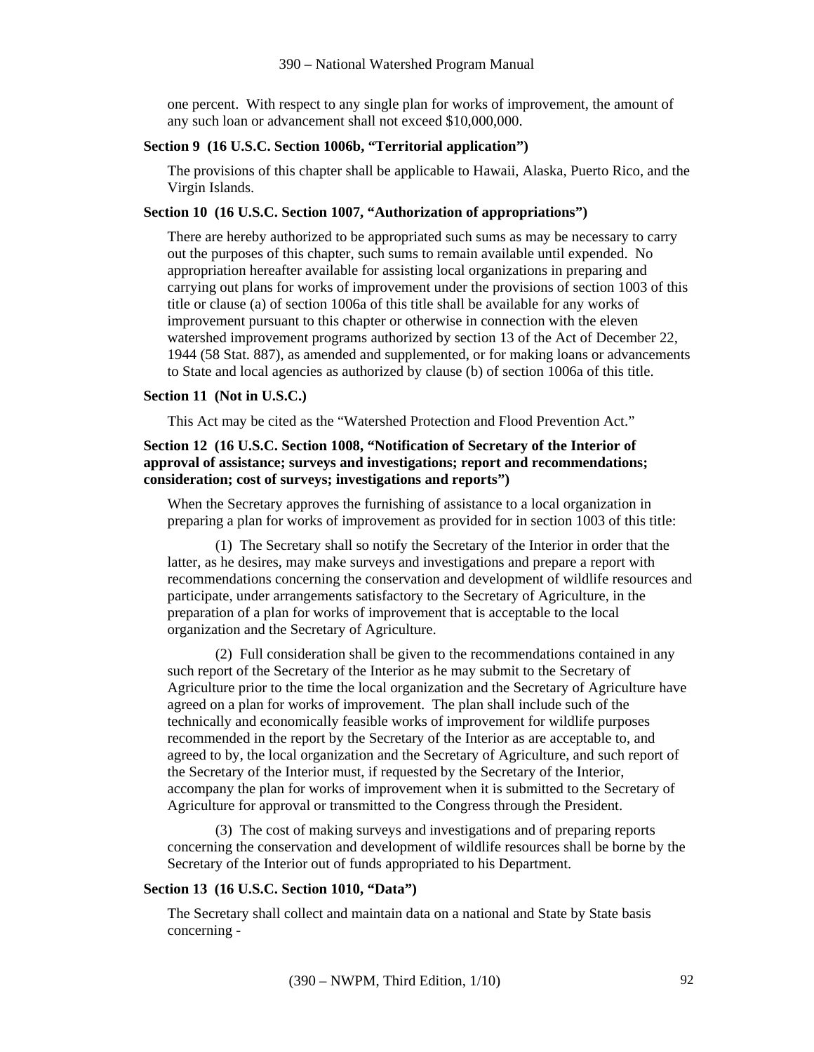one percent. With respect to any single plan for works of improvement, the amount of any such loan or advancement shall not exceed $10,000,000.

**Section 9 (16 U.S.C. Section 1006b, "Territorial application")**

The provisions of this chapter shall be applicable to Hawaii, Alaska, Puerto Rico, and the Virgin Islands.

**Section 10 (16 U.S.C. Section 1007, "Authorization of appropriations")**

There are hereby authorized to be appropriated such sums as may be necessary to carry out the purposes of this chapter, such sums to remain available until expended. No appropriation hereafter available for assisting local organizations in preparing and carrying out plans for works of improvement under the provisions of section 1003 of this title or clause (a) of section 1006a of this title shall be available for any works of improvement pursuant to this chapter or otherwise in connection with the eleven watershed improvement programs authorized by section 13 of the Act of December 22, 1944 (58 Stat. 887), as amended and supplemented, or for making loans or advancements to State and local agencies as authorized by clause (b) of section 1006a of this title.

**Section 11 (Not in U.S.C.)**

This Act may be cited as the "Watershed Protection and Flood Prevention Act."

**Section 12 (16 U.S.C. Section 1008, "Notification of Secretary of the Interior of approval of assistance; surveys and investigations; report and recommendations; consideration; cost of surveys; investigations and reports")**

When the Secretary approves the furnishing of assistance to a local organization in preparing a plan for works of improvement as provided for in section 1003 of this title:

(1) The Secretary shall so notify the Secretary of the Interior in order that the latter, as he desires, may make surveys and investigations and prepare a report with recommendations concerning the conservation and development of wildlife resources and participate, under arrangements satisfactory to the Secretary of Agriculture, in the preparation of a plan for works of improvement that is acceptable to the local organization and the Secretary of Agriculture.

(2) Full consideration shall be given to the recommendations contained in any such report of the Secretary of the Interior as he may submit to the Secretary of Agriculture prior to the time the local organization and the Secretary of Agriculture have agreed on a plan for works of improvement. The plan shall include such of the technically and economically feasible works of improvement for wildlife purposes recommended in the report by the Secretary of the Interior as are acceptable to, and agreed to by, the local organization and the Secretary of Agriculture, and such report of the Secretary of the Interior must, if requested by the Secretary of the Interior, accompany the plan for works of improvement when it is submitted to the Secretary of Agriculture for approval or transmitted to the Congress through the President.

(3) The cost of making surveys and investigations and of preparing reports concerning the conservation and development of wildlife resources shall be borne by the Secretary of the Interior out of funds appropriated to his Department.

**Section 13 (16 U.S.C. Section 1010, "Data")**

The Secretary shall collect and maintain data on a national and State by State basis concerning -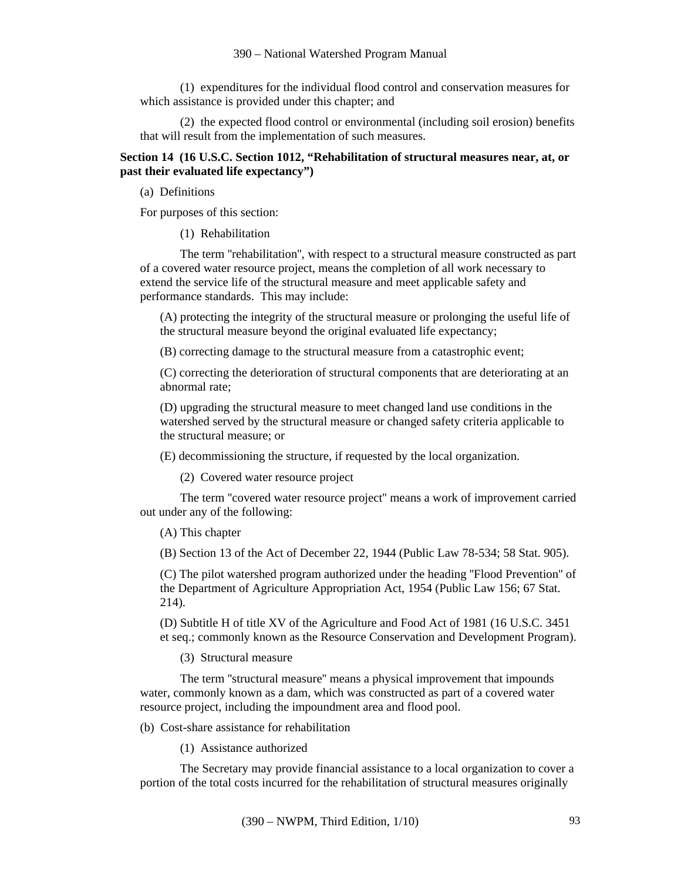(1) expenditures for the individual flood control and conservation measures for which assistance is provided under this chapter; and

(2) the expected flood control or environmental (including soil erosion) benefits that will result from the implementation of such measures.

**Section 14 (16 U.S.C. Section 1012, "Rehabilitation of structural measures near, at, or past their evaluated life expectancy")**

(a) Definitions

For purposes of this section:

(1) Rehabilitation

The term "rehabilitation", with respect to a structural measure constructed as part of a covered water resource project, means the completion of all work necessary to extend the service life of the structural measure and meet applicable safety and performance standards. This may include:

(A) protecting the integrity of the structural measure or prolonging the useful life of the structural measure beyond the original evaluated life expectancy;

(B) correcting damage to the structural measure from a catastrophic event;

(C) correcting the deterioration of structural components that are deteriorating at an abnormal rate;

(D) upgrading the structural measure to meet changed land use conditions in the watershed served by the structural measure or changed safety criteria applicable to the structural measure; or

(E) decommissioning the structure, if requested by the local organization.

(2) Covered water resource project

The term "covered water resource project" means a work of improvement carried out under any of the following:

(A) This chapter

(B) Section 13 of the Act of December 22, 1944 (Public Law 78-534; 58 Stat. 905).

(C) The pilot watershed program authorized under the heading "Flood Prevention" of the Department of Agriculture Appropriation Act, 1954 (Public Law 156; 67 Stat. 214).

(D) Subtitle H of title XV of the Agriculture and Food Act of 1981 (16 U.S.C. 3451 et seq.; commonly known as the Resource Conservation and Development Program).

(3) Structural measure

The term "structural measure" means a physical improvement that impounds water, commonly known as a dam, which was constructed as part of a covered water resource project, including the impoundment area and flood pool.

(b) Cost-share assistance for rehabilitation

(1) Assistance authorized

The Secretary may provide financial assistance to a local organization to cover a portion of the total costs incurred for the rehabilitation of structural measures originally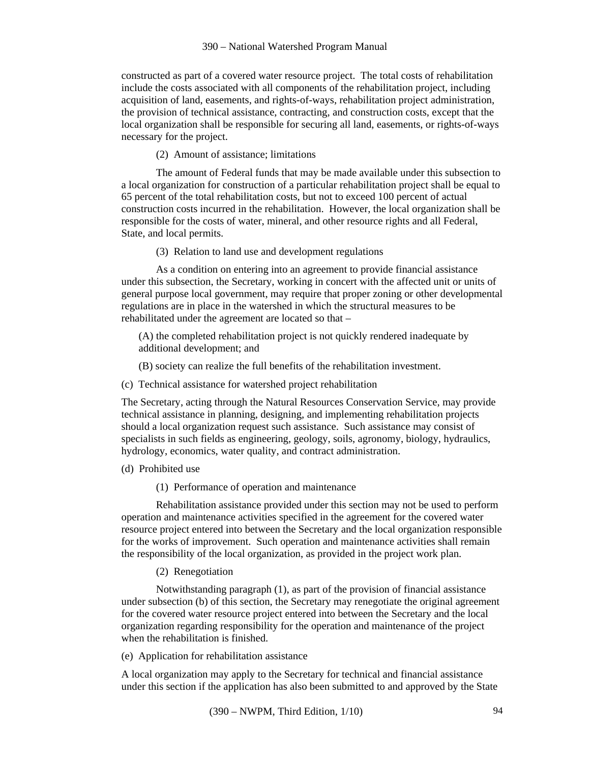constructed as part of a covered water resource project. The total costs of rehabilitation include the costs associated with all components of the rehabilitation project, including acquisition of land, easements, and rights-of-ways, rehabilitation project administration, the provision of technical assistance, contracting, and construction costs, except that the local organization shall be responsible for securing all land, easements, or rights-of-ways necessary for the project.

(2) Amount of assistance; limitations

The amount of Federal funds that may be made available under this subsection to a local organization for construction of a particular rehabilitation project shall be equal to 65 percent of the total rehabilitation costs, but not to exceed 100 percent of actual construction costs incurred in the rehabilitation. However, the local organization shall be responsible for the costs of water, mineral, and other resource rights and all Federal, State, and local permits.

(3) Relation to land use and development regulations

As a condition on entering into an agreement to provide financial assistance under this subsection, the Secretary, working in concert with the affected unit or units of general purpose local government, may require that proper zoning or other developmental regulations are in place in the watershed in which the structural measures to be rehabilitated under the agreement are located so that –

(A) the completed rehabilitation project is not quickly rendered inadequate by additional development; and

(B) society can realize the full benefits of the rehabilitation investment.

(c) Technical assistance for watershed project rehabilitation

The Secretary, acting through the Natural Resources Conservation Service, may provide technical assistance in planning, designing, and implementing rehabilitation projects should a local organization request such assistance. Such assistance may consist of specialists in such fields as engineering, geology, soils, agronomy, biology, hydraulics, hydrology, economics, water quality, and contract administration.

(d) Prohibited use

(1) Performance of operation and maintenance

Rehabilitation assistance provided under this section may not be used to perform operation and maintenance activities specified in the agreement for the covered water resource project entered into between the Secretary and the local organization responsible for the works of improvement. Such operation and maintenance activities shall remain the responsibility of the local organization, as provided in the project work plan.

(2) Renegotiation

Notwithstanding paragraph (1), as part of the provision of financial assistance under subsection (b) of this section, the Secretary may renegotiate the original agreement for the covered water resource project entered into between the Secretary and the local organization regarding responsibility for the operation and maintenance of the project when the rehabilitation is finished.

(e) Application for rehabilitation assistance

A local organization may apply to the Secretary for technical and financial assistance under this section if the application has also been submitted to and approved by the State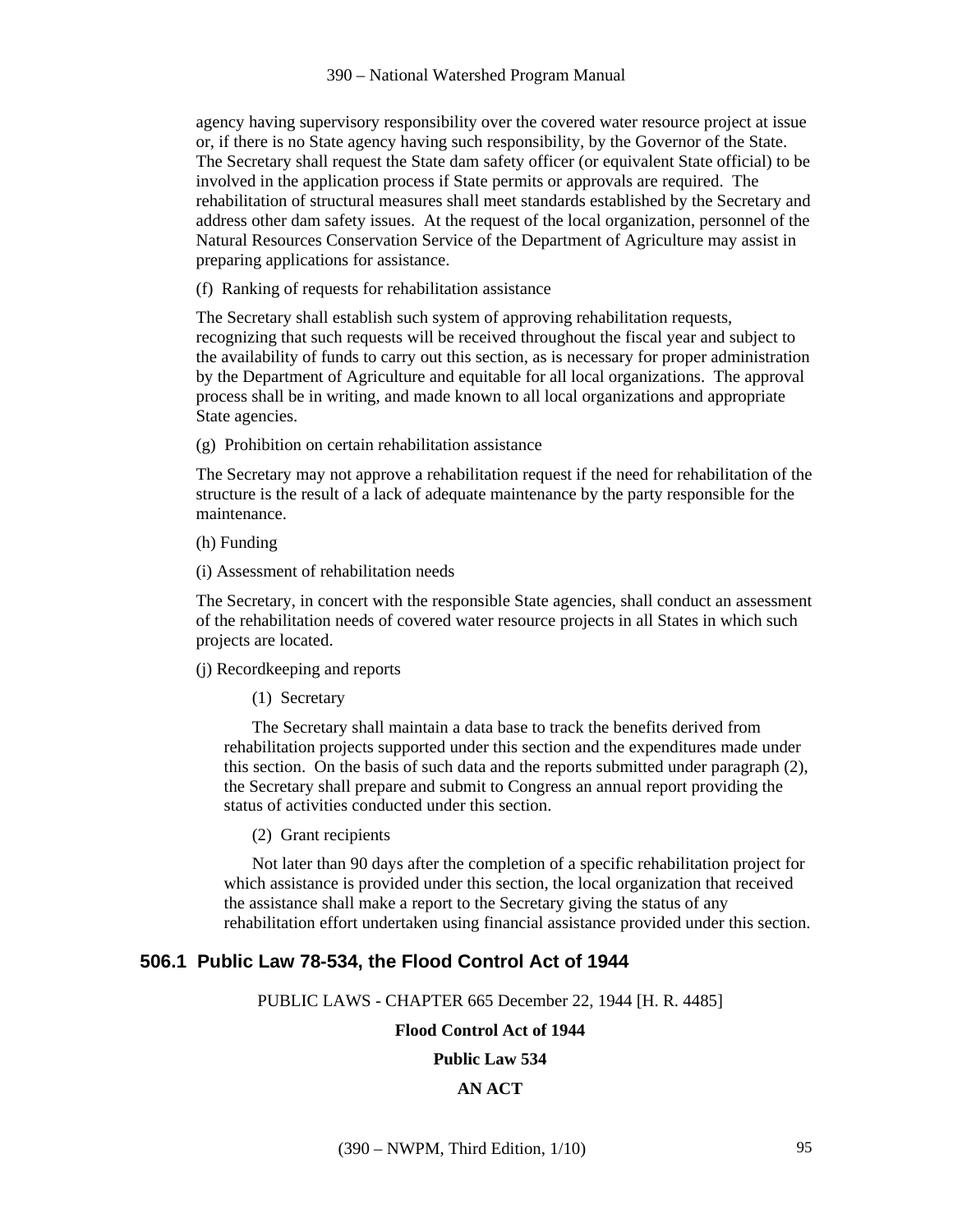agency having supervisory responsibility over the covered water resource project at issue or, if there is no State agency having such responsibility, by the Governor of the State. The Secretary shall request the State dam safety officer (or equivalent State official) to be involved in the application process if State permits or approvals are required. The rehabilitation of structural measures shall meet standards established by the Secretary and address other dam safety issues. At the request of the local organization, personnel of the Natural Resources Conservation Service of the Department of Agriculture may assist in preparing applications for assistance.

(f) Ranking of requests for rehabilitation assistance

The Secretary shall establish such system of approving rehabilitation requests, recognizing that such requests will be received throughout the fiscal year and subject to the availability of funds to carry out this section, as is necessary for proper administration by the Department of Agriculture and equitable for all local organizations. The approval process shall be in writing, and made known to all local organizations and appropriate State agencies.

(g) Prohibition on certain rehabilitation assistance

The Secretary may not approve a rehabilitation request if the need for rehabilitation of the structure is the result of a lack of adequate maintenance by the party responsible for the maintenance.

(h) Funding

(i) Assessment of rehabilitation needs

The Secretary, in concert with the responsible State agencies, shall conduct an assessment of the rehabilitation needs of covered water resource projects in all States in which such projects are located.

(j) Recordkeeping and reports

(1) Secretary

The Secretary shall maintain a data base to track the benefits derived from rehabilitation projects supported under this section and the expenditures made under this section. On the basis of such data and the reports submitted under paragraph (2), the Secretary shall prepare and submit to Congress an annual report providing the status of activities conducted under this section.

(2) Grant recipients

Not later than 90 days after the completion of a specific rehabilitation project for which assistance is provided under this section, the local organization that received the assistance shall make a report to the Secretary giving the status of any rehabilitation effort undertaken using financial assistance provided under this section.

## 506.1 Public Law 78-534, the Flood Control Act of 1944

PUBLIC LAWS - CHAPTER 665 December 22, 1944 [H. R. 4485]

**Flood Control Act of 1944**

**Public Law 534**

**AN ACT**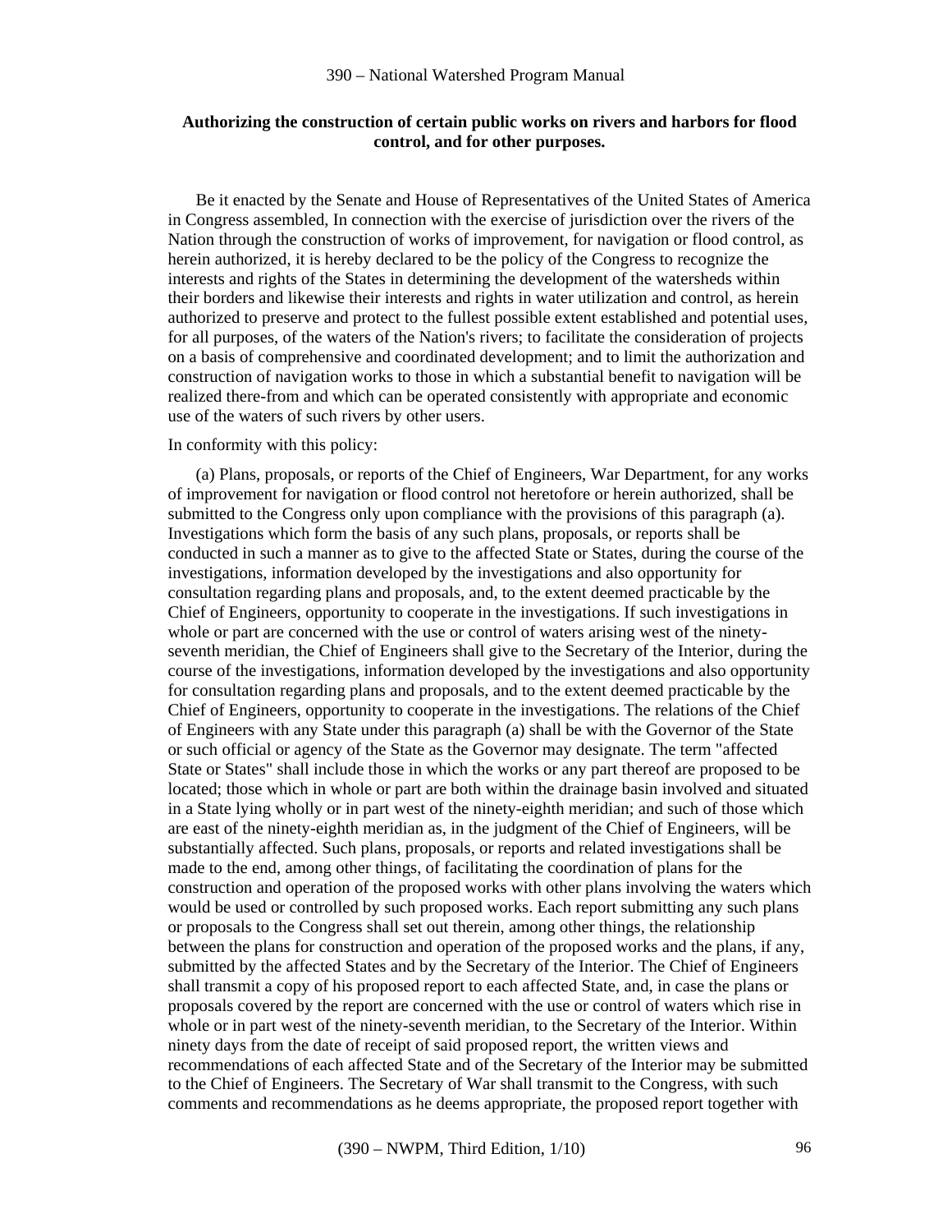**Authorizing the construction of certain public works on rivers and harbors for flood control, and for other purposes.**

Be it enacted by the Senate and House of Representatives of the United States of America in Congress assembled, In connection with the exercise of jurisdiction over the rivers of the Nation through the construction of works of improvement, for navigation or flood control, as herein authorized, it is hereby declared to be the policy of the Congress to recognize the interests and rights of the States in determining the development of the watersheds within their borders and likewise their interests and rights in water utilization and control, as herein authorized to preserve and protect to the fullest possible extent established and potential uses, for all purposes, of the waters of the Nation's rivers; to facilitate the consideration of projects on a basis of comprehensive and coordinated development; and to limit the authorization and construction of navigation works to those in which a substantial benefit to navigation will be realized there-from and which can be operated consistently with appropriate and economic use of the waters of such rivers by other users.

In conformity with this policy:

(a) Plans, proposals, or reports of the Chief of Engineers, War Department, for any works of improvement for navigation or flood control not heretofore or herein authorized, shall be submitted to the Congress only upon compliance with the provisions of this paragraph (a). Investigations which form the basis of any such plans, proposals, or reports shall be conducted in such a manner as to give to the affected State or States, during the course of the investigations, information developed by the investigations and also opportunity for consultation regarding plans and proposals, and, to the extent deemed practicable by the Chief of Engineers, opportunity to cooperate in the investigations. If such investigations in whole or part are concerned with the use or control of waters arising west of the ninety-seventh meridian, the Chief of Engineers shall give to the Secretary of the Interior, during the course of the investigations, information developed by the investigations and also opportunity for consultation regarding plans and proposals, and to the extent deemed practicable by the Chief of Engineers, opportunity to cooperate in the investigations. The relations of the Chief of Engineers with any State under this paragraph (a) shall be with the Governor of the State or such official or agency of the State as the Governor may designate. The term "affected State or States" shall include those in which the works or any part thereof are proposed to be located; those which in whole or part are both within the drainage basin involved and situated in a State lying wholly or in part west of the ninety-eighth meridian; and such of those which are east of the ninety-eighth meridian as, in the judgment of the Chief of Engineers, will be substantially affected. Such plans, proposals, or reports and related investigations shall be made to the end, among other things, of facilitating the coordination of plans for the construction and operation of the proposed works with other plans involving the waters which would be used or controlled by such proposed works. Each report submitting any such plans or proposals to the Congress shall set out therein, among other things, the relationship between the plans for construction and operation of the proposed works and the plans, if any, submitted by the affected States and by the Secretary of the Interior. The Chief of Engineers shall transmit a copy of his proposed report to each affected State, and, in case the plans or proposals covered by the report are concerned with the use or control of waters which rise in whole or in part west of the ninety-seventh meridian, to the Secretary of the Interior. Within ninety days from the date of receipt of said proposed report, the written views and recommendations of each affected State and of the Secretary of the Interior may be submitted to the Chief of Engineers. The Secretary of War shall transmit to the Congress, with such comments and recommendations as he deems appropriate, the proposed report together with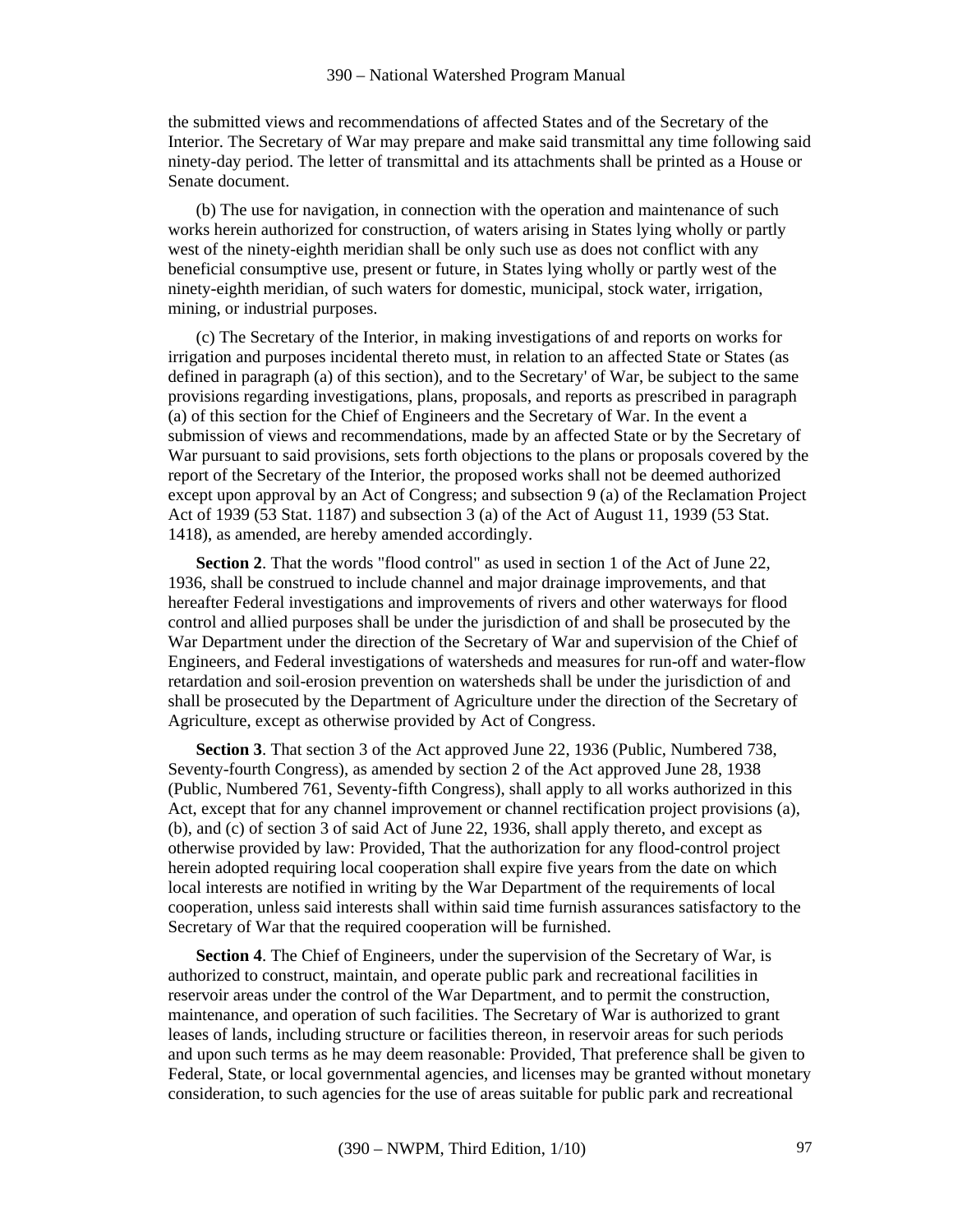the submitted views and recommendations of affected States and of the Secretary of the Interior. The Secretary of War may prepare and make said transmittal any time following said ninety-day period. The letter of transmittal and its attachments shall be printed as a House or Senate document.

(b) The use for navigation, in connection with the operation and maintenance of such works herein authorized for construction, of waters arising in States lying wholly or partly west of the ninety-eighth meridian shall be only such use as does not conflict with any beneficial consumptive use, present or future, in States lying wholly or partly west of the ninety-eighth meridian, of such waters for domestic, municipal, stock water, irrigation, mining, or industrial purposes.

(c) The Secretary of the Interior, in making investigations of and reports on works for irrigation and purposes incidental thereto must, in relation to an affected State or States (as defined in paragraph (a) of this section), and to the Secretary' of War, be subject to the same provisions regarding investigations, plans, proposals, and reports as prescribed in paragraph (a) of this section for the Chief of Engineers and the Secretary of War. In the event a submission of views and recommendations, made by an affected State or by the Secretary of War pursuant to said provisions, sets forth objections to the plans or proposals covered by the report of the Secretary of the Interior, the proposed works shall not be deemed authorized except upon approval by an Act of Congress; and subsection 9 (a) of the Reclamation Project Act of 1939 (53 Stat. 1187) and subsection 3 (a) of the Act of August 11, 1939 (53 Stat. 1418), as amended, are hereby amended accordingly.

**Section 2**. That the words "flood control" as used in section 1 of the Act of June 22, 1936, shall be construed to include channel and major drainage improvements, and that hereafter Federal investigations and improvements of rivers and other waterways for flood control and allied purposes shall be under the jurisdiction of and shall be prosecuted by the War Department under the direction of the Secretary of War and supervision of the Chief of Engineers, and Federal investigations of watersheds and measures for run-off and water-flow retardation and soil-erosion prevention on watersheds shall be under the jurisdiction of and shall be prosecuted by the Department of Agriculture under the direction of the Secretary of Agriculture, except as otherwise provided by Act of Congress.

**Section 3**. That section 3 of the Act approved June 22, 1936 (Public, Numbered 738, Seventy-fourth Congress), as amended by section 2 of the Act approved June 28, 1938 (Public, Numbered 761, Seventy-fifth Congress), shall apply to all works authorized in this Act, except that for any channel improvement or channel rectification project provisions (a), (b), and (c) of section 3 of said Act of June 22, 1936, shall apply thereto, and except as otherwise provided by law: Provided, That the authorization for any flood-control project herein adopted requiring local cooperation shall expire five years from the date on which local interests are notified in writing by the War Department of the requirements of local cooperation, unless said interests shall within said time furnish assurances satisfactory to the Secretary of War that the required cooperation will be furnished.

**Section 4**. The Chief of Engineers, under the supervision of the Secretary of War, is authorized to construct, maintain, and operate public park and recreational facilities in reservoir areas under the control of the War Department, and to permit the construction, maintenance, and operation of such facilities. The Secretary of War is authorized to grant leases of lands, including structure or facilities thereon, in reservoir areas for such periods and upon such terms as he may deem reasonable: Provided, That preference shall be given to Federal, State, or local governmental agencies, and licenses may be granted without monetary consideration, to such agencies for the use of areas suitable for public park and recreational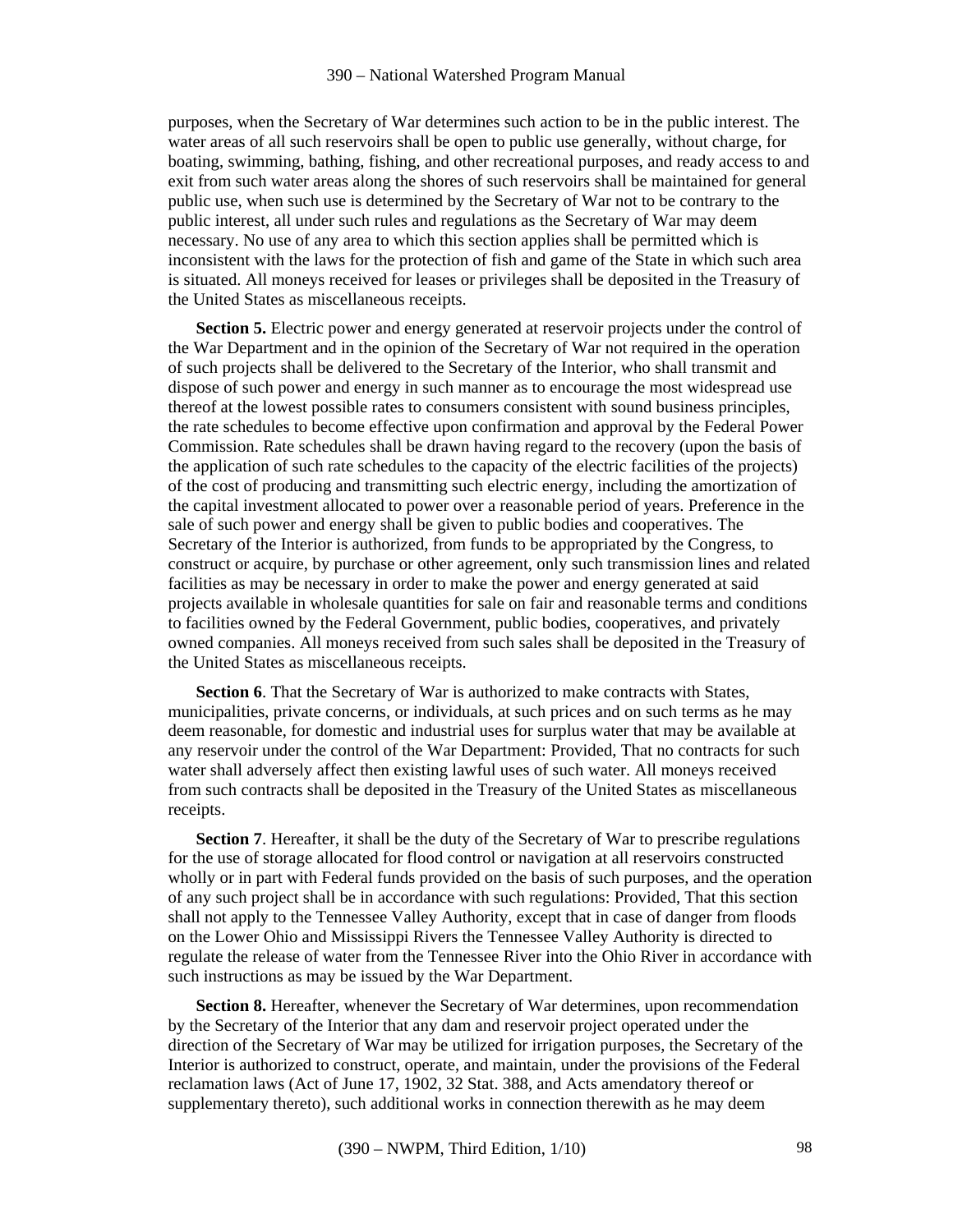purposes, when the Secretary of War determines such action to be in the public interest. The water areas of all such reservoirs shall be open to public use generally, without charge, for boating, swimming, bathing, fishing, and other recreational purposes, and ready access to and exit from such water areas along the shores of such reservoirs shall be maintained for general public use, when such use is determined by the Secretary of War not to be contrary to the public interest, all under such rules and regulations as the Secretary of War may deem necessary. No use of any area to which this section applies shall be permitted which is inconsistent with the laws for the protection of fish and game of the State in which such area is situated. All moneys received for leases or privileges shall be deposited in the Treasury of the United States as miscellaneous receipts.

**Section 5.** Electric power and energy generated at reservoir projects under the control of the War Department and in the opinion of the Secretary of War not required in the operation of such projects shall be delivered to the Secretary of the Interior, who shall transmit and dispose of such power and energy in such manner as to encourage the most widespread use thereof at the lowest possible rates to consumers consistent with sound business principles, the rate schedules to become effective upon confirmation and approval by the Federal Power Commission. Rate schedules shall be drawn having regard to the recovery (upon the basis of the application of such rate schedules to the capacity of the electric facilities of the projects) of the cost of producing and transmitting such electric energy, including the amortization of the capital investment allocated to power over a reasonable period of years. Preference in the sale of such power and energy shall be given to public bodies and cooperatives. The Secretary of the Interior is authorized, from funds to be appropriated by the Congress, to construct or acquire, by purchase or other agreement, only such transmission lines and related facilities as may be necessary in order to make the power and energy generated at said projects available in wholesale quantities for sale on fair and reasonable terms and conditions to facilities owned by the Federal Government, public bodies, cooperatives, and privately owned companies. All moneys received from such sales shall be deposited in the Treasury of the United States as miscellaneous receipts.

**Section 6**. That the Secretary of War is authorized to make contracts with States, municipalities, private concerns, or individuals, at such prices and on such terms as he may deem reasonable, for domestic and industrial uses for surplus water that may be available at any reservoir under the control of the War Department: Provided, That no contracts for such water shall adversely affect then existing lawful uses of such water. All moneys received from such contracts shall be deposited in the Treasury of the United States as miscellaneous receipts.

**Section 7**. Hereafter, it shall be the duty of the Secretary of War to prescribe regulations for the use of storage allocated for flood control or navigation at all reservoirs constructed wholly or in part with Federal funds provided on the basis of such purposes, and the operation of any such project shall be in accordance with such regulations: Provided, That this section shall not apply to the Tennessee Valley Authority, except that in case of danger from floods on the Lower Ohio and Mississippi Rivers the Tennessee Valley Authority is directed to regulate the release of water from the Tennessee River into the Ohio River in accordance with such instructions as may be issued by the War Department.

**Section 8.** Hereafter, whenever the Secretary of War determines, upon recommendation by the Secretary of the Interior that any dam and reservoir project operated under the direction of the Secretary of War may be utilized for irrigation purposes, the Secretary of the Interior is authorized to construct, operate, and maintain, under the provisions of the Federal reclamation laws (Act of June 17, 1902, 32 Stat. 388, and Acts amendatory thereof or supplementary thereto), such additional works in connection therewith as he may deem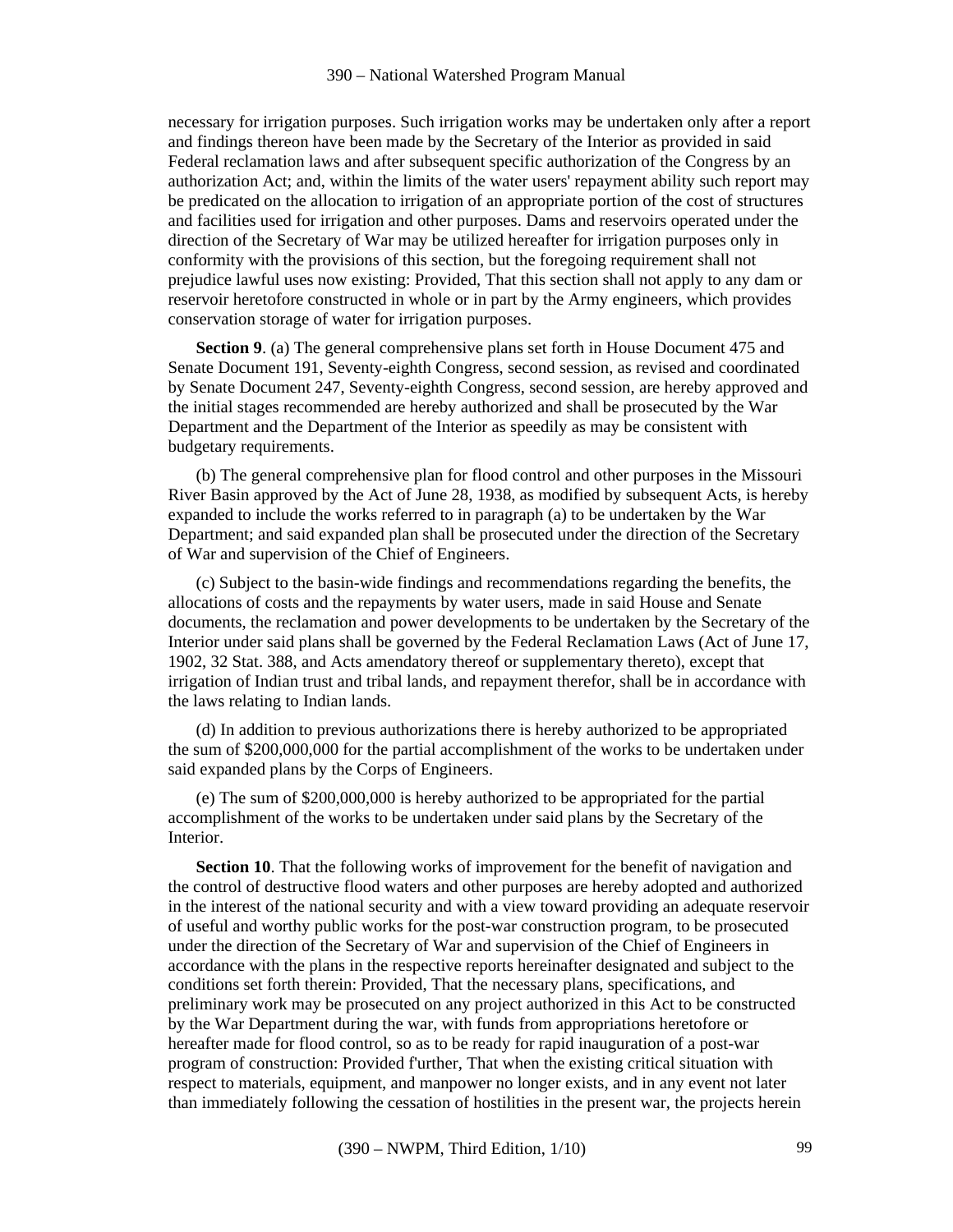necessary for irrigation purposes. Such irrigation works may be undertaken only after a report and findings thereon have been made by the Secretary of the Interior as provided in said Federal reclamation laws and after subsequent specific authorization of the Congress by an authorization Act; and, within the limits of the water users' repayment ability such report may be predicated on the allocation to irrigation of an appropriate portion of the cost of structures and facilities used for irrigation and other purposes. Dams and reservoirs operated under the direction of the Secretary of War may be utilized hereafter for irrigation purposes only in conformity with the provisions of this section, but the foregoing requirement shall not prejudice lawful uses now existing: Provided, That this section shall not apply to any dam or reservoir heretofore constructed in whole or in part by the Army engineers, which provides conservation storage of water for irrigation purposes.

**Section 9**. (a) The general comprehensive plans set forth in House Document 475 and Senate Document 191, Seventy-eighth Congress, second session, as revised and coordinated by Senate Document 247, Seventy-eighth Congress, second session, are hereby approved and the initial stages recommended are hereby authorized and shall be prosecuted by the War Department and the Department of the Interior as speedily as may be consistent with budgetary requirements.

(b) The general comprehensive plan for flood control and other purposes in the Missouri River Basin approved by the Act of June 28, 1938, as modified by subsequent Acts, is hereby expanded to include the works referred to in paragraph (a) to be undertaken by the War Department; and said expanded plan shall be prosecuted under the direction of the Secretary of War and supervision of the Chief of Engineers.

(c) Subject to the basin-wide findings and recommendations regarding the benefits, the allocations of costs and the repayments by water users, made in said House and Senate documents, the reclamation and power developments to be undertaken by the Secretary of the Interior under said plans shall be governed by the Federal Reclamation Laws (Act of June 17, 1902, 32 Stat. 388, and Acts amendatory thereof or supplementary thereto), except that irrigation of Indian trust and tribal lands, and repayment therefor, shall be in accordance with the laws relating to Indian lands.

(d) In addition to previous authorizations there is hereby authorized to be appropriated the sum of $200,000,000 for the partial accomplishment of the works to be undertaken under said expanded plans by the Corps of Engineers.

(e) The sum of $200,000,000 is hereby authorized to be appropriated for the partial accomplishment of the works to be undertaken under said plans by the Secretary of the Interior.

**Section 10**. That the following works of improvement for the benefit of navigation and the control of destructive flood waters and other purposes are hereby adopted and authorized in the interest of the national security and with a view toward providing an adequate reservoir of useful and worthy public works for the post-war construction program, to be prosecuted under the direction of the Secretary of War and supervision of the Chief of Engineers in accordance with the plans in the respective reports hereinafter designated and subject to the conditions set forth therein: Provided, That the necessary plans, specifications, and preliminary work may be prosecuted on any project authorized in this Act to be constructed by the War Department during the war, with funds from appropriations heretofore or hereafter made for flood control, so as to be ready for rapid inauguration of a post-war program of construction: Provided f'urther, That when the existing critical situation with respect to materials, equipment, and manpower no longer exists, and in any event not later than immediately following the cessation of hostilities in the present war, the projects herein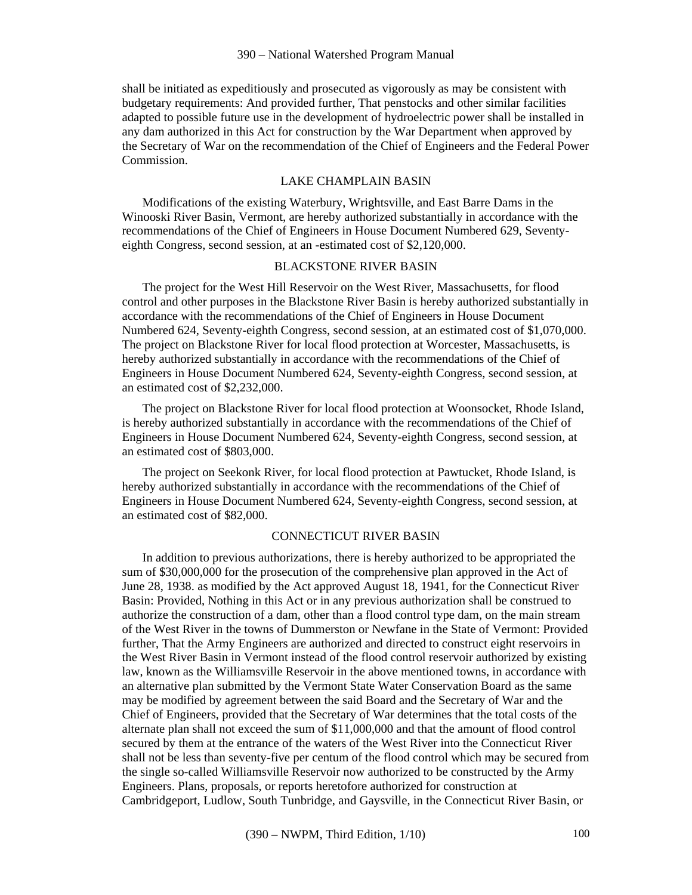shall be initiated as expeditiously and prosecuted as vigorously as may be consistent with budgetary requirements: And provided further, That penstocks and other similar facilities adapted to possible future use in the development of hydroelectric power shall be installed in any dam authorized in this Act for construction by the War Department when approved by the Secretary of War on the recommendation of the Chief of Engineers and the Federal Power Commission.

### LAKE CHAMPLAIN BASIN

Modifications of the existing Waterbury, Wrightsville, and East Barre Dams in the Winooski River Basin, Vermont, are hereby authorized substantially in accordance with the recommendations of the Chief of Engineers in House Document Numbered 629, Seventy-eighth Congress, second session, at an -estimated cost of $2,120,000.

### BLACKSTONE RIVER BASIN

The project for the West Hill Reservoir on the West River, Massachusetts, for flood control and other purposes in the Blackstone River Basin is hereby authorized substantially in accordance with the recommendations of the Chief of Engineers in House Document Numbered 624, Seventy-eighth Congress, second session, at an estimated cost of $1,070,000. The project on Blackstone River for local flood protection at Worcester, Massachusetts, is hereby authorized substantially in accordance with the recommendations of the Chief of Engineers in House Document Numbered 624, Seventy-eighth Congress, second session, at an estimated cost of $2,232,000.

The project on Blackstone River for local flood protection at Woonsocket, Rhode Island, is hereby authorized substantially in accordance with the recommendations of the Chief of Engineers in House Document Numbered 624, Seventy-eighth Congress, second session, at an estimated cost of $803,000.

The project on Seekonk River, for local flood protection at Pawtucket, Rhode Island, is hereby authorized substantially in accordance with the recommendations of the Chief of Engineers in House Document Numbered 624, Seventy-eighth Congress, second session, at an estimated cost of $82,000.

### CONNECTICUT RIVER BASIN

In addition to previous authorizations, there is hereby authorized to be appropriated the sum of $30,000,000 for the prosecution of the comprehensive plan approved in the Act of June 28, 1938. as modified by the Act approved August 18, 1941, for the Connecticut River Basin: Provided, Nothing in this Act or in any previous authorization shall be construed to authorize the construction of a dam, other than a flood control type dam, on the main stream of the West River in the towns of Dummerston or Newfane in the State of Vermont: Provided further, That the Army Engineers are authorized and directed to construct eight reservoirs in the West River Basin in Vermont instead of the flood control reservoir authorized by existing law, known as the Williamsville Reservoir in the above mentioned towns, in accordance with an alternative plan submitted by the Vermont State Water Conservation Board as the same may be modified by agreement between the said Board and the Secretary of War and the Chief of Engineers, provided that the Secretary of War determines that the total costs of the alternate plan shall not exceed the sum of $11,000,000 and that the amount of flood control secured by them at the entrance of the waters of the West River into the Connecticut River shall not be less than seventy-five per centum of the flood control which may be secured from the single so-called Williamsville Reservoir now authorized to be constructed by the Army Engineers. Plans, proposals, or reports heretofore authorized for construction at Cambridgeport, Ludlow, South Tunbridge, and Gaysville, in the Connecticut River Basin, or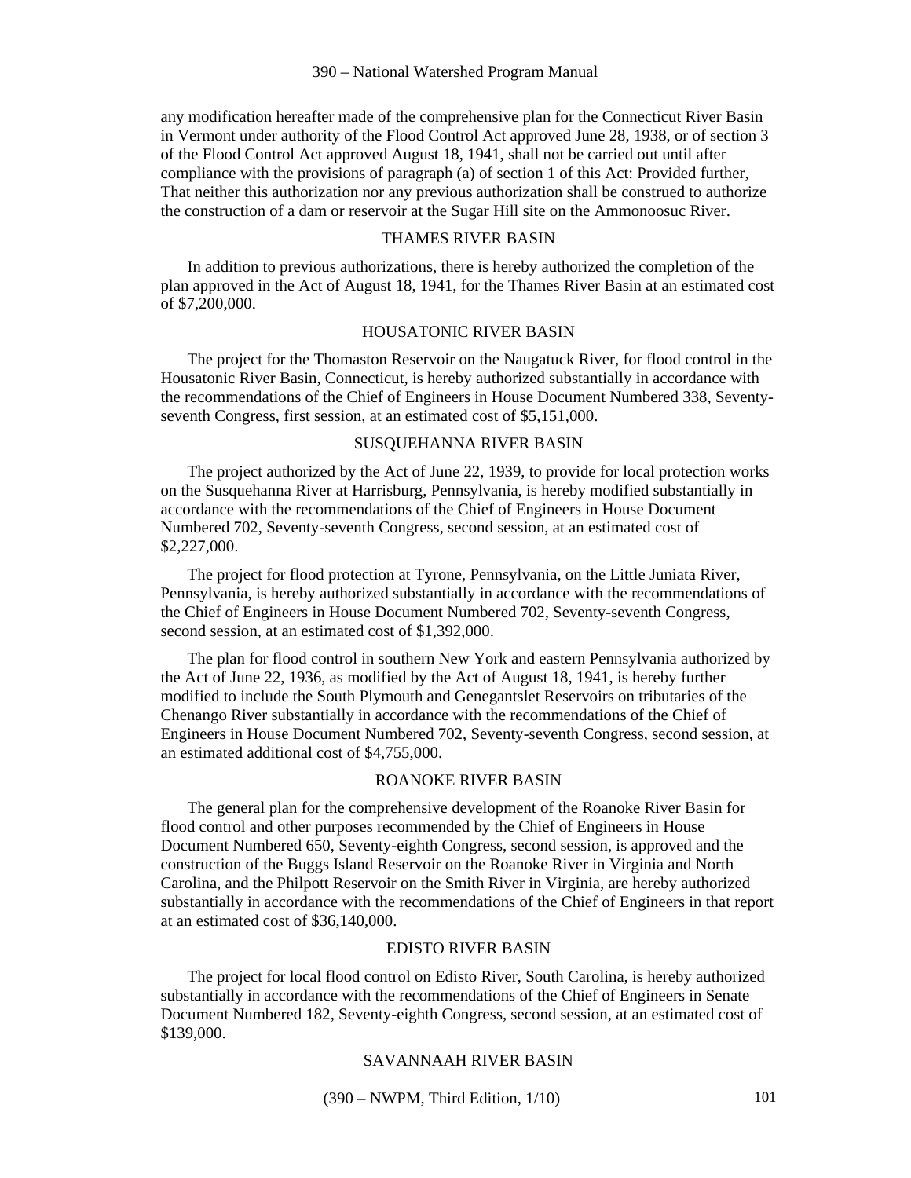any modification hereafter made of the comprehensive plan for the Connecticut River Basin in Vermont under authority of the Flood Control Act approved June 28, 1938, or of section 3 of the Flood Control Act approved August 18, 1941, shall not be carried out until after compliance with the provisions of paragraph (a) of section 1 of this Act: Provided further, That neither this authorization nor any previous authorization shall be construed to authorize the construction of a dam or reservoir at the Sugar Hill site on the Ammonoosuc River.

THAMES RIVER BASIN

In addition to previous authorizations, there is hereby authorized the completion of the plan approved in the Act of August 18, 1941, for the Thames River Basin at an estimated cost of $7,200,000.

HOUSATONIC RIVER BASIN

The project for the Thomaston Reservoir on the Naugatuck River, for flood control in the Housatonic River Basin, Connecticut, is hereby authorized substantially in accordance with the recommendations of the Chief of Engineers in House Document Numbered 338, Seventy-seventh Congress, first session, at an estimated cost of $5,151,000.

SUSQUEHANNA RIVER BASIN

The project authorized by the Act of June 22, 1939, to provide for local protection works on the Susquehanna River at Harrisburg, Pennsylvania, is hereby modified substantially in accordance with the recommendations of the Chief of Engineers in House Document Numbered 702, Seventy-seventh Congress, second session, at an estimated cost of $2,227,000.

The project for flood protection at Tyrone, Pennsylvania, on the Little Juniata River, Pennsylvania, is hereby authorized substantially in accordance with the recommendations of the Chief of Engineers in House Document Numbered 702, Seventy-seventh Congress, second session, at an estimated cost of $1,392,000.

The plan for flood control in southern New York and eastern Pennsylvania authorized by the Act of June 22, 1936, as modified by the Act of August 18, 1941, is hereby further modified to include the South Plymouth and Genegantslet Reservoirs on tributaries of the Chenango River substantially in accordance with the recommendations of the Chief of Engineers in House Document Numbered 702, Seventy-seventh Congress, second session, at an estimated additional cost of $4,755,000.

ROANOKE RIVER BASIN

The general plan for the comprehensive development of the Roanoke River Basin for flood control and other purposes recommended by the Chief of Engineers in House Document Numbered 650, Seventy-eighth Congress, second session, is approved and the construction of the Buggs Island Reservoir on the Roanoke River in Virginia and North Carolina, and the Philpott Reservoir on the Smith River in Virginia, are hereby authorized substantially in accordance with the recommendations of the Chief of Engineers in that report at an estimated cost of $36,140,000.

EDISTO RIVER BASIN

The project for local flood control on Edisto River, South Carolina, is hereby authorized substantially in accordance with the recommendations of the Chief of Engineers in Senate Document Numbered 182, Seventy-eighth Congress, second session, at an estimated cost of $139,000.

SAVANNAAH RIVER BASIN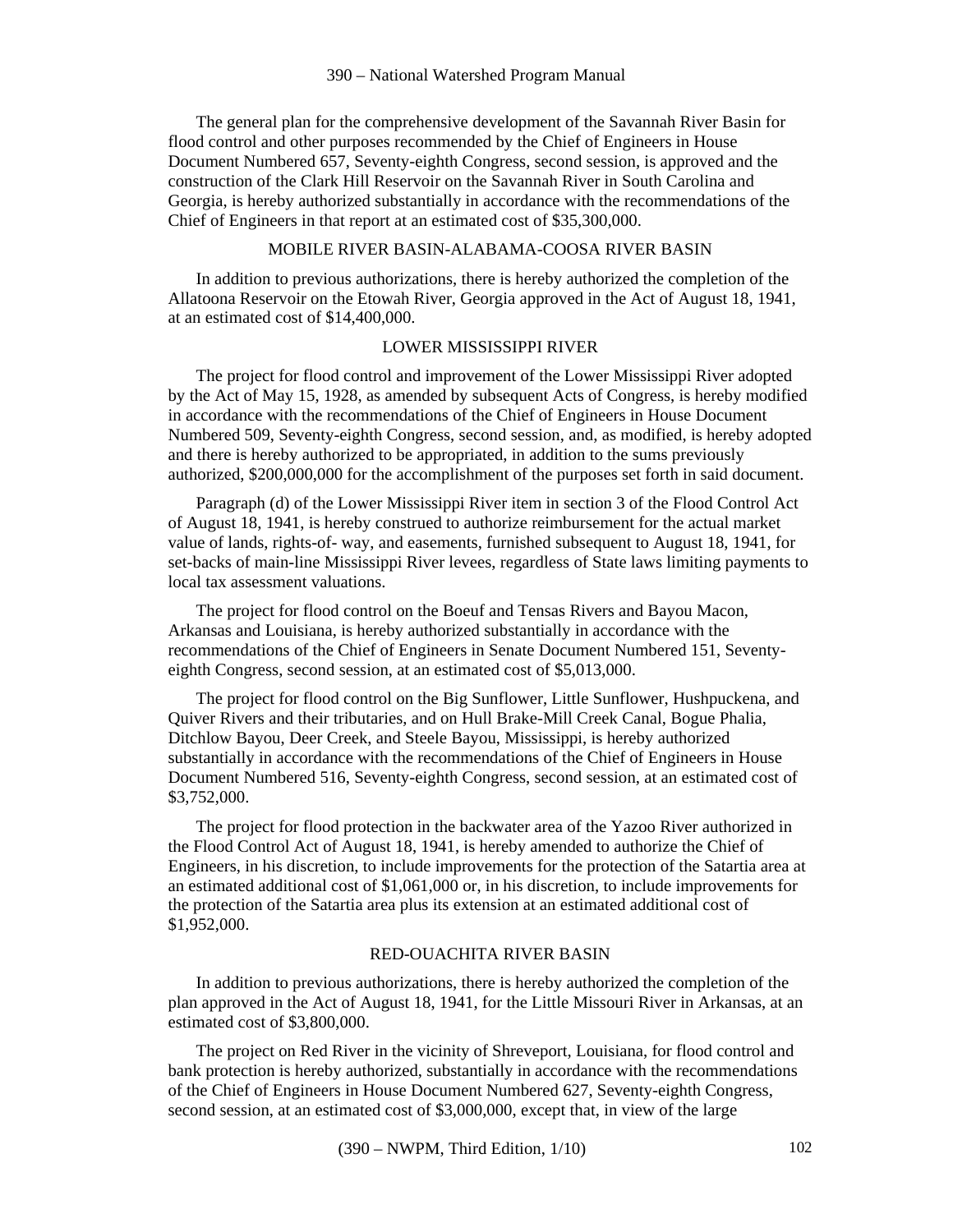The general plan for the comprehensive development of the Savannah River Basin for flood control and other purposes recommended by the Chief of Engineers in House Document Numbered 657, Seventy-eighth Congress, second session, is approved and the construction of the Clark Hill Reservoir on the Savannah River in South Carolina and Georgia, is hereby authorized substantially in accordance with the recommendations of the Chief of Engineers in that report at an estimated cost of $35,300,000.

MOBILE RIVER BASIN-ALABAMA-COOSA RIVER BASIN

In addition to previous authorizations, there is hereby authorized the completion of the Allatoona Reservoir on the Etowah River, Georgia approved in the Act of August 18, 1941, at an estimated cost of $14,400,000.

LOWER MISSISSIPPI RIVER

The project for flood control and improvement of the Lower Mississippi River adopted by the Act of May 15, 1928, as amended by subsequent Acts of Congress, is hereby modified in accordance with the recommendations of the Chief of Engineers in House Document Numbered 509, Seventy-eighth Congress, second session, and, as modified, is hereby adopted and there is hereby authorized to be appropriated, in addition to the sums previously authorized, $200,000,000 for the accomplishment of the purposes set forth in said document.

Paragraph (d) of the Lower Mississippi River item in section 3 of the Flood Control Act of August 18, 1941, is hereby construed to authorize reimbursement for the actual market value of lands, rights-of- way, and easements, furnished subsequent to August 18, 1941, for set-backs of main-line Mississippi River levees, regardless of State laws limiting payments to local tax assessment valuations.

The project for flood control on the Boeuf and Tensas Rivers and Bayou Macon, Arkansas and Louisiana, is hereby authorized substantially in accordance with the recommendations of the Chief of Engineers in Senate Document Numbered 151, Seventy-eighth Congress, second session, at an estimated cost of $5,013,000.

The project for flood control on the Big Sunflower, Little Sunflower, Hushpuckena, and Quiver Rivers and their tributaries, and on Hull Brake-Mill Creek Canal, Bogue Phalia, Ditchlow Bayou, Deer Creek, and Steele Bayou, Mississippi, is hereby authorized substantially in accordance with the recommendations of the Chief of Engineers in House Document Numbered 516, Seventy-eighth Congress, second session, at an estimated cost of $3,752,000.

The project for flood protection in the backwater area of the Yazoo River authorized in the Flood Control Act of August 18, 1941, is hereby amended to authorize the Chief of Engineers, in his discretion, to include improvements for the protection of the Satartia area at an estimated additional cost of $1,061,000 or, in his discretion, to include improvements for the protection of the Satartia area plus its extension at an estimated additional cost of $1,952,000.

RED-OUACHITA RIVER BASIN

In addition to previous authorizations, there is hereby authorized the completion of the plan approved in the Act of August 18, 1941, for the Little Missouri River in Arkansas, at an estimated cost of $3,800,000.

The project on Red River in the vicinity of Shreveport, Louisiana, for flood control and bank protection is hereby authorized, substantially in accordance with the recommendations of the Chief of Engineers in House Document Numbered 627, Seventy-eighth Congress, second session, at an estimated cost of $3,000,000, except that, in view of the large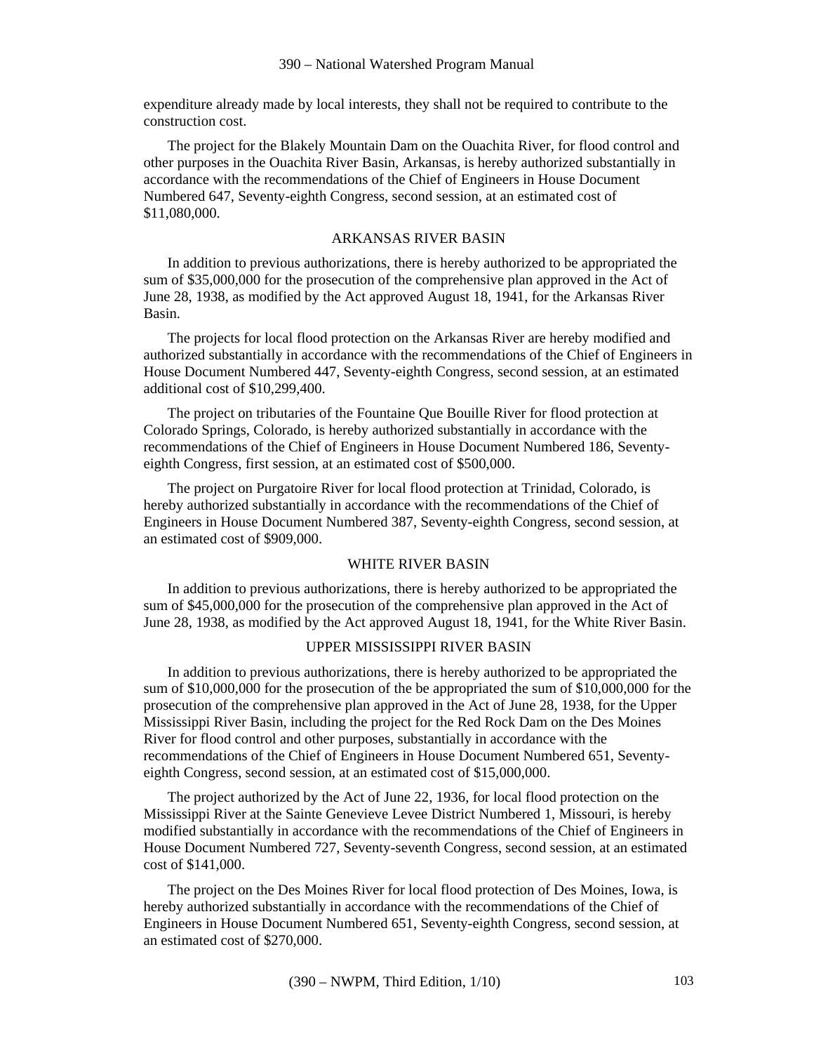expenditure already made by local interests, they shall not be required to contribute to the construction cost.

The project for the Blakely Mountain Dam on the Ouachita River, for flood control and other purposes in the Ouachita River Basin, Arkansas, is hereby authorized substantially in accordance with the recommendations of the Chief of Engineers in House Document Numbered 647, Seventy-eighth Congress, second session, at an estimated cost of $11,080,000.

ARKANSAS RIVER BASIN

In addition to previous authorizations, there is hereby authorized to be appropriated the sum of $35,000,000 for the prosecution of the comprehensive plan approved in the Act of June 28, 1938, as modified by the Act approved August 18, 1941, for the Arkansas River Basin.

The projects for local flood protection on the Arkansas River are hereby modified and authorized substantially in accordance with the recommendations of the Chief of Engineers in House Document Numbered 447, Seventy-eighth Congress, second session, at an estimated additional cost of $10,299,400.

The project on tributaries of the Fountaine Que Bouille River for flood protection at Colorado Springs, Colorado, is hereby authorized substantially in accordance with the recommendations of the Chief of Engineers in House Document Numbered 186, Seventy-eighth Congress, first session, at an estimated cost of $500,000.

The project on Purgatoire River for local flood protection at Trinidad, Colorado, is hereby authorized substantially in accordance with the recommendations of the Chief of Engineers in House Document Numbered 387, Seventy-eighth Congress, second session, at an estimated cost of $909,000.

WHITE RIVER BASIN

In addition to previous authorizations, there is hereby authorized to be appropriated the sum of $45,000,000 for the prosecution of the comprehensive plan approved in the Act of June 28, 1938, as modified by the Act approved August 18, 1941, for the White River Basin.

UPPER MISSISSIPPI RIVER BASIN

In addition to previous authorizations, there is hereby authorized to be appropriated the sum of $10,000,000 for the prosecution of the be appropriated the sum of $10,000,000 for the prosecution of the comprehensive plan approved in the Act of June 28, 1938, for the Upper Mississippi River Basin, including the project for the Red Rock Dam on the Des Moines River for flood control and other purposes, substantially in accordance with the recommendations of the Chief of Engineers in House Document Numbered 651, Seventy-eighth Congress, second session, at an estimated cost of $15,000,000.

The project authorized by the Act of June 22, 1936, for local flood protection on the Mississippi River at the Sainte Genevieve Levee District Numbered 1, Missouri, is hereby modified substantially in accordance with the recommendations of the Chief of Engineers in House Document Numbered 727, Seventy-seventh Congress, second session, at an estimated cost of $141,000.

The project on the Des Moines River for local flood protection of Des Moines, Iowa, is hereby authorized substantially in accordance with the recommendations of the Chief of Engineers in House Document Numbered 651, Seventy-eighth Congress, second session, at an estimated cost of $270,000.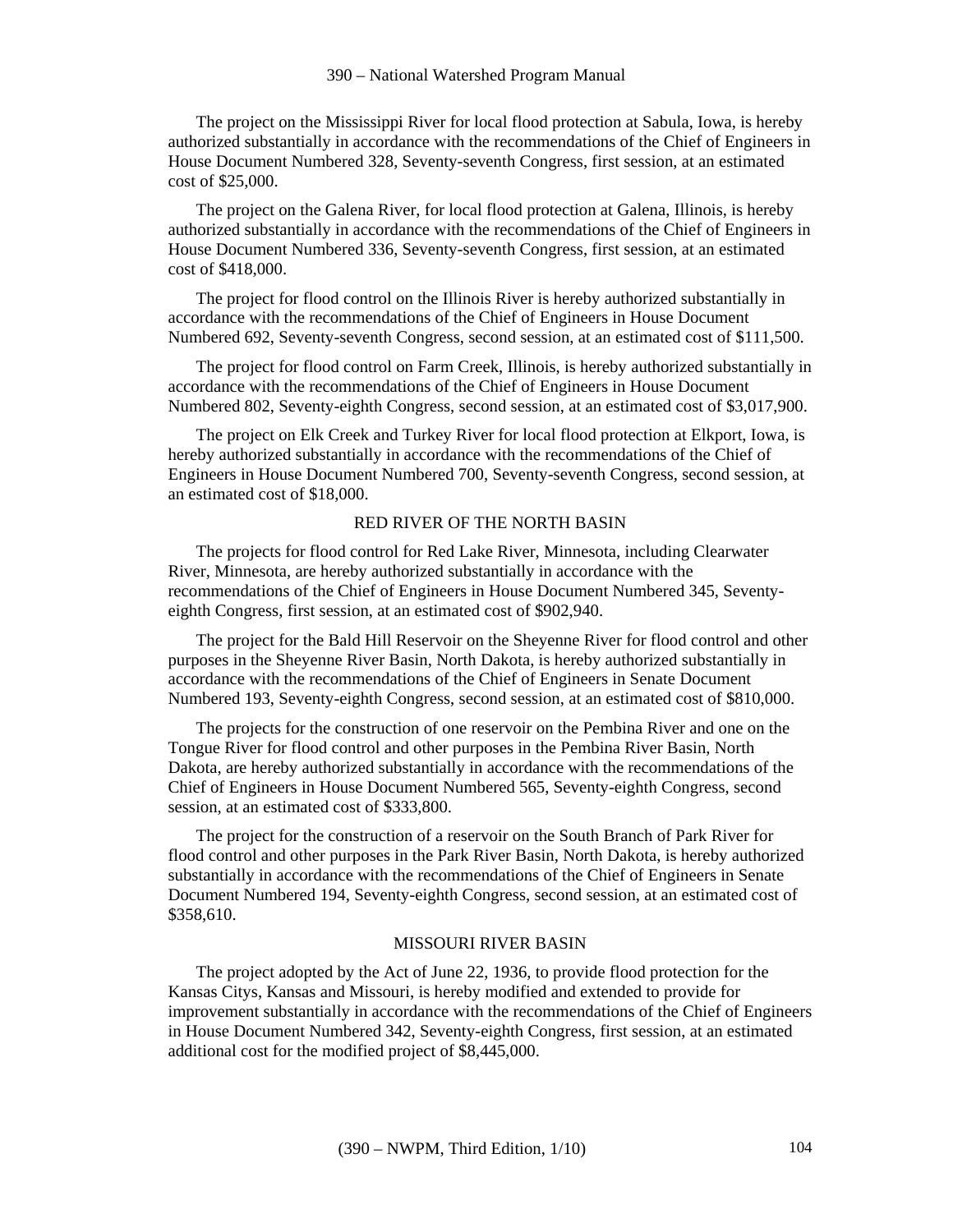The project on the Mississippi River for local flood protection at Sabula, Iowa, is hereby authorized substantially in accordance with the recommendations of the Chief of Engineers in House Document Numbered 328, Seventy-seventh Congress, first session, at an estimated cost of $25,000.

The project on the Galena River, for local flood protection at Galena, Illinois, is hereby authorized substantially in accordance with the recommendations of the Chief of Engineers in House Document Numbered 336, Seventy-seventh Congress, first session, at an estimated cost of $418,000.

The project for flood control on the Illinois River is hereby authorized substantially in accordance with the recommendations of the Chief of Engineers in House Document Numbered 692, Seventy-seventh Congress, second session, at an estimated cost of $111,500.

The project for flood control on Farm Creek, Illinois, is hereby authorized substantially in accordance with the recommendations of the Chief of Engineers in House Document Numbered 802, Seventy-eighth Congress, second session, at an estimated cost of $3,017,900.

The project on Elk Creek and Turkey River for local flood protection at Elkport, Iowa, is hereby authorized substantially in accordance with the recommendations of the Chief of Engineers in House Document Numbered 700, Seventy-seventh Congress, second session, at an estimated cost of $18,000.

## RED RIVER OF THE NORTH BASIN

The projects for flood control for Red Lake River, Minnesota, including Clearwater River, Minnesota, are hereby authorized substantially in accordance with the recommendations of the Chief of Engineers in House Document Numbered 345, Seventy-eighth Congress, first session, at an estimated cost of $902,940.

The project for the Bald Hill Reservoir on the Sheyenne River for flood control and other purposes in the Sheyenne River Basin, North Dakota, is hereby authorized substantially in accordance with the recommendations of the Chief of Engineers in Senate Document Numbered 193, Seventy-eighth Congress, second session, at an estimated cost of $810,000.

The projects for the construction of one reservoir on the Pembina River and one on the Tongue River for flood control and other purposes in the Pembina River Basin, North Dakota, are hereby authorized substantially in accordance with the recommendations of the Chief of Engineers in House Document Numbered 565, Seventy-eighth Congress, second session, at an estimated cost of $333,800.

The project for the construction of a reservoir on the South Branch of Park River for flood control and other purposes in the Park River Basin, North Dakota, is hereby authorized substantially in accordance with the recommendations of the Chief of Engineers in Senate Document Numbered 194, Seventy-eighth Congress, second session, at an estimated cost of $358,610.

## MISSOURI RIVER BASIN

The project adopted by the Act of June 22, 1936, to provide flood protection for the Kansas Citys, Kansas and Missouri, is hereby modified and extended to provide for improvement substantially in accordance with the recommendations of the Chief of Engineers in House Document Numbered 342, Seventy-eighth Congress, first session, at an estimated additional cost for the modified project of $8,445,000.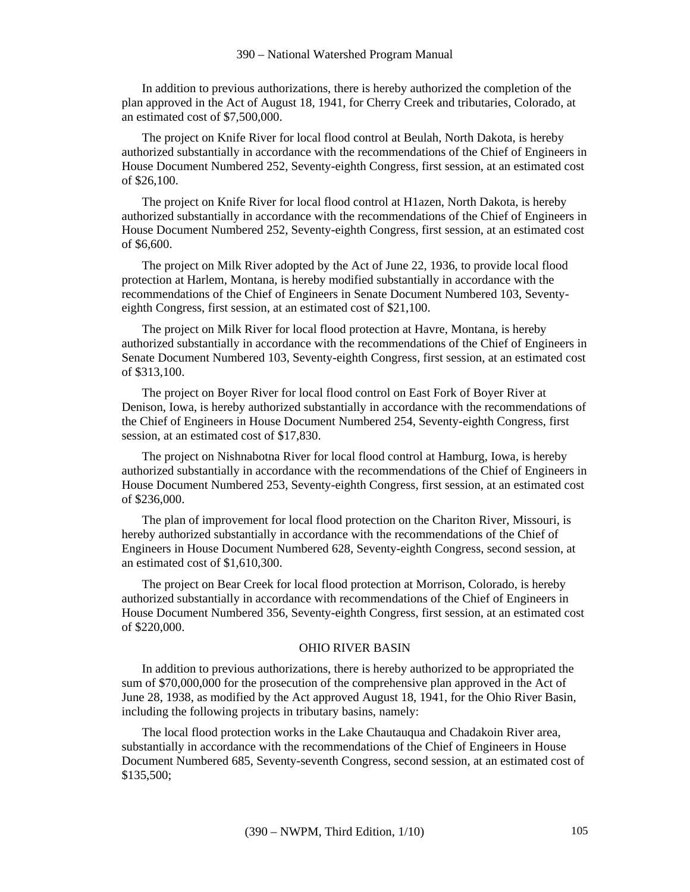In addition to previous authorizations, there is hereby authorized the completion of the plan approved in the Act of August 18, 1941, for Cherry Creek and tributaries, Colorado, at an estimated cost of $7,500,000.

The project on Knife River for local flood control at Beulah, North Dakota, is hereby authorized substantially in accordance with the recommendations of the Chief of Engineers in House Document Numbered 252, Seventy-eighth Congress, first session, at an estimated cost of $26,100.

The project on Knife River for local flood control at H1azen, North Dakota, is hereby authorized substantially in accordance with the recommendations of the Chief of Engineers in House Document Numbered 252, Seventy-eighth Congress, first session, at an estimated cost of $6,600.

The project on Milk River adopted by the Act of June 22, 1936, to provide local flood protection at Harlem, Montana, is hereby modified substantially in accordance with the recommendations of the Chief of Engineers in Senate Document Numbered 103, Seventy-eighth Congress, first session, at an estimated cost of $21,100.

The project on Milk River for local flood protection at Havre, Montana, is hereby authorized substantially in accordance with the recommendations of the Chief of Engineers in Senate Document Numbered 103, Seventy-eighth Congress, first session, at an estimated cost of $313,100.

The project on Boyer River for local flood control on East Fork of Boyer River at Denison, Iowa, is hereby authorized substantially in accordance with the recommendations of the Chief of Engineers in House Document Numbered 254, Seventy-eighth Congress, first session, at an estimated cost of $17,830.

The project on Nishnabotna River for local flood control at Hamburg, Iowa, is hereby authorized substantially in accordance with the recommendations of the Chief of Engineers in House Document Numbered 253, Seventy-eighth Congress, first session, at an estimated cost of $236,000.

The plan of improvement for local flood protection on the Chariton River, Missouri, is hereby authorized substantially in accordance with the recommendations of the Chief of Engineers in House Document Numbered 628, Seventy-eighth Congress, second session, at an estimated cost of $1,610,300.

The project on Bear Creek for local flood protection at Morrison, Colorado, is hereby authorized substantially in accordance with recommendations of the Chief of Engineers in House Document Numbered 356, Seventy-eighth Congress, first session, at an estimated cost of $220,000.

OHIO RIVER BASIN

In addition to previous authorizations, there is hereby authorized to be appropriated the sum of $70,000,000 for the prosecution of the comprehensive plan approved in the Act of June 28, 1938, as modified by the Act approved August 18, 1941, for the Ohio River Basin, including the following projects in tributary basins, namely:

The local flood protection works in the Lake Chautauqua and Chadakoin River area, substantially in accordance with the recommendations of the Chief of Engineers in House Document Numbered 685, Seventy-seventh Congress, second session, at an estimated cost of $135,500;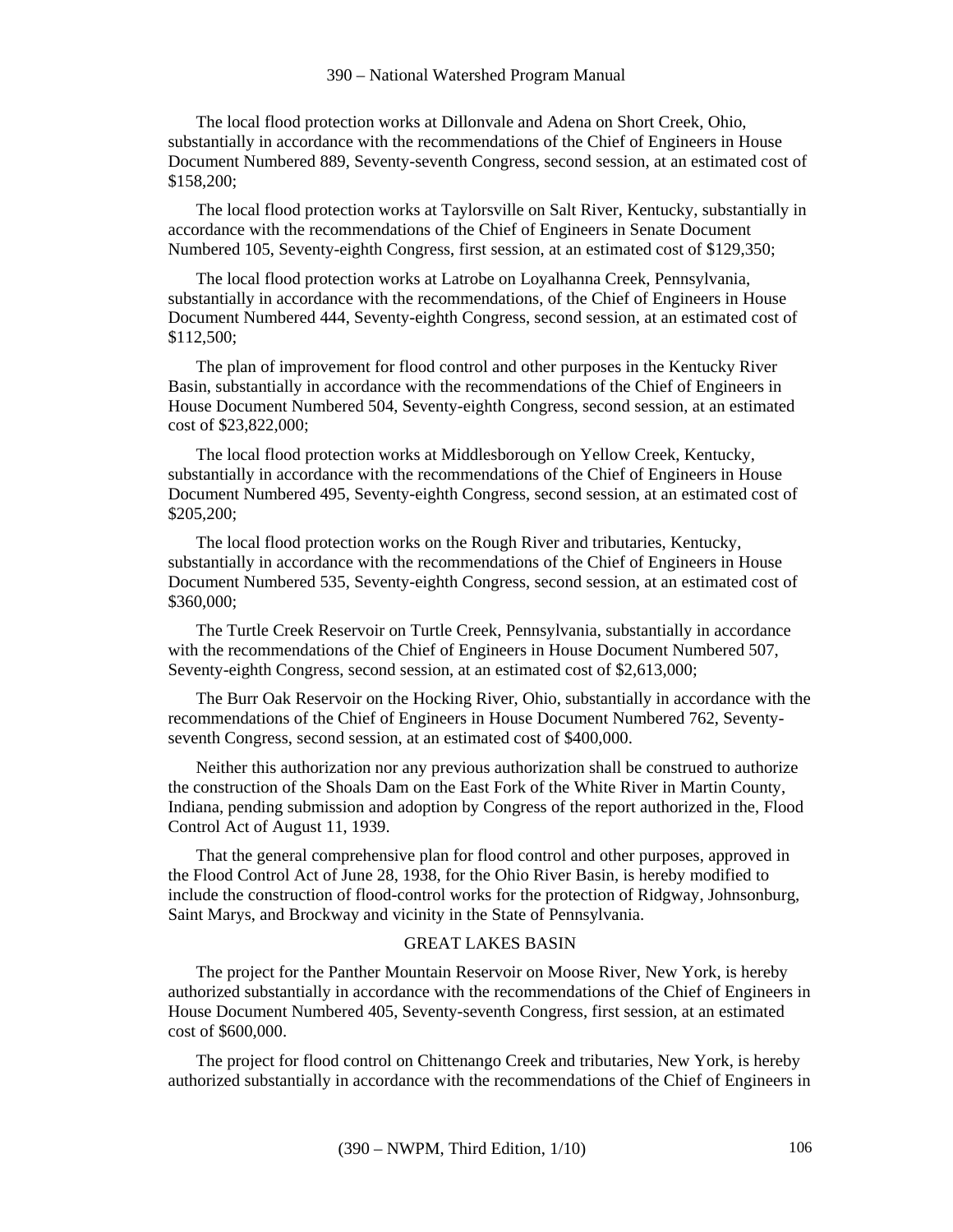The local flood protection works at Dillonvale and Adena on Short Creek, Ohio, substantially in accordance with the recommendations of the Chief of Engineers in House Document Numbered 889, Seventy-seventh Congress, second session, at an estimated cost of $158,200;

The local flood protection works at Taylorsville on Salt River, Kentucky, substantially in accordance with the recommendations of the Chief of Engineers in Senate Document Numbered 105, Seventy-eighth Congress, first session, at an estimated cost of $129,350;

The local flood protection works at Latrobe on Loyalhanna Creek, Pennsylvania, substantially in accordance with the recommendations, of the Chief of Engineers in House Document Numbered 444, Seventy-eighth Congress, second session, at an estimated cost of $112,500;

The plan of improvement for flood control and other purposes in the Kentucky River Basin, substantially in accordance with the recommendations of the Chief of Engineers in House Document Numbered 504, Seventy-eighth Congress, second session, at an estimated cost of $23,822,000;

The local flood protection works at Middlesborough on Yellow Creek, Kentucky, substantially in accordance with the recommendations of the Chief of Engineers in House Document Numbered 495, Seventy-eighth Congress, second session, at an estimated cost of $205,200;

The local flood protection works on the Rough River and tributaries, Kentucky, substantially in accordance with the recommendations of the Chief of Engineers in House Document Numbered 535, Seventy-eighth Congress, second session, at an estimated cost of $360,000;

The Turtle Creek Reservoir on Turtle Creek, Pennsylvania, substantially in accordance with the recommendations of the Chief of Engineers in House Document Numbered 507, Seventy-eighth Congress, second session, at an estimated cost of $2,613,000;

The Burr Oak Reservoir on the Hocking River, Ohio, substantially in accordance with the recommendations of the Chief of Engineers in House Document Numbered 762, Seventy-seventh Congress, second session, at an estimated cost of $400,000.

Neither this authorization nor any previous authorization shall be construed to authorize the construction of the Shoals Dam on the East Fork of the White River in Martin County, Indiana, pending submission and adoption by Congress of the report authorized in the, Flood Control Act of August 11, 1939.

That the general comprehensive plan for flood control and other purposes, approved in the Flood Control Act of June 28, 1938, for the Ohio River Basin, is hereby modified to include the construction of flood-control works for the protection of Ridgway, Johnsonburg, Saint Marys, and Brockway and vicinity in the State of Pennsylvania.

GREAT LAKES BASIN

The project for the Panther Mountain Reservoir on Moose River, New York, is hereby authorized substantially in accordance with the recommendations of the Chief of Engineers in House Document Numbered 405, Seventy-seventh Congress, first session, at an estimated cost of $600,000.

The project for flood control on Chittenango Creek and tributaries, New York, is hereby authorized substantially in accordance with the recommendations of the Chief of Engineers in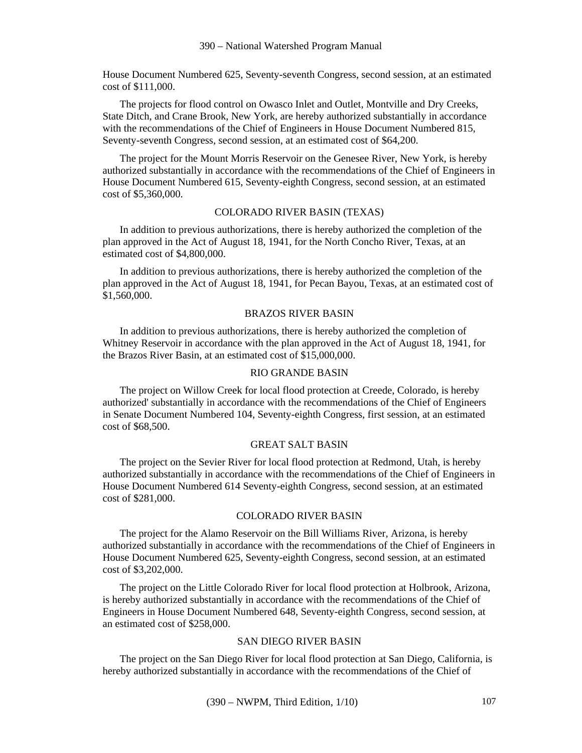House Document Numbered 625, Seventy-seventh Congress, second session, at an estimated cost of $111,000.

The projects for flood control on Owasco Inlet and Outlet, Montville and Dry Creeks, State Ditch, and Crane Brook, New York, are hereby authorized substantially in accordance with the recommendations of the Chief of Engineers in House Document Numbered 815, Seventy-seventh Congress, second session, at an estimated cost of $64,200.

The project for the Mount Morris Reservoir on the Genesee River, New York, is hereby authorized substantially in accordance with the recommendations of the Chief of Engineers in House Document Numbered 615, Seventy-eighth Congress, second session, at an estimated cost of $5,360,000.

COLORADO RIVER BASIN (TEXAS)

In addition to previous authorizations, there is hereby authorized the completion of the plan approved in the Act of August 18, 1941, for the North Concho River, Texas, at an estimated cost of $4,800,000.

In addition to previous authorizations, there is hereby authorized the completion of the plan approved in the Act of August 18, 1941, for Pecan Bayou, Texas, at an estimated cost of $1,560,000.

BRAZOS RIVER BASIN

In addition to previous authorizations, there is hereby authorized the completion of Whitney Reservoir in accordance with the plan approved in the Act of August 18, 1941, for the Brazos River Basin, at an estimated cost of $15,000,000.

RIO GRANDE BASIN

The project on Willow Creek for local flood protection at Creede, Colorado, is hereby authorized' substantially in accordance with the recommendations of the Chief of Engineers in Senate Document Numbered 104, Seventy-eighth Congress, first session, at an estimated cost of $68,500.

GREAT SALT BASIN

The project on the Sevier River for local flood protection at Redmond, Utah, is hereby authorized substantially in accordance with the recommendations of the Chief of Engineers in House Document Numbered 614 Seventy-eighth Congress, second session, at an estimated cost of $281,000.

COLORADO RIVER BASIN

The project for the Alamo Reservoir on the Bill Williams River, Arizona, is hereby authorized substantially in accordance with the recommendations of the Chief of Engineers in House Document Numbered 625, Seventy-eighth Congress, second session, at an estimated cost of $3,202,000.

The project on the Little Colorado River for local flood protection at Holbrook, Arizona, is hereby authorized substantially in accordance with the recommendations of the Chief of Engineers in House Document Numbered 648, Seventy-eighth Congress, second session, at an estimated cost of $258,000.

SAN DIEGO RIVER BASIN

The project on the San Diego River for local flood protection at San Diego, California, is hereby authorized substantially in accordance with the recommendations of the Chief of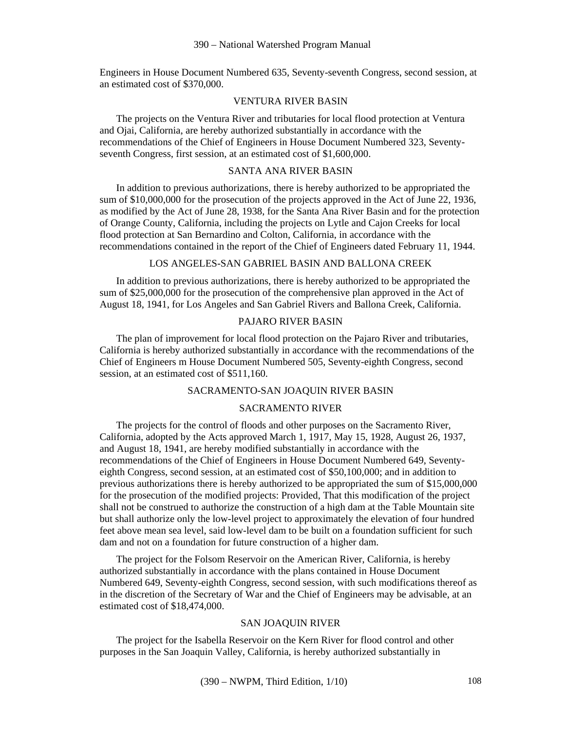Engineers in House Document Numbered 635, Seventy-seventh Congress, second session, at an estimated cost of $370,000.

VENTURA RIVER BASIN

The projects on the Ventura River and tributaries for local flood protection at Ventura and Ojai, California, are hereby authorized substantially in accordance with the recommendations of the Chief of Engineers in House Document Numbered 323, Seventy-seventh Congress, first session, at an estimated cost of $1,600,000.

SANTA ANA RIVER BASIN

In addition to previous authorizations, there is hereby authorized to be appropriated the sum of $10,000,000 for the prosecution of the projects approved in the Act of June 22, 1936, as modified by the Act of June 28, 1938, for the Santa Ana River Basin and for the protection of Orange County, California, including the projects on Lytle and Cajon Creeks for local flood protection at San Bernardino and Colton, California, in accordance with the recommendations contained in the report of the Chief of Engineers dated February 11, 1944.

LOS ANGELES-SAN GABRIEL BASIN AND BALLONA CREEK

In addition to previous authorizations, there is hereby authorized to be appropriated the sum of $25,000,000 for the prosecution of the comprehensive plan approved in the Act of August 18, 1941, for Los Angeles and San Gabriel Rivers and Ballona Creek, California.

PAJARO RIVER BASIN

The plan of improvement for local flood protection on the Pajaro River and tributaries, California is hereby authorized substantially in accordance with the recommendations of the Chief of Engineers m House Document Numbered 505, Seventy-eighth Congress, second session, at an estimated cost of $511,160.

SACRAMENTO-SAN JOAQUIN RIVER BASIN

SACRAMENTO RIVER

The projects for the control of floods and other purposes on the Sacramento River, California, adopted by the Acts approved March 1, 1917, May 15, 1928, August 26, 1937, and August 18, 1941, are hereby modified substantially in accordance with the recommendations of the Chief of Engineers in House Document Numbered 649, Seventy-eighth Congress, second session, at an estimated cost of $50,100,000; and in addition to previous authorizations there is hereby authorized to be appropriated the sum of $15,000,000 for the prosecution of the modified projects: Provided, That this modification of the project shall not be construed to authorize the construction of a high dam at the Table Mountain site but shall authorize only the low-level project to approximately the elevation of four hundred feet above mean sea level, said low-level dam to be built on a foundation sufficient for such dam and not on a foundation for future construction of a higher dam.

The project for the Folsom Reservoir on the American River, California, is hereby authorized substantially in accordance with the plans contained in House Document Numbered 649, Seventy-eighth Congress, second session, with such modifications thereof as in the discretion of the Secretary of War and the Chief of Engineers may be advisable, at an estimated cost of $18,474,000.

SAN JOAQUIN RIVER

The project for the Isabella Reservoir on the Kern River for flood control and other purposes in the San Joaquin Valley, California, is hereby authorized substantially in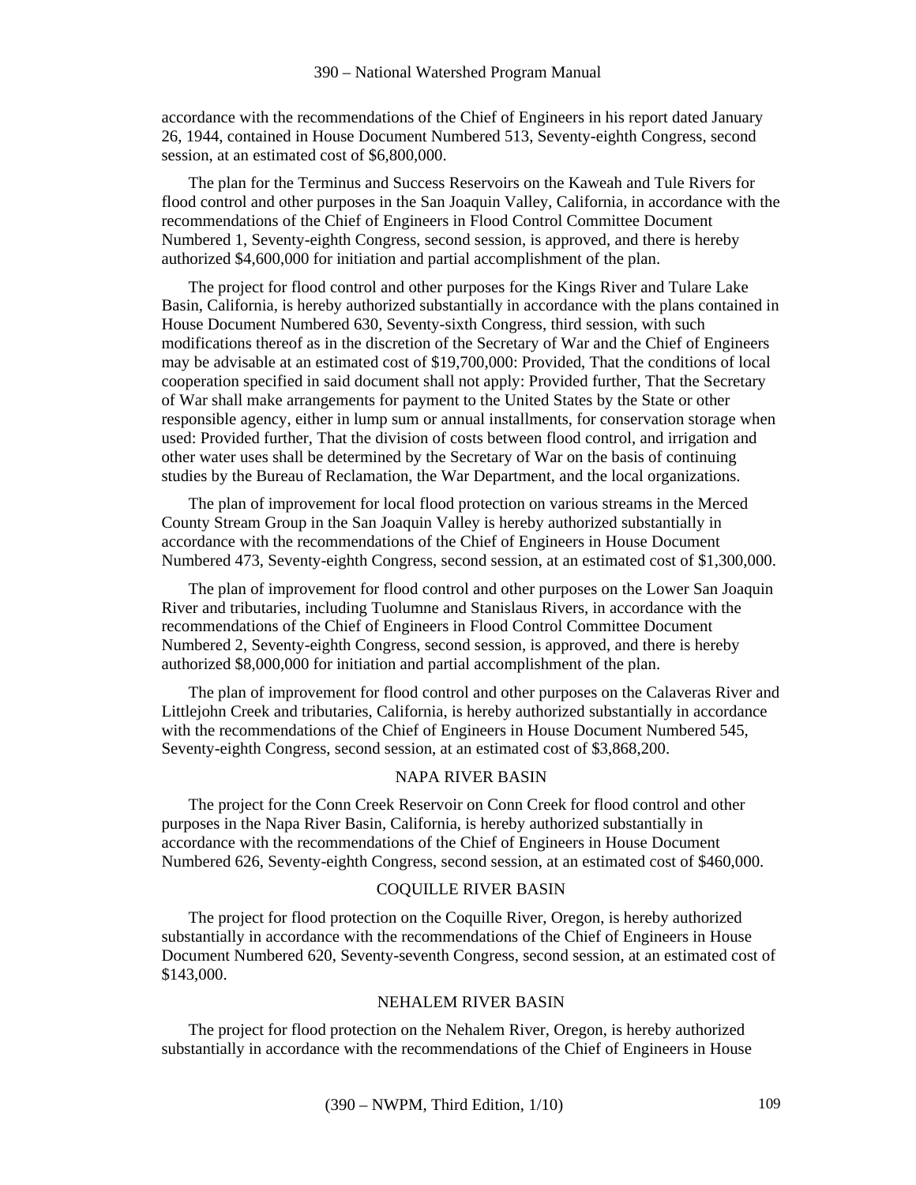accordance with the recommendations of the Chief of Engineers in his report dated January 26, 1944, contained in House Document Numbered 513, Seventy-eighth Congress, second session, at an estimated cost of $6,800,000.

The plan for the Terminus and Success Reservoirs on the Kaweah and Tule Rivers for flood control and other purposes in the San Joaquin Valley, California, in accordance with the recommendations of the Chief of Engineers in Flood Control Committee Document Numbered 1, Seventy-eighth Congress, second session, is approved, and there is hereby authorized $4,600,000 for initiation and partial accomplishment of the plan.

The project for flood control and other purposes for the Kings River and Tulare Lake Basin, California, is hereby authorized substantially in accordance with the plans contained in House Document Numbered 630, Seventy-sixth Congress, third session, with such modifications thereof as in the discretion of the Secretary of War and the Chief of Engineers may be advisable at an estimated cost of $19,700,000: Provided, That the conditions of local cooperation specified in said document shall not apply: Provided further, That the Secretary of War shall make arrangements for payment to the United States by the State or other responsible agency, either in lump sum or annual installments, for conservation storage when used: Provided further, That the division of costs between flood control, and irrigation and other water uses shall be determined by the Secretary of War on the basis of continuing studies by the Bureau of Reclamation, the War Department, and the local organizations.

The plan of improvement for local flood protection on various streams in the Merced County Stream Group in the San Joaquin Valley is hereby authorized substantially in accordance with the recommendations of the Chief of Engineers in House Document Numbered 473, Seventy-eighth Congress, second session, at an estimated cost of $1,300,000.

The plan of improvement for flood control and other purposes on the Lower San Joaquin River and tributaries, including Tuolumne and Stanislaus Rivers, in accordance with the recommendations of the Chief of Engineers in Flood Control Committee Document Numbered 2, Seventy-eighth Congress, second session, is approved, and there is hereby authorized $8,000,000 for initiation and partial accomplishment of the plan.

The plan of improvement for flood control and other purposes on the Calaveras River and Littlejohn Creek and tributaries, California, is hereby authorized substantially in accordance with the recommendations of the Chief of Engineers in House Document Numbered 545, Seventy-eighth Congress, second session, at an estimated cost of $3,868,200.

NAPA RIVER BASIN

The project for the Conn Creek Reservoir on Conn Creek for flood control and other purposes in the Napa River Basin, California, is hereby authorized substantially in accordance with the recommendations of the Chief of Engineers in House Document Numbered 626, Seventy-eighth Congress, second session, at an estimated cost of $460,000.

COQUILLE RIVER BASIN

The project for flood protection on the Coquille River, Oregon, is hereby authorized substantially in accordance with the recommendations of the Chief of Engineers in House Document Numbered 620, Seventy-seventh Congress, second session, at an estimated cost of $143,000.

NEHALEM RIVER BASIN

The project for flood protection on the Nehalem River, Oregon, is hereby authorized substantially in accordance with the recommendations of the Chief of Engineers in House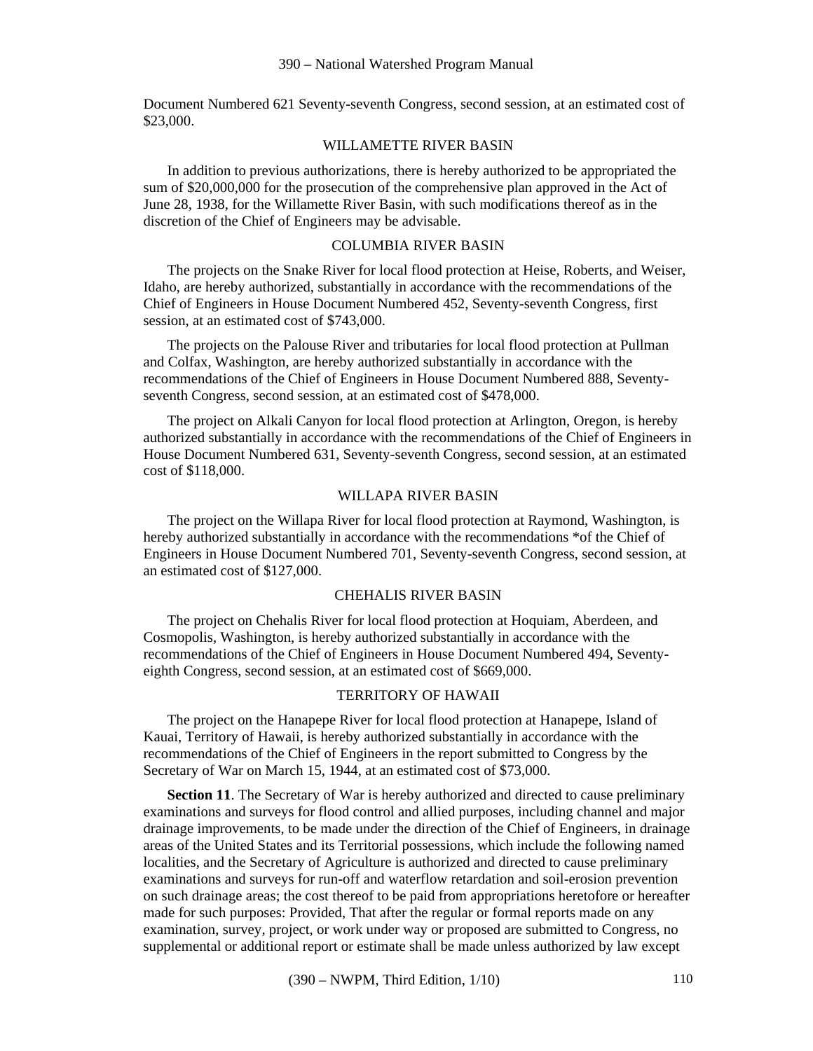Document Numbered 621 Seventy-seventh Congress, second session, at an estimated cost of $23,000.

WILLAMETTE RIVER BASIN

In addition to previous authorizations, there is hereby authorized to be appropriated the sum of $20,000,000 for the prosecution of the comprehensive plan approved in the Act of June 28, 1938, for the Willamette River Basin, with such modifications thereof as in the discretion of the Chief of Engineers may be advisable.

COLUMBIA RIVER BASIN

The projects on the Snake River for local flood protection at Heise, Roberts, and Weiser, Idaho, are hereby authorized, substantially in accordance with the recommendations of the Chief of Engineers in House Document Numbered 452, Seventy-seventh Congress, first session, at an estimated cost of $743,000.

The projects on the Palouse River and tributaries for local flood protection at Pullman and Colfax, Washington, are hereby authorized substantially in accordance with the recommendations of the Chief of Engineers in House Document Numbered 888, Seventy-seventh Congress, second session, at an estimated cost of $478,000.

The project on Alkali Canyon for local flood protection at Arlington, Oregon, is hereby authorized substantially in accordance with the recommendations of the Chief of Engineers in House Document Numbered 631, Seventy-seventh Congress, second session, at an estimated cost of $118,000.

WILLAPA RIVER BASIN

The project on the Willapa River for local flood protection at Raymond, Washington, is hereby authorized substantially in accordance with the recommendations *of the Chief of Engineers in House Document Numbered 701, Seventy-seventh Congress, second session, at an estimated cost of $127,000.

CHEHALIS RIVER BASIN

The project on Chehalis River for local flood protection at Hoquiam, Aberdeen, and Cosmopolis, Washington, is hereby authorized substantially in accordance with the recommendations of the Chief of Engineers in House Document Numbered 494, Seventy-eighth Congress, second session, at an estimated cost of $669,000.

TERRITORY OF HAWAII

The project on the Hanapepe River for local flood protection at Hanapepe, Island of Kauai, Territory of Hawaii, is hereby authorized substantially in accordance with the recommendations of the Chief of Engineers in the report submitted to Congress by the Secretary of War on March 15, 1944, at an estimated cost of $73,000.

**Section 11**. The Secretary of War is hereby authorized and directed to cause preliminary examinations and surveys for flood control and allied purposes, including channel and major drainage improvements, to be made under the direction of the Chief of Engineers, in drainage areas of the United States and its Territorial possessions, which include the following named localities, and the Secretary of Agriculture is authorized and directed to cause preliminary examinations and surveys for run-off and waterflow retardation and soil-erosion prevention on such drainage areas; the cost thereof to be paid from appropriations heretofore or hereafter made for such purposes: Provided, That after the regular or formal reports made on any examination, survey, project, or work under way or proposed are submitted to Congress, no supplemental or additional report or estimate shall be made unless authorized by law except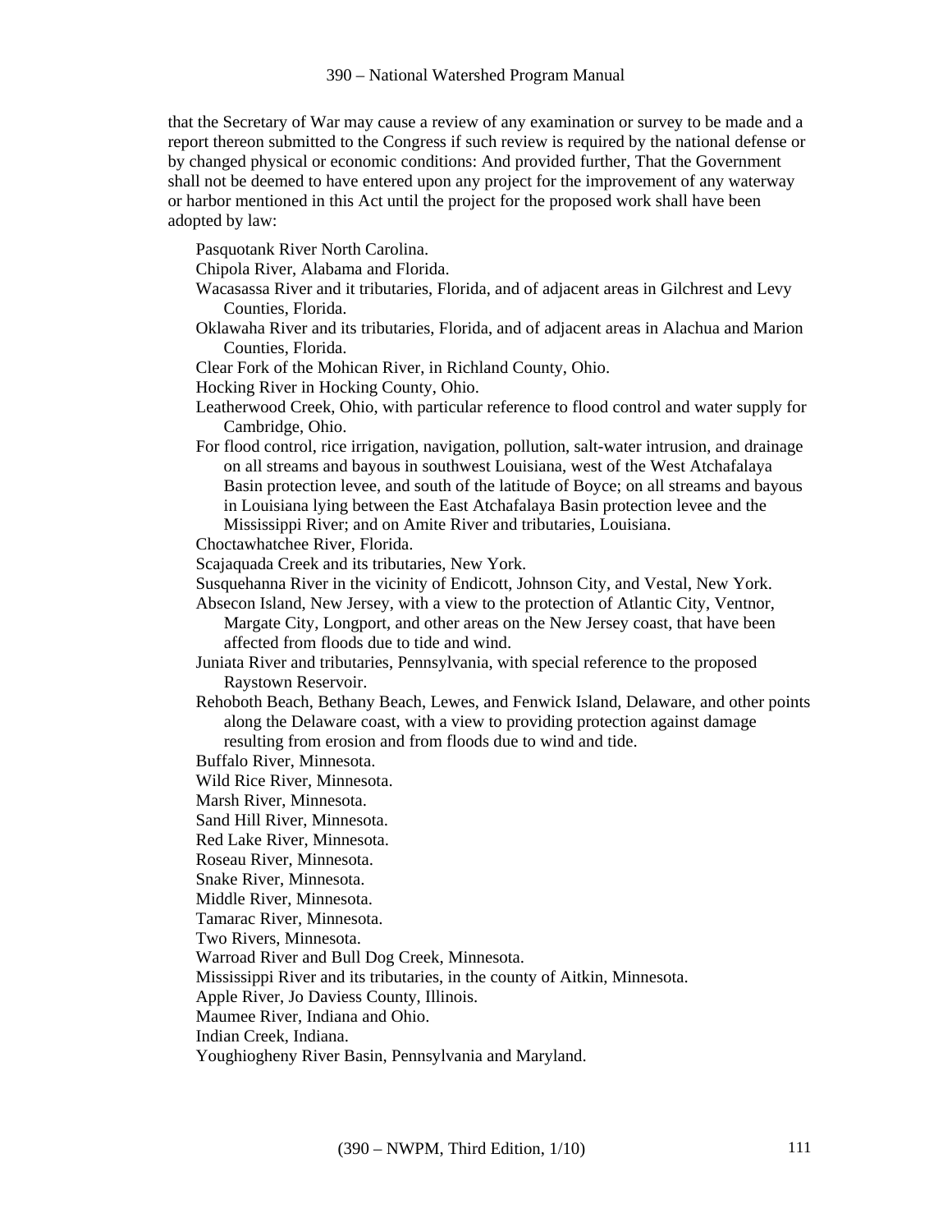that the Secretary of War may cause a review of any examination or survey to be made and a report thereon submitted to the Congress if such review is required by the national defense or by changed physical or economic conditions: And provided further, That the Government shall not be deemed to have entered upon any project for the improvement of any waterway or harbor mentioned in this Act until the project for the proposed work shall have been adopted by law:

Pasquotank River North Carolina.

Chipola River, Alabama and Florida.

Wacasassa River and it tributaries, Florida, and of adjacent areas in Gilchrest and Levy Counties, Florida.

Oklawaha River and its tributaries, Florida, and of adjacent areas in Alachua and Marion Counties, Florida.

Clear Fork of the Mohican River, in Richland County, Ohio.

Hocking River in Hocking County, Ohio.

Leatherwood Creek, Ohio, with particular reference to flood control and water supply for Cambridge, Ohio.

For flood control, rice irrigation, navigation, pollution, salt-water intrusion, and drainage on all streams and bayous in southwest Louisiana, west of the West Atchafalaya Basin protection levee, and south of the latitude of Boyce; on all streams and bayous in Louisiana lying between the East Atchafalaya Basin protection levee and the Mississippi River; and on Amite River and tributaries, Louisiana.

Choctawhatchee River, Florida.

Scajaquada Creek and its tributaries, New York.

Susquehanna River in the vicinity of Endicott, Johnson City, and Vestal, New York.

Absecon Island, New Jersey, with a view to the protection of Atlantic City, Ventnor, Margate City, Longport, and other areas on the New Jersey coast, that have been affected from floods due to tide and wind.

Juniata River and tributaries, Pennsylvania, with special reference to the proposed Raystown Reservoir.

Rehoboth Beach, Bethany Beach, Lewes, and Fenwick Island, Delaware, and other points along the Delaware coast, with a view to providing protection against damage resulting from erosion and from floods due to wind and tide.

Buffalo River, Minnesota.

Wild Rice River, Minnesota.

Marsh River, Minnesota.

Sand Hill River, Minnesota.

Red Lake River, Minnesota.

Roseau River, Minnesota.

Snake River, Minnesota.

Middle River, Minnesota.

Tamarac River, Minnesota.

Two Rivers, Minnesota.

Warroad River and Bull Dog Creek, Minnesota.

Mississippi River and its tributaries, in the county of Aitkin, Minnesota.

Apple River, Jo Daviess County, Illinois.

Maumee River, Indiana and Ohio.

Indian Creek, Indiana.

Youghiogheny River Basin, Pennsylvania and Maryland.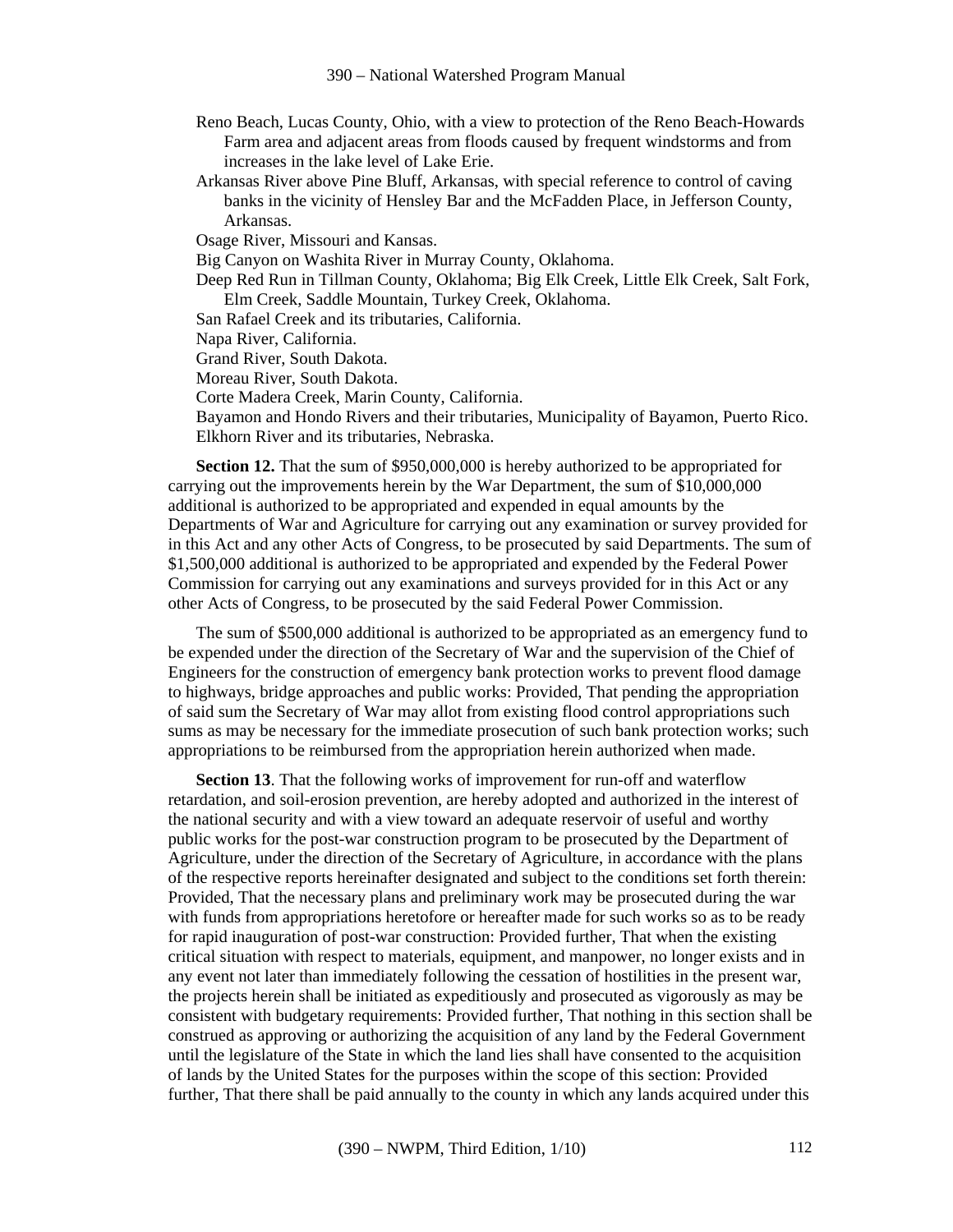Reno Beach, Lucas County, Ohio, with a view to protection of the Reno Beach-Howards Farm area and adjacent areas from floods caused by frequent windstorms and from increases in the lake level of Lake Erie.

Arkansas River above Pine Bluff, Arkansas, with special reference to control of caving banks in the vicinity of Hensley Bar and the McFadden Place, in Jefferson County, Arkansas.

Osage River, Missouri and Kansas.

Big Canyon on Washita River in Murray County, Oklahoma.

Deep Red Run in Tillman County, Oklahoma; Big Elk Creek, Little Elk Creek, Salt Fork, Elm Creek, Saddle Mountain, Turkey Creek, Oklahoma.

San Rafael Creek and its tributaries, California.

Napa River, California.

Grand River, South Dakota.

Moreau River, South Dakota.

Corte Madera Creek, Marin County, California.

Bayamon and Hondo Rivers and their tributaries, Municipality of Bayamon, Puerto Rico.

Elkhorn River and its tributaries, Nebraska.

**Section 12.** That the sum of $950,000,000 is hereby authorized to be appropriated for carrying out the improvements herein by the War Department, the sum of $10,000,000 additional is authorized to be appropriated and expended in equal amounts by the Departments of War and Agriculture for carrying out any examination or survey provided for in this Act and any other Acts of Congress, to be prosecuted by said Departments. The sum of $1,500,000 additional is authorized to be appropriated and expended by the Federal Power Commission for carrying out any examinations and surveys provided for in this Act or any other Acts of Congress, to be prosecuted by the said Federal Power Commission.

The sum of $500,000 additional is authorized to be appropriated as an emergency fund to be expended under the direction of the Secretary of War and the supervision of the Chief of Engineers for the construction of emergency bank protection works to prevent flood damage to highways, bridge approaches and public works: Provided, That pending the appropriation of said sum the Secretary of War may allot from existing flood control appropriations such sums as may be necessary for the immediate prosecution of such bank protection works; such appropriations to be reimbursed from the appropriation herein authorized when made.

**Section 13**. That the following works of improvement for run-off and waterflow retardation, and soil-erosion prevention, are hereby adopted and authorized in the interest of the national security and with a view toward an adequate reservoir of useful and worthy public works for the post-war construction program to be prosecuted by the Department of Agriculture, under the direction of the Secretary of Agriculture, in accordance with the plans of the respective reports hereinafter designated and subject to the conditions set forth therein: Provided, That the necessary plans and preliminary work may be prosecuted during the war with funds from appropriations heretofore or hereafter made for such works so as to be ready for rapid inauguration of post-war construction: Provided further, That when the existing critical situation with respect to materials, equipment, and manpower, no longer exists and in any event not later than immediately following the cessation of hostilities in the present war, the projects herein shall be initiated as expeditiously and prosecuted as vigorously as may be consistent with budgetary requirements: Provided further, That nothing in this section shall be construed as approving or authorizing the acquisition of any land by the Federal Government until the legislature of the State in which the land lies shall have consented to the acquisition of lands by the United States for the purposes within the scope of this section: Provided further, That there shall be paid annually to the county in which any lands acquired under this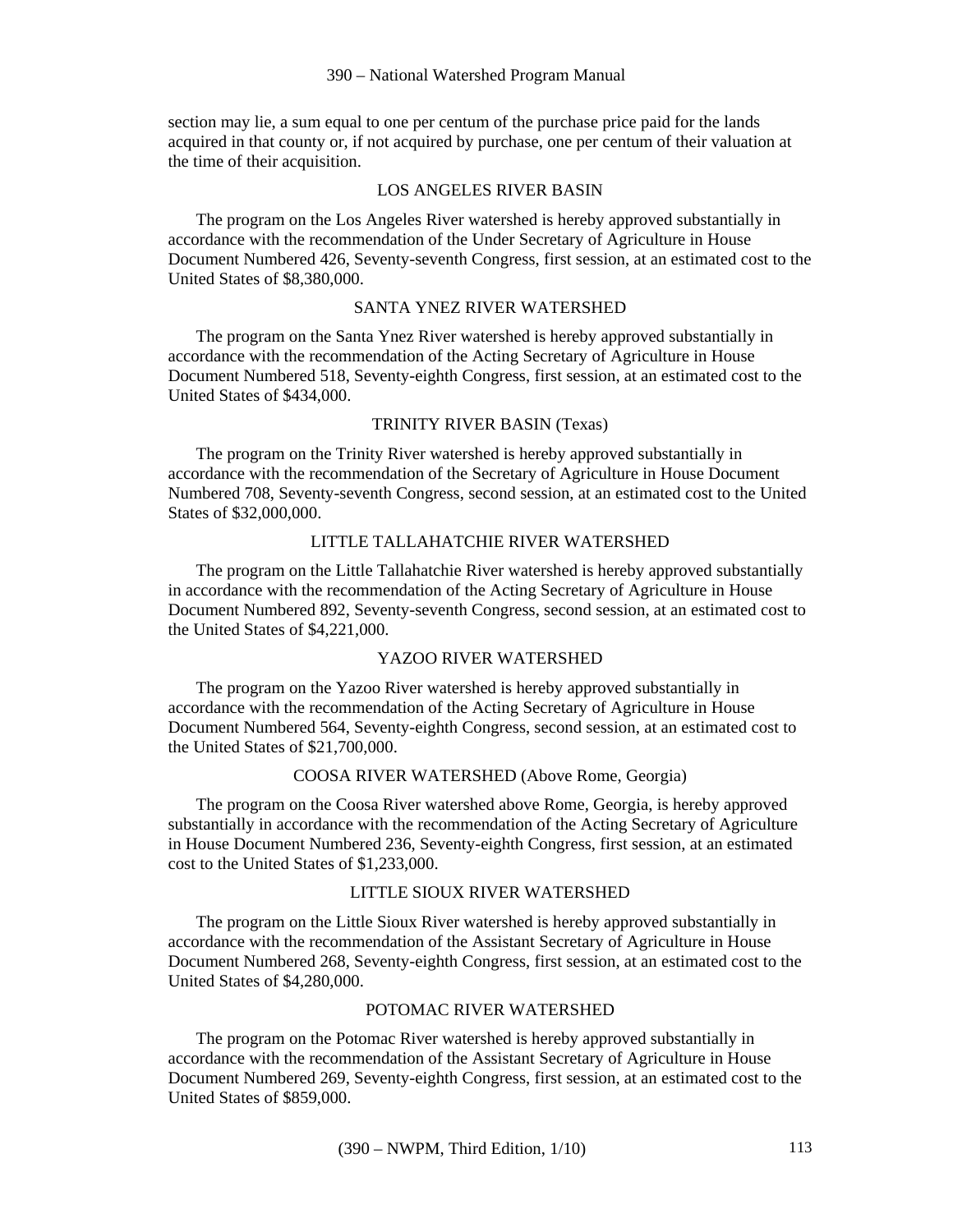section may lie, a sum equal to one per centum of the purchase price paid for the lands acquired in that county or, if not acquired by purchase, one per centum of their valuation at the time of their acquisition.

### LOS ANGELES RIVER BASIN

The program on the Los Angeles River watershed is hereby approved substantially in accordance with the recommendation of the Under Secretary of Agriculture in House Document Numbered 426, Seventy-seventh Congress, first session, at an estimated cost to the United States of $8,380,000.

### SANTA YNEZ RIVER WATERSHED

The program on the Santa Ynez River watershed is hereby approved substantially in accordance with the recommendation of the Acting Secretary of Agriculture in House Document Numbered 518, Seventy-eighth Congress, first session, at an estimated cost to the United States of $434,000.

### TRINITY RIVER BASIN (Texas)

The program on the Trinity River watershed is hereby approved substantially in accordance with the recommendation of the Secretary of Agriculture in House Document Numbered 708, Seventy-seventh Congress, second session, at an estimated cost to the United States of $32,000,000.

### LITTLE TALLAHATCHIE RIVER WATERSHED

The program on the Little Tallahatchie River watershed is hereby approved substantially in accordance with the recommendation of the Acting Secretary of Agriculture in House Document Numbered 892, Seventy-seventh Congress, second session, at an estimated cost to the United States of $4,221,000.

### YAZOO RIVER WATERSHED

The program on the Yazoo River watershed is hereby approved substantially in accordance with the recommendation of the Acting Secretary of Agriculture in House Document Numbered 564, Seventy-eighth Congress, second session, at an estimated cost to the United States of $21,700,000.

### COOSA RIVER WATERSHED (Above Rome, Georgia)

The program on the Coosa River watershed above Rome, Georgia, is hereby approved substantially in accordance with the recommendation of the Acting Secretary of Agriculture in House Document Numbered 236, Seventy-eighth Congress, first session, at an estimated cost to the United States of $1,233,000.

### LITTLE SIOUX RIVER WATERSHED

The program on the Little Sioux River watershed is hereby approved substantially in accordance with the recommendation of the Assistant Secretary of Agriculture in House Document Numbered 268, Seventy-eighth Congress, first session, at an estimated cost to the United States of $4,280,000.

### POTOMAC RIVER WATERSHED

The program on the Potomac River watershed is hereby approved substantially in accordance with the recommendation of the Assistant Secretary of Agriculture in House Document Numbered 269, Seventy-eighth Congress, first session, at an estimated cost to the United States of $859,000.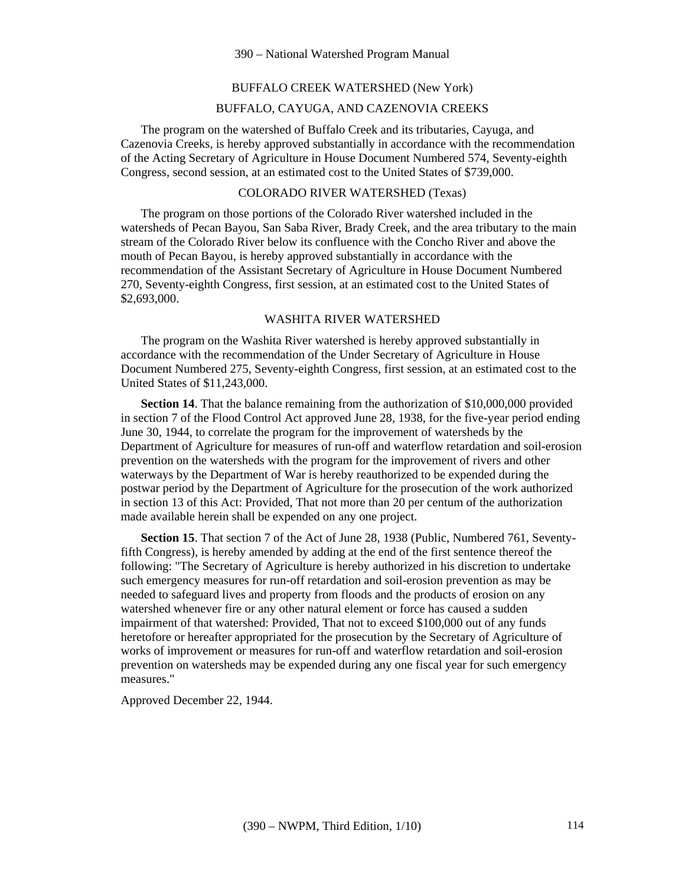BUFFALO CREEK WATERSHED (New York)

BUFFALO, CAYUGA, AND CAZENOVIA CREEKS

The program on the watershed of Buffalo Creek and its tributaries, Cayuga, and Cazenovia Creeks, is hereby approved substantially in accordance with the recommendation of the Acting Secretary of Agriculture in House Document Numbered 574, Seventy-eighth Congress, second session, at an estimated cost to the United States of $739,000.

COLORADO RIVER WATERSHED (Texas)

The program on those portions of the Colorado River watershed included in the watersheds of Pecan Bayou, San Saba River, Brady Creek, and the area tributary to the main stream of the Colorado River below its confluence with the Concho River and above the mouth of Pecan Bayou, is hereby approved substantially in accordance with the recommendation of the Assistant Secretary of Agriculture in House Document Numbered 270, Seventy-eighth Congress, first session, at an estimated cost to the United States of $2,693,000.

WASHITA RIVER WATERSHED

The program on the Washita River watershed is hereby approved substantially in accordance with the recommendation of the Under Secretary of Agriculture in House Document Numbered 275, Seventy-eighth Congress, first session, at an estimated cost to the United States of $11,243,000.

**Section 14**. That the balance remaining from the authorization of $10,000,000 provided in section 7 of the Flood Control Act approved June 28, 1938, for the five-year period ending June 30, 1944, to correlate the program for the improvement of watersheds by the Department of Agriculture for measures of run-off and waterflow retardation and soil-erosion prevention on the watersheds with the program for the improvement of rivers and other waterways by the Department of War is hereby reauthorized to be expended during the postwar period by the Department of Agriculture for the prosecution of the work authorized in section 13 of this Act: Provided, That not more than 20 per centum of the authorization made available herein shall be expended on any one project.

**Section 15**. That section 7 of the Act of June 28, 1938 (Public, Numbered 761, Seventy-fifth Congress), is hereby amended by adding at the end of the first sentence thereof the following: "The Secretary of Agriculture is hereby authorized in his discretion to undertake such emergency measures for run-off retardation and soil-erosion prevention as may be needed to safeguard lives and property from floods and the products of erosion on any watershed whenever fire or any other natural element or force has caused a sudden impairment of that watershed: Provided, That not to exceed $100,000 out of any funds heretofore or hereafter appropriated for the prosecution by the Secretary of Agriculture of works of improvement or measures for run-off and waterflow retardation and soil-erosion prevention on watersheds may be expended during any one fiscal year for such emergency measures."

Approved December 22, 1944.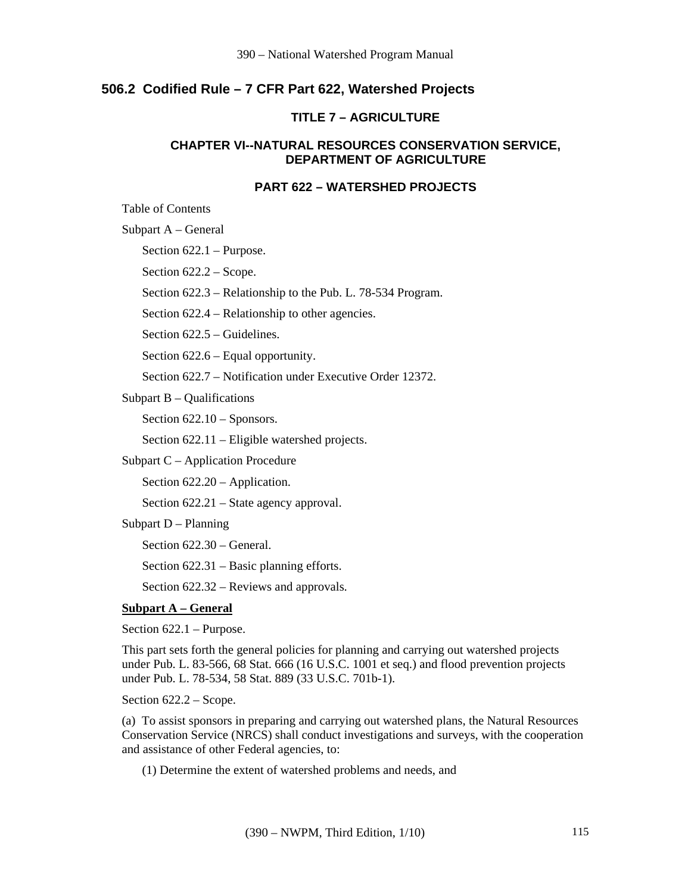## 506.2 Codified Rule – 7 CFR Part 622, Watershed Projects

### TITLE 7 – AGRICULTURE

### CHAPTER VI--NATURAL RESOURCES CONSERVATION SERVICE, DEPARTMENT OF AGRICULTURE

### PART 622 – WATERSHED PROJECTS

Table of Contents

Subpart A – General

Section 622.1 – Purpose.

Section 622.2 – Scope.

Section 622.3 – Relationship to the Pub. L. 78-534 Program.

Section 622.4 – Relationship to other agencies.

Section 622.5 – Guidelines.

Section 622.6 – Equal opportunity.

Section 622.7 – Notification under Executive Order 12372.

Subpart B – Qualifications

Section 622.10 – Sponsors.

Section 622.11 – Eligible watershed projects.

Subpart C – Application Procedure

Section 622.20 – Application.

Section 622.21 – State agency approval.

Subpart D – Planning

Section 622.30 – General.

Section 622.31 – Basic planning efforts.

Section 622.32 – Reviews and approvals.

**Subpart A – General**

Section 622.1 – Purpose.

This part sets forth the general policies for planning and carrying out watershed projects under Pub. L. 83-566, 68 Stat. 666 (16 U.S.C. 1001 et seq.) and flood prevention projects under Pub. L. 78-534, 58 Stat. 889 (33 U.S.C. 701b-1).

Section 622.2 – Scope.

(a) To assist sponsors in preparing and carrying out watershed plans, the Natural Resources Conservation Service (NRCS) shall conduct investigations and surveys, with the cooperation and assistance of other Federal agencies, to:

(1) Determine the extent of watershed problems and needs, and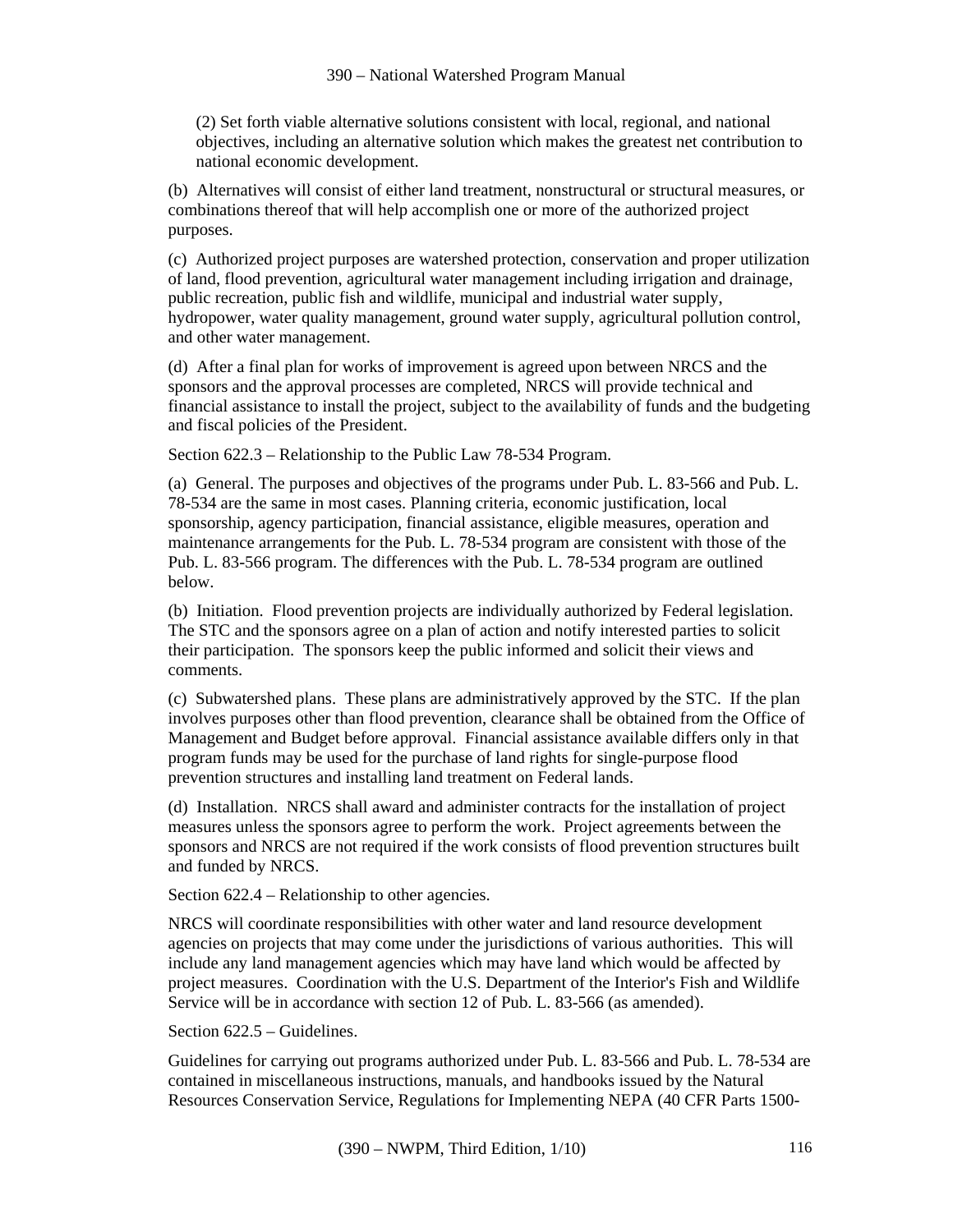(2) Set forth viable alternative solutions consistent with local, regional, and national objectives, including an alternative solution which makes the greatest net contribution to national economic development.

(b) Alternatives will consist of either land treatment, nonstructural or structural measures, or combinations thereof that will help accomplish one or more of the authorized project purposes.

(c) Authorized project purposes are watershed protection, conservation and proper utilization of land, flood prevention, agricultural water management including irrigation and drainage, public recreation, public fish and wildlife, municipal and industrial water supply, hydropower, water quality management, ground water supply, agricultural pollution control, and other water management.

(d) After a final plan for works of improvement is agreed upon between NRCS and the sponsors and the approval processes are completed, NRCS will provide technical and financial assistance to install the project, subject to the availability of funds and the budgeting and fiscal policies of the President.

Section 622.3 – Relationship to the Public Law 78-534 Program.

(a) General. The purposes and objectives of the programs under Pub. L. 83-566 and Pub. L. 78-534 are the same in most cases. Planning criteria, economic justification, local sponsorship, agency participation, financial assistance, eligible measures, operation and maintenance arrangements for the Pub. L. 78-534 program are consistent with those of the Pub. L. 83-566 program. The differences with the Pub. L. 78-534 program are outlined below.

(b) Initiation. Flood prevention projects are individually authorized by Federal legislation. The STC and the sponsors agree on a plan of action and notify interested parties to solicit their participation. The sponsors keep the public informed and solicit their views and comments.

(c) Subwatershed plans. These plans are administratively approved by the STC. If the plan involves purposes other than flood prevention, clearance shall be obtained from the Office of Management and Budget before approval. Financial assistance available differs only in that program funds may be used for the purchase of land rights for single-purpose flood prevention structures and installing land treatment on Federal lands.

(d) Installation. NRCS shall award and administer contracts for the installation of project measures unless the sponsors agree to perform the work. Project agreements between the sponsors and NRCS are not required if the work consists of flood prevention structures built and funded by NRCS.

Section 622.4 – Relationship to other agencies.

NRCS will coordinate responsibilities with other water and land resource development agencies on projects that may come under the jurisdictions of various authorities. This will include any land management agencies which may have land which would be affected by project measures. Coordination with the U.S. Department of the Interior's Fish and Wildlife Service will be in accordance with section 12 of Pub. L. 83-566 (as amended).

Section 622.5 – Guidelines.

Guidelines for carrying out programs authorized under Pub. L. 83-566 and Pub. L. 78-534 are contained in miscellaneous instructions, manuals, and handbooks issued by the Natural Resources Conservation Service, Regulations for Implementing NEPA (40 CFR Parts 1500-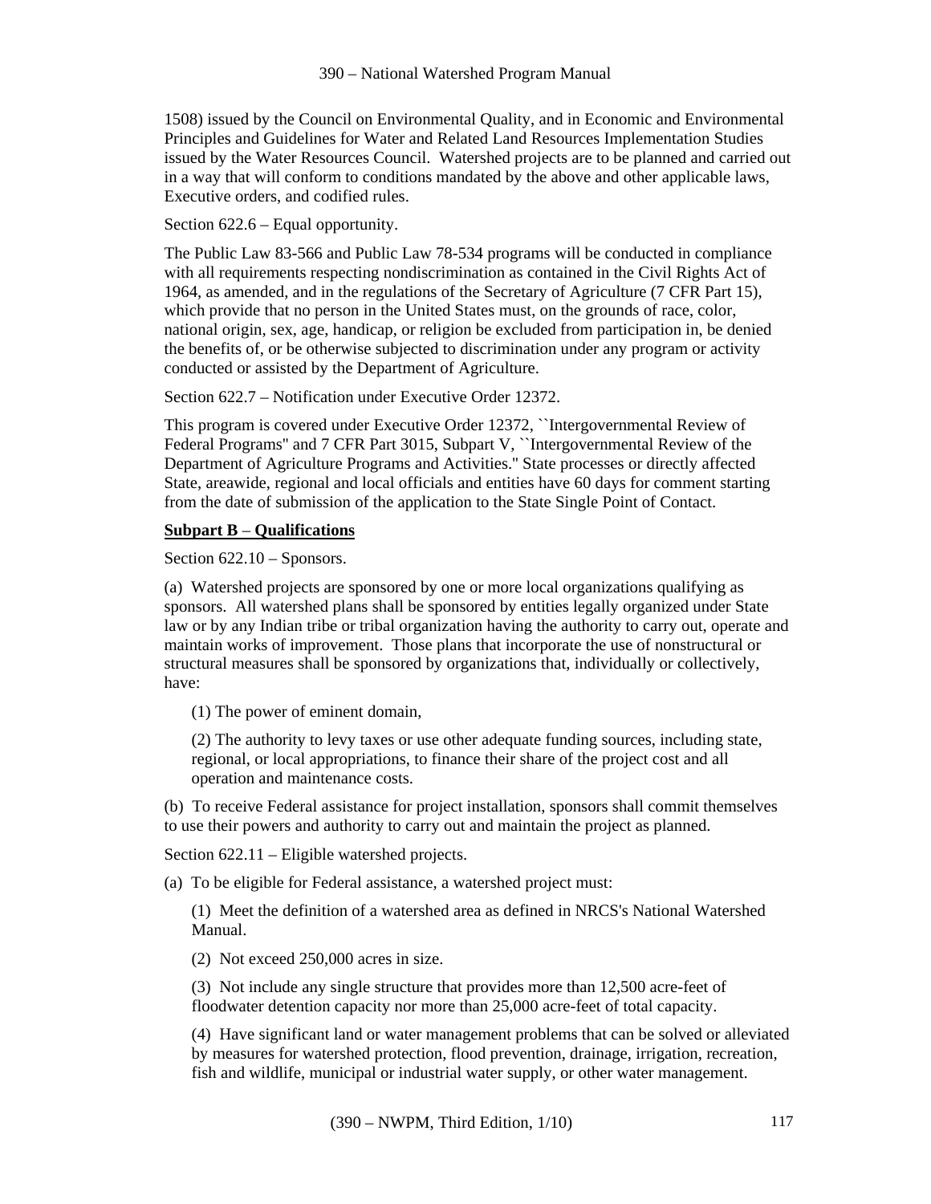1508) issued by the Council on Environmental Quality, and in Economic and Environmental Principles and Guidelines for Water and Related Land Resources Implementation Studies issued by the Water Resources Council. Watershed projects are to be planned and carried out in a way that will conform to conditions mandated by the above and other applicable laws, Executive orders, and codified rules.

Section 622.6 – Equal opportunity.

The Public Law 83-566 and Public Law 78-534 programs will be conducted in compliance with all requirements respecting nondiscrimination as contained in the Civil Rights Act of 1964, as amended, and in the regulations of the Secretary of Agriculture (7 CFR Part 15), which provide that no person in the United States must, on the grounds of race, color, national origin, sex, age, handicap, or religion be excluded from participation in, be denied the benefits of, or be otherwise subjected to discrimination under any program or activity conducted or assisted by the Department of Agriculture.

Section 622.7 – Notification under Executive Order 12372.

This program is covered under Executive Order 12372, ``Intergovernmental Review of Federal Programs'' and 7 CFR Part 3015, Subpart V, ``Intergovernmental Review of the Department of Agriculture Programs and Activities.'' State processes or directly affected State, areawide, regional and local officials and entities have 60 days for comment starting from the date of submission of the application to the State Single Point of Contact.

**Subpart B – Qualifications**

Section 622.10 – Sponsors.

(a) Watershed projects are sponsored by one or more local organizations qualifying as sponsors. All watershed plans shall be sponsored by entities legally organized under State law or by any Indian tribe or tribal organization having the authority to carry out, operate and maintain works of improvement. Those plans that incorporate the use of nonstructural or structural measures shall be sponsored by organizations that, individually or collectively, have:

(1) The power of eminent domain,

(2) The authority to levy taxes or use other adequate funding sources, including state, regional, or local appropriations, to finance their share of the project cost and all operation and maintenance costs.

(b) To receive Federal assistance for project installation, sponsors shall commit themselves to use their powers and authority to carry out and maintain the project as planned.

Section 622.11 – Eligible watershed projects.

(a) To be eligible for Federal assistance, a watershed project must:

(1) Meet the definition of a watershed area as defined in NRCS's National Watershed Manual.

(2) Not exceed 250,000 acres in size.

(3) Not include any single structure that provides more than 12,500 acre-feet of floodwater detention capacity nor more than 25,000 acre-feet of total capacity.

(4) Have significant land or water management problems that can be solved or alleviated by measures for watershed protection, flood prevention, drainage, irrigation, recreation, fish and wildlife, municipal or industrial water supply, or other water management.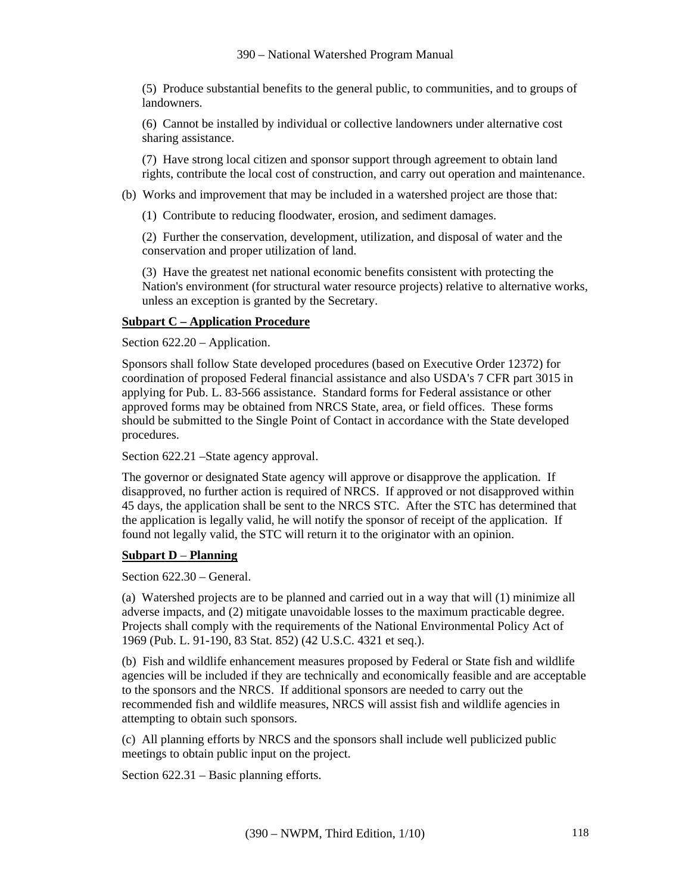(5) Produce substantial benefits to the general public, to communities, and to groups of landowners.

(6) Cannot be installed by individual or collective landowners under alternative cost sharing assistance.

(7) Have strong local citizen and sponsor support through agreement to obtain land rights, contribute the local cost of construction, and carry out operation and maintenance.

(b) Works and improvement that may be included in a watershed project are those that:

(1) Contribute to reducing floodwater, erosion, and sediment damages.

(2) Further the conservation, development, utilization, and disposal of water and the conservation and proper utilization of land.

(3) Have the greatest net national economic benefits consistent with protecting the Nation's environment (for structural water resource projects) relative to alternative works, unless an exception is granted by the Secretary.

**Subpart C – Application Procedure**

Section 622.20 – Application.

Sponsors shall follow State developed procedures (based on Executive Order 12372) for coordination of proposed Federal financial assistance and also USDA's 7 CFR part 3015 in applying for Pub. L. 83-566 assistance. Standard forms for Federal assistance or other approved forms may be obtained from NRCS State, area, or field offices. These forms should be submitted to the Single Point of Contact in accordance with the State developed procedures.

Section 622.21 –State agency approval.

The governor or designated State agency will approve or disapprove the application. If disapproved, no further action is required of NRCS. If approved or not disapproved within 45 days, the application shall be sent to the NRCS STC. After the STC has determined that the application is legally valid, he will notify the sponsor of receipt of the application. If found not legally valid, the STC will return it to the originator with an opinion.

**Subpart D – Planning**

Section 622.30 – General.

(a) Watershed projects are to be planned and carried out in a way that will (1) minimize all adverse impacts, and (2) mitigate unavoidable losses to the maximum practicable degree. Projects shall comply with the requirements of the National Environmental Policy Act of 1969 (Pub. L. 91-190, 83 Stat. 852) (42 U.S.C. 4321 et seq.).

(b) Fish and wildlife enhancement measures proposed by Federal or State fish and wildlife agencies will be included if they are technically and economically feasible and are acceptable to the sponsors and the NRCS. If additional sponsors are needed to carry out the recommended fish and wildlife measures, NRCS will assist fish and wildlife agencies in attempting to obtain such sponsors.

(c) All planning efforts by NRCS and the sponsors shall include well publicized public meetings to obtain public input on the project.

Section 622.31 – Basic planning efforts.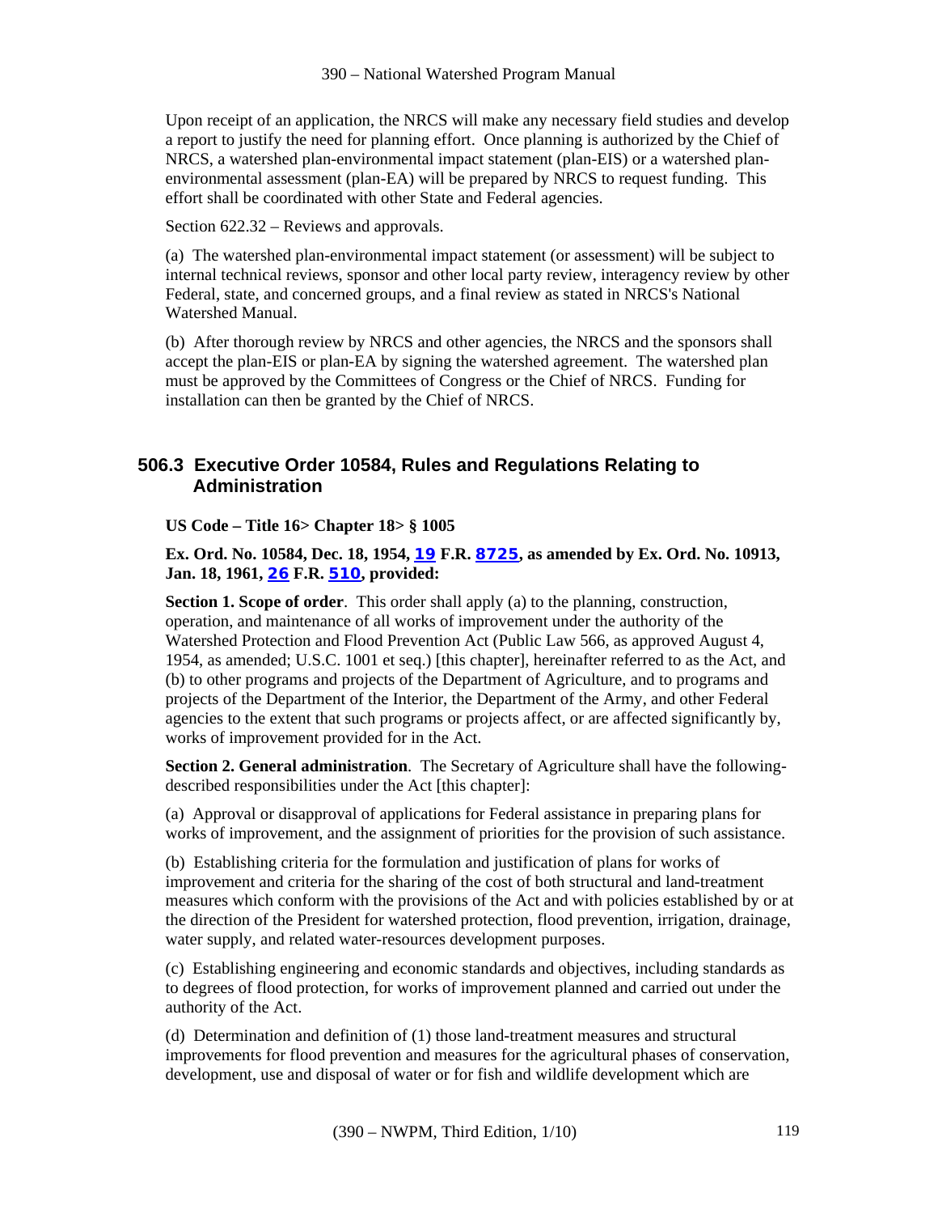Upon receipt of an application, the NRCS will make any necessary field studies and develop a report to justify the need for planning effort. Once planning is authorized by the Chief of NRCS, a watershed plan-environmental impact statement (plan-EIS) or a watershed plan-environmental assessment (plan-EA) will be prepared by NRCS to request funding. This effort shall be coordinated with other State and Federal agencies.

Section 622.32 – Reviews and approvals.

(a) The watershed plan-environmental impact statement (or assessment) will be subject to internal technical reviews, sponsor and other local party review, interagency review by other Federal, state, and concerned groups, and a final review as stated in NRCS's National Watershed Manual.

(b) After thorough review by NRCS and other agencies, the NRCS and the sponsors shall accept the plan-EIS or plan-EA by signing the watershed agreement. The watershed plan must be approved by the Committees of Congress or the Chief of NRCS. Funding for installation can then be granted by the Chief of NRCS.

## 506.3 Executive Order 10584, Rules and Regulations Relating to Administration

**US Code – Title 16> Chapter 18> § 1005**

**Ex. Ord. No. 10584, Dec. 18, 1954, 19 F.R. 8725, as amended by Ex. Ord. No. 10913, Jan. 18, 1961, 26 F.R. 510, provided:**

**Section 1. Scope of order**. This order shall apply (a) to the planning, construction, operation, and maintenance of all works of improvement under the authority of the Watershed Protection and Flood Prevention Act (Public Law 566, as approved August 4, 1954, as amended; U.S.C. 1001 et seq.) [this chapter], hereinafter referred to as the Act, and (b) to other programs and projects of the Department of Agriculture, and to programs and projects of the Department of the Interior, the Department of the Army, and other Federal agencies to the extent that such programs or projects affect, or are affected significantly by, works of improvement provided for in the Act.

**Section 2. General administration**. The Secretary of Agriculture shall have the following-described responsibilities under the Act [this chapter]:

(a) Approval or disapproval of applications for Federal assistance in preparing plans for works of improvement, and the assignment of priorities for the provision of such assistance.

(b) Establishing criteria for the formulation and justification of plans for works of improvement and criteria for the sharing of the cost of both structural and land-treatment measures which conform with the provisions of the Act and with policies established by or at the direction of the President for watershed protection, flood prevention, irrigation, drainage, water supply, and related water-resources development purposes.

(c) Establishing engineering and economic standards and objectives, including standards as to degrees of flood protection, for works of improvement planned and carried out under the authority of the Act.

(d) Determination and definition of (1) those land-treatment measures and structural improvements for flood prevention and measures for the agricultural phases of conservation, development, use and disposal of water or for fish and wildlife development which are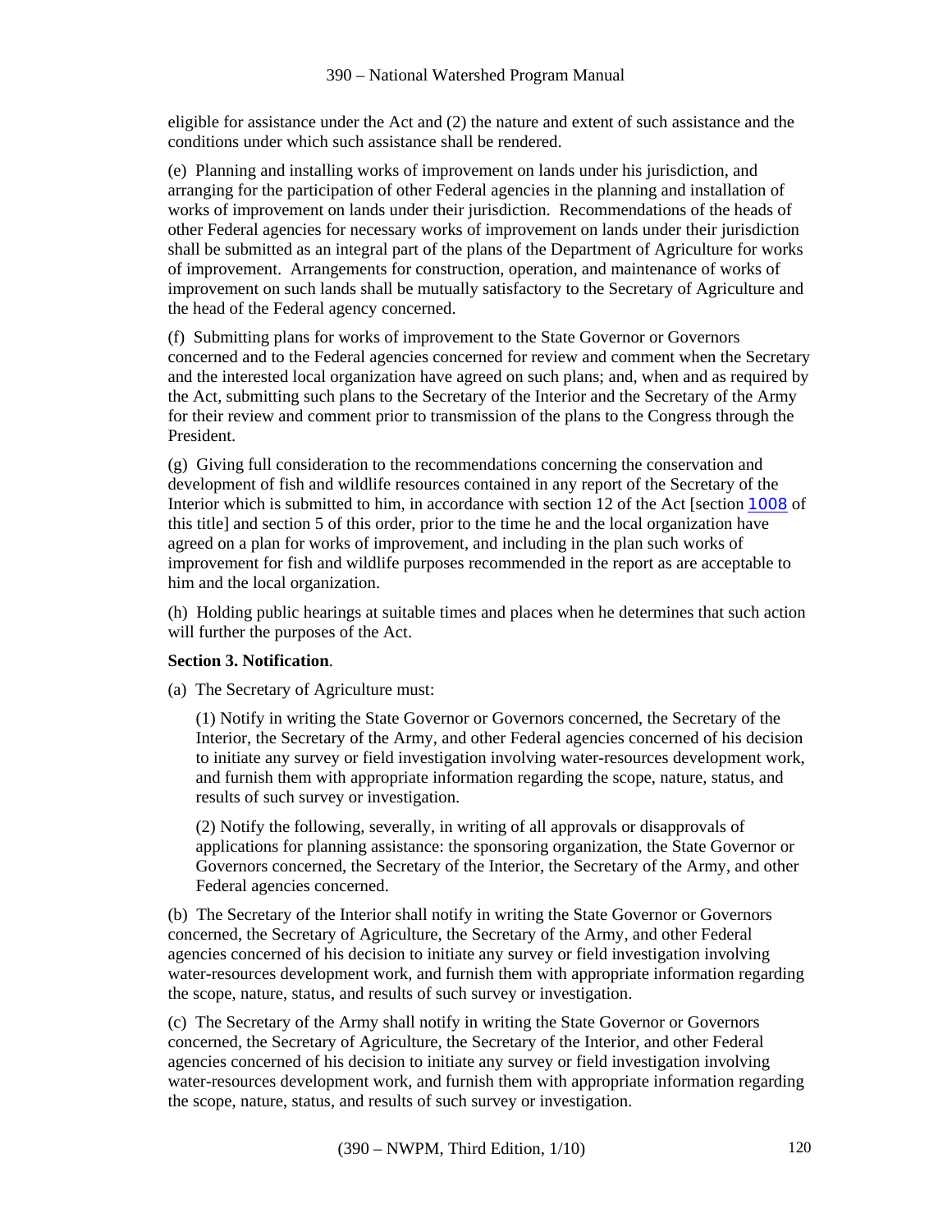eligible for assistance under the Act and (2) the nature and extent of such assistance and the conditions under which such assistance shall be rendered.

(e) Planning and installing works of improvement on lands under his jurisdiction, and arranging for the participation of other Federal agencies in the planning and installation of works of improvement on lands under their jurisdiction. Recommendations of the heads of other Federal agencies for necessary works of improvement on lands under their jurisdiction shall be submitted as an integral part of the plans of the Department of Agriculture for works of improvement. Arrangements for construction, operation, and maintenance of works of improvement on such lands shall be mutually satisfactory to the Secretary of Agriculture and the head of the Federal agency concerned.

(f) Submitting plans for works of improvement to the State Governor or Governors concerned and to the Federal agencies concerned for review and comment when the Secretary and the interested local organization have agreed on such plans; and, when and as required by the Act, submitting such plans to the Secretary of the Interior and the Secretary of the Army for their review and comment prior to transmission of the plans to the Congress through the President.

(g) Giving full consideration to the recommendations concerning the conservation and development of fish and wildlife resources contained in any report of the Secretary of the Interior which is submitted to him, in accordance with section 12 of the Act [section 1008 of this title] and section 5 of this order, prior to the time he and the local organization have agreed on a plan for works of improvement, and including in the plan such works of improvement for fish and wildlife purposes recommended in the report as are acceptable to him and the local organization.

(h) Holding public hearings at suitable times and places when he determines that such action will further the purposes of the Act.

**Section 3. Notification**.

(a) The Secretary of Agriculture must:

(1) Notify in writing the State Governor or Governors concerned, the Secretary of the Interior, the Secretary of the Army, and other Federal agencies concerned of his decision to initiate any survey or field investigation involving water-resources development work, and furnish them with appropriate information regarding the scope, nature, status, and results of such survey or investigation.

(2) Notify the following, severally, in writing of all approvals or disapprovals of applications for planning assistance: the sponsoring organization, the State Governor or Governors concerned, the Secretary of the Interior, the Secretary of the Army, and other Federal agencies concerned.

(b) The Secretary of the Interior shall notify in writing the State Governor or Governors concerned, the Secretary of Agriculture, the Secretary of the Army, and other Federal agencies concerned of his decision to initiate any survey or field investigation involving water-resources development work, and furnish them with appropriate information regarding the scope, nature, status, and results of such survey or investigation.

(c) The Secretary of the Army shall notify in writing the State Governor or Governors concerned, the Secretary of Agriculture, the Secretary of the Interior, and other Federal agencies concerned of his decision to initiate any survey or field investigation involving water-resources development work, and furnish them with appropriate information regarding the scope, nature, status, and results of such survey or investigation.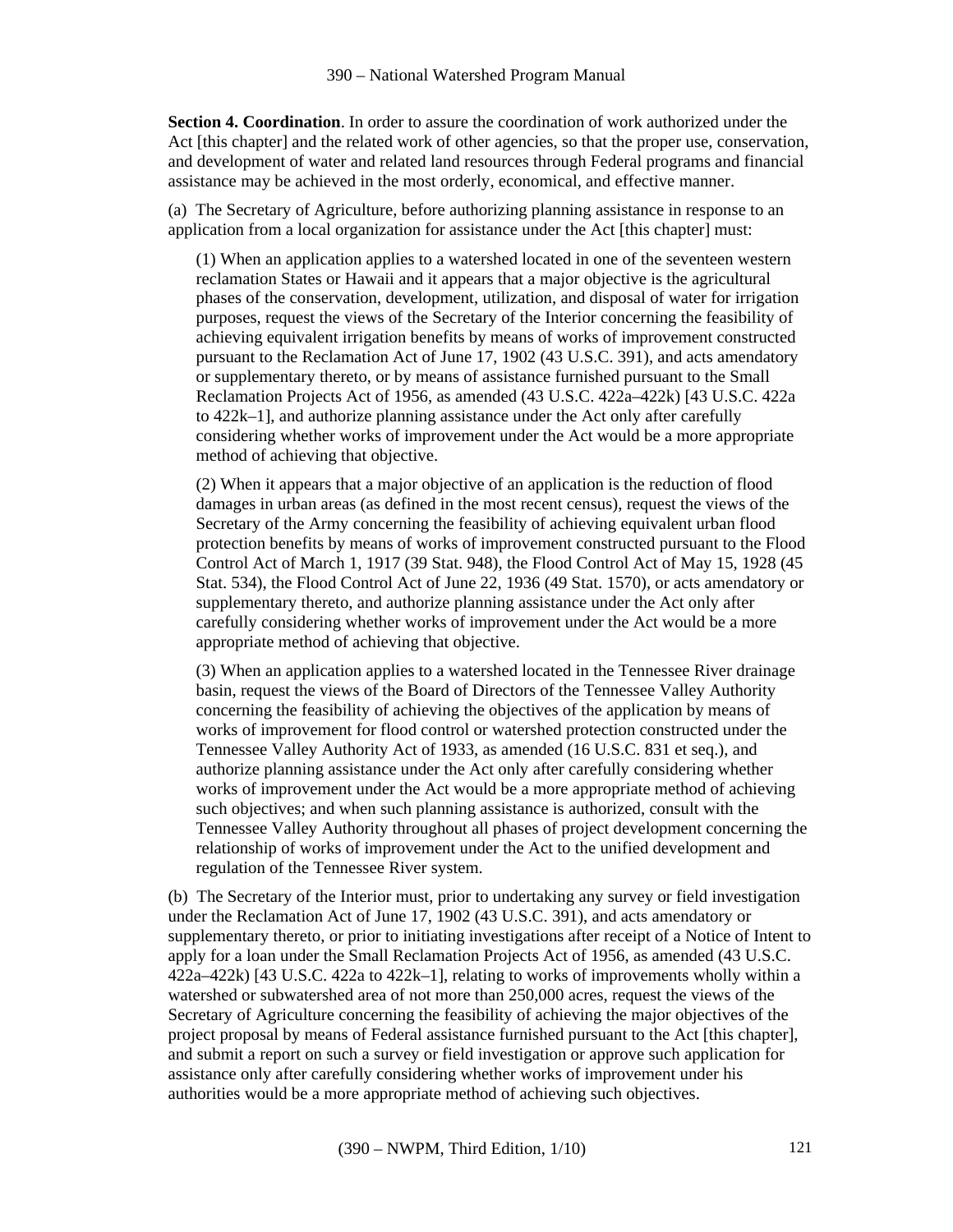**Section 4. Coordination**. In order to assure the coordination of work authorized under the Act [this chapter] and the related work of other agencies, so that the proper use, conservation, and development of water and related land resources through Federal programs and financial assistance may be achieved in the most orderly, economical, and effective manner.

(a) The Secretary of Agriculture, before authorizing planning assistance in response to an application from a local organization for assistance under the Act [this chapter] must:

> (1) When an application applies to a watershed located in one of the seventeen western reclamation States or Hawaii and it appears that a major objective is the agricultural phases of the conservation, development, utilization, and disposal of water for irrigation purposes, request the views of the Secretary of the Interior concerning the feasibility of achieving equivalent irrigation benefits by means of works of improvement constructed pursuant to the Reclamation Act of June 17, 1902 (43 U.S.C. 391), and acts amendatory or supplementary thereto, or by means of assistance furnished pursuant to the Small Reclamation Projects Act of 1956, as amended (43 U.S.C. 422a–422k) [43 U.S.C. 422a to 422k–1], and authorize planning assistance under the Act only after carefully considering whether works of improvement under the Act would be a more appropriate method of achieving that objective.
>
> (2) When it appears that a major objective of an application is the reduction of flood damages in urban areas (as defined in the most recent census), request the views of the Secretary of the Army concerning the feasibility of achieving equivalent urban flood protection benefits by means of works of improvement constructed pursuant to the Flood Control Act of March 1, 1917 (39 Stat. 948), the Flood Control Act of May 15, 1928 (45 Stat. 534), the Flood Control Act of June 22, 1936 (49 Stat. 1570), or acts amendatory or supplementary thereto, and authorize planning assistance under the Act only after carefully considering whether works of improvement under the Act would be a more appropriate method of achieving that objective.
>
> (3) When an application applies to a watershed located in the Tennessee River drainage basin, request the views of the Board of Directors of the Tennessee Valley Authority concerning the feasibility of achieving the objectives of the application by means of works of improvement for flood control or watershed protection constructed under the Tennessee Valley Authority Act of 1933, as amended (16 U.S.C. 831 et seq.), and authorize planning assistance under the Act only after carefully considering whether works of improvement under the Act would be a more appropriate method of achieving such objectives; and when such planning assistance is authorized, consult with the Tennessee Valley Authority throughout all phases of project development concerning the relationship of works of improvement under the Act to the unified development and regulation of the Tennessee River system.

(b) The Secretary of the Interior must, prior to undertaking any survey or field investigation under the Reclamation Act of June 17, 1902 (43 U.S.C. 391), and acts amendatory or supplementary thereto, or prior to initiating investigations after receipt of a Notice of Intent to apply for a loan under the Small Reclamation Projects Act of 1956, as amended (43 U.S.C. 422a–422k) [43 U.S.C. 422a to 422k–1], relating to works of improvements wholly within a watershed or subwatershed area of not more than 250,000 acres, request the views of the Secretary of Agriculture concerning the feasibility of achieving the major objectives of the project proposal by means of Federal assistance furnished pursuant to the Act [this chapter], and submit a report on such a survey or field investigation or approve such application for assistance only after carefully considering whether works of improvement under his authorities would be a more appropriate method of achieving such objectives.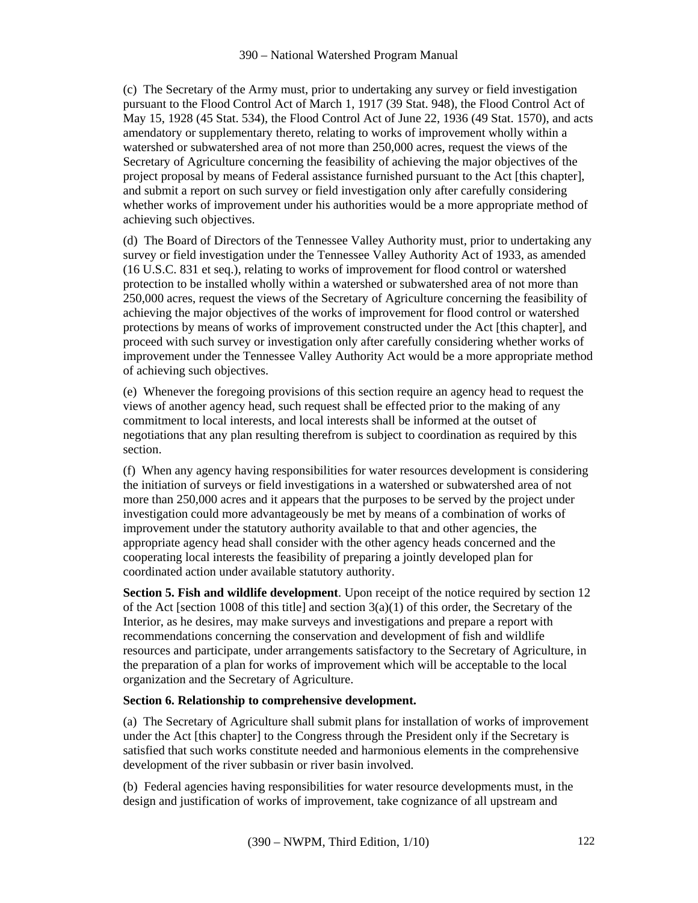(c) The Secretary of the Army must, prior to undertaking any survey or field investigation pursuant to the Flood Control Act of March 1, 1917 (39 Stat. 948), the Flood Control Act of May 15, 1928 (45 Stat. 534), the Flood Control Act of June 22, 1936 (49 Stat. 1570), and acts amendatory or supplementary thereto, relating to works of improvement wholly within a watershed or subwatershed area of not more than 250,000 acres, request the views of the Secretary of Agriculture concerning the feasibility of achieving the major objectives of the project proposal by means of Federal assistance furnished pursuant to the Act [this chapter], and submit a report on such survey or field investigation only after carefully considering whether works of improvement under his authorities would be a more appropriate method of achieving such objectives.

(d) The Board of Directors of the Tennessee Valley Authority must, prior to undertaking any survey or field investigation under the Tennessee Valley Authority Act of 1933, as amended (16 U.S.C. 831 et seq.), relating to works of improvement for flood control or watershed protection to be installed wholly within a watershed or subwatershed area of not more than 250,000 acres, request the views of the Secretary of Agriculture concerning the feasibility of achieving the major objectives of the works of improvement for flood control or watershed protections by means of works of improvement constructed under the Act [this chapter], and proceed with such survey or investigation only after carefully considering whether works of improvement under the Tennessee Valley Authority Act would be a more appropriate method of achieving such objectives.

(e) Whenever the foregoing provisions of this section require an agency head to request the views of another agency head, such request shall be effected prior to the making of any commitment to local interests, and local interests shall be informed at the outset of negotiations that any plan resulting therefrom is subject to coordination as required by this section.

(f) When any agency having responsibilities for water resources development is considering the initiation of surveys or field investigations in a watershed or subwatershed area of not more than 250,000 acres and it appears that the purposes to be served by the project under investigation could more advantageously be met by means of a combination of works of improvement under the statutory authority available to that and other agencies, the appropriate agency head shall consider with the other agency heads concerned and the cooperating local interests the feasibility of preparing a jointly developed plan for coordinated action under available statutory authority.

**Section 5. Fish and wildlife development**. Upon receipt of the notice required by section 12 of the Act [section 1008 of this title] and section 3(a)(1) of this order, the Secretary of the Interior, as he desires, may make surveys and investigations and prepare a report with recommendations concerning the conservation and development of fish and wildlife resources and participate, under arrangements satisfactory to the Secretary of Agriculture, in the preparation of a plan for works of improvement which will be acceptable to the local organization and the Secretary of Agriculture.

**Section 6. Relationship to comprehensive development.**

(a) The Secretary of Agriculture shall submit plans for installation of works of improvement under the Act [this chapter] to the Congress through the President only if the Secretary is satisfied that such works constitute needed and harmonious elements in the comprehensive development of the river subbasin or river basin involved.

(b) Federal agencies having responsibilities for water resource developments must, in the design and justification of works of improvement, take cognizance of all upstream and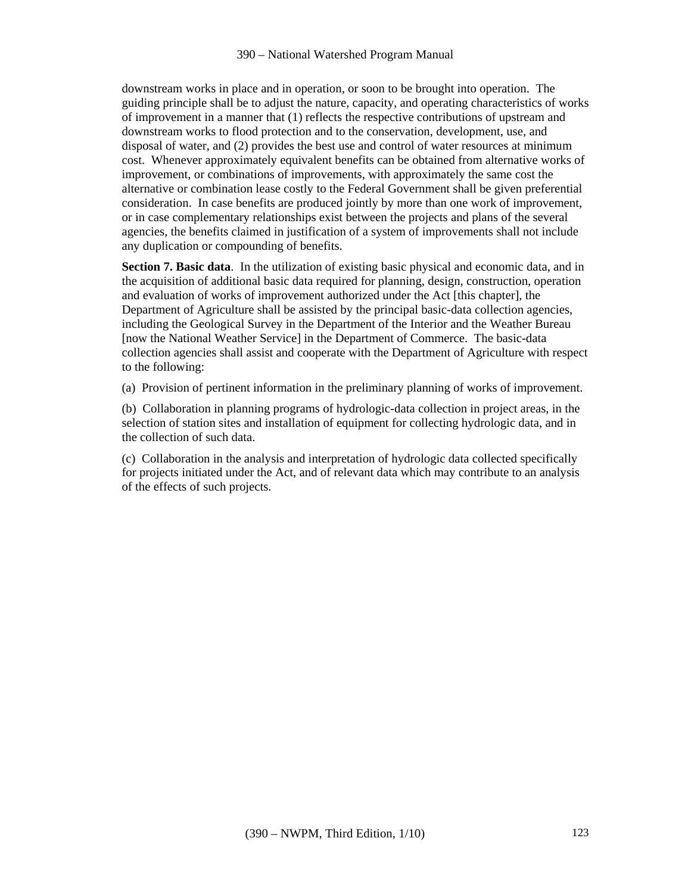downstream works in place and in operation, or soon to be brought into operation. The guiding principle shall be to adjust the nature, capacity, and operating characteristics of works of improvement in a manner that (1) reflects the respective contributions of upstream and downstream works to flood protection and to the conservation, development, use, and disposal of water, and (2) provides the best use and control of water resources at minimum cost. Whenever approximately equivalent benefits can be obtained from alternative works of improvement, or combinations of improvements, with approximately the same cost the alternative or combination lease costly to the Federal Government shall be given preferential consideration. In case benefits are produced jointly by more than one work of improvement, or in case complementary relationships exist between the projects and plans of the several agencies, the benefits claimed in justification of a system of improvements shall not include any duplication or compounding of benefits.

**Section 7. Basic data**. In the utilization of existing basic physical and economic data, and in the acquisition of additional basic data required for planning, design, construction, operation and evaluation of works of improvement authorized under the Act [this chapter], the Department of Agriculture shall be assisted by the principal basic-data collection agencies, including the Geological Survey in the Department of the Interior and the Weather Bureau [now the National Weather Service] in the Department of Commerce. The basic-data collection agencies shall assist and cooperate with the Department of Agriculture with respect to the following:

(a) Provision of pertinent information in the preliminary planning of works of improvement.

(b) Collaboration in planning programs of hydrologic-data collection in project areas, in the selection of station sites and installation of equipment for collecting hydrologic data, and in the collection of such data.

(c) Collaboration in the analysis and interpretation of hydrologic data collected specifically for projects initiated under the Act, and of relevant data which may contribute to an analysis of the effects of such projects.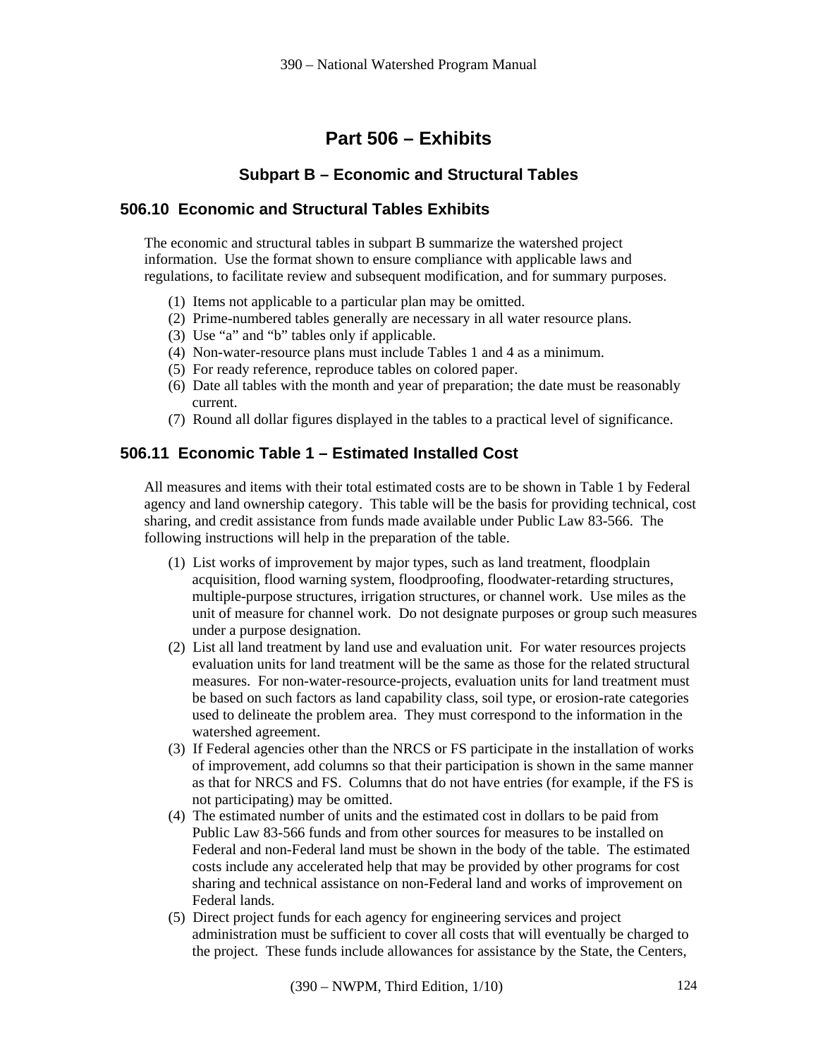# Part 506 – Exhibits

## Subpart B – Economic and Structural Tables

### 506.10 Economic and Structural Tables Exhibits

The economic and structural tables in subpart B summarize the watershed project information. Use the format shown to ensure compliance with applicable laws and regulations, to facilitate review and subsequent modification, and for summary purposes.

(1) Items not applicable to a particular plan may be omitted.
(2) Prime-numbered tables generally are necessary in all water resource plans.
(3) Use "a" and "b" tables only if applicable.
(4) Non-water-resource plans must include Tables 1 and 4 as a minimum.
(5) For ready reference, reproduce tables on colored paper.
(6) Date all tables with the month and year of preparation; the date must be reasonably current.
(7) Round all dollar figures displayed in the tables to a practical level of significance.

### 506.11 Economic Table 1 – Estimated Installed Cost

All measures and items with their total estimated costs are to be shown in Table 1 by Federal agency and land ownership category. This table will be the basis for providing technical, cost sharing, and credit assistance from funds made available under Public Law 83-566. The following instructions will help in the preparation of the table.

(1) List works of improvement by major types, such as land treatment, floodplain acquisition, flood warning system, floodproofing, floodwater-retarding structures, multiple-purpose structures, irrigation structures, or channel work. Use miles as the unit of measure for channel work. Do not designate purposes or group such measures under a purpose designation.
(2) List all land treatment by land use and evaluation unit. For water resources projects evaluation units for land treatment will be the same as those for the related structural measures. For non-water-resource-projects, evaluation units for land treatment must be based on such factors as land capability class, soil type, or erosion-rate categories used to delineate the problem area. They must correspond to the information in the watershed agreement.
(3) If Federal agencies other than the NRCS or FS participate in the installation of works of improvement, add columns so that their participation is shown in the same manner as that for NRCS and FS. Columns that do not have entries (for example, if the FS is not participating) may be omitted.
(4) The estimated number of units and the estimated cost in dollars to be paid from Public Law 83-566 funds and from other sources for measures to be installed on Federal and non-Federal land must be shown in the body of the table. The estimated costs include any accelerated help that may be provided by other programs for cost sharing and technical assistance on non-Federal land and works of improvement on Federal lands.
(5) Direct project funds for each agency for engineering services and project administration must be sufficient to cover all costs that will eventually be charged to the project. These funds include allowances for assistance by the State, the Centers,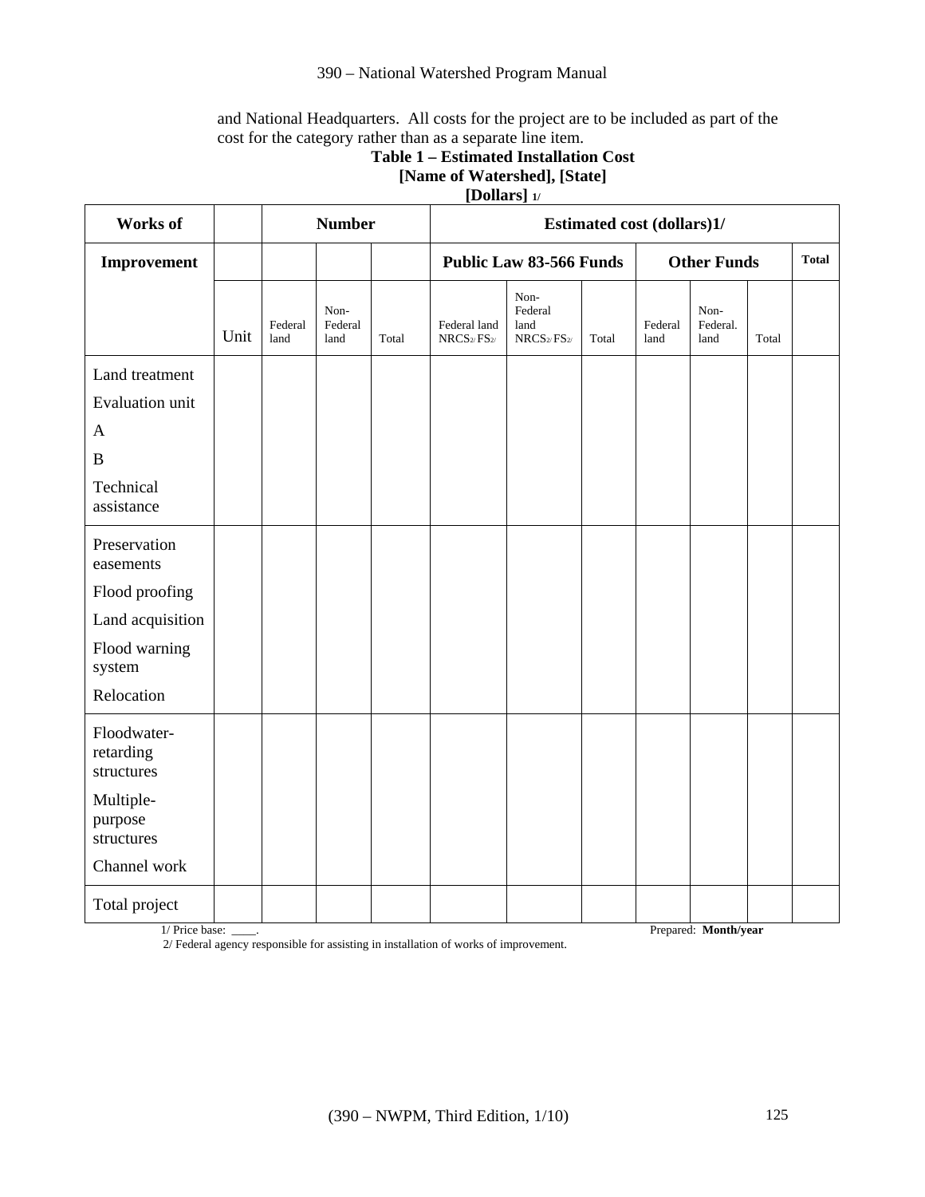and National Headquarters. All costs for the project are to be included as part of the cost for the category rather than as a separate line item.

**Table 1 – Estimated Installation Cost**
**[Name of Watershed], [State]**
**[Dollars] 1/**

| Works of | | Number | | | Estimated cost (dollars)1/ | | | | | | |
|---|---|---|---|---|---|---|---|---|---|---|---|
| Improvement | | | | | Public Law 83-566 Funds | | | Other Funds | | | Total |
| | Unit | Federal land | Non-Federal land | Total | Federal land NRCS2/ FS2/ | Non-Federal land NRCS2/ FS2/ | Total | Federal land | Non-Federal. land | Total | |
| Land treatment | | | | | | | | | | | |
| Evaluation unit | | | | | | | | | | | |
| A | | | | | | | | | | | |
| B | | | | | | | | | | | |
| Technical assistance | | | | | | | | | | | |
| Preservation easements | | | | | | | | | | | |
| Flood proofing | | | | | | | | | | | |
| Land acquisition | | | | | | | | | | | |
| Flood warning system | | | | | | | | | | | |
| Relocation | | | | | | | | | | | |
| Floodwater-retarding structures | | | | | | | | | | | |
| Multiple-purpose structures | | | | | | | | | | | |
| Channel work | | | | | | | | | | | |
| Total project | | | | | | | | | | | |

1/ Price base: ____. Prepared: **Month/year**

2/ Federal agency responsible for assisting in installation of works of improvement.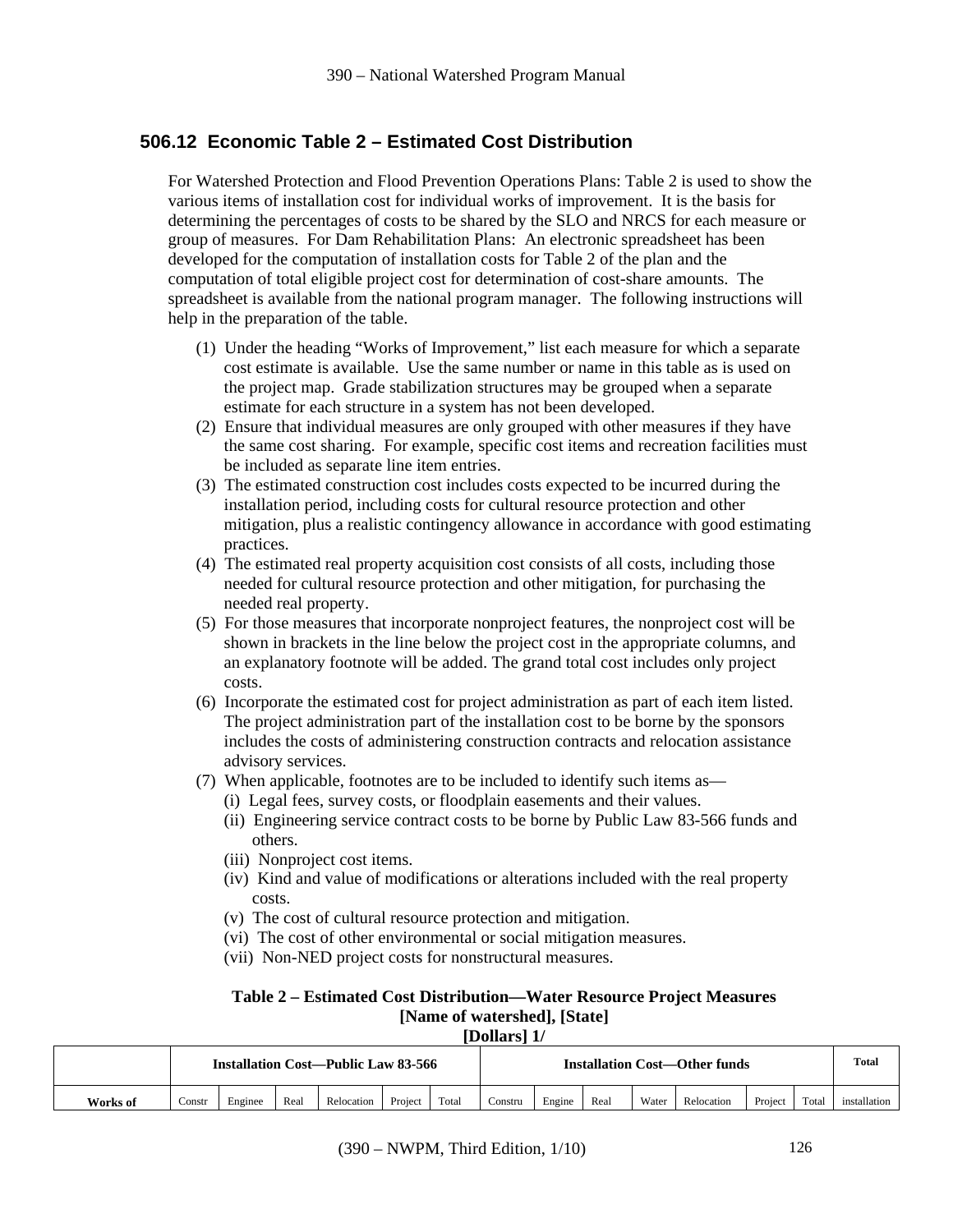## 506.12 Economic Table 2 – Estimated Cost Distribution

For Watershed Protection and Flood Prevention Operations Plans: Table 2 is used to show the various items of installation cost for individual works of improvement. It is the basis for determining the percentages of costs to be shared by the SLO and NRCS for each measure or group of measures. For Dam Rehabilitation Plans: An electronic spreadsheet has been developed for the computation of installation costs for Table 2 of the plan and the computation of total eligible project cost for determination of cost-share amounts. The spreadsheet is available from the national program manager. The following instructions will help in the preparation of the table.

(1) Under the heading "Works of Improvement," list each measure for which a separate cost estimate is available. Use the same number or name in this table as is used on the project map. Grade stabilization structures may be grouped when a separate estimate for each structure in a system has not been developed.

(2) Ensure that individual measures are only grouped with other measures if they have the same cost sharing. For example, specific cost items and recreation facilities must be included as separate line item entries.

(3) The estimated construction cost includes costs expected to be incurred during the installation period, including costs for cultural resource protection and other mitigation, plus a realistic contingency allowance in accordance with good estimating practices.

(4) The estimated real property acquisition cost consists of all costs, including those needed for cultural resource protection and other mitigation, for purchasing the needed real property.

(5) For those measures that incorporate nonproject features, the nonproject cost will be shown in brackets in the line below the project cost in the appropriate columns, and an explanatory footnote will be added. The grand total cost includes only project costs.

(6) Incorporate the estimated cost for project administration as part of each item listed. The project administration part of the installation cost to be borne by the sponsors includes the costs of administering construction contracts and relocation assistance advisory services.

(7) When applicable, footnotes are to be included to identify such items as—
   - (i) Legal fees, survey costs, or floodplain easements and their values.
   - (ii) Engineering service contract costs to be borne by Public Law 83-566 funds and others.
   - (iii) Nonproject cost items.
   - (iv) Kind and value of modifications or alterations included with the real property costs.
   - (v) The cost of cultural resource protection and mitigation.
   - (vi) The cost of other environmental or social mitigation measures.
   - (vii) Non-NED project costs for nonstructural measures.

**Table 2 – Estimated Cost Distribution—Water Resource Project Measures**
**[Name of watershed], [State]**
**[Dollars] 1/**

| | Installation Cost—Public Law 83-566 | | | | | | Installation Cost—Other funds | | | | | | | Total |
|---|---|---|---|---|---|---|---|---|---|---|---|---|---|---|
| Works of | Constr | Enginee | Real | Relocation | Project | Total | Constru | Engine | Real | Water | Relocation | Project | Total | installation |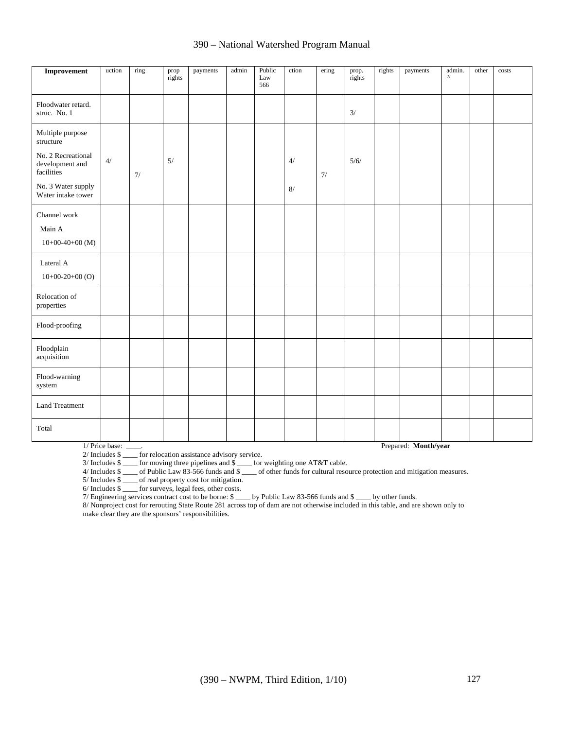| Improvement | uction | ring | prop rights | payments | admin | Public Law 566 | ction | ering | prop. rights | rights | payments | admin. 2/ | other | costs |
|---|---|---|---|---|---|---|---|---|---|---|---|---|---|---|
| Floodwater retard. struc. No. 1 | | | | | | | | | 3/ | | | | | |
| Multiple purpose structure<br>No. 2 Recreational development and facilities<br>No. 3 Water supply Water intake tower | 4/ | 7/ | 5/ | | | | 4/<br>8/ | 7/ | 5/6/ | | | | | |
| Channel work<br>Main A<br>10+00-40+00 (M) | | | | | | | | | | | | | | |
| Lateral A<br>10+00-20+00 (O) | | | | | | | | | | | | | | |
| Relocation of properties | | | | | | | | | | | | | | |
| Flood-proofing | | | | | | | | | | | | | | |
| Floodplain acquisition | | | | | | | | | | | | | | |
| Flood-warning system | | | | | | | | | | | | | | |
| Land Treatment | | | | | | | | | | | | | | |
| Total | | | | | | | | | | | | | | |

1/ Price base: ____. Prepared: **Month/year**

2/ Includes $ ____ for relocation assistance advisory service.

3/ Includes $ ____ for moving three pipelines and $ ____ for weighting one AT&T cable.

4/ Includes $ ____ of Public Law 83-566 funds and $ ____ of other funds for cultural resource protection and mitigation measures.

5/ Includes $ ____ of real property cost for mitigation.

6/ Includes $ ____ for surveys, legal fees, other costs.

7/ Engineering services contract cost to be borne: $ ____ by Public Law 83-566 funds and $ ____ by other funds.

8/ Nonproject cost for rerouting State Route 281 across top of dam are not otherwise included in this table, and are shown only to make clear they are the sponsors' responsibilities.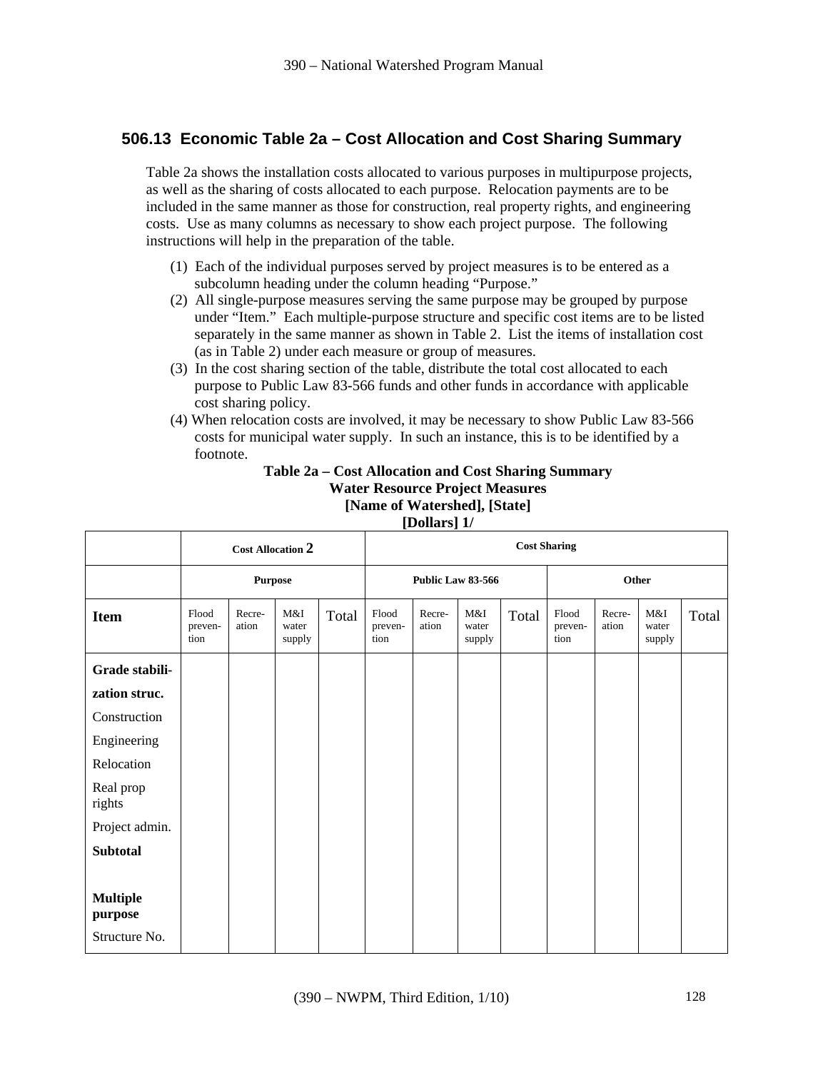## 506.13 Economic Table 2a – Cost Allocation and Cost Sharing Summary

Table 2a shows the installation costs allocated to various purposes in multipurpose projects, as well as the sharing of costs allocated to each purpose. Relocation payments are to be included in the same manner as those for construction, real property rights, and engineering costs. Use as many columns as necessary to show each project purpose. The following instructions will help in the preparation of the table.

(1) Each of the individual purposes served by project measures is to be entered as a subcolumn heading under the column heading "Purpose."

(2) All single-purpose measures serving the same purpose may be grouped by purpose under "Item." Each multiple-purpose structure and specific cost items are to be listed separately in the same manner as shown in Table 2. List the items of installation cost (as in Table 2) under each measure or group of measures.

(3) In the cost sharing section of the table, distribute the total cost allocated to each purpose to Public Law 83-566 funds and other funds in accordance with applicable cost sharing policy.

(4) When relocation costs are involved, it may be necessary to show Public Law 83-566 costs for municipal water supply. In such an instance, this is to be identified by a footnote.

**Table 2a – Cost Allocation and Cost Sharing Summary**
**Water Resource Project Measures**
**[Name of Watershed], [State]**
**[Dollars] 1/**

| | Cost Allocation 2 | | | | Cost Sharing | | | | | | | |
|---|---|---|---|---|---|---|---|---|---|---|---|---|
| | Purpose | | | | Public Law 83-566 | | | | Other | | | |
| **Item** | Flood prevention | Recreation | M&I water supply | Total | Flood prevention | Recreation | M&I water supply | Total | Flood prevention | Recreation | M&I water supply | Total |
| **Grade stabilization struc.** | | | | | | | | | | | | |
| Construction | | | | | | | | | | | | |
| Engineering | | | | | | | | | | | | |
| Relocation | | | | | | | | | | | | |
| Real prop rights | | | | | | | | | | | | |
| Project admin. | | | | | | | | | | | | |
| **Subtotal** | | | | | | | | | | | | |
| **Multiple purpose** | | | | | | | | | | | | |
| Structure No. | | | | | | | | | | | | |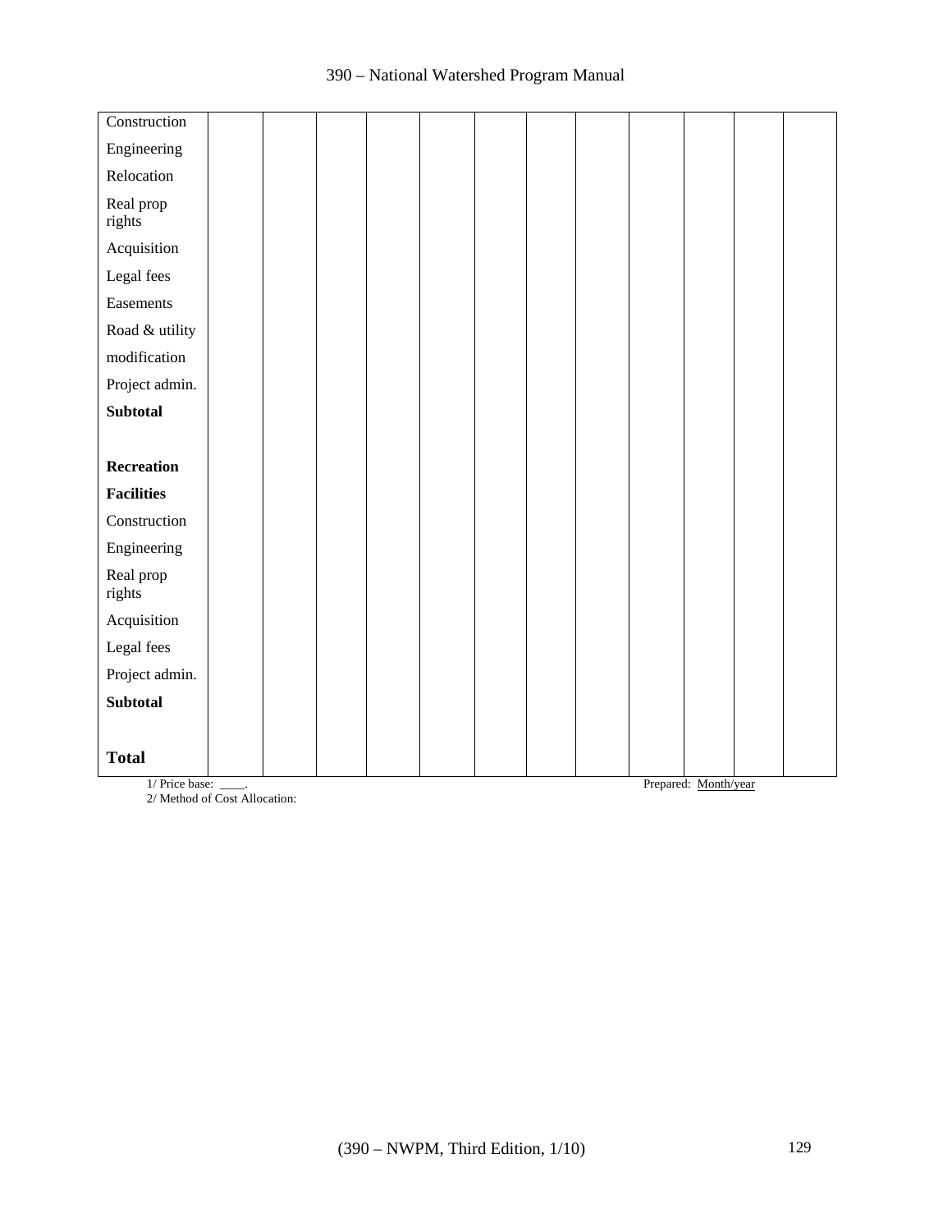| | | | | | | | | | | | |
|---|---|---|---|---|---|---|---|---|---|---|---|
| Construction | | | | | | | | | | | |
| Engineering | | | | | | | | | | | |
| Relocation | | | | | | | | | | | |
| Real prop rights | | | | | | | | | | | |
| Acquisition | | | | | | | | | | | |
| Legal fees | | | | | | | | | | | |
| Easements | | | | | | | | | | | |
| Road & utility | | | | | | | | | | | |
| modification | | | | | | | | | | | |
| Project admin. | | | | | | | | | | | |
| **Subtotal** | | | | | | | | | | | |
| | | | | | | | | | | | |
| **Recreation** | | | | | | | | | | | |
| **Facilities** | | | | | | | | | | | |
| Construction | | | | | | | | | | | |
| Engineering | | | | | | | | | | | |
| Real prop rights | | | | | | | | | | | |
| Acquisition | | | | | | | | | | | |
| Legal fees | | | | | | | | | | | |
| Project admin. | | | | | | | | | | | |
| **Subtotal** | | | | | | | | | | | |
| | | | | | | | | | | | |
| **Total** | | | | | | | | | | | |

1/ Price base: ____.

2/ Method of Cost Allocation:

Prepared: Month/year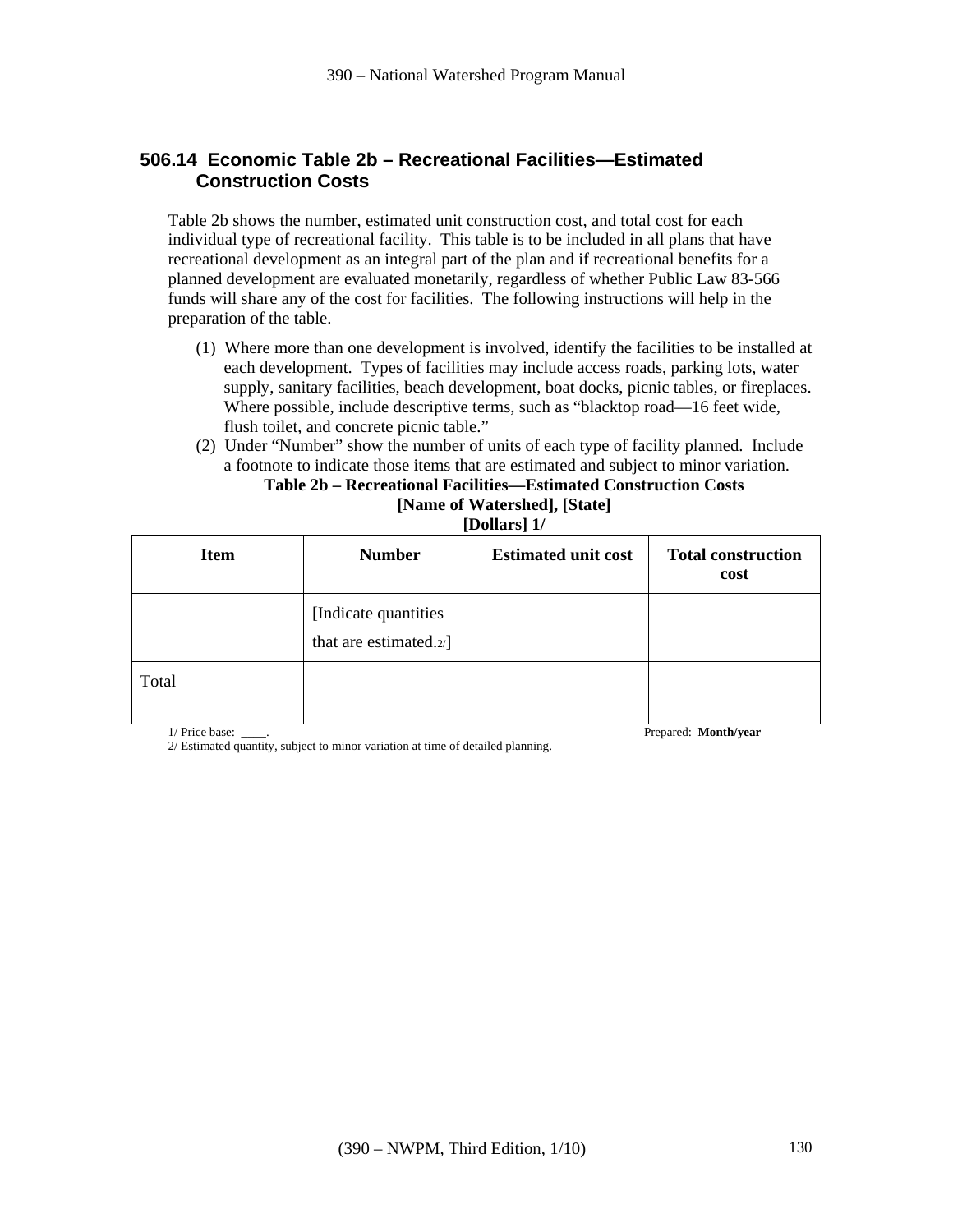## 506.14 Economic Table 2b – Recreational Facilities—Estimated Construction Costs

Table 2b shows the number, estimated unit construction cost, and total cost for each individual type of recreational facility. This table is to be included in all plans that have recreational development as an integral part of the plan and if recreational benefits for a planned development are evaluated monetarily, regardless of whether Public Law 83-566 funds will share any of the cost for facilities. The following instructions will help in the preparation of the table.

(1) Where more than one development is involved, identify the facilities to be installed at each development. Types of facilities may include access roads, parking lots, water supply, sanitary facilities, beach development, boat docks, picnic tables, or fireplaces. Where possible, include descriptive terms, such as "blacktop road—16 feet wide, flush toilet, and concrete picnic table."

(2) Under "Number" show the number of units of each type of facility planned. Include a footnote to indicate those items that are estimated and subject to minor variation.

**Table 2b – Recreational Facilities—Estimated Construction Costs**
**[Name of Watershed], [State]**
**[Dollars] 1/**

| Item | Number | Estimated unit cost | Total construction cost |
|---|---|---|---|
| | [Indicate quantities that are estimated.2/] | | |
| Total | | | |

1/ Price base: ____. Prepared: **Month/year**

2/ Estimated quantity, subject to minor variation at time of detailed planning.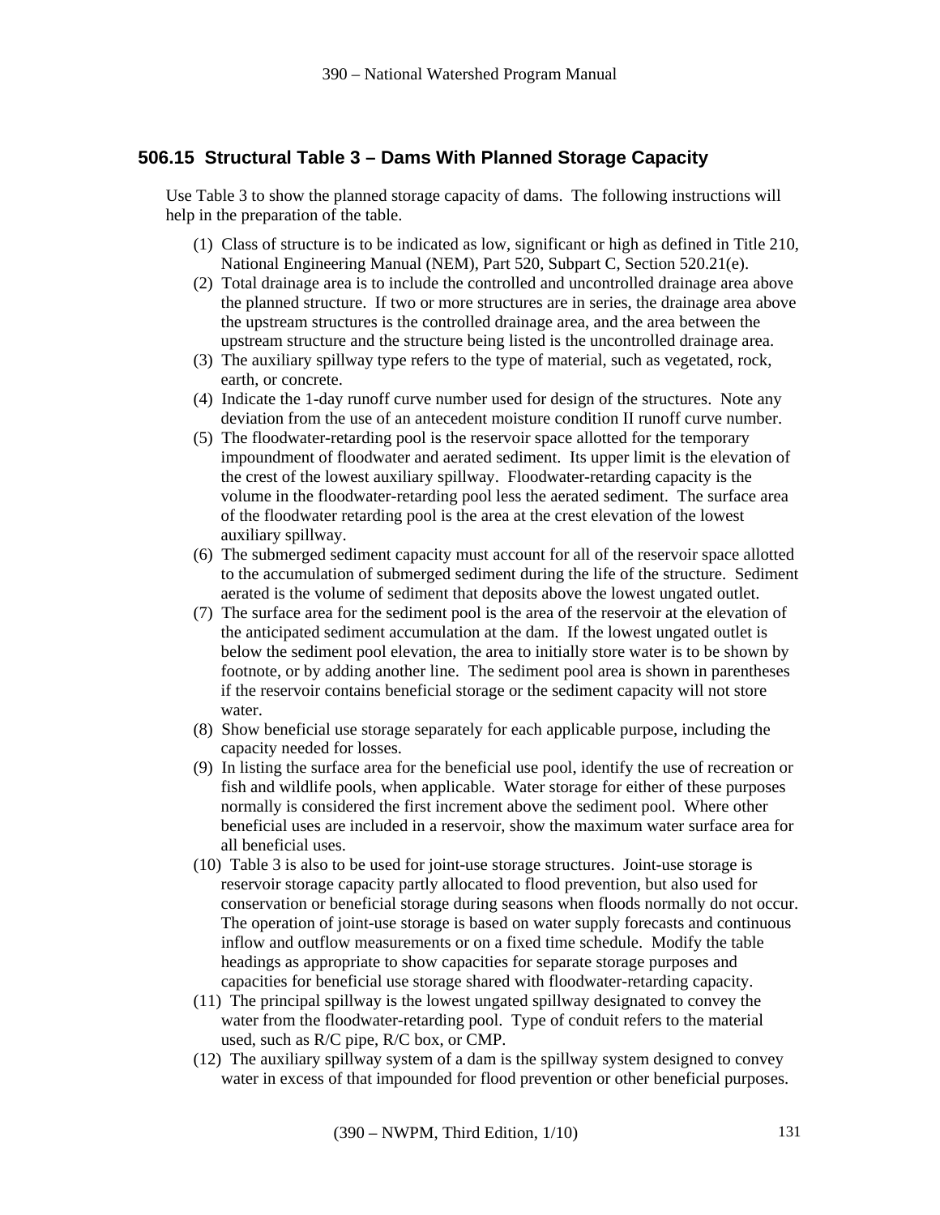## 506.15 Structural Table 3 – Dams With Planned Storage Capacity

Use Table 3 to show the planned storage capacity of dams. The following instructions will help in the preparation of the table.

(1) Class of structure is to be indicated as low, significant or high as defined in Title 210, National Engineering Manual (NEM), Part 520, Subpart C, Section 520.21(e).

(2) Total drainage area is to include the controlled and uncontrolled drainage area above the planned structure. If two or more structures are in series, the drainage area above the upstream structures is the controlled drainage area, and the area between the upstream structure and the structure being listed is the uncontrolled drainage area.

(3) The auxiliary spillway type refers to the type of material, such as vegetated, rock, earth, or concrete.

(4) Indicate the 1-day runoff curve number used for design of the structures. Note any deviation from the use of an antecedent moisture condition II runoff curve number.

(5) The floodwater-retarding pool is the reservoir space allotted for the temporary impoundment of floodwater and aerated sediment. Its upper limit is the elevation of the crest of the lowest auxiliary spillway. Floodwater-retarding capacity is the volume in the floodwater-retarding pool less the aerated sediment. The surface area of the floodwater retarding pool is the area at the crest elevation of the lowest auxiliary spillway.

(6) The submerged sediment capacity must account for all of the reservoir space allotted to the accumulation of submerged sediment during the life of the structure. Sediment aerated is the volume of sediment that deposits above the lowest ungated outlet.

(7) The surface area for the sediment pool is the area of the reservoir at the elevation of the anticipated sediment accumulation at the dam. If the lowest ungated outlet is below the sediment pool elevation, the area to initially store water is to be shown by footnote, or by adding another line. The sediment pool area is shown in parentheses if the reservoir contains beneficial storage or the sediment capacity will not store water.

(8) Show beneficial use storage separately for each applicable purpose, including the capacity needed for losses.

(9) In listing the surface area for the beneficial use pool, identify the use of recreation or fish and wildlife pools, when applicable. Water storage for either of these purposes normally is considered the first increment above the sediment pool. Where other beneficial uses are included in a reservoir, show the maximum water surface area for all beneficial uses.

(10) Table 3 is also to be used for joint-use storage structures. Joint-use storage is reservoir storage capacity partly allocated to flood prevention, but also used for conservation or beneficial storage during seasons when floods normally do not occur. The operation of joint-use storage is based on water supply forecasts and continuous inflow and outflow measurements or on a fixed time schedule. Modify the table headings as appropriate to show capacities for separate storage purposes and capacities for beneficial use storage shared with floodwater-retarding capacity.

(11) The principal spillway is the lowest ungated spillway designated to convey the water from the floodwater-retarding pool. Type of conduit refers to the material used, such as R/C pipe, R/C box, or CMP.

(12) The auxiliary spillway system of a dam is the spillway system designed to convey water in excess of that impounded for flood prevention or other beneficial purposes.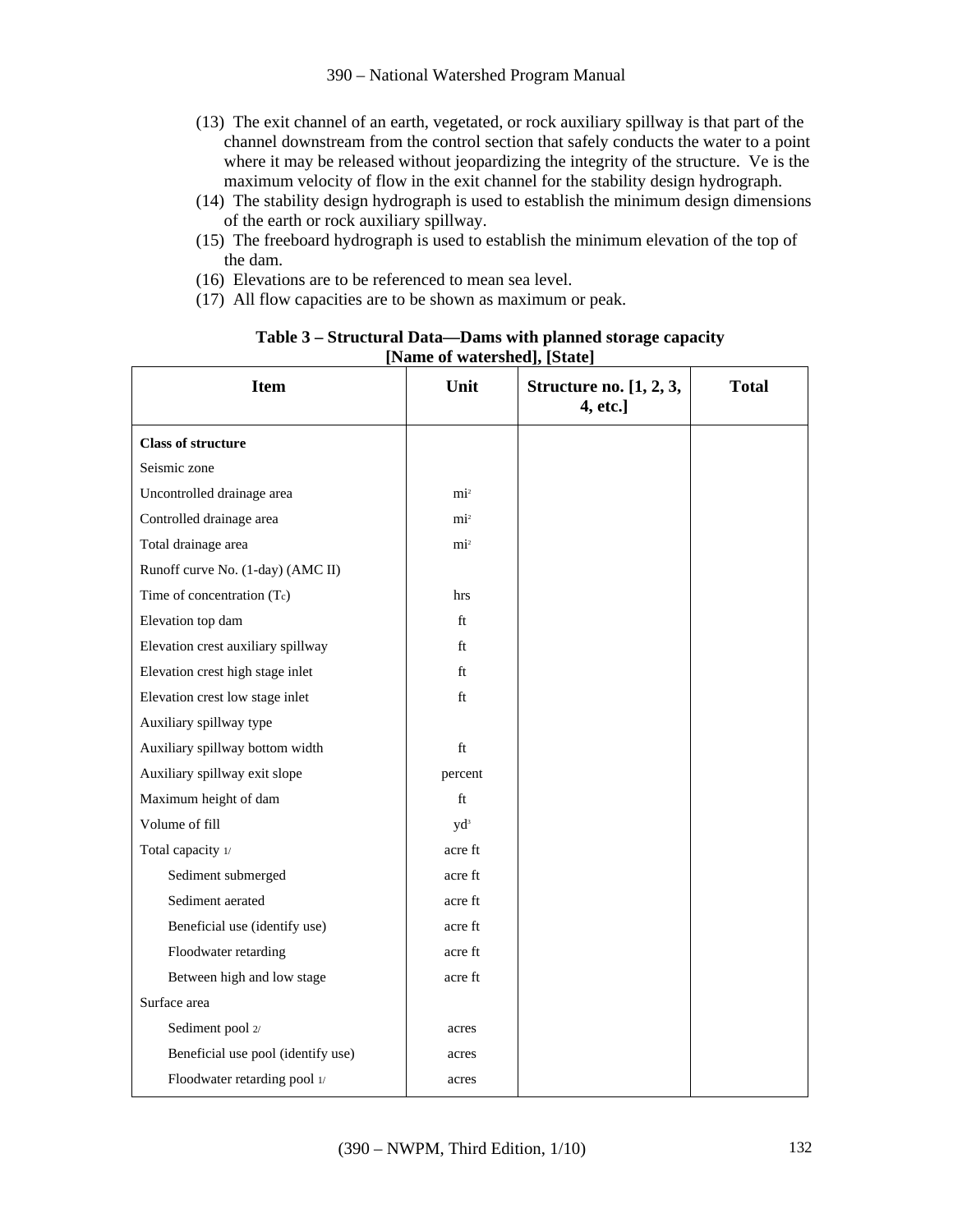(13) The exit channel of an earth, vegetated, or rock auxiliary spillway is that part of the channel downstream from the control section that safely conducts the water to a point where it may be released without jeopardizing the integrity of the structure. Ve is the maximum velocity of flow in the exit channel for the stability design hydrograph.

(14) The stability design hydrograph is used to establish the minimum design dimensions of the earth or rock auxiliary spillway.

(15) The freeboard hydrograph is used to establish the minimum elevation of the top of the dam.

(16) Elevations are to be referenced to mean sea level.

(17) All flow capacities are to be shown as maximum or peak.

**Table 3 – Structural Data—Dams with planned storage capacity**
**[Name of watershed], [State]**

| Item | Unit | Structure no. [1, 2, 3, 4, etc.] | Total |
|---|---|---|---|
| **Class of structure** | | | |
| Seismic zone | | | |
| Uncontrolled drainage area | $mi^2$ | | |
| Controlled drainage area | $mi^2$ | | |
| Total drainage area | $mi^2$ | | |
| Runoff curve No. (1-day) (AMC II) | | | |
| Time of concentration ($T_c$) | hrs | | |
| Elevation top dam | ft | | |
| Elevation crest auxiliary spillway | ft | | |
| Elevation crest high stage inlet | ft | | |
| Elevation crest low stage inlet | ft | | |
| Auxiliary spillway type | | | |
| Auxiliary spillway bottom width | ft | | |
| Auxiliary spillway exit slope | percent | | |
| Maximum height of dam | ft | | |
| Volume of fill | $yd^3$ | | |
| Total capacity 1/ | acre ft | | |
| Sediment submerged | acre ft | | |
| Sediment aerated | acre ft | | |
| Beneficial use (identify use) | acre ft | | |
| Floodwater retarding | acre ft | | |
| Between high and low stage | acre ft | | |
| Surface area | | | |
| Sediment pool 2/ | acres | | |
| Beneficial use pool (identify use) | acres | | |
| Floodwater retarding pool 1/ | acres | | |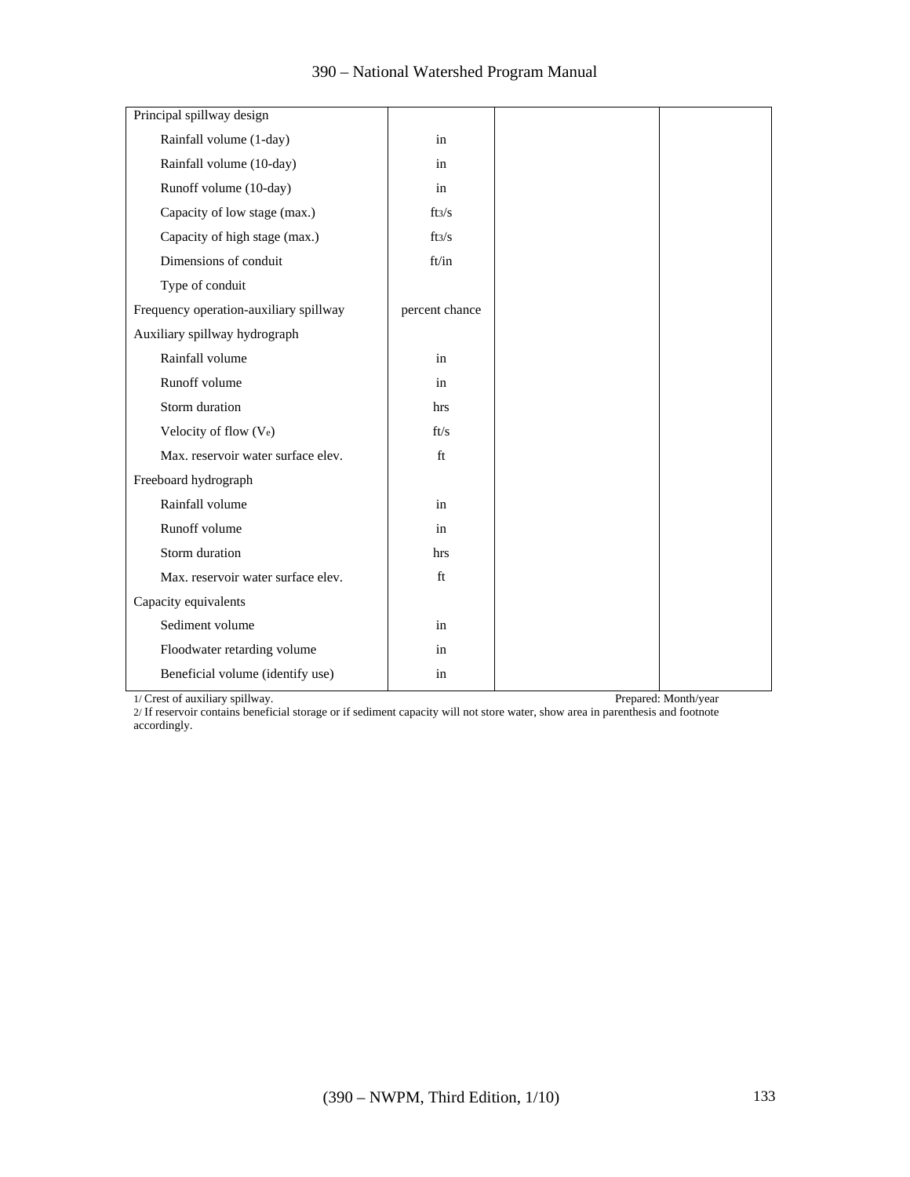| | | | |
|---|---|---|---|
| Principal spillway design | | | |
| Rainfall volume (1-day) | in | | |
| Rainfall volume (10-day) | in | | |
| Runoff volume (10-day) | in | | |
| Capacity of low stage (max.) | $ft^3/s$ | | |
| Capacity of high stage (max.) | $ft^3/s$ | | |
| Dimensions of conduit | ft/in | | |
| Type of conduit | | | |
| Frequency operation-auxiliary spillway | percent chance | | |
| Auxiliary spillway hydrograph | | | |
| Rainfall volume | in | | |
| Runoff volume | in | | |
| Storm duration | hrs | | |
| Velocity of flow ($V_e$) | ft/s | | |
| Max. reservoir water surface elev. | ft | | |
| Freeboard hydrograph | | | |
| Rainfall volume | in | | |
| Runoff volume | in | | |
| Storm duration | hrs | | |
| Max. reservoir water surface elev. | ft | | |
| Capacity equivalents | | | |
| Sediment volume | in | | |
| Floodwater retarding volume | in | | |
| Beneficial volume (identify use) | in | | |

1/ Crest of auxiliary spillway. Prepared: Month/year

2/ If reservoir contains beneficial storage or if sediment capacity will not store water, show area in parenthesis and footnote accordingly.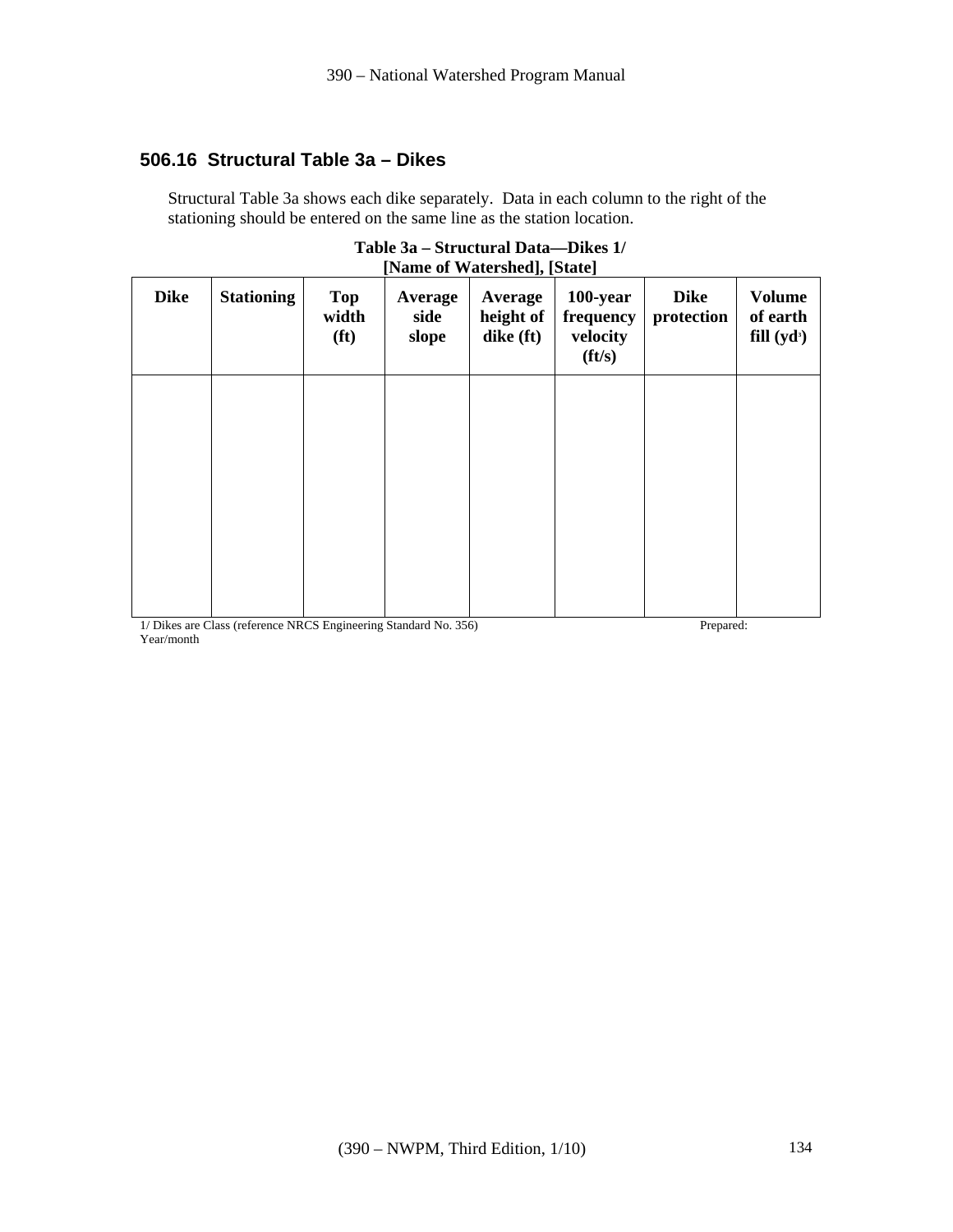## 506.16 Structural Table 3a – Dikes

Structural Table 3a shows each dike separately. Data in each column to the right of the stationing should be entered on the same line as the station location.

**Table 3a – Structural Data—Dikes 1/**
**[Name of Watershed], [State]**

| Dike | Stationing | Top width (ft) | Average side slope | Average height of dike (ft) | 100-year frequency velocity (ft/s) | Dike protection | Volume of earth fill (yd$^3$) |
|---|---|---|---|---|---|---|---|
| | | | | | | | |

1/ Dikes are Class (reference NRCS Engineering Standard No. 356) Prepared: Year/month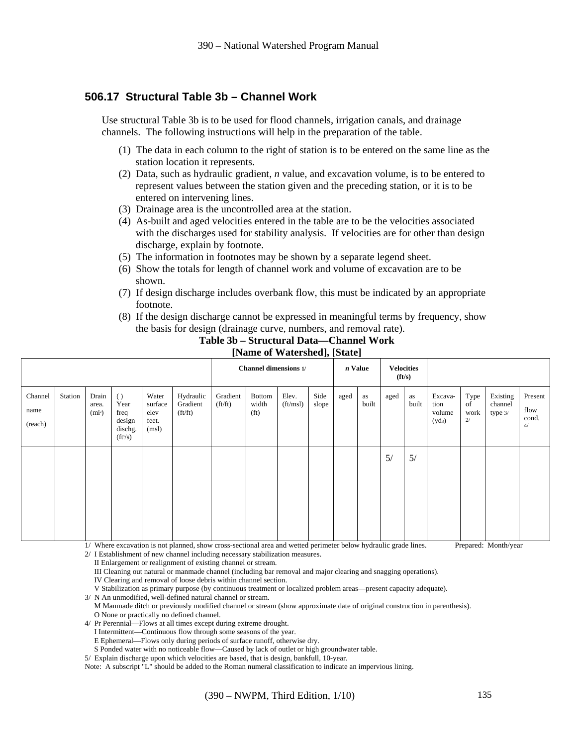## 506.17 Structural Table 3b – Channel Work

Use structural Table 3b is to be used for flood channels, irrigation canals, and drainage channels. The following instructions will help in the preparation of the table.

(1) The data in each column to the right of station is to be entered on the same line as the station location it represents.

(2) Data, such as hydraulic gradient, *n* value, and excavation volume, is to be entered to represent values between the station given and the preceding station, or it is to be entered on intervening lines.

(3) Drainage area is the uncontrolled area at the station.

(4) As-built and aged velocities entered in the table are to be the velocities associated with the discharges used for stability analysis. If velocities are for other than design discharge, explain by footnote.

(5) The information in footnotes may be shown by a separate legend sheet.

(6) Show the totals for length of channel work and volume of excavation are to be shown.

(7) If design discharge includes overbank flow, this must be indicated by an appropriate footnote.

(8) If the design discharge cannot be expressed in meaningful terms by frequency, show the basis for design (drainage curve, numbers, and removal rate).

**Table 3b – Structural Data—Channel Work**
**[Name of Watershed], [State]**

| | | | | | | Channel dimensions 1/ | | | | *n* Value | | Velocities (ft/s) | | | | | |
|---|---|---|---|---|---|---|---|---|---|---|---|---|---|---|---|---|---|
| Channel name (reach) | Station | Drain area. ($mi^2$) | ( ) Year freq design dischg. ($ft^3/s$) | Water surface elev feet. (msl) | Hydraulic Gradient (ft/ft) | Gradient (ft/ft) | Bottom width (ft) | Elev. (ft/msl) | Side slope | aged | as built | aged | as built | Excava-tion volume ($yd^3$) | Type of work 2/ | Existing channel type 3/ | Present flow cond. 4/ |
| | | | | | | | | | | | | 5/ | 5/ | | | | |

1/ Where excavation is not planned, show cross-sectional area and wetted perimeter below hydraulic grade lines. Prepared: Month/year

2/ I Establishment of new channel including necessary stabilization measures.
II Enlargement or realignment of existing channel or stream.
III Cleaning out natural or manmade channel (including bar removal and major clearing and snagging operations).
IV Clearing and removal of loose debris within channel section.
V Stabilization as primary purpose (by continuous treatment or localized problem areas—present capacity adequate).

3/ N An unmodified, well-defined natural channel or stream.
M Manmade ditch or previously modified channel or stream (show approximate date of original construction in parenthesis).
O None or practically no defined channel.

4/ Pr Perennial—Flows at all times except during extreme drought.
I Intermittent—Continuous flow through some seasons of the year.
E Ephemeral—Flows only during periods of surface runoff, otherwise dry.
S Ponded water with no noticeable flow—Caused by lack of outlet or high groundwater table.

5/ Explain discharge upon which velocities are based, that is design, bankfull, 10-year.

Note: A subscript "L" should be added to the Roman numeral classification to indicate an impervious lining.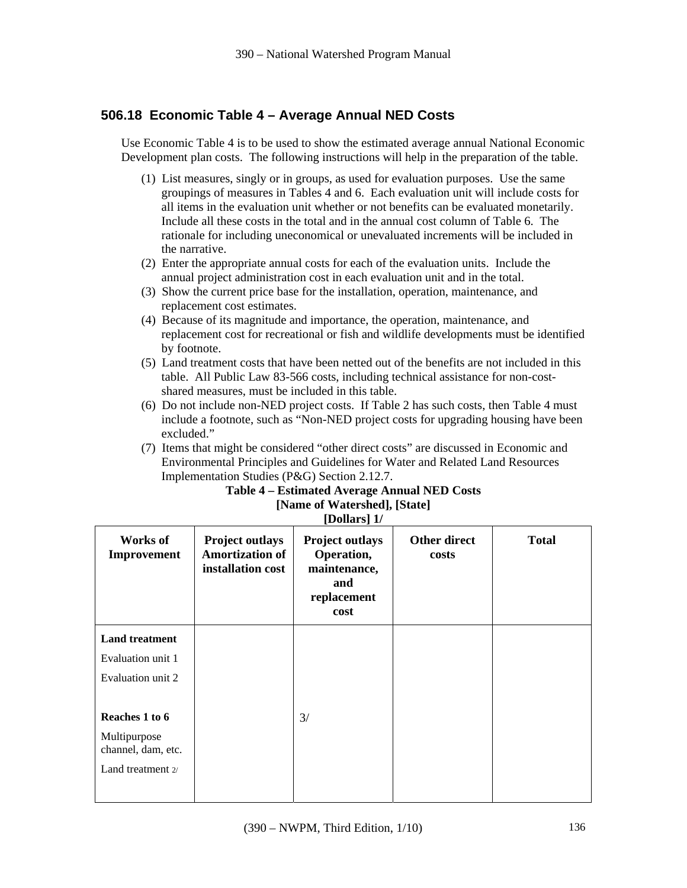## 506.18 Economic Table 4 – Average Annual NED Costs

Use Economic Table 4 is to be used to show the estimated average annual National Economic Development plan costs. The following instructions will help in the preparation of the table.

(1) List measures, singly or in groups, as used for evaluation purposes. Use the same groupings of measures in Tables 4 and 6. Each evaluation unit will include costs for all items in the evaluation unit whether or not benefits can be evaluated monetarily. Include all these costs in the total and in the annual cost column of Table 6. The rationale for including uneconomical or unevaluated increments will be included in the narrative.

(2) Enter the appropriate annual costs for each of the evaluation units. Include the annual project administration cost in each evaluation unit and in the total.

(3) Show the current price base for the installation, operation, maintenance, and replacement cost estimates.

(4) Because of its magnitude and importance, the operation, maintenance, and replacement cost for recreational or fish and wildlife developments must be identified by footnote.

(5) Land treatment costs that have been netted out of the benefits are not included in this table. All Public Law 83-566 costs, including technical assistance for non-cost-shared measures, must be included in this table.

(6) Do not include non-NED project costs. If Table 2 has such costs, then Table 4 must include a footnote, such as "Non-NED project costs for upgrading housing have been excluded."

(7) Items that might be considered "other direct costs" are discussed in Economic and Environmental Principles and Guidelines for Water and Related Land Resources Implementation Studies (P&G) Section 2.12.7.

**Table 4 – Estimated Average Annual NED Costs**
**[Name of Watershed], [State]**
**[Dollars] 1/**

| Works of Improvement | Project outlays Amortization of installation cost | Project outlays Operation, maintenance, and replacement cost | Other direct costs | Total |
|---|---|---|---|---|
| **Land treatment** | | | | |
| Evaluation unit 1 | | | | |
| Evaluation unit 2 | | | | |
| **Reaches 1 to 6** | | 3/ | | |
| Multipurpose channel, dam, etc. | | | | |
| Land treatment 2/ | | | | |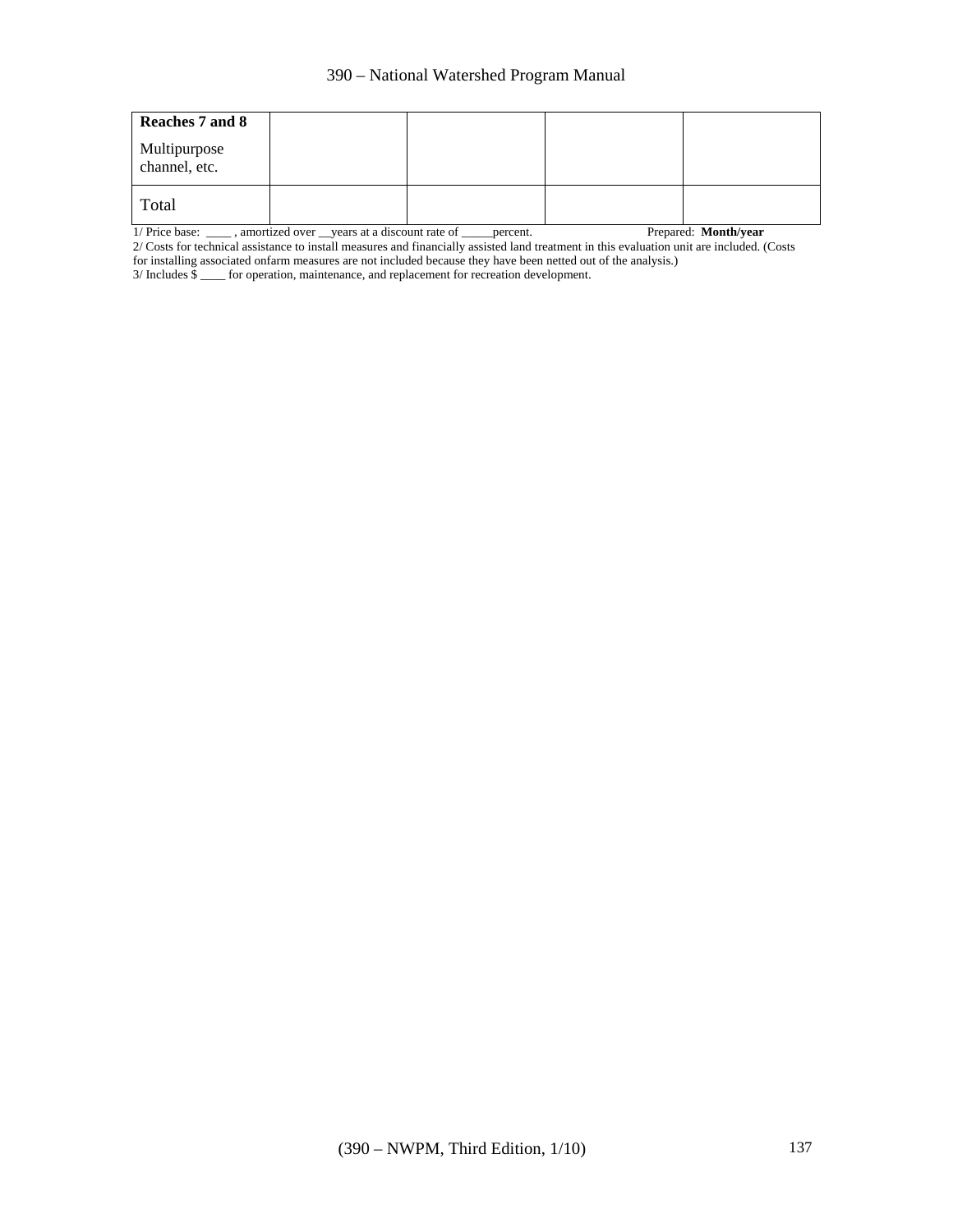| | | | | |
|---|---|---|---|---|
| **Reaches 7 and 8**<br><br>Multipurpose channel, etc. | | | | |
| Total | | | | |

1/ Price base: ____ , amortized over __years at a discount rate of _____percent. Prepared: **Month/year**

2/ Costs for technical assistance to install measures and financially assisted land treatment in this evaluation unit are included. (Costs for installing associated onfarm measures are not included because they have been netted out of the analysis.)

3/ Includes $ ____ for operation, maintenance, and replacement for recreation development.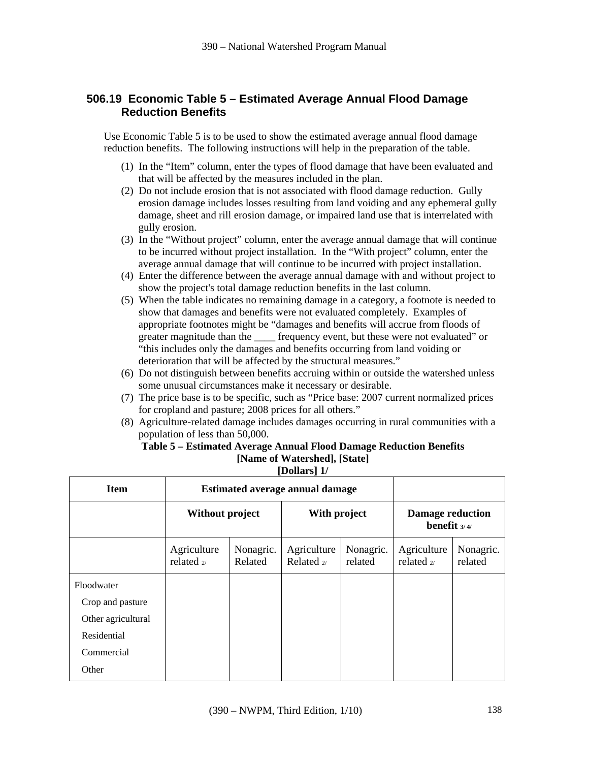## 506.19 Economic Table 5 – Estimated Average Annual Flood Damage Reduction Benefits

Use Economic Table 5 is to be used to show the estimated average annual flood damage reduction benefits. The following instructions will help in the preparation of the table.

(1) In the "Item" column, enter the types of flood damage that have been evaluated and that will be affected by the measures included in the plan.

(2) Do not include erosion that is not associated with flood damage reduction. Gully erosion damage includes losses resulting from land voiding and any ephemeral gully damage, sheet and rill erosion damage, or impaired land use that is interrelated with gully erosion.

(3) In the "Without project" column, enter the average annual damage that will continue to be incurred without project installation. In the "With project" column, enter the average annual damage that will continue to be incurred with project installation.

(4) Enter the difference between the average annual damage with and without project to show the project's total damage reduction benefits in the last column.

(5) When the table indicates no remaining damage in a category, a footnote is needed to show that damages and benefits were not evaluated completely. Examples of appropriate footnotes might be "damages and benefits will accrue from floods of greater magnitude than the ____ frequency event, but these were not evaluated" or "this includes only the damages and benefits occurring from land voiding or deterioration that will be affected by the structural measures."

(6) Do not distinguish between benefits accruing within or outside the watershed unless some unusual circumstances make it necessary or desirable.

(7) The price base is to be specific, such as "Price base: 2007 current normalized prices for cropland and pasture; 2008 prices for all others."

(8) Agriculture-related damage includes damages occurring in rural communities with a population of less than 50,000.

**Table 5 – Estimated Average Annual Flood Damage Reduction Benefits**
**[Name of Watershed], [State]**
**[Dollars] 1/**

| Item | Estimated average annual damage | | | | | |
|---|---|---|---|---|---|---|
| | Without project | | With project | | Damage reduction benefit 3/ 4/ | |
| | Agriculture related 2/ | Nonagric. Related | Agriculture Related 2/ | Nonagric. related | Agriculture related 2/ | Nonagric. related |
| Floodwater | | | | | | |
| Crop and pasture | | | | | | |
| Other agricultural | | | | | | |
| Residential | | | | | | |
| Commercial | | | | | | |
| Other | | | | | | |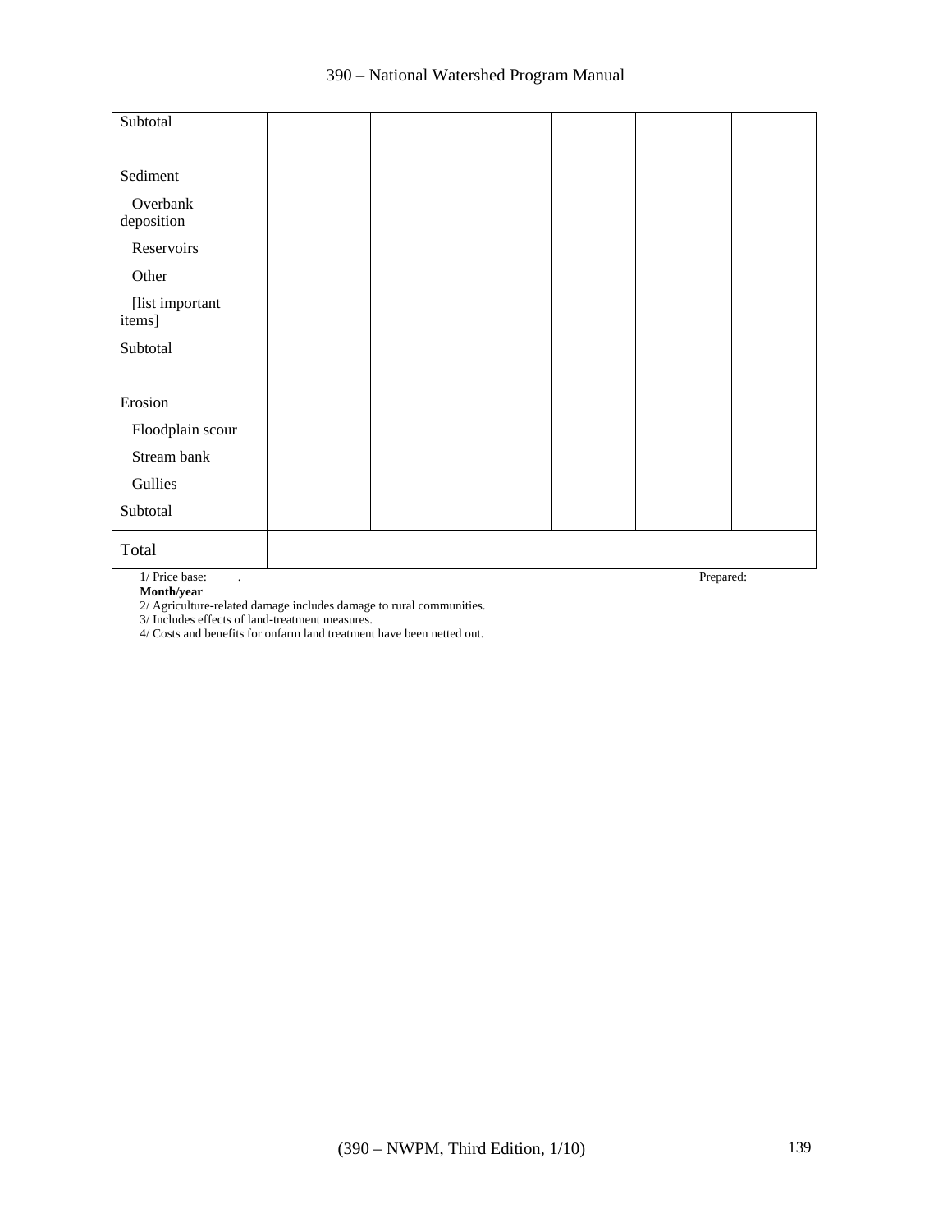| | | | | | | |
|---|---|---|---|---|---|---|
| Subtotal | | | | | | |
| | | | | | | |
| Sediment | | | | | | |
| Overbank deposition | | | | | | |
| Reservoirs | | | | | | |
| Other | | | | | | |
| [list important items] | | | | | | |
| Subtotal | | | | | | |
| | | | | | | |
| Erosion | | | | | | |
| Floodplain scour | | | | | | |
| Stream bank | | | | | | |
| Gullies | | | | | | |
| Subtotal | | | | | | |
| Total | | | | | | |

1/ Price base: ____.
**Month/year**

Prepared:

2/ Agriculture-related damage includes damage to rural communities.
3/ Includes effects of land-treatment measures.
4/ Costs and benefits for onfarm land treatment have been netted out.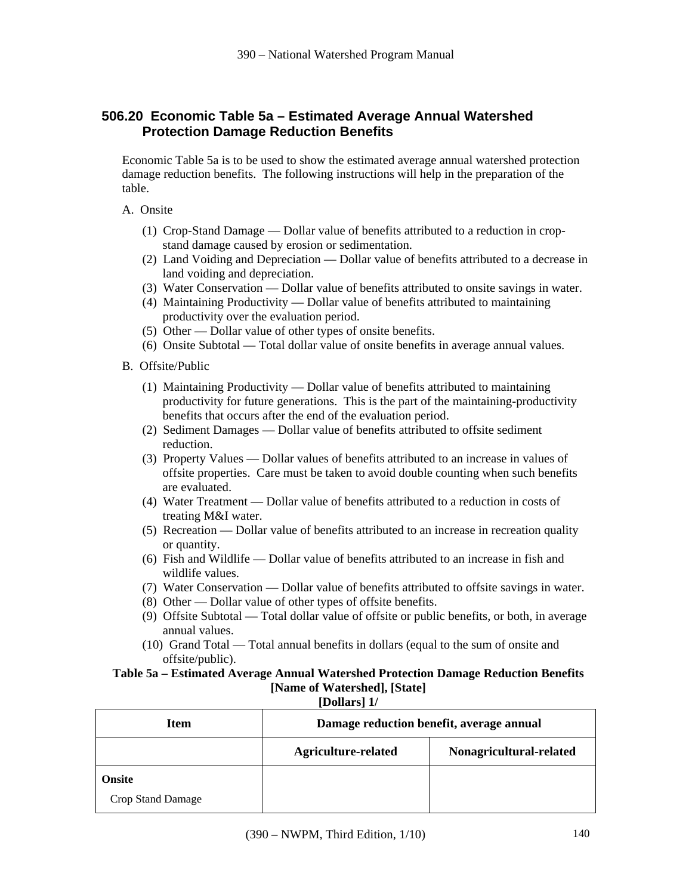## 506.20 Economic Table 5a – Estimated Average Annual Watershed Protection Damage Reduction Benefits

Economic Table 5a is to be used to show the estimated average annual watershed protection damage reduction benefits. The following instructions will help in the preparation of the table.

A. Onsite

(1) Crop-Stand Damage — Dollar value of benefits attributed to a reduction in crop-stand damage caused by erosion or sedimentation.
(2) Land Voiding and Depreciation — Dollar value of benefits attributed to a decrease in land voiding and depreciation.
(3) Water Conservation — Dollar value of benefits attributed to onsite savings in water.
(4) Maintaining Productivity — Dollar value of benefits attributed to maintaining productivity over the evaluation period.
(5) Other — Dollar value of other types of onsite benefits.
(6) Onsite Subtotal — Total dollar value of onsite benefits in average annual values.

B. Offsite/Public

(1) Maintaining Productivity — Dollar value of benefits attributed to maintaining productivity for future generations. This is the part of the maintaining-productivity benefits that occurs after the end of the evaluation period.
(2) Sediment Damages — Dollar value of benefits attributed to offsite sediment reduction.
(3) Property Values — Dollar values of benefits attributed to an increase in values of offsite properties. Care must be taken to avoid double counting when such benefits are evaluated.
(4) Water Treatment — Dollar value of benefits attributed to a reduction in costs of treating M&I water.
(5) Recreation — Dollar value of benefits attributed to an increase in recreation quality or quantity.
(6) Fish and Wildlife — Dollar value of benefits attributed to an increase in fish and wildlife values.
(7) Water Conservation — Dollar value of benefits attributed to offsite savings in water.
(8) Other — Dollar value of other types of offsite benefits.
(9) Offsite Subtotal — Total dollar value of offsite or public benefits, or both, in average annual values.
(10) Grand Total — Total annual benefits in dollars (equal to the sum of onsite and offsite/public).

**Table 5a – Estimated Average Annual Watershed Protection Damage Reduction Benefits**
**[Name of Watershed], [State]**
**[Dollars] 1/**

| Item | Damage reduction benefit, average annual | |
|---|---|---|
| | **Agriculture-related** | **Nonagricultural-related** |
| **Onsite** | | |
| Crop Stand Damage | | |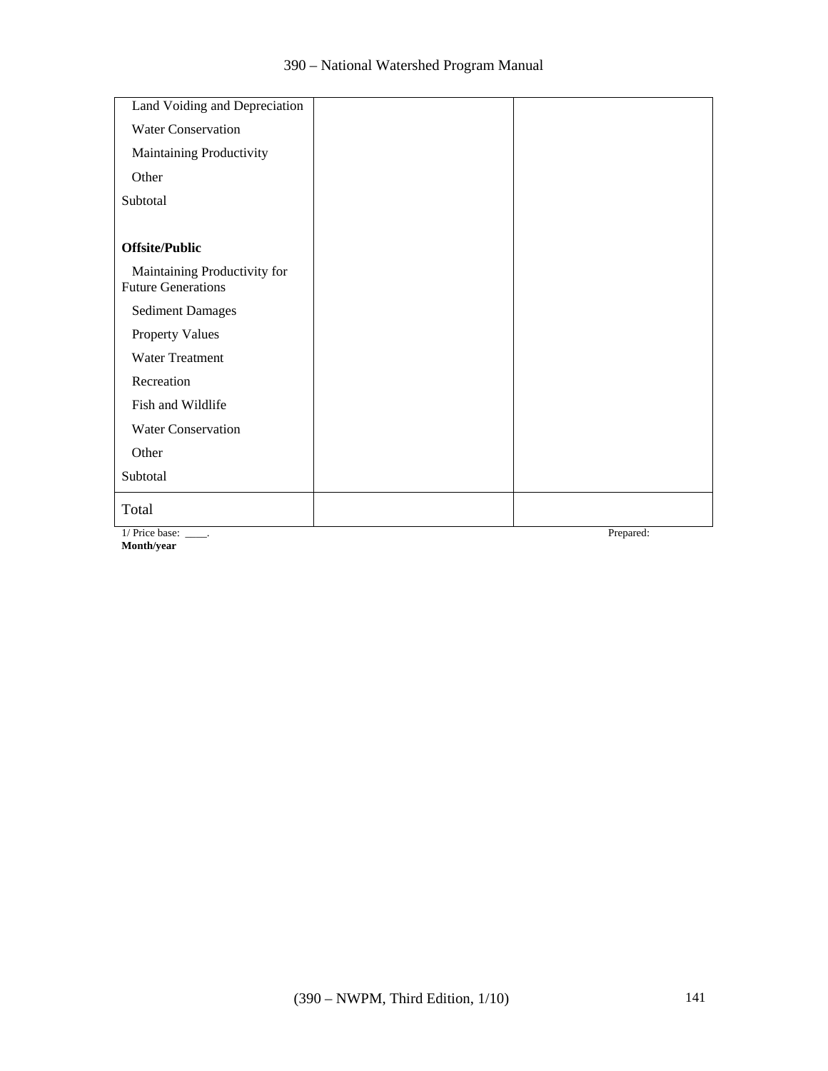| | | |
|---|---|---|
| Land Voiding and Depreciation | | |
| Water Conservation | | |
| Maintaining Productivity | | |
| Other | | |
| Subtotal | | |
| | | |
| **Offsite/Public** | | |
| Maintaining Productivity for Future Generations | | |
| Sediment Damages | | |
| Property Values | | |
| Water Treatment | | |
| Recreation | | |
| Fish and Wildlife | | |
| Water Conservation | | |
| Other | | |
| Subtotal | | |
| Total | | |

1/ Price base: ____.
**Month/year**

Prepared: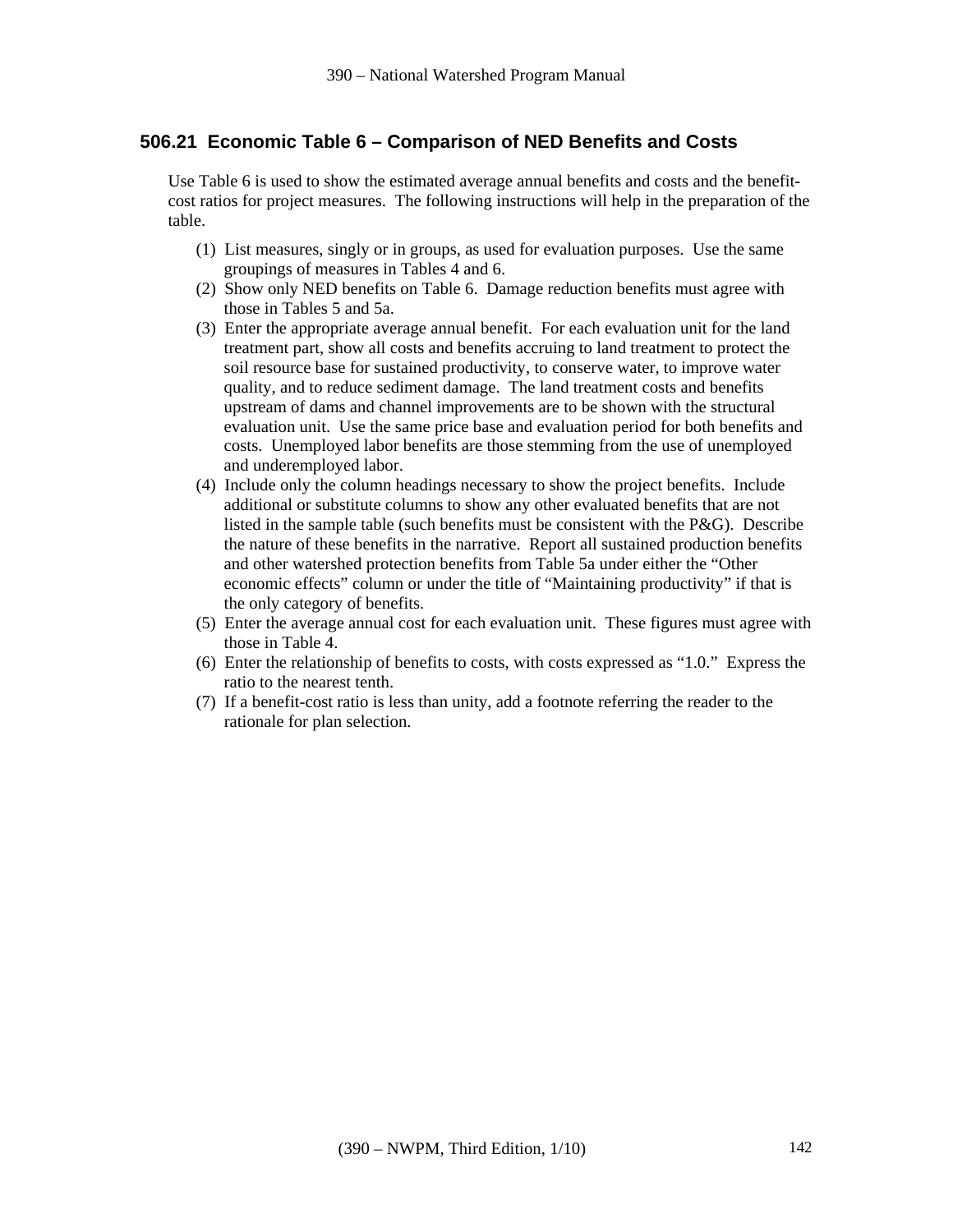## 506.21 Economic Table 6 – Comparison of NED Benefits and Costs

Use Table 6 is used to show the estimated average annual benefits and costs and the benefit-cost ratios for project measures. The following instructions will help in the preparation of the table.

(1) List measures, singly or in groups, as used for evaluation purposes. Use the same groupings of measures in Tables 4 and 6.

(2) Show only NED benefits on Table 6. Damage reduction benefits must agree with those in Tables 5 and 5a.

(3) Enter the appropriate average annual benefit. For each evaluation unit for the land treatment part, show all costs and benefits accruing to land treatment to protect the soil resource base for sustained productivity, to conserve water, to improve water quality, and to reduce sediment damage. The land treatment costs and benefits upstream of dams and channel improvements are to be shown with the structural evaluation unit. Use the same price base and evaluation period for both benefits and costs. Unemployed labor benefits are those stemming from the use of unemployed and underemployed labor.

(4) Include only the column headings necessary to show the project benefits. Include additional or substitute columns to show any other evaluated benefits that are not listed in the sample table (such benefits must be consistent with the P&G). Describe the nature of these benefits in the narrative. Report all sustained production benefits and other watershed protection benefits from Table 5a under either the "Other economic effects" column or under the title of "Maintaining productivity" if that is the only category of benefits.

(5) Enter the average annual cost for each evaluation unit. These figures must agree with those in Table 4.

(6) Enter the relationship of benefits to costs, with costs expressed as "1.0." Express the ratio to the nearest tenth.

(7) If a benefit-cost ratio is less than unity, add a footnote referring the reader to the rationale for plan selection.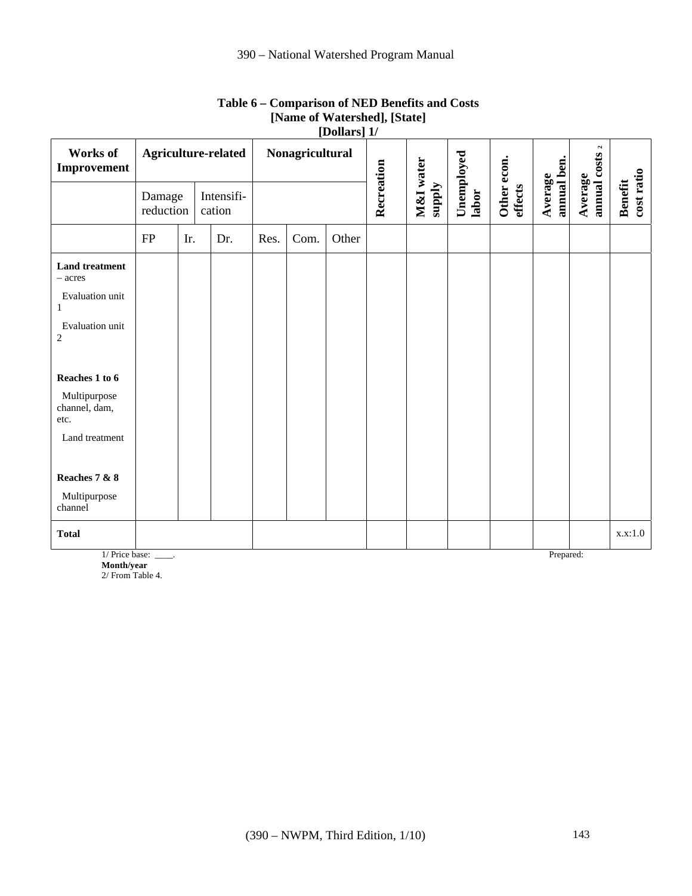**Table 6 – Comparison of NED Benefits and Costs**
**[Name of Watershed], [State]**
**[Dollars] 1/**

| Works of Improvement | Agriculture-related | | | Nonagricultural | | | Recreation | M&I water supply | Unemployed labor | Other econ. effects | Average annual ben. | Average annual costs 2/ | Benefit cost ratio |
|---|---|---|---|---|---|---|---|---|---|---|---|---|---|
| | Damage reduction | | Intensifi-cation | | | | | | | | | | |
| | FP | Ir. | Dr. | Res. | Com. | Other | | | | | | | |
| **Land treatment** – acres | | | | | | | | | | | | | |
| Evaluation unit 1 | | | | | | | | | | | | | |
| Evaluation unit 2 | | | | | | | | | | | | | |
| **Reaches 1 to 6** | | | | | | | | | | | | | |
| Multipurpose channel, dam, etc. | | | | | | | | | | | | | |
| Land treatment | | | | | | | | | | | | | |
| **Reaches 7 & 8** | | | | | | | | | | | | | |
| Multipurpose channel | | | | | | | | | | | | | |
| **Total** | | | | | | | | | | | | | x.x:1.0 |

1/ Price base: ____.
**Month/year**
2/ From Table 4.

Prepared: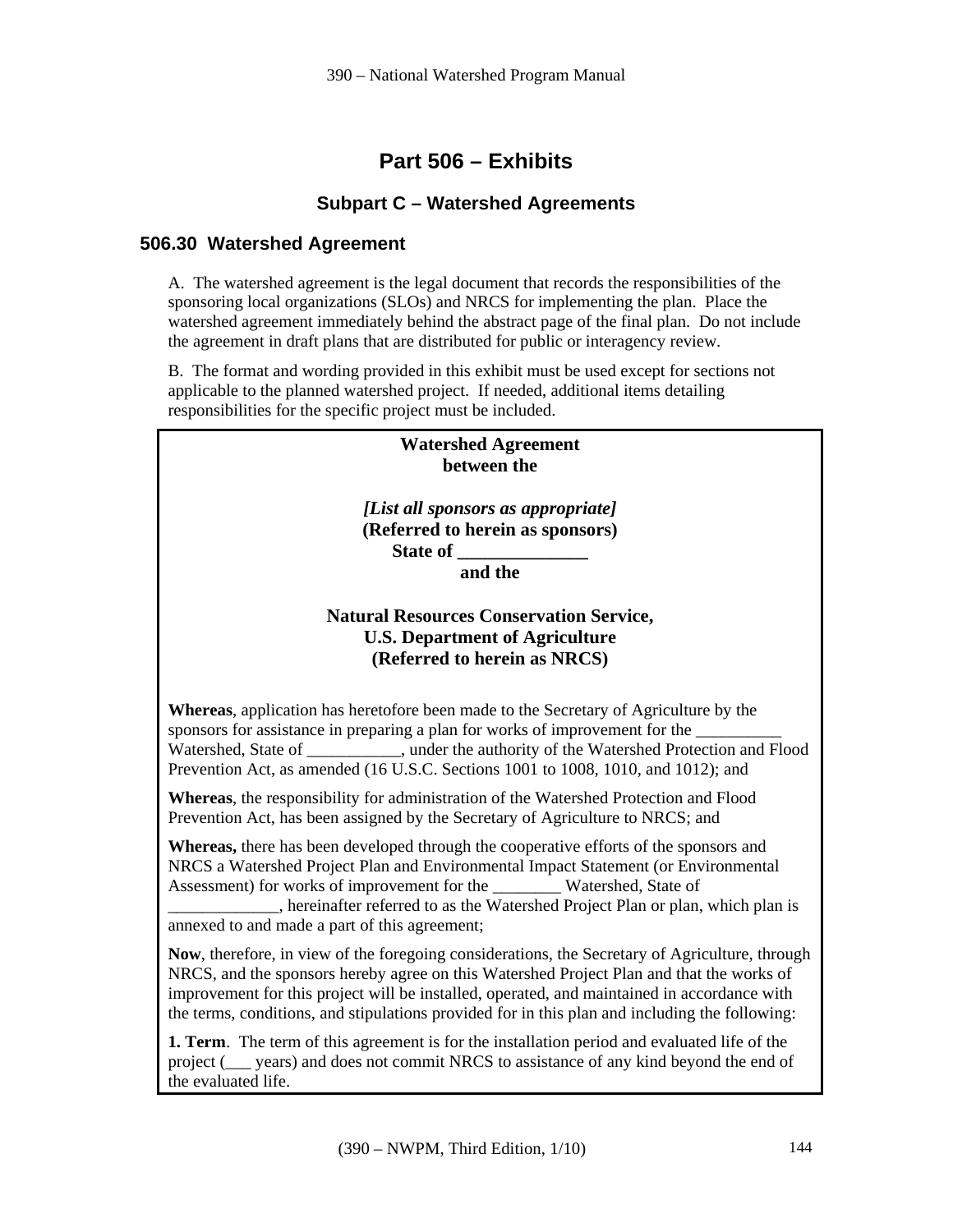# Part 506 – Exhibits

## Subpart C – Watershed Agreements

### 506.30 Watershed Agreement

A. The watershed agreement is the legal document that records the responsibilities of the sponsoring local organizations (SLOs) and NRCS for implementing the plan. Place the watershed agreement immediately behind the abstract page of the final plan. Do not include the agreement in draft plans that are distributed for public or interagency review.

B. The format and wording provided in this exhibit must be used except for sections not applicable to the planned watershed project. If needed, additional items detailing responsibilities for the specific project must be included.

---

**Watershed Agreement**
**between the**

***[List all sponsors as appropriate]***
**(Referred to herein as sponsors)**
**State of ______________**
**and the**

**Natural Resources Conservation Service,**
**U.S. Department of Agriculture**
**(Referred to herein as NRCS)**

**Whereas**, application has heretofore been made to the Secretary of Agriculture by the sponsors for assistance in preparing a plan for works of improvement for the __________ Watershed, State of ___________, under the authority of the Watershed Protection and Flood Prevention Act, as amended (16 U.S.C. Sections 1001 to 1008, 1010, and 1012); and

**Whereas**, the responsibility for administration of the Watershed Protection and Flood Prevention Act, has been assigned by the Secretary of Agriculture to NRCS; and

**Whereas,** there has been developed through the cooperative efforts of the sponsors and NRCS a Watershed Project Plan and Environmental Impact Statement (or Environmental Assessment) for works of improvement for the ________ Watershed, State of _____________, hereinafter referred to as the Watershed Project Plan or plan, which plan is annexed to and made a part of this agreement;

**Now**, therefore, in view of the foregoing considerations, the Secretary of Agriculture, through NRCS, and the sponsors hereby agree on this Watershed Project Plan and that the works of improvement for this project will be installed, operated, and maintained in accordance with the terms, conditions, and stipulations provided for in this plan and including the following:

**1. Term**. The term of this agreement is for the installation period and evaluated life of the project (___ years) and does not commit NRCS to assistance of any kind beyond the end of the evaluated life.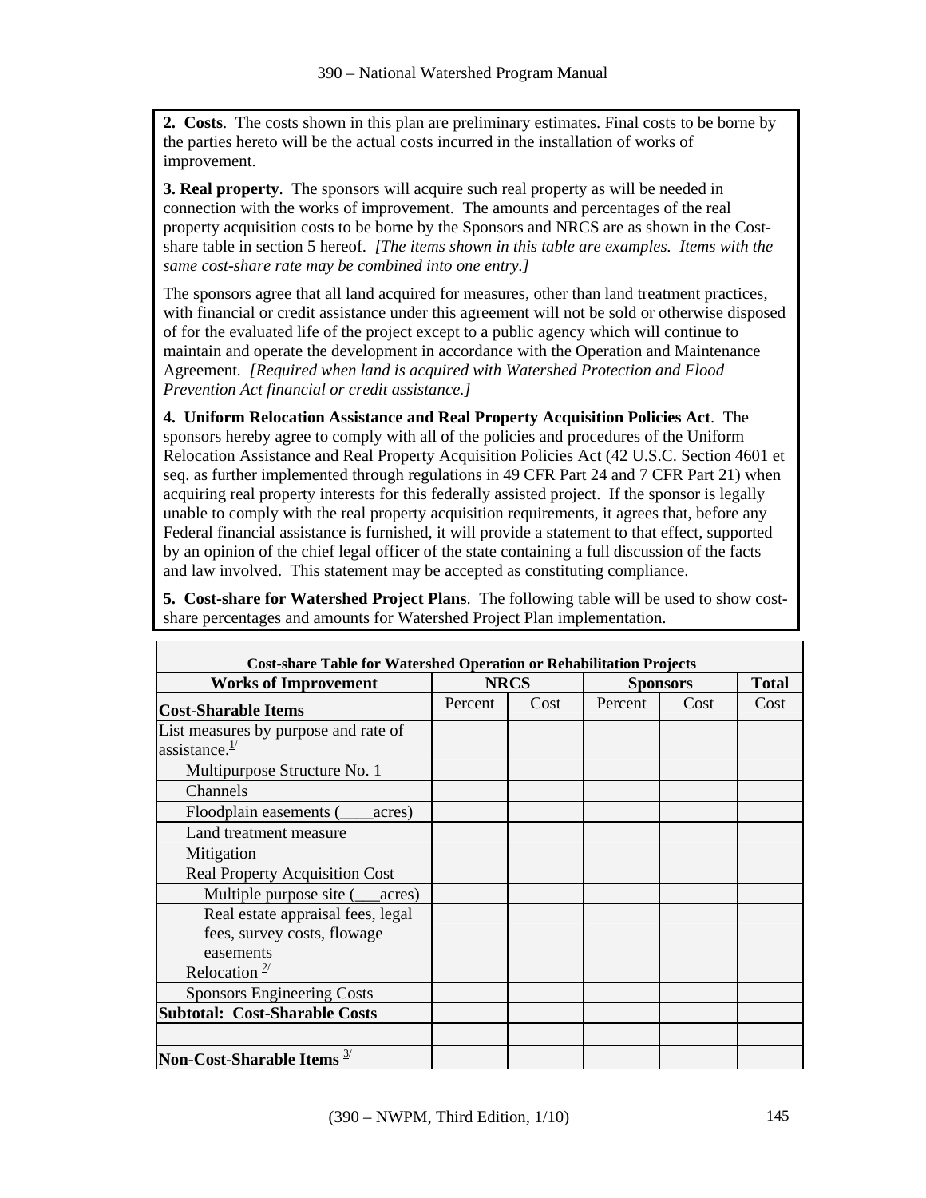**2. Costs**. The costs shown in this plan are preliminary estimates. Final costs to be borne by the parties hereto will be the actual costs incurred in the installation of works of improvement.

**3. Real property**. The sponsors will acquire such real property as will be needed in connection with the works of improvement. The amounts and percentages of the real property acquisition costs to be borne by the Sponsors and NRCS are as shown in the Cost-share table in section 5 hereof. *[The items shown in this table are examples. Items with the same cost-share rate may be combined into one entry.]*

The sponsors agree that all land acquired for measures, other than land treatment practices, with financial or credit assistance under this agreement will not be sold or otherwise disposed of for the evaluated life of the project except to a public agency which will continue to maintain and operate the development in accordance with the Operation and Maintenance Agreement. *[Required when land is acquired with Watershed Protection and Flood Prevention Act financial or credit assistance.]*

**4. Uniform Relocation Assistance and Real Property Acquisition Policies Act**. The sponsors hereby agree to comply with all of the policies and procedures of the Uniform Relocation Assistance and Real Property Acquisition Policies Act (42 U.S.C. Section 4601 et seq. as further implemented through regulations in 49 CFR Part 24 and 7 CFR Part 21) when acquiring real property interests for this federally assisted project. If the sponsor is legally unable to comply with the real property acquisition requirements, it agrees that, before any Federal financial assistance is furnished, it will provide a statement to that effect, supported by an opinion of the chief legal officer of the state containing a full discussion of the facts and law involved. This statement may be accepted as constituting compliance.

**5. Cost-share for Watershed Project Plans**. The following table will be used to show cost-share percentages and amounts for Watershed Project Plan implementation.

**Cost-share Table for Watershed Operation or Rehabilitation Projects**

| **Works of Improvement** | **NRCS** | | **Sponsors** | | **Total** |
|---|---|---|---|---|---|
| **Cost-Sharable Items** | Percent | Cost | Percent | Cost | Cost |
| List measures by purpose and rate of assistance.[1/] | | | | | |
| Multipurpose Structure No. 1 | | | | | |
| Channels | | | | | |
| Floodplain easements (____acres) | | | | | |
| Land treatment measure | | | | | |
| Mitigation | | | | | |
| Real Property Acquisition Cost | | | | | |
| Multiple purpose site (___acres) | | | | | |
| Real estate appraisal fees, legal fees, survey costs, flowage easements | | | | | |
| Relocation [2/] | | | | | |
| Sponsors Engineering Costs | | | | | |
| **Subtotal: Cost-Sharable Costs** | | | | | |
| | | | | | |
| **Non-Cost-Sharable Items** [3/] | | | | | |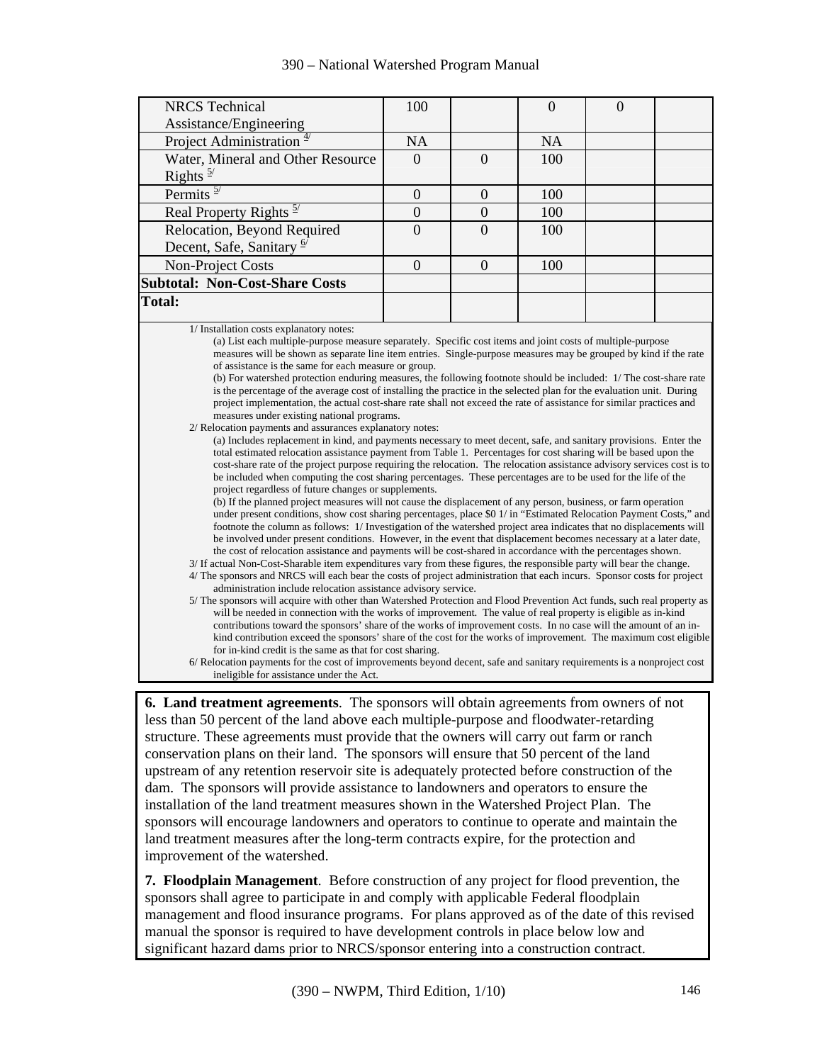| | | | | | |
|---|---|---|---|---|---|
| NRCS Technical Assistance/Engineering | 100 | | 0 | 0 | |
| Project Administration [4/] | NA | | NA | | |
| Water, Mineral and Other Resource Rights [5/] | 0 | 0 | 100 | | |
| Permits [5/] | 0 | 0 | 100 | | |
| Real Property Rights [5/] | 0 | 0 | 100 | | |
| Relocation, Beyond Required Decent, Safe, Sanitary [6/] | 0 | 0 | 100 | | |
| Non-Project Costs | 0 | 0 | 100 | | |
| **Subtotal: Non-Cost-Share Costs** | | | | | |
| **Total:** | | | | | |

1/ Installation costs explanatory notes:

(a) List each multiple-purpose measure separately. Specific cost items and joint costs of multiple-purpose measures will be shown as separate line item entries. Single-purpose measures may be grouped by kind if the rate of assistance is the same for each measure or group.

(b) For watershed protection enduring measures, the following footnote should be included: 1/ The cost-share rate is the percentage of the average cost of installing the practice in the selected plan for the evaluation unit. During project implementation, the actual cost-share rate shall not exceed the rate of assistance for similar practices and measures under existing national programs.

2/ Relocation payments and assurances explanatory notes:

(a) Includes replacement in kind, and payments necessary to meet decent, safe, and sanitary provisions. Enter the total estimated relocation assistance payment from Table 1. Percentages for cost sharing will be based upon the cost-share rate of the project purpose requiring the relocation. The relocation assistance advisory services cost is to be included when computing the cost sharing percentages. These percentages are to be used for the life of the project regardless of future changes or supplements.

(b) If the planned project measures will not cause the displacement of any person, business, or farm operation under present conditions, show cost sharing percentages, place $0 1/ in "Estimated Relocation Payment Costs," and footnote the column as follows: 1/ Investigation of the watershed project area indicates that no displacements will be involved under present conditions. However, in the event that displacement becomes necessary at a later date, the cost of relocation assistance and payments will be cost-shared in accordance with the percentages shown.

3/ If actual Non-Cost-Sharable item expenditures vary from these figures, the responsible party will bear the change.

4/ The sponsors and NRCS will each bear the costs of project administration that each incurs. Sponsor costs for project administration include relocation assistance advisory service.

5/ The sponsors will acquire with other than Watershed Protection and Flood Prevention Act funds, such real property as will be needed in connection with the works of improvement. The value of real property is eligible as in-kind contributions toward the sponsors' share of the works of improvement costs. In no case will the amount of an in-kind contribution exceed the sponsors' share of the cost for the works of improvement. The maximum cost eligible for in-kind credit is the same as that for cost sharing.

6/ Relocation payments for the cost of improvements beyond decent, safe and sanitary requirements is a nonproject cost ineligible for assistance under the Act.

**6. Land treatment agreements**. The sponsors will obtain agreements from owners of not less than 50 percent of the land above each multiple-purpose and floodwater-retarding structure. These agreements must provide that the owners will carry out farm or ranch conservation plans on their land. The sponsors will ensure that 50 percent of the land upstream of any retention reservoir site is adequately protected before construction of the dam. The sponsors will provide assistance to landowners and operators to ensure the installation of the land treatment measures shown in the Watershed Project Plan. The sponsors will encourage landowners and operators to continue to operate and maintain the land treatment measures after the long-term contracts expire, for the protection and improvement of the watershed.

**7. Floodplain Management**. Before construction of any project for flood prevention, the sponsors shall agree to participate in and comply with applicable Federal floodplain management and flood insurance programs. For plans approved as of the date of this revised manual the sponsor is required to have development controls in place below low and significant hazard dams prior to NRCS/sponsor entering into a construction contract.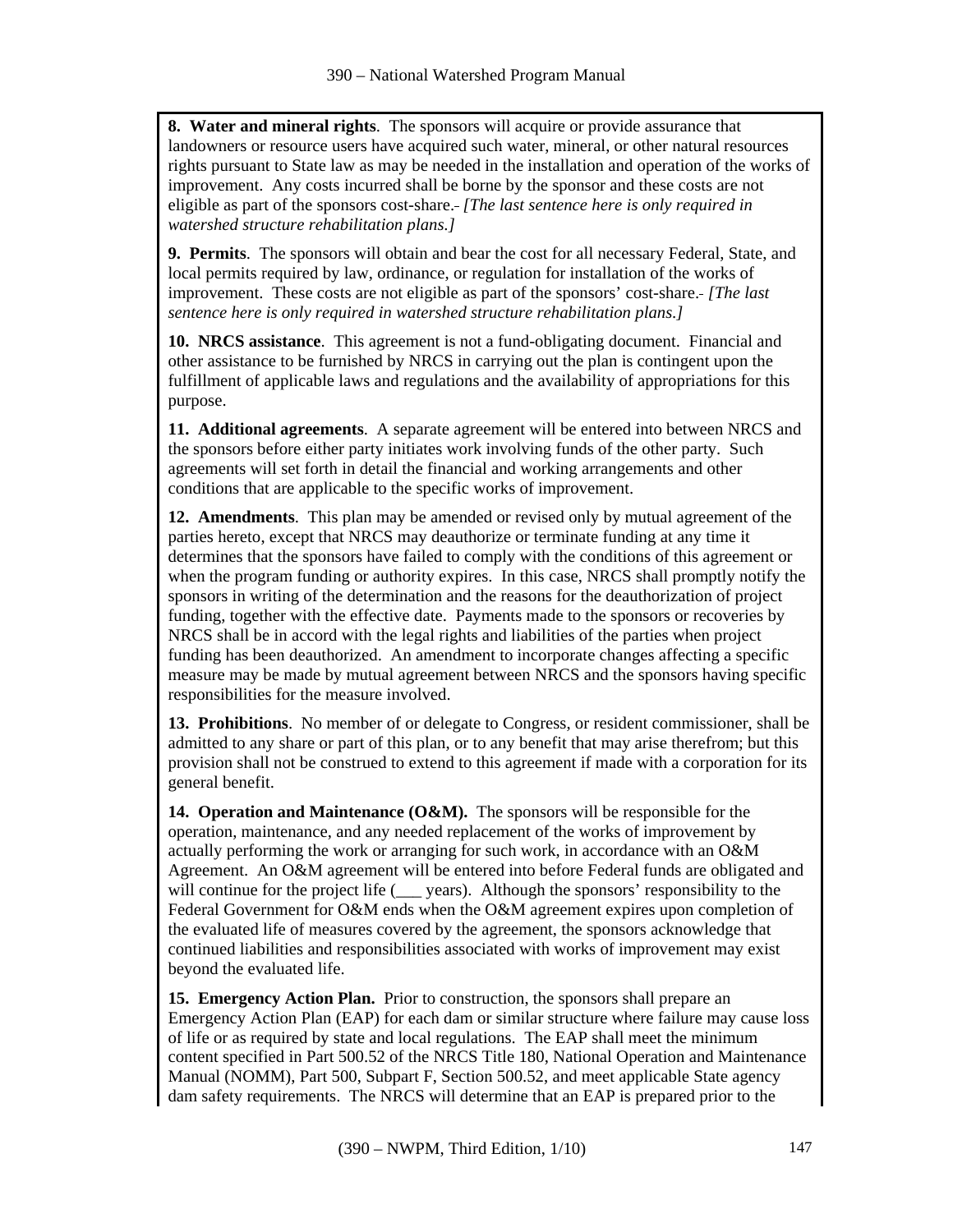**8. Water and mineral rights**. The sponsors will acquire or provide assurance that landowners or resource users have acquired such water, mineral, or other natural resources rights pursuant to State law as may be needed in the installation and operation of the works of improvement. Any costs incurred shall be borne by the sponsor and these costs are not eligible as part of the sponsors cost-share. *[The last sentence here is only required in watershed structure rehabilitation plans.]*

**9. Permits**. The sponsors will obtain and bear the cost for all necessary Federal, State, and local permits required by law, ordinance, or regulation for installation of the works of improvement. These costs are not eligible as part of the sponsors' cost-share. *[The last sentence here is only required in watershed structure rehabilitation plans.]*

**10. NRCS assistance**. This agreement is not a fund-obligating document. Financial and other assistance to be furnished by NRCS in carrying out the plan is contingent upon the fulfillment of applicable laws and regulations and the availability of appropriations for this purpose.

**11. Additional agreements**. A separate agreement will be entered into between NRCS and the sponsors before either party initiates work involving funds of the other party. Such agreements will set forth in detail the financial and working arrangements and other conditions that are applicable to the specific works of improvement.

**12. Amendments**. This plan may be amended or revised only by mutual agreement of the parties hereto, except that NRCS may deauthorize or terminate funding at any time it determines that the sponsors have failed to comply with the conditions of this agreement or when the program funding or authority expires. In this case, NRCS shall promptly notify the sponsors in writing of the determination and the reasons for the deauthorization of project funding, together with the effective date. Payments made to the sponsors or recoveries by NRCS shall be in accord with the legal rights and liabilities of the parties when project funding has been deauthorized. An amendment to incorporate changes affecting a specific measure may be made by mutual agreement between NRCS and the sponsors having specific responsibilities for the measure involved.

**13. Prohibitions**. No member of or delegate to Congress, or resident commissioner, shall be admitted to any share or part of this plan, or to any benefit that may arise therefrom; but this provision shall not be construed to extend to this agreement if made with a corporation for its general benefit.

**14. Operation and Maintenance (O&M).** The sponsors will be responsible for the operation, maintenance, and any needed replacement of the works of improvement by actually performing the work or arranging for such work, in accordance with an O&M Agreement. An O&M agreement will be entered into before Federal funds are obligated and will continue for the project life (___ years). Although the sponsors' responsibility to the Federal Government for O&M ends when the O&M agreement expires upon completion of the evaluated life of measures covered by the agreement, the sponsors acknowledge that continued liabilities and responsibilities associated with works of improvement may exist beyond the evaluated life.

**15. Emergency Action Plan.** Prior to construction, the sponsors shall prepare an Emergency Action Plan (EAP) for each dam or similar structure where failure may cause loss of life or as required by state and local regulations. The EAP shall meet the minimum content specified in Part 500.52 of the NRCS Title 180, National Operation and Maintenance Manual (NOMM), Part 500, Subpart F, Section 500.52, and meet applicable State agency dam safety requirements. The NRCS will determine that an EAP is prepared prior to the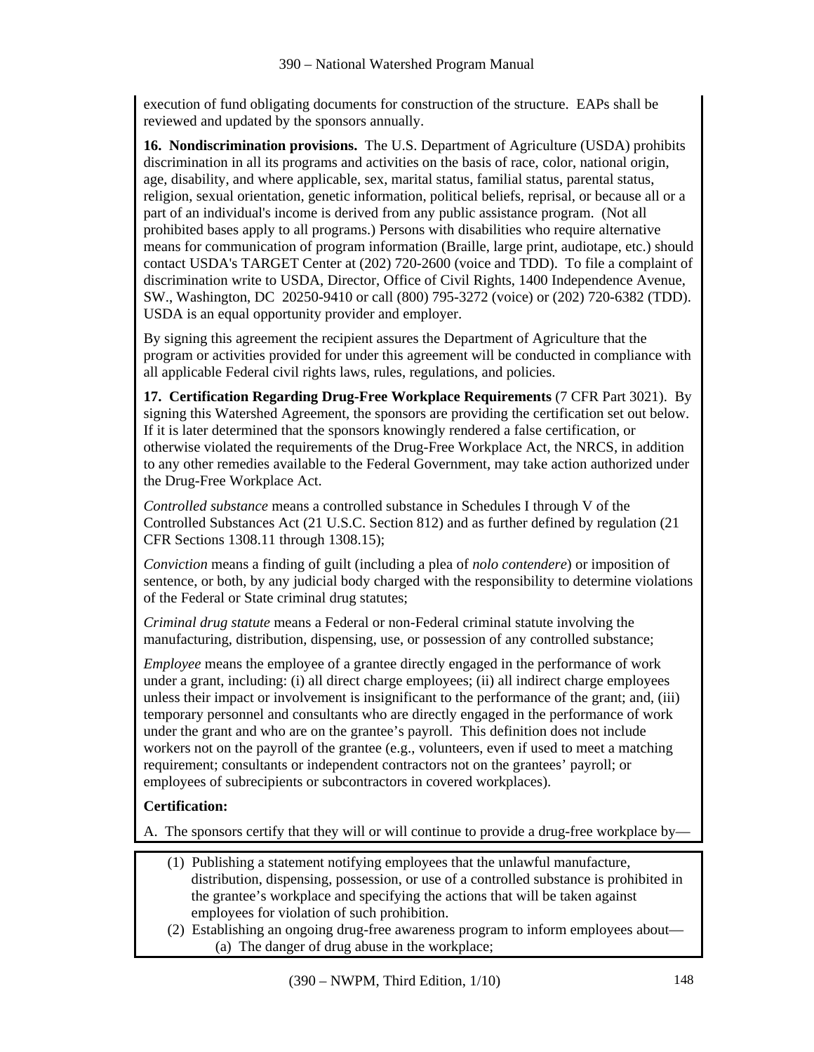execution of fund obligating documents for construction of the structure. EAPs shall be reviewed and updated by the sponsors annually.

**16. Nondiscrimination provisions.** The U.S. Department of Agriculture (USDA) prohibits discrimination in all its programs and activities on the basis of race, color, national origin, age, disability, and where applicable, sex, marital status, familial status, parental status, religion, sexual orientation, genetic information, political beliefs, reprisal, or because all or a part of an individual's income is derived from any public assistance program. (Not all prohibited bases apply to all programs.) Persons with disabilities who require alternative means for communication of program information (Braille, large print, audiotape, etc.) should contact USDA's TARGET Center at (202) 720-2600 (voice and TDD). To file a complaint of discrimination write to USDA, Director, Office of Civil Rights, 1400 Independence Avenue, SW., Washington, DC 20250-9410 or call (800) 795-3272 (voice) or (202) 720-6382 (TDD). USDA is an equal opportunity provider and employer.

By signing this agreement the recipient assures the Department of Agriculture that the program or activities provided for under this agreement will be conducted in compliance with all applicable Federal civil rights laws, rules, regulations, and policies.

**17. Certification Regarding Drug-Free Workplace Requirements** (7 CFR Part 3021). By signing this Watershed Agreement, the sponsors are providing the certification set out below. If it is later determined that the sponsors knowingly rendered a false certification, or otherwise violated the requirements of the Drug-Free Workplace Act, the NRCS, in addition to any other remedies available to the Federal Government, may take action authorized under the Drug-Free Workplace Act.

*Controlled substance* means a controlled substance in Schedules I through V of the Controlled Substances Act (21 U.S.C. Section 812) and as further defined by regulation (21 CFR Sections 1308.11 through 1308.15);

*Conviction* means a finding of guilt (including a plea of *nolo contendere*) or imposition of sentence, or both, by any judicial body charged with the responsibility to determine violations of the Federal or State criminal drug statutes;

*Criminal drug statute* means a Federal or non-Federal criminal statute involving the manufacturing, distribution, dispensing, use, or possession of any controlled substance;

*Employee* means the employee of a grantee directly engaged in the performance of work under a grant, including: (i) all direct charge employees; (ii) all indirect charge employees unless their impact or involvement is insignificant to the performance of the grant; and, (iii) temporary personnel and consultants who are directly engaged in the performance of work under the grant and who are on the grantee's payroll. This definition does not include workers not on the payroll of the grantee (e.g., volunteers, even if used to meet a matching requirement; consultants or independent contractors not on the grantees' payroll; or employees of subrecipients or subcontractors in covered workplaces).

**Certification:**

A. The sponsors certify that they will or will continue to provide a drug-free workplace by—

(1) Publishing a statement notifying employees that the unlawful manufacture, distribution, dispensing, possession, or use of a controlled substance is prohibited in the grantee's workplace and specifying the actions that will be taken against employees for violation of such prohibition.

(2) Establishing an ongoing drug-free awareness program to inform employees about—

  (a) The danger of drug abuse in the workplace;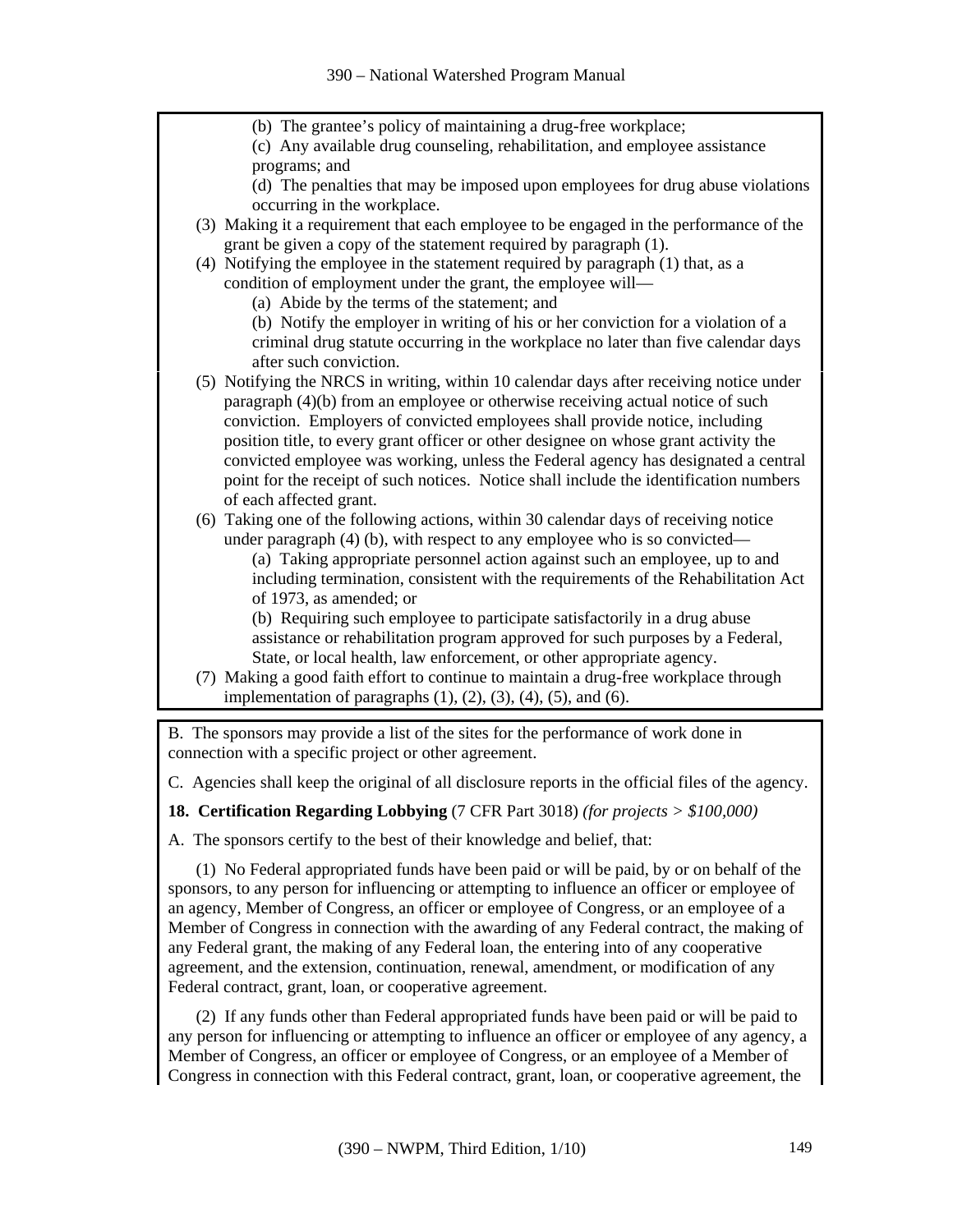(b) The grantee's policy of maintaining a drug-free workplace;

(c) Any available drug counseling, rehabilitation, and employee assistance programs; and

(d) The penalties that may be imposed upon employees for drug abuse violations occurring in the workplace.

(3) Making it a requirement that each employee to be engaged in the performance of the grant be given a copy of the statement required by paragraph (1).

(4) Notifying the employee in the statement required by paragraph (1) that, as a condition of employment under the grant, the employee will—

(a) Abide by the terms of the statement; and

(b) Notify the employer in writing of his or her conviction for a violation of a criminal drug statute occurring in the workplace no later than five calendar days after such conviction.

(5) Notifying the NRCS in writing, within 10 calendar days after receiving notice under paragraph (4)(b) from an employee or otherwise receiving actual notice of such conviction. Employers of convicted employees shall provide notice, including position title, to every grant officer or other designee on whose grant activity the convicted employee was working, unless the Federal agency has designated a central point for the receipt of such notices. Notice shall include the identification numbers of each affected grant.

(6) Taking one of the following actions, within 30 calendar days of receiving notice under paragraph (4) (b), with respect to any employee who is so convicted—

(a) Taking appropriate personnel action against such an employee, up to and including termination, consistent with the requirements of the Rehabilitation Act of 1973, as amended; or

(b) Requiring such employee to participate satisfactorily in a drug abuse assistance or rehabilitation program approved for such purposes by a Federal, State, or local health, law enforcement, or other appropriate agency.

(7) Making a good faith effort to continue to maintain a drug-free workplace through implementation of paragraphs (1), (2), (3), (4), (5), and (6).

B. The sponsors may provide a list of the sites for the performance of work done in connection with a specific project or other agreement.

C. Agencies shall keep the original of all disclosure reports in the official files of the agency.

**18. Certification Regarding Lobbying** (7 CFR Part 3018) *(for projects > $100,000)*

A. The sponsors certify to the best of their knowledge and belief, that:

(1) No Federal appropriated funds have been paid or will be paid, by or on behalf of the sponsors, to any person for influencing or attempting to influence an officer or employee of an agency, Member of Congress, an officer or employee of Congress, or an employee of a Member of Congress in connection with the awarding of any Federal contract, the making of any Federal grant, the making of any Federal loan, the entering into of any cooperative agreement, and the extension, continuation, renewal, amendment, or modification of any Federal contract, grant, loan, or cooperative agreement.

(2) If any funds other than Federal appropriated funds have been paid or will be paid to any person for influencing or attempting to influence an officer or employee of any agency, a Member of Congress, an officer or employee of Congress, or an employee of a Member of Congress in connection with this Federal contract, grant, loan, or cooperative agreement, the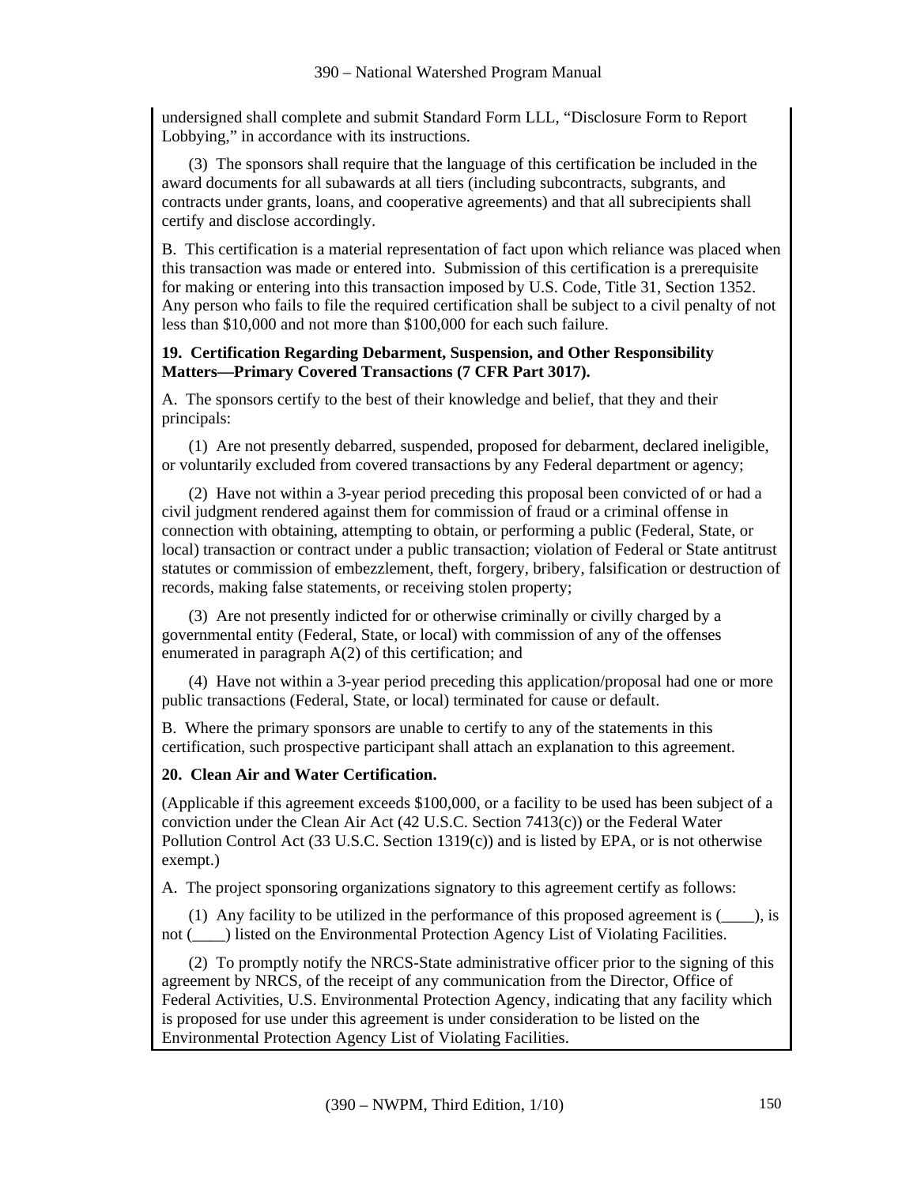undersigned shall complete and submit Standard Form LLL, "Disclosure Form to Report Lobbying," in accordance with its instructions.

(3) The sponsors shall require that the language of this certification be included in the award documents for all subawards at all tiers (including subcontracts, subgrants, and contracts under grants, loans, and cooperative agreements) and that all subrecipients shall certify and disclose accordingly.

B. This certification is a material representation of fact upon which reliance was placed when this transaction was made or entered into. Submission of this certification is a prerequisite for making or entering into this transaction imposed by U.S. Code, Title 31, Section 1352. Any person who fails to file the required certification shall be subject to a civil penalty of not less than $10,000 and not more than $100,000 for each such failure.

**19. Certification Regarding Debarment, Suspension, and Other Responsibility Matters—Primary Covered Transactions (7 CFR Part 3017).**

A. The sponsors certify to the best of their knowledge and belief, that they and their principals:

(1) Are not presently debarred, suspended, proposed for debarment, declared ineligible, or voluntarily excluded from covered transactions by any Federal department or agency;

(2) Have not within a 3-year period preceding this proposal been convicted of or had a civil judgment rendered against them for commission of fraud or a criminal offense in connection with obtaining, attempting to obtain, or performing a public (Federal, State, or local) transaction or contract under a public transaction; violation of Federal or State antitrust statutes or commission of embezzlement, theft, forgery, bribery, falsification or destruction of records, making false statements, or receiving stolen property;

(3) Are not presently indicted for or otherwise criminally or civilly charged by a governmental entity (Federal, State, or local) with commission of any of the offenses enumerated in paragraph A(2) of this certification; and

(4) Have not within a 3-year period preceding this application/proposal had one or more public transactions (Federal, State, or local) terminated for cause or default.

B. Where the primary sponsors are unable to certify to any of the statements in this certification, such prospective participant shall attach an explanation to this agreement.

**20. Clean Air and Water Certification.**

(Applicable if this agreement exceeds $100,000, or a facility to be used has been subject of a conviction under the Clean Air Act (42 U.S.C. Section 7413(c)) or the Federal Water Pollution Control Act (33 U.S.C. Section 1319(c)) and is listed by EPA, or is not otherwise exempt.)

A. The project sponsoring organizations signatory to this agreement certify as follows:

(1) Any facility to be utilized in the performance of this proposed agreement is (____), is not (____) listed on the Environmental Protection Agency List of Violating Facilities.

(2) To promptly notify the NRCS-State administrative officer prior to the signing of this agreement by NRCS, of the receipt of any communication from the Director, Office of Federal Activities, U.S. Environmental Protection Agency, indicating that any facility which is proposed for use under this agreement is under consideration to be listed on the Environmental Protection Agency List of Violating Facilities.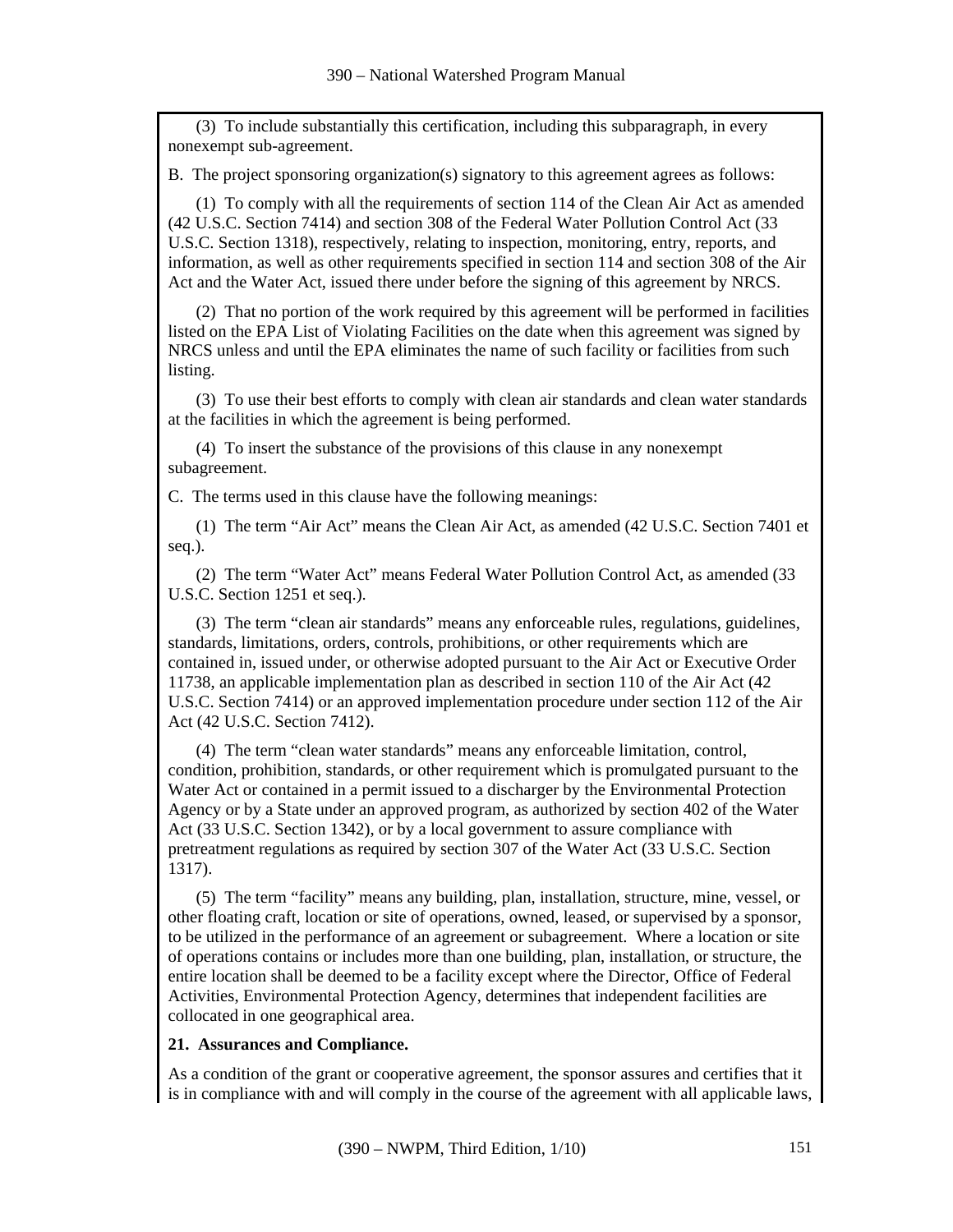(3) To include substantially this certification, including this subparagraph, in every nonexempt sub-agreement.

B. The project sponsoring organization(s) signatory to this agreement agrees as follows:

(1) To comply with all the requirements of section 114 of the Clean Air Act as amended (42 U.S.C. Section 7414) and section 308 of the Federal Water Pollution Control Act (33 U.S.C. Section 1318), respectively, relating to inspection, monitoring, entry, reports, and information, as well as other requirements specified in section 114 and section 308 of the Air Act and the Water Act, issued there under before the signing of this agreement by NRCS.

(2) That no portion of the work required by this agreement will be performed in facilities listed on the EPA List of Violating Facilities on the date when this agreement was signed by NRCS unless and until the EPA eliminates the name of such facility or facilities from such listing.

(3) To use their best efforts to comply with clean air standards and clean water standards at the facilities in which the agreement is being performed.

(4) To insert the substance of the provisions of this clause in any nonexempt subagreement.

C. The terms used in this clause have the following meanings:

(1) The term "Air Act" means the Clean Air Act, as amended (42 U.S.C. Section 7401 et seq.).

(2) The term "Water Act" means Federal Water Pollution Control Act, as amended (33 U.S.C. Section 1251 et seq.).

(3) The term "clean air standards" means any enforceable rules, regulations, guidelines, standards, limitations, orders, controls, prohibitions, or other requirements which are contained in, issued under, or otherwise adopted pursuant to the Air Act or Executive Order 11738, an applicable implementation plan as described in section 110 of the Air Act (42 U.S.C. Section 7414) or an approved implementation procedure under section 112 of the Air Act (42 U.S.C. Section 7412).

(4) The term "clean water standards" means any enforceable limitation, control, condition, prohibition, standards, or other requirement which is promulgated pursuant to the Water Act or contained in a permit issued to a discharger by the Environmental Protection Agency or by a State under an approved program, as authorized by section 402 of the Water Act (33 U.S.C. Section 1342), or by a local government to assure compliance with pretreatment regulations as required by section 307 of the Water Act (33 U.S.C. Section 1317).

(5) The term "facility" means any building, plan, installation, structure, mine, vessel, or other floating craft, location or site of operations, owned, leased, or supervised by a sponsor, to be utilized in the performance of an agreement or subagreement. Where a location or site of operations contains or includes more than one building, plan, installation, or structure, the entire location shall be deemed to be a facility except where the Director, Office of Federal Activities, Environmental Protection Agency, determines that independent facilities are collocated in one geographical area.

**21. Assurances and Compliance.**

As a condition of the grant or cooperative agreement, the sponsor assures and certifies that it is in compliance with and will comply in the course of the agreement with all applicable laws,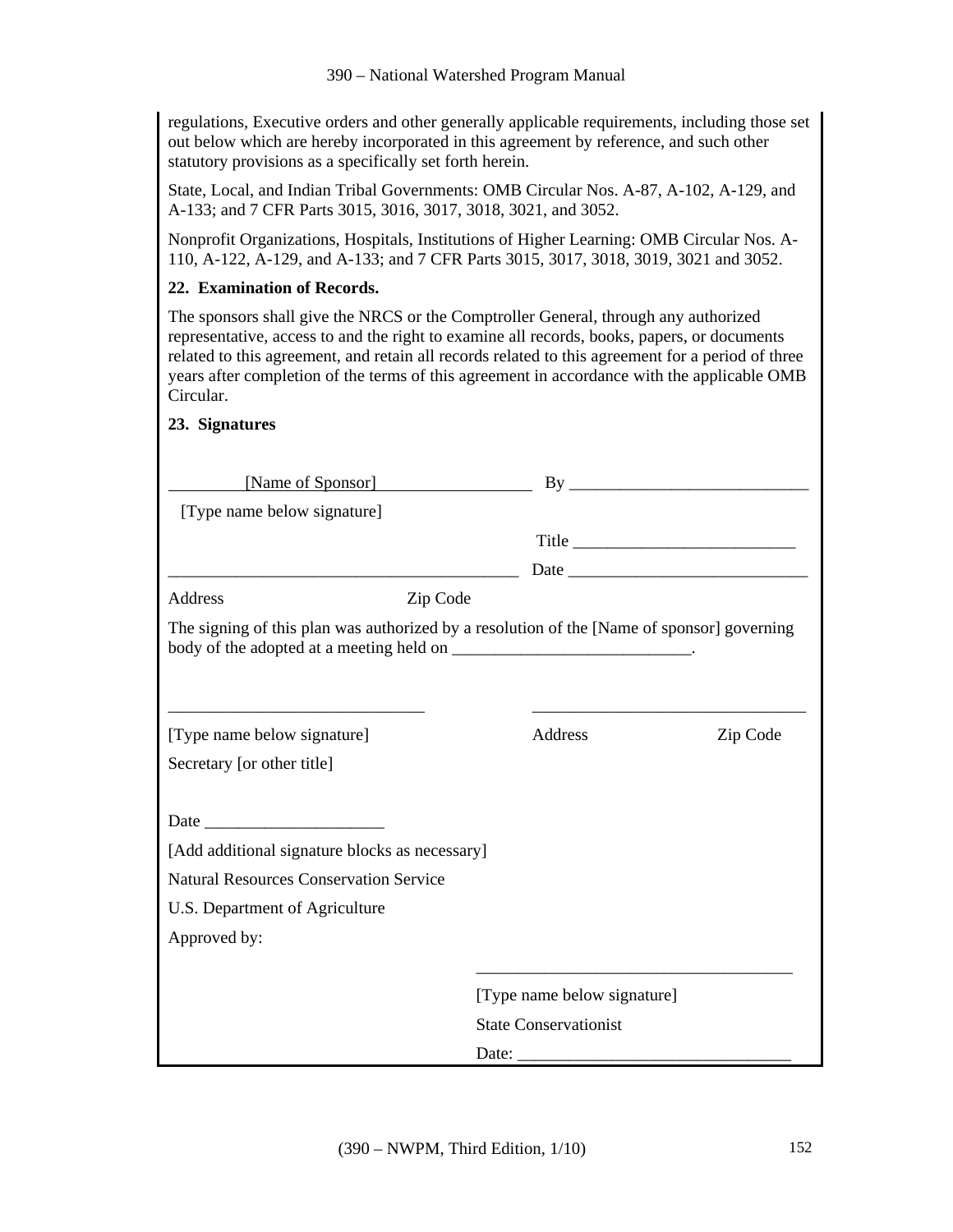regulations, Executive orders and other generally applicable requirements, including those set out below which are hereby incorporated in this agreement by reference, and such other statutory provisions as a specifically set forth herein.

State, Local, and Indian Tribal Governments: OMB Circular Nos. A-87, A-102, A-129, and A-133; and 7 CFR Parts 3015, 3016, 3017, 3018, 3021, and 3052.

Nonprofit Organizations, Hospitals, Institutions of Higher Learning: OMB Circular Nos. A-110, A-122, A-129, and A-133; and 7 CFR Parts 3015, 3017, 3018, 3019, 3021 and 3052.

**22. Examination of Records.**

The sponsors shall give the NRCS or the Comptroller General, through any authorized representative, access to and the right to examine all records, books, papers, or documents related to this agreement, and retain all records related to this agreement for a period of three years after completion of the terms of this agreement in accordance with the applicable OMB Circular.

**23. Signatures**

[Name of Sponsor] By ____________________________

[Type name below signature]

Title __________________________

__________________________________________ Date ____________________________

Address Zip Code

The signing of this plan was authorized by a resolution of the [Name of sponsor] governing body of the adopted at a meeting held on ____________________________.

______________________________ ________________________________

[Type name below signature] Address Zip Code

Secretary [or other title]

Date _____________________

[Add additional signature blocks as necessary]

Natural Resources Conservation Service

U.S. Department of Agriculture

Approved by:

_____________________________________

[Type name below signature]

State Conservationist

Date: ________________________________

(390 – NWPM, Third Edition, 1/10)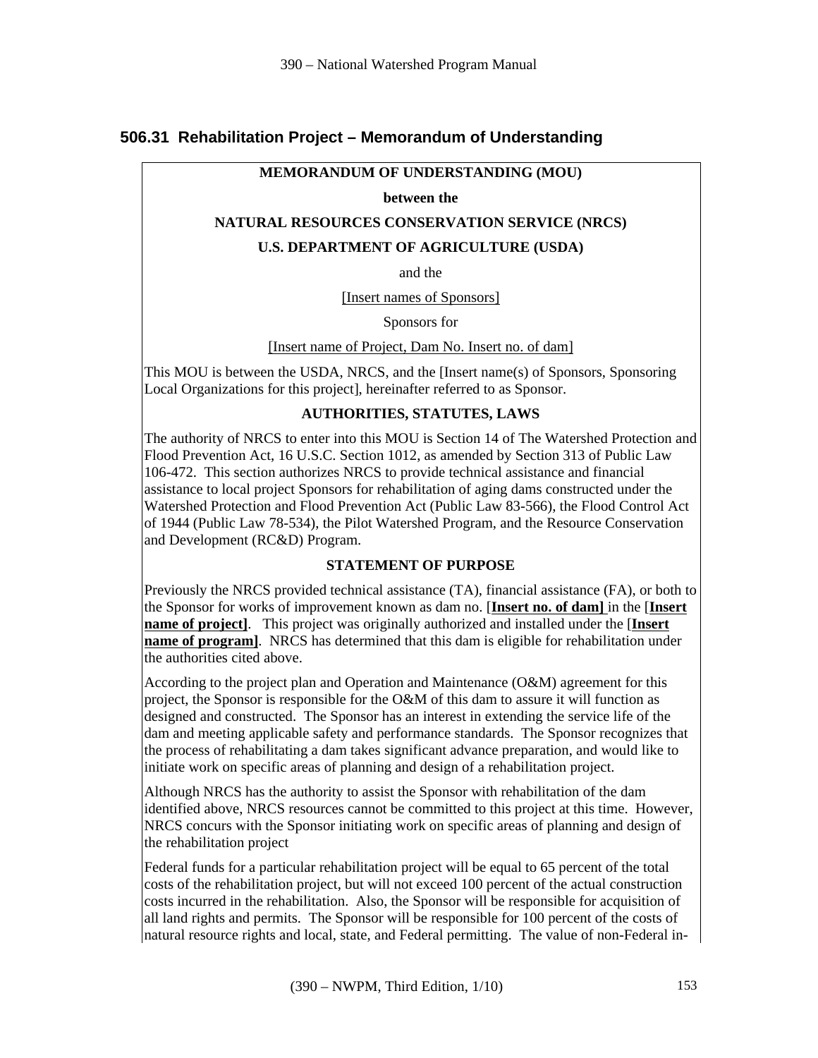## 506.31 Rehabilitation Project – Memorandum of Understanding

**MEMORANDUM OF UNDERSTANDING (MOU)**

**between the**

**NATURAL RESOURCES CONSERVATION SERVICE (NRCS)**

**U.S. DEPARTMENT OF AGRICULTURE (USDA)**

and the

[Insert names of Sponsors]

Sponsors for

[Insert name of Project, Dam No. Insert no. of dam]

This MOU is between the USDA, NRCS, and the [Insert name(s) of Sponsors, Sponsoring Local Organizations for this project], hereinafter referred to as Sponsor.

**AUTHORITIES, STATUTES, LAWS**

The authority of NRCS to enter into this MOU is Section 14 of The Watershed Protection and Flood Prevention Act, 16 U.S.C. Section 1012, as amended by Section 313 of Public Law 106-472. This section authorizes NRCS to provide technical assistance and financial assistance to local project Sponsors for rehabilitation of aging dams constructed under the Watershed Protection and Flood Prevention Act (Public Law 83-566), the Flood Control Act of 1944 (Public Law 78-534), the Pilot Watershed Program, and the Resource Conservation and Development (RC&D) Program.

**STATEMENT OF PURPOSE**

Previously the NRCS provided technical assistance (TA), financial assistance (FA), or both to the Sponsor for works of improvement known as dam no. [**Insert no. of dam]** in the [**Insert name of project]**. This project was originally authorized and installed under the [**Insert name of program]**. NRCS has determined that this dam is eligible for rehabilitation under the authorities cited above.

According to the project plan and Operation and Maintenance (O&M) agreement for this project, the Sponsor is responsible for the O&M of this dam to assure it will function as designed and constructed. The Sponsor has an interest in extending the service life of the dam and meeting applicable safety and performance standards. The Sponsor recognizes that the process of rehabilitating a dam takes significant advance preparation, and would like to initiate work on specific areas of planning and design of a rehabilitation project.

Although NRCS has the authority to assist the Sponsor with rehabilitation of the dam identified above, NRCS resources cannot be committed to this project at this time. However, NRCS concurs with the Sponsor initiating work on specific areas of planning and design of the rehabilitation project

Federal funds for a particular rehabilitation project will be equal to 65 percent of the total costs of the rehabilitation project, but will not exceed 100 percent of the actual construction costs incurred in the rehabilitation. Also, the Sponsor will be responsible for acquisition of all land rights and permits. The Sponsor will be responsible for 100 percent of the costs of natural resource rights and local, state, and Federal permitting. The value of non-Federal in-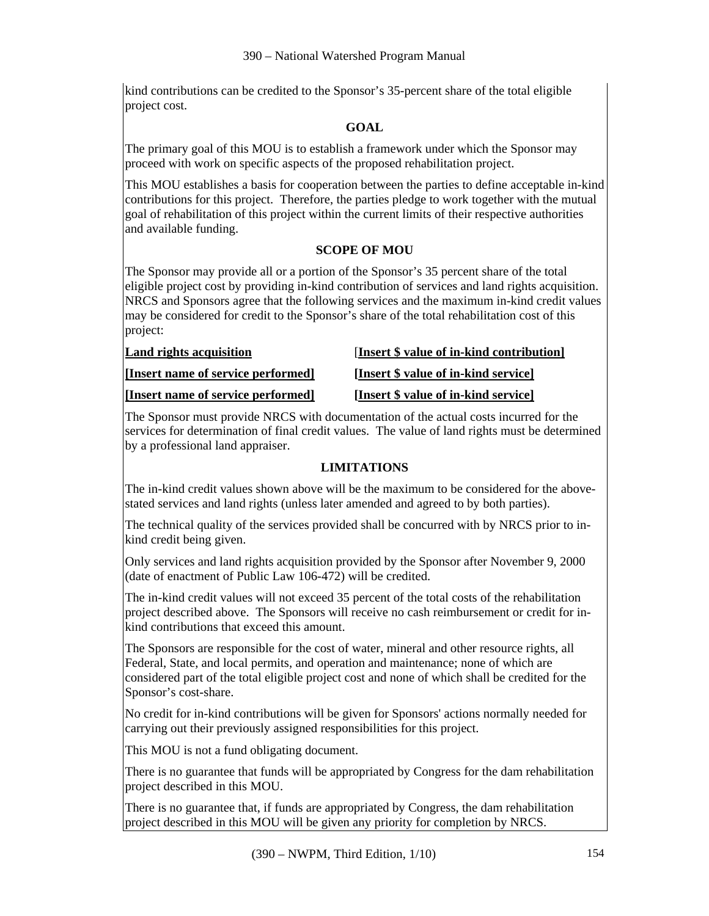kind contributions can be credited to the Sponsor's 35-percent share of the total eligible project cost.

**GOAL**

The primary goal of this MOU is to establish a framework under which the Sponsor may proceed with work on specific aspects of the proposed rehabilitation project.

This MOU establishes a basis for cooperation between the parties to define acceptable in-kind contributions for this project. Therefore, the parties pledge to work together with the mutual goal of rehabilitation of this project within the current limits of their respective authorities and available funding.

**SCOPE OF MOU**

The Sponsor may provide all or a portion of the Sponsor's 35 percent share of the total eligible project cost by providing in-kind contribution of services and land rights acquisition. NRCS and Sponsors agree that the following services and the maximum in-kind credit values may be considered for credit to the Sponsor's share of the total rehabilitation cost of this project:

| | |
|---|---|
| **Land rights acquisition** | [**Insert $ value of in-kind contribution]** |
| **[Insert name of service performed]** | **[Insert $ value of in-kind service]** |
| **[Insert name of service performed]** | **[Insert $ value of in-kind service]** |

The Sponsor must provide NRCS with documentation of the actual costs incurred for the services for determination of final credit values. The value of land rights must be determined by a professional land appraiser.

**LIMITATIONS**

The in-kind credit values shown above will be the maximum to be considered for the above-stated services and land rights (unless later amended and agreed to by both parties).

The technical quality of the services provided shall be concurred with by NRCS prior to in-kind credit being given.

Only services and land rights acquisition provided by the Sponsor after November 9, 2000 (date of enactment of Public Law 106-472) will be credited.

The in-kind credit values will not exceed 35 percent of the total costs of the rehabilitation project described above. The Sponsors will receive no cash reimbursement or credit for in-kind contributions that exceed this amount.

The Sponsors are responsible for the cost of water, mineral and other resource rights, all Federal, State, and local permits, and operation and maintenance; none of which are considered part of the total eligible project cost and none of which shall be credited for the Sponsor's cost-share.

No credit for in-kind contributions will be given for Sponsors' actions normally needed for carrying out their previously assigned responsibilities for this project.

This MOU is not a fund obligating document.

There is no guarantee that funds will be appropriated by Congress for the dam rehabilitation project described in this MOU.

There is no guarantee that, if funds are appropriated by Congress, the dam rehabilitation project described in this MOU will be given any priority for completion by NRCS.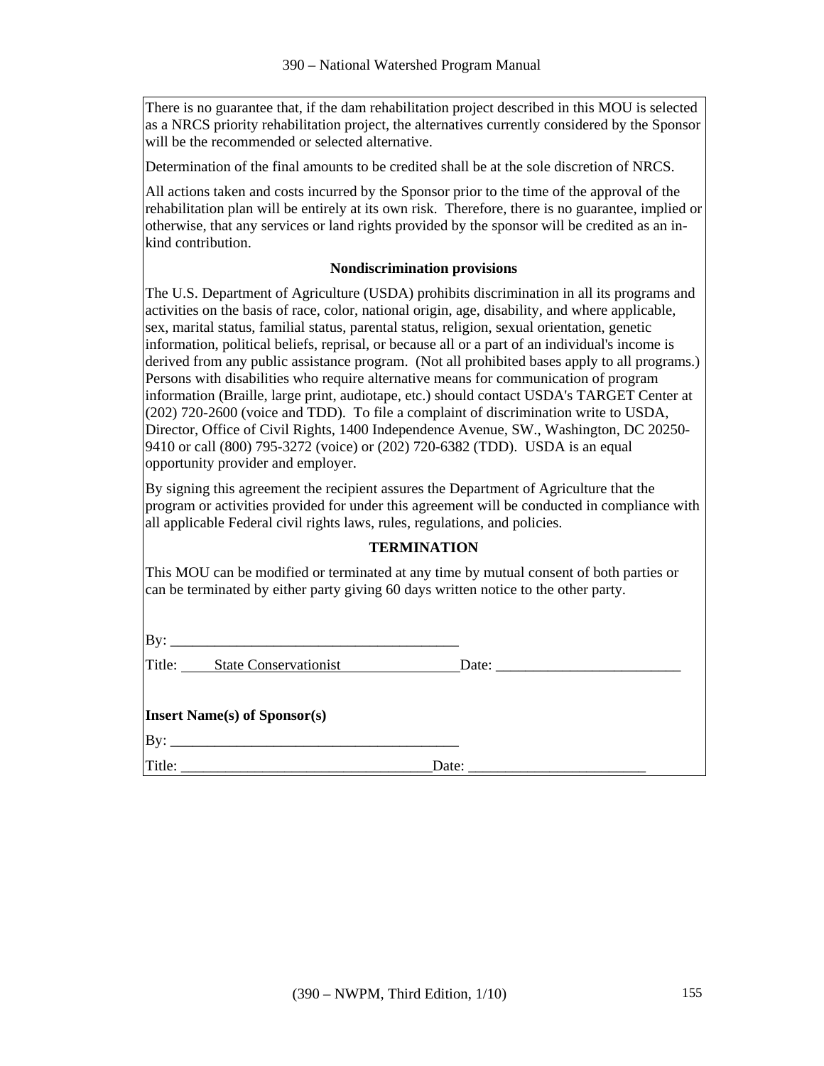There is no guarantee that, if the dam rehabilitation project described in this MOU is selected as a NRCS priority rehabilitation project, the alternatives currently considered by the Sponsor will be the recommended or selected alternative.

Determination of the final amounts to be credited shall be at the sole discretion of NRCS.

All actions taken and costs incurred by the Sponsor prior to the time of the approval of the rehabilitation plan will be entirely at its own risk. Therefore, there is no guarantee, implied or otherwise, that any services or land rights provided by the sponsor will be credited as an in-kind contribution.

**Nondiscrimination provisions**

The U.S. Department of Agriculture (USDA) prohibits discrimination in all its programs and activities on the basis of race, color, national origin, age, disability, and where applicable, sex, marital status, familial status, parental status, religion, sexual orientation, genetic information, political beliefs, reprisal, or because all or a part of an individual's income is derived from any public assistance program. (Not all prohibited bases apply to all programs.) Persons with disabilities who require alternative means for communication of program information (Braille, large print, audiotape, etc.) should contact USDA's TARGET Center at (202) 720-2600 (voice and TDD). To file a complaint of discrimination write to USDA, Director, Office of Civil Rights, 1400 Independence Avenue, SW., Washington, DC 20250-9410 or call (800) 795-3272 (voice) or (202) 720-6382 (TDD). USDA is an equal opportunity provider and employer.

By signing this agreement the recipient assures the Department of Agriculture that the program or activities provided for under this agreement will be conducted in compliance with all applicable Federal civil rights laws, rules, regulations, and policies.

**TERMINATION**

This MOU can be modified or terminated at any time by mutual consent of both parties or can be terminated by either party giving 60 days written notice to the other party.

By: ________________________________________

Title: State Conservationist Date: _________________________

**Insert Name(s) of Sponsor(s)**

By: ________________________________________

Title: __________________________________Date: ________________________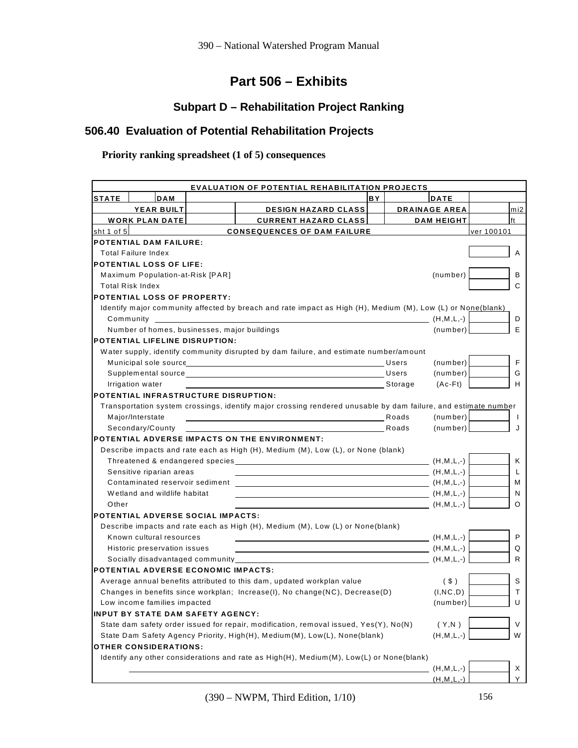# Part 506 – Exhibits

## Subpart D – Rehabilitation Project Ranking

### 506.40 Evaluation of Potential Rehabilitation Projects

**Priority ranking spreadsheet (1 of 5) consequences**

| EVALUATION OF POTENTIAL REHABILITATION PROJECTS | | | | | | |
|---|---|---|---|---|---|---|
| **STATE** | | **DAM** | | **BY** | | **DATE** |
| **YEAR BUILT** | | **DESIGN HAZARD CLASS** | | **DRAINAGE AREA** | | mi2 |
| **WORK PLAN DATE** | | **CURRENT HAZARD CLASS** | | **DAM HEIGHT** | | ft |
| sht 1 of 5 | | **CONSEQUENCES OF DAM FAILURE** | | | ver 100101 | |
| **POTENTIAL DAM FAILURE:** | | | | | | |
| Total Failure Index | | | | | | A |
| **POTENTIAL LOSS OF LIFE:** | | | | | | |
| Maximum Population-at-Risk [PAR] | | | | (number) | | B |
| Total Risk Index | | | | | | C |
| **POTENTIAL LOSS OF PROPERTY:** | | | | | | |
| Identify major community affected by breach and rate impact as High (H), Medium (M), Low (L) or None(blank) | | | | | | |
| Community | | | | (H,M,L,-) | | D |
| Number of homes, businesses, major buildings | | | | (number) | | E |
| **POTENTIAL LIFELINE DISRUPTION:** | | | | | | |
| Water supply, identify community disrupted by dam failure, and estimate number/amount | | | | | | |
| Municipal sole source | | | Users | (number) | | F |
| Supplemental source | | | Users | (number) | | G |
| Irrigation water | | | Storage | (Ac-Ft) | | H |
| **POTENTIAL INFRASTRUCTURE DISRUPTION:** | | | | | | |
| Transportation system crossings, identify major crossing rendered unusable by dam failure, and estimate number | | | | | | |
| Major/Interstate | | | Roads | (number) | | I |
| Secondary/County | | | Roads | (number) | | J |
| **POTENTIAL ADVERSE IMPACTS ON THE ENVIRONMENT:** | | | | | | |
| Describe impacts and rate each as High (H), Medium (M), Low (L), or None (blank) | | | | | | |
| Threatened & endangered species | | | | (H,M,L,-) | | K |
| Sensitive riparian areas | | | | (H,M,L,-) | | L |
| Contaminated reservoir sediment | | | | (H,M,L,-) | | M |
| Wetland and wildlife habitat | | | | (H,M,L,-) | | N |
| Other | | | | (H,M,L,-) | | O |
| **POTENTIAL ADVERSE SOCIAL IMPACTS:** | | | | | | |
| Describe impacts and rate each as High (H), Medium (M), Low (L) or None(blank) | | | | | | |
| Known cultural resources | | | | (H,M,L,-) | | P |
| Historic preservation issues | | | | (H,M,L,-) | | Q |
| Socially disadvantaged community | | | | (H,M,L,-) | | R |
| **POTENTIAL ADVERSE ECONOMIC IMPACTS:** | | | | | | |
| Average annual benefits attributed to this dam, updated workplan value | | | | ( $ ) | | S |
| Changes in benefits since workplan; Increase(I), No change(NC), Decrease(D) | | | | (I,NC,D) | | T |
| Low income families impacted | | | | (number) | | U |
| **INPUT BY STATE DAM SAFETY AGENCY:** | | | | | | |
| State dam safety order issued for repair, modification, removal issued, Yes(Y), No(N) | | | | ( Y,N ) | | V |
| State Dam Safety Agency Priority, High(H), Medium(M), Low(L), None(blank) | | | | (H,M,L,-) | | W |
| **OTHER CONSIDERATIONS:** | | | | | | |
| Identify any other considerations and rate as High(H), Medium(M), Low(L) or None(blank) | | | | | | |
| | | | | (H,M,L,-) | | X |
| | | | | (H,M,L,-) | | Y |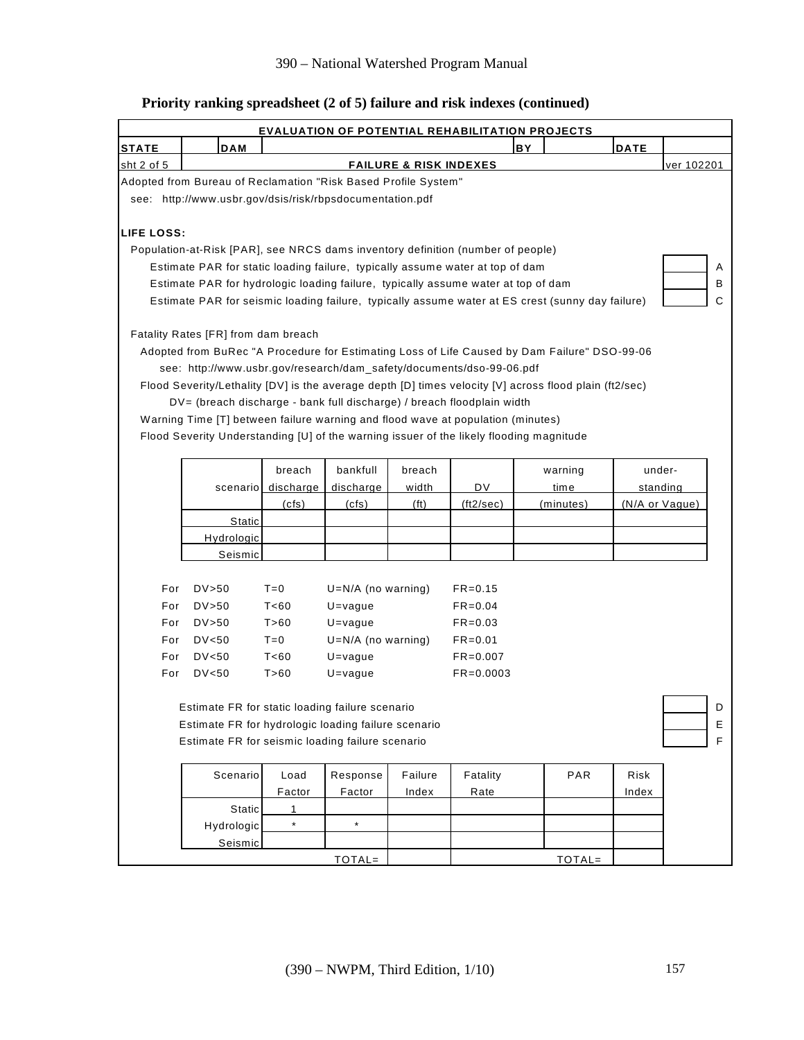**Priority ranking spreadsheet (2 of 5) failure and risk indexes (continued)**

| EVALUATION OF POTENTIAL REHABILITATION PROJECTS | | | | | |
|---|---|---|---|---|---|
| STATE | DAM | | BY | | DATE |
| sht 2 of 5 | FAILURE & RISK INDEXES | | | | ver 102201 |

Adopted from Bureau of Reclamation "Risk Based Profile System"

see: http://www.usbr.gov/dsis/risk/rbpsdocumentation.pdf

**LIFE LOSS:**

Population-at-Risk [PAR], see NRCS dams inventory definition (number of people)

- Estimate PAR for static loading failure, typically assume water at top of dam — A
- Estimate PAR for hydrologic loading failure, typically assume water at top of dam — B
- Estimate PAR for seismic loading failure, typically assume water at ES crest (sunny day failure) — C

Fatality Rates [FR] from dam breach

Adopted from BuRec "A Procedure for Estimating Loss of Life Caused by Dam Failure" DSO-99-06

see: http://www.usbr.gov/research/dam_safety/documents/dso-99-06.pdf

Flood Severity/Lethality [DV] is the average depth [D] times velocity [V] across flood plain (ft2/sec)

DV= (breach discharge - bank full discharge) / breach floodplain width

Warning Time [T] between failure warning and flood wave at population (minutes)

Flood Severity Understanding [U] of the warning issuer of the likely flooding magnitude

| scenario | breach discharge (cfs) | bankfull discharge (cfs) | breach width (ft) | DV (ft2/sec) | warning time (minutes) | under-standing (N/A or Vague) |
|---|---|---|---|---|---|---|
| Static | | | | | | |
| Hydrologic | | | | | | |
| Seismic | | | | | | |

| For | DV | T | U | FR |
|---|---|---|---|---|
| For | DV>50 | T=0 | U=N/A (no warning) | FR=0.15 |
| For | DV>50 | T<60 | U=vague | FR=0.04 |
| For | DV>50 | T>60 | U=vague | FR=0.03 |
| For | DV<50 | T=0 | U=N/A (no warning) | FR=0.01 |
| For | DV<50 | T<60 | U=vague | FR=0.007 |
| For | DV<50 | T>60 | U=vague | FR=0.0003 |

- Estimate FR for static loading failure scenario — D
- Estimate FR for hydrologic loading failure scenario — E
- Estimate FR for seismic loading failure scenario — F

| Scenario | Load Factor | Response Factor | Failure Index | Fatality Rate | PAR | Risk Index |
|---|---|---|---|---|---|---|
| Static | 1 | | | | | |
| Hydrologic | * | * | | | | |
| Seismic | | | | | | |
| | | TOTAL= | | | TOTAL= | |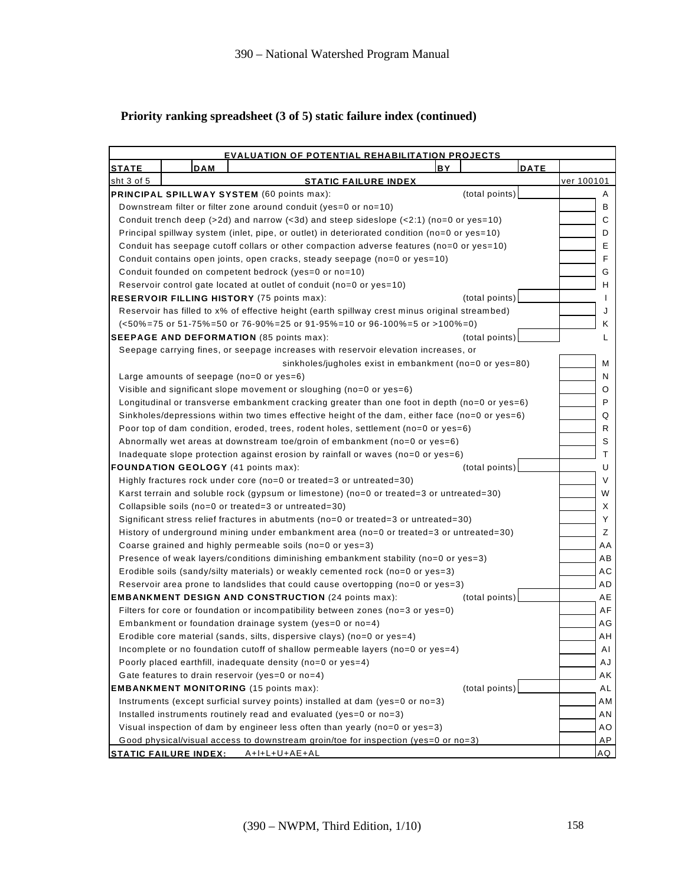**Priority ranking spreadsheet (3 of 5) static failure index (continued)**

| EVALUATION OF POTENTIAL REHABILITATION PROJECTS | | | |
|---|---|---|---|
| **STATE** / **DAM** | **BY** / **DATE** | | |
| sht 3 of 5 — **STATIC FAILURE INDEX** | | ver 100101 | |
| **PRINCIPAL SPILLWAY SYSTEM** (60 points max): | (total points) | | A |
| Downstream filter or filter zone around conduit (yes=0 or no=10) | | | B |
| Conduit trench deep (>2d) and narrow (<3d) and steep sideslope (<2:1) (no=0 or yes=10) | | | C |
| Principal spillway system (inlet, pipe, or outlet) in deteriorated condition (no=0 or yes=10) | | | D |
| Conduit has seepage cutoff collars or other compaction adverse features (no=0 or yes=10) | | | E |
| Conduit contains open joints, open cracks, steady seepage (no=0 or yes=10) | | | F |
| Conduit founded on competent bedrock (yes=0 or no=10) | | | G |
| Reservoir control gate located at outlet of conduit (no=0 or yes=10) | | | H |
| **RESERVOIR FILLING HISTORY** (75 points max): | (total points) | | I |
| Reservoir has filled to x% of effective height (earth spillway crest minus original streambed) | | | J |
| (<50%=75 or 51-75%=50 or 76-90%=25 or 91-95%=10 or 96-100%=5 or >100%=0) | | | K |
| **SEEPAGE AND DEFORMATION** (85 points max): | (total points) | | L |
| Seepage carrying fines, or seepage increases with reservoir elevation increases, or sinkholes/jugholes exist in embankment (no=0 or yes=80) | | | M |
| Large amounts of seepage (no=0 or yes=6) | | | N |
| Visible and significant slope movement or sloughing (no=0 or yes=6) | | | O |
| Longitudinal or transverse embankment cracking greater than one foot in depth (no=0 or yes=6) | | | P |
| Sinkholes/depressions within two times effective height of the dam, either face (no=0 or yes=6) | | | Q |
| Poor top of dam condition, eroded, trees, rodent holes, settlement (no=0 or yes=6) | | | R |
| Abnormally wet areas at downstream toe/groin of embankment (no=0 or yes=6) | | | S |
| Inadequate slope protection against erosion by rainfall or waves (no=0 or yes=6) | | | T |
| **FOUNDATION GEOLOGY** (41 points max): | (total points) | | U |
| Highly fractures rock under core (no=0 or treated=3 or untreated=30) | | | V |
| Karst terrain and soluble rock (gypsum or limestone) (no=0 or treated=3 or untreated=30) | | | W |
| Collapsible soils (no=0 or treated=3 or untreated=30) | | | X |
| Significant stress relief fractures in abutments (no=0 or treated=3 or untreated=30) | | | Y |
| History of underground mining under embankment area (no=0 or treated=3 or untreated=30) | | | Z |
| Coarse grained and highly permeable soils (no=0 or yes=3) | | | AA |
| Presence of weak layers/conditions diminishing embankment stability (no=0 or yes=3) | | | AB |
| Erodible soils (sandy/silty materials) or weakly cemented rock (no=0 or yes=3) | | | AC |
| Reservoir area prone to landslides that could cause overtopping (no=0 or yes=3) | | | AD |
| **EMBANKMENT DESIGN AND CONSTRUCTION** (24 points max): | (total points) | | AE |
| Filters for core or foundation or incompatibility between zones (no=3 or yes=0) | | | AF |
| Embankment or foundation drainage system (yes=0 or no=4) | | | AG |
| Erodible core material (sands, silts, dispersive clays) (no=0 or yes=4) | | | AH |
| Incomplete or no foundation cutoff of shallow permeable layers (no=0 or yes=4) | | | AI |
| Poorly placed earthfill, inadequate density (no=0 or yes=4) | | | AJ |
| Gate features to drain reservoir (yes=0 or no=4) | | | AK |
| **EMBANKMENT MONITORING** (15 points max): | (total points) | | AL |
| Instruments (except surficial survey points) installed at dam (yes=0 or no=3) | | | AM |
| Installed instruments routinely read and evaluated (yes=0 or no=3) | | | AN |
| Visual inspection of dam by engineer less often than yearly (no=0 or yes=3) | | | AO |
| Good physical/visual access to downstream groin/toe for inspection (yes=0 or no=3) | | | AP |
| **STATIC FAILURE INDEX:** A+I+L+U+AE+AL | | | AQ |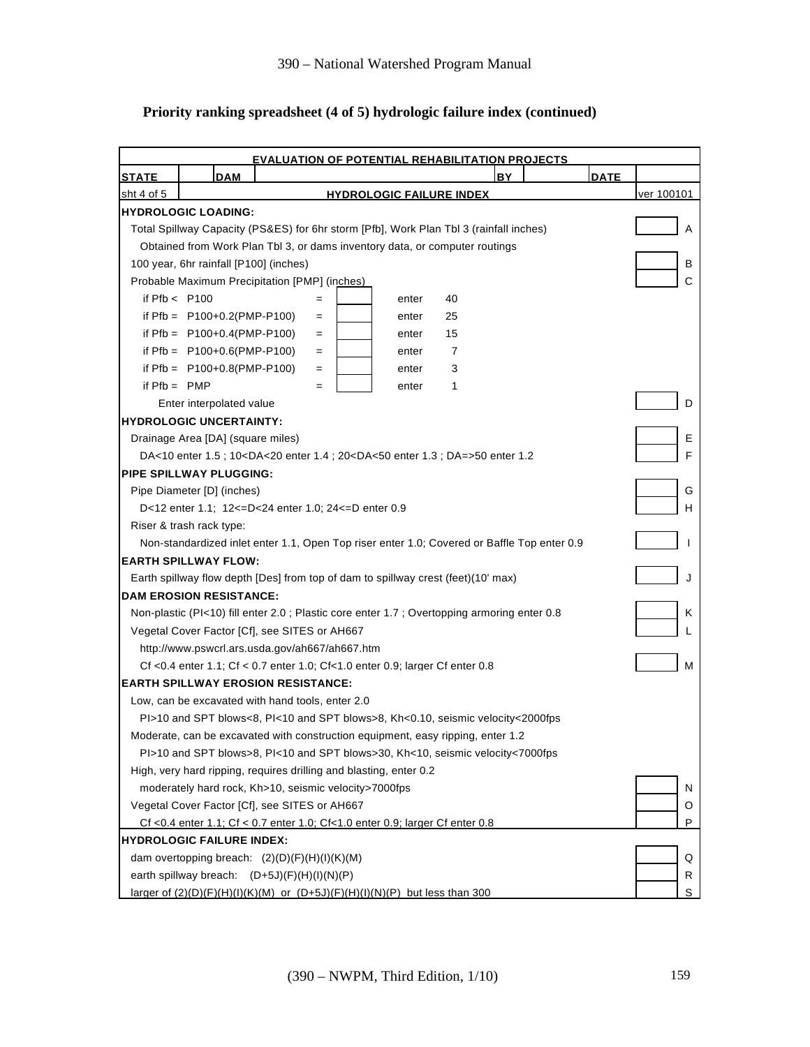## Priority ranking spreadsheet (4 of 5) hydrologic failure index (continued)

| EVALUATION OF POTENTIAL REHABILITATION PROJECTS | | | | | | |
|---|---|---|---|---|---|---|
| STATE | | DAM | | BY | | DATE |
| sht 4 of 5 | HYDROLOGIC FAILURE INDEX | | | | | ver 100101 |

**HYDROLOGIC LOADING:**

| Item | Value | Ref |
|---|---|---|
| Total Spillway Capacity (PS&ES) for 6hr storm [Pfb], Work Plan Tbl 3 (rainfall inches) | | A |
| Obtained from Work Plan Tbl 3, or dams inventory data, or computer routings | | |
| 100 year, 6hr rainfall [P100] (inches) | | B |
| Probable Maximum Precipitation [PMP] (inches) | | C |

| Condition | | = | Value | | Enter |
|---|---|---|---|---|---|
| if Pfb < | P100 | = | | enter | 40 |
| if Pfb = | P100+0.2(PMP-P100) | = | | enter | 25 |
| if Pfb = | P100+0.4(PMP-P100) | = | | enter | 15 |
| if Pfb = | P100+0.6(PMP-P100) | = | | enter | 7 |
| if Pfb = | P100+0.8(PMP-P100) | = | | enter | 3 |
| if Pfb = | PMP | = | | enter | 1 |

| Item | Value | Ref |
|---|---|---|
| Enter interpolated value | | D |
| **HYDROLOGIC UNCERTAINTY:** | | |
| Drainage Area [DA] (square miles) | | E |
| DA<10 enter 1.5 ; 10<DA<20 enter 1.4 ; 20<DA<50 enter 1.3 ; DA=>50 enter 1.2 | | F |
| **PIPE SPILLWAY PLUGGING:** | | |
| Pipe Diameter [D] (inches) | | G |
| D<12 enter 1.1; 12<=D<24 enter 1.0; 24<=D enter 0.9 | | H |
| Riser & trash rack type: | | |
| Non-standardized inlet enter 1.1, Open Top riser enter 1.0; Covered or Baffle Top enter 0.9 | | I |
| **EARTH SPILLWAY FLOW:** | | |
| Earth spillway flow depth [Des] from top of dam to spillway crest (feet)(10' max) | | J |
| **DAM EROSION RESISTANCE:** | | |
| Non-plastic (PI<10) fill enter 2.0 ; Plastic core enter 1.7 ; Overtopping armoring enter 0.8 | | K |
| Vegetal Cover Factor [Cf], see SITES or AH667 | | L |
| http://www.pswcrl.ars.usda.gov/ah667/ah667.htm | | |
| Cf <0.4 enter 1.1; Cf < 0.7 enter 1.0; Cf<1.0 enter 0.9; larger Cf enter 0.8 | | M |
| **EARTH SPILLWAY EROSION RESISTANCE:** | | |
| Low, can be excavated with hand tools, enter 2.0 | | |
| PI>10 and SPT blows<8, PI<10 and SPT blows>8, Kh<0.10, seismic velocity<2000fps | | |
| Moderate, can be excavated with construction equipment, easy ripping, enter 1.2 | | |
| PI>10 and SPT blows>8, PI<10 and SPT blows>30, Kh<10, seismic velocity<7000fps | | |
| High, very hard ripping, requires drilling and blasting, enter 0.2 | | |
| moderately hard rock, Kh>10, seismic velocity>7000fps | | N |
| Vegetal Cover Factor [Cf], see SITES or AH667 | | O |
| Cf <0.4 enter 1.1; Cf < 0.7 enter 1.0; Cf<1.0 enter 0.9; larger Cf enter 0.8 | | P |
| **HYDROLOGIC FAILURE INDEX:** | | |
| dam overtopping breach: (2)(D)(F)(H)(I)(K)(M) | | Q |
| earth spillway breach: (D+5J)(F)(H)(I)(N)(P) | | R |
| larger of (2)(D)(F)(H)(I)(K)(M) or (D+5J)(F)(H)(I)(N)(P) but less than 300 | | S |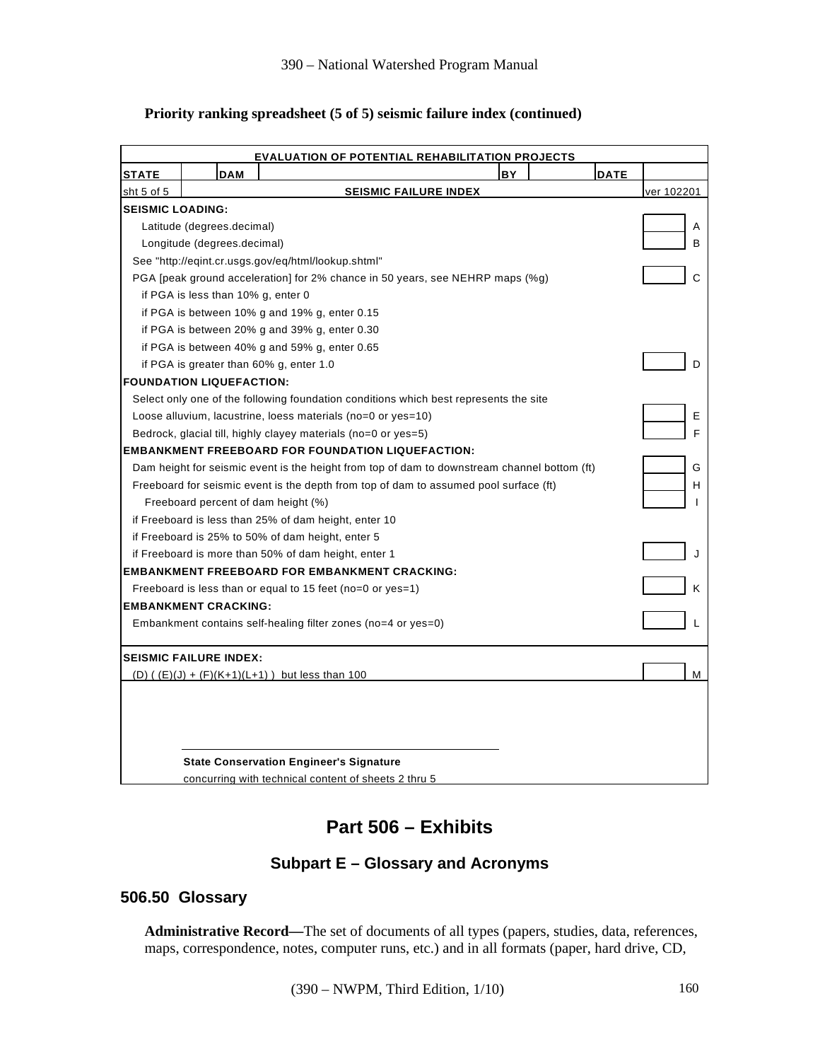**Priority ranking spreadsheet (5 of 5) seismic failure index (continued)**

| EVALUATION OF POTENTIAL REHABILITATION PROJECTS | | | | | |
|---|---|---|---|---|---|
| **STATE** | | **DAM** | | **BY** | **DATE** |
| sht 5 of 5 | **SEISMIC FAILURE INDEX** | | | | ver 102201 |

**SEISMIC LOADING:**

| Item | Value | Ref |
|---|---|---|
| Latitude (degrees.decimal) | | A |
| Longitude (degrees.decimal) | | B |
| See "http://eqint.cr.usgs.gov/eq/html/lookup.shtml" | | |
| PGA [peak ground acceleration] for 2% chance in 50 years, see NEHRP maps (%g) | | C |
| if PGA is less than 10% g, enter 0 | | |
| if PGA is between 10% g and 19% g, enter 0.15 | | |
| if PGA is between 20% g and 39% g, enter 0.30 | | |
| if PGA is between 40% g and 59% g, enter 0.65 | | |
| if PGA is greater than 60% g, enter 1.0 | | D |
| **FOUNDATION LIQUEFACTION:** | | |
| Select only one of the following foundation conditions which best represents the site | | |
| Loose alluvium, lacustrine, loess materials (no=0 or yes=10) | | E |
| Bedrock, glacial till, highly clayey materials (no=0 or yes=5) | | F |
| **EMBANKMENT FREEBOARD FOR FOUNDATION LIQUEFACTION:** | | |
| Dam height for seismic event is the height from top of dam to downstream channel bottom (ft) | | G |
| Freeboard for seismic event is the depth from top of dam to assumed pool surface (ft) | | H |
| Freeboard percent of dam height (%) | | I |
| if Freeboard is less than 25% of dam height, enter 10 | | |
| if Freeboard is 25% to 50% of dam height, enter 5 | | |
| if Freeboard is more than 50% of dam height, enter 1 | | J |
| **EMBANKMENT FREEBOARD FOR EMBANKMENT CRACKING:** | | |
| Freeboard is less than or equal to 15 feet (no=0 or yes=1) | | K |
| **EMBANKMENT CRACKING:** | | |
| Embankment contains self-healing filter zones (no=4 or yes=0) | | L |
| **SEISMIC FAILURE INDEX:** | | |
| (D) ( (E)(J) + (F)(K+1)(L+1) ) but less than 100 | | M |

**State Conservation Engineer's Signature**
concurring with technical content of sheets 2 thru 5

# Part 506 – Exhibits

## Subpart E – Glossary and Acronyms

### 506.50 Glossary

**Administrative Record—**The set of documents of all types (papers, studies, data, references, maps, correspondence, notes, computer runs, etc.) and in all formats (paper, hard drive, CD,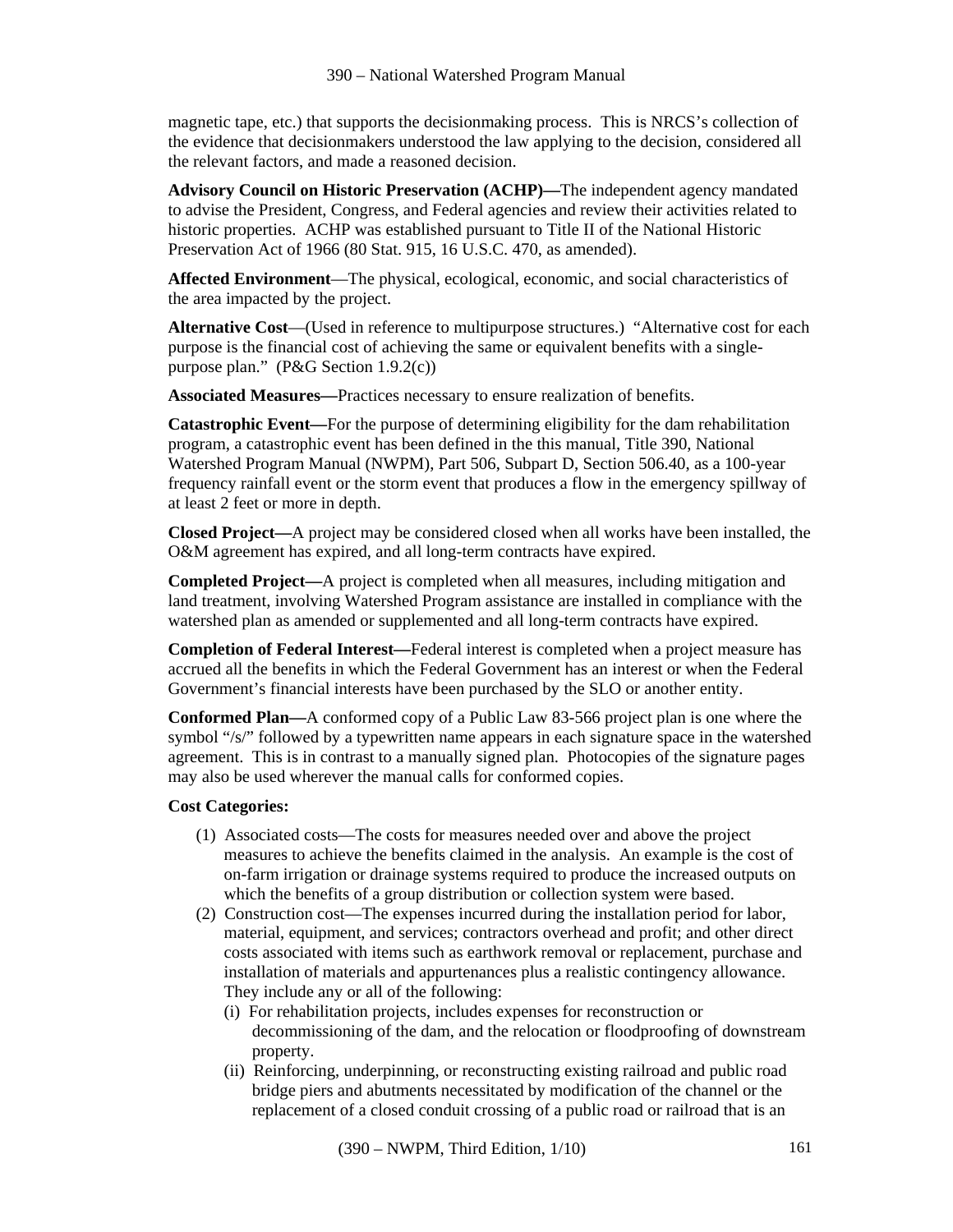magnetic tape, etc.) that supports the decisionmaking process. This is NRCS's collection of the evidence that decisionmakers understood the law applying to the decision, considered all the relevant factors, and made a reasoned decision.

**Advisory Council on Historic Preservation (ACHP)—**The independent agency mandated to advise the President, Congress, and Federal agencies and review their activities related to historic properties. ACHP was established pursuant to Title II of the National Historic Preservation Act of 1966 (80 Stat. 915, 16 U.S.C. 470, as amended).

**Affected Environment**—The physical, ecological, economic, and social characteristics of the area impacted by the project.

**Alternative Cost**—(Used in reference to multipurpose structures.) "Alternative cost for each purpose is the financial cost of achieving the same or equivalent benefits with a single-purpose plan." (P&G Section 1.9.2(c))

**Associated Measures—**Practices necessary to ensure realization of benefits.

**Catastrophic Event—**For the purpose of determining eligibility for the dam rehabilitation program, a catastrophic event has been defined in the this manual, Title 390, National Watershed Program Manual (NWPM), Part 506, Subpart D, Section 506.40, as a 100-year frequency rainfall event or the storm event that produces a flow in the emergency spillway of at least 2 feet or more in depth.

**Closed Project—**A project may be considered closed when all works have been installed, the O&M agreement has expired, and all long-term contracts have expired.

**Completed Project—**A project is completed when all measures, including mitigation and land treatment, involving Watershed Program assistance are installed in compliance with the watershed plan as amended or supplemented and all long-term contracts have expired.

**Completion of Federal Interest—**Federal interest is completed when a project measure has accrued all the benefits in which the Federal Government has an interest or when the Federal Government's financial interests have been purchased by the SLO or another entity.

**Conformed Plan—**A conformed copy of a Public Law 83-566 project plan is one where the symbol "/s/" followed by a typewritten name appears in each signature space in the watershed agreement. This is in contrast to a manually signed plan. Photocopies of the signature pages may also be used wherever the manual calls for conformed copies.

**Cost Categories:**

(1) Associated costs—The costs for measures needed over and above the project measures to achieve the benefits claimed in the analysis. An example is the cost of on-farm irrigation or drainage systems required to produce the increased outputs on which the benefits of a group distribution or collection system were based.

(2) Construction cost—The expenses incurred during the installation period for labor, material, equipment, and services; contractors overhead and profit; and other direct costs associated with items such as earthwork removal or replacement, purchase and installation of materials and appurtenances plus a realistic contingency allowance. They include any or all of the following:

  (i) For rehabilitation projects, includes expenses for reconstruction or decommissioning of the dam, and the relocation or floodproofing of downstream property.

  (ii) Reinforcing, underpinning, or reconstructing existing railroad and public road bridge piers and abutments necessitated by modification of the channel or the replacement of a closed conduit crossing of a public road or railroad that is an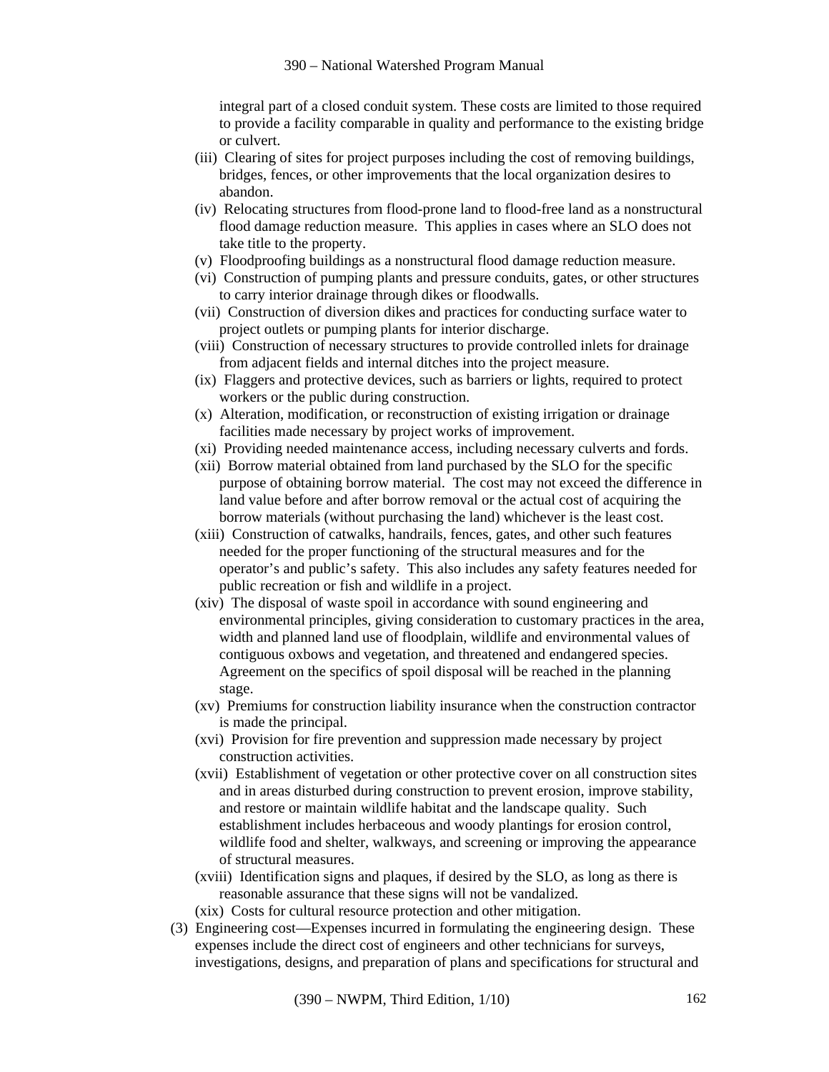integral part of a closed conduit system. These costs are limited to those required to provide a facility comparable in quality and performance to the existing bridge or culvert.

(iii) Clearing of sites for project purposes including the cost of removing buildings, bridges, fences, or other improvements that the local organization desires to abandon.

(iv) Relocating structures from flood-prone land to flood-free land as a nonstructural flood damage reduction measure. This applies in cases where an SLO does not take title to the property.

(v) Floodproofing buildings as a nonstructural flood damage reduction measure.

(vi) Construction of pumping plants and pressure conduits, gates, or other structures to carry interior drainage through dikes or floodwalls.

(vii) Construction of diversion dikes and practices for conducting surface water to project outlets or pumping plants for interior discharge.

(viii) Construction of necessary structures to provide controlled inlets for drainage from adjacent fields and internal ditches into the project measure.

(ix) Flaggers and protective devices, such as barriers or lights, required to protect workers or the public during construction.

(x) Alteration, modification, or reconstruction of existing irrigation or drainage facilities made necessary by project works of improvement.

(xi) Providing needed maintenance access, including necessary culverts and fords.

(xii) Borrow material obtained from land purchased by the SLO for the specific purpose of obtaining borrow material. The cost may not exceed the difference in land value before and after borrow removal or the actual cost of acquiring the borrow materials (without purchasing the land) whichever is the least cost.

(xiii) Construction of catwalks, handrails, fences, gates, and other such features needed for the proper functioning of the structural measures and for the operator's and public's safety. This also includes any safety features needed for public recreation or fish and wildlife in a project.

(xiv) The disposal of waste spoil in accordance with sound engineering and environmental principles, giving consideration to customary practices in the area, width and planned land use of floodplain, wildlife and environmental values of contiguous oxbows and vegetation, and threatened and endangered species. Agreement on the specifics of spoil disposal will be reached in the planning stage.

(xv) Premiums for construction liability insurance when the construction contractor is made the principal.

(xvi) Provision for fire prevention and suppression made necessary by project construction activities.

(xvii) Establishment of vegetation or other protective cover on all construction sites and in areas disturbed during construction to prevent erosion, improve stability, and restore or maintain wildlife habitat and the landscape quality. Such establishment includes herbaceous and woody plantings for erosion control, wildlife food and shelter, walkways, and screening or improving the appearance of structural measures.

(xviii) Identification signs and plaques, if desired by the SLO, as long as there is reasonable assurance that these signs will not be vandalized.

(xix) Costs for cultural resource protection and other mitigation.

(3) Engineering cost—Expenses incurred in formulating the engineering design. These expenses include the direct cost of engineers and other technicians for surveys, investigations, designs, and preparation of plans and specifications for structural and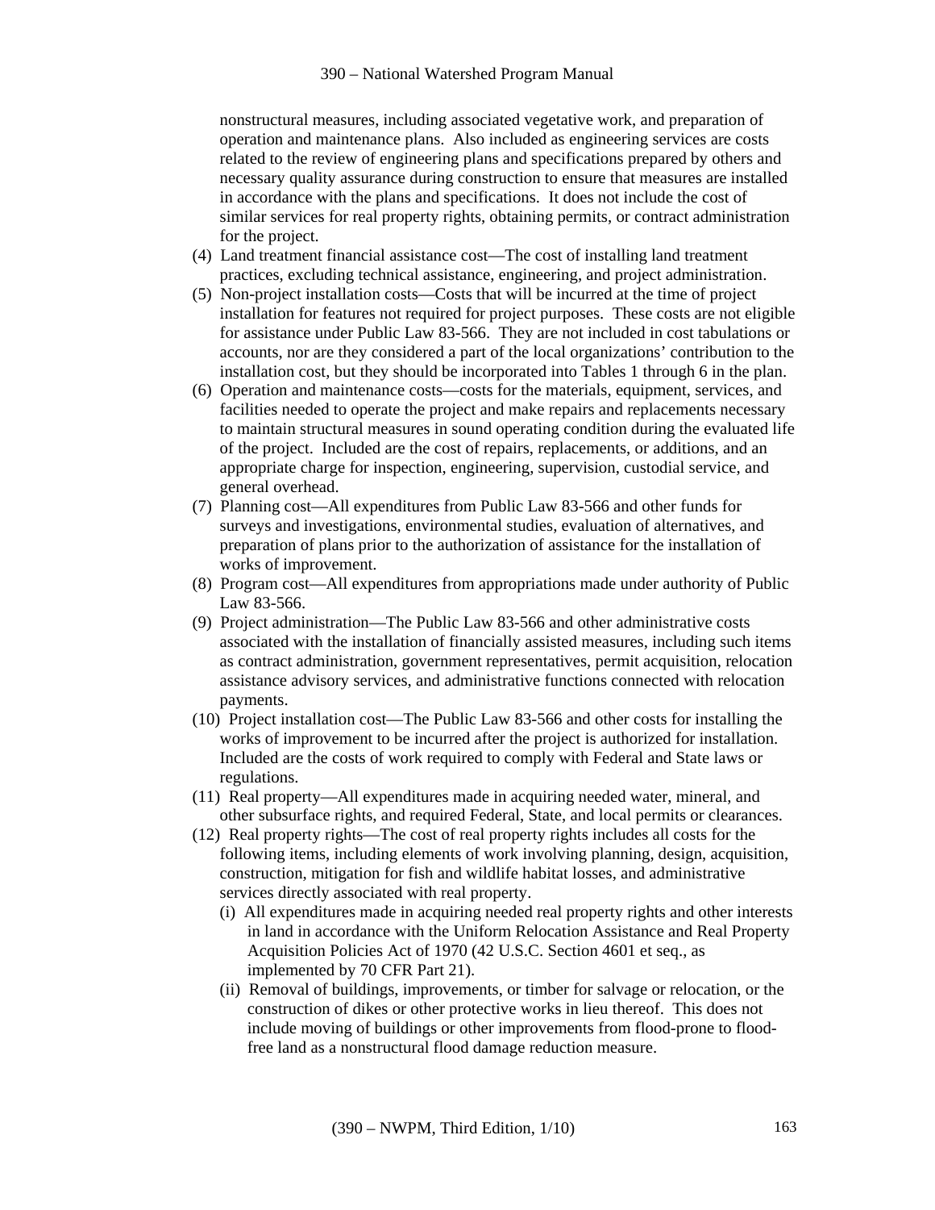nonstructural measures, including associated vegetative work, and preparation of operation and maintenance plans. Also included as engineering services are costs related to the review of engineering plans and specifications prepared by others and necessary quality assurance during construction to ensure that measures are installed in accordance with the plans and specifications. It does not include the cost of similar services for real property rights, obtaining permits, or contract administration for the project.

(4) Land treatment financial assistance cost—The cost of installing land treatment practices, excluding technical assistance, engineering, and project administration.

(5) Non-project installation costs—Costs that will be incurred at the time of project installation for features not required for project purposes. These costs are not eligible for assistance under Public Law 83-566. They are not included in cost tabulations or accounts, nor are they considered a part of the local organizations' contribution to the installation cost, but they should be incorporated into Tables 1 through 6 in the plan.

(6) Operation and maintenance costs—costs for the materials, equipment, services, and facilities needed to operate the project and make repairs and replacements necessary to maintain structural measures in sound operating condition during the evaluated life of the project. Included are the cost of repairs, replacements, or additions, and an appropriate charge for inspection, engineering, supervision, custodial service, and general overhead.

(7) Planning cost—All expenditures from Public Law 83-566 and other funds for surveys and investigations, environmental studies, evaluation of alternatives, and preparation of plans prior to the authorization of assistance for the installation of works of improvement.

(8) Program cost—All expenditures from appropriations made under authority of Public Law 83-566.

(9) Project administration—The Public Law 83-566 and other administrative costs associated with the installation of financially assisted measures, including such items as contract administration, government representatives, permit acquisition, relocation assistance advisory services, and administrative functions connected with relocation payments.

(10) Project installation cost—The Public Law 83-566 and other costs for installing the works of improvement to be incurred after the project is authorized for installation. Included are the costs of work required to comply with Federal and State laws or regulations.

(11) Real property—All expenditures made in acquiring needed water, mineral, and other subsurface rights, and required Federal, State, and local permits or clearances.

(12) Real property rights—The cost of real property rights includes all costs for the following items, including elements of work involving planning, design, acquisition, construction, mitigation for fish and wildlife habitat losses, and administrative services directly associated with real property.

   (i) All expenditures made in acquiring needed real property rights and other interests in land in accordance with the Uniform Relocation Assistance and Real Property Acquisition Policies Act of 1970 (42 U.S.C. Section 4601 et seq., as implemented by 70 CFR Part 21).

   (ii) Removal of buildings, improvements, or timber for salvage or relocation, or the construction of dikes or other protective works in lieu thereof. This does not include moving of buildings or other improvements from flood-prone to flood-free land as a nonstructural flood damage reduction measure.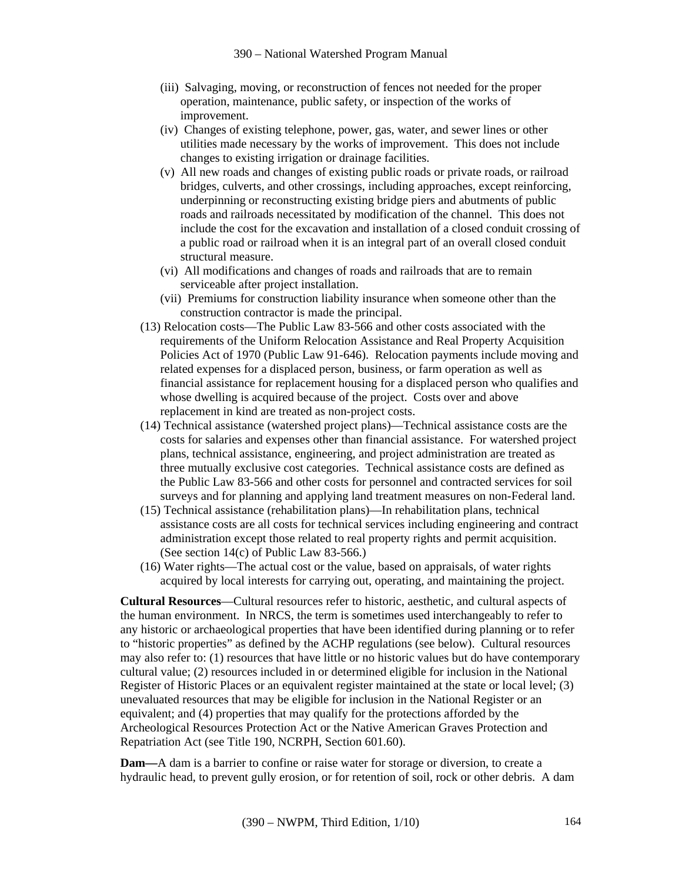(iii) Salvaging, moving, or reconstruction of fences not needed for the proper operation, maintenance, public safety, or inspection of the works of improvement.

(iv) Changes of existing telephone, power, gas, water, and sewer lines or other utilities made necessary by the works of improvement. This does not include changes to existing irrigation or drainage facilities.

(v) All new roads and changes of existing public roads or private roads, or railroad bridges, culverts, and other crossings, including approaches, except reinforcing, underpinning or reconstructing existing bridge piers and abutments of public roads and railroads necessitated by modification of the channel. This does not include the cost for the excavation and installation of a closed conduit crossing of a public road or railroad when it is an integral part of an overall closed conduit structural measure.

(vi) All modifications and changes of roads and railroads that are to remain serviceable after project installation.

(vii) Premiums for construction liability insurance when someone other than the construction contractor is made the principal.

(13) Relocation costs—The Public Law 83-566 and other costs associated with the requirements of the Uniform Relocation Assistance and Real Property Acquisition Policies Act of 1970 (Public Law 91-646). Relocation payments include moving and related expenses for a displaced person, business, or farm operation as well as financial assistance for replacement housing for a displaced person who qualifies and whose dwelling is acquired because of the project. Costs over and above replacement in kind are treated as non-project costs.

(14) Technical assistance (watershed project plans)—Technical assistance costs are the costs for salaries and expenses other than financial assistance. For watershed project plans, technical assistance, engineering, and project administration are treated as three mutually exclusive cost categories. Technical assistance costs are defined as the Public Law 83-566 and other costs for personnel and contracted services for soil surveys and for planning and applying land treatment measures on non-Federal land.

(15) Technical assistance (rehabilitation plans)—In rehabilitation plans, technical assistance costs are all costs for technical services including engineering and contract administration except those related to real property rights and permit acquisition. (See section 14(c) of Public Law 83-566.)

(16) Water rights—The actual cost or the value, based on appraisals, of water rights acquired by local interests for carrying out, operating, and maintaining the project.

**Cultural Resources**—Cultural resources refer to historic, aesthetic, and cultural aspects of the human environment. In NRCS, the term is sometimes used interchangeably to refer to any historic or archaeological properties that have been identified during planning or to refer to "historic properties" as defined by the ACHP regulations (see below). Cultural resources may also refer to: (1) resources that have little or no historic values but do have contemporary cultural value; (2) resources included in or determined eligible for inclusion in the National Register of Historic Places or an equivalent register maintained at the state or local level; (3) unevaluated resources that may be eligible for inclusion in the National Register or an equivalent; and (4) properties that may qualify for the protections afforded by the Archeological Resources Protection Act or the Native American Graves Protection and Repatriation Act (see Title 190, NCRPH, Section 601.60).

**Dam—**A dam is a barrier to confine or raise water for storage or diversion, to create a hydraulic head, to prevent gully erosion, or for retention of soil, rock or other debris. A dam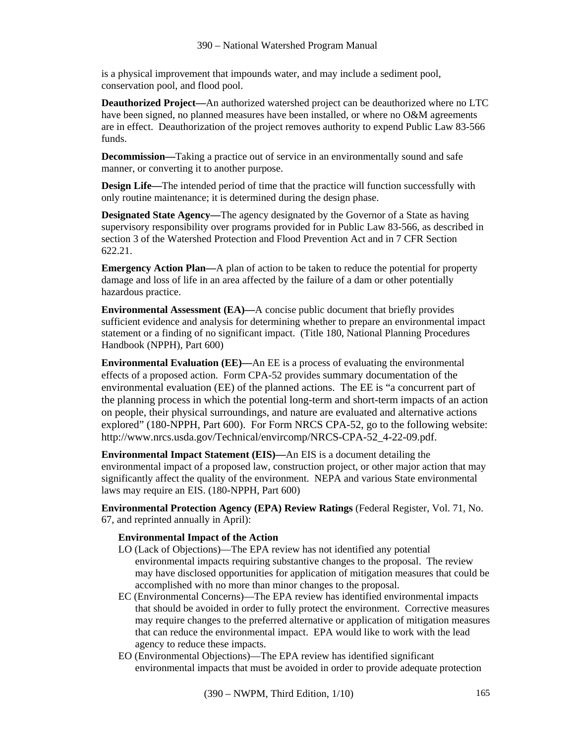is a physical improvement that impounds water, and may include a sediment pool, conservation pool, and flood pool.

**Deauthorized Project—**An authorized watershed project can be deauthorized where no LTC have been signed, no planned measures have been installed, or where no O&M agreements are in effect. Deauthorization of the project removes authority to expend Public Law 83-566 funds.

**Decommission—**Taking a practice out of service in an environmentally sound and safe manner, or converting it to another purpose.

**Design Life—**The intended period of time that the practice will function successfully with only routine maintenance; it is determined during the design phase.

**Designated State Agency—**The agency designated by the Governor of a State as having supervisory responsibility over programs provided for in Public Law 83-566, as described in section 3 of the Watershed Protection and Flood Prevention Act and in 7 CFR Section 622.21.

**Emergency Action Plan—**A plan of action to be taken to reduce the potential for property damage and loss of life in an area affected by the failure of a dam or other potentially hazardous practice.

**Environmental Assessment (EA)—**A concise public document that briefly provides sufficient evidence and analysis for determining whether to prepare an environmental impact statement or a finding of no significant impact. (Title 180, National Planning Procedures Handbook (NPPH), Part 600)

**Environmental Evaluation (EE)—**An EE is a process of evaluating the environmental effects of a proposed action. Form CPA-52 provides summary documentation of the environmental evaluation (EE) of the planned actions. The EE is "a concurrent part of the planning process in which the potential long-term and short-term impacts of an action on people, their physical surroundings, and nature are evaluated and alternative actions explored" (180-NPPH, Part 600). For Form NRCS CPA-52, go to the following website: http://www.nrcs.usda.gov/Technical/envircomp/NRCS-CPA-52_4-22-09.pdf.

**Environmental Impact Statement (EIS)—**An EIS is a document detailing the environmental impact of a proposed law, construction project, or other major action that may significantly affect the quality of the environment. NEPA and various State environmental laws may require an EIS. (180-NPPH, Part 600)

**Environmental Protection Agency (EPA) Review Ratings** (Federal Register, Vol. 71, No. 67, and reprinted annually in April):

**Environmental Impact of the Action**

LO (Lack of Objections)—The EPA review has not identified any potential environmental impacts requiring substantive changes to the proposal. The review may have disclosed opportunities for application of mitigation measures that could be accomplished with no more than minor changes to the proposal.

EC (Environmental Concerns)—The EPA review has identified environmental impacts that should be avoided in order to fully protect the environment. Corrective measures may require changes to the preferred alternative or application of mitigation measures that can reduce the environmental impact. EPA would like to work with the lead agency to reduce these impacts.

EO (Environmental Objections)—The EPA review has identified significant environmental impacts that must be avoided in order to provide adequate protection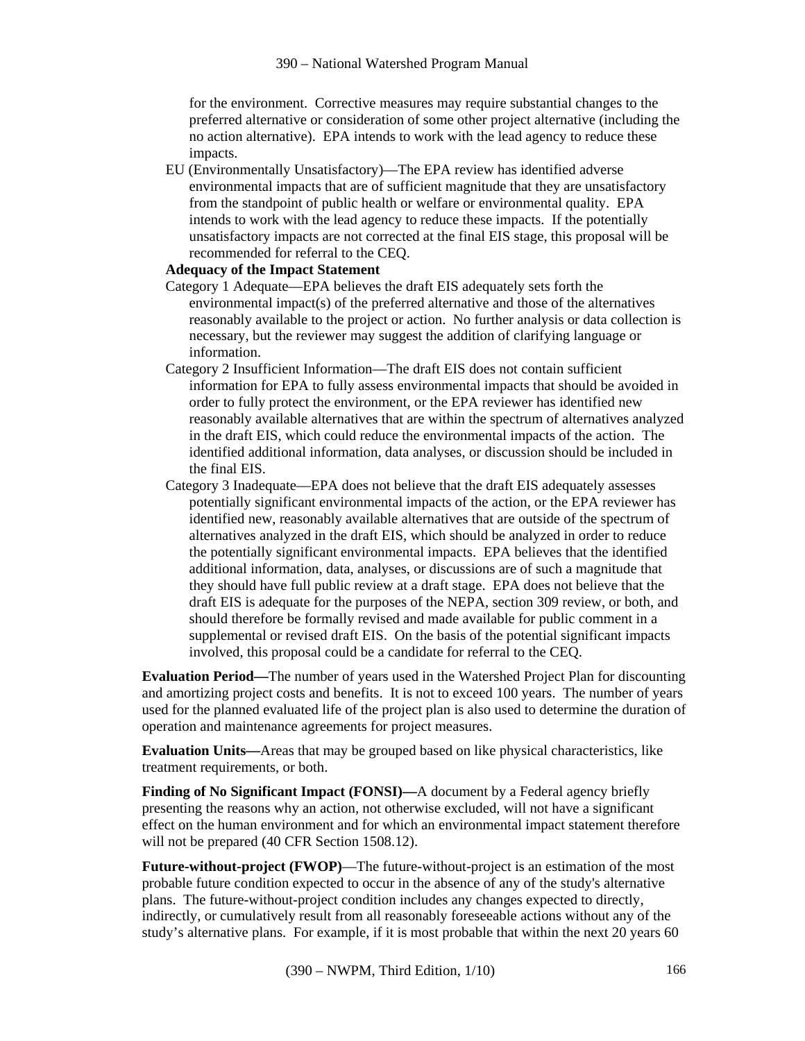for the environment. Corrective measures may require substantial changes to the preferred alternative or consideration of some other project alternative (including the no action alternative). EPA intends to work with the lead agency to reduce these impacts.

EU (Environmentally Unsatisfactory)—The EPA review has identified adverse environmental impacts that are of sufficient magnitude that they are unsatisfactory from the standpoint of public health or welfare or environmental quality. EPA intends to work with the lead agency to reduce these impacts. If the potentially unsatisfactory impacts are not corrected at the final EIS stage, this proposal will be recommended for referral to the CEQ.

**Adequacy of the Impact Statement**

Category 1 Adequate—EPA believes the draft EIS adequately sets forth the environmental impact(s) of the preferred alternative and those of the alternatives reasonably available to the project or action. No further analysis or data collection is necessary, but the reviewer may suggest the addition of clarifying language or information.

Category 2 Insufficient Information—The draft EIS does not contain sufficient information for EPA to fully assess environmental impacts that should be avoided in order to fully protect the environment, or the EPA reviewer has identified new reasonably available alternatives that are within the spectrum of alternatives analyzed in the draft EIS, which could reduce the environmental impacts of the action. The identified additional information, data analyses, or discussion should be included in the final EIS.

Category 3 Inadequate—EPA does not believe that the draft EIS adequately assesses potentially significant environmental impacts of the action, or the EPA reviewer has identified new, reasonably available alternatives that are outside of the spectrum of alternatives analyzed in the draft EIS, which should be analyzed in order to reduce the potentially significant environmental impacts. EPA believes that the identified additional information, data, analyses, or discussions are of such a magnitude that they should have full public review at a draft stage. EPA does not believe that the draft EIS is adequate for the purposes of the NEPA, section 309 review, or both, and should therefore be formally revised and made available for public comment in a supplemental or revised draft EIS. On the basis of the potential significant impacts involved, this proposal could be a candidate for referral to the CEQ.

**Evaluation Period—**The number of years used in the Watershed Project Plan for discounting and amortizing project costs and benefits. It is not to exceed 100 years. The number of years used for the planned evaluated life of the project plan is also used to determine the duration of operation and maintenance agreements for project measures.

**Evaluation Units—**Areas that may be grouped based on like physical characteristics, like treatment requirements, or both.

**Finding of No Significant Impact (FONSI)—**A document by a Federal agency briefly presenting the reasons why an action, not otherwise excluded, will not have a significant effect on the human environment and for which an environmental impact statement therefore will not be prepared (40 CFR Section 1508.12).

**Future-without-project (FWOP)**—The future-without-project is an estimation of the most probable future condition expected to occur in the absence of any of the study's alternative plans. The future-without-project condition includes any changes expected to directly, indirectly, or cumulatively result from all reasonably foreseeable actions without any of the study's alternative plans. For example, if it is most probable that within the next 20 years 60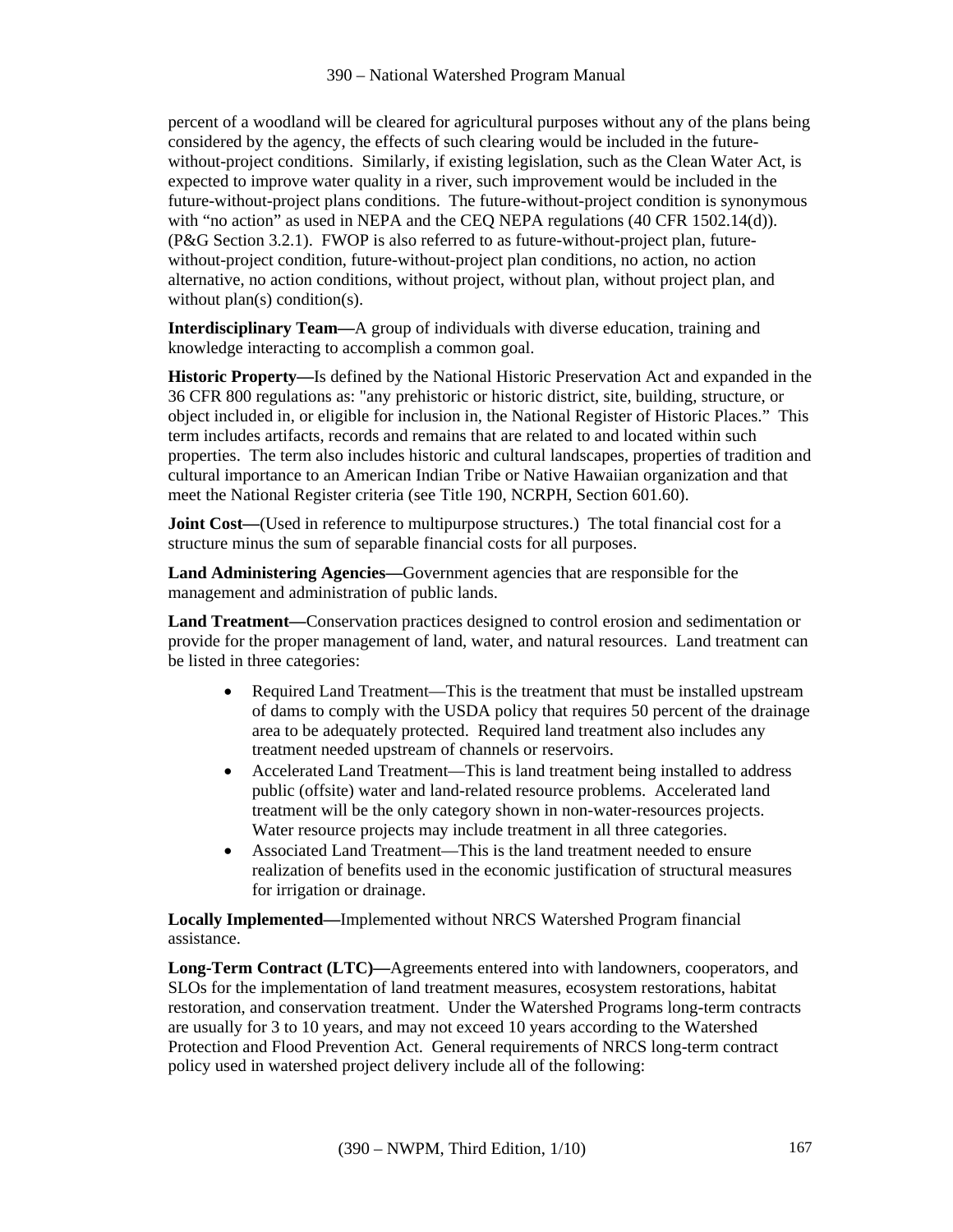percent of a woodland will be cleared for agricultural purposes without any of the plans being considered by the agency, the effects of such clearing would be included in the future-without-project conditions. Similarly, if existing legislation, such as the Clean Water Act, is expected to improve water quality in a river, such improvement would be included in the future-without-project plans conditions. The future-without-project condition is synonymous with "no action" as used in NEPA and the CEQ NEPA regulations (40 CFR 1502.14(d)). (P&G Section 3.2.1). FWOP is also referred to as future-without-project plan, future-without-project condition, future-without-project plan conditions, no action, no action alternative, no action conditions, without project, without plan, without project plan, and without plan(s) condition(s).

**Interdisciplinary Team—**A group of individuals with diverse education, training and knowledge interacting to accomplish a common goal.

**Historic Property—**Is defined by the National Historic Preservation Act and expanded in the 36 CFR 800 regulations as: "any prehistoric or historic district, site, building, structure, or object included in, or eligible for inclusion in, the National Register of Historic Places." This term includes artifacts, records and remains that are related to and located within such properties. The term also includes historic and cultural landscapes, properties of tradition and cultural importance to an American Indian Tribe or Native Hawaiian organization and that meet the National Register criteria (see Title 190, NCRPH, Section 601.60).

**Joint Cost—**(Used in reference to multipurpose structures.) The total financial cost for a structure minus the sum of separable financial costs for all purposes.

**Land Administering Agencies—**Government agencies that are responsible for the management and administration of public lands.

**Land Treatment—**Conservation practices designed to control erosion and sedimentation or provide for the proper management of land, water, and natural resources. Land treatment can be listed in three categories:

- Required Land Treatment—This is the treatment that must be installed upstream of dams to comply with the USDA policy that requires 50 percent of the drainage area to be adequately protected. Required land treatment also includes any treatment needed upstream of channels or reservoirs.
- Accelerated Land Treatment—This is land treatment being installed to address public (offsite) water and land-related resource problems. Accelerated land treatment will be the only category shown in non-water-resources projects. Water resource projects may include treatment in all three categories.
- Associated Land Treatment—This is the land treatment needed to ensure realization of benefits used in the economic justification of structural measures for irrigation or drainage.

**Locally Implemented—**Implemented without NRCS Watershed Program financial assistance.

**Long-Term Contract (LTC)—**Agreements entered into with landowners, cooperators, and SLOs for the implementation of land treatment measures, ecosystem restorations, habitat restoration, and conservation treatment. Under the Watershed Programs long-term contracts are usually for 3 to 10 years, and may not exceed 10 years according to the Watershed Protection and Flood Prevention Act. General requirements of NRCS long-term contract policy used in watershed project delivery include all of the following: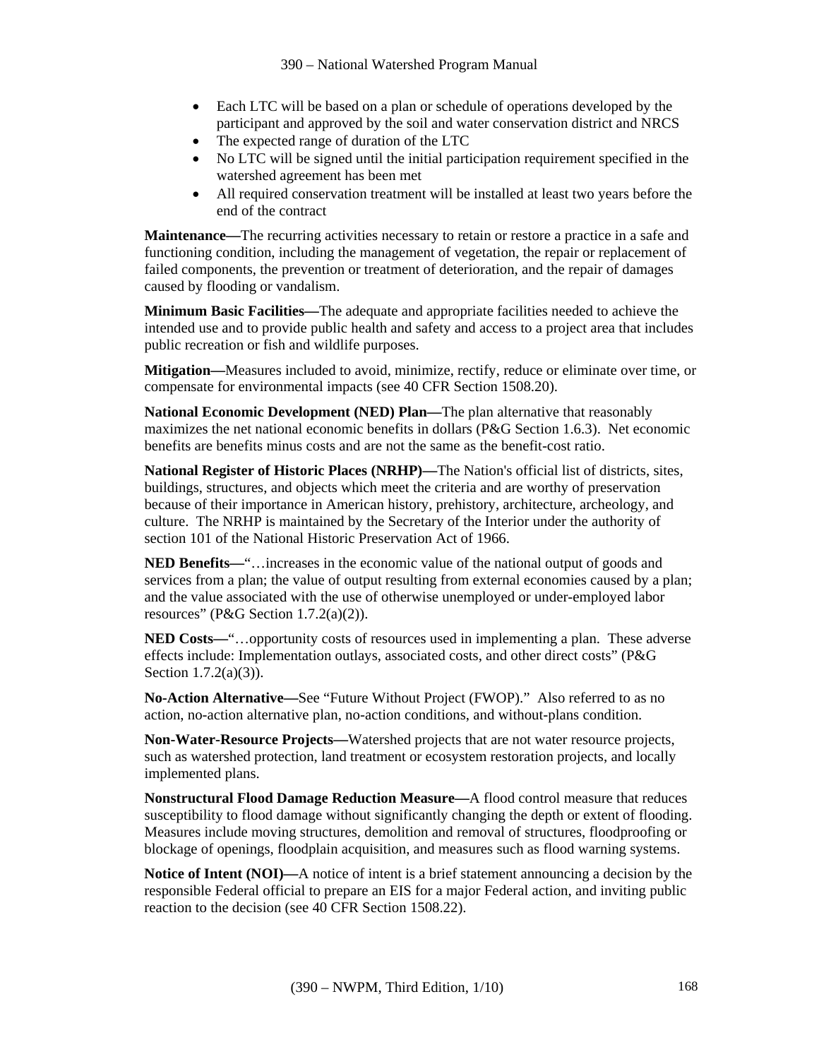- Each LTC will be based on a plan or schedule of operations developed by the participant and approved by the soil and water conservation district and NRCS
- The expected range of duration of the LTC
- No LTC will be signed until the initial participation requirement specified in the watershed agreement has been met
- All required conservation treatment will be installed at least two years before the end of the contract

**Maintenance—**The recurring activities necessary to retain or restore a practice in a safe and functioning condition, including the management of vegetation, the repair or replacement of failed components, the prevention or treatment of deterioration, and the repair of damages caused by flooding or vandalism.

**Minimum Basic Facilities—**The adequate and appropriate facilities needed to achieve the intended use and to provide public health and safety and access to a project area that includes public recreation or fish and wildlife purposes.

**Mitigation—**Measures included to avoid, minimize, rectify, reduce or eliminate over time, or compensate for environmental impacts (see 40 CFR Section 1508.20).

**National Economic Development (NED) Plan—**The plan alternative that reasonably maximizes the net national economic benefits in dollars (P&G Section 1.6.3). Net economic benefits are benefits minus costs and are not the same as the benefit-cost ratio.

**National Register of Historic Places (NRHP)—**The Nation's official list of districts, sites, buildings, structures, and objects which meet the criteria and are worthy of preservation because of their importance in American history, prehistory, architecture, archeology, and culture. The NRHP is maintained by the Secretary of the Interior under the authority of section 101 of the National Historic Preservation Act of 1966.

**NED Benefits—**"…increases in the economic value of the national output of goods and services from a plan; the value of output resulting from external economies caused by a plan; and the value associated with the use of otherwise unemployed or under-employed labor resources" (P&G Section 1.7.2(a)(2)).

**NED Costs—**"…opportunity costs of resources used in implementing a plan. These adverse effects include: Implementation outlays, associated costs, and other direct costs" (P&G Section 1.7.2(a)(3)).

**No-Action Alternative—**See "Future Without Project (FWOP)." Also referred to as no action, no-action alternative plan, no-action conditions, and without-plans condition.

**Non-Water-Resource Projects—**Watershed projects that are not water resource projects, such as watershed protection, land treatment or ecosystem restoration projects, and locally implemented plans.

**Nonstructural Flood Damage Reduction Measure—**A flood control measure that reduces susceptibility to flood damage without significantly changing the depth or extent of flooding. Measures include moving structures, demolition and removal of structures, floodproofing or blockage of openings, floodplain acquisition, and measures such as flood warning systems.

**Notice of Intent (NOI)—**A notice of intent is a brief statement announcing a decision by the responsible Federal official to prepare an EIS for a major Federal action, and inviting public reaction to the decision (see 40 CFR Section 1508.22).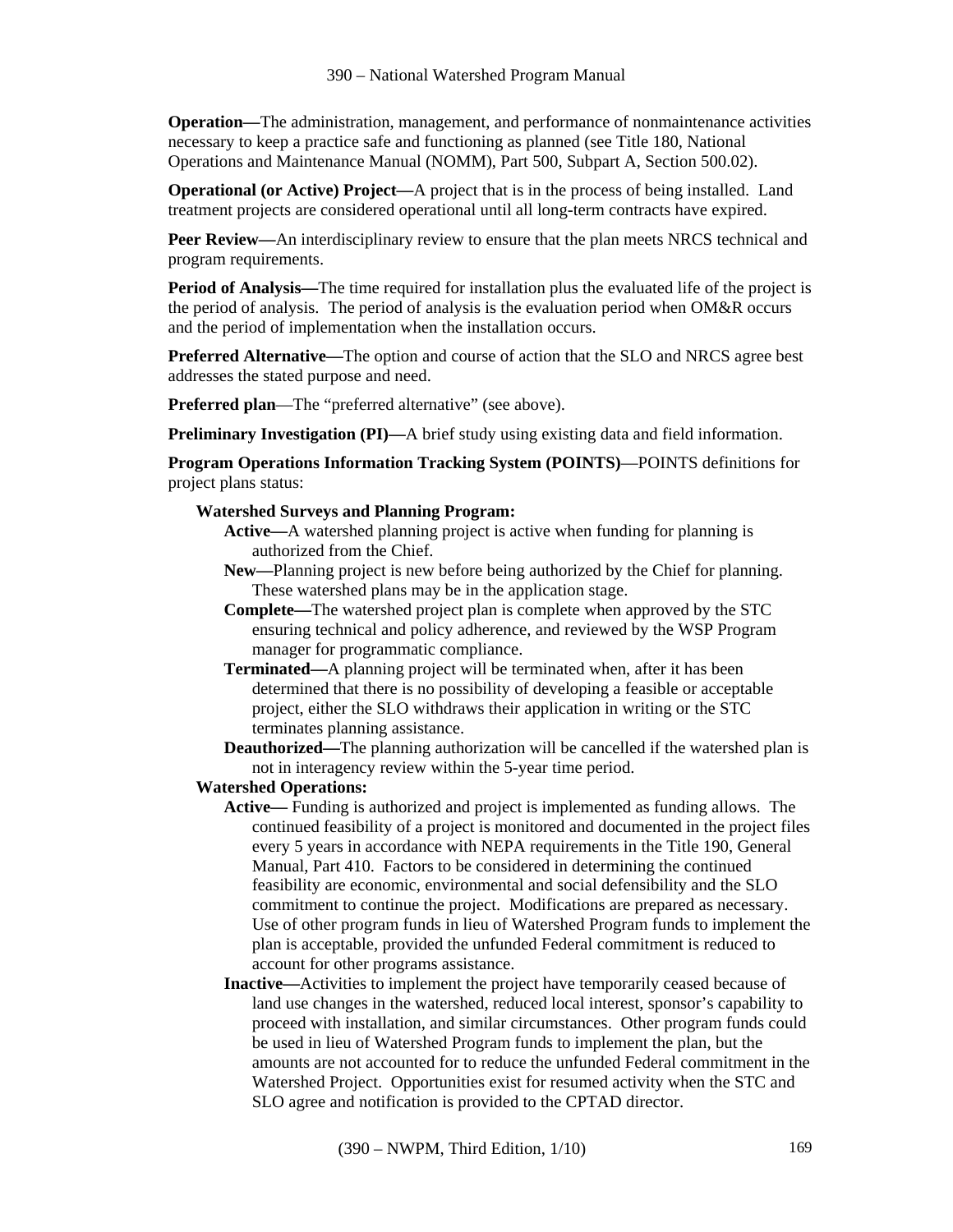**Operation—**The administration, management, and performance of nonmaintenance activities necessary to keep a practice safe and functioning as planned (see Title 180, National Operations and Maintenance Manual (NOMM), Part 500, Subpart A, Section 500.02).

**Operational (or Active) Project—**A project that is in the process of being installed. Land treatment projects are considered operational until all long-term contracts have expired.

**Peer Review—**An interdisciplinary review to ensure that the plan meets NRCS technical and program requirements.

**Period of Analysis—**The time required for installation plus the evaluated life of the project is the period of analysis. The period of analysis is the evaluation period when OM&R occurs and the period of implementation when the installation occurs.

**Preferred Alternative—**The option and course of action that the SLO and NRCS agree best addresses the stated purpose and need.

**Preferred plan**—The "preferred alternative" (see above).

**Preliminary Investigation (PI)—**A brief study using existing data and field information.

**Program Operations Information Tracking System (POINTS)**—POINTS definitions for project plans status:

**Watershed Surveys and Planning Program:**

- **Active—**A watershed planning project is active when funding for planning is authorized from the Chief.
- **New—**Planning project is new before being authorized by the Chief for planning. These watershed plans may be in the application stage.
- **Complete—**The watershed project plan is complete when approved by the STC ensuring technical and policy adherence, and reviewed by the WSP Program manager for programmatic compliance.
- **Terminated—**A planning project will be terminated when, after it has been determined that there is no possibility of developing a feasible or acceptable project, either the SLO withdraws their application in writing or the STC terminates planning assistance.
- **Deauthorized—**The planning authorization will be cancelled if the watershed plan is not in interagency review within the 5-year time period.

**Watershed Operations:**

- **Active—** Funding is authorized and project is implemented as funding allows. The continued feasibility of a project is monitored and documented in the project files every 5 years in accordance with NEPA requirements in the Title 190, General Manual, Part 410. Factors to be considered in determining the continued feasibility are economic, environmental and social defensibility and the SLO commitment to continue the project. Modifications are prepared as necessary. Use of other program funds in lieu of Watershed Program funds to implement the plan is acceptable, provided the unfunded Federal commitment is reduced to account for other programs assistance.
- **Inactive—**Activities to implement the project have temporarily ceased because of land use changes in the watershed, reduced local interest, sponsor's capability to proceed with installation, and similar circumstances. Other program funds could be used in lieu of Watershed Program funds to implement the plan, but the amounts are not accounted for to reduce the unfunded Federal commitment in the Watershed Project. Opportunities exist for resumed activity when the STC and SLO agree and notification is provided to the CPTAD director.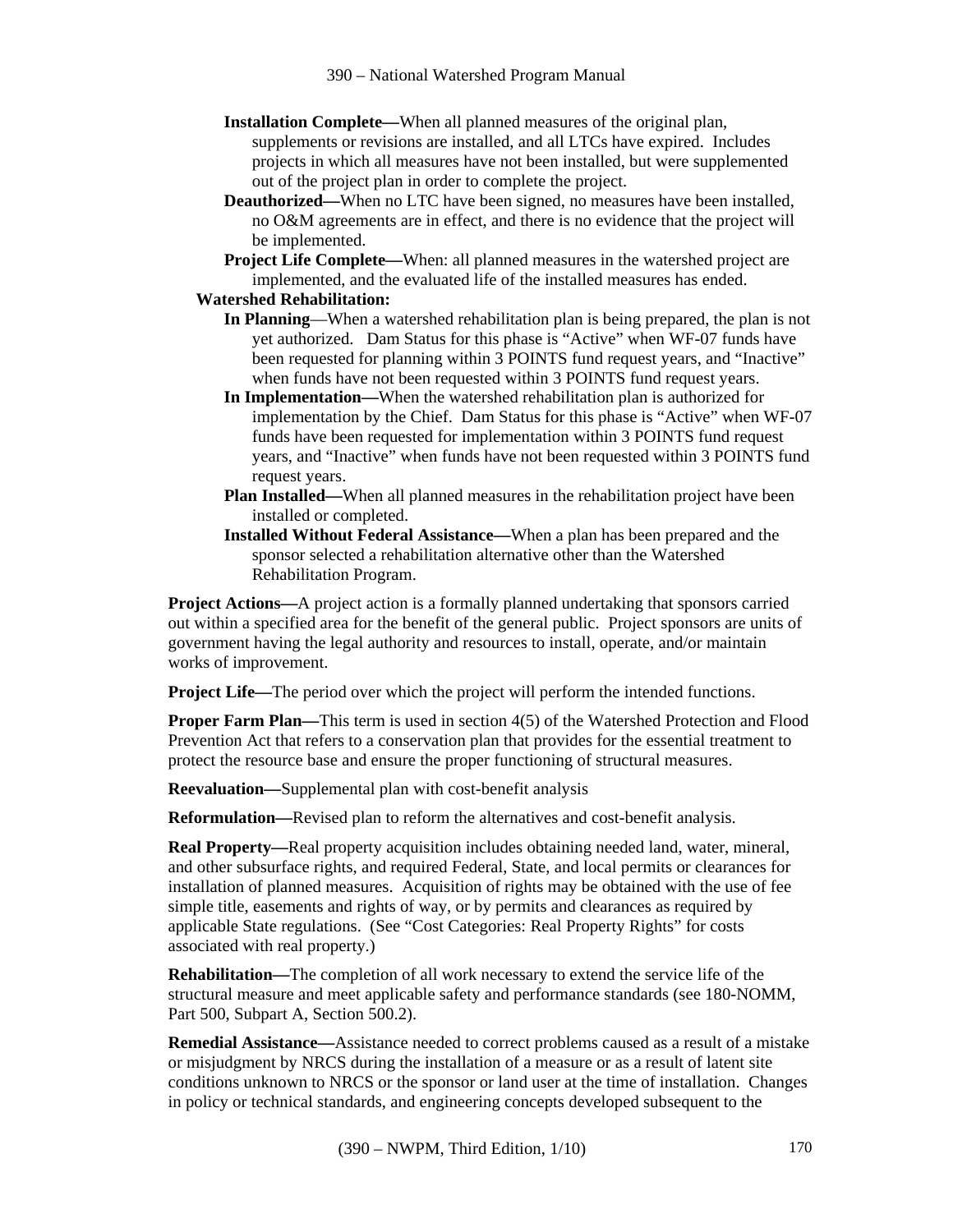- **Installation Complete—**When all planned measures of the original plan, supplements or revisions are installed, and all LTCs have expired. Includes projects in which all measures have not been installed, but were supplemented out of the project plan in order to complete the project.
- **Deauthorized—**When no LTC have been signed, no measures have been installed, no O&M agreements are in effect, and there is no evidence that the project will be implemented.
- **Project Life Complete—**When: all planned measures in the watershed project are implemented, and the evaluated life of the installed measures has ended.

**Watershed Rehabilitation:**

- **In Planning**—When a watershed rehabilitation plan is being prepared, the plan is not yet authorized. Dam Status for this phase is "Active" when WF-07 funds have been requested for planning within 3 POINTS fund request years, and "Inactive" when funds have not been requested within 3 POINTS fund request years.
- **In Implementation—**When the watershed rehabilitation plan is authorized for implementation by the Chief. Dam Status for this phase is "Active" when WF-07 funds have been requested for implementation within 3 POINTS fund request years, and "Inactive" when funds have not been requested within 3 POINTS fund request years.
- **Plan Installed—**When all planned measures in the rehabilitation project have been installed or completed.
- **Installed Without Federal Assistance—**When a plan has been prepared and the sponsor selected a rehabilitation alternative other than the Watershed Rehabilitation Program.

**Project Actions—**A project action is a formally planned undertaking that sponsors carried out within a specified area for the benefit of the general public. Project sponsors are units of government having the legal authority and resources to install, operate, and/or maintain works of improvement.

**Project Life—**The period over which the project will perform the intended functions.

**Proper Farm Plan—**This term is used in section 4(5) of the Watershed Protection and Flood Prevention Act that refers to a conservation plan that provides for the essential treatment to protect the resource base and ensure the proper functioning of structural measures.

**Reevaluation—**Supplemental plan with cost-benefit analysis

**Reformulation—**Revised plan to reform the alternatives and cost-benefit analysis.

**Real Property—**Real property acquisition includes obtaining needed land, water, mineral, and other subsurface rights, and required Federal, State, and local permits or clearances for installation of planned measures. Acquisition of rights may be obtained with the use of fee simple title, easements and rights of way, or by permits and clearances as required by applicable State regulations. (See "Cost Categories: Real Property Rights" for costs associated with real property.)

**Rehabilitation—**The completion of all work necessary to extend the service life of the structural measure and meet applicable safety and performance standards (see 180-NOMM, Part 500, Subpart A, Section 500.2).

**Remedial Assistance—**Assistance needed to correct problems caused as a result of a mistake or misjudgment by NRCS during the installation of a measure or as a result of latent site conditions unknown to NRCS or the sponsor or land user at the time of installation. Changes in policy or technical standards, and engineering concepts developed subsequent to the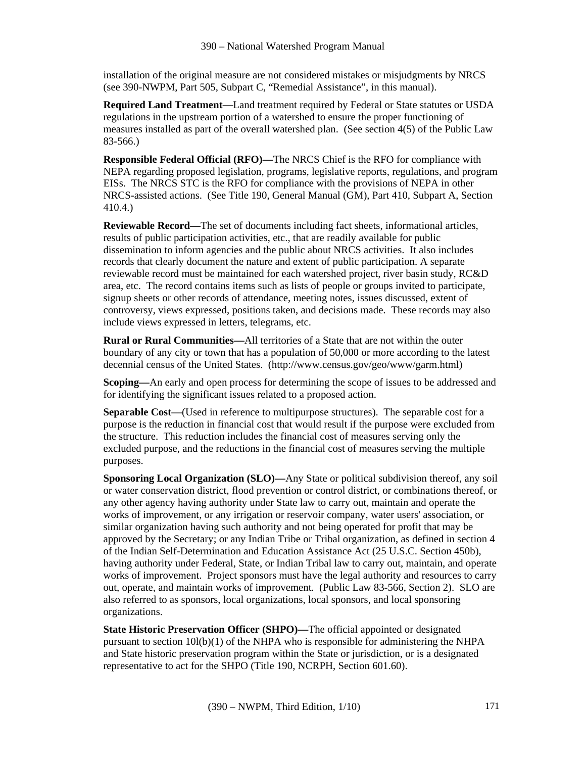installation of the original measure are not considered mistakes or misjudgments by NRCS (see 390-NWPM, Part 505, Subpart C, "Remedial Assistance", in this manual).

**Required Land Treatment—**Land treatment required by Federal or State statutes or USDA regulations in the upstream portion of a watershed to ensure the proper functioning of measures installed as part of the overall watershed plan. (See section 4(5) of the Public Law 83-566.)

**Responsible Federal Official (RFO)—**The NRCS Chief is the RFO for compliance with NEPA regarding proposed legislation, programs, legislative reports, regulations, and program EISs. The NRCS STC is the RFO for compliance with the provisions of NEPA in other NRCS-assisted actions. (See Title 190, General Manual (GM), Part 410, Subpart A, Section 410.4.)

**Reviewable Record—**The set of documents including fact sheets, informational articles, results of public participation activities, etc., that are readily available for public dissemination to inform agencies and the public about NRCS activities. It also includes records that clearly document the nature and extent of public participation. A separate reviewable record must be maintained for each watershed project, river basin study, RC&D area, etc. The record contains items such as lists of people or groups invited to participate, signup sheets or other records of attendance, meeting notes, issues discussed, extent of controversy, views expressed, positions taken, and decisions made. These records may also include views expressed in letters, telegrams, etc.

**Rural or Rural Communities—**All territories of a State that are not within the outer boundary of any city or town that has a population of 50,000 or more according to the latest decennial census of the United States. (http://www.census.gov/geo/www/garm.html)

**Scoping—**An early and open process for determining the scope of issues to be addressed and for identifying the significant issues related to a proposed action.

**Separable Cost—**(Used in reference to multipurpose structures). The separable cost for a purpose is the reduction in financial cost that would result if the purpose were excluded from the structure. This reduction includes the financial cost of measures serving only the excluded purpose, and the reductions in the financial cost of measures serving the multiple purposes.

**Sponsoring Local Organization (SLO)—**Any State or political subdivision thereof, any soil or water conservation district, flood prevention or control district, or combinations thereof, or any other agency having authority under State law to carry out, maintain and operate the works of improvement, or any irrigation or reservoir company, water users' association, or similar organization having such authority and not being operated for profit that may be approved by the Secretary; or any Indian Tribe or Tribal organization, as defined in section 4 of the Indian Self-Determination and Education Assistance Act (25 U.S.C. Section 450b), having authority under Federal, State, or Indian Tribal law to carry out, maintain, and operate works of improvement. Project sponsors must have the legal authority and resources to carry out, operate, and maintain works of improvement. (Public Law 83-566, Section 2). SLO are also referred to as sponsors, local organizations, local sponsors, and local sponsoring organizations.

**State Historic Preservation Officer (SHPO)—**The official appointed or designated pursuant to section 10l(b)(1) of the NHPA who is responsible for administering the NHPA and State historic preservation program within the State or jurisdiction, or is a designated representative to act for the SHPO (Title 190, NCRPH, Section 601.60).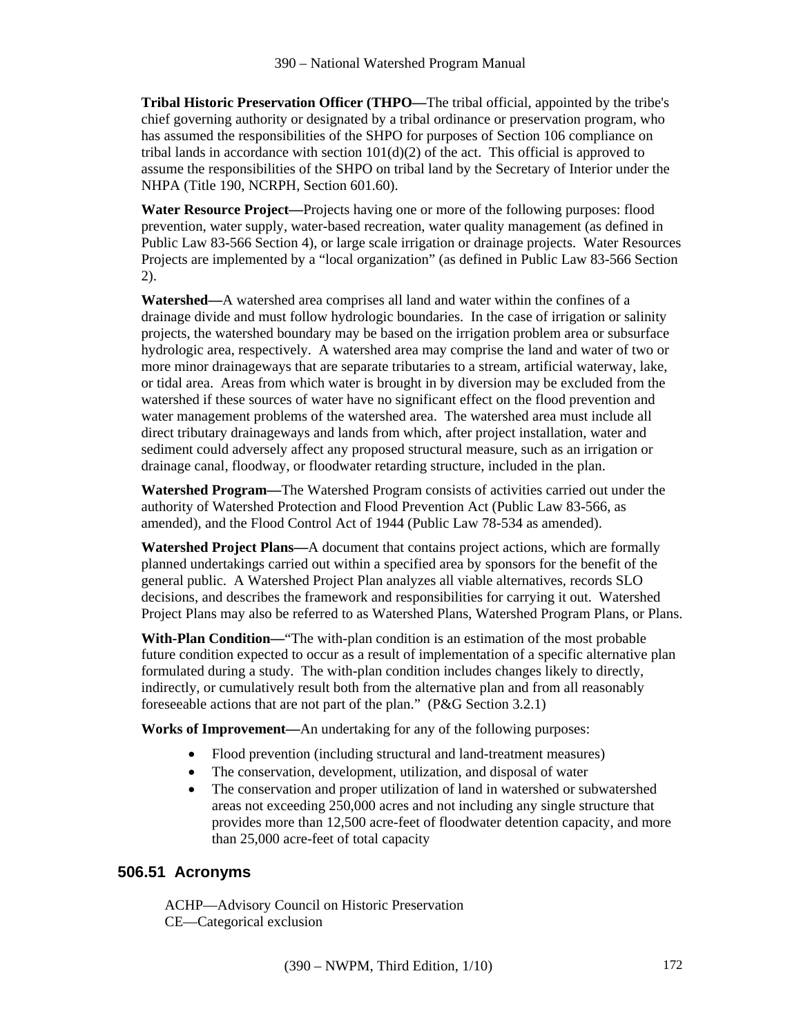**Tribal Historic Preservation Officer (THPO—**The tribal official, appointed by the tribe's chief governing authority or designated by a tribal ordinance or preservation program, who has assumed the responsibilities of the SHPO for purposes of Section 106 compliance on tribal lands in accordance with section 101(d)(2) of the act. This official is approved to assume the responsibilities of the SHPO on tribal land by the Secretary of Interior under the NHPA (Title 190, NCRPH, Section 601.60).

**Water Resource Project—**Projects having one or more of the following purposes: flood prevention, water supply, water-based recreation, water quality management (as defined in Public Law 83-566 Section 4), or large scale irrigation or drainage projects. Water Resources Projects are implemented by a "local organization" (as defined in Public Law 83-566 Section 2).

**Watershed—**A watershed area comprises all land and water within the confines of a drainage divide and must follow hydrologic boundaries. In the case of irrigation or salinity projects, the watershed boundary may be based on the irrigation problem area or subsurface hydrologic area, respectively. A watershed area may comprise the land and water of two or more minor drainageways that are separate tributaries to a stream, artificial waterway, lake, or tidal area. Areas from which water is brought in by diversion may be excluded from the watershed if these sources of water have no significant effect on the flood prevention and water management problems of the watershed area. The watershed area must include all direct tributary drainageways and lands from which, after project installation, water and sediment could adversely affect any proposed structural measure, such as an irrigation or drainage canal, floodway, or floodwater retarding structure, included in the plan.

**Watershed Program—**The Watershed Program consists of activities carried out under the authority of Watershed Protection and Flood Prevention Act (Public Law 83-566, as amended), and the Flood Control Act of 1944 (Public Law 78-534 as amended).

**Watershed Project Plans—**A document that contains project actions, which are formally planned undertakings carried out within a specified area by sponsors for the benefit of the general public. A Watershed Project Plan analyzes all viable alternatives, records SLO decisions, and describes the framework and responsibilities for carrying it out. Watershed Project Plans may also be referred to as Watershed Plans, Watershed Program Plans, or Plans.

**With-Plan Condition—**"The with-plan condition is an estimation of the most probable future condition expected to occur as a result of implementation of a specific alternative plan formulated during a study. The with-plan condition includes changes likely to directly, indirectly, or cumulatively result both from the alternative plan and from all reasonably foreseeable actions that are not part of the plan." (P&G Section 3.2.1)

**Works of Improvement—**An undertaking for any of the following purposes:

- Flood prevention (including structural and land-treatment measures)
- The conservation, development, utilization, and disposal of water
- The conservation and proper utilization of land in watershed or subwatershed areas not exceeding 250,000 acres and not including any single structure that provides more than 12,500 acre-feet of floodwater detention capacity, and more than 25,000 acre-feet of total capacity

## 506.51 Acronyms

ACHP—Advisory Council on Historic Preservation
CE—Categorical exclusion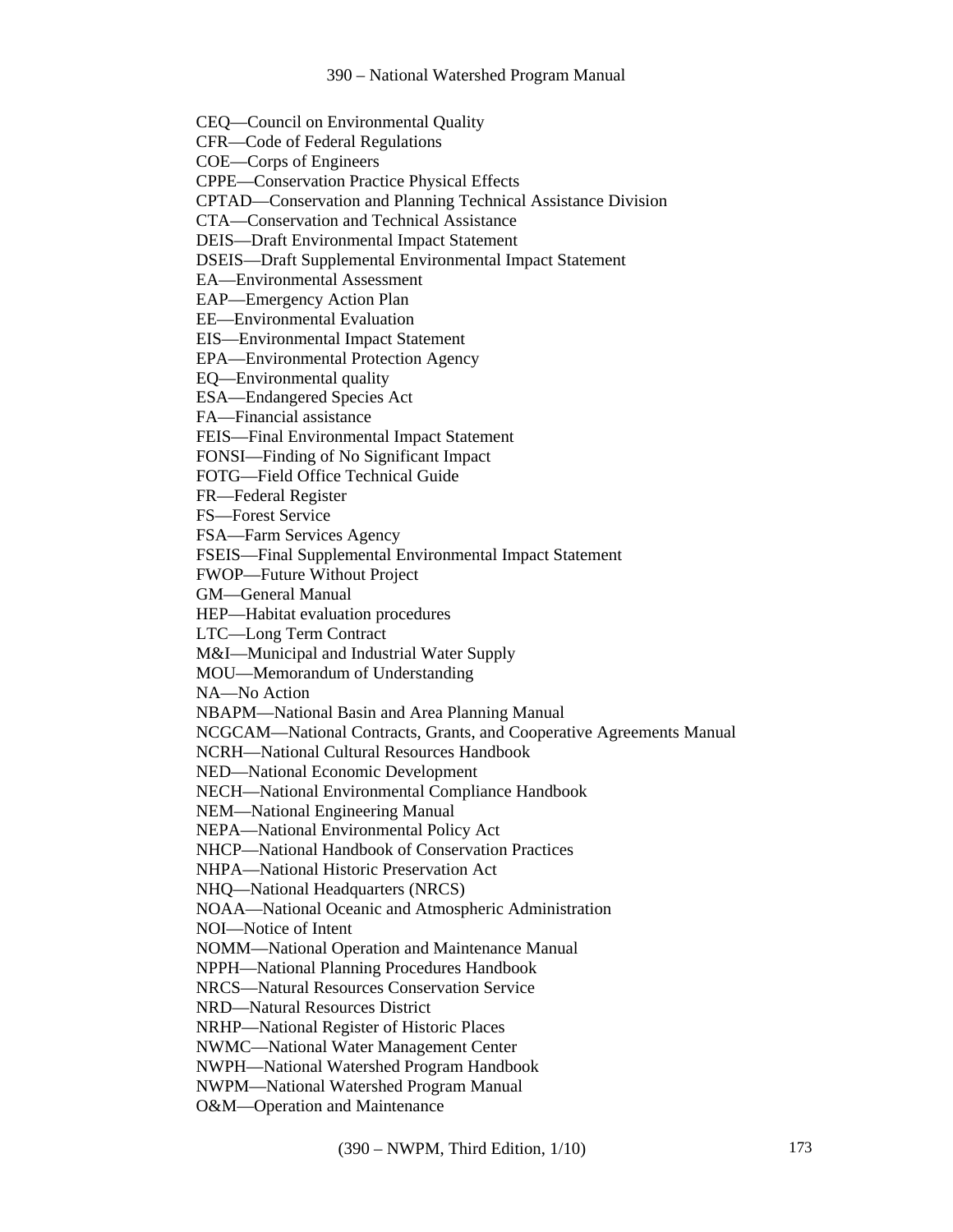CEQ—Council on Environmental Quality
CFR—Code of Federal Regulations
COE—Corps of Engineers
CPPE—Conservation Practice Physical Effects
CPTAD—Conservation and Planning Technical Assistance Division
CTA—Conservation and Technical Assistance
DEIS—Draft Environmental Impact Statement
DSEIS—Draft Supplemental Environmental Impact Statement
EA—Environmental Assessment
EAP—Emergency Action Plan
EE—Environmental Evaluation
EIS—Environmental Impact Statement
EPA—Environmental Protection Agency
EQ—Environmental quality
ESA—Endangered Species Act
FA—Financial assistance
FEIS—Final Environmental Impact Statement
FONSI—Finding of No Significant Impact
FOTG—Field Office Technical Guide
FR—Federal Register
FS—Forest Service
FSA—Farm Services Agency
FSEIS—Final Supplemental Environmental Impact Statement
FWOP—Future Without Project
GM—General Manual
HEP—Habitat evaluation procedures
LTC—Long Term Contract
M&I—Municipal and Industrial Water Supply
MOU—Memorandum of Understanding
NA—No Action
NBAPM—National Basin and Area Planning Manual
NCGCAM—National Contracts, Grants, and Cooperative Agreements Manual
NCRH—National Cultural Resources Handbook
NED—National Economic Development
NECH—National Environmental Compliance Handbook
NEM—National Engineering Manual
NEPA—National Environmental Policy Act
NHCP—National Handbook of Conservation Practices
NHPA—National Historic Preservation Act
NHQ—National Headquarters (NRCS)
NOAA—National Oceanic and Atmospheric Administration
NOI—Notice of Intent
NOMM—National Operation and Maintenance Manual
NPPH—National Planning Procedures Handbook
NRCS—Natural Resources Conservation Service
NRD—Natural Resources District
NRHP—National Register of Historic Places
NWMC—National Water Management Center
NWPH—National Watershed Program Handbook
NWPM—National Watershed Program Manual
O&M—Operation and Maintenance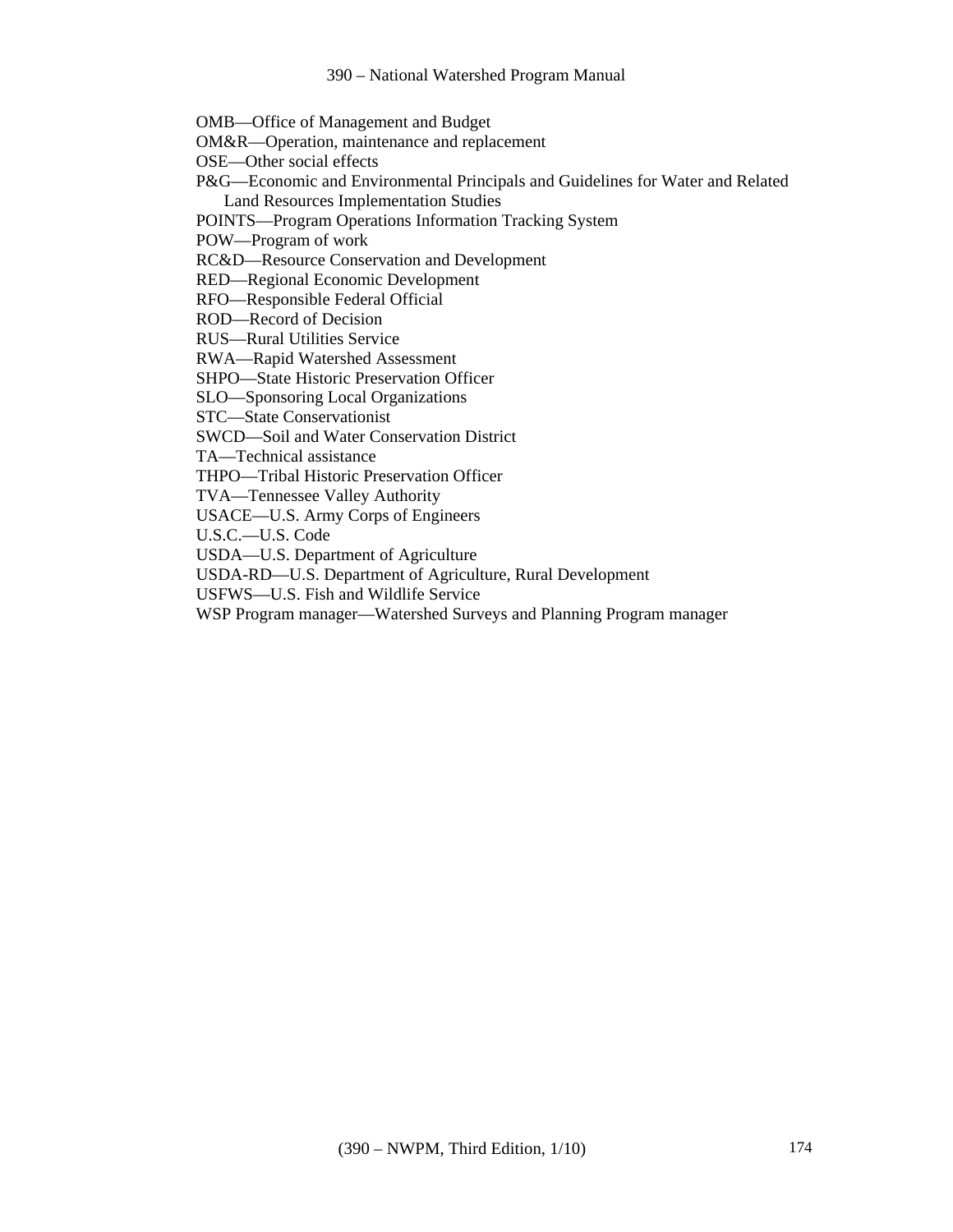OMB—Office of Management and Budget
OM&R—Operation, maintenance and replacement
OSE—Other social effects
P&G—Economic and Environmental Principals and Guidelines for Water and Related Land Resources Implementation Studies
POINTS—Program Operations Information Tracking System
POW—Program of work
RC&D—Resource Conservation and Development
RED—Regional Economic Development
RFO—Responsible Federal Official
ROD—Record of Decision
RUS—Rural Utilities Service
RWA—Rapid Watershed Assessment
SHPO—State Historic Preservation Officer
SLO—Sponsoring Local Organizations
STC—State Conservationist
SWCD—Soil and Water Conservation District
TA—Technical assistance
THPO—Tribal Historic Preservation Officer
TVA—Tennessee Valley Authority
USACE—U.S. Army Corps of Engineers
U.S.C.—U.S. Code
USDA—U.S. Department of Agriculture
USDA-RD—U.S. Department of Agriculture, Rural Development
USFWS—U.S. Fish and Wildlife Service
WSP Program manager—Watershed Surveys and Planning Program manager